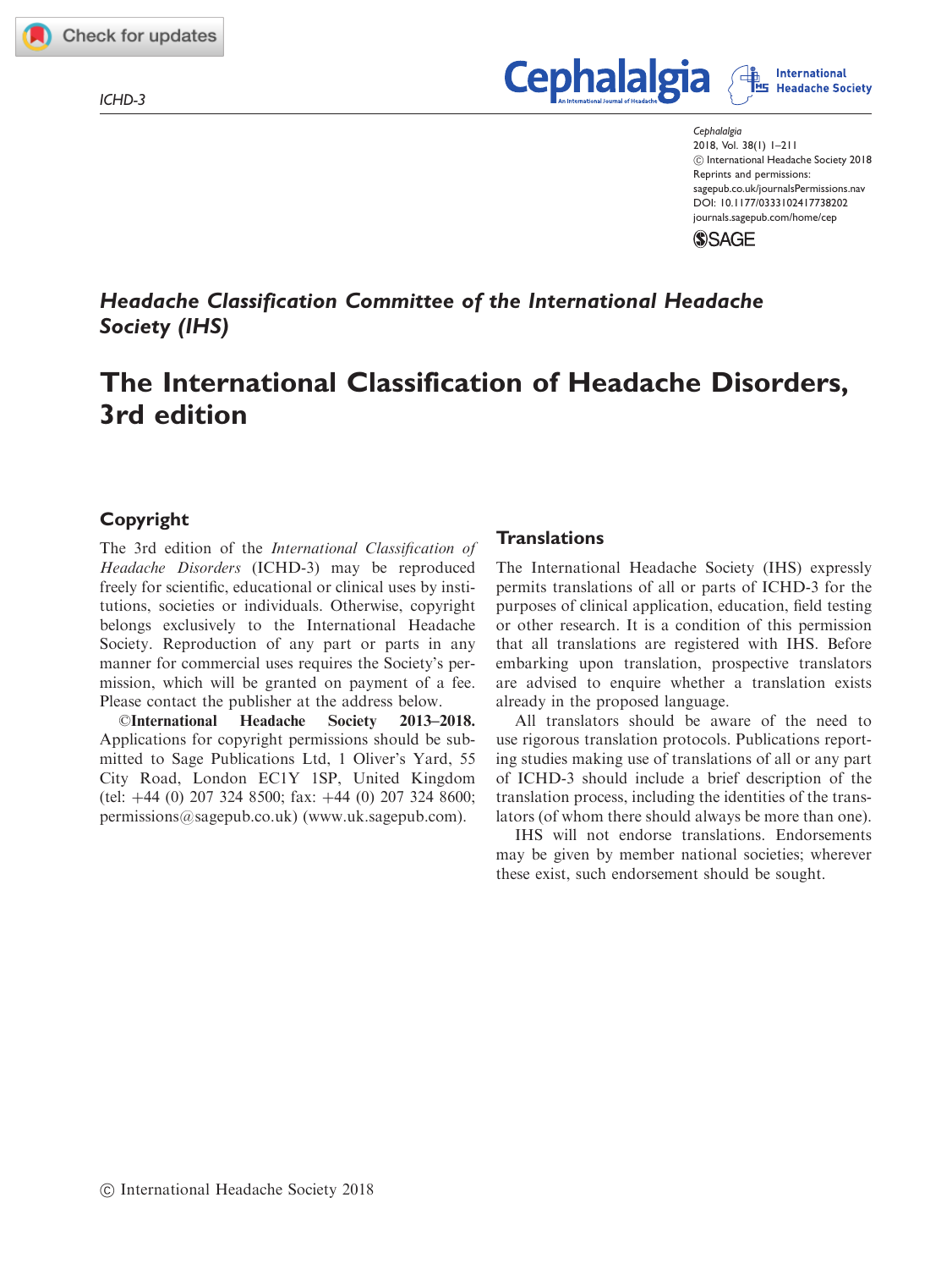*Headache Classification Committee of the International Headache Society (IHS)*

# The International Classification of Headache Disorders, 3rd edition

## Copyright

The 3rd edition of the *International Classification of Headache Disorders* (ICHD-3) may be reproduced freely for scientific, educational or clinical uses by institutions, societies or individuals. Otherwise, copyright belongs exclusively to the International Headache Society. Reproduction of any part or parts in any manner for commercial uses requires the Society's permission, which will be granted on payment of a fee. Please contact the publisher at the address below.

**©International Headache Society 2013–2018.** Applications for copyright permissions should be submitted to Sage Publications Ltd, 1 Oliver's Yard, 55 City Road, London EC1Y 1SP, United Kingdom (tel: +44 (0) 207 324 8500; fax: +44 (0) 207 324 8600; permissions@sagepub.co.uk) (www.uk.sagepub.com).

## Translations

The International Headache Society (IHS) expressly permits translations of all or parts of ICHD-3 for the purposes of clinical application, education, field testing or other research. It is a condition of this permission that all translations are registered with IHS. Before embarking upon translation, prospective translators are advised to enquire whether a translation exists already in the proposed language.

All translators should be aware of the need to use rigorous translation protocols. Publications reporting studies making use of translations of all or any part of ICHD-3 should include a brief description of the translation process, including the identities of the translators (of whom there should always be more than one).

IHS will not endorse translations. Endorsements may be given by member national societies; wherever these exist, such endorsement should be sought.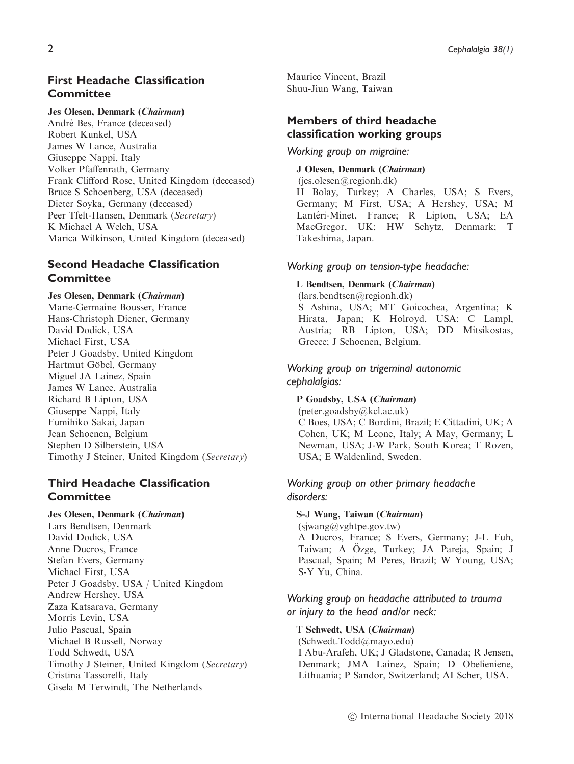## First Headache Classification Committee

**Jes Olesen, Denmark (*Chairman*)**
André Bes, France (deceased)
Robert Kunkel, USA
James W Lance, Australia
Giuseppe Nappi, Italy
Volker Pfaffenrath, Germany
Frank Clifford Rose, United Kingdom (deceased)
Bruce S Schoenberg, USA (deceased)
Dieter Soyka, Germany (deceased)
Peer Tfelt-Hansen, Denmark (*Secretary*)
K Michael A Welch, USA
Marica Wilkinson, United Kingdom (deceased)

## Second Headache Classification Committee

**Jes Olesen, Denmark (*Chairman*)**
Marie-Germaine Bousser, France
Hans-Christoph Diener, Germany
David Dodick, USA
Michael First, USA
Peter J Goadsby, United Kingdom
Hartmut Göbel, Germany
Miguel JA Lainez, Spain
James W Lance, Australia
Richard B Lipton, USA
Giuseppe Nappi, Italy
Fumihiko Sakai, Japan
Jean Schoenen, Belgium
Stephen D Silberstein, USA
Timothy J Steiner, United Kingdom (*Secretary*)

## Third Headache Classification Committee

**Jes Olesen, Denmark (*Chairman*)**
Lars Bendtsen, Denmark
David Dodick, USA
Anne Ducros, France
Stefan Evers, Germany
Michael First, USA
Peter J Goadsby, USA / United Kingdom
Andrew Hershey, USA
Zaza Katsarava, Germany
Morris Levin, USA
Julio Pascual, Spain
Michael B Russell, Norway
Todd Schwedt, USA
Timothy J Steiner, United Kingdom (*Secretary*)
Cristina Tassorelli, Italy
Gisela M Terwindt, The Netherlands
Maurice Vincent, Brazil
Shuu-Jiun Wang, Taiwan

## Members of third headache classification working groups

### *Working group on migraine:*

**J Olesen, Denmark (*Chairman*)**
(jes.olesen@regionh.dk)
H Bolay, Turkey; A Charles, USA; S Evers, Germany; M First, USA; A Hershey, USA; M Lantéri-Minet, France; R Lipton, USA; EA MacGregor, UK; HW Schytz, Denmark; T Takeshima, Japan.

### *Working group on tension-type headache:*

**L Bendtsen, Denmark (*Chairman*)**
(lars.bendtsen@regionh.dk)
S Ashina, USA; MT Goicochea, Argentina; K Hirata, Japan; K Holroyd, USA; C Lampl, Austria; RB Lipton, USA; DD Mitsikostas, Greece; J Schoenen, Belgium.

### *Working group on trigeminal autonomic cephalalgias:*

**P Goadsby, USA (*Chairman*)**
(peter.goadsby@kcl.ac.uk)
C Boes, USA; C Bordini, Brazil; E Cittadini, UK; A Cohen, UK; M Leone, Italy; A May, Germany; L Newman, USA; J-W Park, South Korea; T Rozen, USA; E Waldenlind, Sweden.

### *Working group on other primary headache disorders:*

**S-J Wang, Taiwan (*Chairman*)**
(sjwang@vghtpe.gov.tw)
A Ducros, France; S Evers, Germany; J-L Fuh, Taiwan; A Özge, Turkey; JA Pareja, Spain; J Pascual, Spain; M Peres, Brazil; W Young, USA; S-Y Yu, China.

### *Working group on headache attributed to trauma or injury to the head and/or neck:*

**T Schwedt, USA (*Chairman*)**
(Schwedt.Todd@mayo.edu)
I Abu-Arafeh, UK; J Gladstone, Canada; R Jensen, Denmark; JMA Lainez, Spain; D Obelieniene, Lithuania; P Sandor, Switzerland; AI Scher, USA.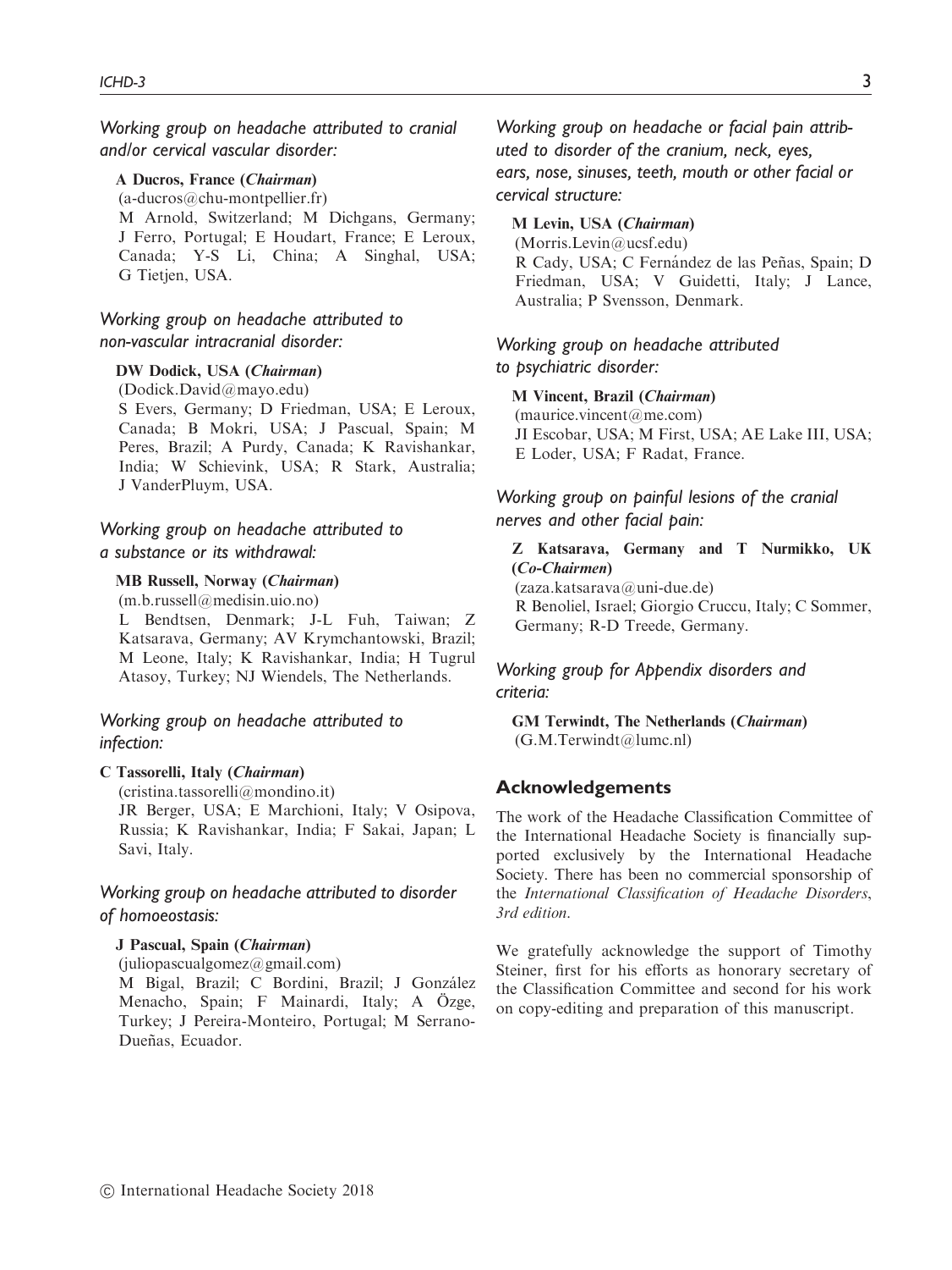*Working group on headache attributed to cranial and/or cervical vascular disorder:*

**A Ducros, France (*Chairman*)**
(a-ducros@chu-montpellier.fr)
M Arnold, Switzerland; M Dichgans, Germany; J Ferro, Portugal; E Houdart, France; E Leroux, Canada; Y-S Li, China; A Singhal, USA; G Tietjen, USA.

*Working group on headache attributed to non-vascular intracranial disorder:*

**DW Dodick, USA (*Chairman*)**
(Dodick.David@mayo.edu)
S Evers, Germany; D Friedman, USA; E Leroux, Canada; B Mokri, USA; J Pascual, Spain; M Peres, Brazil; A Purdy, Canada; K Ravishankar, India; W Schievink, USA; R Stark, Australia; J VanderPluym, USA.

*Working group on headache attributed to a substance or its withdrawal:*

**MB Russell, Norway (*Chairman*)**
(m.b.russell@medisin.uio.no)
L Bendtsen, Denmark; J-L Fuh, Taiwan; Z Katsarava, Germany; AV Krymchantowski, Brazil; M Leone, Italy; K Ravishankar, India; H Tugrul Atasoy, Turkey; NJ Wiendels, The Netherlands.

*Working group on headache attributed to infection:*

**C Tassorelli, Italy (*Chairman*)**
(cristina.tassorelli@mondino.it)
JR Berger, USA; E Marchioni, Italy; V Osipova, Russia; K Ravishankar, India; F Sakai, Japan; L Savi, Italy.

*Working group on headache attributed to disorder of homoeostasis:*

**J Pascual, Spain (*Chairman*)**
(juliopascualgomez@gmail.com)
M Bigal, Brazil; C Bordini, Brazil; J González Menacho, Spain; F Mainardi, Italy; A Özge, Turkey; J Pereira-Monteiro, Portugal; M Serrano-Dueñas, Ecuador.

*Working group on headache or facial pain attributed to disorder of the cranium, neck, eyes, ears, nose, sinuses, teeth, mouth or other facial or cervical structure:*

**M Levin, USA (*Chairman*)**
(Morris.Levin@ucsf.edu)
R Cady, USA; C Fernández de las Peñas, Spain; D Friedman, USA; V Guidetti, Italy; J Lance, Australia; P Svensson, Denmark.

*Working group on headache attributed to psychiatric disorder:*

**M Vincent, Brazil (*Chairman*)**
(maurice.vincent@me.com)
JI Escobar, USA; M First, USA; AE Lake III, USA; E Loder, USA; F Radat, France.

*Working group on painful lesions of the cranial nerves and other facial pain:*

**Z Katsarava, Germany and T Nurmikko, UK (*Co-Chairmen*)**
(zaza.katsarava@uni-due.de)
R Benoliel, Israel; Giorgio Cruccu, Italy; C Sommer, Germany; R-D Treede, Germany.

*Working group for Appendix disorders and criteria:*

**GM Terwindt, The Netherlands (*Chairman*)**
(G.M.Terwindt@lumc.nl)

## Acknowledgements

The work of the Headache Classification Committee of the International Headache Society is financially supported exclusively by the International Headache Society. There has been no commercial sponsorship of the *International Classification of Headache Disorders, 3rd edition*.

We gratefully acknowledge the support of Timothy Steiner, first for his efforts as honorary secretary of the Classification Committee and second for his work on copy-editing and preparation of this manuscript.

© International Headache Society 2018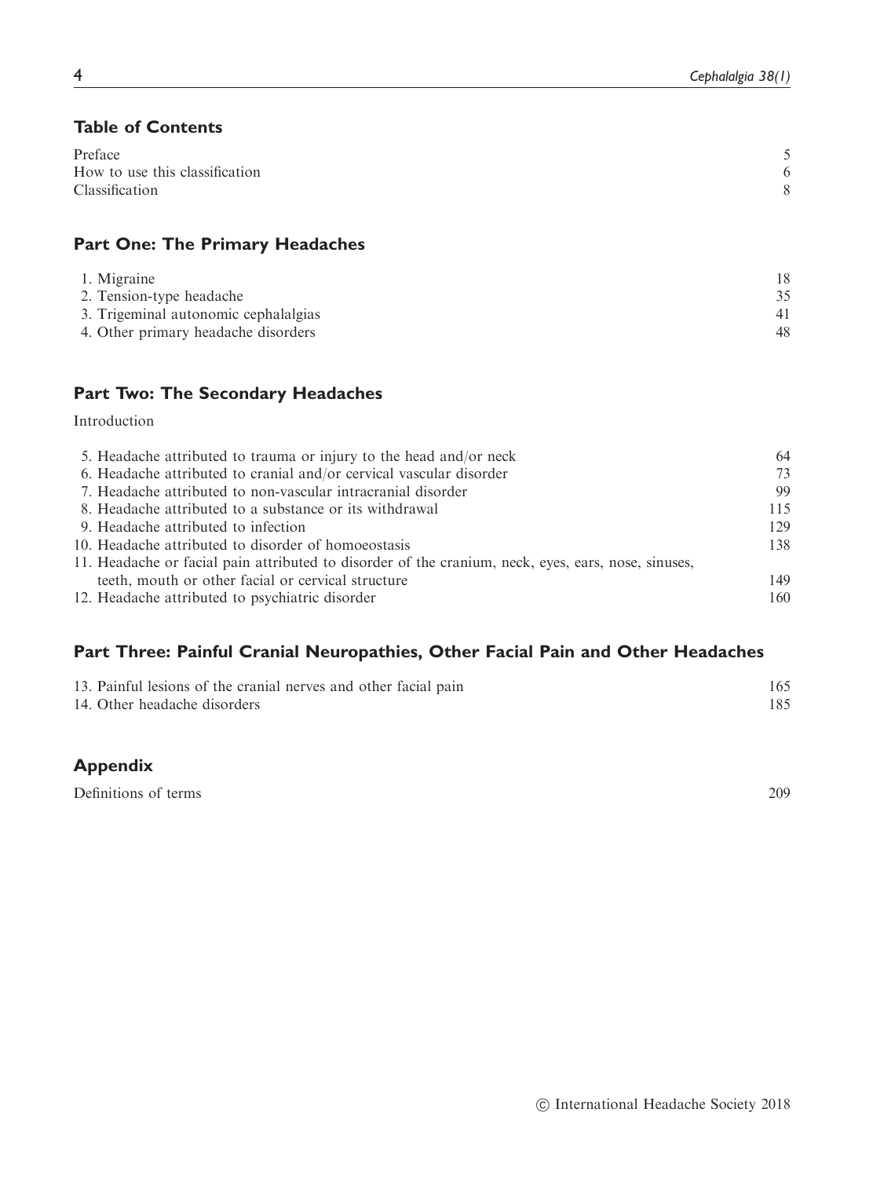## Table of Contents

| | |
|---|---|
| Preface | 5 |
| How to use this classification | 6 |
| Classification | 8 |

## Part One: The Primary Headaches

| | |
|---|---|
| 1. Migraine | 18 |
| 2. Tension-type headache | 35 |
| 3. Trigeminal autonomic cephalalgias | 41 |
| 4. Other primary headache disorders | 48 |

## Part Two: The Secondary Headaches

Introduction

| | |
|---|---|
| 5. Headache attributed to trauma or injury to the head and/or neck | 64 |
| 6. Headache attributed to cranial and/or cervical vascular disorder | 73 |
| 7. Headache attributed to non-vascular intracranial disorder | 99 |
| 8. Headache attributed to a substance or its withdrawal | 115 |
| 9. Headache attributed to infection | 129 |
| 10. Headache attributed to disorder of homoeostasis | 138 |
| 11. Headache or facial pain attributed to disorder of the cranium, neck, eyes, ears, nose, sinuses, teeth, mouth or other facial or cervical structure | 149 |
| 12. Headache attributed to psychiatric disorder | 160 |

## Part Three: Painful Cranial Neuropathies, Other Facial Pain and Other Headaches

| | |
|---|---|
| 13. Painful lesions of the cranial nerves and other facial pain | 165 |
| 14. Other headache disorders | 185 |

## Appendix

| | |
|---|---|
| Definitions of terms | 209 |

© International Headache Society 2018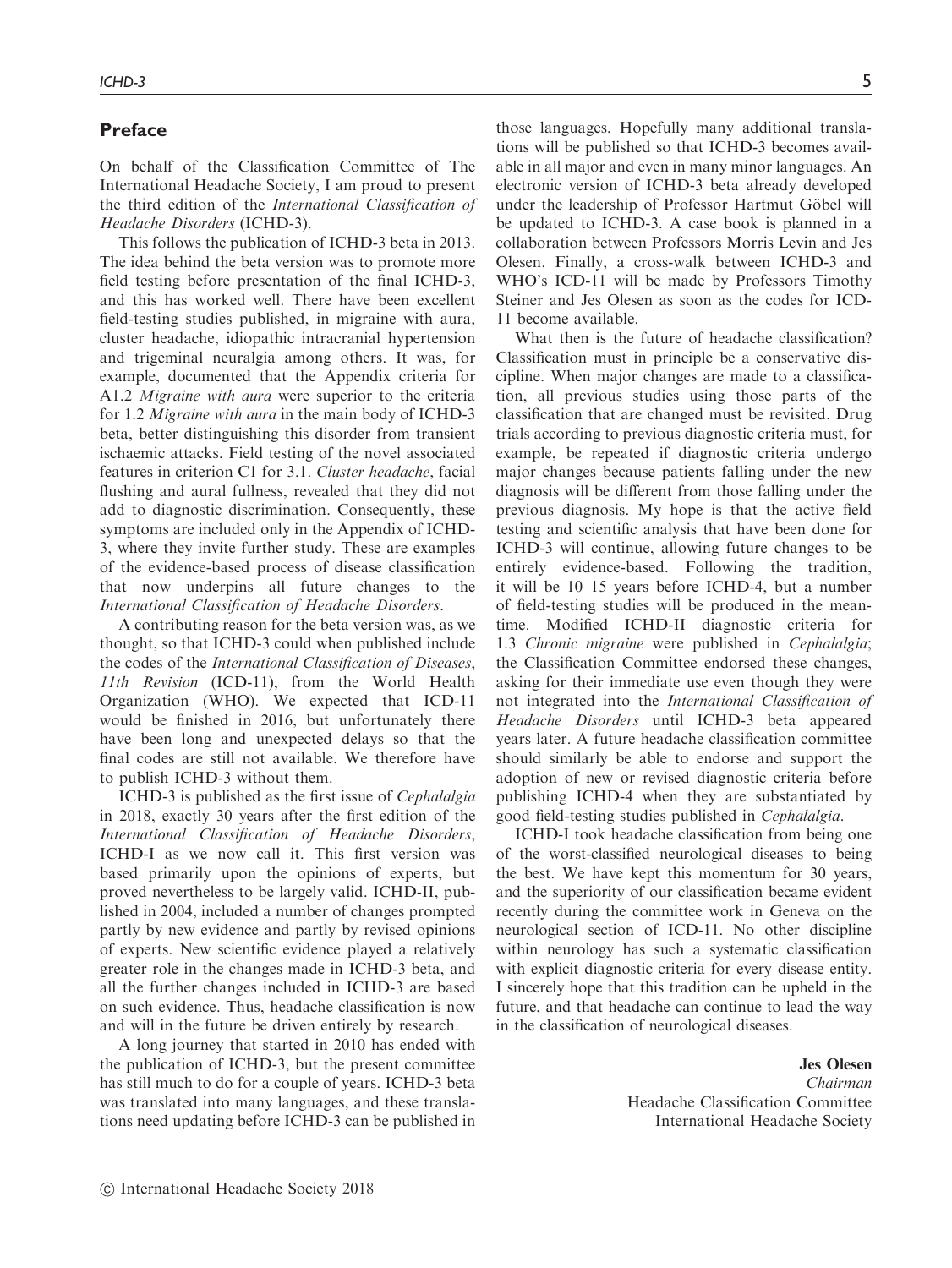## Preface

On behalf of the Classification Committee of The International Headache Society, I am proud to present the third edition of the *International Classification of Headache Disorders* (ICHD-3).

This follows the publication of ICHD-3 beta in 2013. The idea behind the beta version was to promote more field testing before presentation of the final ICHD-3, and this has worked well. There have been excellent field-testing studies published, in migraine with aura, cluster headache, idiopathic intracranial hypertension and trigeminal neuralgia among others. It was, for example, documented that the Appendix criteria for A1.2 *Migraine with aura* were superior to the criteria for 1.2 *Migraine with aura* in the main body of ICHD-3 beta, better distinguishing this disorder from transient ischaemic attacks. Field testing of the novel associated features in criterion C1 for 3.1. *Cluster headache*, facial flushing and aural fullness, revealed that they did not add to diagnostic discrimination. Consequently, these symptoms are included only in the Appendix of ICHD-3, where they invite further study. These are examples of the evidence-based process of disease classification that now underpins all future changes to the *International Classification of Headache Disorders*.

A contributing reason for the beta version was, as we thought, so that ICHD-3 could when published include the codes of the *International Classification of Diseases, 11th Revision* (ICD-11), from the World Health Organization (WHO). We expected that ICD-11 would be finished in 2016, but unfortunately there have been long and unexpected delays so that the final codes are still not available. We therefore have to publish ICHD-3 without them.

ICHD-3 is published as the first issue of *Cephalalgia* in 2018, exactly 30 years after the first edition of the *International Classification of Headache Disorders*, ICHD-I as we now call it. This first version was based primarily upon the opinions of experts, but proved nevertheless to be largely valid. ICHD-II, published in 2004, included a number of changes prompted partly by new evidence and partly by revised opinions of experts. New scientific evidence played a relatively greater role in the changes made in ICHD-3 beta, and all the further changes included in ICHD-3 are based on such evidence. Thus, headache classification is now and will in the future be driven entirely by research.

A long journey that started in 2010 has ended with the publication of ICHD-3, but the present committee has still much to do for a couple of years. ICHD-3 beta was translated into many languages, and these translations need updating before ICHD-3 can be published in those languages. Hopefully many additional translations will be published so that ICHD-3 becomes available in all major and even in many minor languages. An electronic version of ICHD-3 beta already developed under the leadership of Professor Hartmut Göbel will be updated to ICHD-3. A case book is planned in a collaboration between Professors Morris Levin and Jes Olesen. Finally, a cross-walk between ICHD-3 and WHO's ICD-11 will be made by Professors Timothy Steiner and Jes Olesen as soon as the codes for ICD-11 become available.

What then is the future of headache classification? Classification must in principle be a conservative discipline. When major changes are made to a classification, all previous studies using those parts of the classification that are changed must be revisited. Drug trials according to previous diagnostic criteria must, for example, be repeated if diagnostic criteria undergo major changes because patients falling under the new diagnosis will be different from those falling under the previous diagnosis. My hope is that the active field testing and scientific analysis that have been done for ICHD-3 will continue, allowing future changes to be entirely evidence-based. Following the tradition, it will be 10–15 years before ICHD-4, but a number of field-testing studies will be produced in the meantime. Modified ICHD-II diagnostic criteria for 1.3 *Chronic migraine* were published in *Cephalalgia*; the Classification Committee endorsed these changes, asking for their immediate use even though they were not integrated into the *International Classification of Headache Disorders* until ICHD-3 beta appeared years later. A future headache classification committee should similarly be able to endorse and support the adoption of new or revised diagnostic criteria before publishing ICHD-4 when they are substantiated by good field-testing studies published in *Cephalalgia*.

ICHD-I took headache classification from being one of the worst-classified neurological diseases to being the best. We have kept this momentum for 30 years, and the superiority of our classification became evident recently during the committee work in Geneva on the neurological section of ICD-11. No other discipline within neurology has such a systematic classification with explicit diagnostic criteria for every disease entity. I sincerely hope that this tradition can be upheld in the future, and that headache can continue to lead the way in the classification of neurological diseases.

**Jes Olesen**
*Chairman*
Headache Classification Committee
International Headache Society

© International Headache Society 2018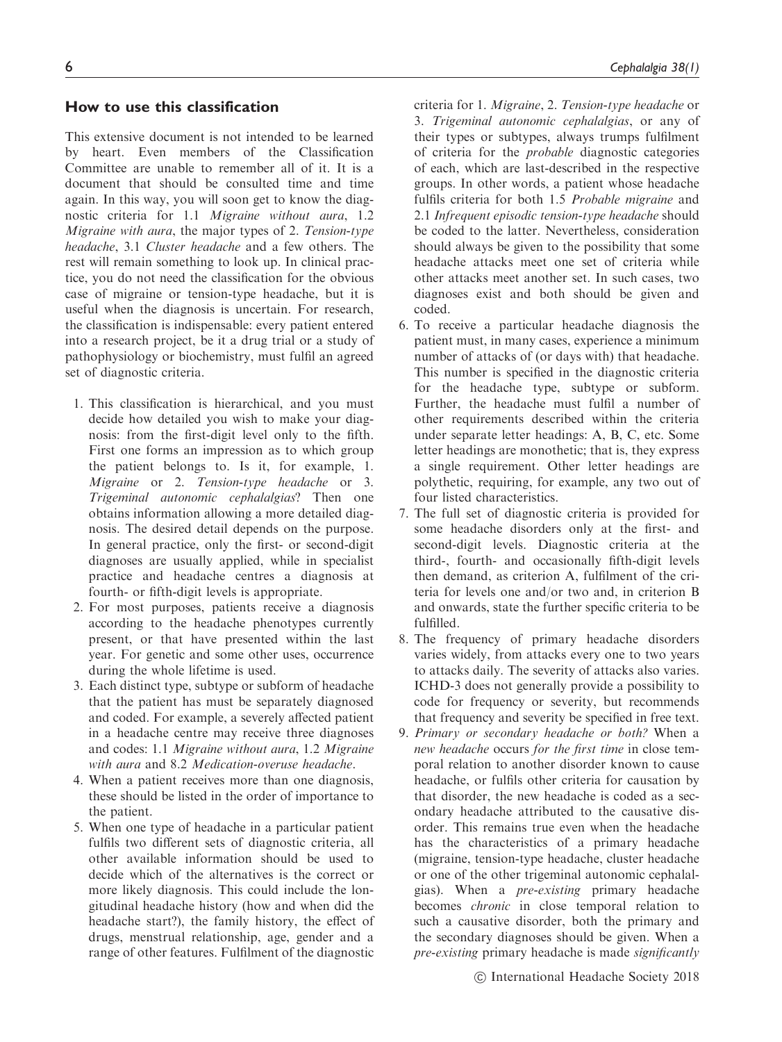## How to use this classification

This extensive document is not intended to be learned by heart. Even members of the Classification Committee are unable to remember all of it. It is a document that should be consulted time and time again. In this way, you will soon get to know the diagnostic criteria for 1.1 *Migraine without aura*, 1.2 *Migraine with aura*, the major types of 2. *Tension-type headache*, 3.1 *Cluster headache* and a few others. The rest will remain something to look up. In clinical practice, you do not need the classification for the obvious case of migraine or tension-type headache, but it is useful when the diagnosis is uncertain. For research, the classification is indispensable: every patient entered into a research project, be it a drug trial or a study of pathophysiology or biochemistry, must fulfil an agreed set of diagnostic criteria.

1. This classification is hierarchical, and you must decide how detailed you wish to make your diagnosis: from the first-digit level only to the fifth. First one forms an impression as to which group the patient belongs to. Is it, for example, 1. *Migraine* or 2. *Tension-type headache* or 3. *Trigeminal autonomic cephalalgias*? Then one obtains information allowing a more detailed diagnosis. The desired detail depends on the purpose. In general practice, only the first- or second-digit diagnoses are usually applied, while in specialist practice and headache centres a diagnosis at fourth- or fifth-digit levels is appropriate.
2. For most purposes, patients receive a diagnosis according to the headache phenotypes currently present, or that have presented within the last year. For genetic and some other uses, occurrence during the whole lifetime is used.
3. Each distinct type, subtype or subform of headache that the patient has must be separately diagnosed and coded. For example, a severely affected patient in a headache centre may receive three diagnoses and codes: 1.1 *Migraine without aura*, 1.2 *Migraine with aura* and 8.2 *Medication-overuse headache*.
4. When a patient receives more than one diagnosis, these should be listed in the order of importance to the patient.
5. When one type of headache in a particular patient fulfils two different sets of diagnostic criteria, all other available information should be used to decide which of the alternatives is the correct or more likely diagnosis. This could include the longitudinal headache history (how and when did the headache start?), the family history, the effect of drugs, menstrual relationship, age, gender and a range of other features. Fulfilment of the diagnostic criteria for 1. *Migraine*, 2. *Tension-type headache* or 3. *Trigeminal autonomic cephalalgias*, or any of their types or subtypes, always trumps fulfilment of criteria for the *probable* diagnostic categories of each, which are last-described in the respective groups. In other words, a patient whose headache fulfils criteria for both 1.5 *Probable migraine* and 2.1 *Infrequent episodic tension-type headache* should be coded to the latter. Nevertheless, consideration should always be given to the possibility that some headache attacks meet one set of criteria while other attacks meet another set. In such cases, two diagnoses exist and both should be given and coded.
6. To receive a particular headache diagnosis the patient must, in many cases, experience a minimum number of attacks of (or days with) that headache. This number is specified in the diagnostic criteria for the headache type, subtype or subform. Further, the headache must fulfil a number of other requirements described within the criteria under separate letter headings: A, B, C, etc. Some letter headings are monothetic; that is, they express a single requirement. Other letter headings are polythetic, requiring, for example, any two out of four listed characteristics.
7. The full set of diagnostic criteria is provided for some headache disorders only at the first- and second-digit levels. Diagnostic criteria at the third-, fourth- and occasionally fifth-digit levels then demand, as criterion A, fulfilment of the criteria for levels one and/or two and, in criterion B and onwards, state the further specific criteria to be fulfilled.
8. The frequency of primary headache disorders varies widely, from attacks every one to two years to attacks daily. The severity of attacks also varies. ICHD-3 does not generally provide a possibility to code for frequency or severity, but recommends that frequency and severity be specified in free text.
9. *Primary or secondary headache or both?* When a *new headache* occurs *for the first time* in close temporal relation to another disorder known to cause headache, or fulfils other criteria for causation by that disorder, the new headache is coded as a secondary headache attributed to the causative disorder. This remains true even when the headache has the characteristics of a primary headache (migraine, tension-type headache, cluster headache or one of the other trigeminal autonomic cephalalgias). When a *pre-existing* primary headache becomes *chronic* in close temporal relation to such a causative disorder, both the primary and the secondary diagnoses should be given. When a *pre-existing* primary headache is made *significantly*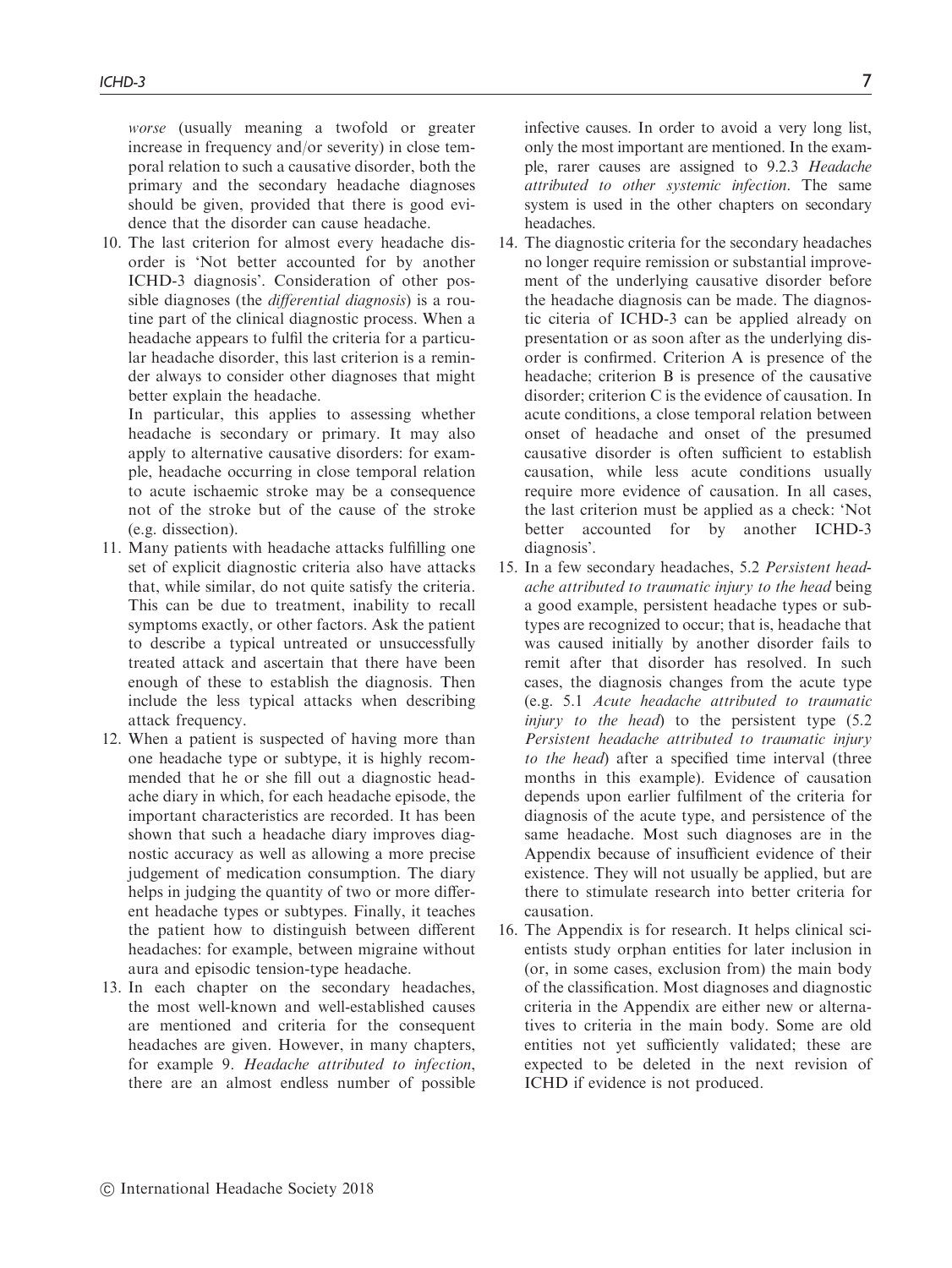*worse* (usually meaning a twofold or greater increase in frequency and/or severity) in close temporal relation to such a causative disorder, both the primary and the secondary headache diagnoses should be given, provided that there is good evidence that the disorder can cause headache.

10. The last criterion for almost every headache disorder is 'Not better accounted for by another ICHD-3 diagnosis'. Consideration of other possible diagnoses (the *differential diagnosis*) is a routine part of the clinical diagnostic process. When a headache appears to fulfil the criteria for a particular headache disorder, this last criterion is a reminder always to consider other diagnoses that might better explain the headache.
    In particular, this applies to assessing whether headache is secondary or primary. It may also apply to alternative causative disorders: for example, headache occurring in close temporal relation to acute ischaemic stroke may be a consequence not of the stroke but of the cause of the stroke (e.g. dissection).
11. Many patients with headache attacks fulfilling one set of explicit diagnostic criteria also have attacks that, while similar, do not quite satisfy the criteria. This can be due to treatment, inability to recall symptoms exactly, or other factors. Ask the patient to describe a typical untreated or unsuccessfully treated attack and ascertain that there have been enough of these to establish the diagnosis. Then include the less typical attacks when describing attack frequency.
12. When a patient is suspected of having more than one headache type or subtype, it is highly recommended that he or she fill out a diagnostic headache diary in which, for each headache episode, the important characteristics are recorded. It has been shown that such a headache diary improves diagnostic accuracy as well as allowing a more precise judgement of medication consumption. The diary helps in judging the quantity of two or more different headache types or subtypes. Finally, it teaches the patient how to distinguish between different headaches: for example, between migraine without aura and episodic tension-type headache.
13. In each chapter on the secondary headaches, the most well-known and well-established causes are mentioned and criteria for the consequent headaches are given. However, in many chapters, for example 9. *Headache attributed to infection*, there are an almost endless number of possible infective causes. In order to avoid a very long list, only the most important are mentioned. In the example, rarer causes are assigned to 9.2.3 *Headache attributed to other systemic infection*. The same system is used in the other chapters on secondary headaches.
14. The diagnostic criteria for the secondary headaches no longer require remission or substantial improvement of the underlying causative disorder before the headache diagnosis can be made. The diagnostic citeria of ICHD-3 can be applied already on presentation or as soon after as the underlying disorder is confirmed. Criterion A is presence of the headache; criterion B is presence of the causative disorder; criterion C is the evidence of causation. In acute conditions, a close temporal relation between onset of headache and onset of the presumed causative disorder is often sufficient to establish causation, while less acute conditions usually require more evidence of causation. In all cases, the last criterion must be applied as a check: 'Not better accounted for by another ICHD-3 diagnosis'.
15. In a few secondary headaches, 5.2 *Persistent headache attributed to traumatic injury to the head* being a good example, persistent headache types or subtypes are recognized to occur; that is, headache that was caused initially by another disorder fails to remit after that disorder has resolved. In such cases, the diagnosis changes from the acute type (e.g. 5.1 *Acute headache attributed to traumatic injury to the head*) to the persistent type (5.2 *Persistent headache attributed to traumatic injury to the head*) after a specified time interval (three months in this example). Evidence of causation depends upon earlier fulfilment of the criteria for diagnosis of the acute type, and persistence of the same headache. Most such diagnoses are in the Appendix because of insufficient evidence of their existence. They will not usually be applied, but are there to stimulate research into better criteria for causation.
16. The Appendix is for research. It helps clinical scientists study orphan entities for later inclusion in (or, in some cases, exclusion from) the main body of the classification. Most diagnoses and diagnostic criteria in the Appendix are either new or alternatives to criteria in the main body. Some are old entities not yet sufficiently validated; these are expected to be deleted in the next revision of ICHD if evidence is not produced.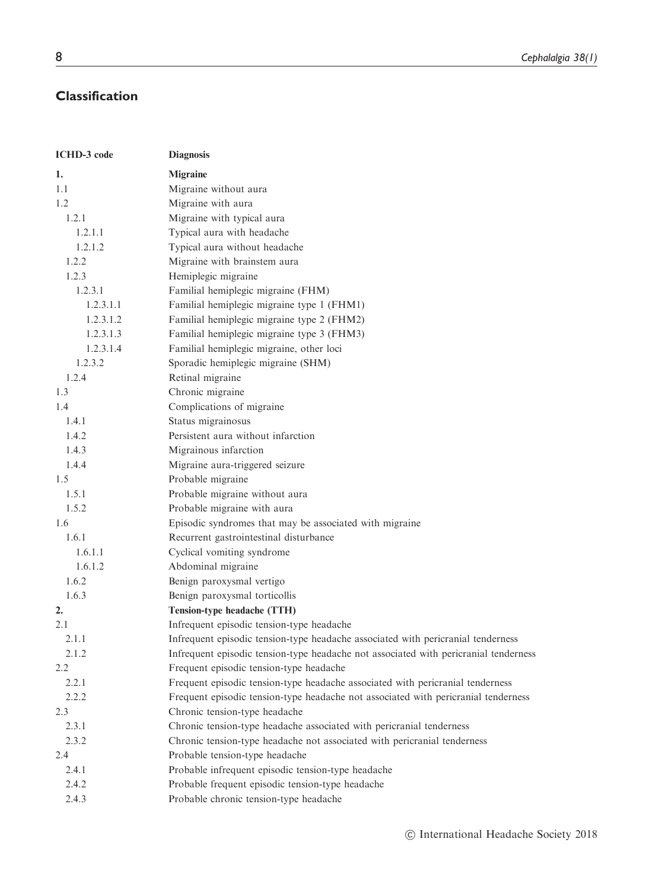## Classification

| ICHD-3 code | Diagnosis |
|---|---|
| **1.** | **Migraine** |
| 1.1 | Migraine without aura |
| 1.2 | Migraine with aura |
| 1.2.1 | Migraine with typical aura |
| 1.2.1.1 | Typical aura with headache |
| 1.2.1.2 | Typical aura without headache |
| 1.2.2 | Migraine with brainstem aura |
| 1.2.3 | Hemiplegic migraine |
| 1.2.3.1 | Familial hemiplegic migraine (FHM) |
| 1.2.3.1.1 | Familial hemiplegic migraine type 1 (FHM1) |
| 1.2.3.1.2 | Familial hemiplegic migraine type 2 (FHM2) |
| 1.2.3.1.3 | Familial hemiplegic migraine type 3 (FHM3) |
| 1.2.3.1.4 | Familial hemiplegic migraine, other loci |
| 1.2.3.2 | Sporadic hemiplegic migraine (SHM) |
| 1.2.4 | Retinal migraine |
| 1.3 | Chronic migraine |
| 1.4 | Complications of migraine |
| 1.4.1 | Status migrainosus |
| 1.4.2 | Persistent aura without infarction |
| 1.4.3 | Migrainous infarction |
| 1.4.4 | Migraine aura-triggered seizure |
| 1.5 | Probable migraine |
| 1.5.1 | Probable migraine without aura |
| 1.5.2 | Probable migraine with aura |
| 1.6 | Episodic syndromes that may be associated with migraine |
| 1.6.1 | Recurrent gastrointestinal disturbance |
| 1.6.1.1 | Cyclical vomiting syndrome |
| 1.6.1.2 | Abdominal migraine |
| 1.6.2 | Benign paroxysmal vertigo |
| 1.6.3 | Benign paroxysmal torticollis |
| **2.** | **Tension-type headache (TTH)** |
| 2.1 | Infrequent episodic tension-type headache |
| 2.1.1 | Infrequent episodic tension-type headache associated with pericranial tenderness |
| 2.1.2 | Infrequent episodic tension-type headache not associated with pericranial tenderness |
| 2.2 | Frequent episodic tension-type headache |
| 2.2.1 | Frequent episodic tension-type headache associated with pericranial tenderness |
| 2.2.2 | Frequent episodic tension-type headache not associated with pericranial tenderness |
| 2.3 | Chronic tension-type headache |
| 2.3.1 | Chronic tension-type headache associated with pericranial tenderness |
| 2.3.2 | Chronic tension-type headache not associated with pericranial tenderness |
| 2.4 | Probable tension-type headache |
| 2.4.1 | Probable infrequent episodic tension-type headache |
| 2.4.2 | Probable frequent episodic tension-type headache |
| 2.4.3 | Probable chronic tension-type headache |

© International Headache Society 2018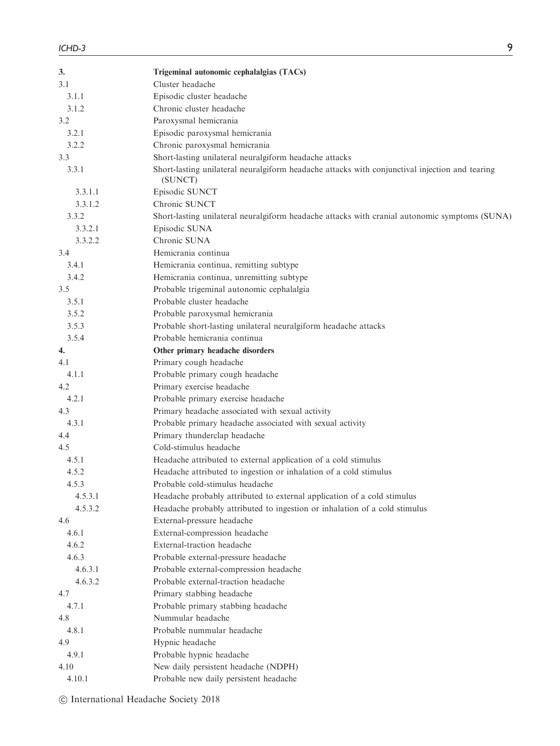| | |
|---|---|
| **3.** | **Trigeminal autonomic cephalalgias (TACs)** |
| 3.1 | Cluster headache |
| 3.1.1 | Episodic cluster headache |
| 3.1.2 | Chronic cluster headache |
| 3.2 | Paroxysmal hemicrania |
| 3.2.1 | Episodic paroxysmal hemicrania |
| 3.2.2 | Chronic paroxysmal hemicrania |
| 3.3 | Short-lasting unilateral neuralgiform headache attacks |
| 3.3.1 | Short-lasting unilateral neuralgiform headache attacks with conjunctival injection and tearing (SUNCT) |
| 3.3.1.1 | Episodic SUNCT |
| 3.3.1.2 | Chronic SUNCT |
| 3.3.2 | Short-lasting unilateral neuralgiform headache attacks with cranial autonomic symptoms (SUNA) |
| 3.3.2.1 | Episodic SUNA |
| 3.3.2.2 | Chronic SUNA |
| 3.4 | Hemicrania continua |
| 3.4.1 | Hemicrania continua, remitting subtype |
| 3.4.2 | Hemicrania continua, unremitting subtype |
| 3.5 | Probable trigeminal autonomic cephalalgia |
| 3.5.1 | Probable cluster headache |
| 3.5.2 | Probable paroxysmal hemicrania |
| 3.5.3 | Probable short-lasting unilateral neuralgiform headache attacks |
| 3.5.4 | Probable hemicrania continua |
| **4.** | **Other primary headache disorders** |
| 4.1 | Primary cough headache |
| 4.1.1 | Probable primary cough headache |
| 4.2 | Primary exercise headache |
| 4.2.1 | Probable primary exercise headache |
| 4.3 | Primary headache associated with sexual activity |
| 4.3.1 | Probable primary headache associated with sexual activity |
| 4.4 | Primary thunderclap headache |
| 4.5 | Cold-stimulus headache |
| 4.5.1 | Headache attributed to external application of a cold stimulus |
| 4.5.2 | Headache attributed to ingestion or inhalation of a cold stimulus |
| 4.5.3 | Probable cold-stimulus headache |
| 4.5.3.1 | Headache probably attributed to external application of a cold stimulus |
| 4.5.3.2 | Headache probably attributed to ingestion or inhalation of a cold stimulus |
| 4.6 | External-pressure headache |
| 4.6.1 | External-compression headache |
| 4.6.2 | External-traction headache |
| 4.6.3 | Probable external-pressure headache |
| 4.6.3.1 | Probable external-compression headache |
| 4.6.3.2 | Probable external-traction headache |
| 4.7 | Primary stabbing headache |
| 4.7.1 | Probable primary stabbing headache |
| 4.8 | Nummular headache |
| 4.8.1 | Probable nummular headache |
| 4.9 | Hypnic headache |
| 4.9.1 | Probable hypnic headache |
| 4.10 | New daily persistent headache (NDPH) |
| 4.10.1 | Probable new daily persistent headache |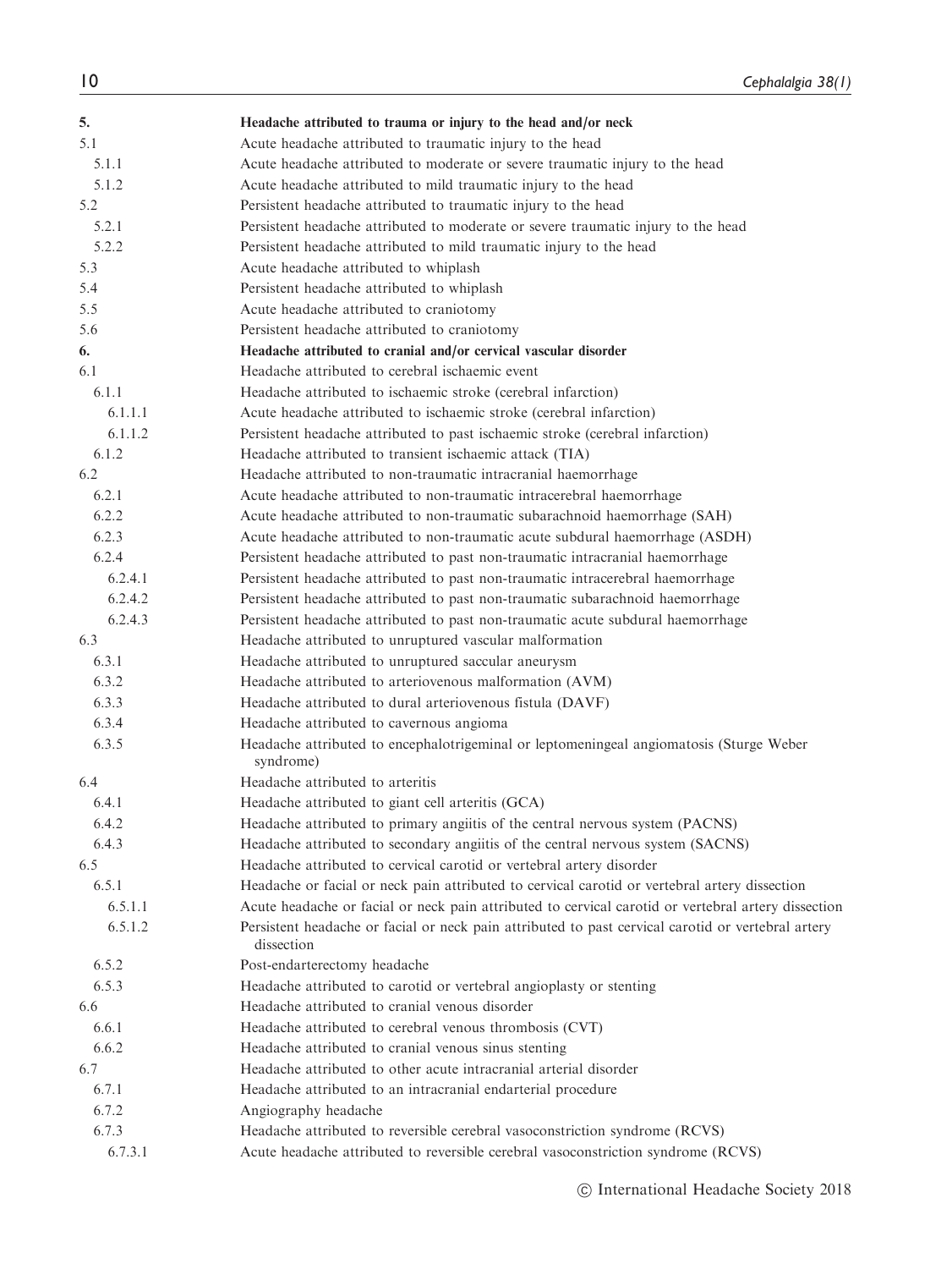| | |
|---|---|
| **5.** | **Headache attributed to trauma or injury to the head and/or neck** |
| 5.1 | Acute headache attributed to traumatic injury to the head |
| 5.1.1 | Acute headache attributed to moderate or severe traumatic injury to the head |
| 5.1.2 | Acute headache attributed to mild traumatic injury to the head |
| 5.2 | Persistent headache attributed to traumatic injury to the head |
| 5.2.1 | Persistent headache attributed to moderate or severe traumatic injury to the head |
| 5.2.2 | Persistent headache attributed to mild traumatic injury to the head |
| 5.3 | Acute headache attributed to whiplash |
| 5.4 | Persistent headache attributed to whiplash |
| 5.5 | Acute headache attributed to craniotomy |
| 5.6 | Persistent headache attributed to craniotomy |
| **6.** | **Headache attributed to cranial and/or cervical vascular disorder** |
| 6.1 | Headache attributed to cerebral ischaemic event |
| 6.1.1 | Headache attributed to ischaemic stroke (cerebral infarction) |
| 6.1.1.1 | Acute headache attributed to ischaemic stroke (cerebral infarction) |
| 6.1.1.2 | Persistent headache attributed to past ischaemic stroke (cerebral infarction) |
| 6.1.2 | Headache attributed to transient ischaemic attack (TIA) |
| 6.2 | Headache attributed to non-traumatic intracranial haemorrhage |
| 6.2.1 | Acute headache attributed to non-traumatic intracerebral haemorrhage |
| 6.2.2 | Acute headache attributed to non-traumatic subarachnoid haemorrhage (SAH) |
| 6.2.3 | Acute headache attributed to non-traumatic acute subdural haemorrhage (ASDH) |
| 6.2.4 | Persistent headache attributed to past non-traumatic intracranial haemorrhage |
| 6.2.4.1 | Persistent headache attributed to past non-traumatic intracerebral haemorrhage |
| 6.2.4.2 | Persistent headache attributed to past non-traumatic subarachnoid haemorrhage |
| 6.2.4.3 | Persistent headache attributed to past non-traumatic acute subdural haemorrhage |
| 6.3 | Headache attributed to unruptured vascular malformation |
| 6.3.1 | Headache attributed to unruptured saccular aneurysm |
| 6.3.2 | Headache attributed to arteriovenous malformation (AVM) |
| 6.3.3 | Headache attributed to dural arteriovenous fistula (DAVF) |
| 6.3.4 | Headache attributed to cavernous angioma |
| 6.3.5 | Headache attributed to encephalotrigeminal or leptomeningeal angiomatosis (Sturge Weber syndrome) |
| 6.4 | Headache attributed to arteritis |
| 6.4.1 | Headache attributed to giant cell arteritis (GCA) |
| 6.4.2 | Headache attributed to primary angiitis of the central nervous system (PACNS) |
| 6.4.3 | Headache attributed to secondary angiitis of the central nervous system (SACNS) |
| 6.5 | Headache attributed to cervical carotid or vertebral artery disorder |
| 6.5.1 | Headache or facial or neck pain attributed to cervical carotid or vertebral artery dissection |
| 6.5.1.1 | Acute headache or facial or neck pain attributed to cervical carotid or vertebral artery dissection |
| 6.5.1.2 | Persistent headache or facial or neck pain attributed to past cervical carotid or vertebral artery dissection |
| 6.5.2 | Post-endarterectomy headache |
| 6.5.3 | Headache attributed to carotid or vertebral angioplasty or stenting |
| 6.6 | Headache attributed to cranial venous disorder |
| 6.6.1 | Headache attributed to cerebral venous thrombosis (CVT) |
| 6.6.2 | Headache attributed to cranial venous sinus stenting |
| 6.7 | Headache attributed to other acute intracranial arterial disorder |
| 6.7.1 | Headache attributed to an intracranial endarterial procedure |
| 6.7.2 | Angiography headache |
| 6.7.3 | Headache attributed to reversible cerebral vasoconstriction syndrome (RCVS) |
| 6.7.3.1 | Acute headache attributed to reversible cerebral vasoconstriction syndrome (RCVS) |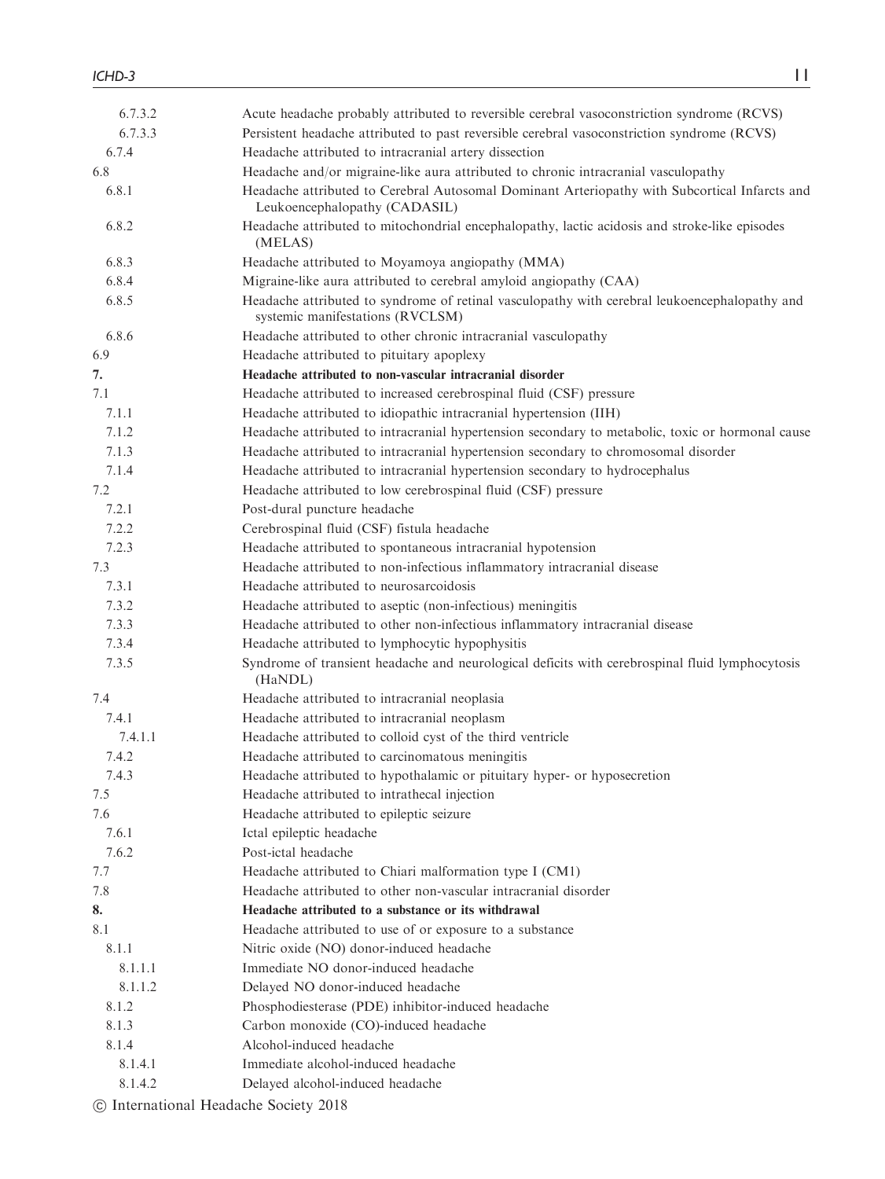| | |
|---|---|
| 6.7.3.2 | Acute headache probably attributed to reversible cerebral vasoconstriction syndrome (RCVS) |
| 6.7.3.3 | Persistent headache attributed to past reversible cerebral vasoconstriction syndrome (RCVS) |
| 6.7.4 | Headache attributed to intracranial artery dissection |
| 6.8 | Headache and/or migraine-like aura attributed to chronic intracranial vasculopathy |
| 6.8.1 | Headache attributed to Cerebral Autosomal Dominant Arteriopathy with Subcortical Infarcts and Leukoencephalopathy (CADASIL) |
| 6.8.2 | Headache attributed to mitochondrial encephalopathy, lactic acidosis and stroke-like episodes (MELAS) |
| 6.8.3 | Headache attributed to Moyamoya angiopathy (MMA) |
| 6.8.4 | Migraine-like aura attributed to cerebral amyloid angiopathy (CAA) |
| 6.8.5 | Headache attributed to syndrome of retinal vasculopathy with cerebral leukoencephalopathy and systemic manifestations (RVCLSM) |
| 6.8.6 | Headache attributed to other chronic intracranial vasculopathy |
| 6.9 | Headache attributed to pituitary apoplexy |
| **7.** | **Headache attributed to non-vascular intracranial disorder** |
| 7.1 | Headache attributed to increased cerebrospinal fluid (CSF) pressure |
| 7.1.1 | Headache attributed to idiopathic intracranial hypertension (IIH) |
| 7.1.2 | Headache attributed to intracranial hypertension secondary to metabolic, toxic or hormonal cause |
| 7.1.3 | Headache attributed to intracranial hypertension secondary to chromosomal disorder |
| 7.1.4 | Headache attributed to intracranial hypertension secondary to hydrocephalus |
| 7.2 | Headache attributed to low cerebrospinal fluid (CSF) pressure |
| 7.2.1 | Post-dural puncture headache |
| 7.2.2 | Cerebrospinal fluid (CSF) fistula headache |
| 7.2.3 | Headache attributed to spontaneous intracranial hypotension |
| 7.3 | Headache attributed to non-infectious inflammatory intracranial disease |
| 7.3.1 | Headache attributed to neurosarcoidosis |
| 7.3.2 | Headache attributed to aseptic (non-infectious) meningitis |
| 7.3.3 | Headache attributed to other non-infectious inflammatory intracranial disease |
| 7.3.4 | Headache attributed to lymphocytic hypophysitis |
| 7.3.5 | Syndrome of transient headache and neurological deficits with cerebrospinal fluid lymphocytosis (HaNDL) |
| 7.4 | Headache attributed to intracranial neoplasia |
| 7.4.1 | Headache attributed to intracranial neoplasm |
| 7.4.1.1 | Headache attributed to colloid cyst of the third ventricle |
| 7.4.2 | Headache attributed to carcinomatous meningitis |
| 7.4.3 | Headache attributed to hypothalamic or pituitary hyper- or hyposecretion |
| 7.5 | Headache attributed to intrathecal injection |
| 7.6 | Headache attributed to epileptic seizure |
| 7.6.1 | Ictal epileptic headache |
| 7.6.2 | Post-ictal headache |
| 7.7 | Headache attributed to Chiari malformation type I (CM1) |
| 7.8 | Headache attributed to other non-vascular intracranial disorder |
| **8.** | **Headache attributed to a substance or its withdrawal** |
| 8.1 | Headache attributed to use of or exposure to a substance |
| 8.1.1 | Nitric oxide (NO) donor-induced headache |
| 8.1.1.1 | Immediate NO donor-induced headache |
| 8.1.1.2 | Delayed NO donor-induced headache |
| 8.1.2 | Phosphodiesterase (PDE) inhibitor-induced headache |
| 8.1.3 | Carbon monoxide (CO)-induced headache |
| 8.1.4 | Alcohol-induced headache |
| 8.1.4.1 | Immediate alcohol-induced headache |
| 8.1.4.2 | Delayed alcohol-induced headache |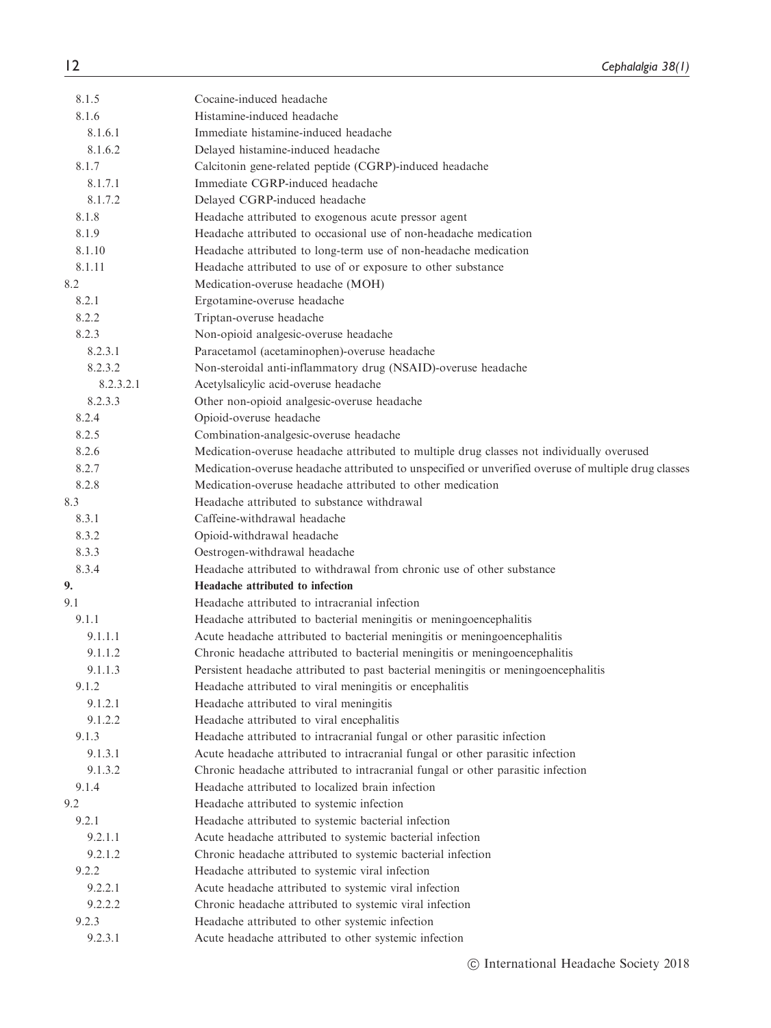| | |
|---|---|
| 8.1.5 | Cocaine-induced headache |
| 8.1.6 | Histamine-induced headache |
| 8.1.6.1 | Immediate histamine-induced headache |
| 8.1.6.2 | Delayed histamine-induced headache |
| 8.1.7 | Calcitonin gene-related peptide (CGRP)-induced headache |
| 8.1.7.1 | Immediate CGRP-induced headache |
| 8.1.7.2 | Delayed CGRP-induced headache |
| 8.1.8 | Headache attributed to exogenous acute pressor agent |
| 8.1.9 | Headache attributed to occasional use of non-headache medication |
| 8.1.10 | Headache attributed to long-term use of non-headache medication |
| 8.1.11 | Headache attributed to use of or exposure to other substance |
| 8.2 | Medication-overuse headache (MOH) |
| 8.2.1 | Ergotamine-overuse headache |
| 8.2.2 | Triptan-overuse headache |
| 8.2.3 | Non-opioid analgesic-overuse headache |
| 8.2.3.1 | Paracetamol (acetaminophen)-overuse headache |
| 8.2.3.2 | Non-steroidal anti-inflammatory drug (NSAID)-overuse headache |
| 8.2.3.2.1 | Acetylsalicylic acid-overuse headache |
| 8.2.3.3 | Other non-opioid analgesic-overuse headache |
| 8.2.4 | Opioid-overuse headache |
| 8.2.5 | Combination-analgesic-overuse headache |
| 8.2.6 | Medication-overuse headache attributed to multiple drug classes not individually overused |
| 8.2.7 | Medication-overuse headache attributed to unspecified or unverified overuse of multiple drug classes |
| 8.2.8 | Medication-overuse headache attributed to other medication |
| 8.3 | Headache attributed to substance withdrawal |
| 8.3.1 | Caffeine-withdrawal headache |
| 8.3.2 | Opioid-withdrawal headache |
| 8.3.3 | Oestrogen-withdrawal headache |
| 8.3.4 | Headache attributed to withdrawal from chronic use of other substance |
| **9.** | **Headache attributed to infection** |
| 9.1 | Headache attributed to intracranial infection |
| 9.1.1 | Headache attributed to bacterial meningitis or meningoencephalitis |
| 9.1.1.1 | Acute headache attributed to bacterial meningitis or meningoencephalitis |
| 9.1.1.2 | Chronic headache attributed to bacterial meningitis or meningoencephalitis |
| 9.1.1.3 | Persistent headache attributed to past bacterial meningitis or meningoencephalitis |
| 9.1.2 | Headache attributed to viral meningitis or encephalitis |
| 9.1.2.1 | Headache attributed to viral meningitis |
| 9.1.2.2 | Headache attributed to viral encephalitis |
| 9.1.3 | Headache attributed to intracranial fungal or other parasitic infection |
| 9.1.3.1 | Acute headache attributed to intracranial fungal or other parasitic infection |
| 9.1.3.2 | Chronic headache attributed to intracranial fungal or other parasitic infection |
| 9.1.4 | Headache attributed to localized brain infection |
| 9.2 | Headache attributed to systemic infection |
| 9.2.1 | Headache attributed to systemic bacterial infection |
| 9.2.1.1 | Acute headache attributed to systemic bacterial infection |
| 9.2.1.2 | Chronic headache attributed to systemic bacterial infection |
| 9.2.2 | Headache attributed to systemic viral infection |
| 9.2.2.1 | Acute headache attributed to systemic viral infection |
| 9.2.2.2 | Chronic headache attributed to systemic viral infection |
| 9.2.3 | Headache attributed to other systemic infection |
| 9.2.3.1 | Acute headache attributed to other systemic infection |

© International Headache Society 2018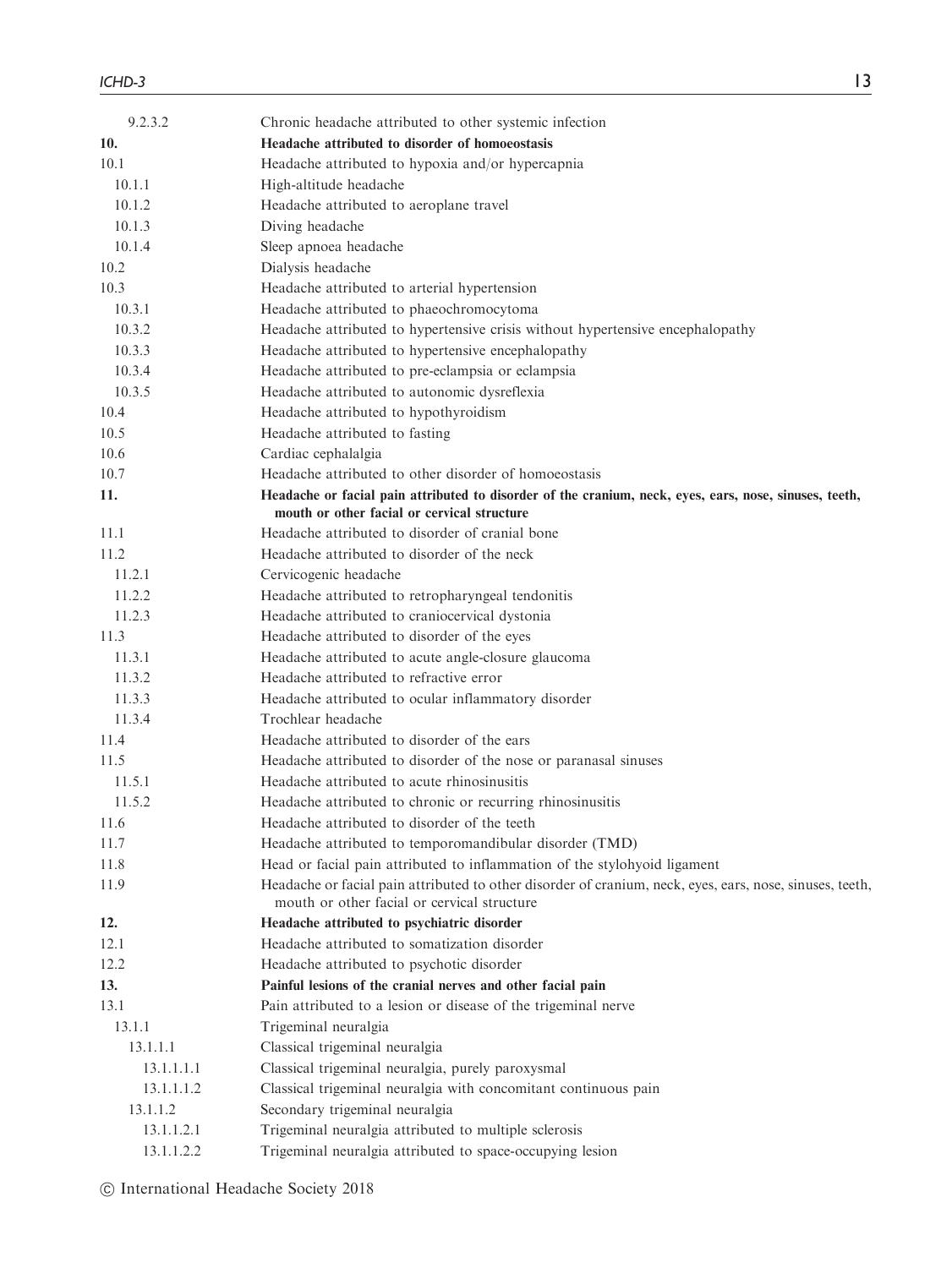| | |
|---|---|
| 9.2.3.2 | Chronic headache attributed to other systemic infection |
| **10.** | **Headache attributed to disorder of homoeostasis** |
| 10.1 | Headache attributed to hypoxia and/or hypercapnia |
| 10.1.1 | High-altitude headache |
| 10.1.2 | Headache attributed to aeroplane travel |
| 10.1.3 | Diving headache |
| 10.1.4 | Sleep apnoea headache |
| 10.2 | Dialysis headache |
| 10.3 | Headache attributed to arterial hypertension |
| 10.3.1 | Headache attributed to phaeochromocytoma |
| 10.3.2 | Headache attributed to hypertensive crisis without hypertensive encephalopathy |
| 10.3.3 | Headache attributed to hypertensive encephalopathy |
| 10.3.4 | Headache attributed to pre-eclampsia or eclampsia |
| 10.3.5 | Headache attributed to autonomic dysreflexia |
| 10.4 | Headache attributed to hypothyroidism |
| 10.5 | Headache attributed to fasting |
| 10.6 | Cardiac cephalalgia |
| 10.7 | Headache attributed to other disorder of homoeostasis |
| **11.** | **Headache or facial pain attributed to disorder of the cranium, neck, eyes, ears, nose, sinuses, teeth, mouth or other facial or cervical structure** |
| 11.1 | Headache attributed to disorder of cranial bone |
| 11.2 | Headache attributed to disorder of the neck |
| 11.2.1 | Cervicogenic headache |
| 11.2.2 | Headache attributed to retropharyngeal tendonitis |
| 11.2.3 | Headache attributed to craniocervical dystonia |
| 11.3 | Headache attributed to disorder of the eyes |
| 11.3.1 | Headache attributed to acute angle-closure glaucoma |
| 11.3.2 | Headache attributed to refractive error |
| 11.3.3 | Headache attributed to ocular inflammatory disorder |
| 11.3.4 | Trochlear headache |
| 11.4 | Headache attributed to disorder of the ears |
| 11.5 | Headache attributed to disorder of the nose or paranasal sinuses |
| 11.5.1 | Headache attributed to acute rhinosinusitis |
| 11.5.2 | Headache attributed to chronic or recurring rhinosinusitis |
| 11.6 | Headache attributed to disorder of the teeth |
| 11.7 | Headache attributed to temporomandibular disorder (TMD) |
| 11.8 | Head or facial pain attributed to inflammation of the stylohyoid ligament |
| 11.9 | Headache or facial pain attributed to other disorder of cranium, neck, eyes, ears, nose, sinuses, teeth, mouth or other facial or cervical structure |
| **12.** | **Headache attributed to psychiatric disorder** |
| 12.1 | Headache attributed to somatization disorder |
| 12.2 | Headache attributed to psychotic disorder |
| **13.** | **Painful lesions of the cranial nerves and other facial pain** |
| 13.1 | Pain attributed to a lesion or disease of the trigeminal nerve |
| 13.1.1 | Trigeminal neuralgia |
| 13.1.1.1 | Classical trigeminal neuralgia |
| 13.1.1.1.1 | Classical trigeminal neuralgia, purely paroxysmal |
| 13.1.1.1.2 | Classical trigeminal neuralgia with concomitant continuous pain |
| 13.1.1.2 | Secondary trigeminal neuralgia |
| 13.1.1.2.1 | Trigeminal neuralgia attributed to multiple sclerosis |
| 13.1.1.2.2 | Trigeminal neuralgia attributed to space-occupying lesion |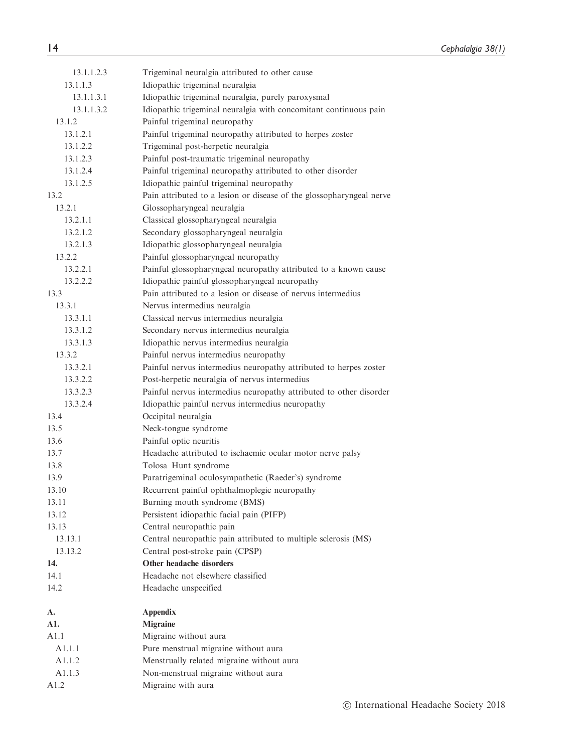| | |
|---|---|
| 13.1.1.2.3 | Trigeminal neuralgia attributed to other cause |
| 13.1.1.3 | Idiopathic trigeminal neuralgia |
| 13.1.1.3.1 | Idiopathic trigeminal neuralgia, purely paroxysmal |
| 13.1.1.3.2 | Idiopathic trigeminal neuralgia with concomitant continuous pain |
| 13.1.2 | Painful trigeminal neuropathy |
| 13.1.2.1 | Painful trigeminal neuropathy attributed to herpes zoster |
| 13.1.2.2 | Trigeminal post-herpetic neuralgia |
| 13.1.2.3 | Painful post-traumatic trigeminal neuropathy |
| 13.1.2.4 | Painful trigeminal neuropathy attributed to other disorder |
| 13.1.2.5 | Idiopathic painful trigeminal neuropathy |
| 13.2 | Pain attributed to a lesion or disease of the glossopharyngeal nerve |
| 13.2.1 | Glossopharyngeal neuralgia |
| 13.2.1.1 | Classical glossopharyngeal neuralgia |
| 13.2.1.2 | Secondary glossopharyngeal neuralgia |
| 13.2.1.3 | Idiopathic glossopharyngeal neuralgia |
| 13.2.2 | Painful glossopharyngeal neuropathy |
| 13.2.2.1 | Painful glossopharyngeal neuropathy attributed to a known cause |
| 13.2.2.2 | Idiopathic painful glossopharyngeal neuropathy |
| 13.3 | Pain attributed to a lesion or disease of nervus intermedius |
| 13.3.1 | Nervus intermedius neuralgia |
| 13.3.1.1 | Classical nervus intermedius neuralgia |
| 13.3.1.2 | Secondary nervus intermedius neuralgia |
| 13.3.1.3 | Idiopathic nervus intermedius neuralgia |
| 13.3.2 | Painful nervus intermedius neuropathy |
| 13.3.2.1 | Painful nervus intermedius neuropathy attributed to herpes zoster |
| 13.3.2.2 | Post-herpetic neuralgia of nervus intermedius |
| 13.3.2.3 | Painful nervus intermedius neuropathy attributed to other disorder |
| 13.3.2.4 | Idiopathic painful nervus intermedius neuropathy |
| 13.4 | Occipital neuralgia |
| 13.5 | Neck-tongue syndrome |
| 13.6 | Painful optic neuritis |
| 13.7 | Headache attributed to ischaemic ocular motor nerve palsy |
| 13.8 | Tolosa–Hunt syndrome |
| 13.9 | Paratrigeminal oculosympathetic (Raeder's) syndrome |
| 13.10 | Recurrent painful ophthalmoplegic neuropathy |
| 13.11 | Burning mouth syndrome (BMS) |
| 13.12 | Persistent idiopathic facial pain (PIFP) |
| 13.13 | Central neuropathic pain |
| 13.13.1 | Central neuropathic pain attributed to multiple sclerosis (MS) |
| 13.13.2 | Central post-stroke pain (CPSP) |
| **14.** | **Other headache disorders** |
| 14.1 | Headache not elsewhere classified |
| 14.2 | Headache unspecified |
| | |
| **A.** | **Appendix** |
| **A1.** | **Migraine** |
| A1.1 | Migraine without aura |
| A1.1.1 | Pure menstrual migraine without aura |
| A1.1.2 | Menstrually related migraine without aura |
| A1.1.3 | Non-menstrual migraine without aura |
| A1.2 | Migraine with aura |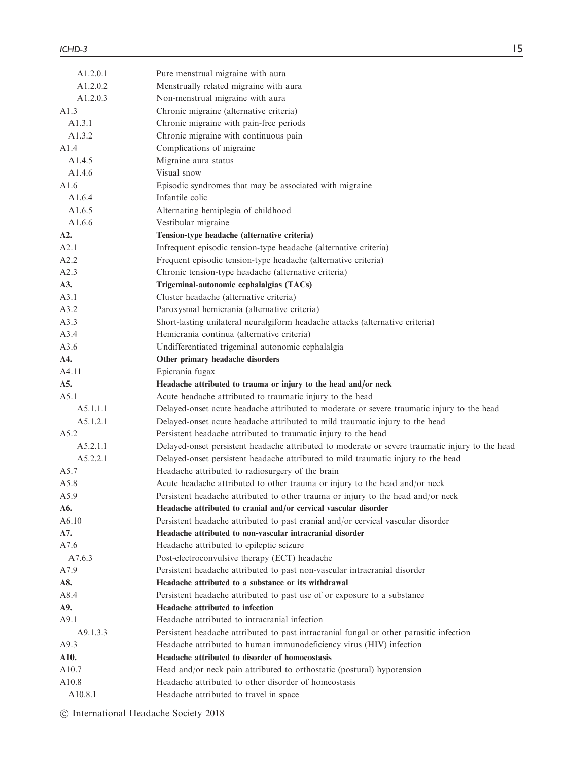| | |
|---|---|
| A1.2.0.1 | Pure menstrual migraine with aura |
| A1.2.0.2 | Menstrually related migraine with aura |
| A1.2.0.3 | Non-menstrual migraine with aura |
| A1.3 | Chronic migraine (alternative criteria) |
| A1.3.1 | Chronic migraine with pain-free periods |
| A1.3.2 | Chronic migraine with continuous pain |
| A1.4 | Complications of migraine |
| A1.4.5 | Migraine aura status |
| A1.4.6 | Visual snow |
| A1.6 | Episodic syndromes that may be associated with migraine |
| A1.6.4 | Infantile colic |
| A1.6.5 | Alternating hemiplegia of childhood |
| A1.6.6 | Vestibular migraine |
| **A2.** | **Tension-type headache (alternative criteria)** |
| A2.1 | Infrequent episodic tension-type headache (alternative criteria) |
| A2.2 | Frequent episodic tension-type headache (alternative criteria) |
| A2.3 | Chronic tension-type headache (alternative criteria) |
| **A3.** | **Trigeminal-autonomic cephalalgias (TACs)** |
| A3.1 | Cluster headache (alternative criteria) |
| A3.2 | Paroxysmal hemicrania (alternative criteria) |
| A3.3 | Short-lasting unilateral neuralgiform headache attacks (alternative criteria) |
| A3.4 | Hemicrania continua (alternative criteria) |
| A3.6 | Undifferentiated trigeminal autonomic cephalalgia |
| **A4.** | **Other primary headache disorders** |
| A4.11 | Epicrania fugax |
| **A5.** | **Headache attributed to trauma or injury to the head and/or neck** |
| A5.1 | Acute headache attributed to traumatic injury to the head |
| A5.1.1.1 | Delayed-onset acute headache attributed to moderate or severe traumatic injury to the head |
| A5.1.2.1 | Delayed-onset acute headache attributed to mild traumatic injury to the head |
| A5.2 | Persistent headache attributed to traumatic injury to the head |
| A5.2.1.1 | Delayed-onset persistent headache attributed to moderate or severe traumatic injury to the head |
| A5.2.2.1 | Delayed-onset persistent headache attributed to mild traumatic injury to the head |
| A5.7 | Headache attributed to radiosurgery of the brain |
| A5.8 | Acute headache attributed to other trauma or injury to the head and/or neck |
| A5.9 | Persistent headache attributed to other trauma or injury to the head and/or neck |
| **A6.** | **Headache attributed to cranial and/or cervical vascular disorder** |
| A6.10 | Persistent headache attributed to past cranial and/or cervical vascular disorder |
| **A7.** | **Headache attributed to non-vascular intracranial disorder** |
| A7.6 | Headache attributed to epileptic seizure |
| A7.6.3 | Post-electroconvulsive therapy (ECT) headache |
| A7.9 | Persistent headache attributed to past non-vascular intracranial disorder |
| **A8.** | **Headache attributed to a substance or its withdrawal** |
| A8.4 | Persistent headache attributed to past use of or exposure to a substance |
| **A9.** | **Headache attributed to infection** |
| A9.1 | Headache attributed to intracranial infection |
| A9.1.3.3 | Persistent headache attributed to past intracranial fungal or other parasitic infection |
| A9.3 | Headache attributed to human immunodeficiency virus (HIV) infection |
| **A10.** | **Headache attributed to disorder of homoeostasis** |
| A10.7 | Head and/or neck pain attributed to orthostatic (postural) hypotension |
| A10.8 | Headache attributed to other disorder of homeostasis |
| A10.8.1 | Headache attributed to travel in space |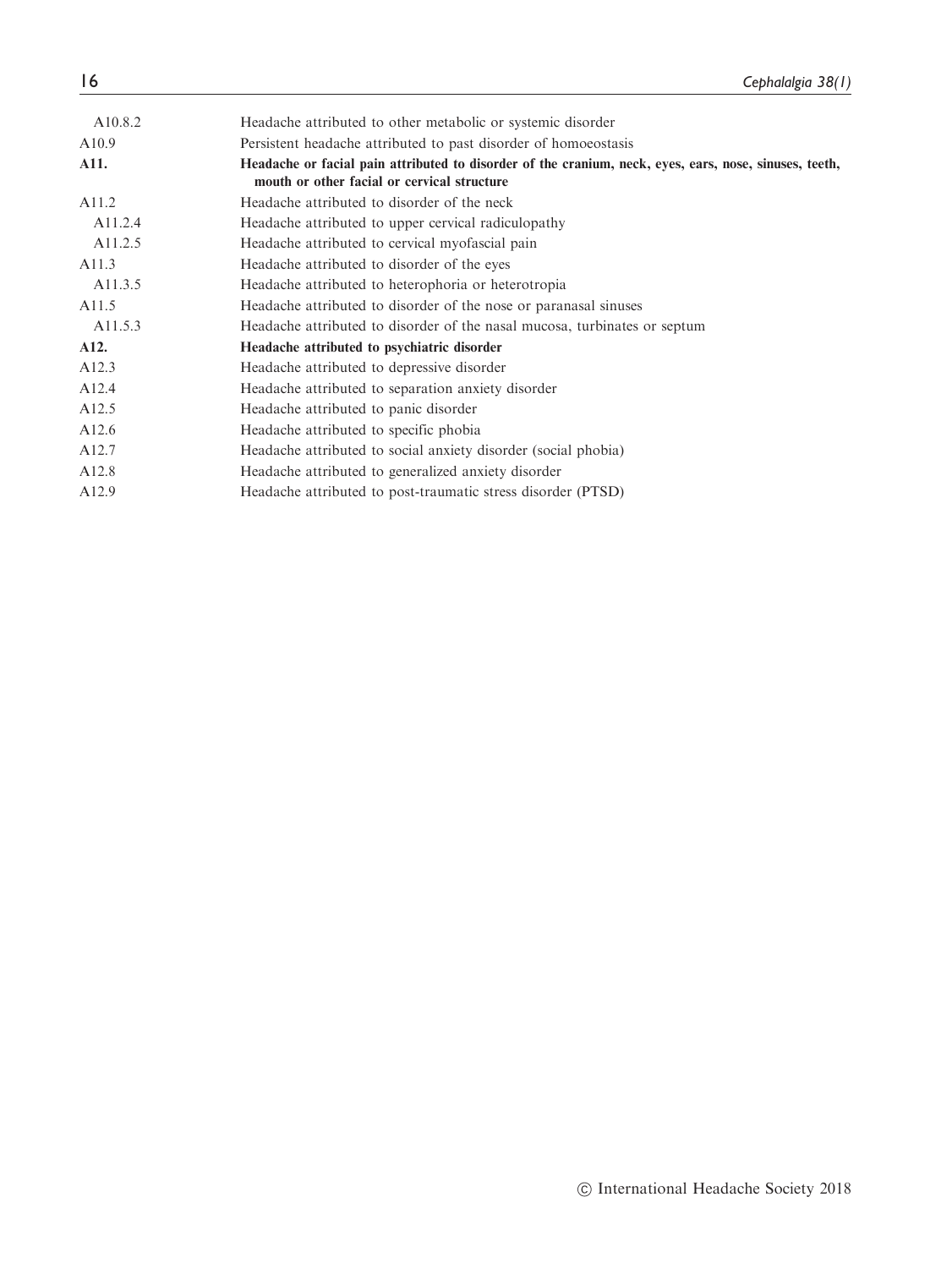| | |
|---|---|
| A10.8.2 | Headache attributed to other metabolic or systemic disorder |
| A10.9 | Persistent headache attributed to past disorder of homoeostasis |
| **A11.** | **Headache or facial pain attributed to disorder of the cranium, neck, eyes, ears, nose, sinuses, teeth, mouth or other facial or cervical structure** |
| A11.2 | Headache attributed to disorder of the neck |
| A11.2.4 | Headache attributed to upper cervical radiculopathy |
| A11.2.5 | Headache attributed to cervical myofascial pain |
| A11.3 | Headache attributed to disorder of the eyes |
| A11.3.5 | Headache attributed to heterophoria or heterotropia |
| A11.5 | Headache attributed to disorder of the nose or paranasal sinuses |
| A11.5.3 | Headache attributed to disorder of the nasal mucosa, turbinates or septum |
| **A12.** | **Headache attributed to psychiatric disorder** |
| A12.3 | Headache attributed to depressive disorder |
| A12.4 | Headache attributed to separation anxiety disorder |
| A12.5 | Headache attributed to panic disorder |
| A12.6 | Headache attributed to specific phobia |
| A12.7 | Headache attributed to social anxiety disorder (social phobia) |
| A12.8 | Headache attributed to generalized anxiety disorder |
| A12.9 | Headache attributed to post-traumatic stress disorder (PTSD) |

© International Headache Society 2018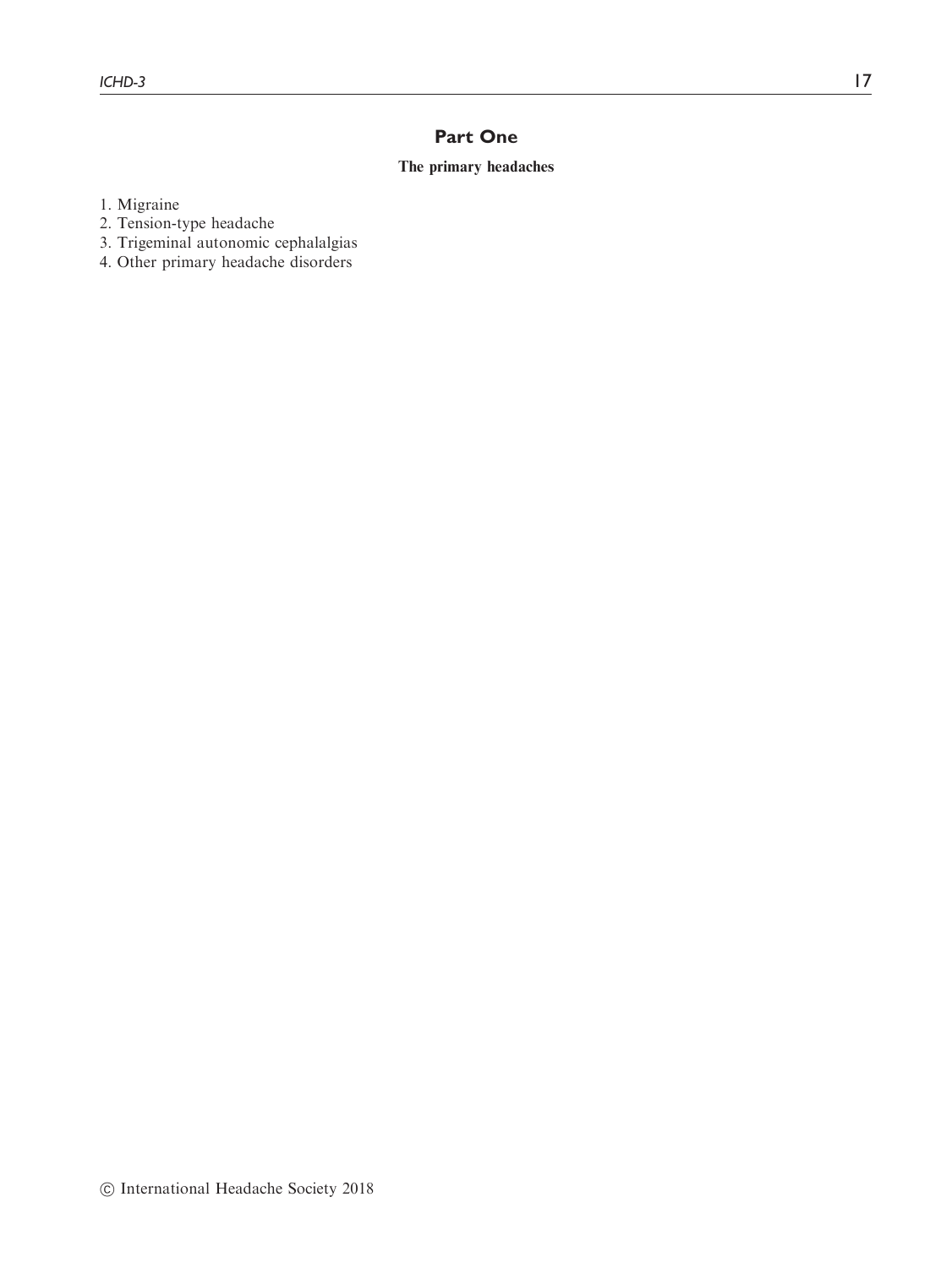# Part One

## The primary headaches

1. Migraine
2. Tension-type headache
3. Trigeminal autonomic cephalalgias
4. Other primary headache disorders

© International Headache Society 2018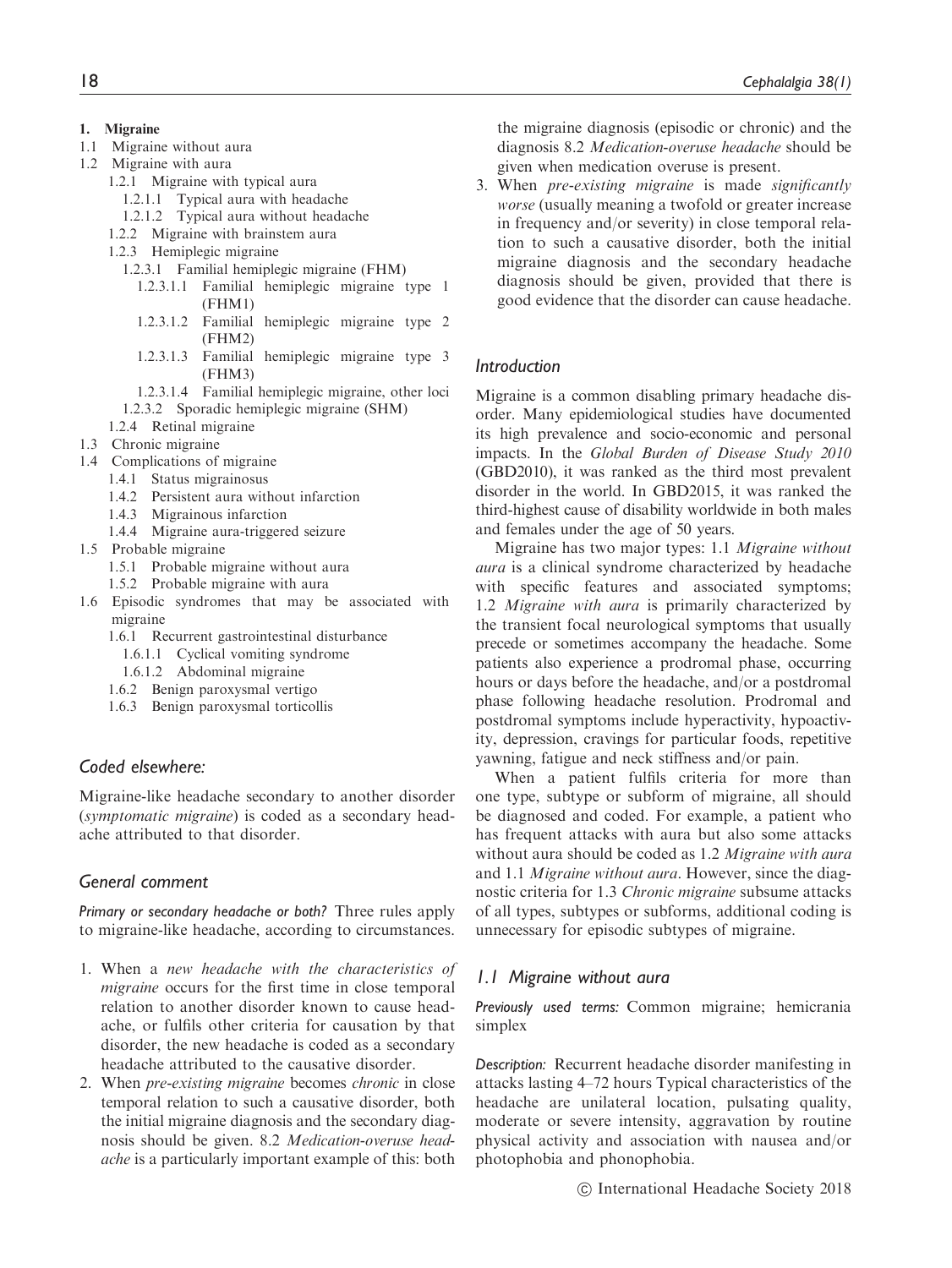**1. Migraine**

1.1 Migraine without aura
1.2 Migraine with aura
  1.2.1 Migraine with typical aura
    1.2.1.1 Typical aura with headache
    1.2.1.2 Typical aura without headache
  1.2.2 Migraine with brainstem aura
  1.2.3 Hemiplegic migraine
    1.2.3.1 Familial hemiplegic migraine (FHM)
      1.2.3.1.1 Familial hemiplegic migraine type 1 (FHM1)
      1.2.3.1.2 Familial hemiplegic migraine type 2 (FHM2)
      1.2.3.1.3 Familial hemiplegic migraine type 3 (FHM3)
      1.2.3.1.4 Familial hemiplegic migraine, other loci
    1.2.3.2 Sporadic hemiplegic migraine (SHM)
  1.2.4 Retinal migraine
1.3 Chronic migraine
1.4 Complications of migraine
  1.4.1 Status migrainosus
  1.4.2 Persistent aura without infarction
  1.4.3 Migrainous infarction
  1.4.4 Migraine aura-triggered seizure
1.5 Probable migraine
  1.5.1 Probable migraine without aura
  1.5.2 Probable migraine with aura
1.6 Episodic syndromes that may be associated with migraine
  1.6.1 Recurrent gastrointestinal disturbance
    1.6.1.1 Cyclical vomiting syndrome
    1.6.1.2 Abdominal migraine
  1.6.2 Benign paroxysmal vertigo
  1.6.3 Benign paroxysmal torticollis

## Coded elsewhere:

Migraine-like headache secondary to another disorder (*symptomatic migraine*) is coded as a secondary headache attributed to that disorder.

## General comment

*Primary or secondary headache or both?* Three rules apply to migraine-like headache, according to circumstances.

1. When a *new headache with the characteristics of migraine* occurs for the first time in close temporal relation to another disorder known to cause headache, or fulfils other criteria for causation by that disorder, the new headache is coded as a secondary headache attributed to the causative disorder.
2. When *pre-existing migraine* becomes *chronic* in close temporal relation to such a causative disorder, both the initial migraine diagnosis and the secondary diagnosis should be given. 8.2 *Medication-overuse headache* is a particularly important example of this: both the migraine diagnosis (episodic or chronic) and the diagnosis 8.2 *Medication-overuse headache* should be given when medication overuse is present.
3. When *pre-existing migraine* is made *significantly worse* (usually meaning a twofold or greater increase in frequency and/or severity) in close temporal relation to such a causative disorder, both the initial migraine diagnosis and the secondary headache diagnosis should be given, provided that there is good evidence that the disorder can cause headache.

## Introduction

Migraine is a common disabling primary headache disorder. Many epidemiological studies have documented its high prevalence and socio-economic and personal impacts. In the *Global Burden of Disease Study 2010* (GBD2010), it was ranked as the third most prevalent disorder in the world. In GBD2015, it was ranked the third-highest cause of disability worldwide in both males and females under the age of 50 years.

Migraine has two major types: 1.1 *Migraine without aura* is a clinical syndrome characterized by headache with specific features and associated symptoms; 1.2 *Migraine with aura* is primarily characterized by the transient focal neurological symptoms that usually precede or sometimes accompany the headache. Some patients also experience a prodromal phase, occurring hours or days before the headache, and/or a postdromal phase following headache resolution. Prodromal and postdromal symptoms include hyperactivity, hypoactivity, depression, cravings for particular foods, repetitive yawning, fatigue and neck stiffness and/or pain.

When a patient fulfils criteria for more than one type, subtype or subform of migraine, all should be diagnosed and coded. For example, a patient who has frequent attacks with aura but also some attacks without aura should be coded as 1.2 *Migraine with aura* and 1.1 *Migraine without aura*. However, since the diagnostic criteria for 1.3 *Chronic migraine* subsume attacks of all types, subtypes or subforms, additional coding is unnecessary for episodic subtypes of migraine.

## 1.1 Migraine without aura

*Previously used terms:* Common migraine; hemicrania simplex

*Description:* Recurrent headache disorder manifesting in attacks lasting 4–72 hours Typical characteristics of the headache are unilateral location, pulsating quality, moderate or severe intensity, aggravation by routine physical activity and association with nausea and/or photophobia and phonophobia.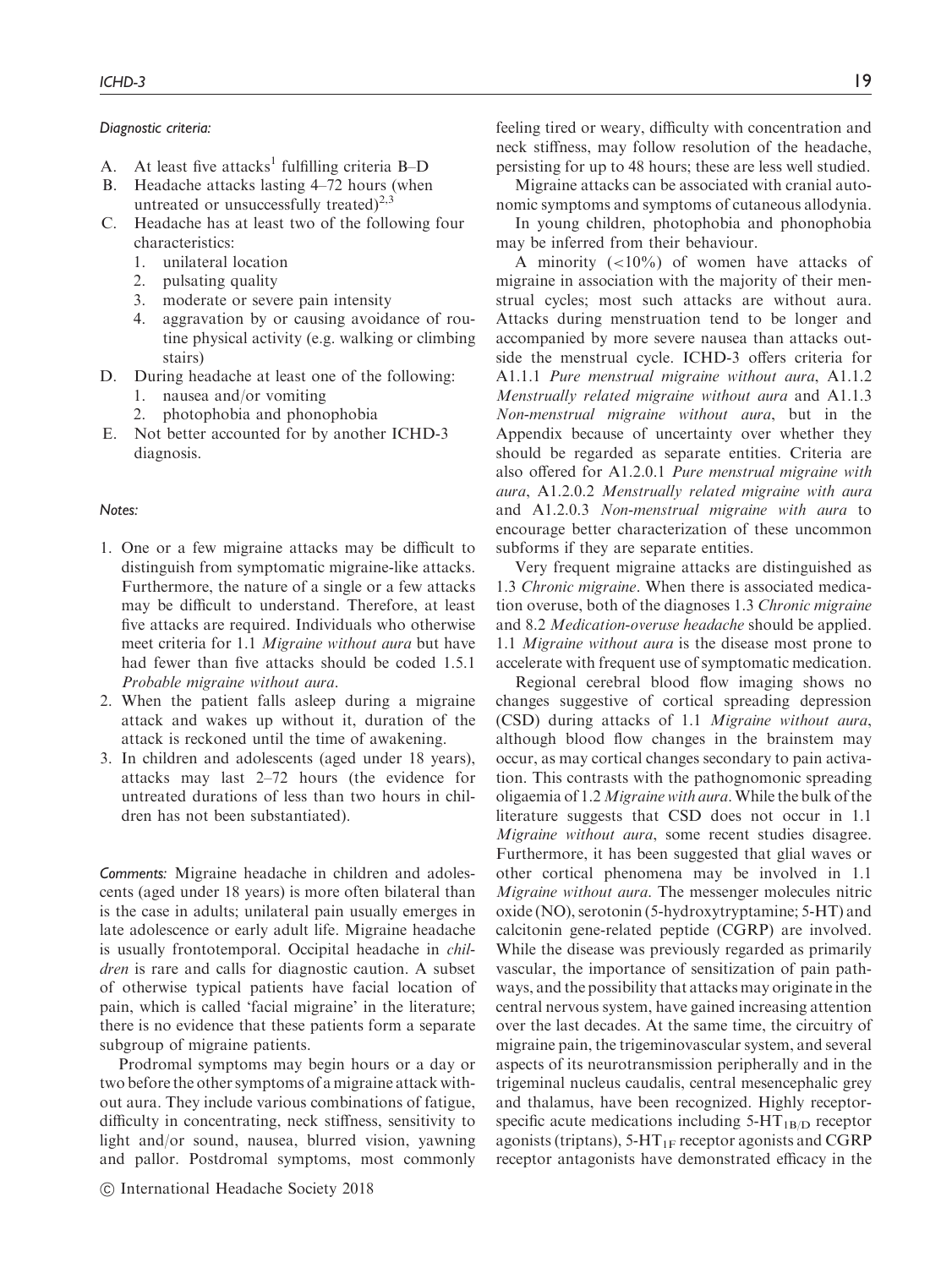*Diagnostic criteria:*

A. At least five attacks[1] fulfilling criteria B–D
B. Headache attacks lasting 4–72 hours (when untreated or unsuccessfully treated)[2,3]
C. Headache has at least two of the following four characteristics:
   1. unilateral location
   2. pulsating quality
   3. moderate or severe pain intensity
   4. aggravation by or causing avoidance of routine physical activity (e.g. walking or climbing stairs)
D. During headache at least one of the following:
   1. nausea and/or vomiting
   2. photophobia and phonophobia
E. Not better accounted for by another ICHD-3 diagnosis.

*Notes:*

1. One or a few migraine attacks may be difficult to distinguish from symptomatic migraine-like attacks. Furthermore, the nature of a single or a few attacks may be difficult to understand. Therefore, at least five attacks are required. Individuals who otherwise meet criteria for 1.1 *Migraine without aura* but have had fewer than five attacks should be coded 1.5.1 *Probable migraine without aura*.
2. When the patient falls asleep during a migraine attack and wakes up without it, duration of the attack is reckoned until the time of awakening.
3. In children and adolescents (aged under 18 years), attacks may last 2–72 hours (the evidence for untreated durations of less than two hours in children has not been substantiated).

*Comments:* Migraine headache in children and adolescents (aged under 18 years) is more often bilateral than is the case in adults; unilateral pain usually emerges in late adolescence or early adult life. Migraine headache is usually frontotemporal. Occipital headache in *children* is rare and calls for diagnostic caution. A subset of otherwise typical patients have facial location of pain, which is called 'facial migraine' in the literature; there is no evidence that these patients form a separate subgroup of migraine patients.

Prodromal symptoms may begin hours or a day or two before the other symptoms of a migraine attack without aura. They include various combinations of fatigue, difficulty in concentrating, neck stiffness, sensitivity to light and/or sound, nausea, blurred vision, yawning and pallor. Postdromal symptoms, most commonly feeling tired or weary, difficulty with concentration and neck stiffness, may follow resolution of the headache, persisting for up to 48 hours; these are less well studied.

Migraine attacks can be associated with cranial autonomic symptoms and symptoms of cutaneous allodynia.

In young children, photophobia and phonophobia may be inferred from their behaviour.

A minority (<10%) of women have attacks of migraine in association with the majority of their menstrual cycles; most such attacks are without aura. Attacks during menstruation tend to be longer and accompanied by more severe nausea than attacks outside the menstrual cycle. ICHD-3 offers criteria for A1.1.1 *Pure menstrual migraine without aura*, A1.1.2 *Menstrually related migraine without aura* and A1.1.3 *Non-menstrual migraine without aura*, but in the Appendix because of uncertainty over whether they should be regarded as separate entities. Criteria are also offered for A1.2.0.1 *Pure menstrual migraine with aura*, A1.2.0.2 *Menstrually related migraine with aura* and A1.2.0.3 *Non-menstrual migraine with aura* to encourage better characterization of these uncommon subforms if they are separate entities.

Very frequent migraine attacks are distinguished as 1.3 *Chronic migraine*. When there is associated medication overuse, both of the diagnoses 1.3 *Chronic migraine* and 8.2 *Medication-overuse headache* should be applied. 1.1 *Migraine without aura* is the disease most prone to accelerate with frequent use of symptomatic medication.

Regional cerebral blood flow imaging shows no changes suggestive of cortical spreading depression (CSD) during attacks of 1.1 *Migraine without aura*, although blood flow changes in the brainstem may occur, as may cortical changes secondary to pain activation. This contrasts with the pathognomonic spreading oligaemia of 1.2 *Migraine with aura*. While the bulk of the literature suggests that CSD does not occur in 1.1 *Migraine without aura*, some recent studies disagree. Furthermore, it has been suggested that glial waves or other cortical phenomena may be involved in 1.1 *Migraine without aura*. The messenger molecules nitric oxide (NO), serotonin (5-hydroxytryptamine; 5-HT) and calcitonin gene-related peptide (CGRP) are involved. While the disease was previously regarded as primarily vascular, the importance of sensitization of pain pathways, and the possibility that attacks may originate in the central nervous system, have gained increasing attention over the last decades. At the same time, the circuitry of migraine pain, the trigeminovascular system, and several aspects of its neurotransmission peripherally and in the trigeminal nucleus caudalis, central mesencephalic grey and thalamus, have been recognized. Highly receptor-specific acute medications including $5\text{-HT}_{1B/D}$ receptor agonists (triptans), $5\text{-HT}_{1F}$ receptor agonists and CGRP receptor antagonists have demonstrated efficacy in the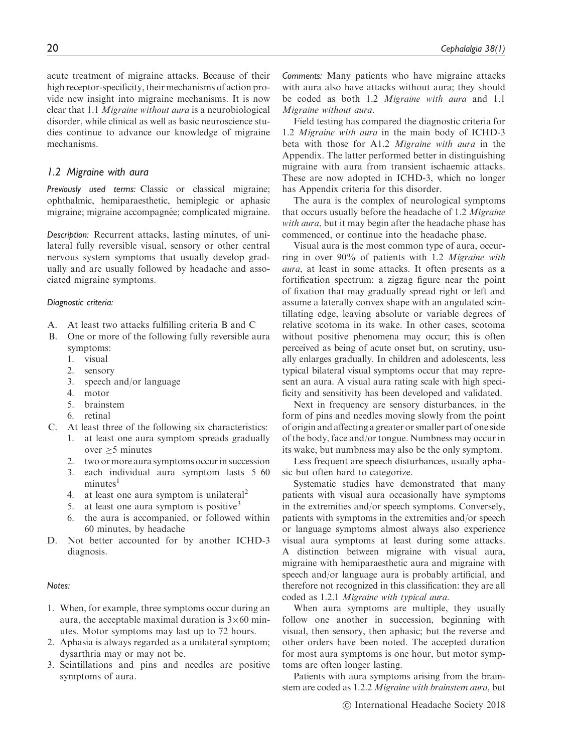acute treatment of migraine attacks. Because of their high receptor-specificity, their mechanisms of action provide new insight into migraine mechanisms. It is now clear that 1.1 *Migraine without aura* is a neurobiological disorder, while clinical as well as basic neuroscience studies continue to advance our knowledge of migraine mechanisms.

### *1.2 Migraine with aura*

*Previously used terms:* Classic or classical migraine; ophthalmic, hemiparaesthetic, hemiplegic or aphasic migraine; migraine accompagnée; complicated migraine.

*Description:* Recurrent attacks, lasting minutes, of unilateral fully reversible visual, sensory or other central nervous system symptoms that usually develop gradually and are usually followed by headache and associated migraine symptoms.

*Diagnostic criteria:*

A. At least two attacks fulfilling criteria B and C
B. One or more of the following fully reversible aura symptoms:
   1. visual
   2. sensory
   3. speech and/or language
   4. motor
   5. brainstem
   6. retinal
C. At least three of the following six characteristics:
   1. at least one aura symptom spreads gradually over $\geq$5 minutes
   2. two or more aura symptoms occur in succession
   3. each individual aura symptom lasts 5–60 minutes[1]
   4. at least one aura symptom is unilateral[2]
   5. at least one aura symptom is positive[3]
   6. the aura is accompanied, or followed within 60 minutes, by headache
D. Not better accounted for by another ICHD-3 diagnosis.

*Notes:*

1. When, for example, three symptoms occur during an aura, the acceptable maximal duration is $3 \times 60$ minutes. Motor symptoms may last up to 72 hours.
2. Aphasia is always regarded as a unilateral symptom; dysarthria may or may not be.
3. Scintillations and pins and needles are positive symptoms of aura.

*Comments:* Many patients who have migraine attacks with aura also have attacks without aura; they should be coded as both 1.2 *Migraine with aura* and 1.1 *Migraine without aura*.

Field testing has compared the diagnostic criteria for 1.2 *Migraine with aura* in the main body of ICHD-3 beta with those for A1.2 *Migraine with aura* in the Appendix. The latter performed better in distinguishing migraine with aura from transient ischaemic attacks. These are now adopted in ICHD-3, which no longer has Appendix criteria for this disorder.

The aura is the complex of neurological symptoms that occurs usually before the headache of 1.2 *Migraine with aura*, but it may begin after the headache phase has commenced, or continue into the headache phase.

Visual aura is the most common type of aura, occurring in over 90% of patients with 1.2 *Migraine with aura*, at least in some attacks. It often presents as a fortification spectrum: a zigzag figure near the point of fixation that may gradually spread right or left and assume a laterally convex shape with an angulated scintillating edge, leaving absolute or variable degrees of relative scotoma in its wake. In other cases, scotoma without positive phenomena may occur; this is often perceived as being of acute onset but, on scrutiny, usually enlarges gradually. In children and adolescents, less typical bilateral visual symptoms occur that may represent an aura. A visual aura rating scale with high specificity and sensitivity has been developed and validated.

Next in frequency are sensory disturbances, in the form of pins and needles moving slowly from the point of origin and affecting a greater or smaller part of one side of the body, face and/or tongue. Numbness may occur in its wake, but numbness may also be the only symptom.

Less frequent are speech disturbances, usually aphasic but often hard to categorize.

Systematic studies have demonstrated that many patients with visual aura occasionally have symptoms in the extremities and/or speech symptoms. Conversely, patients with symptoms in the extremities and/or speech or language symptoms almost always also experience visual aura symptoms at least during some attacks. A distinction between migraine with visual aura, migraine with hemiparaesthetic aura and migraine with speech and/or language aura is probably artificial, and therefore not recognized in this classification: they are all coded as 1.2.1 *Migraine with typical aura*.

When aura symptoms are multiple, they usually follow one another in succession, beginning with visual, then sensory, then aphasic; but the reverse and other orders have been noted. The accepted duration for most aura symptoms is one hour, but motor symptoms are often longer lasting.

Patients with aura symptoms arising from the brainstem are coded as 1.2.2 *Migraine with brainstem aura*, but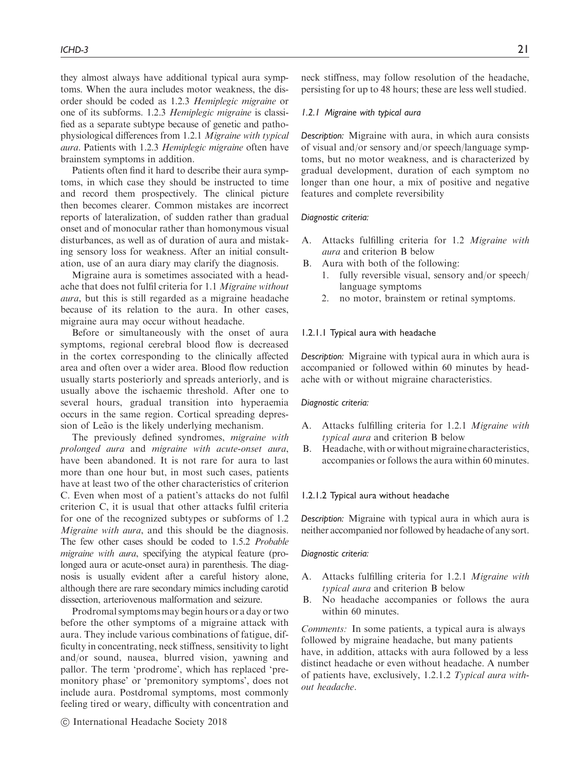they almost always have additional typical aura symptoms. When the aura includes motor weakness, the disorder should be coded as 1.2.3 *Hemiplegic migraine* or one of its subforms. 1.2.3 *Hemiplegic migraine* is classified as a separate subtype because of genetic and pathophysiological differences from 1.2.1 *Migraine with typical aura*. Patients with 1.2.3 *Hemiplegic migraine* often have brainstem symptoms in addition.

Patients often find it hard to describe their aura symptoms, in which case they should be instructed to time and record them prospectively. The clinical picture then becomes clearer. Common mistakes are incorrect reports of lateralization, of sudden rather than gradual onset and of monocular rather than homonymous visual disturbances, as well as of duration of aura and mistaking sensory loss for weakness. After an initial consultation, use of an aura diary may clarify the diagnosis.

Migraine aura is sometimes associated with a headache that does not fulfil criteria for 1.1 *Migraine without aura*, but this is still regarded as a migraine headache because of its relation to the aura. In other cases, migraine aura may occur without headache.

Before or simultaneously with the onset of aura symptoms, regional cerebral blood flow is decreased in the cortex corresponding to the clinically affected area and often over a wider area. Blood flow reduction usually starts posteriorly and spreads anteriorly, and is usually above the ischaemic threshold. After one to several hours, gradual transition into hyperaemia occurs in the same region. Cortical spreading depression of Leão is the likely underlying mechanism.

The previously defined syndromes, *migraine with prolonged aura* and *migraine with acute-onset aura*, have been abandoned. It is not rare for aura to last more than one hour but, in most such cases, patients have at least two of the other characteristics of criterion C. Even when most of a patient's attacks do not fulfil criterion C, it is usual that other attacks fulfil criteria for one of the recognized subtypes or subforms of 1.2 *Migraine with aura*, and this should be the diagnosis. The few other cases should be coded to 1.5.2 *Probable migraine with aura*, specifying the atypical feature (prolonged aura or acute-onset aura) in parenthesis. The diagnosis is usually evident after a careful history alone, although there are rare secondary mimics including carotid dissection, arteriovenous malformation and seizure.

Prodromal symptoms may begin hours or a day or two before the other symptoms of a migraine attack with aura. They include various combinations of fatigue, difficulty in concentrating, neck stiffness, sensitivity to light and/or sound, nausea, blurred vision, yawning and pallor. The term 'prodrome', which has replaced 'premonitory phase' or 'premonitory symptoms', does not include aura. Postdromal symptoms, most commonly feeling tired or weary, difficulty with concentration and neck stiffness, may follow resolution of the headache, persisting for up to 48 hours; these are less well studied.

### 1.2.1 Migraine with typical aura

*Description:* Migraine with aura, in which aura consists of visual and/or sensory and/or speech/language symptoms, but no motor weakness, and is characterized by gradual development, duration of each symptom no longer than one hour, a mix of positive and negative features and complete reversibility

*Diagnostic criteria:*

A. Attacks fulfilling criteria for 1.2 *Migraine with aura* and criterion B below
B. Aura with both of the following:
   1. fully reversible visual, sensory and/or speech/language symptoms
   2. no motor, brainstem or retinal symptoms.

#### 1.2.1.1 Typical aura with headache

*Description:* Migraine with typical aura in which aura is accompanied or followed within 60 minutes by headache with or without migraine characteristics.

*Diagnostic criteria:*

A. Attacks fulfilling criteria for 1.2.1 *Migraine with typical aura* and criterion B below
B. Headache, with or without migraine characteristics, accompanies or follows the aura within 60 minutes.

#### 1.2.1.2 Typical aura without headache

*Description:* Migraine with typical aura in which aura is neither accompanied nor followed by headache of any sort.

*Diagnostic criteria:*

A. Attacks fulfilling criteria for 1.2.1 *Migraine with typical aura* and criterion B below
B. No headache accompanies or follows the aura within 60 minutes.

*Comments:* In some patients, a typical aura is always followed by migraine headache, but many patients have, in addition, attacks with aura followed by a less distinct headache or even without headache. A number of patients have, exclusively, 1.2.1.2 *Typical aura without headache*.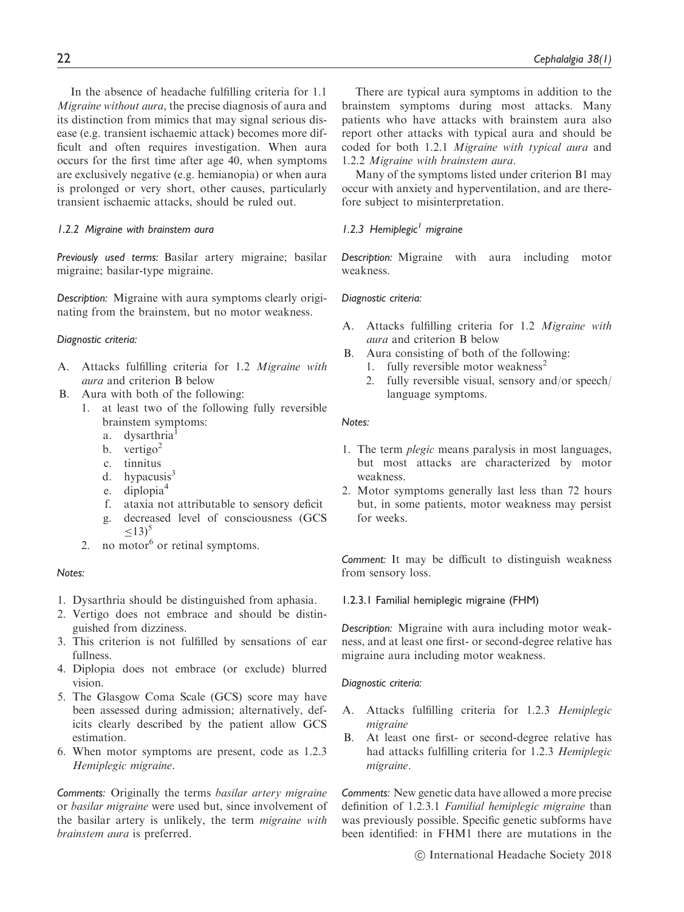In the absence of headache fulfilling criteria for 1.1 *Migraine without aura*, the precise diagnosis of aura and its distinction from mimics that may signal serious disease (e.g. transient ischaemic attack) becomes more difficult and often requires investigation. When aura occurs for the first time after age 40, when symptoms are exclusively negative (e.g. hemianopia) or when aura is prolonged or very short, other causes, particularly transient ischaemic attacks, should be ruled out.

#### *1.2.2 Migraine with brainstem aura*

*Previously used terms:* Basilar artery migraine; basilar migraine; basilar-type migraine.

*Description:* Migraine with aura symptoms clearly originating from the brainstem, but no motor weakness.

*Diagnostic criteria:*

A. Attacks fulfilling criteria for 1.2 *Migraine with aura* and criterion B below
B. Aura with both of the following:
   1. at least two of the following fully reversible brainstem symptoms:
      a. dysarthria[1]
      b. vertigo[2]
      c. tinnitus
      d. hypacusis[3]
      e. diplopia[4]
      f. ataxia not attributable to sensory deficit
      g. decreased level of consciousness (GCS $\leq 13$)[5]
   2. no motor[6] or retinal symptoms.

*Notes:*

1. Dysarthria should be distinguished from aphasia.
2. Vertigo does not embrace and should be distinguished from dizziness.
3. This criterion is not fulfilled by sensations of ear fullness.
4. Diplopia does not embrace (or exclude) blurred vision.
5. The Glasgow Coma Scale (GCS) score may have been assessed during admission; alternatively, deficits clearly described by the patient allow GCS estimation.
6. When motor symptoms are present, code as 1.2.3 *Hemiplegic migraine*.

*Comments:* Originally the terms *basilar artery migraine* or *basilar migraine* were used but, since involvement of the basilar artery is unlikely, the term *migraine with brainstem aura* is preferred.

There are typical aura symptoms in addition to the brainstem symptoms during most attacks. Many patients who have attacks with brainstem aura also report other attacks with typical aura and should be coded for both 1.2.1 *Migraine with typical aura* and 1.2.2 *Migraine with brainstem aura*.

Many of the symptoms listed under criterion B1 may occur with anxiety and hyperventilation, and are therefore subject to misinterpretation.

#### *1.2.3 Hemiplegic[1] migraine*

*Description:* Migraine with aura including motor weakness.

*Diagnostic criteria:*

A. Attacks fulfilling criteria for 1.2 *Migraine with aura* and criterion B below
B. Aura consisting of both of the following:
   1. fully reversible motor weakness[2]
   2. fully reversible visual, sensory and/or speech/language symptoms.

*Notes:*

1. The term *plegic* means paralysis in most languages, but most attacks are characterized by motor weakness.
2. Motor symptoms generally last less than 72 hours but, in some patients, motor weakness may persist for weeks.

*Comment:* It may be difficult to distinguish weakness from sensory loss.

##### 1.2.3.1 Familial hemiplegic migraine (FHM)

*Description:* Migraine with aura including motor weakness, and at least one first- or second-degree relative has migraine aura including motor weakness.

*Diagnostic criteria:*

A. Attacks fulfilling criteria for 1.2.3 *Hemiplegic migraine*
B. At least one first- or second-degree relative has had attacks fulfilling criteria for 1.2.3 *Hemiplegic migraine*.

*Comments:* New genetic data have allowed a more precise definition of 1.2.3.1 *Familial hemiplegic migraine* than was previously possible. Specific genetic subforms have been identified: in FHM1 there are mutations in the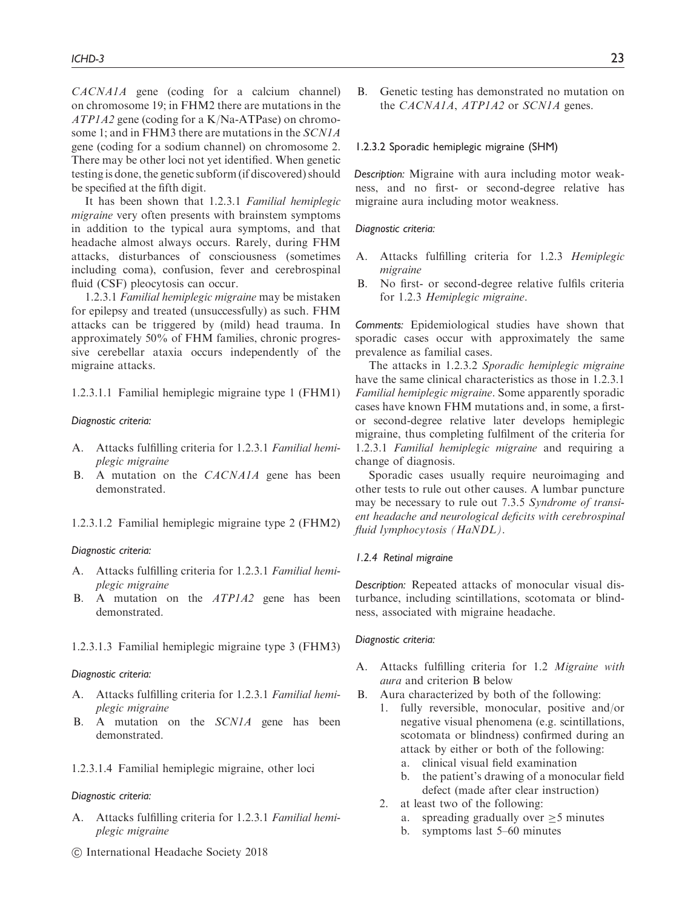*CACNA1A* gene (coding for a calcium channel) on chromosome 19; in FHM2 there are mutations in the *ATP1A2* gene (coding for a K/Na-ATPase) on chromosome 1; and in FHM3 there are mutations in the *SCN1A* gene (coding for a sodium channel) on chromosome 2. There may be other loci not yet identified. When genetic testing is done, the genetic subform (if discovered) should be specified at the fifth digit.

It has been shown that 1.2.3.1 *Familial hemiplegic migraine* very often presents with brainstem symptoms in addition to the typical aura symptoms, and that headache almost always occurs. Rarely, during FHM attacks, disturbances of consciousness (sometimes including coma), confusion, fever and cerebrospinal fluid (CSF) pleocytosis can occur.

1.2.3.1 *Familial hemiplegic migraine* may be mistaken for epilepsy and treated (unsuccessfully) as such. FHM attacks can be triggered by (mild) head trauma. In approximately 50% of FHM families, chronic progressive cerebellar ataxia occurs independently of the migraine attacks.

##### 1.2.3.1.1 Familial hemiplegic migraine type 1 (FHM1)

*Diagnostic criteria:*

A. Attacks fulfilling criteria for 1.2.3.1 *Familial hemiplegic migraine*
B. A mutation on the *CACNA1A* gene has been demonstrated.

##### 1.2.3.1.2 Familial hemiplegic migraine type 2 (FHM2)

*Diagnostic criteria:*

A. Attacks fulfilling criteria for 1.2.3.1 *Familial hemiplegic migraine*
B. A mutation on the *ATP1A2* gene has been demonstrated.

##### 1.2.3.1.3 Familial hemiplegic migraine type 3 (FHM3)

*Diagnostic criteria:*

A. Attacks fulfilling criteria for 1.2.3.1 *Familial hemiplegic migraine*
B. A mutation on the *SCN1A* gene has been demonstrated.

##### 1.2.3.1.4 Familial hemiplegic migraine, other loci

*Diagnostic criteria:*

A. Attacks fulfilling criteria for 1.2.3.1 *Familial hemiplegic migraine*
B. Genetic testing has demonstrated no mutation on the *CACNA1A*, *ATP1A2* or *SCN1A* genes.

#### 1.2.3.2 Sporadic hemiplegic migraine (SHM)

*Description:* Migraine with aura including motor weakness, and no first- or second-degree relative has migraine aura including motor weakness.

*Diagnostic criteria:*

A. Attacks fulfilling criteria for 1.2.3 *Hemiplegic migraine*
B. No first- or second-degree relative fulfils criteria for 1.2.3 *Hemiplegic migraine*.

*Comments:* Epidemiological studies have shown that sporadic cases occur with approximately the same prevalence as familial cases.

The attacks in 1.2.3.2 *Sporadic hemiplegic migraine* have the same clinical characteristics as those in 1.2.3.1 *Familial hemiplegic migraine*. Some apparently sporadic cases have known FHM mutations and, in some, a first- or second-degree relative later develops hemiplegic migraine, thus completing fulfilment of the criteria for 1.2.3.1 *Familial hemiplegic migraine* and requiring a change of diagnosis.

Sporadic cases usually require neuroimaging and other tests to rule out other causes. A lumbar puncture may be necessary to rule out 7.3.5 *Syndrome of transient headache and neurological deficits with cerebrospinal fluid lymphocytosis (HaNDL)*.

### *1.2.4 Retinal migraine*

*Description:* Repeated attacks of monocular visual disturbance, including scintillations, scotomata or blindness, associated with migraine headache.

*Diagnostic criteria:*

A. Attacks fulfilling criteria for 1.2 *Migraine with aura* and criterion B below
B. Aura characterized by both of the following:
   1. fully reversible, monocular, positive and/or negative visual phenomena (e.g. scintillations, scotomata or blindness) confirmed during an attack by either or both of the following:
      a. clinical visual field examination
      b. the patient's drawing of a monocular field defect (made after clear instruction)
   2. at least two of the following:
      a. spreading gradually over $\geq 5$ minutes
      b. symptoms last 5–60 minutes

© International Headache Society 2018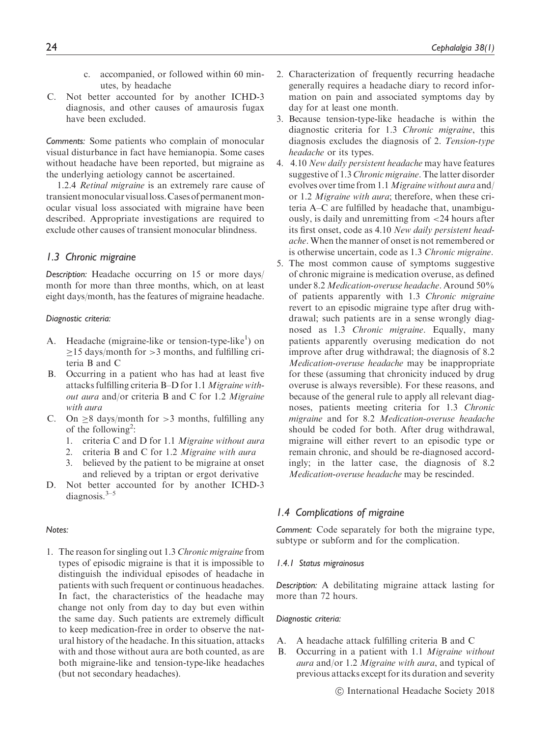c. accompanied, or followed within 60 minutes, by headache

C. Not better accounted for by another ICHD-3 diagnosis, and other causes of amaurosis fugax have been excluded.

*Comments:* Some patients who complain of monocular visual disturbance in fact have hemianopia. Some cases without headache have been reported, but migraine as the underlying aetiology cannot be ascertained.

1.2.4 *Retinal migraine* is an extremely rare cause of transient monocular visual loss. Cases of permanent monocular visual loss associated with migraine have been described. Appropriate investigations are required to exclude other causes of transient monocular blindness.

## 1.3 Chronic migraine

*Description:* Headache occurring on 15 or more days/month for more than three months, which, on at least eight days/month, has the features of migraine headache.

*Diagnostic criteria:*

A. Headache (migraine-like or tension-type-like[1]) on $\geq$15 days/month for >3 months, and fulfilling criteria B and C

B. Occurring in a patient who has had at least five attacks fulfilling criteria B–D for 1.1 *Migraine without aura* and/or criteria B and C for 1.2 *Migraine with aura*

C. On $\geq$8 days/month for >3 months, fulfilling any of the following[2]:
   1. criteria C and D for 1.1 *Migraine without aura*
   2. criteria B and C for 1.2 *Migraine with aura*
   3. believed by the patient to be migraine at onset and relieved by a triptan or ergot derivative

D. Not better accounted for by another ICHD-3 diagnosis.[3–5]

*Notes:*

1. The reason for singling out 1.3 *Chronic migraine* from types of episodic migraine is that it is impossible to distinguish the individual episodes of headache in patients with such frequent or continuous headaches. In fact, the characteristics of the headache may change not only from day to day but even within the same day. Such patients are extremely difficult to keep medication-free in order to observe the natural history of the headache. In this situation, attacks with and those without aura are both counted, as are both migraine-like and tension-type-like headaches (but not secondary headaches).
2. Characterization of frequently recurring headache generally requires a headache diary to record information on pain and associated symptoms day by day for at least one month.
3. Because tension-type-like headache is within the diagnostic criteria for 1.3 *Chronic migraine*, this diagnosis excludes the diagnosis of 2. *Tension-type headache* or its types.
4. 4.10 *New daily persistent headache* may have features suggestive of 1.3 *Chronic migraine*. The latter disorder evolves over time from 1.1 *Migraine without aura* and/or 1.2 *Migraine with aura*; therefore, when these criteria A–C are fulfilled by headache that, unambiguously, is daily and unremitting from <24 hours after its first onset, code as 4.10 *New daily persistent headache*. When the manner of onset is not remembered or is otherwise uncertain, code as 1.3 *Chronic migraine*.
5. The most common cause of symptoms suggestive of chronic migraine is medication overuse, as defined under 8.2 *Medication-overuse headache*. Around 50% of patients apparently with 1.3 *Chronic migraine* revert to an episodic migraine type after drug withdrawal; such patients are in a sense wrongly diagnosed as 1.3 *Chronic migraine*. Equally, many patients apparently overusing medication do not improve after drug withdrawal; the diagnosis of 8.2 *Medication-overuse headache* may be inappropriate for these (assuming that chronicity induced by drug overuse is always reversible). For these reasons, and because of the general rule to apply all relevant diagnoses, patients meeting criteria for 1.3 *Chronic migraine* and for 8.2 *Medication-overuse headache* should be coded for both. After drug withdrawal, migraine will either revert to an episodic type or remain chronic, and should be re-diagnosed accordingly; in the latter case, the diagnosis of 8.2 *Medication-overuse headache* may be rescinded.

## 1.4 Complications of migraine

*Comment:* Code separately for both the migraine type, subtype or subform and for the complication.

### 1.4.1 Status migrainosus

*Description:* A debilitating migraine attack lasting for more than 72 hours.

*Diagnostic criteria:*

A. A headache attack fulfilling criteria B and C

B. Occurring in a patient with 1.1 *Migraine without aura* and/or 1.2 *Migraine with aura*, and typical of previous attacks except for its duration and severity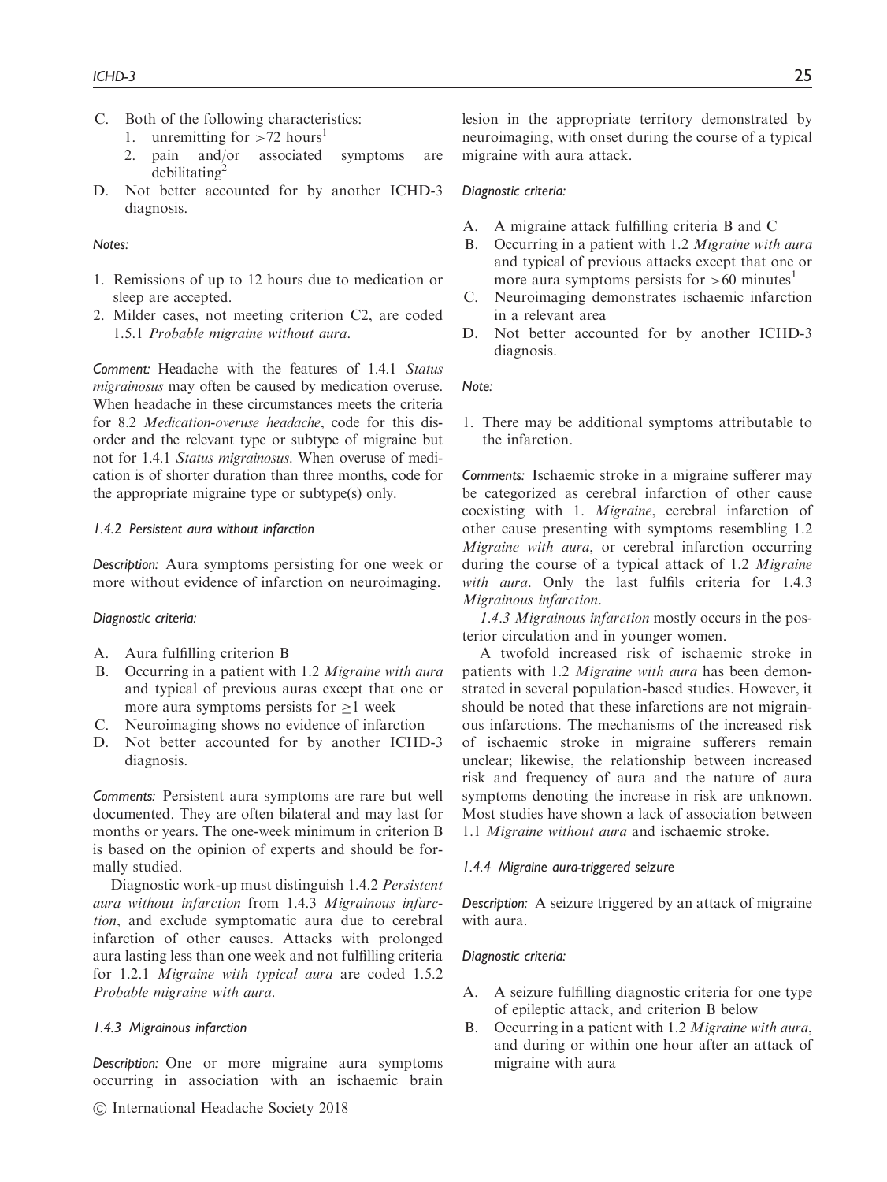C. Both of the following characteristics:
   1. unremitting for >72 hours[1]
   2. pain and/or associated symptoms are debilitating[2]

D. Not better accounted for by another ICHD-3 diagnosis.

*Notes:*

1. Remissions of up to 12 hours due to medication or sleep are accepted.
2. Milder cases, not meeting criterion C2, are coded 1.5.1 *Probable migraine without aura*.

*Comment:* Headache with the features of 1.4.1 *Status migrainosus* may often be caused by medication overuse. When headache in these circumstances meets the criteria for 8.2 *Medication-overuse headache*, code for this disorder and the relevant type or subtype of migraine but not for 1.4.1 *Status migrainosus*. When overuse of medication is of shorter duration than three months, code for the appropriate migraine type or subtype(s) only.

### *1.4.2 Persistent aura without infarction*

*Description:* Aura symptoms persisting for one week or more without evidence of infarction on neuroimaging.

*Diagnostic criteria:*

A. Aura fulfilling criterion B
B. Occurring in a patient with 1.2 *Migraine with aura* and typical of previous auras except that one or more aura symptoms persists for ≥1 week
C. Neuroimaging shows no evidence of infarction
D. Not better accounted for by another ICHD-3 diagnosis.

*Comments:* Persistent aura symptoms are rare but well documented. They are often bilateral and may last for months or years. The one-week minimum in criterion B is based on the opinion of experts and should be formally studied.

Diagnostic work-up must distinguish 1.4.2 *Persistent aura without infarction* from 1.4.3 *Migrainous infarction*, and exclude symptomatic aura due to cerebral infarction of other causes. Attacks with prolonged aura lasting less than one week and not fulfilling criteria for 1.2.1 *Migraine with typical aura* are coded 1.5.2 *Probable migraine with aura*.

### *1.4.3 Migrainous infarction*

*Description:* One or more migraine aura symptoms occurring in association with an ischaemic brain lesion in the appropriate territory demonstrated by neuroimaging, with onset during the course of a typical migraine with aura attack.

*Diagnostic criteria:*

A. A migraine attack fulfilling criteria B and C
B. Occurring in a patient with 1.2 *Migraine with aura* and typical of previous attacks except that one or more aura symptoms persists for >60 minutes[1]
C. Neuroimaging demonstrates ischaemic infarction in a relevant area
D. Not better accounted for by another ICHD-3 diagnosis.

*Note:*

1. There may be additional symptoms attributable to the infarction.

*Comments:* Ischaemic stroke in a migraine sufferer may be categorized as cerebral infarction of other cause coexisting with 1. *Migraine*, cerebral infarction of other cause presenting with symptoms resembling 1.2 *Migraine with aura*, or cerebral infarction occurring during the course of a typical attack of 1.2 *Migraine with aura*. Only the last fulfils criteria for 1.4.3 *Migrainous infarction*.

*1.4.3 Migrainous infarction* mostly occurs in the posterior circulation and in younger women.

A twofold increased risk of ischaemic stroke in patients with 1.2 *Migraine with aura* has been demonstrated in several population-based studies. However, it should be noted that these infarctions are not migrainous infarctions. The mechanisms of the increased risk of ischaemic stroke in migraine sufferers remain unclear; likewise, the relationship between increased risk and frequency of aura and the nature of aura symptoms denoting the increase in risk are unknown. Most studies have shown a lack of association between 1.1 *Migraine without aura* and ischaemic stroke.

### *1.4.4 Migraine aura-triggered seizure*

*Description:* A seizure triggered by an attack of migraine with aura.

*Diagnostic criteria:*

A. A seizure fulfilling diagnostic criteria for one type of epileptic attack, and criterion B below
B. Occurring in a patient with 1.2 *Migraine with aura*, and during or within one hour after an attack of migraine with aura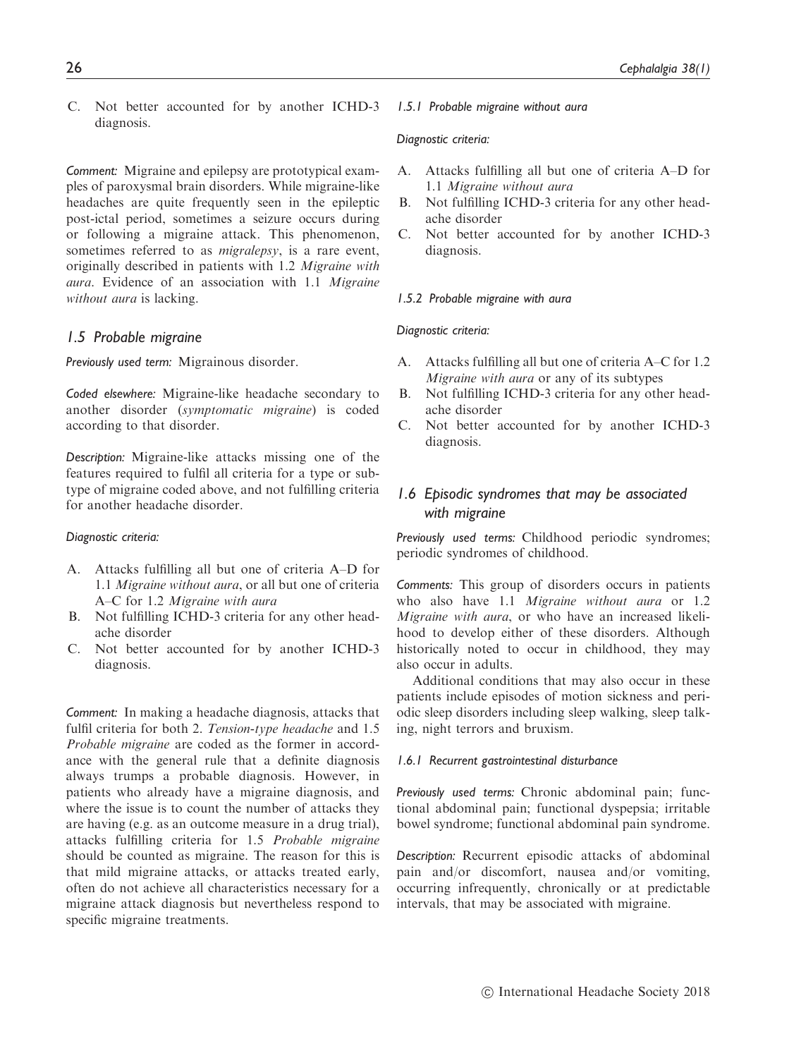C. Not better accounted for by another ICHD-3 diagnosis.

*Comment:* Migraine and epilepsy are prototypical examples of paroxysmal brain disorders. While migraine-like headaches are quite frequently seen in the epileptic post-ictal period, sometimes a seizure occurs during or following a migraine attack. This phenomenon, sometimes referred to as *migralepsy*, is a rare event, originally described in patients with 1.2 *Migraine with aura*. Evidence of an association with 1.1 *Migraine without aura* is lacking.

## 1.5 Probable migraine

*Previously used term:* Migrainous disorder.

*Coded elsewhere:* Migraine-like headache secondary to another disorder (*symptomatic migraine*) is coded according to that disorder.

*Description:* Migraine-like attacks missing one of the features required to fulfil all criteria for a type or subtype of migraine coded above, and not fulfilling criteria for another headache disorder.

*Diagnostic criteria:*

A. Attacks fulfilling all but one of criteria A–D for 1.1 *Migraine without aura*, or all but one of criteria A–C for 1.2 *Migraine with aura*
B. Not fulfilling ICHD-3 criteria for any other headache disorder
C. Not better accounted for by another ICHD-3 diagnosis.

*Comment:* In making a headache diagnosis, attacks that fulfil criteria for both 2. *Tension-type headache* and 1.5 *Probable migraine* are coded as the former in accordance with the general rule that a definite diagnosis always trumps a probable diagnosis. However, in patients who already have a migraine diagnosis, and where the issue is to count the number of attacks they are having (e.g. as an outcome measure in a drug trial), attacks fulfilling criteria for 1.5 *Probable migraine* should be counted as migraine. The reason for this is that mild migraine attacks, or attacks treated early, often do not achieve all characteristics necessary for a migraine attack diagnosis but nevertheless respond to specific migraine treatments.

### 1.5.1 Probable migraine without aura

*Diagnostic criteria:*

A. Attacks fulfilling all but one of criteria A–D for 1.1 *Migraine without aura*
B. Not fulfilling ICHD-3 criteria for any other headache disorder
C. Not better accounted for by another ICHD-3 diagnosis.

### 1.5.2 Probable migraine with aura

*Diagnostic criteria:*

A. Attacks fulfilling all but one of criteria A–C for 1.2 *Migraine with aura* or any of its subtypes
B. Not fulfilling ICHD-3 criteria for any other headache disorder
C. Not better accounted for by another ICHD-3 diagnosis.

## 1.6 Episodic syndromes that may be associated with migraine

*Previously used terms:* Childhood periodic syndromes; periodic syndromes of childhood.

*Comments:* This group of disorders occurs in patients who also have 1.1 *Migraine without aura* or 1.2 *Migraine with aura*, or who have an increased likelihood to develop either of these disorders. Although historically noted to occur in childhood, they may also occur in adults.

Additional conditions that may also occur in these patients include episodes of motion sickness and periodic sleep disorders including sleep walking, sleep talking, night terrors and bruxism.

### 1.6.1 Recurrent gastrointestinal disturbance

*Previously used terms:* Chronic abdominal pain; functional abdominal pain; functional dyspepsia; irritable bowel syndrome; functional abdominal pain syndrome.

*Description:* Recurrent episodic attacks of abdominal pain and/or discomfort, nausea and/or vomiting, occurring infrequently, chronically or at predictable intervals, that may be associated with migraine.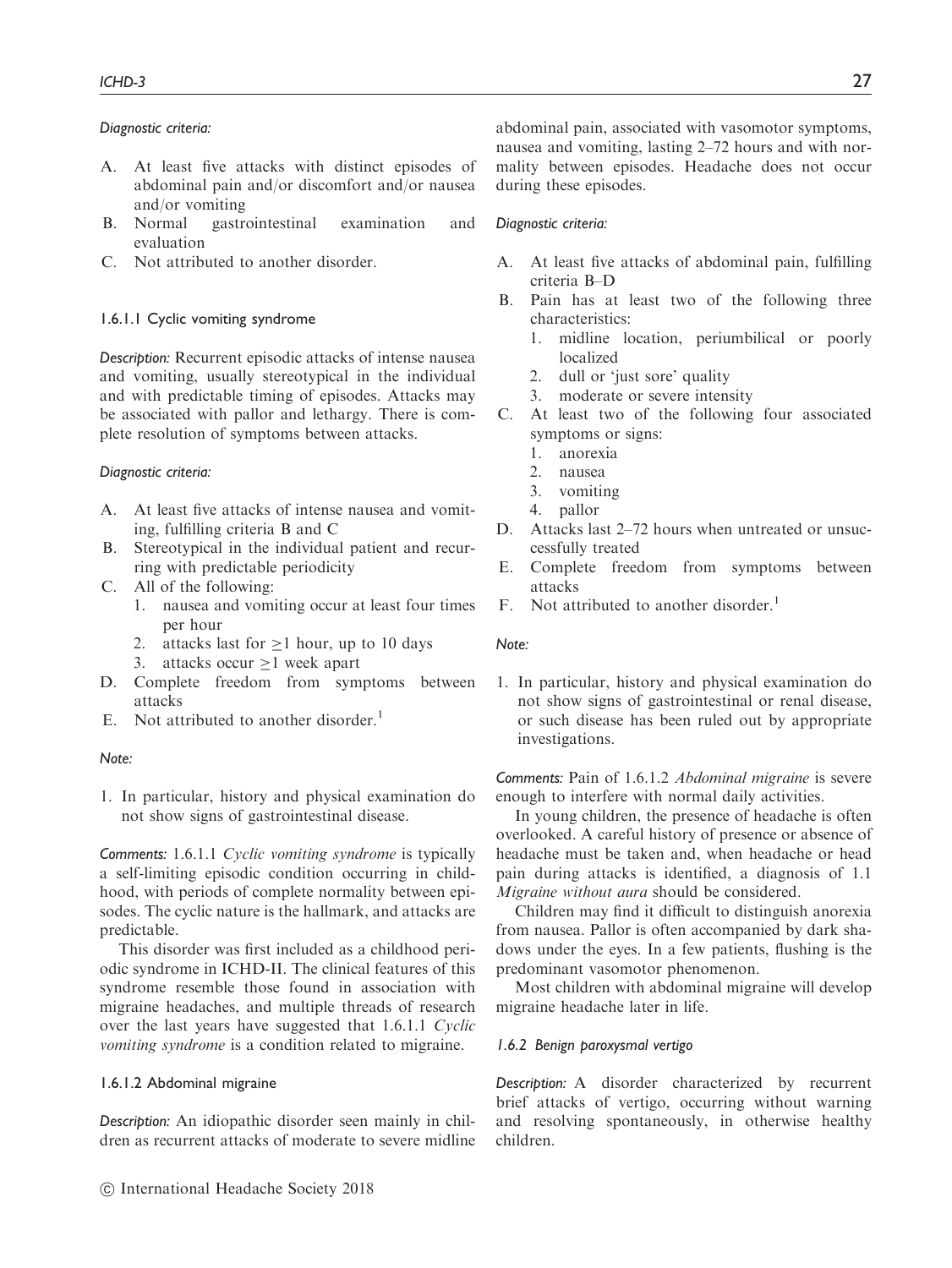*Diagnostic criteria:*

A. At least five attacks with distinct episodes of abdominal pain and/or discomfort and/or nausea and/or vomiting
B. Normal gastrointestinal examination and evaluation
C. Not attributed to another disorder.

### 1.6.1.1 Cyclic vomiting syndrome

*Description:* Recurrent episodic attacks of intense nausea and vomiting, usually stereotypical in the individual and with predictable timing of episodes. Attacks may be associated with pallor and lethargy. There is complete resolution of symptoms between attacks.

*Diagnostic criteria:*

A. At least five attacks of intense nausea and vomiting, fulfilling criteria B and C
B. Stereotypical in the individual patient and recurring with predictable periodicity
C. All of the following:
   1. nausea and vomiting occur at least four times per hour
   2. attacks last for $\geq$1 hour, up to 10 days
   3. attacks occur $\geq$1 week apart
D. Complete freedom from symptoms between attacks
E. Not attributed to another disorder.[1]

*Note:*

1. In particular, history and physical examination do not show signs of gastrointestinal disease.

*Comments:* 1.6.1.1 *Cyclic vomiting syndrome* is typically a self-limiting episodic condition occurring in childhood, with periods of complete normality between episodes. The cyclic nature is the hallmark, and attacks are predictable.

This disorder was first included as a childhood periodic syndrome in ICHD-II. The clinical features of this syndrome resemble those found in association with migraine headaches, and multiple threads of research over the last years have suggested that 1.6.1.1 *Cyclic vomiting syndrome* is a condition related to migraine.

### 1.6.1.2 Abdominal migraine

*Description:* An idiopathic disorder seen mainly in children as recurrent attacks of moderate to severe midline abdominal pain, associated with vasomotor symptoms, nausea and vomiting, lasting 2–72 hours and with normality between episodes. Headache does not occur during these episodes.

*Diagnostic criteria:*

A. At least five attacks of abdominal pain, fulfilling criteria B–D
B. Pain has at least two of the following three characteristics:
   1. midline location, periumbilical or poorly localized
   2. dull or 'just sore' quality
   3. moderate or severe intensity
C. At least two of the following four associated symptoms or signs:
   1. anorexia
   2. nausea
   3. vomiting
   4. pallor
D. Attacks last 2–72 hours when untreated or unsuccessfully treated
E. Complete freedom from symptoms between attacks
F. Not attributed to another disorder.[1]

*Note:*

1. In particular, history and physical examination do not show signs of gastrointestinal or renal disease, or such disease has been ruled out by appropriate investigations.

*Comments:* Pain of 1.6.1.2 *Abdominal migraine* is severe enough to interfere with normal daily activities.

In young children, the presence of headache is often overlooked. A careful history of presence or absence of headache must be taken and, when headache or head pain during attacks is identified, a diagnosis of 1.1 *Migraine without aura* should be considered.

Children may find it difficult to distinguish anorexia from nausea. Pallor is often accompanied by dark shadows under the eyes. In a few patients, flushing is the predominant vasomotor phenomenon.

Most children with abdominal migraine will develop migraine headache later in life.

### *1.6.2 Benign paroxysmal vertigo*

*Description:* A disorder characterized by recurrent brief attacks of vertigo, occurring without warning and resolving spontaneously, in otherwise healthy children.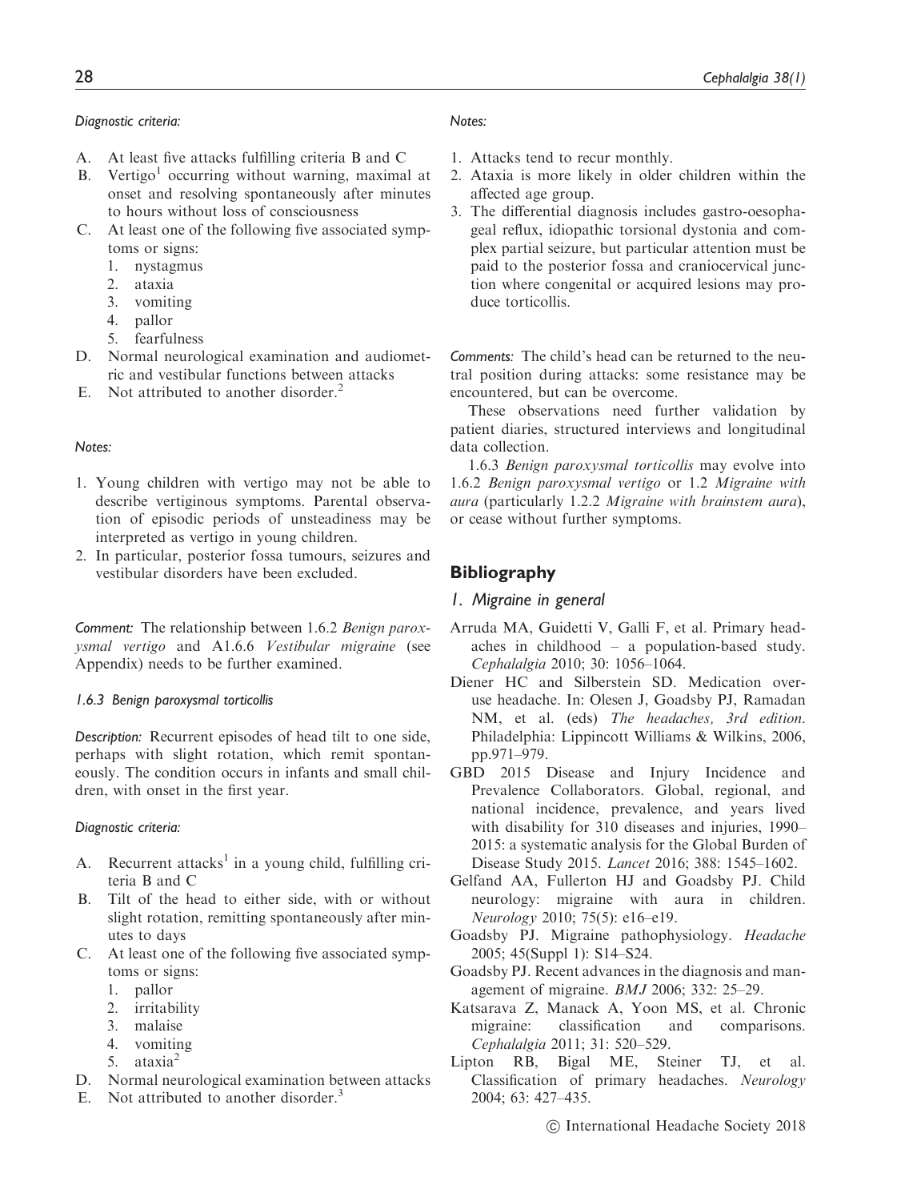*Diagnostic criteria:*

A. At least five attacks fulfilling criteria B and C
B. Vertigo[1] occurring without warning, maximal at onset and resolving spontaneously after minutes to hours without loss of consciousness
C. At least one of the following five associated symptoms or signs:
   1. nystagmus
   2. ataxia
   3. vomiting
   4. pallor
   5. fearfulness
D. Normal neurological examination and audiometric and vestibular functions between attacks
E. Not attributed to another disorder.[2]

*Notes:*

1. Young children with vertigo may not be able to describe vertiginous symptoms. Parental observation of episodic periods of unsteadiness may be interpreted as vertigo in young children.
2. In particular, posterior fossa tumours, seizures and vestibular disorders have been excluded.

*Comment:* The relationship between 1.6.2 *Benign paroxysmal vertigo* and A1.6.6 *Vestibular migraine* (see Appendix) needs to be further examined.

#### *1.6.3 Benign paroxysmal torticollis*

*Description:* Recurrent episodes of head tilt to one side, perhaps with slight rotation, which remit spontaneously. The condition occurs in infants and small children, with onset in the first year.

*Diagnostic criteria:*

A. Recurrent attacks[1] in a young child, fulfilling criteria B and C
B. Tilt of the head to either side, with or without slight rotation, remitting spontaneously after minutes to days
C. At least one of the following five associated symptoms or signs:
   1. pallor
   2. irritability
   3. malaise
   4. vomiting
   5. ataxia[2]
D. Normal neurological examination between attacks
E. Not attributed to another disorder.[3]

*Notes:*

1. Attacks tend to recur monthly.
2. Ataxia is more likely in older children within the affected age group.
3. The differential diagnosis includes gastro-oesophageal reflux, idiopathic torsional dystonia and complex partial seizure, but particular attention must be paid to the posterior fossa and craniocervical junction where congenital or acquired lesions may produce torticollis.

*Comments:* The child's head can be returned to the neutral position during attacks: some resistance may be encountered, but can be overcome.

These observations need further validation by patient diaries, structured interviews and longitudinal data collection.

1.6.3 *Benign paroxysmal torticollis* may evolve into 1.6.2 *Benign paroxysmal vertigo* or 1.2 *Migraine with aura* (particularly 1.2.2 *Migraine with brainstem aura*), or cease without further symptoms.

## Bibliography

### *1. Migraine in general*

Arruda MA, Guidetti V, Galli F, et al. Primary headaches in childhood – a population-based study. *Cephalalgia* 2010; 30: 1056–1064.

Diener HC and Silberstein SD. Medication overuse headache. In: Olesen J, Goadsby PJ, Ramadan NM, et al. (eds) *The headaches, 3rd edition.* Philadelphia: Lippincott Williams & Wilkins, 2006, pp.971–979.

GBD 2015 Disease and Injury Incidence and Prevalence Collaborators. Global, regional, and national incidence, prevalence, and years lived with disability for 310 diseases and injuries, 1990–2015: a systematic analysis for the Global Burden of Disease Study 2015. *Lancet* 2016; 388: 1545–1602.

Gelfand AA, Fullerton HJ and Goadsby PJ. Child neurology: migraine with aura in children. *Neurology* 2010; 75(5): e16–e19.

Goadsby PJ. Migraine pathophysiology. *Headache* 2005; 45(Suppl 1): S14–S24.

Goadsby PJ. Recent advances in the diagnosis and management of migraine. *BMJ* 2006; 332: 25–29.

Katsarava Z, Manack A, Yoon MS, et al. Chronic migraine: classification and comparisons. *Cephalalgia* 2011; 31: 520–529.

Lipton RB, Bigal ME, Steiner TJ, et al. Classification of primary headaches. *Neurology* 2004; 63: 427–435.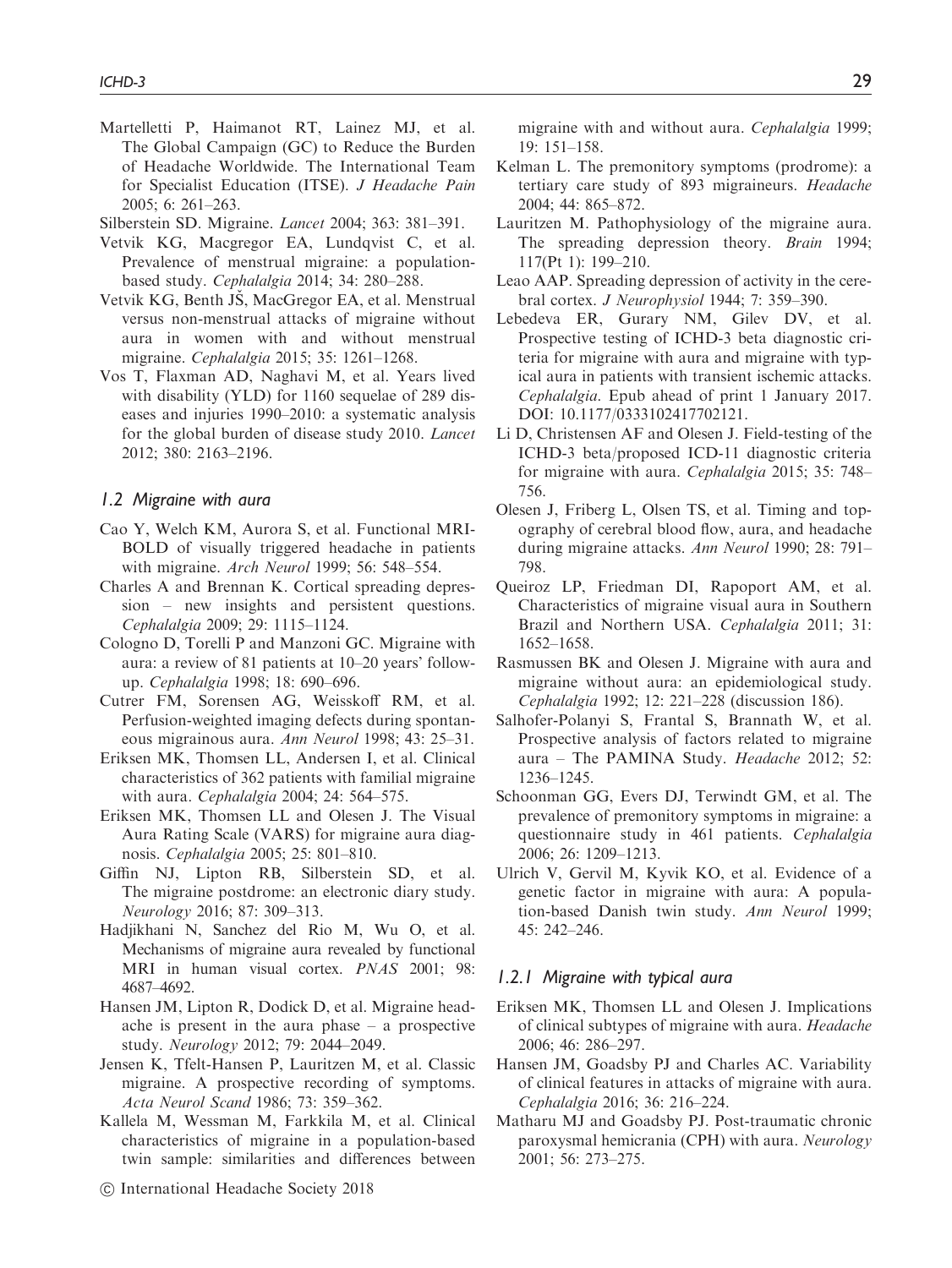Martelletti P, Haimanot RT, Lainez MJ, et al. The Global Campaign (GC) to Reduce the Burden of Headache Worldwide. The International Team for Specialist Education (ITSE). *J Headache Pain* 2005; 6: 261–263.

Silberstein SD. Migraine. *Lancet* 2004; 363: 381–391.

Vetvik KG, Macgregor EA, Lundqvist C, et al. Prevalence of menstrual migraine: a population-based study. *Cephalalgia* 2014; 34: 280–288.

Vetvik KG, Benth JŠ, MacGregor EA, et al. Menstrual versus non-menstrual attacks of migraine without aura in women with and without menstrual migraine. *Cephalalgia* 2015; 35: 1261–1268.

Vos T, Flaxman AD, Naghavi M, et al. Years lived with disability (YLD) for 1160 sequelae of 289 diseases and injuries 1990–2010: a systematic analysis for the global burden of disease study 2010. *Lancet* 2012; 380: 2163–2196.

### *1.2 Migraine with aura*

Cao Y, Welch KM, Aurora S, et al. Functional MRI-BOLD of visually triggered headache in patients with migraine. *Arch Neurol* 1999; 56: 548–554.

Charles A and Brennan K. Cortical spreading depression – new insights and persistent questions. *Cephalalgia* 2009; 29: 1115–1124.

Cologno D, Torelli P and Manzoni GC. Migraine with aura: a review of 81 patients at 10–20 years' follow-up. *Cephalalgia* 1998; 18: 690–696.

Cutrer FM, Sorensen AG, Weisskoff RM, et al. Perfusion-weighted imaging defects during spontaneous migrainous aura. *Ann Neurol* 1998; 43: 25–31.

Eriksen MK, Thomsen LL, Andersen I, et al. Clinical characteristics of 362 patients with familial migraine with aura. *Cephalalgia* 2004; 24: 564–575.

Eriksen MK, Thomsen LL and Olesen J. The Visual Aura Rating Scale (VARS) for migraine aura diagnosis. *Cephalalgia* 2005; 25: 801–810.

Giffin NJ, Lipton RB, Silberstein SD, et al. The migraine postdrome: an electronic diary study. *Neurology* 2016; 87: 309–313.

Hadjikhani N, Sanchez del Rio M, Wu O, et al. Mechanisms of migraine aura revealed by functional MRI in human visual cortex. *PNAS* 2001; 98: 4687–4692.

Hansen JM, Lipton R, Dodick D, et al. Migraine headache is present in the aura phase – a prospective study. *Neurology* 2012; 79: 2044–2049.

Jensen K, Tfelt-Hansen P, Lauritzen M, et al. Classic migraine. A prospective recording of symptoms. *Acta Neurol Scand* 1986; 73: 359–362.

Kallela M, Wessman M, Farkkila M, et al. Clinical characteristics of migraine in a population-based twin sample: similarities and differences between migraine with and without aura. *Cephalalgia* 1999; 19: 151–158.

Kelman L. The premonitory symptoms (prodrome): a tertiary care study of 893 migraineurs. *Headache* 2004; 44: 865–872.

Lauritzen M. Pathophysiology of the migraine aura. The spreading depression theory. *Brain* 1994; 117(Pt 1): 199–210.

Leao AAP. Spreading depression of activity in the cerebral cortex. *J Neurophysiol* 1944; 7: 359–390.

Lebedeva ER, Gurary NM, Gilev DV, et al. Prospective testing of ICHD-3 beta diagnostic criteria for migraine with aura and migraine with typical aura in patients with transient ischemic attacks. *Cephalalgia*. Epub ahead of print 1 January 2017. DOI: 10.1177/0333102417702121.

Li D, Christensen AF and Olesen J. Field-testing of the ICHD-3 beta/proposed ICD-11 diagnostic criteria for migraine with aura. *Cephalalgia* 2015; 35: 748–756.

Olesen J, Friberg L, Olsen TS, et al. Timing and topography of cerebral blood flow, aura, and headache during migraine attacks. *Ann Neurol* 1990; 28: 791–798.

Queiroz LP, Friedman DI, Rapoport AM, et al. Characteristics of migraine visual aura in Southern Brazil and Northern USA. *Cephalalgia* 2011; 31: 1652–1658.

Rasmussen BK and Olesen J. Migraine with aura and migraine without aura: an epidemiological study. *Cephalalgia* 1992; 12: 221–228 (discussion 186).

Salhofer-Polanyi S, Frantal S, Brannath W, et al. Prospective analysis of factors related to migraine aura – The PAMINA Study. *Headache* 2012; 52: 1236–1245.

Schoonman GG, Evers DJ, Terwindt GM, et al. The prevalence of premonitory symptoms in migraine: a questionnaire study in 461 patients. *Cephalalgia* 2006; 26: 1209–1213.

Ulrich V, Gervil M, Kyvik KO, et al. Evidence of a genetic factor in migraine with aura: A population-based Danish twin study. *Ann Neurol* 1999; 45: 242–246.

### *1.2.1 Migraine with typical aura*

Eriksen MK, Thomsen LL and Olesen J. Implications of clinical subtypes of migraine with aura. *Headache* 2006; 46: 286–297.

Hansen JM, Goadsby PJ and Charles AC. Variability of clinical features in attacks of migraine with aura. *Cephalalgia* 2016; 36: 216–224.

Matharu MJ and Goadsby PJ. Post-traumatic chronic paroxysmal hemicrania (CPH) with aura. *Neurology* 2001; 56: 273–275.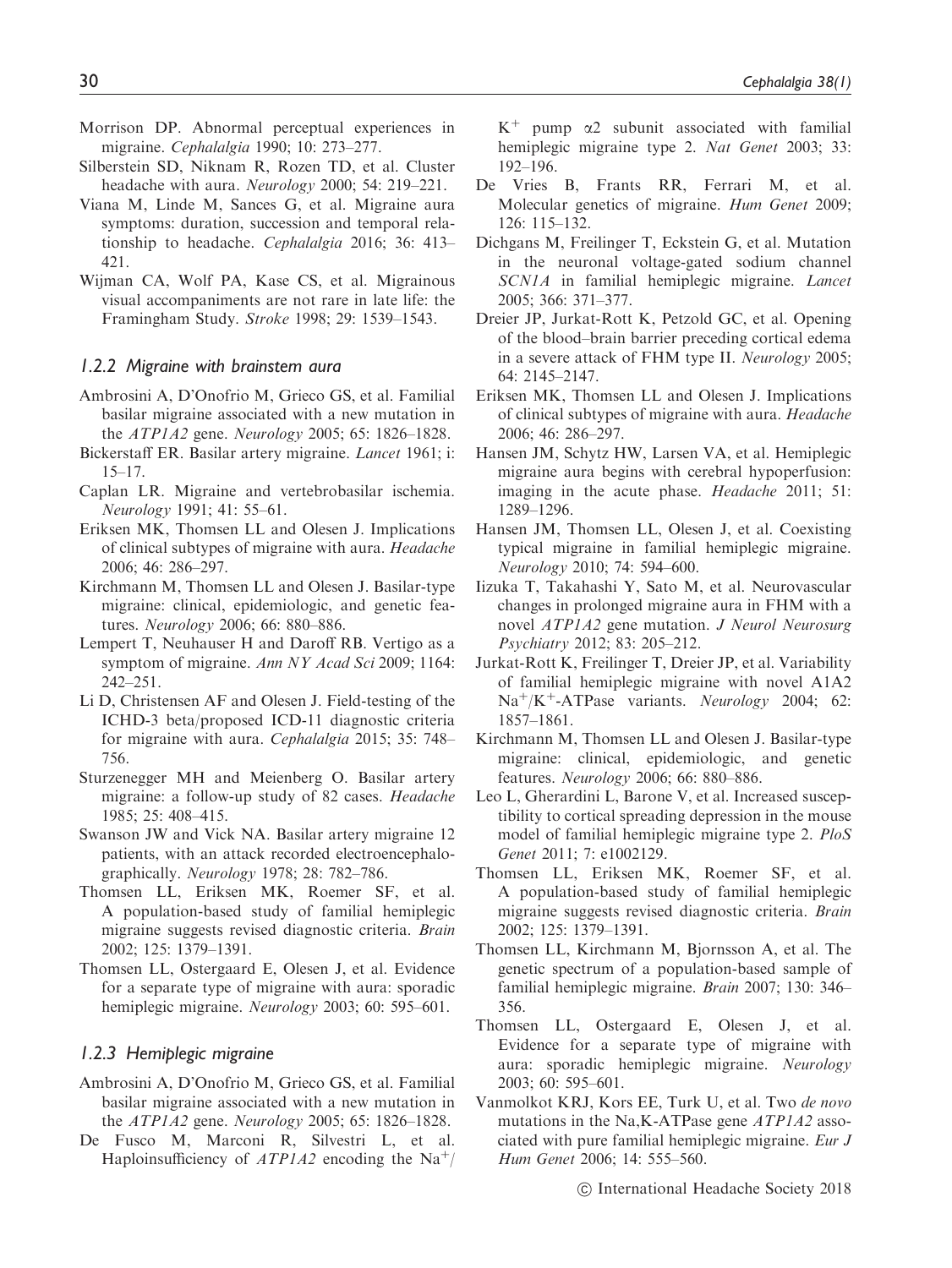Morrison DP. Abnormal perceptual experiences in migraine. *Cephalalgia* 1990; 10: 273–277.

Silberstein SD, Niknam R, Rozen TD, et al. Cluster headache with aura. *Neurology* 2000; 54: 219–221.

Viana M, Linde M, Sances G, et al. Migraine aura symptoms: duration, succession and temporal relationship to headache. *Cephalalgia* 2016; 36: 413–421.

Wijman CA, Wolf PA, Kase CS, et al. Migrainous visual accompaniments are not rare in late life: the Framingham Study. *Stroke* 1998; 29: 1539–1543.

### *1.2.2 Migraine with brainstem aura*

Ambrosini A, D'Onofrio M, Grieco GS, et al. Familial basilar migraine associated with a new mutation in the *ATP1A2* gene. *Neurology* 2005; 65: 1826–1828.

Bickerstaff ER. Basilar artery migraine. *Lancet* 1961; i: 15–17.

Caplan LR. Migraine and vertebrobasilar ischemia. *Neurology* 1991; 41: 55–61.

Eriksen MK, Thomsen LL and Olesen J. Implications of clinical subtypes of migraine with aura. *Headache* 2006; 46: 286–297.

Kirchmann M, Thomsen LL and Olesen J. Basilar-type migraine: clinical, epidemiologic, and genetic features. *Neurology* 2006; 66: 880–886.

Lempert T, Neuhauser H and Daroff RB. Vertigo as a symptom of migraine. *Ann NY Acad Sci* 2009; 1164: 242–251.

Li D, Christensen AF and Olesen J. Field-testing of the ICHD-3 beta/proposed ICD-11 diagnostic criteria for migraine with aura. *Cephalalgia* 2015; 35: 748–756.

Sturzenegger MH and Meienberg O. Basilar artery migraine: a follow-up study of 82 cases. *Headache* 1985; 25: 408–415.

Swanson JW and Vick NA. Basilar artery migraine 12 patients, with an attack recorded electroencephalographically. *Neurology* 1978; 28: 782–786.

Thomsen LL, Eriksen MK, Roemer SF, et al. A population-based study of familial hemiplegic migraine suggests revised diagnostic criteria. *Brain* 2002; 125: 1379–1391.

Thomsen LL, Ostergaard E, Olesen J, et al. Evidence for a separate type of migraine with aura: sporadic hemiplegic migraine. *Neurology* 2003; 60: 595–601.

### *1.2.3 Hemiplegic migraine*

Ambrosini A, D'Onofrio M, Grieco GS, et al. Familial basilar migraine associated with a new mutation in the *ATP1A2* gene. *Neurology* 2005; 65: 1826–1828.

De Fusco M, Marconi R, Silvestri L, et al. Haploinsufficiency of *ATP1A2* encoding the $Na^+/K^+$ pump α2 subunit associated with familial hemiplegic migraine type 2. *Nat Genet* 2003; 33: 192–196.

De Vries B, Frants RR, Ferrari M, et al. Molecular genetics of migraine. *Hum Genet* 2009; 126: 115–132.

Dichgans M, Freilinger T, Eckstein G, et al. Mutation in the neuronal voltage-gated sodium channel *SCN1A* in familial hemiplegic migraine. *Lancet* 2005; 366: 371–377.

Dreier JP, Jurkat-Rott K, Petzold GC, et al. Opening of the blood–brain barrier preceding cortical edema in a severe attack of FHM type II. *Neurology* 2005; 64: 2145–2147.

Eriksen MK, Thomsen LL and Olesen J. Implications of clinical subtypes of migraine with aura. *Headache* 2006; 46: 286–297.

Hansen JM, Schytz HW, Larsen VA, et al. Hemiplegic migraine aura begins with cerebral hypoperfusion: imaging in the acute phase. *Headache* 2011; 51: 1289–1296.

Hansen JM, Thomsen LL, Olesen J, et al. Coexisting typical migraine in familial hemiplegic migraine. *Neurology* 2010; 74: 594–600.

Iizuka T, Takahashi Y, Sato M, et al. Neurovascular changes in prolonged migraine aura in FHM with a novel *ATP1A2* gene mutation. *J Neurol Neurosurg Psychiatry* 2012; 83: 205–212.

Jurkat-Rott K, Freilinger T, Dreier JP, et al. Variability of familial hemiplegic migraine with novel A1A2 $Na^+/K^+$-ATPase variants. *Neurology* 2004; 62: 1857–1861.

Kirchmann M, Thomsen LL and Olesen J. Basilar-type migraine: clinical, epidemiologic, and genetic features. *Neurology* 2006; 66: 880–886.

Leo L, Gherardini L, Barone V, et al. Increased susceptibility to cortical spreading depression in the mouse model of familial hemiplegic migraine type 2. *PloS Genet* 2011; 7: e1002129.

Thomsen LL, Eriksen MK, Roemer SF, et al. A population-based study of familial hemiplegic migraine suggests revised diagnostic criteria. *Brain* 2002; 125: 1379–1391.

Thomsen LL, Kirchmann M, Bjornsson A, et al. The genetic spectrum of a population-based sample of familial hemiplegic migraine. *Brain* 2007; 130: 346–356.

Thomsen LL, Ostergaard E, Olesen J, et al. Evidence for a separate type of migraine with aura: sporadic hemiplegic migraine. *Neurology* 2003; 60: 595–601.

Vanmolkot KRJ, Kors EE, Turk U, et al. Two *de novo* mutations in the Na,K-ATPase gene *ATP1A2* associated with pure familial hemiplegic migraine. *Eur J Hum Genet* 2006; 14: 555–560.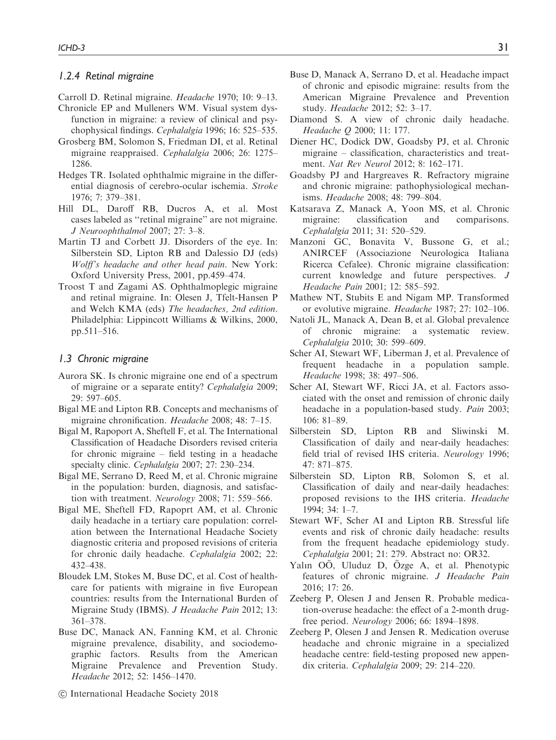### *1.2.4 Retinal migraine*

Carroll D. Retinal migraine. *Headache* 1970; 10: 9–13.

Chronicle EP and Mulleners WM. Visual system dysfunction in migraine: a review of clinical and psychophysical findings. *Cephalalgia* 1996; 16: 525–535.

Grosberg BM, Solomon S, Friedman DI, et al. Retinal migraine reappraised. *Cephalalgia* 2006; 26: 1275–1286.

Hedges TR. Isolated ophthalmic migraine in the differential diagnosis of cerebro-ocular ischemia. *Stroke* 1976; 7: 379–381.

Hill DL, Daroff RB, Ducros A, et al. Most cases labeled as "retinal migraine" are not migraine. *J Neuroophthalmol* 2007; 27: 3–8.

Martin TJ and Corbett JJ. Disorders of the eye. In: Silberstein SD, Lipton RB and Dalessio DJ (eds) *Wolff's headache and other head pain*. New York: Oxford University Press, 2001, pp.459–474.

Troost T and Zagami AS. Ophthalmoplegic migraine and retinal migraine. In: Olesen J, Tfelt-Hansen P and Welch KMA (eds) *The headaches, 2nd edition*. Philadelphia: Lippincott Williams & Wilkins, 2000, pp.511–516.

### *1.3 Chronic migraine*

Aurora SK. Is chronic migraine one end of a spectrum of migraine or a separate entity? *Cephalalgia* 2009; 29: 597–605.

Bigal ME and Lipton RB. Concepts and mechanisms of migraine chronification. *Headache* 2008; 48: 7–15.

Bigal M, Rapoport A, Sheftell F, et al. The International Classification of Headache Disorders revised criteria for chronic migraine – field testing in a headache specialty clinic. *Cephalalgia* 2007; 27: 230–234.

Bigal ME, Serrano D, Reed M, et al. Chronic migraine in the population: burden, diagnosis, and satisfaction with treatment. *Neurology* 2008; 71: 559–566.

Bigal ME, Sheftell FD, Rapoprt AM, et al. Chronic daily headache in a tertiary care population: correlation between the International Headache Society diagnostic criteria and proposed revisions of criteria for chronic daily headache. *Cephalalgia* 2002; 22: 432–438.

Bloudek LM, Stokes M, Buse DC, et al. Cost of healthcare for patients with migraine in five European countries: results from the International Burden of Migraine Study (IBMS). *J Headache Pain* 2012; 13: 361–378.

Buse DC, Manack AN, Fanning KM, et al. Chronic migraine prevalence, disability, and sociodemographic factors. Results from the American Migraine Prevalence and Prevention Study. *Headache* 2012; 52: 1456–1470.

Buse D, Manack A, Serrano D, et al. Headache impact of chronic and episodic migraine: results from the American Migraine Prevalence and Prevention study. *Headache* 2012; 52: 3–17.

Diamond S. A view of chronic daily headache. *Headache Q* 2000; 11: 177.

Diener HC, Dodick DW, Goadsby PJ, et al. Chronic migraine – classification, characteristics and treatment. *Nat Rev Neurol* 2012; 8: 162–171.

Goadsby PJ and Hargreaves R. Refractory migraine and chronic migraine: pathophysiological mechanisms. *Headache* 2008; 48: 799–804.

Katsarava Z, Manack A, Yoon MS, et al. Chronic migraine: classification and comparisons. *Cephalalgia* 2011; 31: 520–529.

Manzoni GC, Bonavita V, Bussone G, et al.; ANIRCEF (Associazione Neurologica Italiana Ricerca Cefalee). Chronic migraine classification: current knowledge and future perspectives. *J Headache Pain* 2001; 12: 585–592.

Mathew NT, Stubits E and Nigam MP. Transformed or evolutive migraine. *Headache* 1987; 27: 102–106.

Natoli JL, Manack A, Dean B, et al. Global prevalence of chronic migraine: a systematic review. *Cephalalgia* 2010; 30: 599–609.

Scher AI, Stewart WF, Liberman J, et al. Prevalence of frequent headache in a population sample. *Headache* 1998; 38: 497–506.

Scher AI, Stewart WF, Ricci JA, et al. Factors associated with the onset and remission of chronic daily headache in a population-based study. *Pain* 2003; 106: 81–89.

Silberstein SD, Lipton RB and Sliwinski M. Classification of daily and near-daily headaches: field trial of revised IHS criteria. *Neurology* 1996; 47: 871–875.

Silberstein SD, Lipton RB, Solomon S, et al. Classification of daily and near-daily headaches: proposed revisions to the IHS criteria. *Headache* 1994; 34: 1–7.

Stewart WF, Scher AI and Lipton RB. Stressful life events and risk of chronic daily headache: results from the frequent headache epidemiology study. *Cephalalgia* 2001; 21: 279. Abstract no: OR32.

Yalın OÖ, Uluduz D, Özge A, et al. Phenotypic features of chronic migraine. *J Headache Pain* 2016; 17: 26.

Zeeberg P, Olesen J and Jensen R. Probable medication-overuse headache: the effect of a 2-month drug-free period. *Neurology* 2006; 66: 1894–1898.

Zeeberg P, Olesen J and Jensen R. Medication overuse headache and chronic migraine in a specialized headache centre: field-testing proposed new appendix criteria. *Cephalalgia* 2009; 29: 214–220.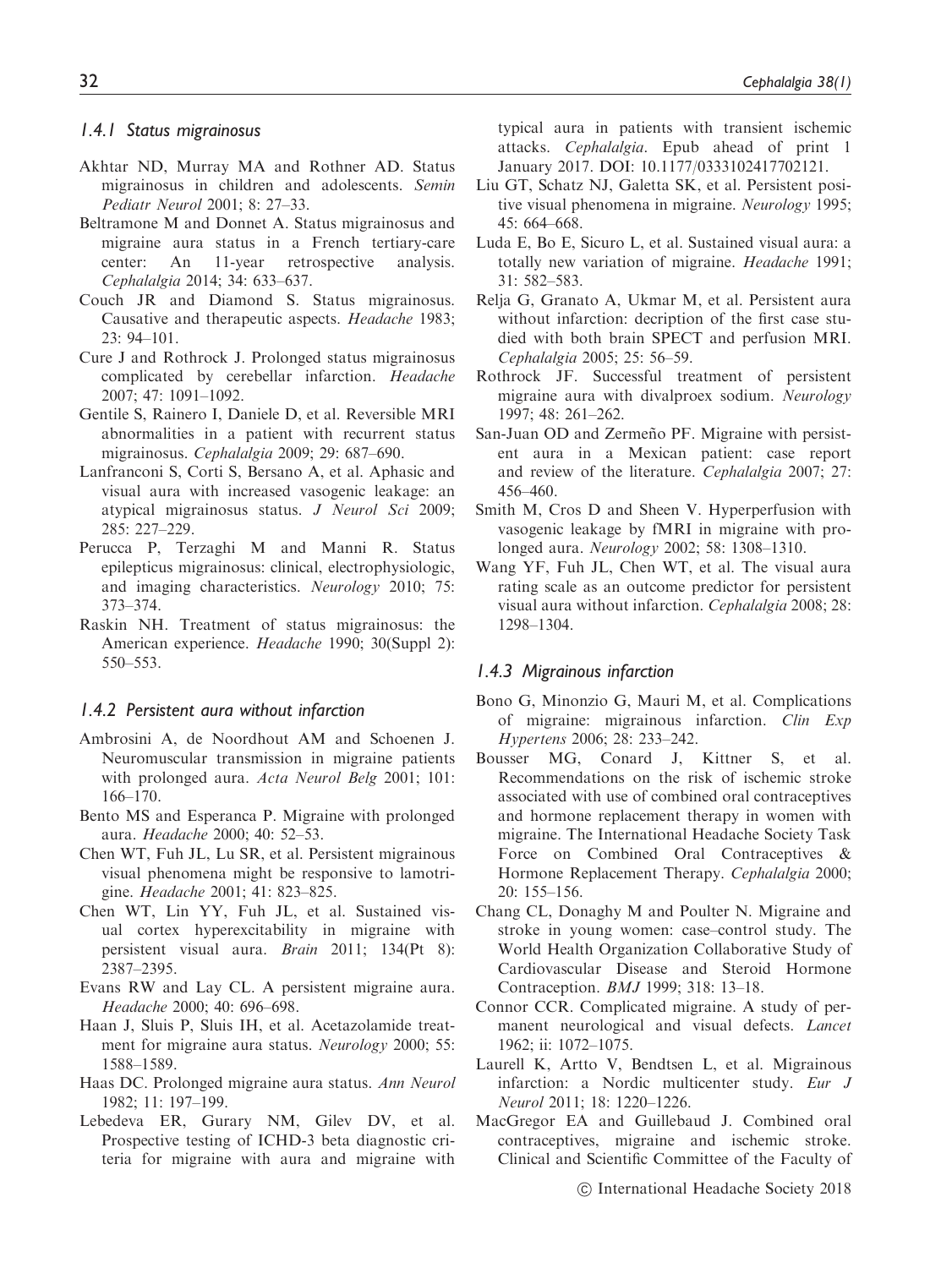#### 1.4.1 Status migrainosus

Akhtar ND, Murray MA and Rothner AD. Status migrainosus in children and adolescents. *Semin Pediatr Neurol* 2001; 8: 27–33.

Beltramone M and Donnet A. Status migrainosus and migraine aura status in a French tertiary-care center: An 11-year retrospective analysis. *Cephalalgia* 2014; 34: 633–637.

Couch JR and Diamond S. Status migrainosus. Causative and therapeutic aspects. *Headache* 1983; 23: 94–101.

Cure J and Rothrock J. Prolonged status migrainosus complicated by cerebellar infarction. *Headache* 2007; 47: 1091–1092.

Gentile S, Rainero I, Daniele D, et al. Reversible MRI abnormalities in a patient with recurrent status migrainosus. *Cephalalgia* 2009; 29: 687–690.

Lanfranconi S, Corti S, Bersano A, et al. Aphasic and visual aura with increased vasogenic leakage: an atypical migrainosus status. *J Neurol Sci* 2009; 285: 227–229.

Perucca P, Terzaghi M and Manni R. Status epilepticus migrainosus: clinical, electrophysiologic, and imaging characteristics. *Neurology* 2010; 75: 373–374.

Raskin NH. Treatment of status migrainosus: the American experience. *Headache* 1990; 30(Suppl 2): 550–553.

#### 1.4.2 Persistent aura without infarction

Ambrosini A, de Noordhout AM and Schoenen J. Neuromuscular transmission in migraine patients with prolonged aura. *Acta Neurol Belg* 2001; 101: 166–170.

Bento MS and Esperanca P. Migraine with prolonged aura. *Headache* 2000; 40: 52–53.

Chen WT, Fuh JL, Lu SR, et al. Persistent migrainous visual phenomena might be responsive to lamotrigine. *Headache* 2001; 41: 823–825.

Chen WT, Lin YY, Fuh JL, et al. Sustained visual cortex hyperexcitability in migraine with persistent visual aura. *Brain* 2011; 134(Pt 8): 2387–2395.

Evans RW and Lay CL. A persistent migraine aura. *Headache* 2000; 40: 696–698.

Haan J, Sluis P, Sluis IH, et al. Acetazolamide treatment for migraine aura status. *Neurology* 2000; 55: 1588–1589.

Haas DC. Prolonged migraine aura status. *Ann Neurol* 1982; 11: 197–199.

Lebedeva ER, Gurary NM, Gilev DV, et al. Prospective testing of ICHD-3 beta diagnostic criteria for migraine with aura and migraine with typical aura in patients with transient ischemic attacks. *Cephalalgia*. Epub ahead of print 1 January 2017. DOI: 10.1177/0333102417702121.

Liu GT, Schatz NJ, Galetta SK, et al. Persistent positive visual phenomena in migraine. *Neurology* 1995; 45: 664–668.

Luda E, Bo E, Sicuro L, et al. Sustained visual aura: a totally new variation of migraine. *Headache* 1991; 31: 582–583.

Relja G, Granato A, Ukmar M, et al. Persistent aura without infarction: decription of the first case studied with both brain SPECT and perfusion MRI. *Cephalalgia* 2005; 25: 56–59.

Rothrock JF. Successful treatment of persistent migraine aura with divalproex sodium. *Neurology* 1997; 48: 261–262.

San-Juan OD and Zermeño PF. Migraine with persistent aura in a Mexican patient: case report and review of the literature. *Cephalalgia* 2007; 27: 456–460.

Smith M, Cros D and Sheen V. Hyperperfusion with vasogenic leakage by fMRI in migraine with prolonged aura. *Neurology* 2002; 58: 1308–1310.

Wang YF, Fuh JL, Chen WT, et al. The visual aura rating scale as an outcome predictor for persistent visual aura without infarction. *Cephalalgia* 2008; 28: 1298–1304.

#### 1.4.3 Migrainous infarction

Bono G, Minonzio G, Mauri M, et al. Complications of migraine: migrainous infarction. *Clin Exp Hypertens* 2006; 28: 233–242.

Bousser MG, Conard J, Kittner S, et al. Recommendations on the risk of ischemic stroke associated with use of combined oral contraceptives and hormone replacement therapy in women with migraine. The International Headache Society Task Force on Combined Oral Contraceptives & Hormone Replacement Therapy. *Cephalalgia* 2000; 20: 155–156.

Chang CL, Donaghy M and Poulter N. Migraine and stroke in young women: case–control study. The World Health Organization Collaborative Study of Cardiovascular Disease and Steroid Hormone Contraception. *BMJ* 1999; 318: 13–18.

Connor CCR. Complicated migraine. A study of permanent neurological and visual defects. *Lancet* 1962; ii: 1072–1075.

Laurell K, Artto V, Bendtsen L, et al. Migrainous infarction: a Nordic multicenter study. *Eur J Neurol* 2011; 18: 1220–1226.

MacGregor EA and Guillebaud J. Combined oral contraceptives, migraine and ischemic stroke. Clinical and Scientific Committee of the Faculty of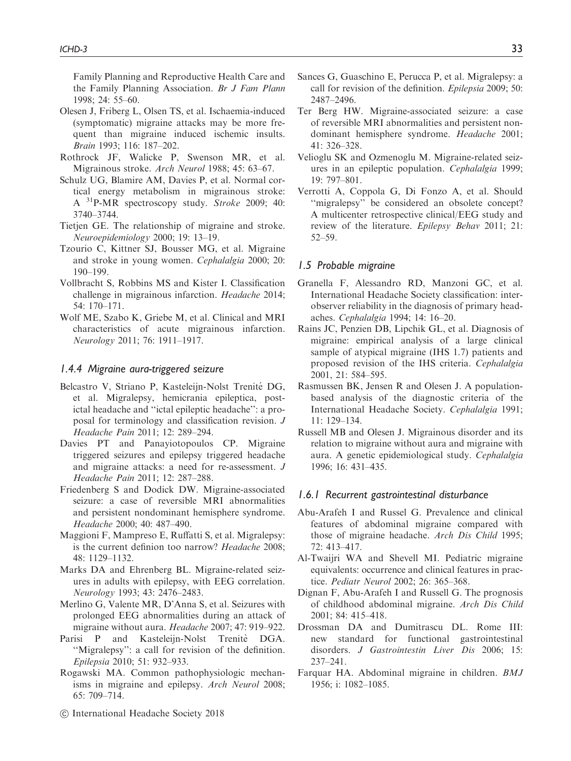Family Planning and Reproductive Health Care and the Family Planning Association. *Br J Fam Plann* 1998; 24: 55–60.

Olesen J, Friberg L, Olsen TS, et al. Ischaemia-induced (symptomatic) migraine attacks may be more frequent than migraine induced ischemic insults. *Brain* 1993; 116: 187–202.

Rothrock JF, Walicke P, Swenson MR, et al. Migrainous stroke. *Arch Neurol* 1988; 45: 63–67.

Schulz UG, Blamire AM, Davies P, et al. Normal cortical energy metabolism in migrainous stroke: A $^{31}$P-MR spectroscopy study. *Stroke* 2009; 40: 3740–3744.

Tietjen GE. The relationship of migraine and stroke. *Neuroepidemiology* 2000; 19: 13–19.

Tzourio C, Kittner SJ, Bousser MG, et al. Migraine and stroke in young women. *Cephalalgia* 2000; 20: 190–199.

Vollbracht S, Robbins MS and Kister I. Classification challenge in migrainous infarction. *Headache* 2014; 54: 170–171.

Wolf ME, Szabo K, Griebe M, et al. Clinical and MRI characteristics of acute migrainous infarction. *Neurology* 2011; 76: 1911–1917.

### *1.4.4 Migraine aura-triggered seizure*

Belcastro V, Striano P, Kasteleijn-Nolst Trenité DG, et al. Migralepsy, hemicrania epileptica, post-ictal headache and "ictal epileptic headache": a proposal for terminology and classification revision. *J Headache Pain* 2011; 12: 289–294.

Davies PT and Panayiotopoulos CP. Migraine triggered seizures and epilepsy triggered headache and migraine attacks: a need for re-assessment. *J Headache Pain* 2011; 12: 287–288.

Friedenberg S and Dodick DW. Migraine-associated seizure: a case of reversible MRI abnormalities and persistent nondominant hemisphere syndrome. *Headache* 2000; 40: 487–490.

Maggioni F, Mampreso E, Ruffatti S, et al. Migralepsy: is the current definion too narrow? *Headache* 2008; 48: 1129–1132.

Marks DA and Ehrenberg BL. Migraine-related seizures in adults with epilepsy, with EEG correlation. *Neurology* 1993; 43: 2476–2483.

Merlino G, Valente MR, D'Anna S, et al. Seizures with prolonged EEG abnormalities during an attack of migraine without aura. *Headache* 2007; 47: 919–922.

Parisi P and Kasteleijn-Nolst Trenitè DGA. "Migralepsy": a call for revision of the definition. *Epilepsia* 2010; 51: 932–933.

Rogawski MA. Common pathophysiologic mechanisms in migraine and epilepsy. *Arch Neurol* 2008; 65: 709–714.

Sances G, Guaschino E, Perucca P, et al. Migralepsy: a call for revision of the definition. *Epilepsia* 2009; 50: 2487–2496.

Ter Berg HW. Migraine-associated seizure: a case of reversible MRI abnormalities and persistent nondominant hemisphere syndrome. *Headache* 2001; 41: 326–328.

Velioglu SK and Ozmenoglu M. Migraine-related seizures in an epileptic population. *Cephalalgia* 1999; 19: 797–801.

Verrotti A, Coppola G, Di Fonzo A, et al. Should "migralepsy" be considered an obsolete concept? A multicenter retrospective clinical/EEG study and review of the literature. *Epilepsy Behav* 2011; 21: 52–59.

### *1.5 Probable migraine*

Granella F, Alessandro RD, Manzoni GC, et al. International Headache Society classification: interobserver reliability in the diagnosis of primary headaches. *Cephalalgia* 1994; 14: 16–20.

Rains JC, Penzien DB, Lipchik GL, et al. Diagnosis of migraine: empirical analysis of a large clinical sample of atypical migraine (IHS 1.7) patients and proposed revision of the IHS criteria. *Cephalalgia* 2001, 21: 584–595.

Rasmussen BK, Jensen R and Olesen J. A population-based analysis of the diagnostic criteria of the International Headache Society. *Cephalalgia* 1991; 11: 129–134.

Russell MB and Olesen J. Migrainous disorder and its relation to migraine without aura and migraine with aura. A genetic epidemiological study. *Cephalalgia* 1996; 16: 431–435.

### *1.6.1 Recurrent gastrointestinal disturbance*

Abu-Arafeh I and Russel G. Prevalence and clinical features of abdominal migraine compared with those of migraine headache. *Arch Dis Child* 1995; 72: 413–417.

Al-Twaijri WA and Shevell MI. Pediatric migraine equivalents: occurrence and clinical features in practice. *Pediatr Neurol* 2002; 26: 365–368.

Dignan F, Abu-Arafeh I and Russell G. The prognosis of childhood abdominal migraine. *Arch Dis Child* 2001; 84: 415–418.

Drossman DA and Dumitrascu DL. Rome III: new standard for functional gastrointestinal disorders. *J Gastrointestin Liver Dis* 2006; 15: 237–241.

Farquar HA. Abdominal migraine in children. *BMJ* 1956; i: 1082–1085.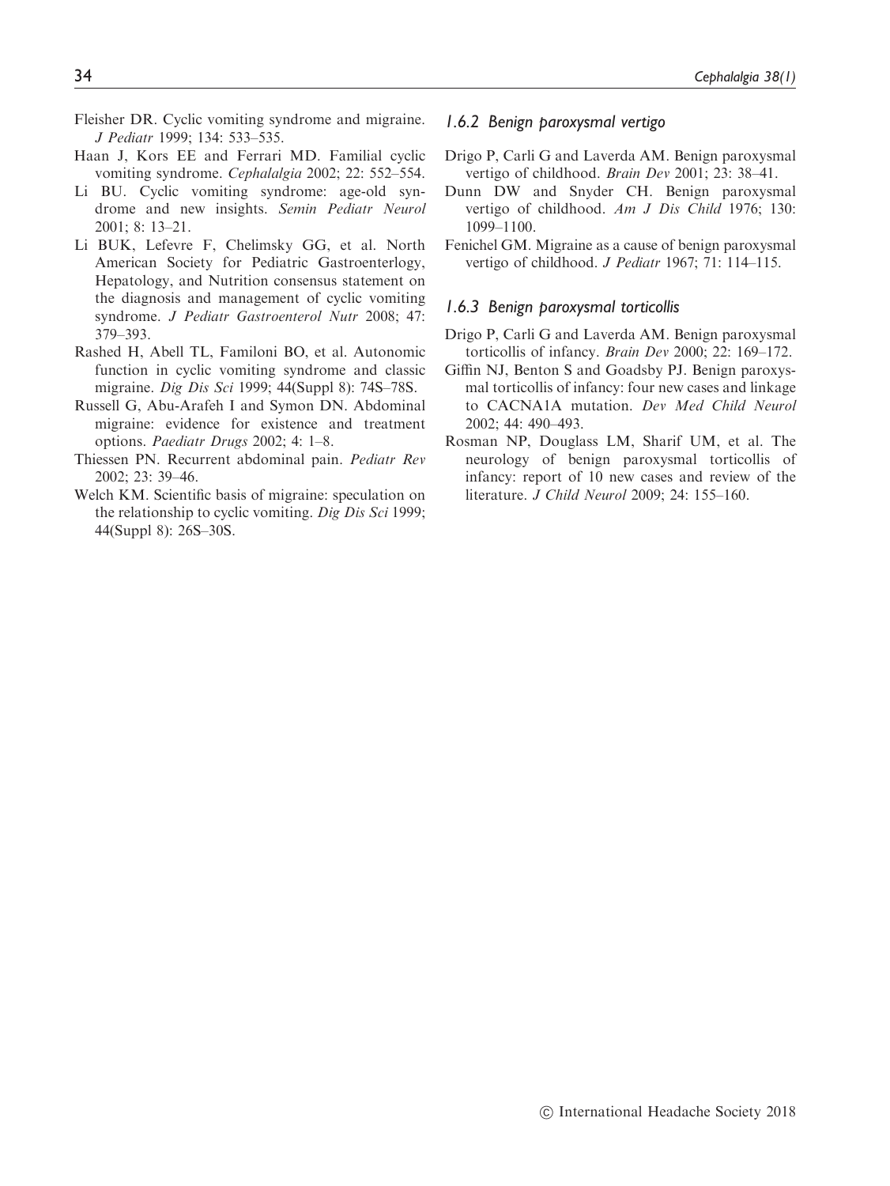Fleisher DR. Cyclic vomiting syndrome and migraine. *J Pediatr* 1999; 134: 533–535.

Haan J, Kors EE and Ferrari MD. Familial cyclic vomiting syndrome. *Cephalalgia* 2002; 22: 552–554.

Li BU. Cyclic vomiting syndrome: age-old syndrome and new insights. *Semin Pediatr Neurol* 2001; 8: 13–21.

Li BUK, Lefevre F, Chelimsky GG, et al. North American Society for Pediatric Gastroenterlogy, Hepatology, and Nutrition consensus statement on the diagnosis and management of cyclic vomiting syndrome. *J Pediatr Gastroenterol Nutr* 2008; 47: 379–393.

Rashed H, Abell TL, Familoni BO, et al. Autonomic function in cyclic vomiting syndrome and classic migraine. *Dig Dis Sci* 1999; 44(Suppl 8): 74S–78S.

Russell G, Abu-Arafeh I and Symon DN. Abdominal migraine: evidence for existence and treatment options. *Paediatr Drugs* 2002; 4: 1–8.

Thiessen PN. Recurrent abdominal pain. *Pediatr Rev* 2002; 23: 39–46.

Welch KM. Scientific basis of migraine: speculation on the relationship to cyclic vomiting. *Dig Dis Sci* 1999; 44(Suppl 8): 26S–30S.

### *1.6.2 Benign paroxysmal vertigo*

Drigo P, Carli G and Laverda AM. Benign paroxysmal vertigo of childhood. *Brain Dev* 2001; 23: 38–41.

Dunn DW and Snyder CH. Benign paroxysmal vertigo of childhood. *Am J Dis Child* 1976; 130: 1099–1100.

Fenichel GM. Migraine as a cause of benign paroxysmal vertigo of childhood. *J Pediatr* 1967; 71: 114–115.

### *1.6.3 Benign paroxysmal torticollis*

Drigo P, Carli G and Laverda AM. Benign paroxysmal torticollis of infancy. *Brain Dev* 2000; 22: 169–172.

Giffin NJ, Benton S and Goadsby PJ. Benign paroxysmal torticollis of infancy: four new cases and linkage to CACNA1A mutation. *Dev Med Child Neurol* 2002; 44: 490–493.

Rosman NP, Douglass LM, Sharif UM, et al. The neurology of benign paroxysmal torticollis of infancy: report of 10 new cases and review of the literature. *J Child Neurol* 2009; 24: 155–160.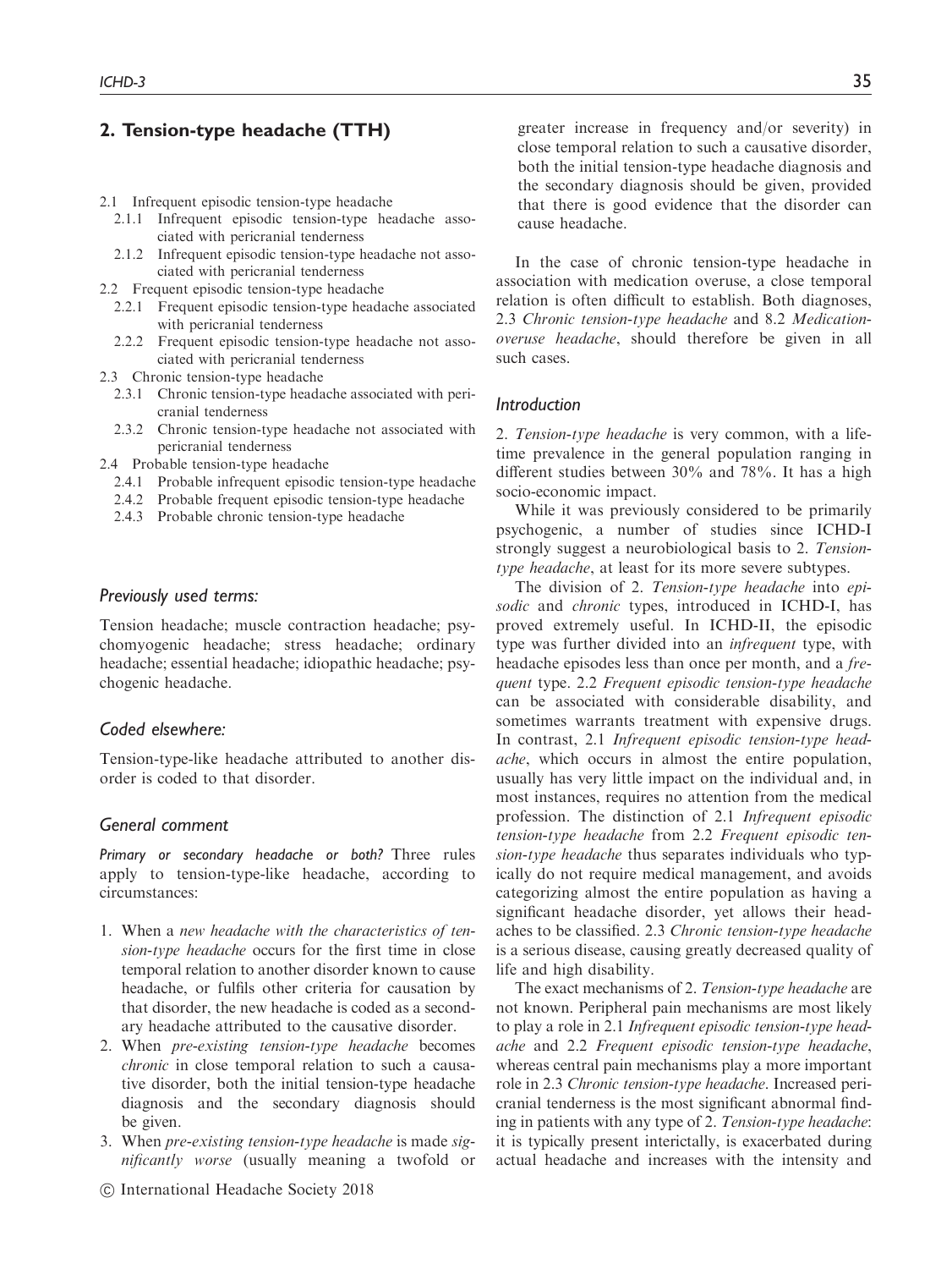## 2. Tension-type headache (TTH)

- 2.1 Infrequent episodic tension-type headache
  - 2.1.1 Infrequent episodic tension-type headache associated with pericranial tenderness
  - 2.1.2 Infrequent episodic tension-type headache not associated with pericranial tenderness
- 2.2 Frequent episodic tension-type headache
  - 2.2.1 Frequent episodic tension-type headache associated with pericranial tenderness
  - 2.2.2 Frequent episodic tension-type headache not associated with pericranial tenderness
- 2.3 Chronic tension-type headache
  - 2.3.1 Chronic tension-type headache associated with pericranial tenderness
  - 2.3.2 Chronic tension-type headache not associated with pericranial tenderness
- 2.4 Probable tension-type headache
  - 2.4.1 Probable infrequent episodic tension-type headache
  - 2.4.2 Probable frequent episodic tension-type headache
  - 2.4.3 Probable chronic tension-type headache

### *Previously used terms:*

Tension headache; muscle contraction headache; psychomyogenic headache; stress headache; ordinary headache; essential headache; idiopathic headache; psychogenic headache.

### *Coded elsewhere:*

Tension-type-like headache attributed to another disorder is coded to that disorder.

### *General comment*

*Primary or secondary headache or both?* Three rules apply to tension-type-like headache, according to circumstances:

1. When a *new headache with the characteristics of tension-type headache* occurs for the first time in close temporal relation to another disorder known to cause headache, or fulfils other criteria for causation by that disorder, the new headache is coded as a secondary headache attributed to the causative disorder.
2. When *pre-existing tension-type headache* becomes *chronic* in close temporal relation to such a causative disorder, both the initial tension-type headache diagnosis and the secondary diagnosis should be given.
3. When *pre-existing tension-type headache* is made *significantly worse* (usually meaning a twofold or greater increase in frequency and/or severity) in close temporal relation to such a causative disorder, both the initial tension-type headache diagnosis and the secondary diagnosis should be given, provided that there is good evidence that the disorder can cause headache.

In the case of chronic tension-type headache in association with medication overuse, a close temporal relation is often difficult to establish. Both diagnoses, 2.3 *Chronic tension-type headache* and 8.2 *Medication-overuse headache*, should therefore be given in all such cases.

### *Introduction*

2. *Tension-type headache* is very common, with a lifetime prevalence in the general population ranging in different studies between 30% and 78%. It has a high socio-economic impact.

While it was previously considered to be primarily psychogenic, a number of studies since ICHD-I strongly suggest a neurobiological basis to 2. *Tension-type headache*, at least for its more severe subtypes.

The division of 2. *Tension-type headache* into *episodic* and *chronic* types, introduced in ICHD-I, has proved extremely useful. In ICHD-II, the episodic type was further divided into an *infrequent* type, with headache episodes less than once per month, and a *frequent* type. 2.2 *Frequent episodic tension-type headache* can be associated with considerable disability, and sometimes warrants treatment with expensive drugs. In contrast, 2.1 *Infrequent episodic tension-type headache*, which occurs in almost the entire population, usually has very little impact on the individual and, in most instances, requires no attention from the medical profession. The distinction of 2.1 *Infrequent episodic tension-type headache* from 2.2 *Frequent episodic tension-type headache* thus separates individuals who typically do not require medical management, and avoids categorizing almost the entire population as having a significant headache disorder, yet allows their headaches to be classified. 2.3 *Chronic tension-type headache* is a serious disease, causing greatly decreased quality of life and high disability.

The exact mechanisms of 2. *Tension-type headache* are not known. Peripheral pain mechanisms are most likely to play a role in 2.1 *Infrequent episodic tension-type headache* and 2.2 *Frequent episodic tension-type headache*, whereas central pain mechanisms play a more important role in 2.3 *Chronic tension-type headache*. Increased pericranial tenderness is the most significant abnormal finding in patients with any type of 2. *Tension-type headache*: it is typically present interictally, is exacerbated during actual headache and increases with the intensity and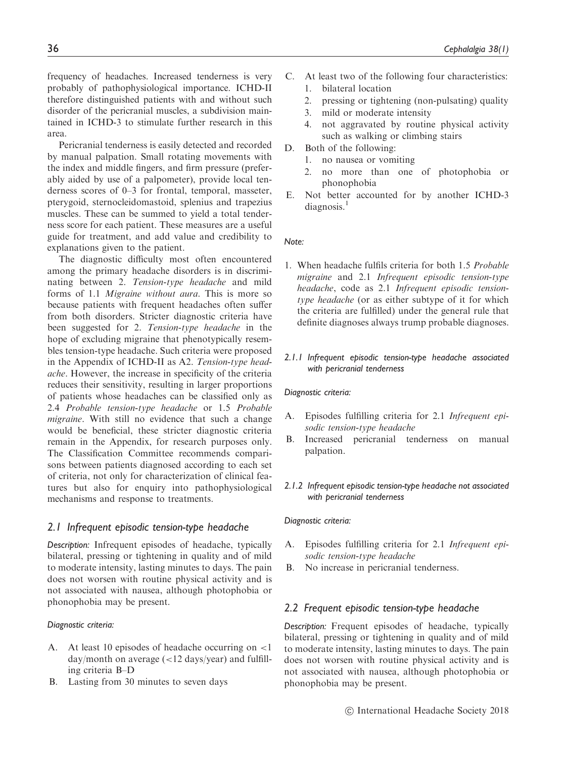frequency of headaches. Increased tenderness is very probably of pathophysiological importance. ICHD-II therefore distinguished patients with and without such disorder of the pericranial muscles, a subdivision maintained in ICHD-3 to stimulate further research in this area.

Pericranial tenderness is easily detected and recorded by manual palpation. Small rotating movements with the index and middle fingers, and firm pressure (preferably aided by use of a palpometer), provide local tenderness scores of 0–3 for frontal, temporal, masseter, pterygoid, sternocleidomastoid, splenius and trapezius muscles. These can be summed to yield a total tenderness score for each patient. These measures are a useful guide for treatment, and add value and credibility to explanations given to the patient.

The diagnostic difficulty most often encountered among the primary headache disorders is in discriminating between 2. *Tension-type headache* and mild forms of 1.1 *Migraine without aura*. This is more so because patients with frequent headaches often suffer from both disorders. Stricter diagnostic criteria have been suggested for 2. *Tension-type headache* in the hope of excluding migraine that phenotypically resembles tension-type headache. Such criteria were proposed in the Appendix of ICHD-II as A2. *Tension-type headache*. However, the increase in specificity of the criteria reduces their sensitivity, resulting in larger proportions of patients whose headaches can be classified only as 2.4 *Probable tension-type headache* or 1.5 *Probable migraine*. With still no evidence that such a change would be beneficial, these stricter diagnostic criteria remain in the Appendix, for research purposes only. The Classification Committee recommends comparisons between patients diagnosed according to each set of criteria, not only for characterization of clinical features but also for enquiry into pathophysiological mechanisms and response to treatments.

## 2.1 Infrequent episodic tension-type headache

*Description:* Infrequent episodes of headache, typically bilateral, pressing or tightening in quality and of mild to moderate intensity, lasting minutes to days. The pain does not worsen with routine physical activity and is not associated with nausea, although photophobia or phonophobia may be present.

*Diagnostic criteria:*

A. At least 10 episodes of headache occurring on <1 day/month on average (<12 days/year) and fulfilling criteria B–D
B. Lasting from 30 minutes to seven days
C. At least two of the following four characteristics:
   1. bilateral location
   2. pressing or tightening (non-pulsating) quality
   3. mild or moderate intensity
   4. not aggravated by routine physical activity such as walking or climbing stairs
D. Both of the following:
   1. no nausea or vomiting
   2. no more than one of photophobia or phonophobia
E. Not better accounted for by another ICHD-3 diagnosis.[1]

*Note:*

1. When headache fulfils criteria for both 1.5 *Probable migraine* and 2.1 *Infrequent episodic tension-type headache*, code as 2.1 *Infrequent episodic tension-type headache* (or as either subtype of it for which the criteria are fulfilled) under the general rule that definite diagnoses always trump probable diagnoses.

### 2.1.1 Infrequent episodic tension-type headache associated with pericranial tenderness

*Diagnostic criteria:*

A. Episodes fulfilling criteria for 2.1 *Infrequent episodic tension-type headache*
B. Increased pericranial tenderness on manual palpation.

### 2.1.2 Infrequent episodic tension-type headache not associated with pericranial tenderness

*Diagnostic criteria:*

A. Episodes fulfilling criteria for 2.1 *Infrequent episodic tension-type headache*
B. No increase in pericranial tenderness.

## 2.2 Frequent episodic tension-type headache

*Description:* Frequent episodes of headache, typically bilateral, pressing or tightening in quality and of mild to moderate intensity, lasting minutes to days. The pain does not worsen with routine physical activity and is not associated with nausea, although photophobia or phonophobia may be present.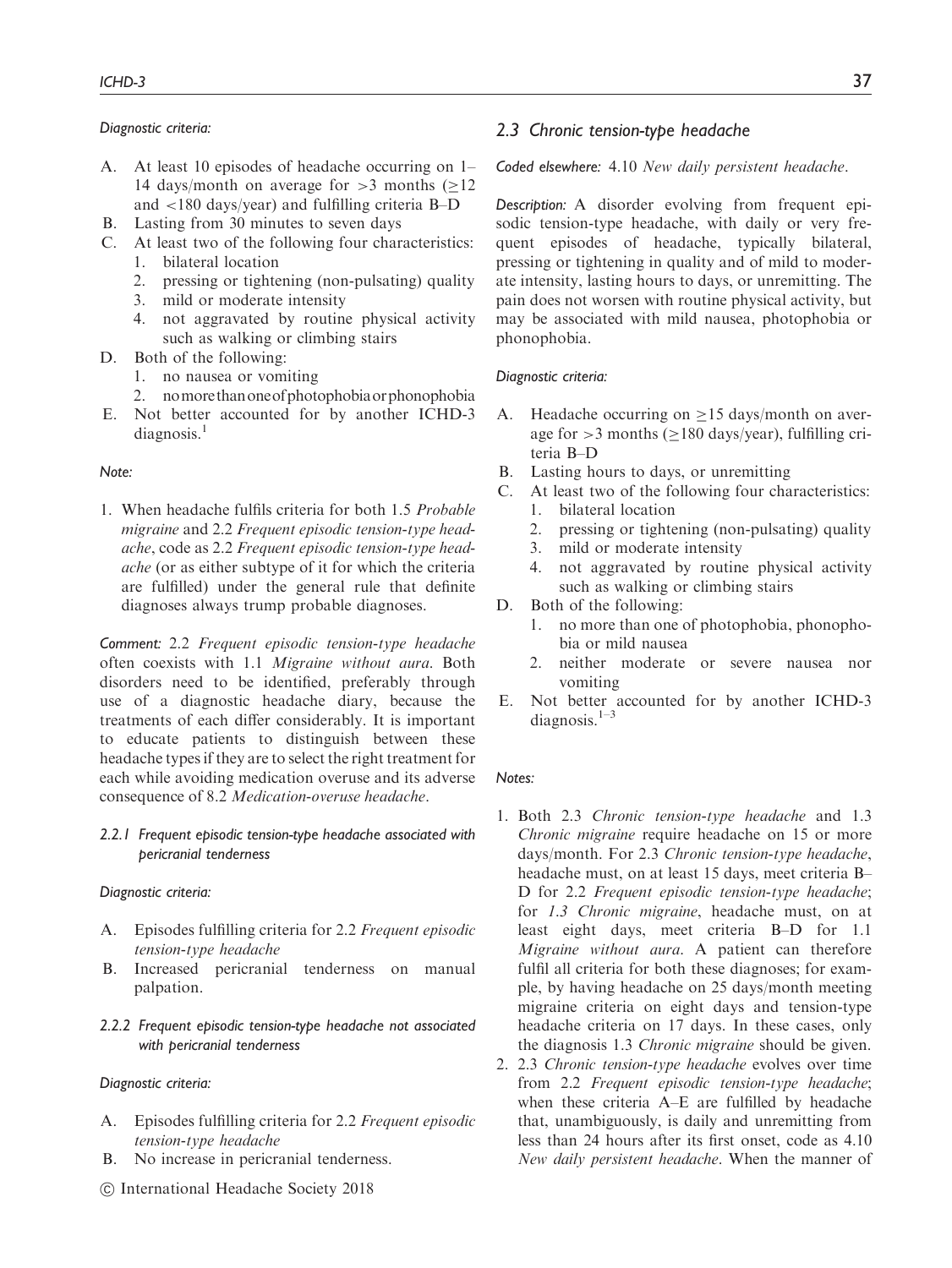*Diagnostic criteria:*

A. At least 10 episodes of headache occurring on 1–14 days/month on average for >3 months (≥12 and <180 days/year) and fulfilling criteria B–D
B. Lasting from 30 minutes to seven days
C. At least two of the following four characteristics:
   1. bilateral location
   2. pressing or tightening (non-pulsating) quality
   3. mild or moderate intensity
   4. not aggravated by routine physical activity such as walking or climbing stairs
D. Both of the following:
   1. no nausea or vomiting
   2. no more than one of photophobia or phonophobia
E. Not better accounted for by another ICHD-3 diagnosis.[1]

*Note:*

1. When headache fulfils criteria for both 1.5 *Probable migraine* and 2.2 *Frequent episodic tension-type headache*, code as 2.2 *Frequent episodic tension-type headache* (or as either subtype of it for which the criteria are fulfilled) under the general rule that definite diagnoses always trump probable diagnoses.

*Comment:* 2.2 *Frequent episodic tension-type headache* often coexists with 1.1 *Migraine without aura*. Both disorders need to be identified, preferably through use of a diagnostic headache diary, because the treatments of each differ considerably. It is important to educate patients to distinguish between these headache types if they are to select the right treatment for each while avoiding medication overuse and its adverse consequence of 8.2 *Medication-overuse headache*.

#### *2.2.1 Frequent episodic tension-type headache associated with pericranial tenderness*

*Diagnostic criteria:*

A. Episodes fulfilling criteria for 2.2 *Frequent episodic tension-type headache*
B. Increased pericranial tenderness on manual palpation.

#### *2.2.2 Frequent episodic tension-type headache not associated with pericranial tenderness*

*Diagnostic criteria:*

A. Episodes fulfilling criteria for 2.2 *Frequent episodic tension-type headache*
B. No increase in pericranial tenderness.

### *2.3 Chronic tension-type headache*

*Coded elsewhere:* 4.10 *New daily persistent headache*.

*Description:* A disorder evolving from frequent episodic tension-type headache, with daily or very frequent episodes of headache, typically bilateral, pressing or tightening in quality and of mild to moderate intensity, lasting hours to days, or unremitting. The pain does not worsen with routine physical activity, but may be associated with mild nausea, photophobia or phonophobia.

*Diagnostic criteria:*

A. Headache occurring on ≥15 days/month on average for >3 months (≥180 days/year), fulfilling criteria B–D
B. Lasting hours to days, or unremitting
C. At least two of the following four characteristics:
   1. bilateral location
   2. pressing or tightening (non-pulsating) quality
   3. mild or moderate intensity
   4. not aggravated by routine physical activity such as walking or climbing stairs
D. Both of the following:
   1. no more than one of photophobia, phonophobia or mild nausea
   2. neither moderate or severe nausea nor vomiting
E. Not better accounted for by another ICHD-3 diagnosis.[1–3]

*Notes:*

1. Both 2.3 *Chronic tension-type headache* and 1.3 *Chronic migraine* require headache on 15 or more days/month. For 2.3 *Chronic tension-type headache*, headache must, on at least 15 days, meet criteria B–D for 2.2 *Frequent episodic tension-type headache*; for *1.3 Chronic migraine*, headache must, on at least eight days, meet criteria B–D for 1.1 *Migraine without aura*. A patient can therefore fulfil all criteria for both these diagnoses; for example, by having headache on 25 days/month meeting migraine criteria on eight days and tension-type headache criteria on 17 days. In these cases, only the diagnosis 1.3 *Chronic migraine* should be given.
2. 2.3 *Chronic tension-type headache* evolves over time from 2.2 *Frequent episodic tension-type headache*; when these criteria A–E are fulfilled by headache that, unambiguously, is daily and unremitting from less than 24 hours after its first onset, code as 4.10 *New daily persistent headache*. When the manner of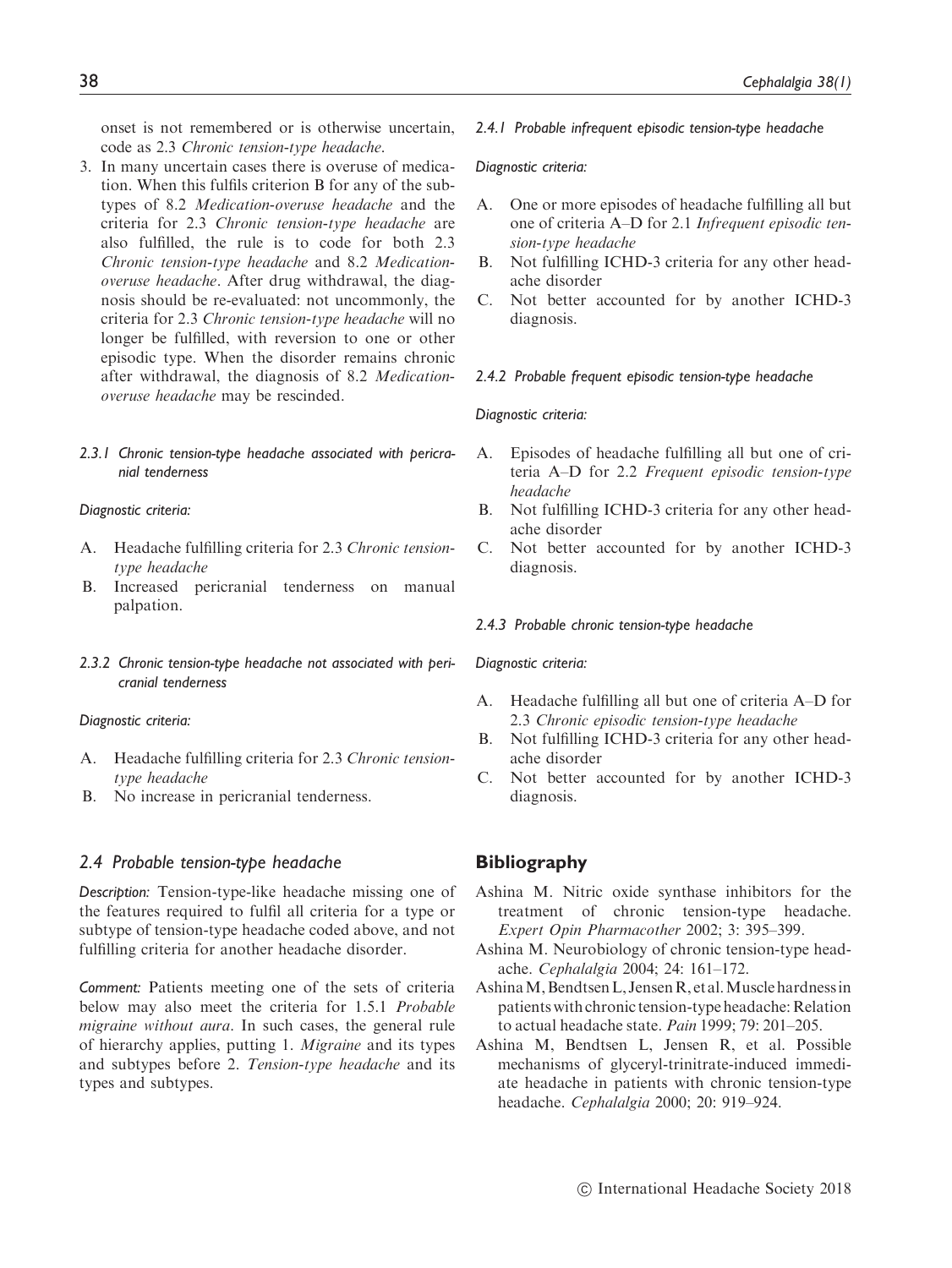onset is not remembered or is otherwise uncertain, code as 2.3 *Chronic tension-type headache*.

3. In many uncertain cases there is overuse of medication. When this fulfils criterion B for any of the subtypes of 8.2 *Medication-overuse headache* and the criteria for 2.3 *Chronic tension-type headache* are also fulfilled, the rule is to code for both 2.3 *Chronic tension-type headache* and 8.2 *Medication-overuse headache*. After drug withdrawal, the diagnosis should be re-evaluated: not uncommonly, the criteria for 2.3 *Chronic tension-type headache* will no longer be fulfilled, with reversion to one or other episodic type. When the disorder remains chronic after withdrawal, the diagnosis of 8.2 *Medication-overuse headache* may be rescinded.

#### *2.3.1 Chronic tension-type headache associated with pericranial tenderness*

*Diagnostic criteria:*

A. Headache fulfilling criteria for 2.3 *Chronic tension-type headache*
B. Increased pericranial tenderness on manual palpation.

#### *2.3.2 Chronic tension-type headache not associated with pericranial tenderness*

*Diagnostic criteria:*

A. Headache fulfilling criteria for 2.3 *Chronic tension-type headache*
B. No increase in pericranial tenderness.

### *2.4 Probable tension-type headache*

*Description:* Tension-type-like headache missing one of the features required to fulfil all criteria for a type or subtype of tension-type headache coded above, and not fulfilling criteria for another headache disorder.

*Comment:* Patients meeting one of the sets of criteria below may also meet the criteria for 1.5.1 *Probable migraine without aura*. In such cases, the general rule of hierarchy applies, putting 1. *Migraine* and its types and subtypes before 2. *Tension-type headache* and its types and subtypes.

#### *2.4.1 Probable infrequent episodic tension-type headache*

*Diagnostic criteria:*

A. One or more episodes of headache fulfilling all but one of criteria A–D for 2.1 *Infrequent episodic tension-type headache*
B. Not fulfilling ICHD-3 criteria for any other headache disorder
C. Not better accounted for by another ICHD-3 diagnosis.

#### *2.4.2 Probable frequent episodic tension-type headache*

*Diagnostic criteria:*

A. Episodes of headache fulfilling all but one of criteria A–D for 2.2 *Frequent episodic tension-type headache*
B. Not fulfilling ICHD-3 criteria for any other headache disorder
C. Not better accounted for by another ICHD-3 diagnosis.

#### *2.4.3 Probable chronic tension-type headache*

*Diagnostic criteria:*

A. Headache fulfilling all but one of criteria A–D for 2.3 *Chronic episodic tension-type headache*
B. Not fulfilling ICHD-3 criteria for any other headache disorder
C. Not better accounted for by another ICHD-3 diagnosis.

## Bibliography

Ashina M. Nitric oxide synthase inhibitors for the treatment of chronic tension-type headache. *Expert Opin Pharmacother* 2002; 3: 395–399.

Ashina M. Neurobiology of chronic tension-type headache. *Cephalalgia* 2004; 24: 161–172.

Ashina M, Bendtsen L, Jensen R, et al. Muscle hardness in patients with chronic tension-type headache: Relation to actual headache state. *Pain* 1999; 79: 201–205.

Ashina M, Bendtsen L, Jensen R, et al. Possible mechanisms of glyceryl-trinitrate-induced immediate headache in patients with chronic tension-type headache. *Cephalalgia* 2000; 20: 919–924.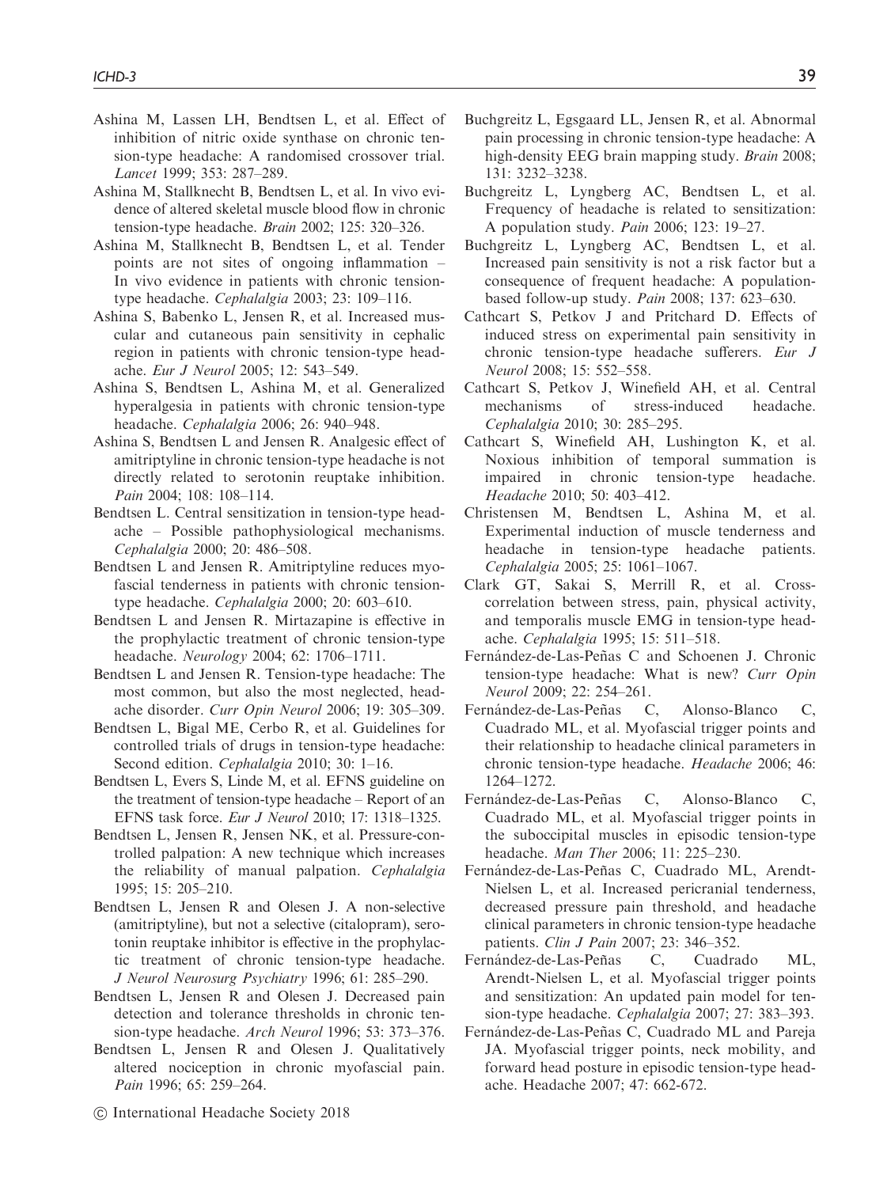Ashina M, Lassen LH, Bendtsen L, et al. Effect of inhibition of nitric oxide synthase on chronic tension-type headache: A randomised crossover trial. *Lancet* 1999; 353: 287–289.

Ashina M, Stallknecht B, Bendtsen L, et al. In vivo evidence of altered skeletal muscle blood flow in chronic tension-type headache. *Brain* 2002; 125: 320–326.

Ashina M, Stallknecht B, Bendtsen L, et al. Tender points are not sites of ongoing inflammation – In vivo evidence in patients with chronic tension-type headache. *Cephalalgia* 2003; 23: 109–116.

Ashina S, Babenko L, Jensen R, et al. Increased muscular and cutaneous pain sensitivity in cephalic region in patients with chronic tension-type headache. *Eur J Neurol* 2005; 12: 543–549.

Ashina S, Bendtsen L, Ashina M, et al. Generalized hyperalgesia in patients with chronic tension-type headache. *Cephalalgia* 2006; 26: 940–948.

Ashina S, Bendtsen L and Jensen R. Analgesic effect of amitriptyline in chronic tension-type headache is not directly related to serotonin reuptake inhibition. *Pain* 2004; 108: 108–114.

Bendtsen L. Central sensitization in tension-type headache – Possible pathophysiological mechanisms. *Cephalalgia* 2000; 20: 486–508.

Bendtsen L and Jensen R. Amitriptyline reduces myofascial tenderness in patients with chronic tension-type headache. *Cephalalgia* 2000; 20: 603–610.

Bendtsen L and Jensen R. Mirtazapine is effective in the prophylactic treatment of chronic tension-type headache. *Neurology* 2004; 62: 1706–1711.

Bendtsen L and Jensen R. Tension-type headache: The most common, but also the most neglected, headache disorder. *Curr Opin Neurol* 2006; 19: 305–309.

Bendtsen L, Bigal ME, Cerbo R, et al. Guidelines for controlled trials of drugs in tension-type headache: Second edition. *Cephalalgia* 2010; 30: 1–16.

Bendtsen L, Evers S, Linde M, et al. EFNS guideline on the treatment of tension-type headache – Report of an EFNS task force. *Eur J Neurol* 2010; 17: 1318–1325.

Bendtsen L, Jensen R, Jensen NK, et al. Pressure-controlled palpation: A new technique which increases the reliability of manual palpation. *Cephalalgia* 1995; 15: 205–210.

Bendtsen L, Jensen R and Olesen J. A non-selective (amitriptyline), but not a selective (citalopram), serotonin reuptake inhibitor is effective in the prophylactic treatment of chronic tension-type headache. *J Neurol Neurosurg Psychiatry* 1996; 61: 285–290.

Bendtsen L, Jensen R and Olesen J. Decreased pain detection and tolerance thresholds in chronic tension-type headache. *Arch Neurol* 1996; 53: 373–376.

Bendtsen L, Jensen R and Olesen J. Qualitatively altered nociception in chronic myofascial pain. *Pain* 1996; 65: 259–264.

Buchgreitz L, Egsgaard LL, Jensen R, et al. Abnormal pain processing in chronic tension-type headache: A high-density EEG brain mapping study. *Brain* 2008; 131: 3232–3238.

Buchgreitz L, Lyngberg AC, Bendtsen L, et al. Frequency of headache is related to sensitization: A population study. *Pain* 2006; 123: 19–27.

Buchgreitz L, Lyngberg AC, Bendtsen L, et al. Increased pain sensitivity is not a risk factor but a consequence of frequent headache: A population-based follow-up study. *Pain* 2008; 137: 623–630.

Cathcart S, Petkov J and Pritchard D. Effects of induced stress on experimental pain sensitivity in chronic tension-type headache sufferers. *Eur J Neurol* 2008; 15: 552–558.

Cathcart S, Petkov J, Winefield AH, et al. Central mechanisms of stress-induced headache. *Cephalalgia* 2010; 30: 285–295.

Cathcart S, Winefield AH, Lushington K, et al. Noxious inhibition of temporal summation is impaired in chronic tension-type headache. *Headache* 2010; 50: 403–412.

Christensen M, Bendtsen L, Ashina M, et al. Experimental induction of muscle tenderness and headache in tension-type headache patients. *Cephalalgia* 2005; 25: 1061–1067.

Clark GT, Sakai S, Merrill R, et al. Cross-correlation between stress, pain, physical activity, and temporalis muscle EMG in tension-type headache. *Cephalalgia* 1995; 15: 511–518.

Fernández-de-Las-Peñas C and Schoenen J. Chronic tension-type headache: What is new? *Curr Opin Neurol* 2009; 22: 254–261.

Fernández-de-Las-Peñas C, Alonso-Blanco C, Cuadrado ML, et al. Myofascial trigger points and their relationship to headache clinical parameters in chronic tension-type headache. *Headache* 2006; 46: 1264–1272.

Fernández-de-Las-Peñas C, Alonso-Blanco C, Cuadrado ML, et al. Myofascial trigger points in the suboccipital muscles in episodic tension-type headache. *Man Ther* 2006; 11: 225–230.

Fernández-de-Las-Peñas C, Cuadrado ML, Arendt-Nielsen L, et al. Increased pericranial tenderness, decreased pressure pain threshold, and headache clinical parameters in chronic tension-type headache patients. *Clin J Pain* 2007; 23: 346–352.

Fernández-de-Las-Peñas C, Cuadrado ML, Arendt-Nielsen L, et al. Myofascial trigger points and sensitization: An updated pain model for tension-type headache. *Cephalalgia* 2007; 27: 383–393.

Fernández-de-Las-Peñas C, Cuadrado ML and Pareja JA. Myofascial trigger points, neck mobility, and forward head posture in episodic tension-type headache. Headache 2007; 47: 662-672.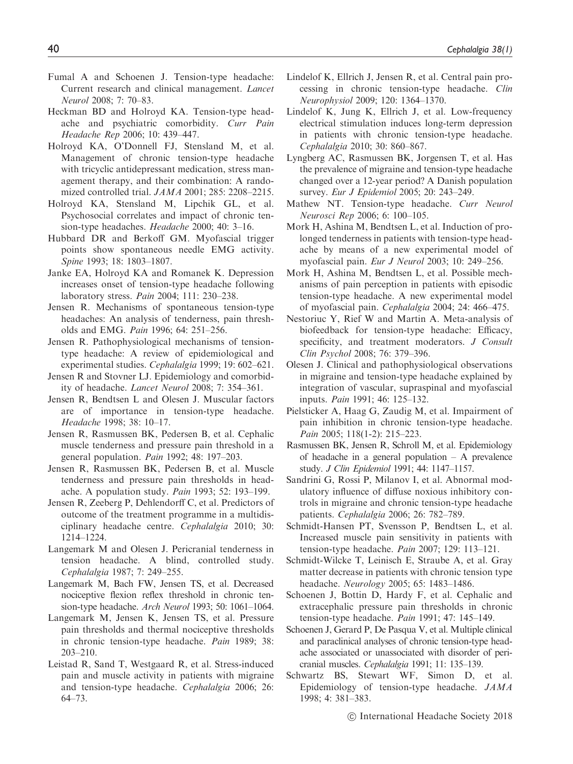Fumal A and Schoenen J. Tension-type headache: Current research and clinical management. *Lancet Neurol* 2008; 7: 70–83.

Heckman BD and Holroyd KA. Tension-type headache and psychiatric comorbidity. *Curr Pain Headache Rep* 2006; 10: 439–447.

Holroyd KA, O'Donnell FJ, Stensland M, et al. Management of chronic tension-type headache with tricyclic antidepressant medication, stress management therapy, and their combination: A randomized controlled trial. *JAMA* 2001; 285: 2208–2215.

Holroyd KA, Stensland M, Lipchik GL, et al. Psychosocial correlates and impact of chronic tension-type headaches. *Headache* 2000; 40: 3–16.

Hubbard DR and Berkoff GM. Myofascial trigger points show spontaneous needle EMG activity. *Spine* 1993; 18: 1803–1807.

Janke EA, Holroyd KA and Romanek K. Depression increases onset of tension-type headache following laboratory stress. *Pain* 2004; 111: 230–238.

Jensen R. Mechanisms of spontaneous tension-type headaches: An analysis of tenderness, pain thresholds and EMG. *Pain* 1996; 64: 251–256.

Jensen R. Pathophysiological mechanisms of tension-type headache: A review of epidemiological and experimental studies. *Cephalalgia* 1999; 19: 602–621.

Jensen R and Stovner LJ. Epidemiology and comorbidity of headache. *Lancet Neurol* 2008; 7: 354–361.

Jensen R, Bendtsen L and Olesen J. Muscular factors are of importance in tension-type headache. *Headache* 1998; 38: 10–17.

Jensen R, Rasmussen BK, Pedersen B, et al. Cephalic muscle tenderness and pressure pain threshold in a general population. *Pain* 1992; 48: 197–203.

Jensen R, Rasmussen BK, Pedersen B, et al. Muscle tenderness and pressure pain thresholds in headache. A population study. *Pain* 1993; 52: 193–199.

Jensen R, Zeeberg P, Dehlendorff C, et al. Predictors of outcome of the treatment programme in a multidisciplinary headache centre. *Cephalalgia* 2010; 30: 1214–1224.

Langemark M and Olesen J. Pericranial tenderness in tension headache. A blind, controlled study. *Cephalalgia* 1987; 7: 249–255.

Langemark M, Bach FW, Jensen TS, et al. Decreased nociceptive flexion reflex threshold in chronic tension-type headache. *Arch Neurol* 1993; 50: 1061–1064.

Langemark M, Jensen K, Jensen TS, et al. Pressure pain thresholds and thermal nociceptive thresholds in chronic tension-type headache. *Pain* 1989; 38: 203–210.

Leistad R, Sand T, Westgaard R, et al. Stress-induced pain and muscle activity in patients with migraine and tension-type headache. *Cephalalgia* 2006; 26: 64–73.

Lindelof K, Ellrich J, Jensen R, et al. Central pain processing in chronic tension-type headache. *Clin Neurophysiol* 2009; 120: 1364–1370.

Lindelof K, Jung K, Ellrich J, et al. Low-frequency electrical stimulation induces long-term depression in patients with chronic tension-type headache. *Cephalalgia* 2010; 30: 860–867.

Lyngberg AC, Rasmussen BK, Jorgensen T, et al. Has the prevalence of migraine and tension-type headache changed over a 12-year period? A Danish population survey. *Eur J Epidemiol* 2005; 20: 243–249.

Mathew NT. Tension-type headache. *Curr Neurol Neurosci Rep* 2006; 6: 100–105.

Mork H, Ashina M, Bendtsen L, et al. Induction of prolonged tenderness in patients with tension-type headache by means of a new experimental model of myofascial pain. *Eur J Neurol* 2003; 10: 249–256.

Mork H, Ashina M, Bendtsen L, et al. Possible mechanisms of pain perception in patients with episodic tension-type headache. A new experimental model of myofascial pain. *Cephalalgia* 2004; 24: 466–475.

Nestoriuc Y, Rief W and Martin A. Meta-analysis of biofeedback for tension-type headache: Efficacy, specificity, and treatment moderators. *J Consult Clin Psychol* 2008; 76: 379–396.

Olesen J. Clinical and pathophysiological observations in migraine and tension-type headache explained by integration of vascular, supraspinal and myofascial inputs. *Pain* 1991; 46: 125–132.

Pielsticker A, Haag G, Zaudig M, et al. Impairment of pain inhibition in chronic tension-type headache. *Pain* 2005; 118(1-2): 215–223.

Rasmussen BK, Jensen R, Schroll M, et al. Epidemiology of headache in a general population – A prevalence study. *J Clin Epidemiol* 1991; 44: 1147–1157.

Sandrini G, Rossi P, Milanov I, et al. Abnormal modulatory influence of diffuse noxious inhibitory controls in migraine and chronic tension-type headache patients. *Cephalalgia* 2006; 26: 782–789.

Schmidt-Hansen PT, Svensson P, Bendtsen L, et al. Increased muscle pain sensitivity in patients with tension-type headache. *Pain* 2007; 129: 113–121.

Schmidt-Wilcke T, Leinisch E, Straube A, et al. Gray matter decrease in patients with chronic tension type headache. *Neurology* 2005; 65: 1483–1486.

Schoenen J, Bottin D, Hardy F, et al. Cephalic and extracephalic pressure pain thresholds in chronic tension-type headache. *Pain* 1991; 47: 145–149.

Schoenen J, Gerard P, De Pasqua V, et al. Multiple clinical and paraclinical analyses of chronic tension-type headache associated or unassociated with disorder of pericranial muscles. *Cephalalgia* 1991; 11: 135–139.

Schwartz BS, Stewart WF, Simon D, et al. Epidemiology of tension-type headache. *JAMA* 1998; 4: 381–383.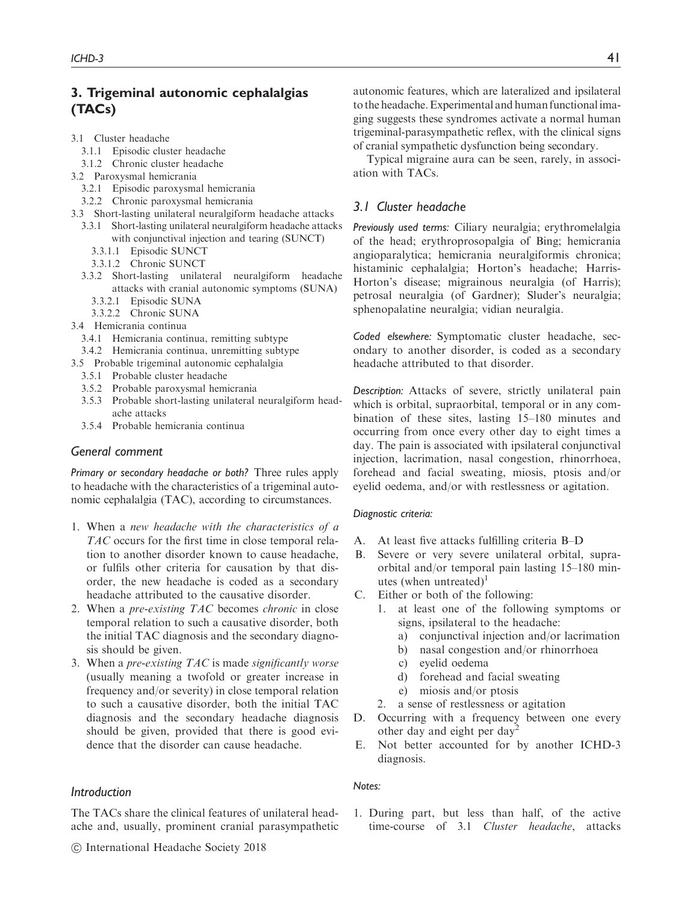## 3. Trigeminal autonomic cephalalgias (TACs)

- 3.1 Cluster headache
  - 3.1.1 Episodic cluster headache
  - 3.1.2 Chronic cluster headache
- 3.2 Paroxysmal hemicrania
  - 3.2.1 Episodic paroxysmal hemicrania
  - 3.2.2 Chronic paroxysmal hemicrania
- 3.3 Short-lasting unilateral neuralgiform headache attacks
  - 3.3.1 Short-lasting unilateral neuralgiform headache attacks with conjunctival injection and tearing (SUNCT)
    - 3.3.1.1 Episodic SUNCT
    - 3.3.1.2 Chronic SUNCT
  - 3.3.2 Short-lasting unilateral neuralgiform headache attacks with cranial autonomic symptoms (SUNA)
    - 3.3.2.1 Episodic SUNA
    - 3.3.2.2 Chronic SUNA
- 3.4 Hemicrania continua
  - 3.4.1 Hemicrania continua, remitting subtype
  - 3.4.2 Hemicrania continua, unremitting subtype
- 3.5 Probable trigeminal autonomic cephalalgia
  - 3.5.1 Probable cluster headache
  - 3.5.2 Probable paroxysmal hemicrania
  - 3.5.3 Probable short-lasting unilateral neuralgiform headache attacks
  - 3.5.4 Probable hemicrania continua

### General comment

*Primary or secondary headache or both?* Three rules apply to headache with the characteristics of a trigeminal autonomic cephalalgia (TAC), according to circumstances.

1. When a *new headache with the characteristics of a TAC* occurs for the first time in close temporal relation to another disorder known to cause headache, or fulfils other criteria for causation by that disorder, the new headache is coded as a secondary headache attributed to the causative disorder.
2. When a *pre-existing TAC* becomes *chronic* in close temporal relation to such a causative disorder, both the initial TAC diagnosis and the secondary diagnosis should be given.
3. When a *pre-existing TAC* is made *significantly worse* (usually meaning a twofold or greater increase in frequency and/or severity) in close temporal relation to such a causative disorder, both the initial TAC diagnosis and the secondary headache diagnosis should be given, provided that there is good evidence that the disorder can cause headache.

### Introduction

The TACs share the clinical features of unilateral headache and, usually, prominent cranial parasympathetic autonomic features, which are lateralized and ipsilateral to the headache. Experimental and human functional imaging suggests these syndromes activate a normal human trigeminal-parasympathetic reflex, with the clinical signs of cranial sympathetic dysfunction being secondary.

Typical migraine aura can be seen, rarely, in association with TACs.

### 3.1 Cluster headache

*Previously used terms:* Ciliary neuralgia; erythromelalgia of the head; erythroprosopalgia of Bing; hemicrania angioparalytica; hemicrania neuralgiformis chronica; histaminic cephalalgia; Horton's headache; Harris-Horton's disease; migrainous neuralgia (of Harris); petrosal neuralgia (of Gardner); Sluder's neuralgia; sphenopalatine neuralgia; vidian neuralgia.

*Coded elsewhere:* Symptomatic cluster headache, secondary to another disorder, is coded as a secondary headache attributed to that disorder.

*Description:* Attacks of severe, strictly unilateral pain which is orbital, supraorbital, temporal or in any combination of these sites, lasting 15–180 minutes and occurring from once every other day to eight times a day. The pain is associated with ipsilateral conjunctival injection, lacrimation, nasal congestion, rhinorrhoea, forehead and facial sweating, miosis, ptosis and/or eyelid oedema, and/or with restlessness or agitation.

*Diagnostic criteria:*

A. At least five attacks fulfilling criteria B–D
B. Severe or very severe unilateral orbital, supraorbital and/or temporal pain lasting 15–180 minutes (when untreated)[1]
C. Either or both of the following:
   1. at least one of the following symptoms or signs, ipsilateral to the headache:
      a) conjunctival injection and/or lacrimation
      b) nasal congestion and/or rhinorrhoea
      c) eyelid oedema
      d) forehead and facial sweating
      e) miosis and/or ptosis
   2. a sense of restlessness or agitation
D. Occurring with a frequency between one every other day and eight per day[2]
E. Not better accounted for by another ICHD-3 diagnosis.

*Notes:*

1. During part, but less than half, of the active time-course of 3.1 *Cluster headache*, attacks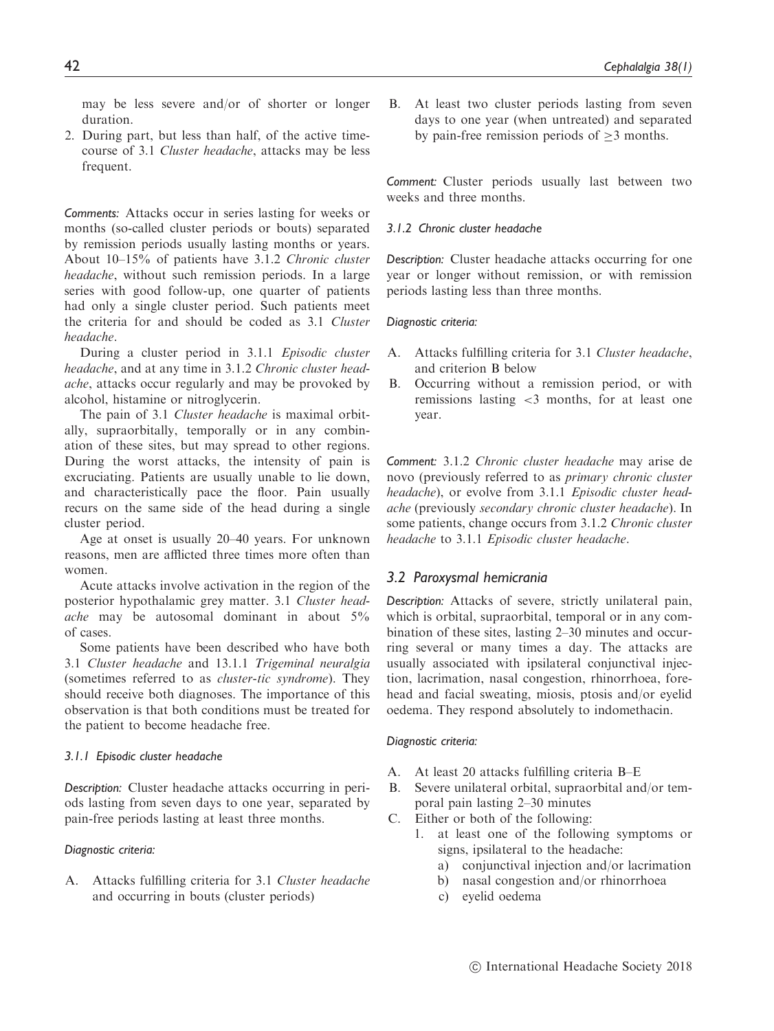may be less severe and/or of shorter or longer duration.

2. During part, but less than half, of the active time-course of 3.1 *Cluster headache*, attacks may be less frequent.

*Comments:* Attacks occur in series lasting for weeks or months (so-called cluster periods or bouts) separated by remission periods usually lasting months or years. About 10–15% of patients have 3.1.2 *Chronic cluster headache*, without such remission periods. In a large series with good follow-up, one quarter of patients had only a single cluster period. Such patients meet the criteria for and should be coded as 3.1 *Cluster headache*.

During a cluster period in 3.1.1 *Episodic cluster headache*, and at any time in 3.1.2 *Chronic cluster headache*, attacks occur regularly and may be provoked by alcohol, histamine or nitroglycerin.

The pain of 3.1 *Cluster headache* is maximal orbitally, supraorbitally, temporally or in any combination of these sites, but may spread to other regions. During the worst attacks, the intensity of pain is excruciating. Patients are usually unable to lie down, and characteristically pace the floor. Pain usually recurs on the same side of the head during a single cluster period.

Age at onset is usually 20–40 years. For unknown reasons, men are afflicted three times more often than women.

Acute attacks involve activation in the region of the posterior hypothalamic grey matter. 3.1 *Cluster headache* may be autosomal dominant in about 5% of cases.

Some patients have been described who have both 3.1 *Cluster headache* and 13.1.1 *Trigeminal neuralgia* (sometimes referred to as *cluster-tic syndrome*). They should receive both diagnoses. The importance of this observation is that both conditions must be treated for the patient to become headache free.

#### 3.1.1 Episodic cluster headache

*Description:* Cluster headache attacks occurring in periods lasting from seven days to one year, separated by pain-free periods lasting at least three months.

*Diagnostic criteria:*

A. Attacks fulfilling criteria for 3.1 *Cluster headache* and occurring in bouts (cluster periods)
B. At least two cluster periods lasting from seven days to one year (when untreated) and separated by pain-free remission periods of $\geq$3 months.

*Comment:* Cluster periods usually last between two weeks and three months.

#### 3.1.2 Chronic cluster headache

*Description:* Cluster headache attacks occurring for one year or longer without remission, or with remission periods lasting less than three months.

*Diagnostic criteria:*

A. Attacks fulfilling criteria for 3.1 *Cluster headache*, and criterion B below
B. Occurring without a remission period, or with remissions lasting <3 months, for at least one year.

*Comment:* 3.1.2 *Chronic cluster headache* may arise de novo (previously referred to as *primary chronic cluster headache*), or evolve from 3.1.1 *Episodic cluster headache* (previously *secondary chronic cluster headache*). In some patients, change occurs from 3.1.2 *Chronic cluster headache* to 3.1.1 *Episodic cluster headache*.

### 3.2 Paroxysmal hemicrania

*Description:* Attacks of severe, strictly unilateral pain, which is orbital, supraorbital, temporal or in any combination of these sites, lasting 2–30 minutes and occurring several or many times a day. The attacks are usually associated with ipsilateral conjunctival injection, lacrimation, nasal congestion, rhinorrhoea, forehead and facial sweating, miosis, ptosis and/or eyelid oedema. They respond absolutely to indomethacin.

*Diagnostic criteria:*

A. At least 20 attacks fulfilling criteria B–E
B. Severe unilateral orbital, supraorbital and/or temporal pain lasting 2–30 minutes
C. Either or both of the following:
   1. at least one of the following symptoms or signs, ipsilateral to the headache:
      a) conjunctival injection and/or lacrimation
      b) nasal congestion and/or rhinorrhoea
      c) eyelid oedema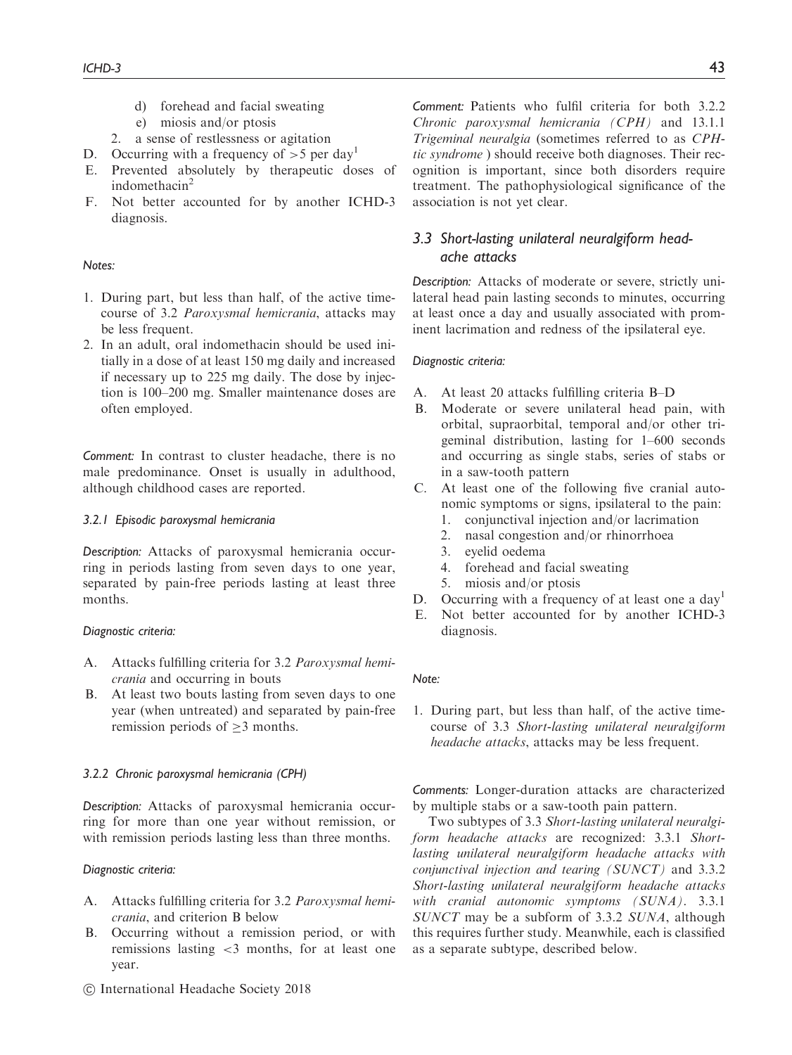d) forehead and facial sweating
  e) miosis and/or ptosis
2. a sense of restlessness or agitation

D. Occurring with a frequency of >5 per day[1]
E. Prevented absolutely by therapeutic doses of indomethacin[2]
F. Not better accounted for by another ICHD-3 diagnosis.

*Notes:*

1. During part, but less than half, of the active time-course of 3.2 *Paroxysmal hemicrania*, attacks may be less frequent.
2. In an adult, oral indomethacin should be used initially in a dose of at least 150 mg daily and increased if necessary up to 225 mg daily. The dose by injection is 100–200 mg. Smaller maintenance doses are often employed.

*Comment:* In contrast to cluster headache, there is no male predominance. Onset is usually in adulthood, although childhood cases are reported.

#### 3.2.1 Episodic paroxysmal hemicrania

*Description:* Attacks of paroxysmal hemicrania occurring in periods lasting from seven days to one year, separated by pain-free periods lasting at least three months.

*Diagnostic criteria:*

A. Attacks fulfilling criteria for 3.2 *Paroxysmal hemicrania* and occurring in bouts
B. At least two bouts lasting from seven days to one year (when untreated) and separated by pain-free remission periods of ≥3 months.

#### 3.2.2 Chronic paroxysmal hemicrania (CPH)

*Description:* Attacks of paroxysmal hemicrania occurring for more than one year without remission, or with remission periods lasting less than three months.

*Diagnostic criteria:*

A. Attacks fulfilling criteria for 3.2 *Paroxysmal hemicrania*, and criterion B below
B. Occurring without a remission period, or with remissions lasting <3 months, for at least one year.

*Comment:* Patients who fulfil criteria for both 3.2.2 *Chronic paroxysmal hemicrania (CPH)* and 13.1.1 *Trigeminal neuralgia* (sometimes referred to as *CPH-tic syndrome* ) should receive both diagnoses. Their recognition is important, since both disorders require treatment. The pathophysiological significance of the association is not yet clear.

### 3.3 Short-lasting unilateral neuralgiform headache attacks

*Description:* Attacks of moderate or severe, strictly unilateral head pain lasting seconds to minutes, occurring at least once a day and usually associated with prominent lacrimation and redness of the ipsilateral eye.

*Diagnostic criteria:*

A. At least 20 attacks fulfilling criteria B–D
B. Moderate or severe unilateral head pain, with orbital, supraorbital, temporal and/or other trigeminal distribution, lasting for 1–600 seconds and occurring as single stabs, series of stabs or in a saw-tooth pattern
C. At least one of the following five cranial autonomic symptoms or signs, ipsilateral to the pain:
  1. conjunctival injection and/or lacrimation
  2. nasal congestion and/or rhinorrhoea
  3. eyelid oedema
  4. forehead and facial sweating
  5. miosis and/or ptosis
D. Occurring with a frequency of at least one a day[1]
E. Not better accounted for by another ICHD-3 diagnosis.

*Note:*

1. During part, but less than half, of the active time-course of 3.3 *Short-lasting unilateral neuralgiform headache attacks*, attacks may be less frequent.

*Comments:* Longer-duration attacks are characterized by multiple stabs or a saw-tooth pain pattern.

Two subtypes of 3.3 *Short-lasting unilateral neuralgiform headache attacks* are recognized: 3.3.1 *Short-lasting unilateral neuralgiform headache attacks with conjunctival injection and tearing (SUNCT)* and 3.3.2 *Short-lasting unilateral neuralgiform headache attacks with cranial autonomic symptoms (SUNA)*. 3.3.1 *SUNCT* may be a subform of 3.3.2 *SUNA*, although this requires further study. Meanwhile, each is classified as a separate subtype, described below.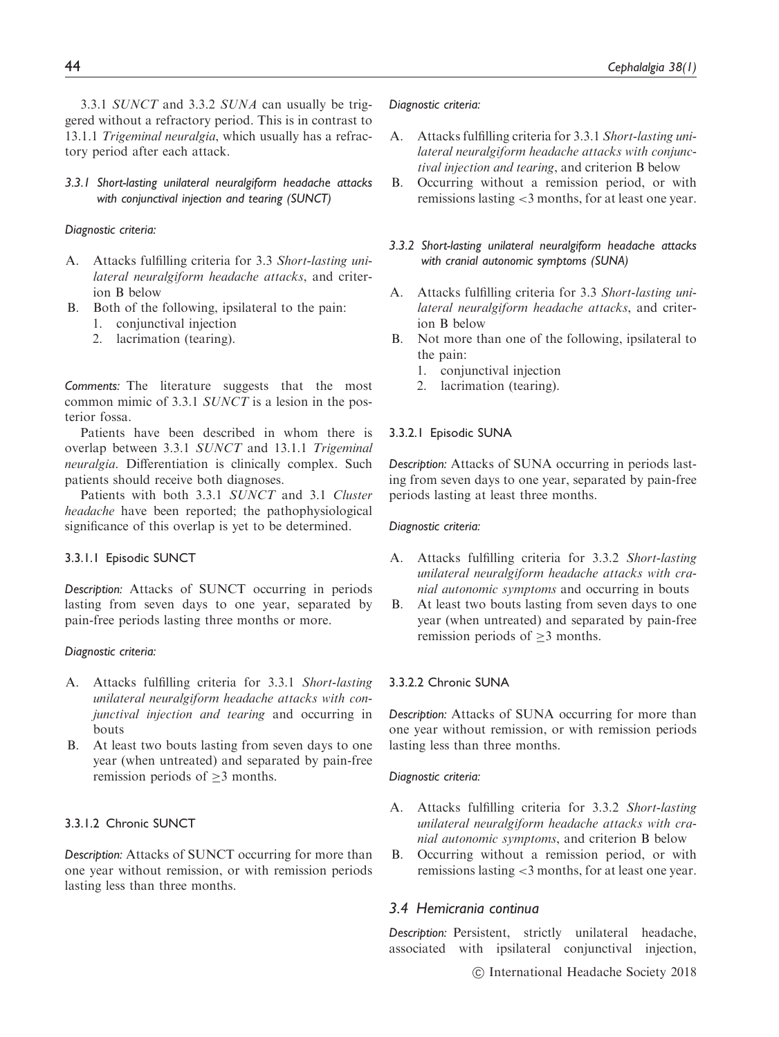3.3.1 *SUNCT* and 3.3.2 *SUNA* can usually be triggered without a refractory period. This is in contrast to 13.1.1 *Trigeminal neuralgia*, which usually has a refractory period after each attack.

### 3.3.1 Short-lasting unilateral neuralgiform headache attacks with conjunctival injection and tearing (SUNCT)

*Diagnostic criteria:*

A. Attacks fulfilling criteria for 3.3 *Short-lasting unilateral neuralgiform headache attacks*, and criterion B below
B. Both of the following, ipsilateral to the pain:
   1. conjunctival injection
   2. lacrimation (tearing).

*Comments:* The literature suggests that the most common mimic of 3.3.1 *SUNCT* is a lesion in the posterior fossa.

Patients have been described in whom there is overlap between 3.3.1 *SUNCT* and 13.1.1 *Trigeminal neuralgia*. Differentiation is clinically complex. Such patients should receive both diagnoses.

Patients with both 3.3.1 *SUNCT* and 3.1 *Cluster headache* have been reported; the pathophysiological significance of this overlap is yet to be determined.

#### 3.3.1.1 Episodic SUNCT

*Description:* Attacks of SUNCT occurring in periods lasting from seven days to one year, separated by pain-free periods lasting three months or more.

*Diagnostic criteria:*

A. Attacks fulfilling criteria for 3.3.1 *Short-lasting unilateral neuralgiform headache attacks with conjunctival injection and tearing* and occurring in bouts
B. At least two bouts lasting from seven days to one year (when untreated) and separated by pain-free remission periods of $\geq$3 months.

#### 3.3.1.2 Chronic SUNCT

*Description:* Attacks of SUNCT occurring for more than one year without remission, or with remission periods lasting less than three months.

*Diagnostic criteria:*

A. Attacks fulfilling criteria for 3.3.1 *Short-lasting unilateral neuralgiform headache attacks with conjunctival injection and tearing*, and criterion B below
B. Occurring without a remission period, or with remissions lasting <3 months, for at least one year.

### 3.3.2 Short-lasting unilateral neuralgiform headache attacks with cranial autonomic symptoms (SUNA)

A. Attacks fulfilling criteria for 3.3 *Short-lasting unilateral neuralgiform headache attacks*, and criterion B below
B. Not more than one of the following, ipsilateral to the pain:
   1. conjunctival injection
   2. lacrimation (tearing).

#### 3.3.2.1 Episodic SUNA

*Description:* Attacks of SUNA occurring in periods lasting from seven days to one year, separated by pain-free periods lasting at least three months.

*Diagnostic criteria:*

A. Attacks fulfilling criteria for 3.3.2 *Short-lasting unilateral neuralgiform headache attacks with cranial autonomic symptoms* and occurring in bouts
B. At least two bouts lasting from seven days to one year (when untreated) and separated by pain-free remission periods of $\geq$3 months.

#### 3.3.2.2 Chronic SUNA

*Description:* Attacks of SUNA occurring for more than one year without remission, or with remission periods lasting less than three months.

*Diagnostic criteria:*

A. Attacks fulfilling criteria for 3.3.2 *Short-lasting unilateral neuralgiform headache attacks with cranial autonomic symptoms*, and criterion B below
B. Occurring without a remission period, or with remissions lasting <3 months, for at least one year.

## 3.4 Hemicrania continua

*Description:* Persistent, strictly unilateral headache, associated with ipsilateral conjunctival injection,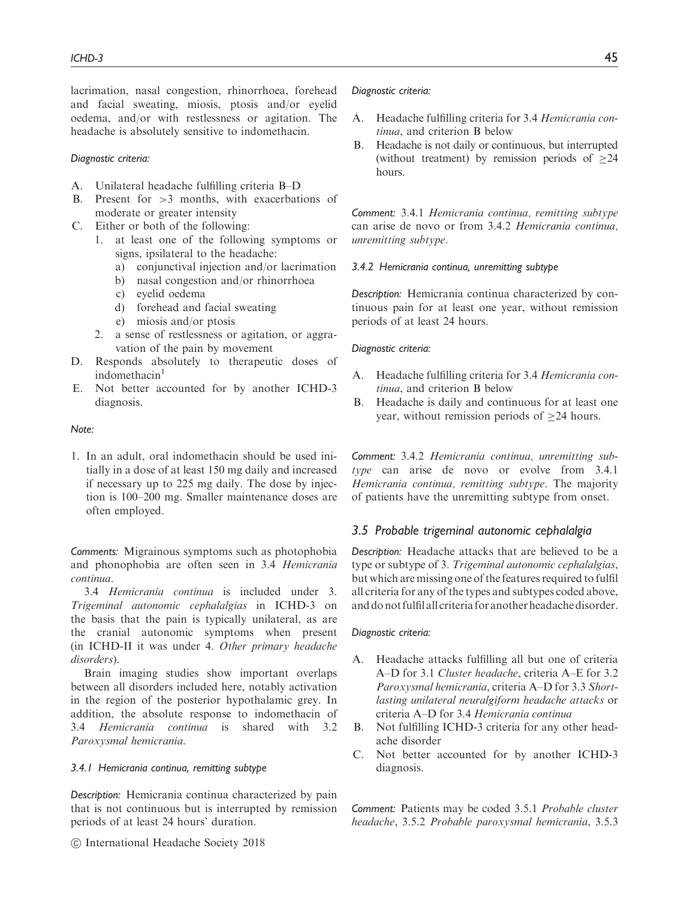lacrimation, nasal congestion, rhinorrhoea, forehead and facial sweating, miosis, ptosis and/or eyelid oedema, and/or with restlessness or agitation. The headache is absolutely sensitive to indomethacin.

*Diagnostic criteria:*

A. Unilateral headache fulfilling criteria B–D
B. Present for >3 months, with exacerbations of moderate or greater intensity
C. Either or both of the following:
   1. at least one of the following symptoms or signs, ipsilateral to the headache:
      a) conjunctival injection and/or lacrimation
      b) nasal congestion and/or rhinorrhoea
      c) eyelid oedema
      d) forehead and facial sweating
      e) miosis and/or ptosis
   2. a sense of restlessness or agitation, or aggravation of the pain by movement
D. Responds absolutely to therapeutic doses of indomethacin[1]
E. Not better accounted for by another ICHD-3 diagnosis.

*Note:*

1. In an adult, oral indomethacin should be used initially in a dose of at least 150 mg daily and increased if necessary up to 225 mg daily. The dose by injection is 100–200 mg. Smaller maintenance doses are often employed.

*Comments:* Migrainous symptoms such as photophobia and phonophobia are often seen in 3.4 *Hemicrania continua*.

3.4 *Hemicrania continua* is included under 3. *Trigeminal autonomic cephalalgias* in ICHD-3 on the basis that the pain is typically unilateral, as are the cranial autonomic symptoms when present (in ICHD-II it was under 4. *Other primary headache disorders*).

Brain imaging studies show important overlaps between all disorders included here, notably activation in the region of the posterior hypothalamic grey. In addition, the absolute response to indomethacin of 3.4 *Hemicrania continua* is shared with 3.2 *Paroxysmal hemicrania*.

#### *3.4.1 Hemicrania continua, remitting subtype*

*Description:* Hemicrania continua characterized by pain that is not continuous but is interrupted by remission periods of at least 24 hours' duration.

*Diagnostic criteria:*

A. Headache fulfilling criteria for 3.4 *Hemicrania continua*, and criterion B below
B. Headache is not daily or continuous, but interrupted (without treatment) by remission periods of ≥24 hours.

*Comment:* 3.4.1 *Hemicrania continua, remitting subtype* can arise de novo or from 3.4.2 *Hemicrania continua, unremitting subtype*.

#### *3.4.2 Hemicrania continua, unremitting subtype*

*Description:* Hemicrania continua characterized by continuous pain for at least one year, without remission periods of at least 24 hours.

*Diagnostic criteria:*

A. Headache fulfilling criteria for 3.4 *Hemicrania continua*, and criterion B below
B. Headache is daily and continuous for at least one year, without remission periods of ≥24 hours.

*Comment:* 3.4.2 *Hemicrania continua, unremitting subtype* can arise de novo or evolve from 3.4.1 *Hemicrania continua, remitting subtype*. The majority of patients have the unremitting subtype from onset.

### *3.5 Probable trigeminal autonomic cephalalgia*

*Description:* Headache attacks that are believed to be a type or subtype of 3. *Trigeminal autonomic cephalalgias*, but which are missing one of the features required to fulfil all criteria for any of the types and subtypes coded above, and do not fulfil all criteria for another headache disorder.

*Diagnostic criteria:*

A. Headache attacks fulfilling all but one of criteria A–D for 3.1 *Cluster headache*, criteria A–E for 3.2 *Paroxysmal hemicrania*, criteria A–D for 3.3 *Short-lasting unilateral neuralgiform headache attacks* or criteria A–D for 3.4 *Hemicrania continua*
B. Not fulfilling ICHD-3 criteria for any other headache disorder
C. Not better accounted for by another ICHD-3 diagnosis.

*Comment:* Patients may be coded 3.5.1 *Probable cluster headache*, 3.5.2 *Probable paroxysmal hemicrania*, 3.5.3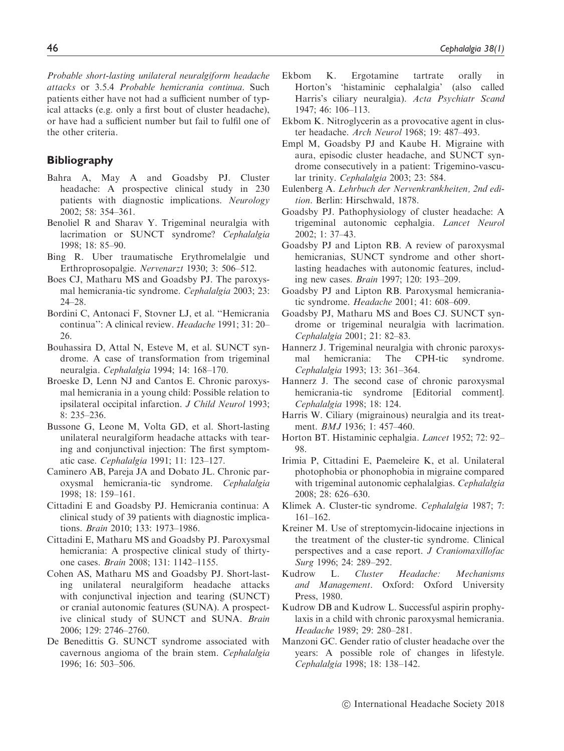*Probable short-lasting unilateral neuralgiform headache attacks* or 3.5.4 *Probable hemicrania continua*. Such patients either have not had a sufficient number of typical attacks (e.g. only a first bout of cluster headache), or have had a sufficient number but fail to fulfil one of the other criteria.

## Bibliography

Bahra A, May A and Goadsby PJ. Cluster headache: A prospective clinical study in 230 patients with diagnostic implications. *Neurology* 2002; 58: 354–361.

Benoliel R and Sharav Y. Trigeminal neuralgia with lacrimation or SUNCT syndrome? *Cephalalgia* 1998; 18: 85–90.

Bing R. Uber traumatische Erythromelalgie und Erthroprosopalgie. *Nervenarzt* 1930; 3: 506–512.

Boes CJ, Matharu MS and Goadsby PJ. The paroxysmal hemicrania-tic syndrome. *Cephalalgia* 2003; 23: 24–28.

Bordini C, Antonaci F, Stovner LJ, et al. ''Hemicrania continua'': A clinical review. *Headache* 1991; 31: 20–26.

Bouhassira D, Attal N, Esteve M, et al. SUNCT syndrome. A case of transformation from trigeminal neuralgia. *Cephalalgia* 1994; 14: 168–170.

Broeske D, Lenn NJ and Cantos E. Chronic paroxysmal hemicrania in a young child: Possible relation to ipsilateral occipital infarction. *J Child Neurol* 1993; 8: 235–236.

Bussone G, Leone M, Volta GD, et al. Short-lasting unilateral neuralgiform headache attacks with tearing and conjunctival injection: The first symptomatic case. *Cephalalgia* 1991; 11: 123–127.

Caminero AB, Pareja JA and Dobato JL. Chronic paroxysmal hemicrania-tic syndrome. *Cephalalgia* 1998; 18: 159–161.

Cittadini E and Goadsby PJ. Hemicrania continua: A clinical study of 39 patients with diagnostic implications. *Brain* 2010; 133: 1973–1986.

Cittadini E, Matharu MS and Goadsby PJ. Paroxysmal hemicrania: A prospective clinical study of thirty-one cases. *Brain* 2008; 131: 1142–1155.

Cohen AS, Matharu MS and Goadsby PJ. Short-lasting unilateral neuralgiform headache attacks with conjunctival injection and tearing (SUNCT) or cranial autonomic features (SUNA). A prospective clinical study of SUNCT and SUNA. *Brain* 2006; 129: 2746–2760.

De Benedittis G. SUNCT syndrome associated with cavernous angioma of the brain stem. *Cephalalgia* 1996; 16: 503–506.

Ekbom K. Ergotamine tartrate orally in Horton's 'histaminic cephalalgia' (also called Harris's ciliary neuralgia). *Acta Psychiatr Scand* 1947; 46: 106–113.

Ekbom K. Nitroglycerin as a provocative agent in cluster headache. *Arch Neurol* 1968; 19: 487–493.

Empl M, Goadsby PJ and Kaube H. Migraine with aura, episodic cluster headache, and SUNCT syndrome consecutively in a patient: Trigemino-vascular trinity. *Cephalalgia* 2003; 23: 584.

Eulenberg A. *Lehrbuch der Nervenkrankheiten, 2nd edition*. Berlin: Hirschwald, 1878.

Goadsby PJ. Pathophysiology of cluster headache: A trigeminal autonomic cephalgia. *Lancet Neurol* 2002; 1: 37–43.

Goadsby PJ and Lipton RB. A review of paroxysmal hemicranias, SUNCT syndrome and other short-lasting headaches with autonomic features, including new cases. *Brain* 1997; 120: 193–209.

Goadsby PJ and Lipton RB. Paroxysmal hemicrania-tic syndrome. *Headache* 2001; 41: 608–609.

Goadsby PJ, Matharu MS and Boes CJ. SUNCT syndrome or trigeminal neuralgia with lacrimation. *Cephalalgia* 2001; 21: 82–83.

Hannerz J. Trigeminal neuralgia with chronic paroxysmal hemicrania: The CPH-tic syndrome. *Cephalalgia* 1993; 13: 361–364.

Hannerz J. The second case of chronic paroxysmal hemicrania-tic syndrome [Editorial comment]. *Cephalalgia* 1998; 18: 124.

Harris W. Ciliary (migrainous) neuralgia and its treatment. *BMJ* 1936; 1: 457–460.

Horton BT. Histaminic cephalgia. *Lancet* 1952; 72: 92–98.

Irimia P, Cittadini E, Paemeleire K, et al. Unilateral photophobia or phonophobia in migraine compared with trigeminal autonomic cephalalgias. *Cephalalgia* 2008; 28: 626–630.

Klimek A. Cluster-tic syndrome. *Cephalalgia* 1987; 7: 161–162.

Kreiner M. Use of streptomycin-lidocaine injections in the treatment of the cluster-tic syndrome. Clinical perspectives and a case report. *J Craniomaxillofac Surg* 1996; 24: 289–292.

Kudrow L. *Cluster Headache: Mechanisms and Management*. Oxford: Oxford University Press, 1980.

Kudrow DB and Kudrow L. Successful aspirin prophylaxis in a child with chronic paroxysmal hemicrania. *Headache* 1989; 29: 280–281.

Manzoni GC. Gender ratio of cluster headache over the years: A possible role of changes in lifestyle. *Cephalalgia* 1998; 18: 138–142.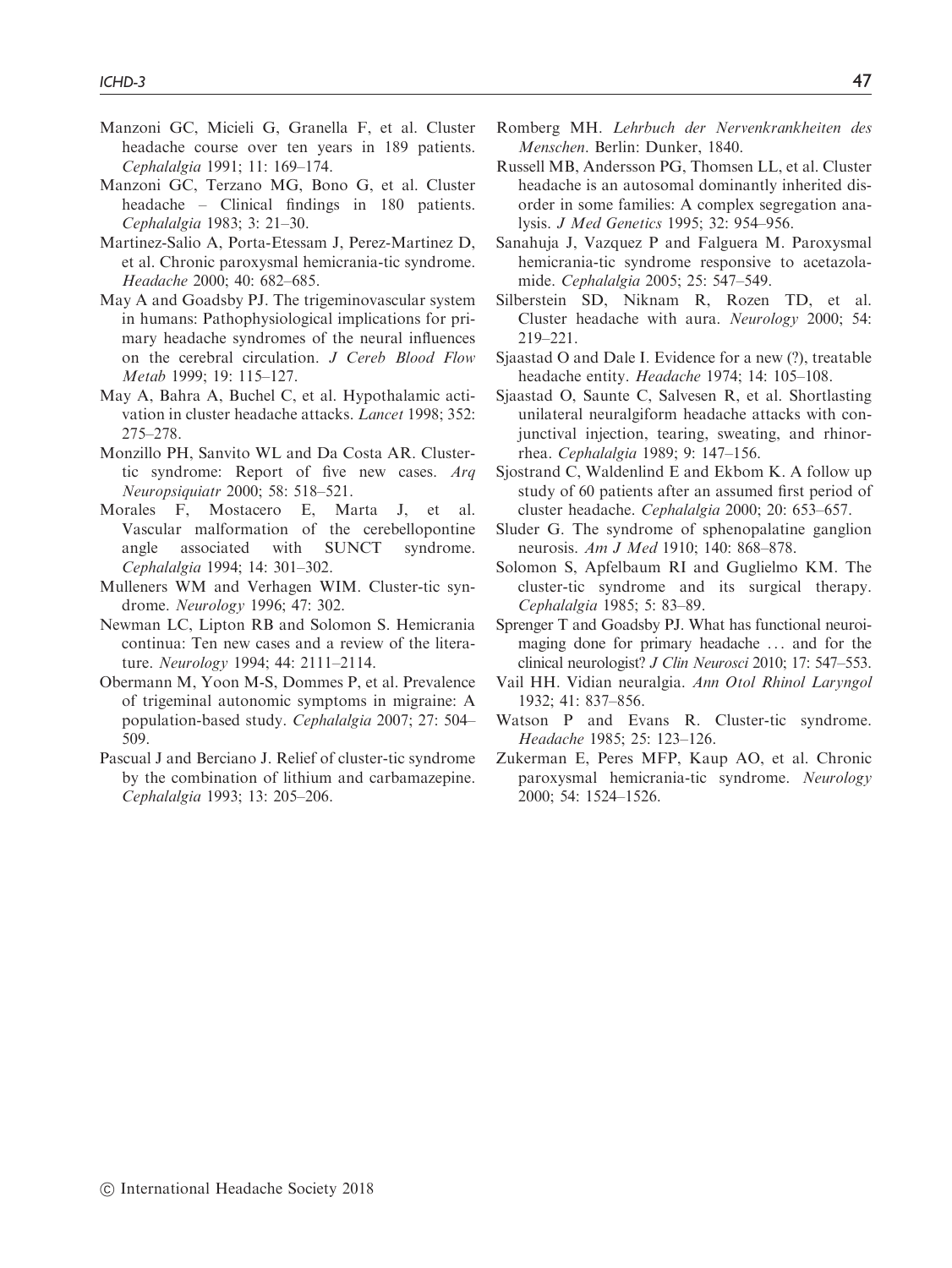Manzoni GC, Micieli G, Granella F, et al. Cluster headache course over ten years in 189 patients. *Cephalalgia* 1991; 11: 169–174.

Manzoni GC, Terzano MG, Bono G, et al. Cluster headache – Clinical findings in 180 patients. *Cephalalgia* 1983; 3: 21–30.

Martinez-Salio A, Porta-Etessam J, Perez-Martinez D, et al. Chronic paroxysmal hemicrania-tic syndrome. *Headache* 2000; 40: 682–685.

May A and Goadsby PJ. The trigeminovascular system in humans: Pathophysiological implications for primary headache syndromes of the neural influences on the cerebral circulation. *J Cereb Blood Flow Metab* 1999; 19: 115–127.

May A, Bahra A, Buchel C, et al. Hypothalamic activation in cluster headache attacks. *Lancet* 1998; 352: 275–278.

Monzillo PH, Sanvito WL and Da Costa AR. Cluster-tic syndrome: Report of five new cases. *Arq Neuropsiquiatr* 2000; 58: 518–521.

Morales F, Mostacero E, Marta J, et al. Vascular malformation of the cerebellopontine angle associated with SUNCT syndrome. *Cephalalgia* 1994; 14: 301–302.

Mulleners WM and Verhagen WIM. Cluster-tic syndrome. *Neurology* 1996; 47: 302.

Newman LC, Lipton RB and Solomon S. Hemicrania continua: Ten new cases and a review of the literature. *Neurology* 1994; 44: 2111–2114.

Obermann M, Yoon M-S, Dommes P, et al. Prevalence of trigeminal autonomic symptoms in migraine: A population-based study. *Cephalalgia* 2007; 27: 504–509.

Pascual J and Berciano J. Relief of cluster-tic syndrome by the combination of lithium and carbamazepine. *Cephalalgia* 1993; 13: 205–206.

Romberg MH. *Lehrbuch der Nervenkrankheiten des Menschen*. Berlin: Dunker, 1840.

Russell MB, Andersson PG, Thomsen LL, et al. Cluster headache is an autosomal dominantly inherited disorder in some families: A complex segregation analysis. *J Med Genetics* 1995; 32: 954–956.

Sanahuja J, Vazquez P and Falguera M. Paroxysmal hemicrania-tic syndrome responsive to acetazolamide. *Cephalalgia* 2005; 25: 547–549.

Silberstein SD, Niknam R, Rozen TD, et al. Cluster headache with aura. *Neurology* 2000; 54: 219–221.

Sjaastad O and Dale I. Evidence for a new (?), treatable headache entity. *Headache* 1974; 14: 105–108.

Sjaastad O, Saunte C, Salvesen R, et al. Shortlasting unilateral neuralgiform headache attacks with conjunctival injection, tearing, sweating, and rhinorrhea. *Cephalalgia* 1989; 9: 147–156.

Sjostrand C, Waldenlind E and Ekbom K. A follow up study of 60 patients after an assumed first period of cluster headache. *Cephalalgia* 2000; 20: 653–657.

Sluder G. The syndrome of sphenopalatine ganglion neurosis. *Am J Med* 1910; 140: 868–878.

Solomon S, Apfelbaum RI and Guglielmo KM. The cluster-tic syndrome and its surgical therapy. *Cephalalgia* 1985; 5: 83–89.

Sprenger T and Goadsby PJ. What has functional neuroimaging done for primary headache ... and for the clinical neurologist? *J Clin Neurosci* 2010; 17: 547–553.

Vail HH. Vidian neuralgia. *Ann Otol Rhinol Laryngol* 1932; 41: 837–856.

Watson P and Evans R. Cluster-tic syndrome. *Headache* 1985; 25: 123–126.

Zukerman E, Peres MFP, Kaup AO, et al. Chronic paroxysmal hemicrania-tic syndrome. *Neurology* 2000; 54: 1524–1526.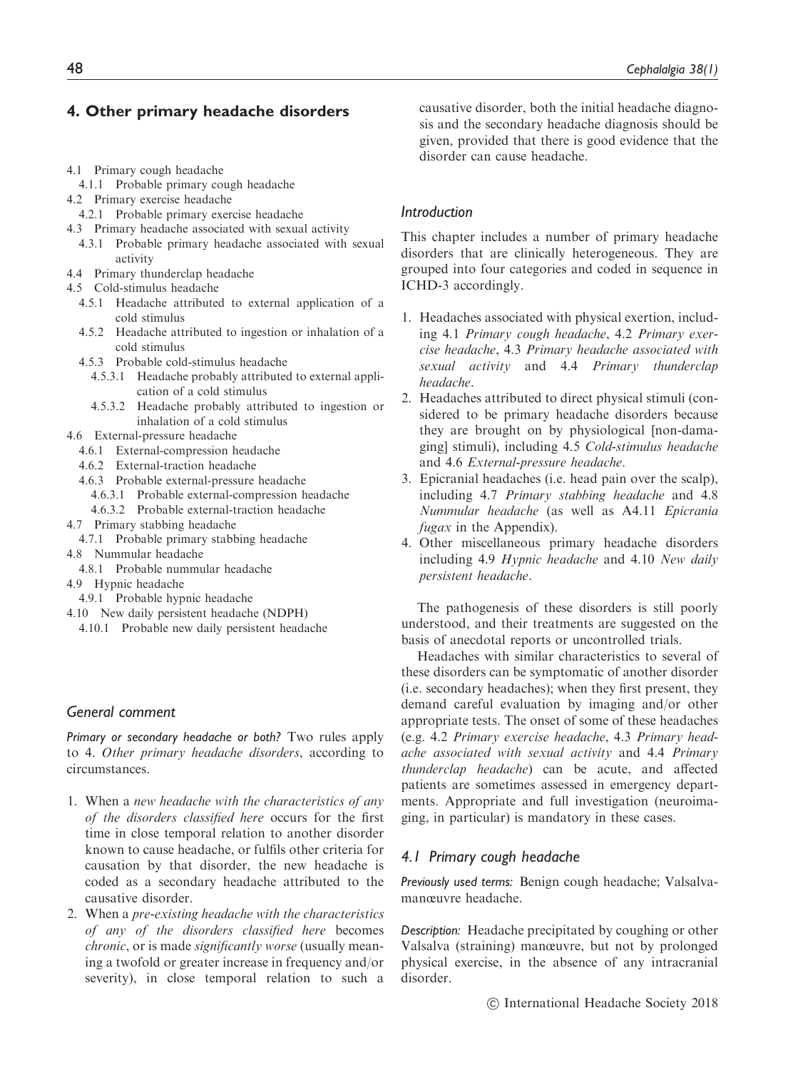## 4. Other primary headache disorders

- 4.1 Primary cough headache
  - 4.1.1 Probable primary cough headache
- 4.2 Primary exercise headache
  - 4.2.1 Probable primary exercise headache
- 4.3 Primary headache associated with sexual activity
  - 4.3.1 Probable primary headache associated with sexual activity
- 4.4 Primary thunderclap headache
- 4.5 Cold-stimulus headache
  - 4.5.1 Headache attributed to external application of a cold stimulus
  - 4.5.2 Headache attributed to ingestion or inhalation of a cold stimulus
  - 4.5.3 Probable cold-stimulus headache
    - 4.5.3.1 Headache probably attributed to external application of a cold stimulus
    - 4.5.3.2 Headache probably attributed to ingestion or inhalation of a cold stimulus
- 4.6 External-pressure headache
  - 4.6.1 External-compression headache
  - 4.6.2 External-traction headache
  - 4.6.3 Probable external-pressure headache
    - 4.6.3.1 Probable external-compression headache
    - 4.6.3.2 Probable external-traction headache
- 4.7 Primary stabbing headache
  - 4.7.1 Probable primary stabbing headache
- 4.8 Nummular headache
  - 4.8.1 Probable nummular headache
- 4.9 Hypnic headache
  - 4.9.1 Probable hypnic headache
- 4.10 New daily persistent headache (NDPH)
  - 4.10.1 Probable new daily persistent headache

### General comment

**Primary or secondary headache or both?** Two rules apply to 4. *Other primary headache disorders*, according to circumstances.

1. When a *new headache with the characteristics of any of the disorders classified here* occurs for the first time in close temporal relation to another disorder known to cause headache, or fulfils other criteria for causation by that disorder, the new headache is coded as a secondary headache attributed to the causative disorder.
2. When a *pre-existing headache with the characteristics of any of the disorders classified here* becomes *chronic*, or is made *significantly worse* (usually meaning a twofold or greater increase in frequency and/or severity), in close temporal relation to such a causative disorder, both the initial headache diagnosis and the secondary headache diagnosis should be given, provided that there is good evidence that the disorder can cause headache.

### Introduction

This chapter includes a number of primary headache disorders that are clinically heterogeneous. They are grouped into four categories and coded in sequence in ICHD-3 accordingly.

1. Headaches associated with physical exertion, including 4.1 *Primary cough headache*, 4.2 *Primary exercise headache*, 4.3 *Primary headache associated with sexual activity* and 4.4 *Primary thunderclap headache*.
2. Headaches attributed to direct physical stimuli (considered to be primary headache disorders because they are brought on by physiological [non-damaging] stimuli), including 4.5 *Cold-stimulus headache* and 4.6 *External-pressure headache*.
3. Epicranial headaches (i.e. head pain over the scalp), including 4.7 *Primary stabbing headache* and 4.8 *Nummular headache* (as well as A4.11 *Epicrania fugax* in the Appendix).
4. Other miscellaneous primary headache disorders including 4.9 *Hypnic headache* and 4.10 *New daily persistent headache*.

The pathogenesis of these disorders is still poorly understood, and their treatments are suggested on the basis of anecdotal reports or uncontrolled trials.

Headaches with similar characteristics to several of these disorders can be symptomatic of another disorder (i.e. secondary headaches); when they first present, they demand careful evaluation by imaging and/or other appropriate tests. The onset of some of these headaches (e.g. 4.2 *Primary exercise headache*, 4.3 *Primary headache associated with sexual activity* and 4.4 *Primary thunderclap headache*) can be acute, and affected patients are sometimes assessed in emergency departments. Appropriate and full investigation (neuroimaging, in particular) is mandatory in these cases.

### 4.1 Primary cough headache

**Previously used terms:** Benign cough headache; Valsalva-manœuvre headache.

**Description:** Headache precipitated by coughing or other Valsalva (straining) manœuvre, but not by prolonged physical exercise, in the absence of any intracranial disorder.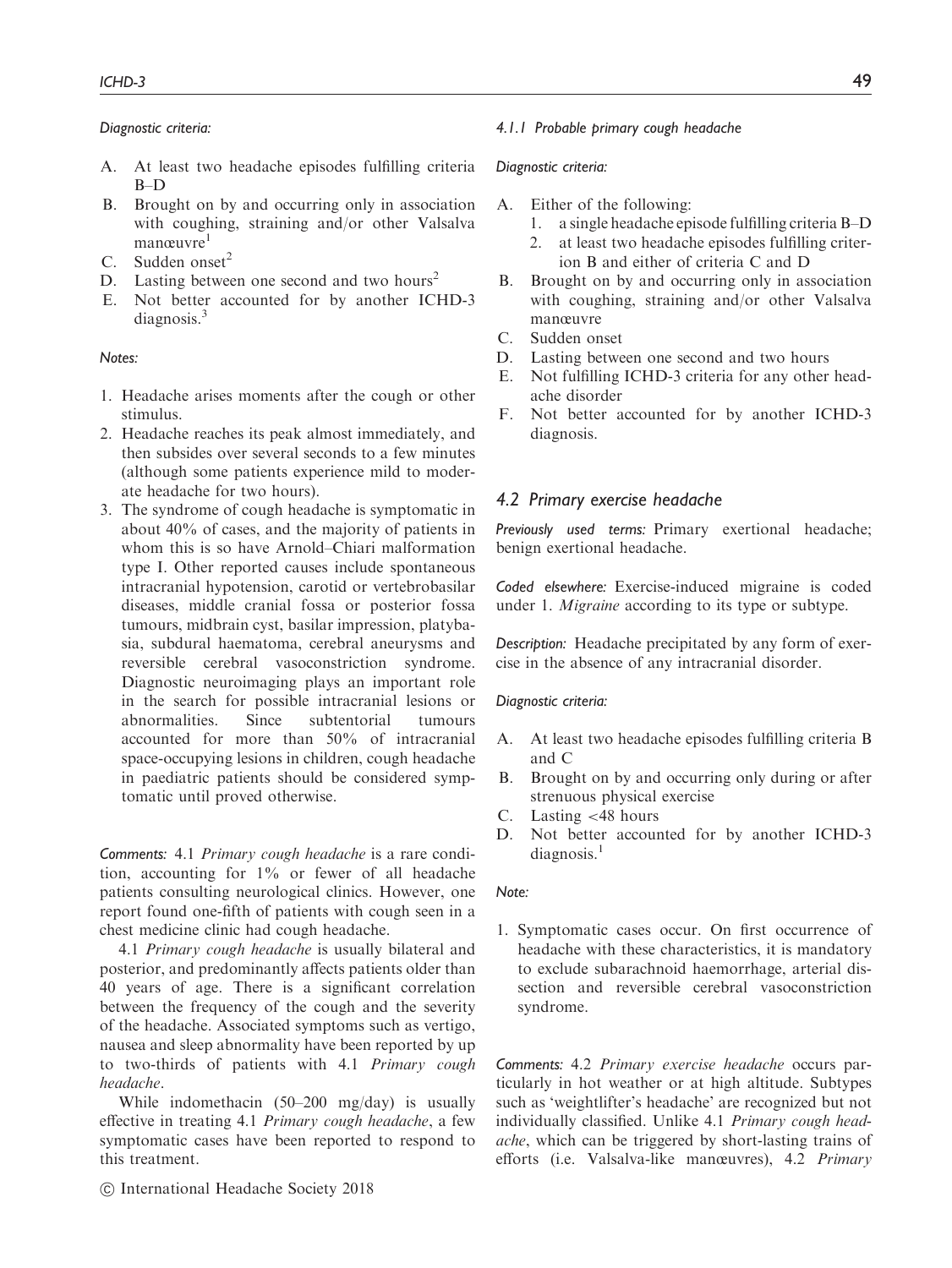*Diagnostic criteria:*

A. At least two headache episodes fulfilling criteria B–D
B. Brought on by and occurring only in association with coughing, straining and/or other Valsalva manœuvre[1]
C. Sudden onset[2]
D. Lasting between one second and two hours[2]
E. Not better accounted for by another ICHD-3 diagnosis.[3]

*Notes:*

1. Headache arises moments after the cough or other stimulus.
2. Headache reaches its peak almost immediately, and then subsides over several seconds to a few minutes (although some patients experience mild to moderate headache for two hours).
3. The syndrome of cough headache is symptomatic in about 40% of cases, and the majority of patients in whom this is so have Arnold–Chiari malformation type I. Other reported causes include spontaneous intracranial hypotension, carotid or vertebrobasilar diseases, middle cranial fossa or posterior fossa tumours, midbrain cyst, basilar impression, platybasia, subdural haematoma, cerebral aneurysms and reversible cerebral vasoconstriction syndrome. Diagnostic neuroimaging plays an important role in the search for possible intracranial lesions or abnormalities. Since subtentorial tumours accounted for more than 50% of intracranial space-occupying lesions in children, cough headache in paediatric patients should be considered symptomatic until proved otherwise.

*Comments:* 4.1 *Primary cough headache* is a rare condition, accounting for 1% or fewer of all headache patients consulting neurological clinics. However, one report found one-fifth of patients with cough seen in a chest medicine clinic had cough headache.

4.1 *Primary cough headache* is usually bilateral and posterior, and predominantly affects patients older than 40 years of age. There is a significant correlation between the frequency of the cough and the severity of the headache. Associated symptoms such as vertigo, nausea and sleep abnormality have been reported by up to two-thirds of patients with 4.1 *Primary cough headache*.

While indomethacin (50–200 mg/day) is usually effective in treating 4.1 *Primary cough headache*, a few symptomatic cases have been reported to respond to this treatment.

#### *4.1.1 Probable primary cough headache*

*Diagnostic criteria:*

A. Either of the following:
   1. a single headache episode fulfilling criteria B–D
   2. at least two headache episodes fulfilling criterion B and either of criteria C and D
B. Brought on by and occurring only in association with coughing, straining and/or other Valsalva manœuvre
C. Sudden onset
D. Lasting between one second and two hours
E. Not fulfilling ICHD-3 criteria for any other headache disorder
F. Not better accounted for by another ICHD-3 diagnosis.

### *4.2 Primary exercise headache*

*Previously used terms:* Primary exertional headache; benign exertional headache.

*Coded elsewhere:* Exercise-induced migraine is coded under 1. *Migraine* according to its type or subtype.

*Description:* Headache precipitated by any form of exercise in the absence of any intracranial disorder.

*Diagnostic criteria:*

A. At least two headache episodes fulfilling criteria B and C
B. Brought on by and occurring only during or after strenuous physical exercise
C. Lasting <48 hours
D. Not better accounted for by another ICHD-3 diagnosis.[1]

*Note:*

1. Symptomatic cases occur. On first occurrence of headache with these characteristics, it is mandatory to exclude subarachnoid haemorrhage, arterial dissection and reversible cerebral vasoconstriction syndrome.

*Comments:* 4.2 *Primary exercise headache* occurs particularly in hot weather or at high altitude. Subtypes such as 'weightlifter's headache' are recognized but not individually classified. Unlike 4.1 *Primary cough headache*, which can be triggered by short-lasting trains of efforts (i.e. Valsalva-like manœuvres), 4.2 *Primary*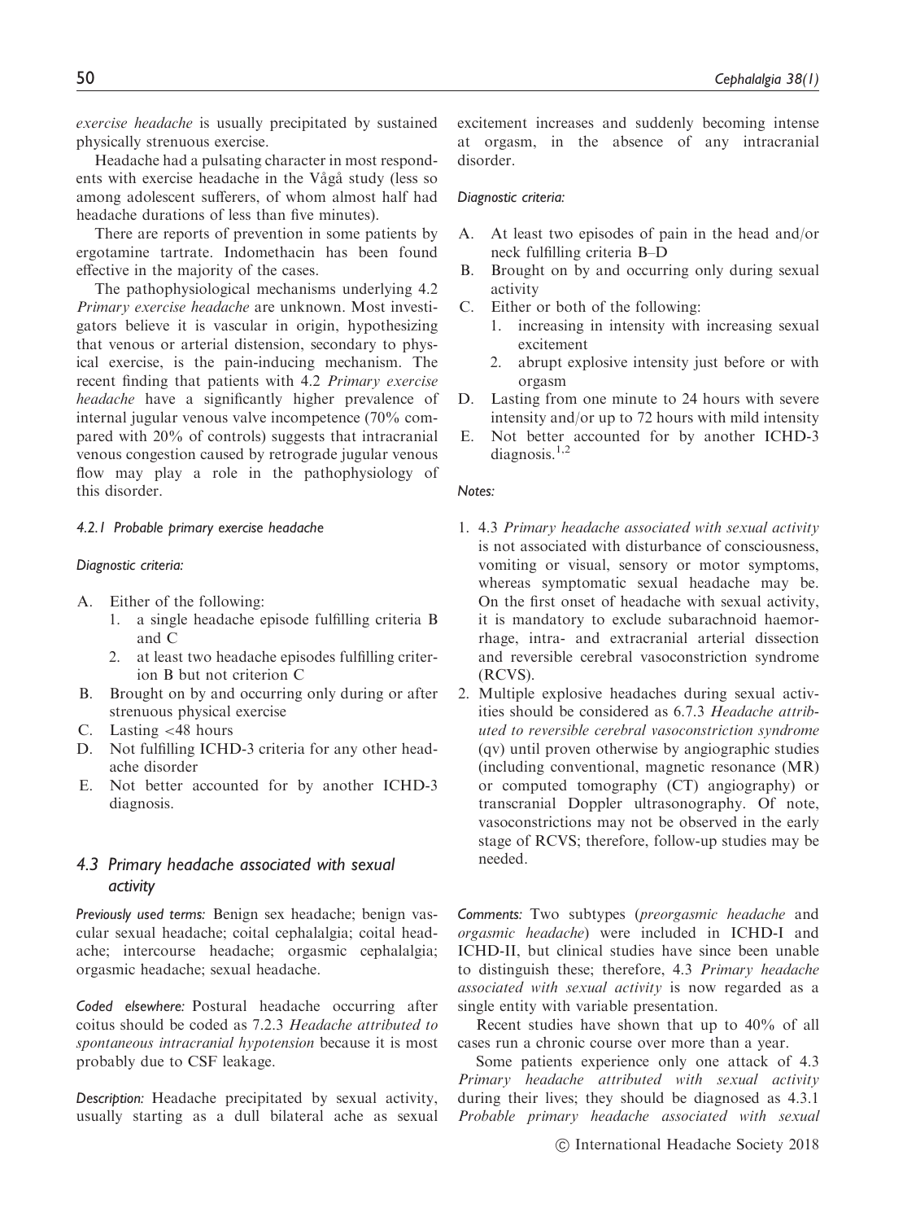*exercise headache* is usually precipitated by sustained physically strenuous exercise.

Headache had a pulsating character in most respondents with exercise headache in the Vågå study (less so among adolescent sufferers, of whom almost half had headache durations of less than five minutes).

There are reports of prevention in some patients by ergotamine tartrate. Indomethacin has been found effective in the majority of the cases.

The pathophysiological mechanisms underlying 4.2 *Primary exercise headache* are unknown. Most investigators believe it is vascular in origin, hypothesizing that venous or arterial distension, secondary to physical exercise, is the pain-inducing mechanism. The recent finding that patients with 4.2 *Primary exercise headache* have a significantly higher prevalence of internal jugular venous valve incompetence (70% compared with 20% of controls) suggests that intracranial venous congestion caused by retrograde jugular venous flow may play a role in the pathophysiology of this disorder.

#### *4.2.1 Probable primary exercise headache*

*Diagnostic criteria:*

A. Either of the following:
   1. a single headache episode fulfilling criteria B and C
   2. at least two headache episodes fulfilling criterion B but not criterion C
B. Brought on by and occurring only during or after strenuous physical exercise
C. Lasting <48 hours
D. Not fulfilling ICHD-3 criteria for any other headache disorder
E. Not better accounted for by another ICHD-3 diagnosis.

### *4.3 Primary headache associated with sexual activity*

*Previously used terms:* Benign sex headache; benign vascular sexual headache; coital cephalalgia; coital headache; intercourse headache; orgasmic cephalalgia; orgasmic headache; sexual headache.

*Coded elsewhere:* Postural headache occurring after coitus should be coded as 7.2.3 *Headache attributed to spontaneous intracranial hypotension* because it is most probably due to CSF leakage.

*Description:* Headache precipitated by sexual activity, usually starting as a dull bilateral ache as sexual excitement increases and suddenly becoming intense at orgasm, in the absence of any intracranial disorder.

*Diagnostic criteria:*

A. At least two episodes of pain in the head and/or neck fulfilling criteria B–D
B. Brought on by and occurring only during sexual activity
C. Either or both of the following:
   1. increasing in intensity with increasing sexual excitement
   2. abrupt explosive intensity just before or with orgasm
D. Lasting from one minute to 24 hours with severe intensity and/or up to 72 hours with mild intensity
E. Not better accounted for by another ICHD-3 diagnosis.[1,2]

*Notes:*

1. 4.3 *Primary headache associated with sexual activity* is not associated with disturbance of consciousness, vomiting or visual, sensory or motor symptoms, whereas symptomatic sexual headache may be. On the first onset of headache with sexual activity, it is mandatory to exclude subarachnoid haemorrhage, intra- and extracranial arterial dissection and reversible cerebral vasoconstriction syndrome (RCVS).
2. Multiple explosive headaches during sexual activities should be considered as 6.7.3 *Headache attributed to reversible cerebral vasoconstriction syndrome* (qv) until proven otherwise by angiographic studies (including conventional, magnetic resonance (MR) or computed tomography (CT) angiography) or transcranial Doppler ultrasonography. Of note, vasoconstrictions may not be observed in the early stage of RCVS; therefore, follow-up studies may be needed.

*Comments:* Two subtypes (*preorgasmic headache* and *orgasmic headache*) were included in ICHD-I and ICHD-II, but clinical studies have since been unable to distinguish these; therefore, 4.3 *Primary headache associated with sexual activity* is now regarded as a single entity with variable presentation.

Recent studies have shown that up to 40% of all cases run a chronic course over more than a year.

Some patients experience only one attack of 4.3 *Primary headache attributed with sexual activity* during their lives; they should be diagnosed as 4.3.1 *Probable primary headache associated with sexual*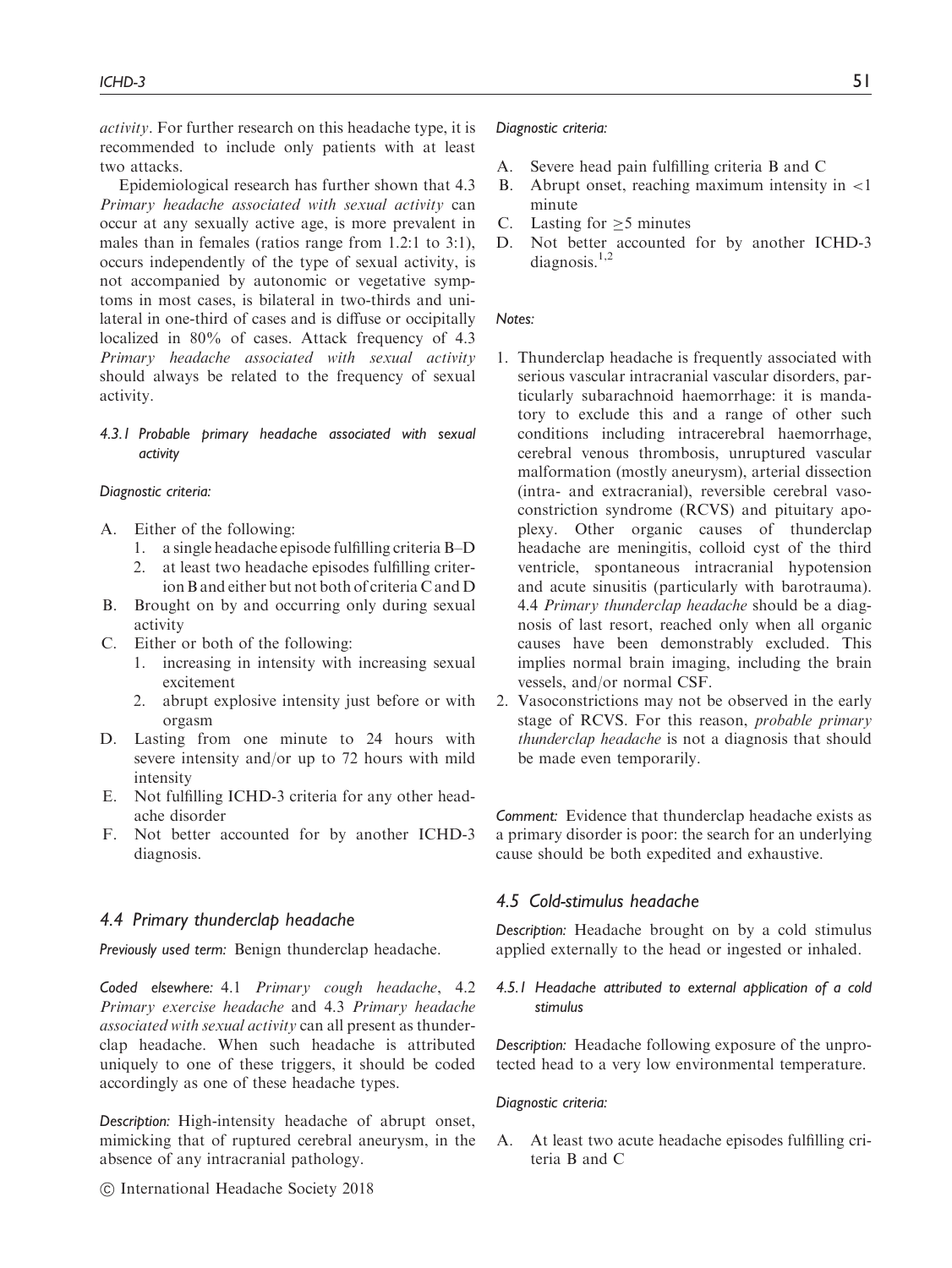*activity*. For further research on this headache type, it is recommended to include only patients with at least two attacks.

Epidemiological research has further shown that 4.3 *Primary headache associated with sexual activity* can occur at any sexually active age, is more prevalent in males than in females (ratios range from 1.2:1 to 3:1), occurs independently of the type of sexual activity, is not accompanied by autonomic or vegetative symptoms in most cases, is bilateral in two-thirds and unilateral in one-third of cases and is diffuse or occipitally localized in 80% of cases. Attack frequency of 4.3 *Primary headache associated with sexual activity* should always be related to the frequency of sexual activity.

#### 4.3.1 Probable primary headache associated with sexual activity

*Diagnostic criteria:*

A. Either of the following:
   1. a single headache episode fulfilling criteria B–D
   2. at least two headache episodes fulfilling criterion B and either but not both of criteria C and D
B. Brought on by and occurring only during sexual activity
C. Either or both of the following:
   1. increasing in intensity with increasing sexual excitement
   2. abrupt explosive intensity just before or with orgasm
D. Lasting from one minute to 24 hours with severe intensity and/or up to 72 hours with mild intensity
E. Not fulfilling ICHD-3 criteria for any other headache disorder
F. Not better accounted for by another ICHD-3 diagnosis.

### 4.4 Primary thunderclap headache

*Previously used term:* Benign thunderclap headache.

*Coded elsewhere:* 4.1 *Primary cough headache*, 4.2 *Primary exercise headache* and 4.3 *Primary headache associated with sexual activity* can all present as thunderclap headache. When such headache is attributed uniquely to one of these triggers, it should be coded accordingly as one of these headache types.

*Description:* High-intensity headache of abrupt onset, mimicking that of ruptured cerebral aneurysm, in the absence of any intracranial pathology.

*Diagnostic criteria:*

A. Severe head pain fulfilling criteria B and C
B. Abrupt onset, reaching maximum intensity in <1 minute
C. Lasting for ≥5 minutes
D. Not better accounted for by another ICHD-3 diagnosis.[1,2]

*Notes:*

1. Thunderclap headache is frequently associated with serious vascular intracranial vascular disorders, particularly subarachnoid haemorrhage: it is mandatory to exclude this and a range of other such conditions including intracerebral haemorrhage, cerebral venous thrombosis, unruptured vascular malformation (mostly aneurysm), arterial dissection (intra- and extracranial), reversible cerebral vasoconstriction syndrome (RCVS) and pituitary apoplexy. Other organic causes of thunderclap headache are meningitis, colloid cyst of the third ventricle, spontaneous intracranial hypotension and acute sinusitis (particularly with barotrauma). 4.4 *Primary thunderclap headache* should be a diagnosis of last resort, reached only when all organic causes have been demonstrably excluded. This implies normal brain imaging, including the brain vessels, and/or normal CSF.
2. Vasoconstrictions may not be observed in the early stage of RCVS. For this reason, *probable primary thunderclap headache* is not a diagnosis that should be made even temporarily.

*Comment:* Evidence that thunderclap headache exists as a primary disorder is poor: the search for an underlying cause should be both expedited and exhaustive.

### 4.5 Cold-stimulus headache

*Description:* Headache brought on by a cold stimulus applied externally to the head or ingested or inhaled.

#### 4.5.1 Headache attributed to external application of a cold stimulus

*Description:* Headache following exposure of the unprotected head to a very low environmental temperature.

*Diagnostic criteria:*

A. At least two acute headache episodes fulfilling criteria B and C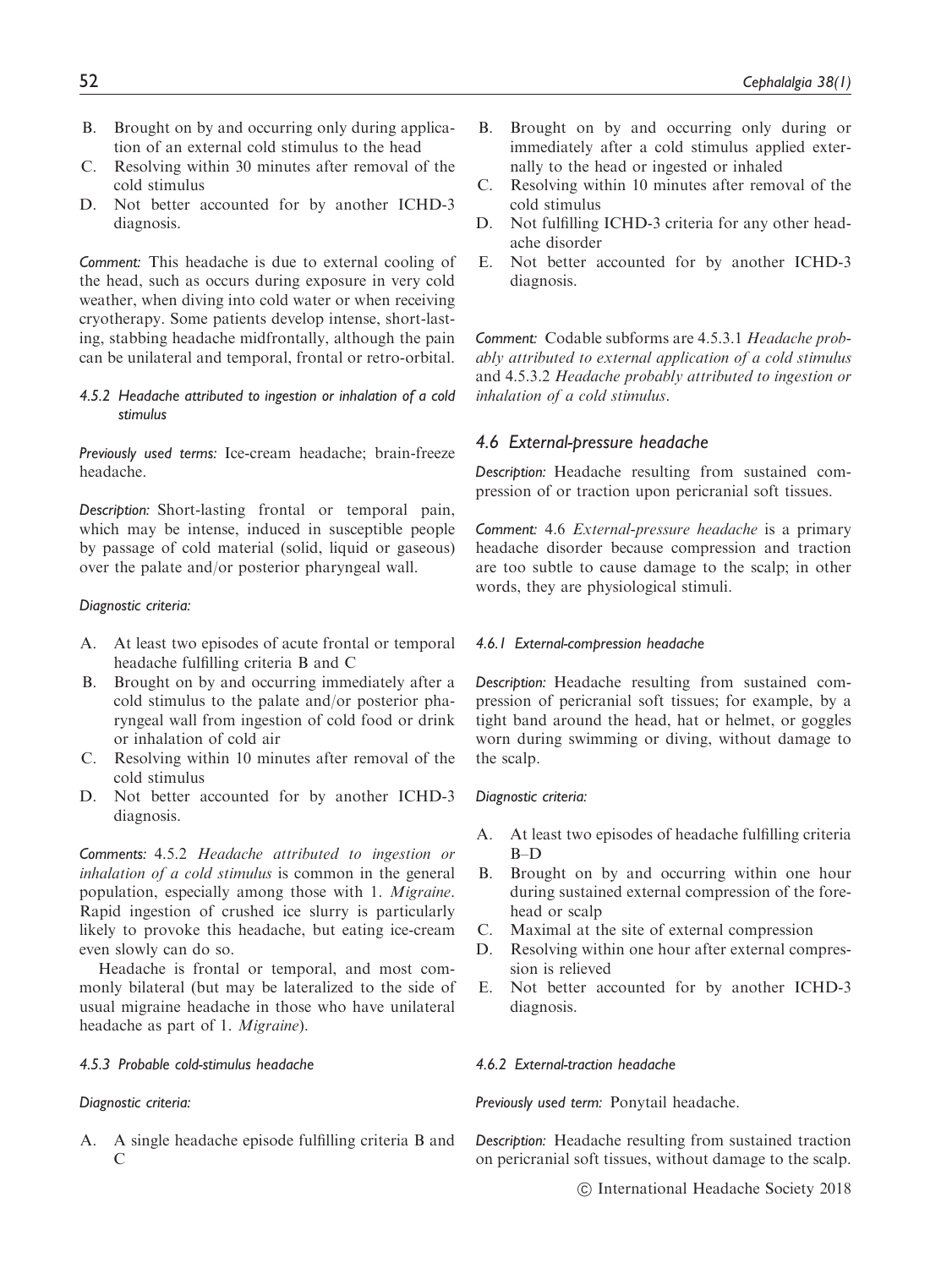B. Brought on by and occurring only during application of an external cold stimulus to the head
C. Resolving within 30 minutes after removal of the cold stimulus
D. Not better accounted for by another ICHD-3 diagnosis.

*Comment:* This headache is due to external cooling of the head, such as occurs during exposure in very cold weather, when diving into cold water or when receiving cryotherapy. Some patients develop intense, short-lasting, stabbing headache midfrontally, although the pain can be unilateral and temporal, frontal or retro-orbital.

#### 4.5.2 Headache attributed to ingestion or inhalation of a cold stimulus

*Previously used terms:* Ice-cream headache; brain-freeze headache.

*Description:* Short-lasting frontal or temporal pain, which may be intense, induced in susceptible people by passage of cold material (solid, liquid or gaseous) over the palate and/or posterior pharyngeal wall.

*Diagnostic criteria:*

A. At least two episodes of acute frontal or temporal headache fulfilling criteria B and C
B. Brought on by and occurring immediately after a cold stimulus to the palate and/or posterior pharyngeal wall from ingestion of cold food or drink or inhalation of cold air
C. Resolving within 10 minutes after removal of the cold stimulus
D. Not better accounted for by another ICHD-3 diagnosis.

*Comments:* 4.5.2 *Headache attributed to ingestion or inhalation of a cold stimulus* is common in the general population, especially among those with 1. *Migraine*. Rapid ingestion of crushed ice slurry is particularly likely to provoke this headache, but eating ice-cream even slowly can do so.

Headache is frontal or temporal, and most commonly bilateral (but may be lateralized to the side of usual migraine headache in those who have unilateral headache as part of 1. *Migraine*).

#### 4.5.3 Probable cold-stimulus headache

*Diagnostic criteria:*

A. A single headache episode fulfilling criteria B and C
B. Brought on by and occurring only during or immediately after a cold stimulus applied externally to the head or ingested or inhaled
C. Resolving within 10 minutes after removal of the cold stimulus
D. Not fulfilling ICHD-3 criteria for any other headache disorder
E. Not better accounted for by another ICHD-3 diagnosis.

*Comment:* Codable subforms are 4.5.3.1 *Headache probably attributed to external application of a cold stimulus* and 4.5.3.2 *Headache probably attributed to ingestion or inhalation of a cold stimulus*.

### 4.6 External-pressure headache

*Description:* Headache resulting from sustained compression of or traction upon pericranial soft tissues.

*Comment:* 4.6 *External-pressure headache* is a primary headache disorder because compression and traction are too subtle to cause damage to the scalp; in other words, they are physiological stimuli.

#### 4.6.1 External-compression headache

*Description:* Headache resulting from sustained compression of pericranial soft tissues; for example, by a tight band around the head, hat or helmet, or goggles worn during swimming or diving, without damage to the scalp.

*Diagnostic criteria:*

A. At least two episodes of headache fulfilling criteria B–D
B. Brought on by and occurring within one hour during sustained external compression of the forehead or scalp
C. Maximal at the site of external compression
D. Resolving within one hour after external compression is relieved
E. Not better accounted for by another ICHD-3 diagnosis.

#### 4.6.2 External-traction headache

*Previously used term:* Ponytail headache.

*Description:* Headache resulting from sustained traction on pericranial soft tissues, without damage to the scalp.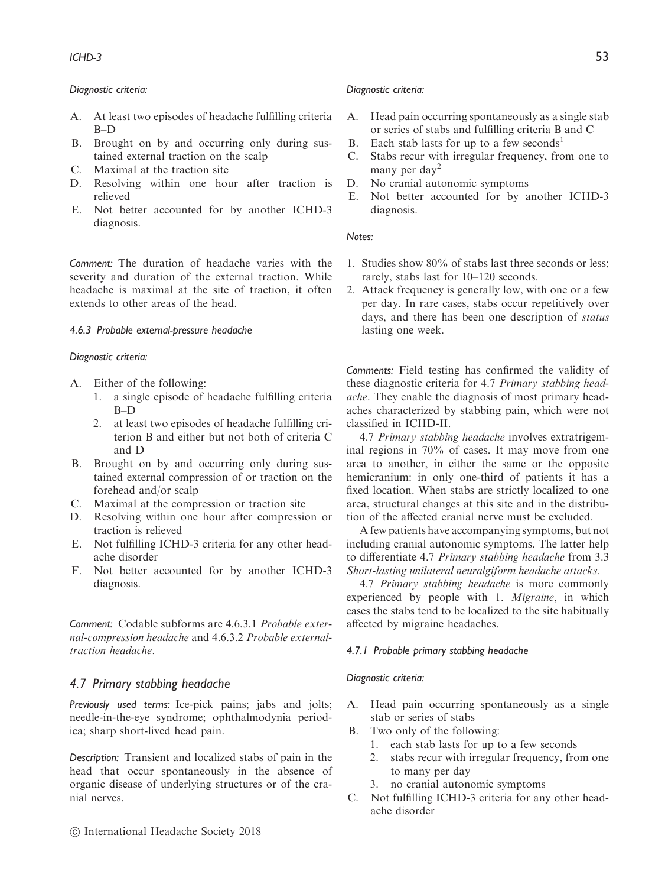*Diagnostic criteria:*

A. At least two episodes of headache fulfilling criteria B–D
B. Brought on by and occurring only during sustained external traction on the scalp
C. Maximal at the traction site
D. Resolving within one hour after traction is relieved
E. Not better accounted for by another ICHD-3 diagnosis.

*Comment:* The duration of headache varies with the severity and duration of the external traction. While headache is maximal at the site of traction, it often extends to other areas of the head.

#### *4.6.3 Probable external-pressure headache*

*Diagnostic criteria:*

A. Either of the following:
   1. a single episode of headache fulfilling criteria B–D
   2. at least two episodes of headache fulfilling criterion B and either but not both of criteria C and D
B. Brought on by and occurring only during sustained external compression of or traction on the forehead and/or scalp
C. Maximal at the compression or traction site
D. Resolving within one hour after compression or traction is relieved
E. Not fulfilling ICHD-3 criteria for any other headache disorder
F. Not better accounted for by another ICHD-3 diagnosis.

*Comment:* Codable subforms are 4.6.3.1 *Probable external-compression headache* and 4.6.3.2 *Probable external-traction headache*.

## *4.7 Primary stabbing headache*

*Previously used terms:* Ice-pick pains; jabs and jolts; needle-in-the-eye syndrome; ophthalmodynia periodica; sharp short-lived head pain.

*Description:* Transient and localized stabs of pain in the head that occur spontaneously in the absence of organic disease of underlying structures or of the cranial nerves.

*Diagnostic criteria:*

A. Head pain occurring spontaneously as a single stab or series of stabs and fulfilling criteria B and C
B. Each stab lasts for up to a few seconds[1]
C. Stabs recur with irregular frequency, from one to many per day[2]
D. No cranial autonomic symptoms
E. Not better accounted for by another ICHD-3 diagnosis.

*Notes:*

1. Studies show 80% of stabs last three seconds or less; rarely, stabs last for 10–120 seconds.
2. Attack frequency is generally low, with one or a few per day. In rare cases, stabs occur repetitively over days, and there has been one description of *status* lasting one week.

*Comments:* Field testing has confirmed the validity of these diagnostic criteria for 4.7 *Primary stabbing headache*. They enable the diagnosis of most primary headaches characterized by stabbing pain, which were not classified in ICHD-II.

4.7 *Primary stabbing headache* involves extratrigeminal regions in 70% of cases. It may move from one area to another, in either the same or the opposite hemicranium: in only one-third of patients it has a fixed location. When stabs are strictly localized to one area, structural changes at this site and in the distribution of the affected cranial nerve must be excluded.

A few patients have accompanying symptoms, but not including cranial autonomic symptoms. The latter help to differentiate 4.7 *Primary stabbing headache* from 3.3 *Short-lasting unilateral neuralgiform headache attacks*.

4.7 *Primary stabbing headache* is more commonly experienced by people with 1. *Migraine*, in which cases the stabs tend to be localized to the site habitually affected by migraine headaches.

#### *4.7.1 Probable primary stabbing headache*

*Diagnostic criteria:*

A. Head pain occurring spontaneously as a single stab or series of stabs
B. Two only of the following:
   1. each stab lasts for up to a few seconds
   2. stabs recur with irregular frequency, from one to many per day
   3. no cranial autonomic symptoms
C. Not fulfilling ICHD-3 criteria for any other headache disorder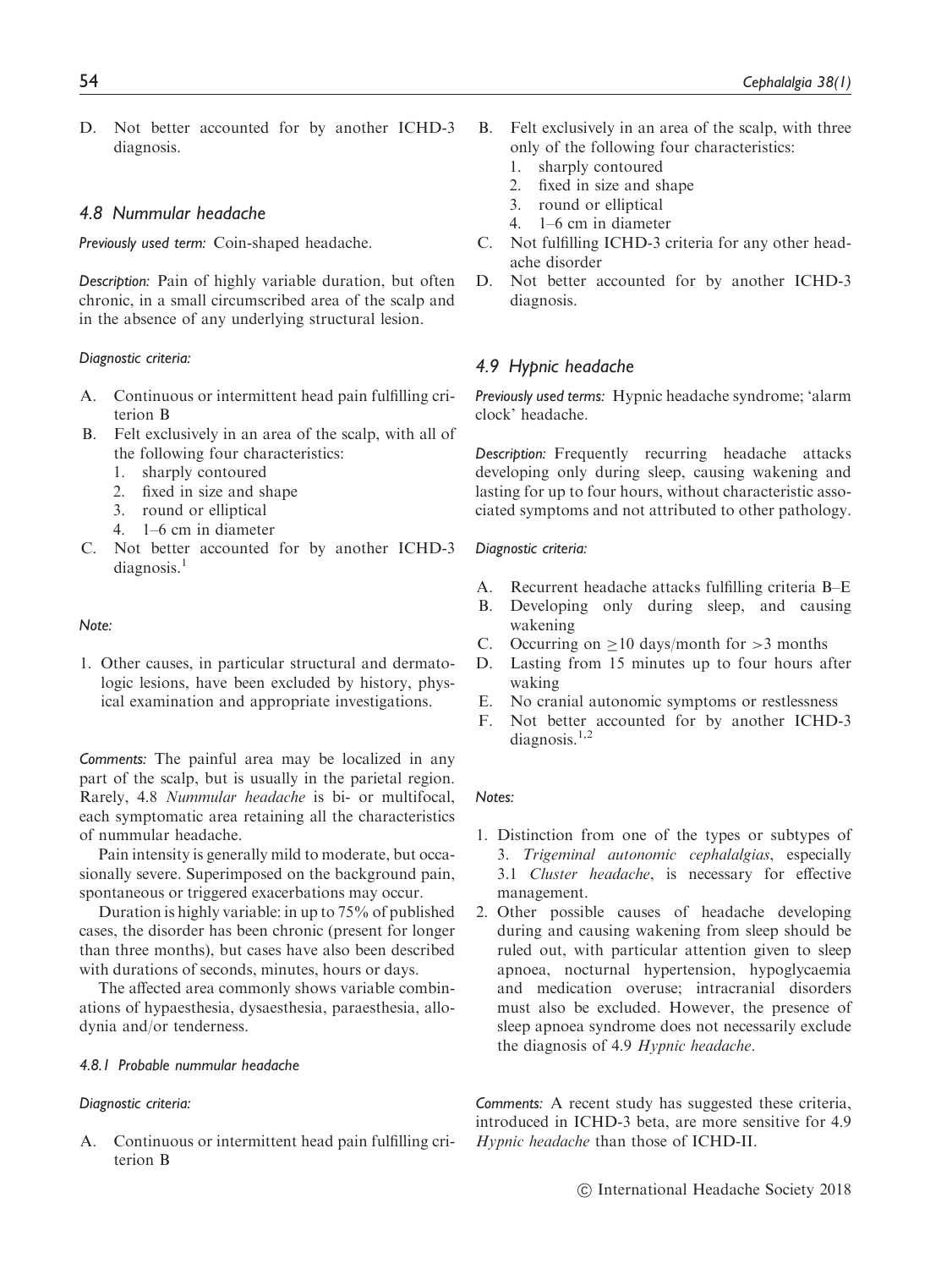D. Not better accounted for by another ICHD-3 diagnosis.

## 4.8 Nummular headache

*Previously used term:* Coin-shaped headache.

*Description:* Pain of highly variable duration, but often chronic, in a small circumscribed area of the scalp and in the absence of any underlying structural lesion.

*Diagnostic criteria:*

A. Continuous or intermittent head pain fulfilling criterion B
B. Felt exclusively in an area of the scalp, with all of the following four characteristics:
   1. sharply contoured
   2. fixed in size and shape
   3. round or elliptical
   4. 1–6 cm in diameter
C. Not better accounted for by another ICHD-3 diagnosis.[1]

*Note:*

1. Other causes, in particular structural and dermatologic lesions, have been excluded by history, physical examination and appropriate investigations.

*Comments:* The painful area may be localized in any part of the scalp, but is usually in the parietal region. Rarely, 4.8 *Nummular headache* is bi- or multifocal, each symptomatic area retaining all the characteristics of nummular headache.

Pain intensity is generally mild to moderate, but occasionally severe. Superimposed on the background pain, spontaneous or triggered exacerbations may occur.

Duration is highly variable: in up to 75% of published cases, the disorder has been chronic (present for longer than three months), but cases have also been described with durations of seconds, minutes, hours or days.

The affected area commonly shows variable combinations of hypaesthesia, dysaesthesia, paraesthesia, allodynia and/or tenderness.

### 4.8.1 Probable nummular headache

*Diagnostic criteria:*

A. Continuous or intermittent head pain fulfilling criterion B
B. Felt exclusively in an area of the scalp, with three only of the following four characteristics:
   1. sharply contoured
   2. fixed in size and shape
   3. round or elliptical
   4. 1–6 cm in diameter
C. Not fulfilling ICHD-3 criteria for any other headache disorder
D. Not better accounted for by another ICHD-3 diagnosis.

## 4.9 Hypnic headache

*Previously used terms:* Hypnic headache syndrome; 'alarm clock' headache.

*Description:* Frequently recurring headache attacks developing only during sleep, causing wakening and lasting for up to four hours, without characteristic associated symptoms and not attributed to other pathology.

*Diagnostic criteria:*

A. Recurrent headache attacks fulfilling criteria B–E
B. Developing only during sleep, and causing wakening
C. Occurring on $\geq$10 days/month for $>$3 months
D. Lasting from 15 minutes up to four hours after waking
E. No cranial autonomic symptoms or restlessness
F. Not better accounted for by another ICHD-3 diagnosis.[1,2]

*Notes:*

1. Distinction from one of the types or subtypes of 3. *Trigeminal autonomic cephalalgias*, especially 3.1 *Cluster headache*, is necessary for effective management.
2. Other possible causes of headache developing during and causing wakening from sleep should be ruled out, with particular attention given to sleep apnoea, nocturnal hypertension, hypoglycaemia and medication overuse; intracranial disorders must also be excluded. However, the presence of sleep apnoea syndrome does not necessarily exclude the diagnosis of 4.9 *Hypnic headache*.

*Comments:* A recent study has suggested these criteria, introduced in ICHD-3 beta, are more sensitive for 4.9 *Hypnic headache* than those of ICHD-II.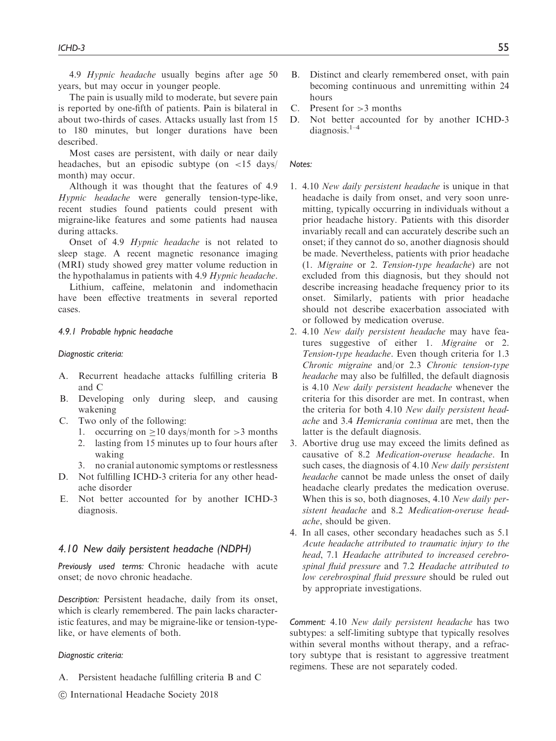4.9 *Hypnic headache* usually begins after age 50 years, but may occur in younger people.

The pain is usually mild to moderate, but severe pain is reported by one-fifth of patients. Pain is bilateral in about two-thirds of cases. Attacks usually last from 15 to 180 minutes, but longer durations have been described.

Most cases are persistent, with daily or near daily headaches, but an episodic subtype (on <15 days/month) may occur.

Although it was thought that the features of 4.9 *Hypnic headache* were generally tension-type-like, recent studies found patients could present with migraine-like features and some patients had nausea during attacks.

Onset of 4.9 *Hypnic headache* is not related to sleep stage. A recent magnetic resonance imaging (MRI) study showed grey matter volume reduction in the hypothalamus in patients with 4.9 *Hypnic headache*.

Lithium, caffeine, melatonin and indomethacin have been effective treatments in several reported cases.

#### *4.9.1 Probable hypnic headache*

*Diagnostic criteria:*

A. Recurrent headache attacks fulfilling criteria B and C
B. Developing only during sleep, and causing wakening
C. Two only of the following:
   1. occurring on ≥10 days/month for >3 months
   2. lasting from 15 minutes up to four hours after waking
   3. no cranial autonomic symptoms or restlessness
D. Not fulfilling ICHD-3 criteria for any other headache disorder
E. Not better accounted for by another ICHD-3 diagnosis.

### *4.10 New daily persistent headache (NDPH)*

*Previously used terms:* Chronic headache with acute onset; de novo chronic headache.

*Description:* Persistent headache, daily from its onset, which is clearly remembered. The pain lacks characteristic features, and may be migraine-like or tension-type-like, or have elements of both.

*Diagnostic criteria:*

A. Persistent headache fulfilling criteria B and C
B. Distinct and clearly remembered onset, with pain becoming continuous and unremitting within 24 hours
C. Present for >3 months
D. Not better accounted for by another ICHD-3 diagnosis.[1–4]

*Notes:*

1. 4.10 *New daily persistent headache* is unique in that headache is daily from onset, and very soon unremitting, typically occurring in individuals without a prior headache history. Patients with this disorder invariably recall and can accurately describe such an onset; if they cannot do so, another diagnosis should be made. Nevertheless, patients with prior headache (1. *Migraine* or 2. *Tension-type headache*) are not excluded from this diagnosis, but they should not describe increasing headache frequency prior to its onset. Similarly, patients with prior headache should not describe exacerbation associated with or followed by medication overuse.
2. 4.10 *New daily persistent headache* may have features suggestive of either 1. *Migraine* or 2. *Tension-type headache*. Even though criteria for 1.3 *Chronic migraine* and/or 2.3 *Chronic tension-type headache* may also be fulfilled, the default diagnosis is 4.10 *New daily persistent headache* whenever the criteria for this disorder are met. In contrast, when the criteria for both 4.10 *New daily persistent headache* and 3.4 *Hemicrania continua* are met, then the latter is the default diagnosis.
3. Abortive drug use may exceed the limits defined as causative of 8.2 *Medication-overuse headache*. In such cases, the diagnosis of 4.10 *New daily persistent headache* cannot be made unless the onset of daily headache clearly predates the medication overuse. When this is so, both diagnoses, 4.10 *New daily persistent headache* and 8.2 *Medication-overuse headache*, should be given.
4. In all cases, other secondary headaches such as 5.1 *Acute headache attributed to traumatic injury to the head*, 7.1 *Headache attributed to increased cerebrospinal fluid pressure* and 7.2 *Headache attributed to low cerebrospinal fluid pressure* should be ruled out by appropriate investigations.

*Comment:* 4.10 *New daily persistent headache* has two subtypes: a self-limiting subtype that typically resolves within several months without therapy, and a refractory subtype that is resistant to aggressive treatment regimens. These are not separately coded.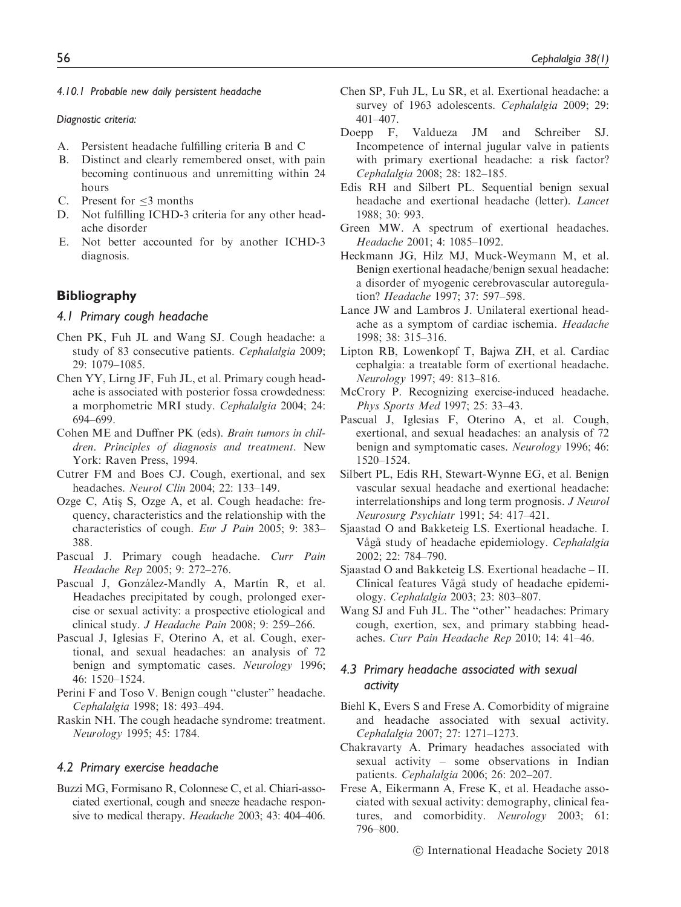*4.10.1 Probable new daily persistent headache*

*Diagnostic criteria:*

A. Persistent headache fulfilling criteria B and C
B. Distinct and clearly remembered onset, with pain becoming continuous and unremitting within 24 hours
C. Present for $\leq$3 months
D. Not fulfilling ICHD-3 criteria for any other headache disorder
E. Not better accounted for by another ICHD-3 diagnosis.

## Bibliography

### *4.1 Primary cough headache*

Chen PK, Fuh JL and Wang SJ. Cough headache: a study of 83 consecutive patients. *Cephalalgia* 2009; 29: 1079–1085.

Chen YY, Lirng JF, Fuh JL, et al. Primary cough headache is associated with posterior fossa crowdedness: a morphometric MRI study. *Cephalalgia* 2004; 24: 694–699.

Cohen ME and Duffner PK (eds). *Brain tumors in children. Principles of diagnosis and treatment*. New York: Raven Press, 1994.

Cutrer FM and Boes CJ. Cough, exertional, and sex headaches. *Neurol Clin* 2004; 22: 133–149.

Ozge C, Atiş S, Ozge A, et al. Cough headache: frequency, characteristics and the relationship with the characteristics of cough. *Eur J Pain* 2005; 9: 383–388.

Pascual J. Primary cough headache. *Curr Pain Headache Rep* 2005; 9: 272–276.

Pascual J, González-Mandly A, Martín R, et al. Headaches precipitated by cough, prolonged exercise or sexual activity: a prospective etiological and clinical study. *J Headache Pain* 2008; 9: 259–266.

Pascual J, Iglesias F, Oterino A, et al. Cough, exertional, and sexual headaches: an analysis of 72 benign and symptomatic cases. *Neurology* 1996; 46: 1520–1524.

Perini F and Toso V. Benign cough ''cluster'' headache. *Cephalalgia* 1998; 18: 493–494.

Raskin NH. The cough headache syndrome: treatment. *Neurology* 1995; 45: 1784.

### *4.2 Primary exercise headache*

Buzzi MG, Formisano R, Colonnese C, et al. Chiari-associated exertional, cough and sneeze headache responsive to medical therapy. *Headache* 2003; 43: 404–406.

Chen SP, Fuh JL, Lu SR, et al. Exertional headache: a survey of 1963 adolescents. *Cephalalgia* 2009; 29: 401–407.

Doepp F, Valdueza JM and Schreiber SJ. Incompetence of internal jugular valve in patients with primary exertional headache: a risk factor? *Cephalalgia* 2008; 28: 182–185.

Edis RH and Silbert PL. Sequential benign sexual headache and exertional headache (letter). *Lancet* 1988; 30: 993.

Green MW. A spectrum of exertional headaches. *Headache* 2001; 4: 1085–1092.

Heckmann JG, Hilz MJ, Muck-Weymann M, et al. Benign exertional headache/benign sexual headache: a disorder of myogenic cerebrovascular autoregulation? *Headache* 1997; 37: 597–598.

Lance JW and Lambros J. Unilateral exertional headache as a symptom of cardiac ischemia. *Headache* 1998; 38: 315–316.

Lipton RB, Lowenkopf T, Bajwa ZH, et al. Cardiac cephalgia: a treatable form of exertional headache. *Neurology* 1997; 49: 813–816.

McCrory P. Recognizing exercise-induced headache. *Phys Sports Med* 1997; 25: 33–43.

Pascual J, Iglesias F, Oterino A, et al. Cough, exertional, and sexual headaches: an analysis of 72 benign and symptomatic cases. *Neurology* 1996; 46: 1520–1524.

Silbert PL, Edis RH, Stewart-Wynne EG, et al. Benign vascular sexual headache and exertional headache: interrelationships and long term prognosis. *J Neurol Neurosurg Psychiatr* 1991; 54: 417–421.

Sjaastad O and Bakketeig LS. Exertional headache. I. Vågå study of headache epidemiology. *Cephalalgia* 2002; 22: 784–790.

Sjaastad O and Bakketeig LS. Exertional headache – II. Clinical features Vågå study of headache epidemiology. *Cephalalgia* 2003; 23: 803–807.

Wang SJ and Fuh JL. The ''other'' headaches: Primary cough, exertion, sex, and primary stabbing headaches. *Curr Pain Headache Rep* 2010; 14: 41–46.

### *4.3 Primary headache associated with sexual activity*

Biehl K, Evers S and Frese A. Comorbidity of migraine and headache associated with sexual activity. *Cephalalgia* 2007; 27: 1271–1273.

Chakravarty A. Primary headaches associated with sexual activity – some observations in Indian patients. *Cephalalgia* 2006; 26: 202–207.

Frese A, Eikermann A, Frese K, et al. Headache associated with sexual activity: demography, clinical features, and comorbidity. *Neurology* 2003; 61: 796–800.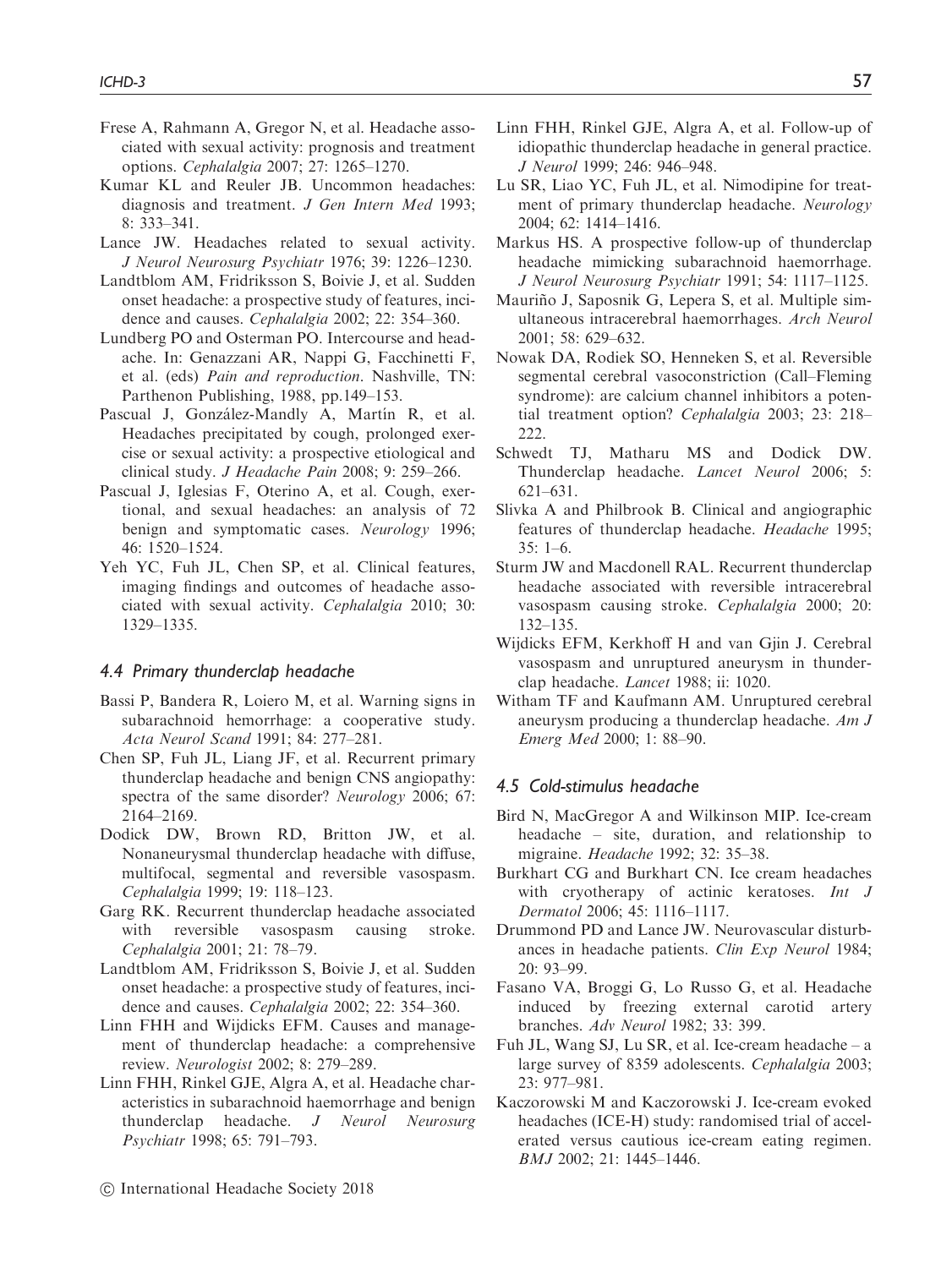Frese A, Rahmann A, Gregor N, et al. Headache associated with sexual activity: prognosis and treatment options. *Cephalalgia* 2007; 27: 1265–1270.

Kumar KL and Reuler JB. Uncommon headaches: diagnosis and treatment. *J Gen Intern Med* 1993; 8: 333–341.

Lance JW. Headaches related to sexual activity. *J Neurol Neurosurg Psychiatr* 1976; 39: 1226–1230.

Landtblom AM, Fridriksson S, Boivie J, et al. Sudden onset headache: a prospective study of features, incidence and causes. *Cephalalgia* 2002; 22: 354–360.

Lundberg PO and Osterman PO. Intercourse and headache. In: Genazzani AR, Nappi G, Facchinetti F, et al. (eds) *Pain and reproduction*. Nashville, TN: Parthenon Publishing, 1988, pp.149–153.

Pascual J, González-Mandly A, Martín R, et al. Headaches precipitated by cough, prolonged exercise or sexual activity: a prospective etiological and clinical study. *J Headache Pain* 2008; 9: 259–266.

Pascual J, Iglesias F, Oterino A, et al. Cough, exertional, and sexual headaches: an analysis of 72 benign and symptomatic cases. *Neurology* 1996; 46: 1520–1524.

Yeh YC, Fuh JL, Chen SP, et al. Clinical features, imaging findings and outcomes of headache associated with sexual activity. *Cephalalgia* 2010; 30: 1329–1335.

### *4.4 Primary thunderclap headache*

Bassi P, Bandera R, Loiero M, et al. Warning signs in subarachnoid hemorrhage: a cooperative study. *Acta Neurol Scand* 1991; 84: 277–281.

Chen SP, Fuh JL, Liang JF, et al. Recurrent primary thunderclap headache and benign CNS angiopathy: spectra of the same disorder? *Neurology* 2006; 67: 2164–2169.

Dodick DW, Brown RD, Britton JW, et al. Nonaneurysmal thunderclap headache with diffuse, multifocal, segmental and reversible vasospasm. *Cephalalgia* 1999; 19: 118–123.

Garg RK. Recurrent thunderclap headache associated with reversible vasospasm causing stroke. *Cephalalgia* 2001; 21: 78–79.

Landtblom AM, Fridriksson S, Boivie J, et al. Sudden onset headache: a prospective study of features, incidence and causes. *Cephalalgia* 2002; 22: 354–360.

Linn FHH and Wijdicks EFM. Causes and management of thunderclap headache: a comprehensive review. *Neurologist* 2002; 8: 279–289.

Linn FHH, Rinkel GJE, Algra A, et al. Headache characteristics in subarachnoid haemorrhage and benign thunderclap headache. *J Neurol Neurosurg Psychiatr* 1998; 65: 791–793.

Linn FHH, Rinkel GJE, Algra A, et al. Follow-up of idiopathic thunderclap headache in general practice. *J Neurol* 1999; 246: 946–948.

Lu SR, Liao YC, Fuh JL, et al. Nimodipine for treatment of primary thunderclap headache. *Neurology* 2004; 62: 1414–1416.

Markus HS. A prospective follow-up of thunderclap headache mimicking subarachnoid haemorrhage. *J Neurol Neurosurg Psychiatr* 1991; 54: 1117–1125.

Mauriño J, Saposnik G, Lepera S, et al. Multiple simultaneous intracerebral haemorrhages. *Arch Neurol* 2001; 58: 629–632.

Nowak DA, Rodiek SO, Henneken S, et al. Reversible segmental cerebral vasoconstriction (Call–Fleming syndrome): are calcium channel inhibitors a potential treatment option? *Cephalalgia* 2003; 23: 218–222.

Schwedt TJ, Matharu MS and Dodick DW. Thunderclap headache. *Lancet Neurol* 2006; 5: 621–631.

Slivka A and Philbrook B. Clinical and angiographic features of thunderclap headache. *Headache* 1995; 35: 1–6.

Sturm JW and Macdonell RAL. Recurrent thunderclap headache associated with reversible intracerebral vasospasm causing stroke. *Cephalalgia* 2000; 20: 132–135.

Wijdicks EFM, Kerkhoff H and van Gjin J. Cerebral vasospasm and unruptured aneurysm in thunderclap headache. *Lancet* 1988; ii: 1020.

Witham TF and Kaufmann AM. Unruptured cerebral aneurysm producing a thunderclap headache. *Am J Emerg Med* 2000; 1: 88–90.

### *4.5 Cold-stimulus headache*

Bird N, MacGregor A and Wilkinson MIP. Ice-cream headache – site, duration, and relationship to migraine. *Headache* 1992; 32: 35–38.

Burkhart CG and Burkhart CN. Ice cream headaches with cryotherapy of actinic keratoses. *Int J Dermatol* 2006; 45: 1116–1117.

Drummond PD and Lance JW. Neurovascular disturbances in headache patients. *Clin Exp Neurol* 1984; 20: 93–99.

Fasano VA, Broggi G, Lo Russo G, et al. Headache induced by freezing external carotid artery branches. *Adv Neurol* 1982; 33: 399.

Fuh JL, Wang SJ, Lu SR, et al. Ice-cream headache – a large survey of 8359 adolescents. *Cephalalgia* 2003; 23: 977–981.

Kaczorowski M and Kaczorowski J. Ice-cream evoked headaches (ICE-H) study: randomised trial of accelerated versus cautious ice-cream eating regimen. *BMJ* 2002; 21: 1445–1446.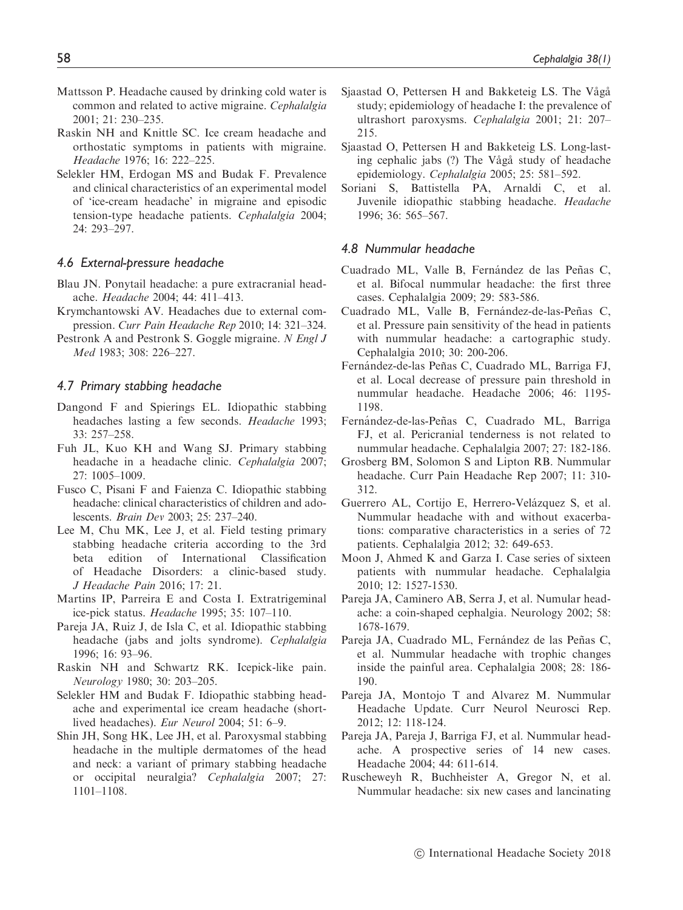Mattsson P. Headache caused by drinking cold water is common and related to active migraine. *Cephalalgia* 2001; 21: 230–235.

Raskin NH and Knittle SC. Ice cream headache and orthostatic symptoms in patients with migraine. *Headache* 1976; 16: 222–225.

Selekler HM, Erdogan MS and Budak F. Prevalence and clinical characteristics of an experimental model of 'ice-cream headache' in migraine and episodic tension-type headache patients. *Cephalalgia* 2004; 24: 293–297.

### 4.6 External-pressure headache

Blau JN. Ponytail headache: a pure extracranial headache. *Headache* 2004; 44: 411–413.

Krymchantowski AV. Headaches due to external compression. *Curr Pain Headache Rep* 2010; 14: 321–324.

Pestronk A and Pestronk S. Goggle migraine. *N Engl J Med* 1983; 308: 226–227.

### 4.7 Primary stabbing headache

Dangond F and Spierings EL. Idiopathic stabbing headaches lasting a few seconds. *Headache* 1993; 33: 257–258.

Fuh JL, Kuo KH and Wang SJ. Primary stabbing headache in a headache clinic. *Cephalalgia* 2007; 27: 1005–1009.

Fusco C, Pisani F and Faienza C. Idiopathic stabbing headache: clinical characteristics of children and adolescents. *Brain Dev* 2003; 25: 237–240.

Lee M, Chu MK, Lee J, et al. Field testing primary stabbing headache criteria according to the 3rd beta edition of International Classification of Headache Disorders: a clinic-based study. *J Headache Pain* 2016; 17: 21.

Martins IP, Parreira E and Costa I. Extratrigeminal ice-pick status. *Headache* 1995; 35: 107–110.

Pareja JA, Ruiz J, de Isla C, et al. Idiopathic stabbing headache (jabs and jolts syndrome). *Cephalalgia* 1996; 16: 93–96.

Raskin NH and Schwartz RK. Icepick-like pain. *Neurology* 1980; 30: 203–205.

Selekler HM and Budak F. Idiopathic stabbing headache and experimental ice cream headache (short-lived headaches). *Eur Neurol* 2004; 51: 6–9.

Shin JH, Song HK, Lee JH, et al. Paroxysmal stabbing headache in the multiple dermatomes of the head and neck: a variant of primary stabbing headache or occipital neuralgia? *Cephalalgia* 2007; 27: 1101–1108.

Sjaastad O, Pettersen H and Bakketeig LS. The Vågå study; epidemiology of headache I: the prevalence of ultrashort paroxysms. *Cephalalgia* 2001; 21: 207–215.

Sjaastad O, Pettersen H and Bakketeig LS. Long-lasting cephalic jabs (?) The Vågå study of headache epidemiology. *Cephalalgia* 2005; 25: 581–592.

Soriani S, Battistella PA, Arnaldi C, et al. Juvenile idiopathic stabbing headache. *Headache* 1996; 36: 565–567.

### 4.8 Nummular headache

Cuadrado ML, Valle B, Fernández de las Peñas C, et al. Bifocal nummular headache: the first three cases. Cephalalgia 2009; 29: 583-586.

Cuadrado ML, Valle B, Fernández-de-las-Peñas C, et al. Pressure pain sensitivity of the head in patients with nummular headache: a cartographic study. Cephalalgia 2010; 30: 200-206.

Fernández-de-las Peñas C, Cuadrado ML, Barriga FJ, et al. Local decrease of pressure pain threshold in nummular headache. Headache 2006; 46: 1195-1198.

Fernández-de-las-Peñas C, Cuadrado ML, Barriga FJ, et al. Pericranial tenderness is not related to nummular headache. Cephalalgia 2007; 27: 182-186.

Grosberg BM, Solomon S and Lipton RB. Nummular headache. Curr Pain Headache Rep 2007; 11: 310-312.

Guerrero AL, Cortijo E, Herrero-Velázquez S, et al. Nummular headache with and without exacerbations: comparative characteristics in a series of 72 patients. Cephalalgia 2012; 32: 649-653.

Moon J, Ahmed K and Garza I. Case series of sixteen patients with nummular headache. Cephalalgia 2010; 12: 1527-1530.

Pareja JA, Caminero AB, Serra J, et al. Numular headache: a coin-shaped cephalgia. Neurology 2002; 58: 1678-1679.

Pareja JA, Cuadrado ML, Fernández de las Peñas C, et al. Nummular headache with trophic changes inside the painful area. Cephalalgia 2008; 28: 186-190.

Pareja JA, Montojo T and Alvarez M. Nummular Headache Update. Curr Neurol Neurosci Rep. 2012; 12: 118-124.

Pareja JA, Pareja J, Barriga FJ, et al. Nummular headache. A prospective series of 14 new cases. Headache 2004; 44: 611-614.

Ruscheweyh R, Buchheister A, Gregor N, et al. Nummular headache: six new cases and lancinating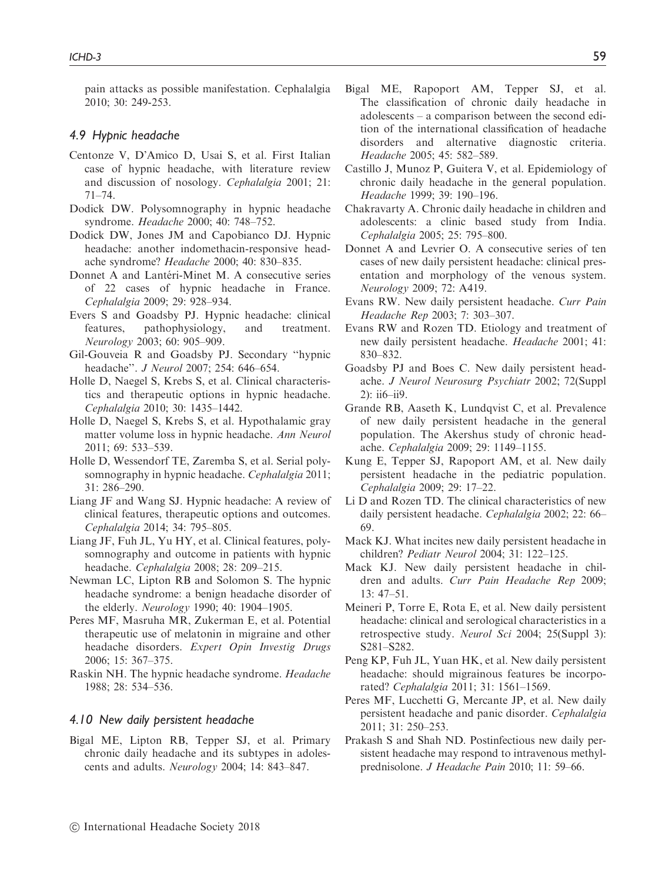pain attacks as possible manifestation. Cephalalgia 2010; 30: 249-253.

### 4.9 Hypnic headache

Centonze V, D'Amico D, Usai S, et al. First Italian case of hypnic headache, with literature review and discussion of nosology. *Cephalalgia* 2001; 21: 71–74.

Dodick DW. Polysomnography in hypnic headache syndrome. *Headache* 2000; 40: 748–752.

Dodick DW, Jones JM and Capobianco DJ. Hypnic headache: another indomethacin-responsive headache syndrome? *Headache* 2000; 40: 830–835.

Donnet A and Lantéri-Minet M. A consecutive series of 22 cases of hypnic headache in France. *Cephalalgia* 2009; 29: 928–934.

Evers S and Goadsby PJ. Hypnic headache: clinical features, pathophysiology, and treatment. *Neurology* 2003; 60: 905–909.

Gil-Gouveia R and Goadsby PJ. Secondary "hypnic headache". *J Neurol* 2007; 254: 646–654.

Holle D, Naegel S, Krebs S, et al. Clinical characteristics and therapeutic options in hypnic headache. *Cephalalgia* 2010; 30: 1435–1442.

Holle D, Naegel S, Krebs S, et al. Hypothalamic gray matter volume loss in hypnic headache. *Ann Neurol* 2011; 69: 533–539.

Holle D, Wessendorf TE, Zaremba S, et al. Serial polysomnography in hypnic headache. *Cephalalgia* 2011; 31: 286–290.

Liang JF and Wang SJ. Hypnic headache: A review of clinical features, therapeutic options and outcomes. *Cephalalgia* 2014; 34: 795–805.

Liang JF, Fuh JL, Yu HY, et al. Clinical features, polysomnography and outcome in patients with hypnic headache. *Cephalalgia* 2008; 28: 209–215.

Newman LC, Lipton RB and Solomon S. The hypnic headache syndrome: a benign headache disorder of the elderly. *Neurology* 1990; 40: 1904–1905.

Peres MF, Masruha MR, Zukerman E, et al. Potential therapeutic use of melatonin in migraine and other headache disorders. *Expert Opin Investig Drugs* 2006; 15: 367–375.

Raskin NH. The hypnic headache syndrome. *Headache* 1988; 28: 534–536.

### 4.10 New daily persistent headache

Bigal ME, Lipton RB, Tepper SJ, et al. Primary chronic daily headache and its subtypes in adolescents and adults. *Neurology* 2004; 14: 843–847.

Bigal ME, Rapoport AM, Tepper SJ, et al. The classification of chronic daily headache in adolescents – a comparison between the second edition of the international classification of headache disorders and alternative diagnostic criteria. *Headache* 2005; 45: 582–589.

Castillo J, Munoz P, Guitera V, et al. Epidemiology of chronic daily headache in the general population. *Headache* 1999; 39: 190–196.

Chakravarty A. Chronic daily headache in children and adolescents: a clinic based study from India. *Cephalalgia* 2005; 25: 795–800.

Donnet A and Levrier O. A consecutive series of ten cases of new daily persistent headache: clinical presentation and morphology of the venous system. *Neurology* 2009; 72: A419.

Evans RW. New daily persistent headache. *Curr Pain Headache Rep* 2003; 7: 303–307.

Evans RW and Rozen TD. Etiology and treatment of new daily persistent headache. *Headache* 2001; 41: 830–832.

Goadsby PJ and Boes C. New daily persistent headache. *J Neurol Neurosurg Psychiatr* 2002; 72(Suppl 2): ii6–ii9.

Grande RB, Aaseth K, Lundqvist C, et al. Prevalence of new daily persistent headache in the general population. The Akershus study of chronic headache. *Cephalalgia* 2009; 29: 1149–1155.

Kung E, Tepper SJ, Rapoport AM, et al. New daily persistent headache in the pediatric population. *Cephalalgia* 2009; 29: 17–22.

Li D and Rozen TD. The clinical characteristics of new daily persistent headache. *Cephalalgia* 2002; 22: 66–69.

Mack KJ. What incites new daily persistent headache in children? *Pediatr Neurol* 2004; 31: 122–125.

Mack KJ. New daily persistent headache in children and adults. *Curr Pain Headache Rep* 2009; 13: 47–51.

Meineri P, Torre E, Rota E, et al. New daily persistent headache: clinical and serological characteristics in a retrospective study. *Neurol Sci* 2004; 25(Suppl 3): S281–S282.

Peng KP, Fuh JL, Yuan HK, et al. New daily persistent headache: should migrainous features be incorporated? *Cephalalgia* 2011; 31: 1561–1569.

Peres MF, Lucchetti G, Mercante JP, et al. New daily persistent headache and panic disorder. *Cephalalgia* 2011; 31: 250–253.

Prakash S and Shah ND. Postinfectious new daily persistent headache may respond to intravenous methylprednisolone. *J Headache Pain* 2010; 11: 59–66.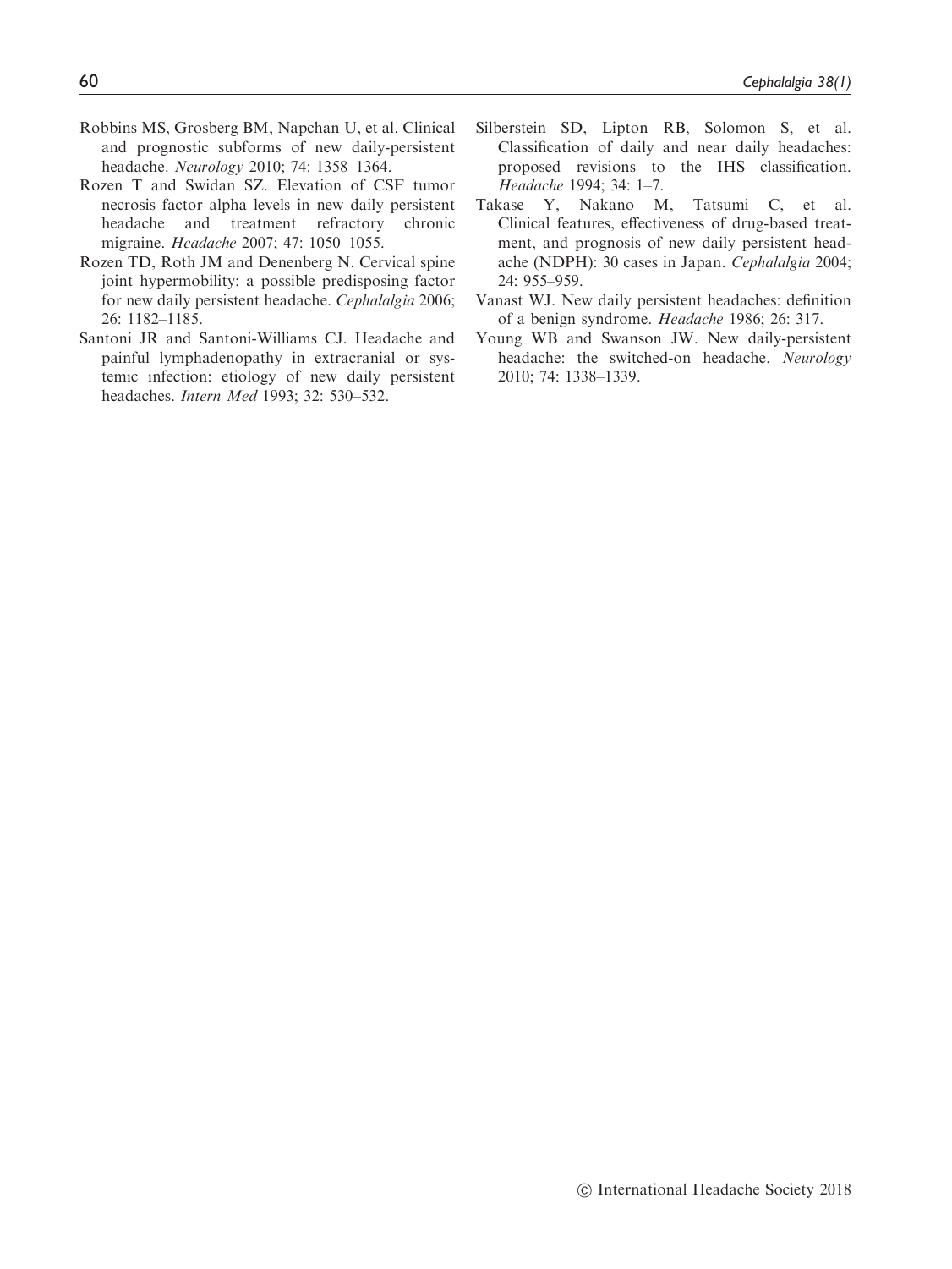Robbins MS, Grosberg BM, Napchan U, et al. Clinical and prognostic subforms of new daily-persistent headache. *Neurology* 2010; 74: 1358–1364.

Rozen T and Swidan SZ. Elevation of CSF tumor necrosis factor alpha levels in new daily persistent headache and treatment refractory chronic migraine. *Headache* 2007; 47: 1050–1055.

Rozen TD, Roth JM and Denenberg N. Cervical spine joint hypermobility: a possible predisposing factor for new daily persistent headache. *Cephalalgia* 2006; 26: 1182–1185.

Santoni JR and Santoni-Williams CJ. Headache and painful lymphadenopathy in extracranial or systemic infection: etiology of new daily persistent headaches. *Intern Med* 1993; 32: 530–532.

Silberstein SD, Lipton RB, Solomon S, et al. Classification of daily and near daily headaches: proposed revisions to the IHS classification. *Headache* 1994; 34: 1–7.

Takase Y, Nakano M, Tatsumi C, et al. Clinical features, effectiveness of drug-based treatment, and prognosis of new daily persistent headache (NDPH): 30 cases in Japan. *Cephalalgia* 2004; 24: 955–959.

Vanast WJ. New daily persistent headaches: definition of a benign syndrome. *Headache* 1986; 26: 317.

Young WB and Swanson JW. New daily-persistent headache: the switched-on headache. *Neurology* 2010; 74: 1338–1339.

© International Headache Society 2018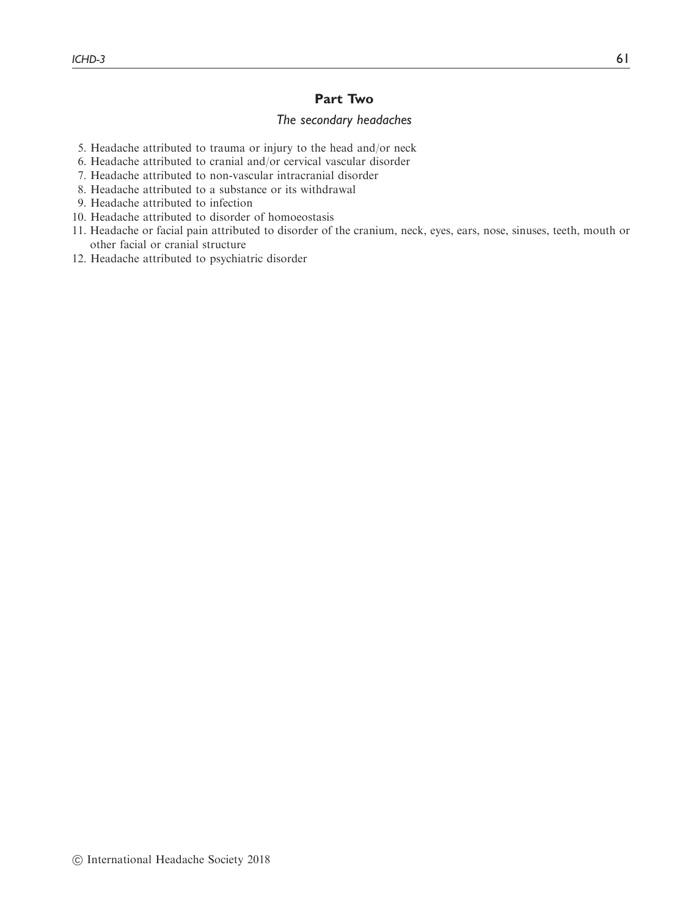# Part Two

## *The secondary headaches*

5. Headache attributed to trauma or injury to the head and/or neck
6. Headache attributed to cranial and/or cervical vascular disorder
7. Headache attributed to non-vascular intracranial disorder
8. Headache attributed to a substance or its withdrawal
9. Headache attributed to infection
10. Headache attributed to disorder of homoeostasis
11. Headache or facial pain attributed to disorder of the cranium, neck, eyes, ears, nose, sinuses, teeth, mouth or other facial or cranial structure
12. Headache attributed to psychiatric disorder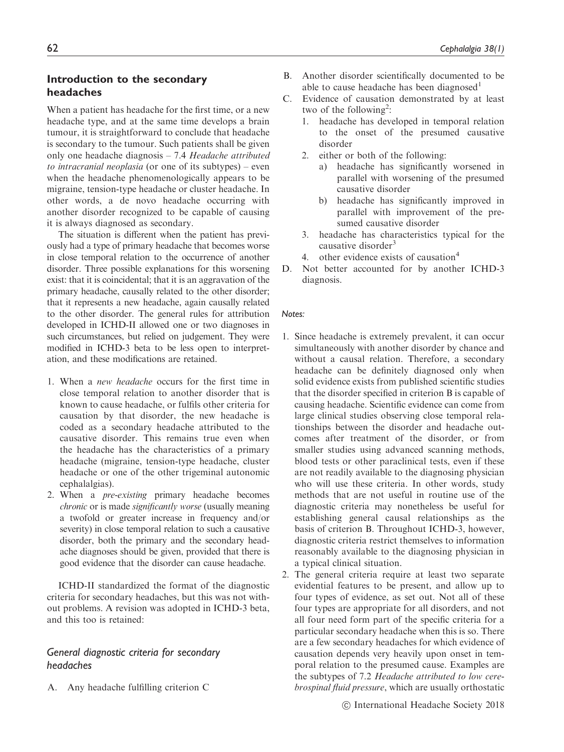## Introduction to the secondary headaches

When a patient has headache for the first time, or a new headache type, and at the same time develops a brain tumour, it is straightforward to conclude that headache is secondary to the tumour. Such patients shall be given only one headache diagnosis – 7.4 *Headache attributed to intracranial neoplasia* (or one of its subtypes) – even when the headache phenomenologically appears to be migraine, tension-type headache or cluster headache. In other words, a de novo headache occurring with another disorder recognized to be capable of causing it is always diagnosed as secondary.

The situation is different when the patient has previously had a type of primary headache that becomes worse in close temporal relation to the occurrence of another disorder. Three possible explanations for this worsening exist: that it is coincidental; that it is an aggravation of the primary headache, causally related to the other disorder; that it represents a new headache, again causally related to the other disorder. The general rules for attribution developed in ICHD-II allowed one or two diagnoses in such circumstances, but relied on judgement. They were modified in ICHD-3 beta to be less open to interpretation, and these modifications are retained.

1. When a *new headache* occurs for the first time in close temporal relation to another disorder that is known to cause headache, or fulfils other criteria for causation by that disorder, the new headache is coded as a secondary headache attributed to the causative disorder. This remains true even when the headache has the characteristics of a primary headache (migraine, tension-type headache, cluster headache or one of the other trigeminal autonomic cephalalgias).
2. When a *pre-existing* primary headache becomes *chronic* or is made *significantly worse* (usually meaning a twofold or greater increase in frequency and/or severity) in close temporal relation to such a causative disorder, both the primary and the secondary headache diagnoses should be given, provided that there is good evidence that the disorder can cause headache.

ICHD-II standardized the format of the diagnostic criteria for secondary headaches, but this was not without problems. A revision was adopted in ICHD-3 beta, and this too is retained:

### General diagnostic criteria for secondary headaches

A. Any headache fulfilling criterion C
B. Another disorder scientifically documented to be able to cause headache has been diagnosed[1]
C. Evidence of causation demonstrated by at least two of the following[2]:
   1. headache has developed in temporal relation to the onset of the presumed causative disorder
   2. either or both of the following:
      a) headache has significantly worsened in parallel with worsening of the presumed causative disorder
      b) headache has significantly improved in parallel with improvement of the presumed causative disorder
   3. headache has characteristics typical for the causative disorder[3]
   4. other evidence exists of causation[4]
D. Not better accounted for by another ICHD-3 diagnosis.

*Notes:*

1. Since headache is extremely prevalent, it can occur simultaneously with another disorder by chance and without a causal relation. Therefore, a secondary headache can be definitely diagnosed only when solid evidence exists from published scientific studies that the disorder specified in criterion B is capable of causing headache. Scientific evidence can come from large clinical studies observing close temporal relationships between the disorder and headache outcomes after treatment of the disorder, or from smaller studies using advanced scanning methods, blood tests or other paraclinical tests, even if these are not readily available to the diagnosing physician who will use these criteria. In other words, study methods that are not useful in routine use of the diagnostic criteria may nonetheless be useful for establishing general causal relationships as the basis of criterion B. Throughout ICHD-3, however, diagnostic criteria restrict themselves to information reasonably available to the diagnosing physician in a typical clinical situation.
2. The general criteria require at least two separate evidential features to be present, and allow up to four types of evidence, as set out. Not all of these four types are appropriate for all disorders, and not all four need form part of the specific criteria for a particular secondary headache when this is so. There are a few secondary headaches for which evidence of causation depends very heavily upon onset in temporal relation to the presumed cause. Examples are the subtypes of 7.2 *Headache attributed to low cerebrospinal fluid pressure*, which are usually orthostatic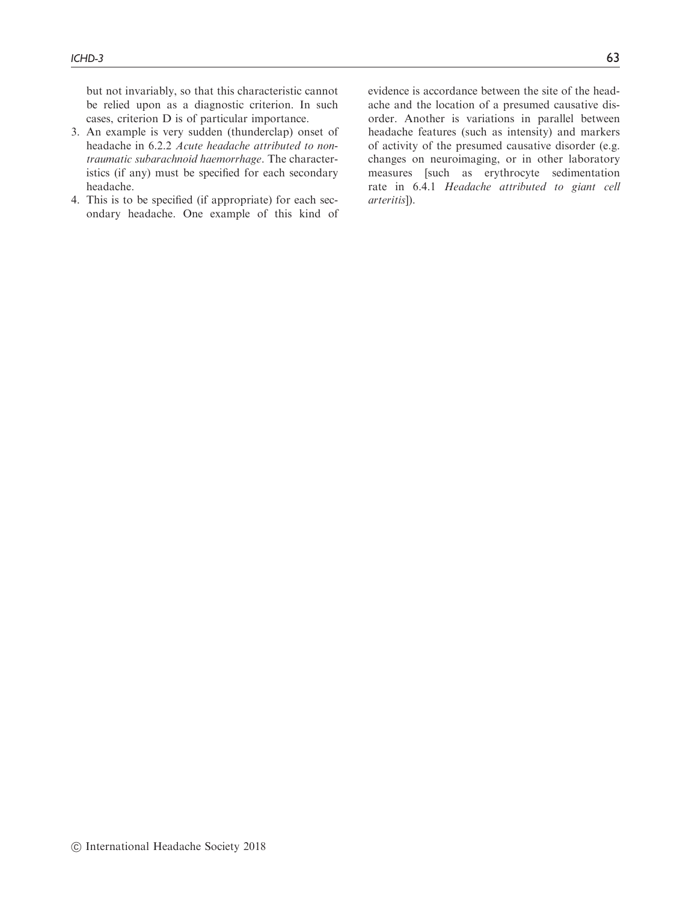but not invariably, so that this characteristic cannot be relied upon as a diagnostic criterion. In such cases, criterion D is of particular importance.

3. An example is very sudden (thunderclap) onset of headache in 6.2.2 *Acute headache attributed to non-traumatic subarachnoid haemorrhage*. The characteristics (if any) must be specified for each secondary headache.
4. This is to be specified (if appropriate) for each secondary headache. One example of this kind of evidence is accordance between the site of the headache and the location of a presumed causative disorder. Another is variations in parallel between headache features (such as intensity) and markers of activity of the presumed causative disorder (e.g. changes on neuroimaging, or in other laboratory measures [such as erythrocyte sedimentation rate in 6.4.1 *Headache attributed to giant cell arteritis*]).

© International Headache Society 2018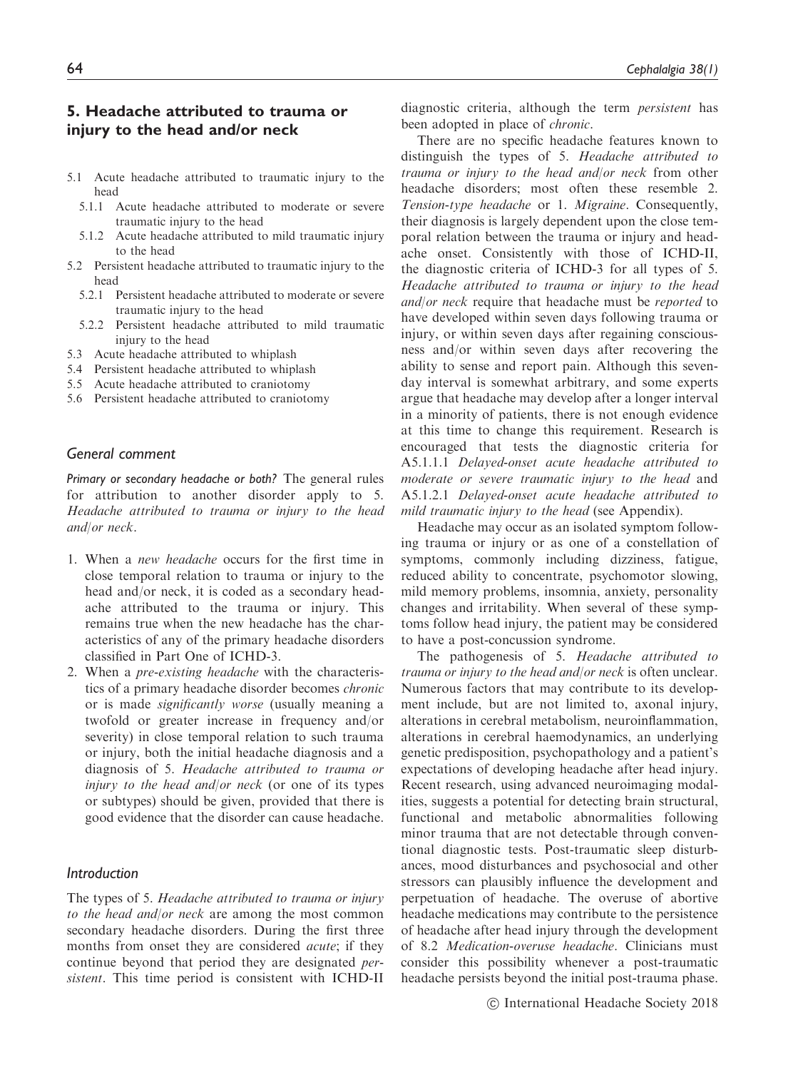## 5. Headache attributed to trauma or injury to the head and/or neck

- 5.1 Acute headache attributed to traumatic injury to the head
  - 5.1.1 Acute headache attributed to moderate or severe traumatic injury to the head
  - 5.1.2 Acute headache attributed to mild traumatic injury to the head
- 5.2 Persistent headache attributed to traumatic injury to the head
  - 5.2.1 Persistent headache attributed to moderate or severe traumatic injury to the head
  - 5.2.2 Persistent headache attributed to mild traumatic injury to the head
- 5.3 Acute headache attributed to whiplash
- 5.4 Persistent headache attributed to whiplash
- 5.5 Acute headache attributed to craniotomy
- 5.6 Persistent headache attributed to craniotomy

### General comment

*Primary or secondary headache or both?* The general rules for attribution to another disorder apply to 5. *Headache attributed to trauma or injury to the head and/or neck*.

1. When a *new headache* occurs for the first time in close temporal relation to trauma or injury to the head and/or neck, it is coded as a secondary headache attributed to the trauma or injury. This remains true when the new headache has the characteristics of any of the primary headache disorders classified in Part One of ICHD-3.
2. When a *pre-existing headache* with the characteristics of a primary headache disorder becomes *chronic* or is made *significantly worse* (usually meaning a twofold or greater increase in frequency and/or severity) in close temporal relation to such trauma or injury, both the initial headache diagnosis and a diagnosis of 5. *Headache attributed to trauma or injury to the head and/or neck* (or one of its types or subtypes) should be given, provided that there is good evidence that the disorder can cause headache.

### Introduction

The types of 5. *Headache attributed to trauma or injury to the head and/or neck* are among the most common secondary headache disorders. During the first three months from onset they are considered *acute*; if they continue beyond that period they are designated *persistent*. This time period is consistent with ICHD-II diagnostic criteria, although the term *persistent* has been adopted in place of *chronic*.

There are no specific headache features known to distinguish the types of 5. *Headache attributed to trauma or injury to the head and/or neck* from other headache disorders; most often these resemble 2. *Tension-type headache* or 1. *Migraine*. Consequently, their diagnosis is largely dependent upon the close temporal relation between the trauma or injury and headache onset. Consistently with those of ICHD-II, the diagnostic criteria of ICHD-3 for all types of 5. *Headache attributed to trauma or injury to the head and/or neck* require that headache must be *reported* to have developed within seven days following trauma or injury, or within seven days after regaining consciousness and/or within seven days after recovering the ability to sense and report pain. Although this seven-day interval is somewhat arbitrary, and some experts argue that headache may develop after a longer interval in a minority of patients, there is not enough evidence at this time to change this requirement. Research is encouraged that tests the diagnostic criteria for A5.1.1.1 *Delayed-onset acute headache attributed to moderate or severe traumatic injury to the head* and A5.1.2.1 *Delayed-onset acute headache attributed to mild traumatic injury to the head* (see Appendix).

Headache may occur as an isolated symptom following trauma or injury or as one of a constellation of symptoms, commonly including dizziness, fatigue, reduced ability to concentrate, psychomotor slowing, mild memory problems, insomnia, anxiety, personality changes and irritability. When several of these symptoms follow head injury, the patient may be considered to have a post-concussion syndrome.

The pathogenesis of 5. *Headache attributed to trauma or injury to the head and/or neck* is often unclear. Numerous factors that may contribute to its development include, but are not limited to, axonal injury, alterations in cerebral metabolism, neuroinflammation, alterations in cerebral haemodynamics, an underlying genetic predisposition, psychopathology and a patient's expectations of developing headache after head injury. Recent research, using advanced neuroimaging modalities, suggests a potential for detecting brain structural, functional and metabolic abnormalities following minor trauma that are not detectable through conventional diagnostic tests. Post-traumatic sleep disturbances, mood disturbances and psychosocial and other stressors can plausibly influence the development and perpetuation of headache. The overuse of abortive headache medications may contribute to the persistence of headache after head injury through the development of 8.2 *Medication-overuse headache*. Clinicians must consider this possibility whenever a post-traumatic headache persists beyond the initial post-trauma phase.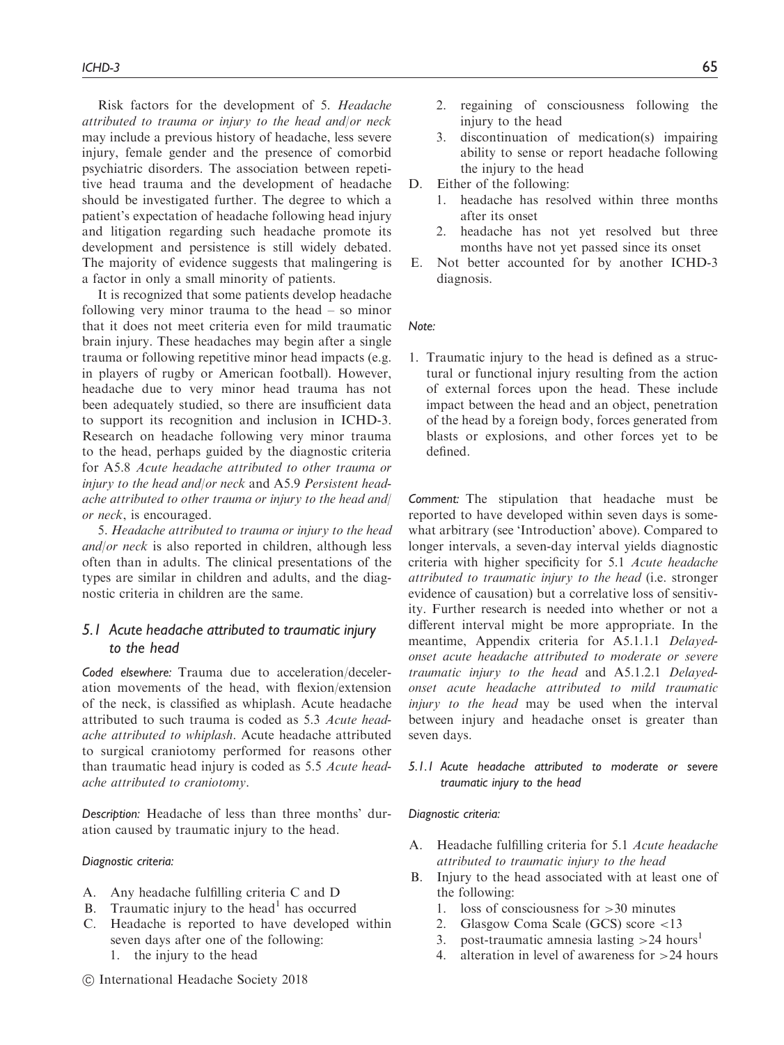Risk factors for the development of 5. *Headache attributed to trauma or injury to the head and/or neck* may include a previous history of headache, less severe injury, female gender and the presence of comorbid psychiatric disorders. The association between repetitive head trauma and the development of headache should be investigated further. The degree to which a patient's expectation of headache following head injury and litigation regarding such headache promote its development and persistence is still widely debated. The majority of evidence suggests that malingering is a factor in only a small minority of patients.

It is recognized that some patients develop headache following very minor trauma to the head – so minor that it does not meet criteria even for mild traumatic brain injury. These headaches may begin after a single trauma or following repetitive minor head impacts (e.g. in players of rugby or American football). However, headache due to very minor head trauma has not been adequately studied, so there are insufficient data to support its recognition and inclusion in ICHD-3. Research on headache following very minor trauma to the head, perhaps guided by the diagnostic criteria for A5.8 *Acute headache attributed to other trauma or injury to the head and/or neck* and A5.9 *Persistent headache attributed to other trauma or injury to the head and/or neck*, is encouraged.

5. *Headache attributed to trauma or injury to the head and/or neck* is also reported in children, although less often than in adults. The clinical presentations of the types are similar in children and adults, and the diagnostic criteria in children are the same.

## 5.1 Acute headache attributed to traumatic injury to the head

*Coded elsewhere:* Trauma due to acceleration/deceleration movements of the head, with flexion/extension of the neck, is classified as whiplash. Acute headache attributed to such trauma is coded as 5.3 *Acute headache attributed to whiplash*. Acute headache attributed to surgical craniotomy performed for reasons other than traumatic head injury is coded as 5.5 *Acute headache attributed to craniotomy*.

*Description:* Headache of less than three months' duration caused by traumatic injury to the head.

*Diagnostic criteria:*

A. Any headache fulfilling criteria C and D
B. Traumatic injury to the head[1] has occurred
C. Headache is reported to have developed within seven days after one of the following:
   1. the injury to the head
   2. regaining of consciousness following the injury to the head
   3. discontinuation of medication(s) impairing ability to sense or report headache following the injury to the head
D. Either of the following:
   1. headache has resolved within three months after its onset
   2. headache has not yet resolved but three months have not yet passed since its onset
E. Not better accounted for by another ICHD-3 diagnosis.

*Note:*

1. Traumatic injury to the head is defined as a structural or functional injury resulting from the action of external forces upon the head. These include impact between the head and an object, penetration of the head by a foreign body, forces generated from blasts or explosions, and other forces yet to be defined.

*Comment:* The stipulation that headache must be reported to have developed within seven days is somewhat arbitrary (see 'Introduction' above). Compared to longer intervals, a seven-day interval yields diagnostic criteria with higher specificity for 5.1 *Acute headache attributed to traumatic injury to the head* (i.e. stronger evidence of causation) but a correlative loss of sensitivity. Further research is needed into whether or not a different interval might be more appropriate. In the meantime, Appendix criteria for A5.1.1.1 *Delayed-onset acute headache attributed to moderate or severe traumatic injury to the head* and A5.1.2.1 *Delayed-onset acute headache attributed to mild traumatic injury to the head* may be used when the interval between injury and headache onset is greater than seven days.

### 5.1.1 Acute headache attributed to moderate or severe traumatic injury to the head

*Diagnostic criteria:*

A. Headache fulfilling criteria for 5.1 *Acute headache attributed to traumatic injury to the head*
B. Injury to the head associated with at least one of the following:
   1. loss of consciousness for >30 minutes
   2. Glasgow Coma Scale (GCS) score <13
   3. post-traumatic amnesia lasting >24 hours[1]
   4. alteration in level of awareness for >24 hours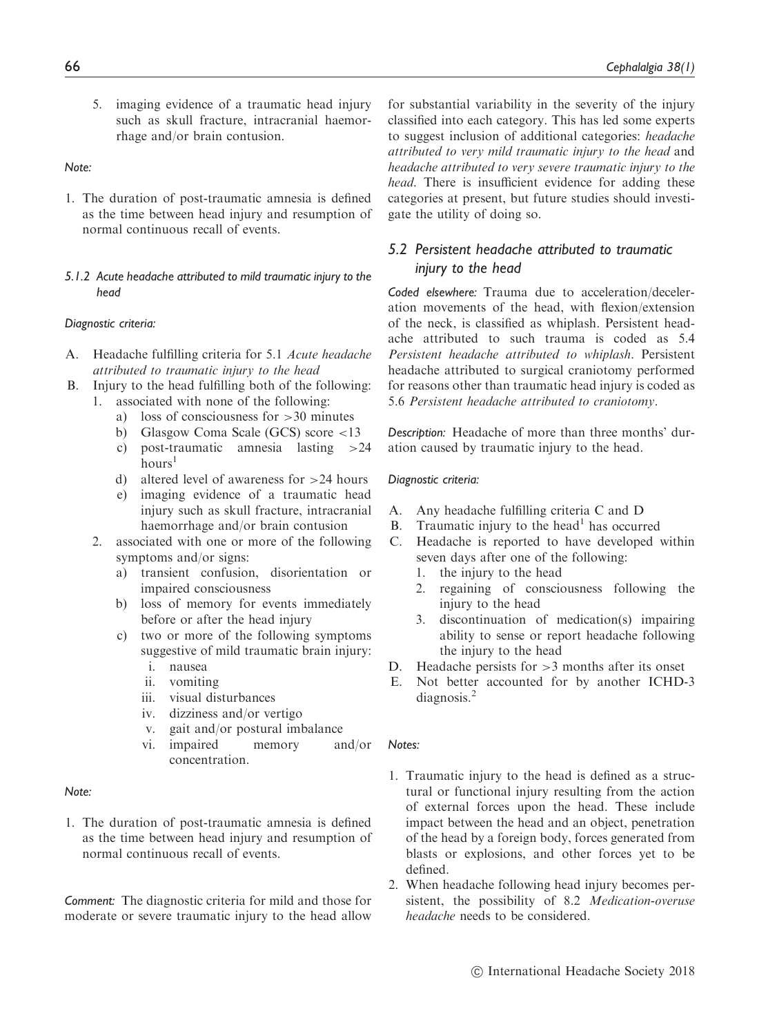5. imaging evidence of a traumatic head injury such as skull fracture, intracranial haemorrhage and/or brain contusion.

*Note:*

1. The duration of post-traumatic amnesia is defined as the time between head injury and resumption of normal continuous recall of events.

#### 5.1.2 Acute headache attributed to mild traumatic injury to the head

*Diagnostic criteria:*

A. Headache fulfilling criteria for 5.1 *Acute headache attributed to traumatic injury to the head*
B. Injury to the head fulfilling both of the following:
   1. associated with none of the following:
      a) loss of consciousness for >30 minutes
      b) Glasgow Coma Scale (GCS) score <13
      c) post-traumatic amnesia lasting >24 hours[1]
      d) altered level of awareness for >24 hours
      e) imaging evidence of a traumatic head injury such as skull fracture, intracranial haemorrhage and/or brain contusion
   2. associated with one or more of the following symptoms and/or signs:
      a) transient confusion, disorientation or impaired consciousness
      b) loss of memory for events immediately before or after the head injury
      c) two or more of the following symptoms suggestive of mild traumatic brain injury:
         i. nausea
         ii. vomiting
         iii. visual disturbances
         iv. dizziness and/or vertigo
         v. gait and/or postural imbalance
         vi. impaired memory and/or concentration.

*Note:*

1. The duration of post-traumatic amnesia is defined as the time between head injury and resumption of normal continuous recall of events.

*Comment:* The diagnostic criteria for mild and those for moderate or severe traumatic injury to the head allow for substantial variability in the severity of the injury classified into each category. This has led some experts to suggest inclusion of additional categories: *headache attributed to very mild traumatic injury to the head* and *headache attributed to very severe traumatic injury to the head*. There is insufficient evidence for adding these categories at present, but future studies should investigate the utility of doing so.

### 5.2 Persistent headache attributed to traumatic injury to the head

*Coded elsewhere:* Trauma due to acceleration/deceleration movements of the head, with flexion/extension of the neck, is classified as whiplash. Persistent headache attributed to such trauma is coded as 5.4 *Persistent headache attributed to whiplash*. Persistent headache attributed to surgical craniotomy performed for reasons other than traumatic head injury is coded as 5.6 *Persistent headache attributed to craniotomy*.

*Description:* Headache of more than three months' duration caused by traumatic injury to the head.

*Diagnostic criteria:*

A. Any headache fulfilling criteria C and D
B. Traumatic injury to the head[1] has occurred
C. Headache is reported to have developed within seven days after one of the following:
   1. the injury to the head
   2. regaining of consciousness following the injury to the head
   3. discontinuation of medication(s) impairing ability to sense or report headache following the injury to the head
D. Headache persists for >3 months after its onset
E. Not better accounted for by another ICHD-3 diagnosis.[2]

*Notes:*

1. Traumatic injury to the head is defined as a structural or functional injury resulting from the action of external forces upon the head. These include impact between the head and an object, penetration of the head by a foreign body, forces generated from blasts or explosions, and other forces yet to be defined.
2. When headache following head injury becomes persistent, the possibility of 8.2 *Medication-overuse headache* needs to be considered.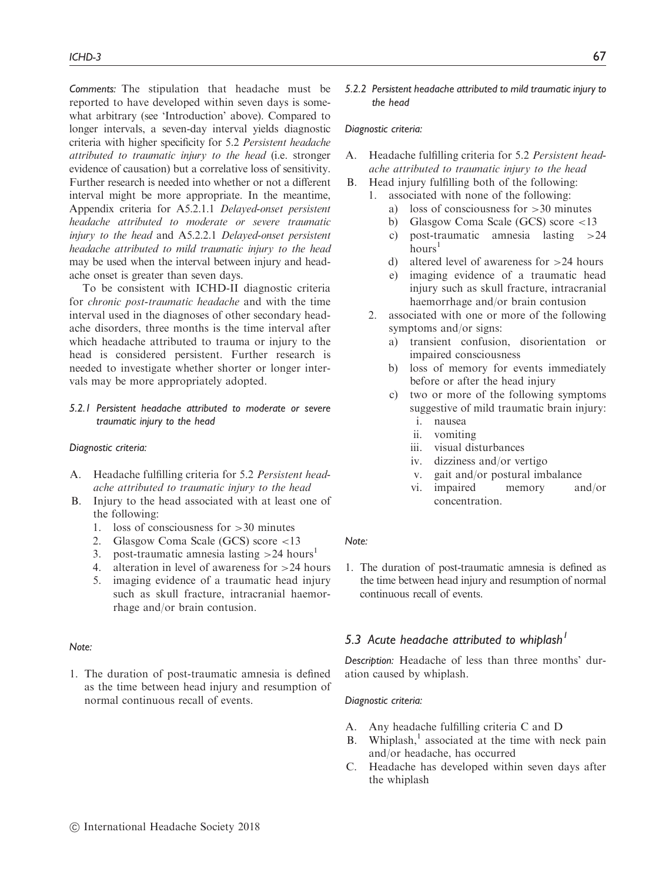*Comments:* The stipulation that headache must be reported to have developed within seven days is somewhat arbitrary (see 'Introduction' above). Compared to longer intervals, a seven-day interval yields diagnostic criteria with higher specificity for 5.2 *Persistent headache attributed to traumatic injury to the head* (i.e. stronger evidence of causation) but a correlative loss of sensitivity. Further research is needed into whether or not a different interval might be more appropriate. In the meantime, Appendix criteria for A5.2.1.1 *Delayed-onset persistent headache attributed to moderate or severe traumatic injury to the head* and A5.2.2.1 *Delayed-onset persistent headache attributed to mild traumatic injury to the head* may be used when the interval between injury and headache onset is greater than seven days.

To be consistent with ICHD-II diagnostic criteria for *chronic post-traumatic headache* and with the time interval used in the diagnoses of other secondary headache disorders, three months is the time interval after which headache attributed to trauma or injury to the head is considered persistent. Further research is needed to investigate whether shorter or longer intervals may be more appropriately adopted.

#### *5.2.1 Persistent headache attributed to moderate or severe traumatic injury to the head*

*Diagnostic criteria:*

A. Headache fulfilling criteria for 5.2 *Persistent headache attributed to traumatic injury to the head*
B. Injury to the head associated with at least one of the following:
    1. loss of consciousness for >30 minutes
    2. Glasgow Coma Scale (GCS) score <13
    3. post-traumatic amnesia lasting >24 hours[1]
    4. alteration in level of awareness for >24 hours
    5. imaging evidence of a traumatic head injury such as skull fracture, intracranial haemorrhage and/or brain contusion.

*Note:*

1. The duration of post-traumatic amnesia is defined as the time between head injury and resumption of normal continuous recall of events.

#### *5.2.2 Persistent headache attributed to mild traumatic injury to the head*

*Diagnostic criteria:*

A. Headache fulfilling criteria for 5.2 *Persistent headache attributed to traumatic injury to the head*
B. Head injury fulfilling both of the following:
    1. associated with none of the following:
        a) loss of consciousness for >30 minutes
        b) Glasgow Coma Scale (GCS) score <13
        c) post-traumatic amnesia lasting >24 hours[1]
        d) altered level of awareness for >24 hours
        e) imaging evidence of a traumatic head injury such as skull fracture, intracranial haemorrhage and/or brain contusion
    2. associated with one or more of the following symptoms and/or signs:
        a) transient confusion, disorientation or impaired consciousness
        b) loss of memory for events immediately before or after the head injury
        c) two or more of the following symptoms suggestive of mild traumatic brain injury:
            i. nausea
            ii. vomiting
            iii. visual disturbances
            iv. dizziness and/or vertigo
            v. gait and/or postural imbalance
            vi. impaired memory and/or concentration.

*Note:*

1. The duration of post-traumatic amnesia is defined as the time between head injury and resumption of normal continuous recall of events.

### *5.3 Acute headache attributed to whiplash[1]*

*Description:* Headache of less than three months' duration caused by whiplash.

*Diagnostic criteria:*

A. Any headache fulfilling criteria C and D
B. Whiplash,[1] associated at the time with neck pain and/or headache, has occurred
C. Headache has developed within seven days after the whiplash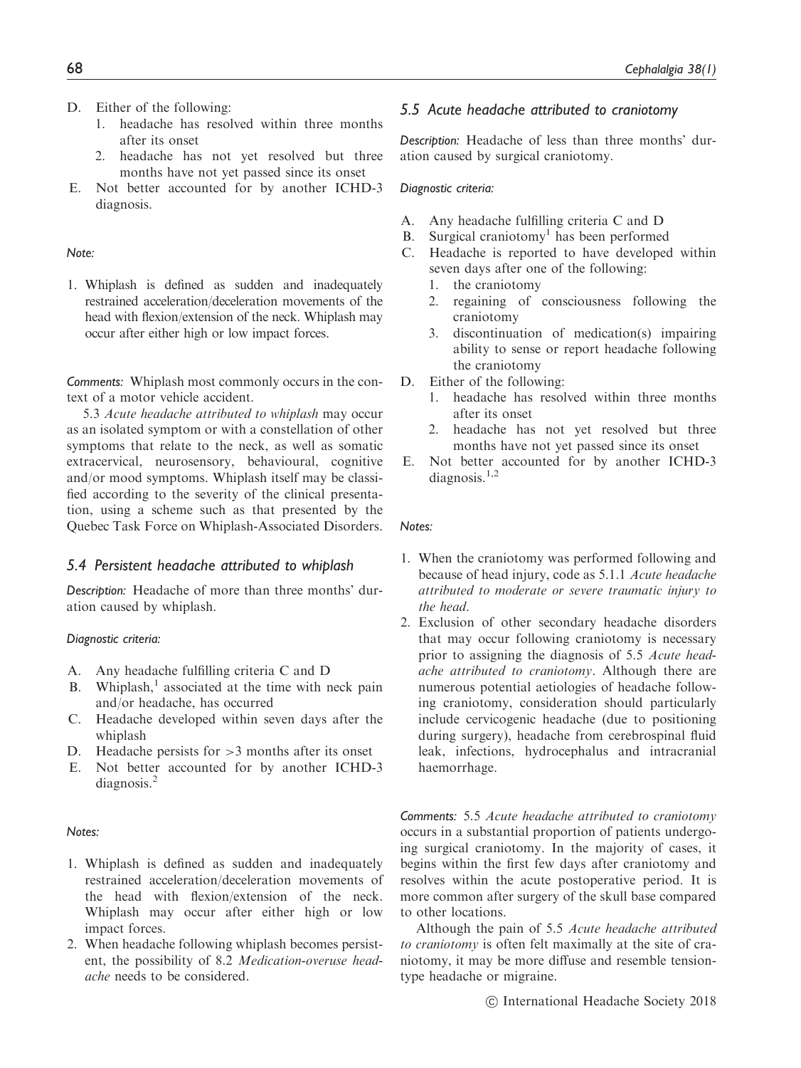D. Either of the following:
   1. headache has resolved within three months after its onset
   2. headache has not yet resolved but three months have not yet passed since its onset
E. Not better accounted for by another ICHD-3 diagnosis.

*Note:*

1. Whiplash is defined as sudden and inadequately restrained acceleration/deceleration movements of the head with flexion/extension of the neck. Whiplash may occur after either high or low impact forces.

*Comments:* Whiplash most commonly occurs in the context of a motor vehicle accident.

5.3 *Acute headache attributed to whiplash* may occur as an isolated symptom or with a constellation of other symptoms that relate to the neck, as well as somatic extracervical, neurosensory, behavioural, cognitive and/or mood symptoms. Whiplash itself may be classified according to the severity of the clinical presentation, using a scheme such as that presented by the Quebec Task Force on Whiplash-Associated Disorders.

## 5.4 Persistent headache attributed to whiplash

*Description:* Headache of more than three months' duration caused by whiplash.

*Diagnostic criteria:*

A. Any headache fulfilling criteria C and D
B. Whiplash,[1] associated at the time with neck pain and/or headache, has occurred
C. Headache developed within seven days after the whiplash
D. Headache persists for >3 months after its onset
E. Not better accounted for by another ICHD-3 diagnosis.[2]

*Notes:*

1. Whiplash is defined as sudden and inadequately restrained acceleration/deceleration movements of the head with flexion/extension of the neck. Whiplash may occur after either high or low impact forces.
2. When headache following whiplash becomes persistent, the possibility of 8.2 *Medication-overuse headache* needs to be considered.

## 5.5 Acute headache attributed to craniotomy

*Description:* Headache of less than three months' duration caused by surgical craniotomy.

*Diagnostic criteria:*

A. Any headache fulfilling criteria C and D
B. Surgical craniotomy[1] has been performed
C. Headache is reported to have developed within seven days after one of the following:
   1. the craniotomy
   2. regaining of consciousness following the craniotomy
   3. discontinuation of medication(s) impairing ability to sense or report headache following the craniotomy
D. Either of the following:
   1. headache has resolved within three months after its onset
   2. headache has not yet resolved but three months have not yet passed since its onset
E. Not better accounted for by another ICHD-3 diagnosis.[1,2]

*Notes:*

1. When the craniotomy was performed following and because of head injury, code as 5.1.1 *Acute headache attributed to moderate or severe traumatic injury to the head*.
2. Exclusion of other secondary headache disorders that may occur following craniotomy is necessary prior to assigning the diagnosis of 5.5 *Acute headache attributed to craniotomy*. Although there are numerous potential aetiologies of headache following craniotomy, consideration should particularly include cervicogenic headache (due to positioning during surgery), headache from cerebrospinal fluid leak, infections, hydrocephalus and intracranial haemorrhage.

*Comments:* 5.5 *Acute headache attributed to craniotomy* occurs in a substantial proportion of patients undergoing surgical craniotomy. In the majority of cases, it begins within the first few days after craniotomy and resolves within the acute postoperative period. It is more common after surgery of the skull base compared to other locations.

Although the pain of 5.5 *Acute headache attributed to craniotomy* is often felt maximally at the site of craniotomy, it may be more diffuse and resemble tension-type headache or migraine.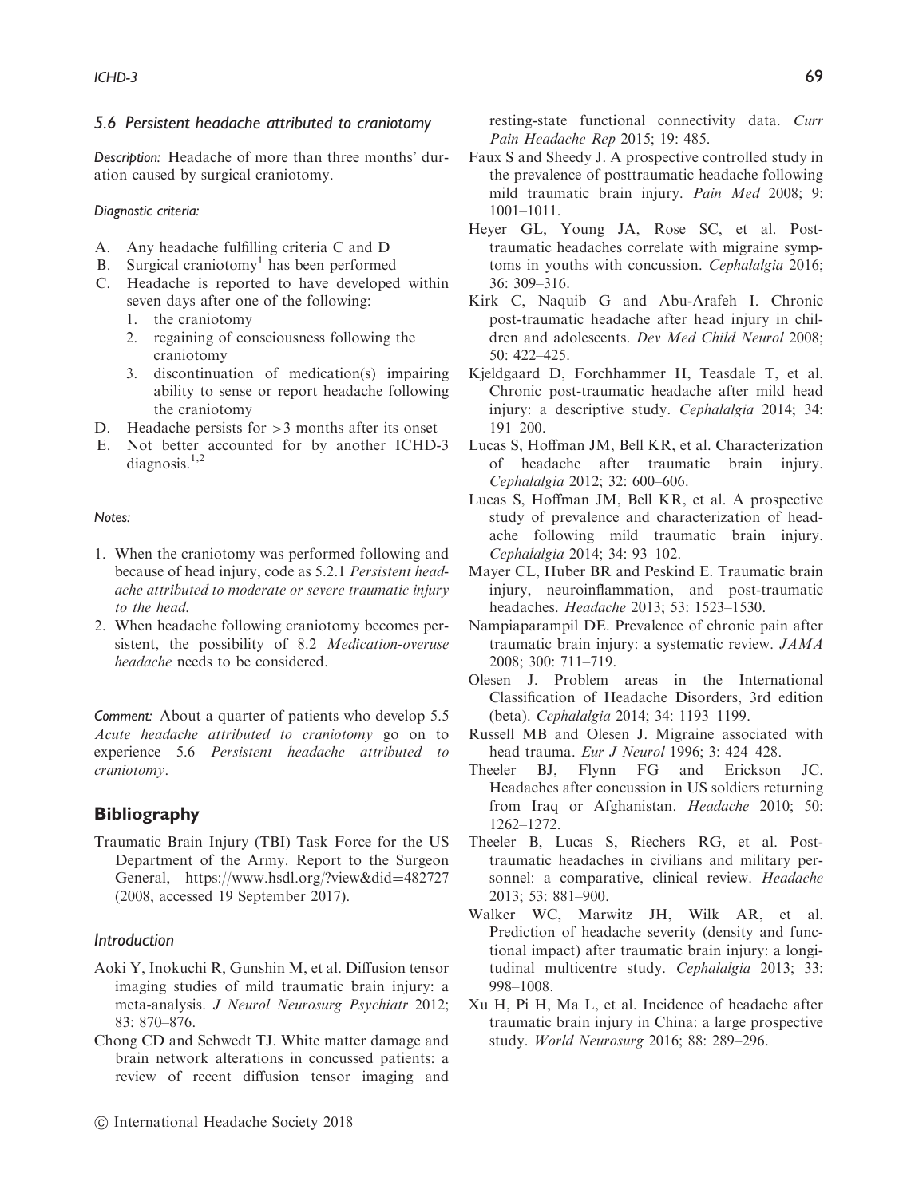### 5.6 Persistent headache attributed to craniotomy

*Description:* Headache of more than three months' duration caused by surgical craniotomy.

*Diagnostic criteria:*

A. Any headache fulfilling criteria C and D
B. Surgical craniotomy[1] has been performed
C. Headache is reported to have developed within seven days after one of the following:
   1. the craniotomy
   2. regaining of consciousness following the craniotomy
   3. discontinuation of medication(s) impairing ability to sense or report headache following the craniotomy
D. Headache persists for >3 months after its onset
E. Not better accounted for by another ICHD-3 diagnosis.[1,2]

*Notes:*

1. When the craniotomy was performed following and because of head injury, code as 5.2.1 *Persistent headache attributed to moderate or severe traumatic injury to the head.*
2. When headache following craniotomy becomes persistent, the possibility of 8.2 *Medication-overuse headache* needs to be considered.

*Comment:* About a quarter of patients who develop 5.5 *Acute headache attributed to craniotomy* go on to experience 5.6 *Persistent headache attributed to craniotomy*.

## Bibliography

Traumatic Brain Injury (TBI) Task Force for the US Department of the Army. Report to the Surgeon General, https://www.hsdl.org/?view&did=482727 (2008, accessed 19 September 2017).

### Introduction

Aoki Y, Inokuchi R, Gunshin M, et al. Diffusion tensor imaging studies of mild traumatic brain injury: a meta-analysis. *J Neurol Neurosurg Psychiatr* 2012; 83: 870–876.

Chong CD and Schwedt TJ. White matter damage and brain network alterations in concussed patients: a review of recent diffusion tensor imaging and resting-state functional connectivity data. *Curr Pain Headache Rep* 2015; 19: 485.

Faux S and Sheedy J. A prospective controlled study in the prevalence of posttraumatic headache following mild traumatic brain injury. *Pain Med* 2008; 9: 1001–1011.

Heyer GL, Young JA, Rose SC, et al. Post-traumatic headaches correlate with migraine symptoms in youths with concussion. *Cephalalgia* 2016; 36: 309–316.

Kirk C, Naquib G and Abu-Arafeh I. Chronic post-traumatic headache after head injury in children and adolescents. *Dev Med Child Neurol* 2008; 50: 422–425.

Kjeldgaard D, Forchhammer H, Teasdale T, et al. Chronic post-traumatic headache after mild head injury: a descriptive study. *Cephalalgia* 2014; 34: 191–200.

Lucas S, Hoffman JM, Bell KR, et al. Characterization of headache after traumatic brain injury. *Cephalalgia* 2012; 32: 600–606.

Lucas S, Hoffman JM, Bell KR, et al. A prospective study of prevalence and characterization of headache following mild traumatic brain injury. *Cephalalgia* 2014; 34: 93–102.

Mayer CL, Huber BR and Peskind E. Traumatic brain injury, neuroinflammation, and post-traumatic headaches. *Headache* 2013; 53: 1523–1530.

Nampiaparampil DE. Prevalence of chronic pain after traumatic brain injury: a systematic review. *JAMA* 2008; 300: 711–719.

Olesen J. Problem areas in the International Classification of Headache Disorders, 3rd edition (beta). *Cephalalgia* 2014; 34: 1193–1199.

Russell MB and Olesen J. Migraine associated with head trauma. *Eur J Neurol* 1996; 3: 424–428.

Theeler BJ, Flynn FG and Erickson JC. Headaches after concussion in US soldiers returning from Iraq or Afghanistan. *Headache* 2010; 50: 1262–1272.

Theeler B, Lucas S, Riechers RG, et al. Post-traumatic headaches in civilians and military personnel: a comparative, clinical review. *Headache* 2013; 53: 881–900.

Walker WC, Marwitz JH, Wilk AR, et al. Prediction of headache severity (density and functional impact) after traumatic brain injury: a longitudinal multicentre study. *Cephalalgia* 2013; 33: 998–1008.

Xu H, Pi H, Ma L, et al. Incidence of headache after traumatic brain injury in China: a large prospective study. *World Neurosurg* 2016; 88: 289–296.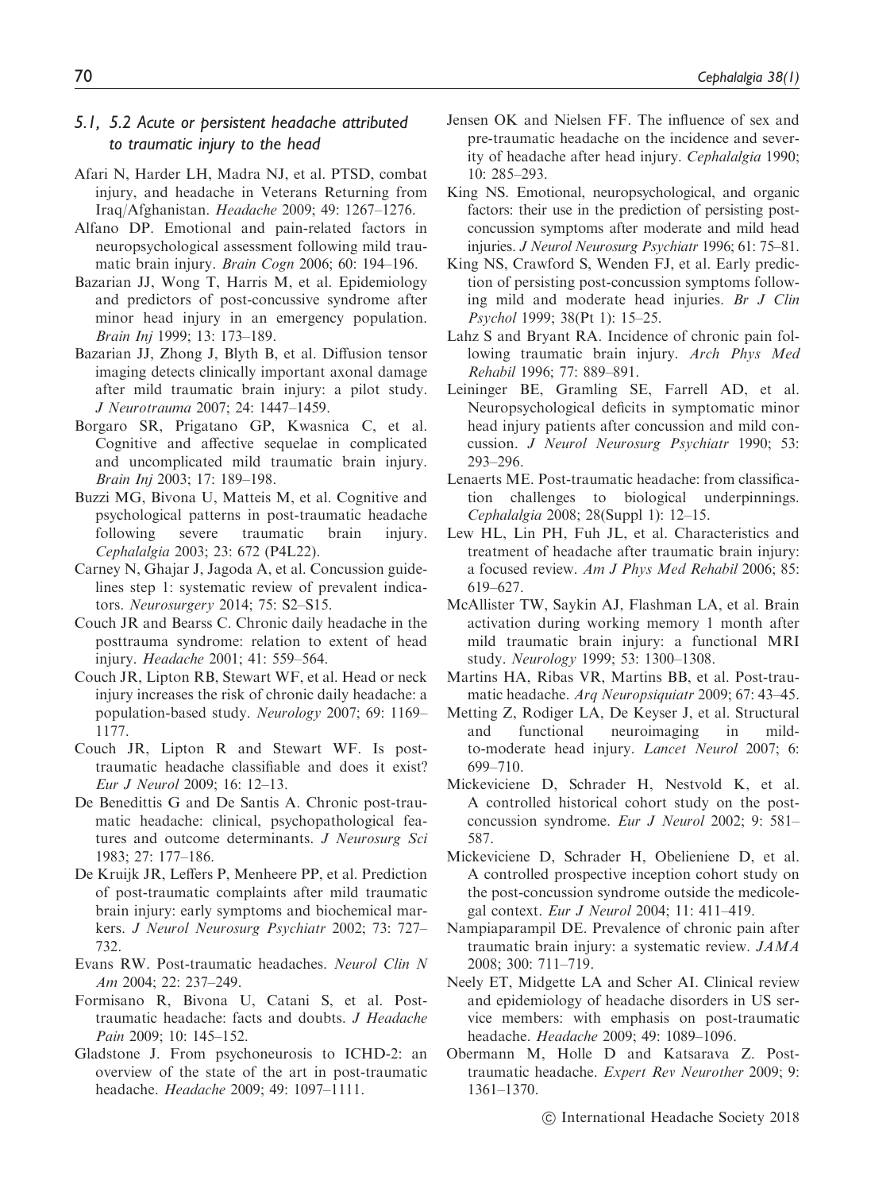### *5.1, 5.2 Acute or persistent headache attributed to traumatic injury to the head*

Afari N, Harder LH, Madra NJ, et al. PTSD, combat injury, and headache in Veterans Returning from Iraq/Afghanistan. *Headache* 2009; 49: 1267–1276.

Alfano DP. Emotional and pain-related factors in neuropsychological assessment following mild traumatic brain injury. *Brain Cogn* 2006; 60: 194–196.

Bazarian JJ, Wong T, Harris M, et al. Epidemiology and predictors of post-concussive syndrome after minor head injury in an emergency population. *Brain Inj* 1999; 13: 173–189.

Bazarian JJ, Zhong J, Blyth B, et al. Diffusion tensor imaging detects clinically important axonal damage after mild traumatic brain injury: a pilot study. *J Neurotrauma* 2007; 24: 1447–1459.

Borgaro SR, Prigatano GP, Kwasnica C, et al. Cognitive and affective sequelae in complicated and uncomplicated mild traumatic brain injury. *Brain Inj* 2003; 17: 189–198.

Buzzi MG, Bivona U, Matteis M, et al. Cognitive and psychological patterns in post-traumatic headache following severe traumatic brain injury. *Cephalalgia* 2003; 23: 672 (P4L22).

Carney N, Ghajar J, Jagoda A, et al. Concussion guidelines step 1: systematic review of prevalent indicators. *Neurosurgery* 2014; 75: S2–S15.

Couch JR and Bearss C. Chronic daily headache in the posttrauma syndrome: relation to extent of head injury. *Headache* 2001; 41: 559–564.

Couch JR, Lipton RB, Stewart WF, et al. Head or neck injury increases the risk of chronic daily headache: a population-based study. *Neurology* 2007; 69: 1169–1177.

Couch JR, Lipton R and Stewart WF. Is post-traumatic headache classifiable and does it exist? *Eur J Neurol* 2009; 16: 12–13.

De Benedittis G and De Santis A. Chronic post-traumatic headache: clinical, psychopathological features and outcome determinants. *J Neurosurg Sci* 1983; 27: 177–186.

De Kruijk JR, Leffers P, Menheere PP, et al. Prediction of post-traumatic complaints after mild traumatic brain injury: early symptoms and biochemical markers. *J Neurol Neurosurg Psychiatr* 2002; 73: 727–732.

Evans RW. Post-traumatic headaches. *Neurol Clin N Am* 2004; 22: 237–249.

Formisano R, Bivona U, Catani S, et al. Post-traumatic headache: facts and doubts. *J Headache Pain* 2009; 10: 145–152.

Gladstone J. From psychoneurosis to ICHD-2: an overview of the state of the art in post-traumatic headache. *Headache* 2009; 49: 1097–1111.

Jensen OK and Nielsen FF. The influence of sex and pre-traumatic headache on the incidence and severity of headache after head injury. *Cephalalgia* 1990; 10: 285–293.

King NS. Emotional, neuropsychological, and organic factors: their use in the prediction of persisting post-concussion symptoms after moderate and mild head injuries. *J Neurol Neurosurg Psychiatr* 1996; 61: 75–81.

King NS, Crawford S, Wenden FJ, et al. Early prediction of persisting post-concussion symptoms following mild and moderate head injuries. *Br J Clin Psychol* 1999; 38(Pt 1): 15–25.

Lahz S and Bryant RA. Incidence of chronic pain following traumatic brain injury. *Arch Phys Med Rehabil* 1996; 77: 889–891.

Leininger BE, Gramling SE, Farrell AD, et al. Neuropsychological deficits in symptomatic minor head injury patients after concussion and mild concussion. *J Neurol Neurosurg Psychiatr* 1990; 53: 293–296.

Lenaerts ME. Post-traumatic headache: from classification challenges to biological underpinnings. *Cephalalgia* 2008; 28(Suppl 1): 12–15.

Lew HL, Lin PH, Fuh JL, et al. Characteristics and treatment of headache after traumatic brain injury: a focused review. *Am J Phys Med Rehabil* 2006; 85: 619–627.

McAllister TW, Saykin AJ, Flashman LA, et al. Brain activation during working memory 1 month after mild traumatic brain injury: a functional MRI study. *Neurology* 1999; 53: 1300–1308.

Martins HA, Ribas VR, Martins BB, et al. Post-traumatic headache. *Arq Neuropsiquiatr* 2009; 67: 43–45.

Metting Z, Rodiger LA, De Keyser J, et al. Structural and functional neuroimaging in mild-to-moderate head injury. *Lancet Neurol* 2007; 6: 699–710.

Mickeviciene D, Schrader H, Nestvold K, et al. A controlled historical cohort study on the post-concussion syndrome. *Eur J Neurol* 2002; 9: 581–587.

Mickeviciene D, Schrader H, Obelieniene D, et al. A controlled prospective inception cohort study on the post-concussion syndrome outside the medicolegal context. *Eur J Neurol* 2004; 11: 411–419.

Nampiaparampil DE. Prevalence of chronic pain after traumatic brain injury: a systematic review. *JAMA* 2008; 300: 711–719.

Neely ET, Midgette LA and Scher AI. Clinical review and epidemiology of headache disorders in US service members: with emphasis on post-traumatic headache. *Headache* 2009; 49: 1089–1096.

Obermann M, Holle D and Katsarava Z. Post-traumatic headache. *Expert Rev Neurother* 2009; 9: 1361–1370.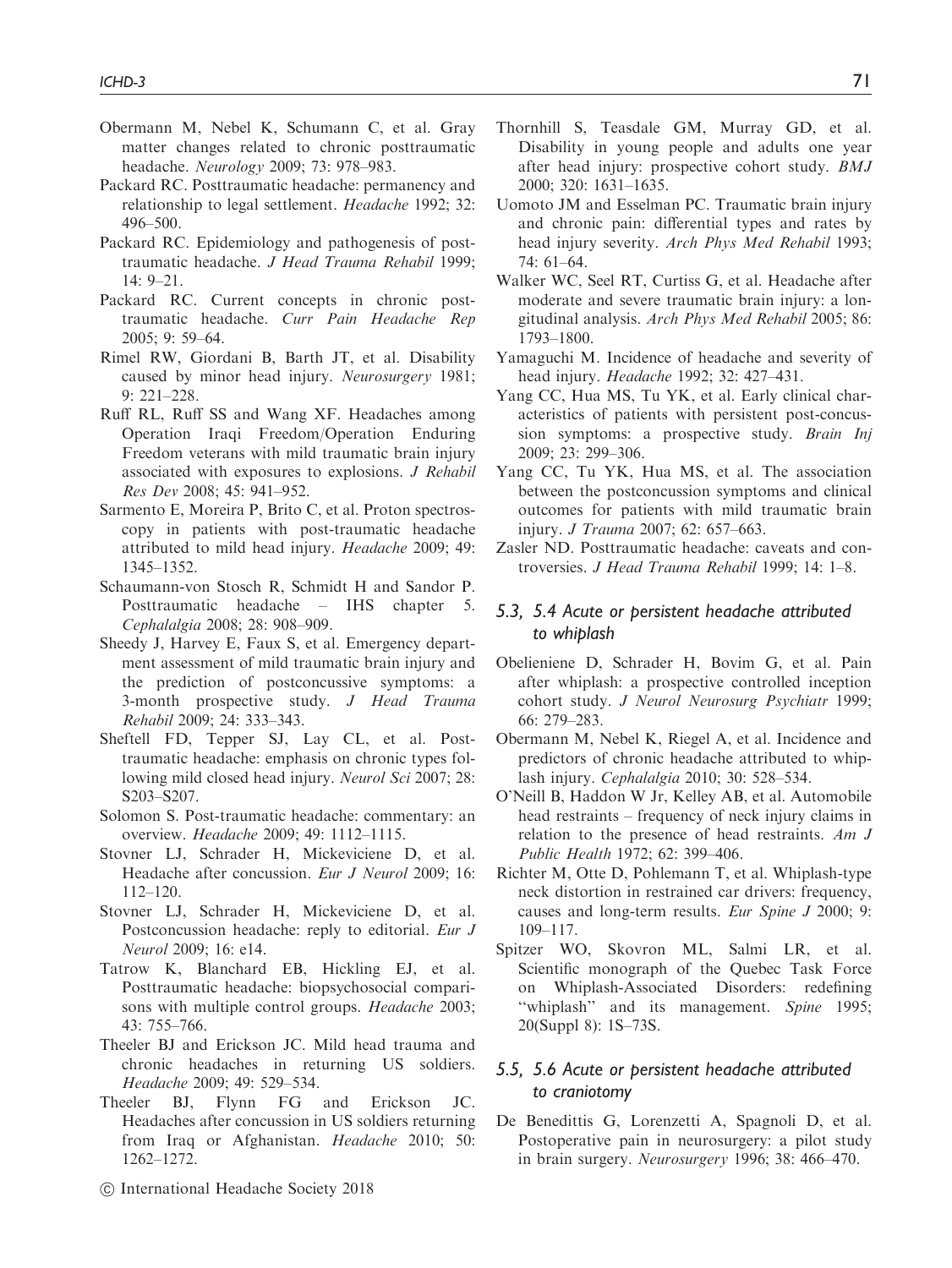Obermann M, Nebel K, Schumann C, et al. Gray matter changes related to chronic posttraumatic headache. *Neurology* 2009; 73: 978–983.

Packard RC. Posttraumatic headache: permanency and relationship to legal settlement. *Headache* 1992; 32: 496–500.

Packard RC. Epidemiology and pathogenesis of post-traumatic headache. *J Head Trauma Rehabil* 1999; 14: 9–21.

Packard RC. Current concepts in chronic post-traumatic headache. *Curr Pain Headache Rep* 2005; 9: 59–64.

Rimel RW, Giordani B, Barth JT, et al. Disability caused by minor head injury. *Neurosurgery* 1981; 9: 221–228.

Ruff RL, Ruff SS and Wang XF. Headaches among Operation Iraqi Freedom/Operation Enduring Freedom veterans with mild traumatic brain injury associated with exposures to explosions. *J Rehabil Res Dev* 2008; 45: 941–952.

Sarmento E, Moreira P, Brito C, et al. Proton spectroscopy in patients with post-traumatic headache attributed to mild head injury. *Headache* 2009; 49: 1345–1352.

Schaumann-von Stosch R, Schmidt H and Sandor P. Posttraumatic headache – IHS chapter 5. *Cephalalgia* 2008; 28: 908–909.

Sheedy J, Harvey E, Faux S, et al. Emergency department assessment of mild traumatic brain injury and the prediction of postconcussive symptoms: a 3-month prospective study. *J Head Trauma Rehabil* 2009; 24: 333–343.

Sheftell FD, Tepper SJ, Lay CL, et al. Post-traumatic headache: emphasis on chronic types following mild closed head injury. *Neurol Sci* 2007; 28: S203–S207.

Solomon S. Post-traumatic headache: commentary: an overview. *Headache* 2009; 49: 1112–1115.

Stovner LJ, Schrader H, Mickeviciene D, et al. Headache after concussion. *Eur J Neurol* 2009; 16: 112–120.

Stovner LJ, Schrader H, Mickeviciene D, et al. Postconcussion headache: reply to editorial. *Eur J Neurol* 2009; 16: e14.

Tatrow K, Blanchard EB, Hickling EJ, et al. Posttraumatic headache: biopsychosocial comparisons with multiple control groups. *Headache* 2003; 43: 755–766.

Theeler BJ and Erickson JC. Mild head trauma and chronic headaches in returning US soldiers. *Headache* 2009; 49: 529–534.

Theeler BJ, Flynn FG and Erickson JC. Headaches after concussion in US soldiers returning from Iraq or Afghanistan. *Headache* 2010; 50: 1262–1272.

Thornhill S, Teasdale GM, Murray GD, et al. Disability in young people and adults one year after head injury: prospective cohort study. *BMJ* 2000; 320: 1631–1635.

Uomoto JM and Esselman PC. Traumatic brain injury and chronic pain: differential types and rates by head injury severity. *Arch Phys Med Rehabil* 1993; 74: 61–64.

Walker WC, Seel RT, Curtiss G, et al. Headache after moderate and severe traumatic brain injury: a longitudinal analysis. *Arch Phys Med Rehabil* 2005; 86: 1793–1800.

Yamaguchi M. Incidence of headache and severity of head injury. *Headache* 1992; 32: 427–431.

Yang CC, Hua MS, Tu YK, et al. Early clinical characteristics of patients with persistent post-concussion symptoms: a prospective study. *Brain Inj* 2009; 23: 299–306.

Yang CC, Tu YK, Hua MS, et al. The association between the postconcussion symptoms and clinical outcomes for patients with mild traumatic brain injury. *J Trauma* 2007; 62: 657–663.

Zasler ND. Posttraumatic headache: caveats and controversies. *J Head Trauma Rehabil* 1999; 14: 1–8.

### *5.3, 5.4 Acute or persistent headache attributed to whiplash*

Obelieniene D, Schrader H, Bovim G, et al. Pain after whiplash: a prospective controlled inception cohort study. *J Neurol Neurosurg Psychiatr* 1999; 66: 279–283.

Obermann M, Nebel K, Riegel A, et al. Incidence and predictors of chronic headache attributed to whiplash injury. *Cephalalgia* 2010; 30: 528–534.

O'Neill B, Haddon W Jr, Kelley AB, et al. Automobile head restraints – frequency of neck injury claims in relation to the presence of head restraints. *Am J Public Health* 1972; 62: 399–406.

Richter M, Otte D, Pohlemann T, et al. Whiplash-type neck distortion in restrained car drivers: frequency, causes and long-term results. *Eur Spine J* 2000; 9: 109–117.

Spitzer WO, Skovron ML, Salmi LR, et al. Scientific monograph of the Quebec Task Force on Whiplash-Associated Disorders: redefining "whiplash" and its management. *Spine* 1995; 20(Suppl 8): 1S–73S.

### *5.5, 5.6 Acute or persistent headache attributed to craniotomy*

De Benedittis G, Lorenzetti A, Spagnoli D, et al. Postoperative pain in neurosurgery: a pilot study in brain surgery. *Neurosurgery* 1996; 38: 466–470.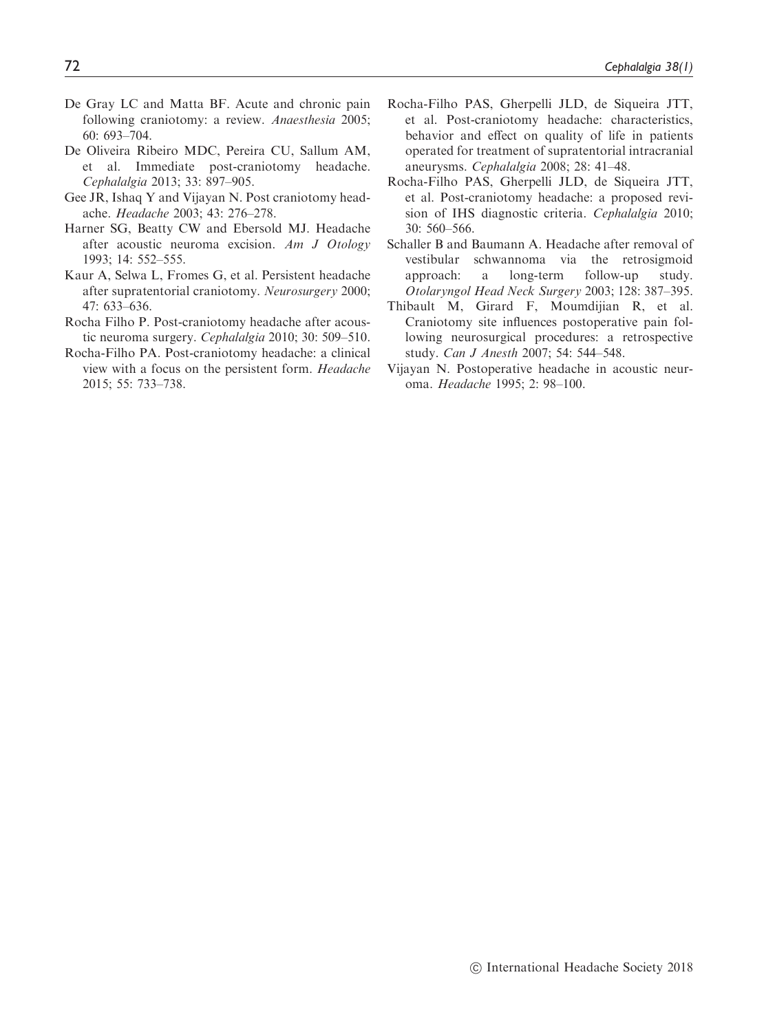De Gray LC and Matta BF. Acute and chronic pain following craniotomy: a review. *Anaesthesia* 2005; 60: 693–704.

De Oliveira Ribeiro MDC, Pereira CU, Sallum AM, et al. Immediate post-craniotomy headache. *Cephalalgia* 2013; 33: 897–905.

Gee JR, Ishaq Y and Vijayan N. Post craniotomy headache. *Headache* 2003; 43: 276–278.

Harner SG, Beatty CW and Ebersold MJ. Headache after acoustic neuroma excision. *Am J Otology* 1993; 14: 552–555.

Kaur A, Selwa L, Fromes G, et al. Persistent headache after supratentorial craniotomy. *Neurosurgery* 2000; 47: 633–636.

Rocha Filho P. Post-craniotomy headache after acoustic neuroma surgery. *Cephalalgia* 2010; 30: 509–510.

Rocha-Filho PA. Post-craniotomy headache: a clinical view with a focus on the persistent form. *Headache* 2015; 55: 733–738.

Rocha-Filho PAS, Gherpelli JLD, de Siqueira JTT, et al. Post-craniotomy headache: characteristics, behavior and effect on quality of life in patients operated for treatment of supratentorial intracranial aneurysms. *Cephalalgia* 2008; 28: 41–48.

Rocha-Filho PAS, Gherpelli JLD, de Siqueira JTT, et al. Post-craniotomy headache: a proposed revision of IHS diagnostic criteria. *Cephalalgia* 2010; 30: 560–566.

Schaller B and Baumann A. Headache after removal of vestibular schwannoma via the retrosigmoid approach: a long-term follow-up study. *Otolaryngol Head Neck Surgery* 2003; 128: 387–395.

Thibault M, Girard F, Moumdijian R, et al. Craniotomy site influences postoperative pain following neurosurgical procedures: a retrospective study. *Can J Anesth* 2007; 54: 544–548.

Vijayan N. Postoperative headache in acoustic neuroma. *Headache* 1995; 2: 98–100.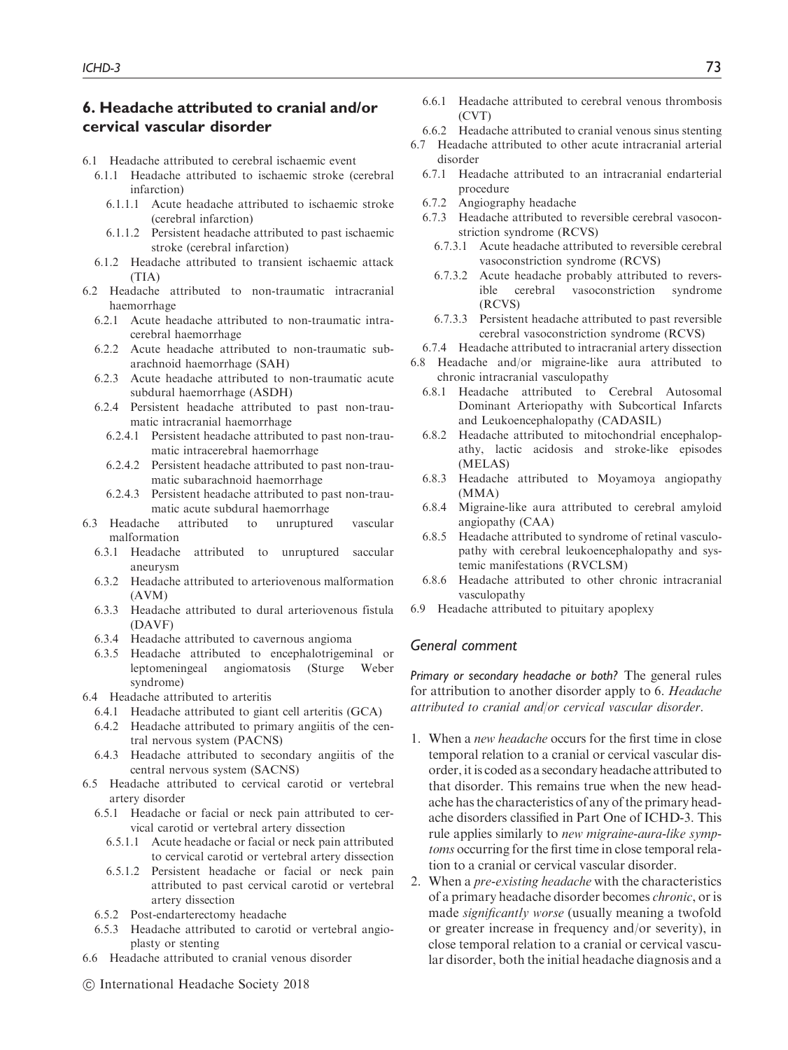## 6. Headache attributed to cranial and/or cervical vascular disorder

- 6.1 Headache attributed to cerebral ischaemic event
  - 6.1.1 Headache attributed to ischaemic stroke (cerebral infarction)
    - 6.1.1.1 Acute headache attributed to ischaemic stroke (cerebral infarction)
    - 6.1.1.2 Persistent headache attributed to past ischaemic stroke (cerebral infarction)
  - 6.1.2 Headache attributed to transient ischaemic attack (TIA)
- 6.2 Headache attributed to non-traumatic intracranial haemorrhage
  - 6.2.1 Acute headache attributed to non-traumatic intracerebral haemorrhage
  - 6.2.2 Acute headache attributed to non-traumatic subarachnoid haemorrhage (SAH)
  - 6.2.3 Acute headache attributed to non-traumatic acute subdural haemorrhage (ASDH)
  - 6.2.4 Persistent headache attributed to past non-traumatic intracranial haemorrhage
    - 6.2.4.1 Persistent headache attributed to past non-traumatic intracerebral haemorrhage
    - 6.2.4.2 Persistent headache attributed to past non-traumatic subarachnoid haemorrhage
    - 6.2.4.3 Persistent headache attributed to past non-traumatic acute subdural haemorrhage
- 6.3 Headache attributed to unruptured vascular malformation
  - 6.3.1 Headache attributed to unruptured saccular aneurysm
  - 6.3.2 Headache attributed to arteriovenous malformation (AVM)
  - 6.3.3 Headache attributed to dural arteriovenous fistula (DAVF)
  - 6.3.4 Headache attributed to cavernous angioma
  - 6.3.5 Headache attributed to encephalotrigeminal or leptomeningeal angiomatosis (Sturge Weber syndrome)
- 6.4 Headache attributed to arteritis
  - 6.4.1 Headache attributed to giant cell arteritis (GCA)
  - 6.4.2 Headache attributed to primary angiitis of the central nervous system (PACNS)
  - 6.4.3 Headache attributed to secondary angiitis of the central nervous system (SACNS)
- 6.5 Headache attributed to cervical carotid or vertebral artery disorder
  - 6.5.1 Headache or facial or neck pain attributed to cervical carotid or vertebral artery dissection
    - 6.5.1.1 Acute headache or facial or neck pain attributed to cervical carotid or vertebral artery dissection
    - 6.5.1.2 Persistent headache or facial or neck pain attributed to past cervical carotid or vertebral artery dissection
  - 6.5.2 Post-endarterectomy headache
  - 6.5.3 Headache attributed to carotid or vertebral angioplasty or stenting
- 6.6 Headache attributed to cranial venous disorder
  - 6.6.1 Headache attributed to cerebral venous thrombosis (CVT)
  - 6.6.2 Headache attributed to cranial venous sinus stenting
- 6.7 Headache attributed to other acute intracranial arterial disorder
  - 6.7.1 Headache attributed to an intracranial endarterial procedure
  - 6.7.2 Angiography headache
  - 6.7.3 Headache attributed to reversible cerebral vasoconstriction syndrome (RCVS)
    - 6.7.3.1 Acute headache attributed to reversible cerebral vasoconstriction syndrome (RCVS)
    - 6.7.3.2 Acute headache probably attributed to reversible cerebral vasoconstriction syndrome (RCVS)
    - 6.7.3.3 Persistent headache attributed to past reversible cerebral vasoconstriction syndrome (RCVS)
  - 6.7.4 Headache attributed to intracranial artery dissection
- 6.8 Headache and/or migraine-like aura attributed to chronic intracranial vasculopathy
  - 6.8.1 Headache attributed to Cerebral Autosomal Dominant Arteriopathy with Subcortical Infarcts and Leukoencephalopathy (CADASIL)
  - 6.8.2 Headache attributed to mitochondrial encephalopathy, lactic acidosis and stroke-like episodes (MELAS)
  - 6.8.3 Headache attributed to Moyamoya angiopathy (MMA)
  - 6.8.4 Migraine-like aura attributed to cerebral amyloid angiopathy (CAA)
  - 6.8.5 Headache attributed to syndrome of retinal vasculopathy with cerebral leukoencephalopathy and systemic manifestations (RVCLSM)
  - 6.8.6 Headache attributed to other chronic intracranial vasculopathy
- 6.9 Headache attributed to pituitary apoplexy

### General comment

*Primary or secondary headache or both?* The general rules for attribution to another disorder apply to 6. *Headache attributed to cranial and/or cervical vascular disorder*.

1. When a *new headache* occurs for the first time in close temporal relation to a cranial or cervical vascular disorder, it is coded as a secondary headache attributed to that disorder. This remains true when the new headache has the characteristics of any of the primary headache disorders classified in Part One of ICHD-3. This rule applies similarly to *new migraine-aura-like symptoms* occurring for the first time in close temporal relation to a cranial or cervical vascular disorder.
2. When a *pre-existing headache* with the characteristics of a primary headache disorder becomes *chronic*, or is made *significantly worse* (usually meaning a twofold or greater increase in frequency and/or severity), in close temporal relation to a cranial or cervical vascular disorder, both the initial headache diagnosis and a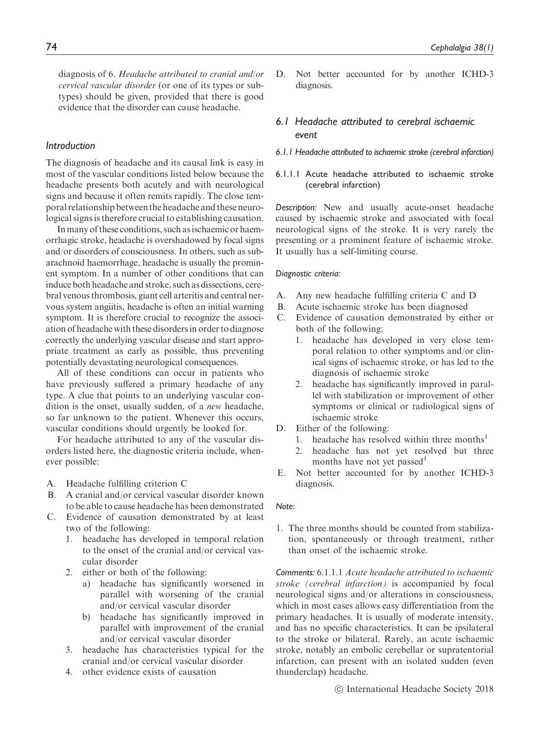diagnosis of 6. *Headache attributed to cranial and/or cervical vascular disorder* (or one of its types or subtypes) should be given, provided that there is good evidence that the disorder can cause headache.

## Introduction

The diagnosis of headache and its causal link is easy in most of the vascular conditions listed below because the headache presents both acutely and with neurological signs and because it often remits rapidly. The close temporal relationship between the headache and these neurological signs is therefore crucial to establishing causation.

In many of these conditions, such as ischaemic or haemorrhagic stroke, headache is overshadowed by focal signs and/or disorders of consciousness. In others, such as subarachnoid haemorrhage, headache is usually the prominent symptom. In a number of other conditions that can induce both headache and stroke, such as dissections, cerebral venous thrombosis, giant cell arteritis and central nervous system angiitis, headache is often an initial warning symptom. It is therefore crucial to recognize the association of headache with these disorders in order to diagnose correctly the underlying vascular disease and start appropriate treatment as early as possible, thus preventing potentially devastating neurological consequences.

All of these conditions can occur in patients who have previously suffered a primary headache of any type. A clue that points to an underlying vascular condition is the onset, usually sudden, of a *new* headache, so far unknown to the patient. Whenever this occurs, vascular conditions should urgently be looked for.

For headache attributed to any of the vascular disorders listed here, the diagnostic criteria include, whenever possible:

A. Headache fulfilling criterion C
B. A cranial and/or cervical vascular disorder known to be able to cause headache has been demonstrated
C. Evidence of causation demonstrated by at least two of the following:
   1. headache has developed in temporal relation to the onset of the cranial and/or cervical vascular disorder
   2. either or both of the following:
      a) headache has significantly worsened in parallel with worsening of the cranial and/or cervical vascular disorder
      b) headache has significantly improved in parallel with improvement of the cranial and/or cervical vascular disorder
   3. headache has characteristics typical for the cranial and/or cervical vascular disorder
   4. other evidence exists of causation
D. Not better accounted for by another ICHD-3 diagnosis.

## 6.1 Headache attributed to cerebral ischaemic event

### 6.1.1 Headache attributed to ischaemic stroke (cerebral infarction)

#### 6.1.1.1 Acute headache attributed to ischaemic stroke (cerebral infarction)

*Description:* New and usually acute-onset headache caused by ischaemic stroke and associated with focal neurological signs of the stroke. It is very rarely the presenting or a prominent feature of ischaemic stroke. It usually has a self-limiting course.

*Diagnostic criteria:*

A. Any new headache fulfilling criteria C and D
B. Acute ischaemic stroke has been diagnosed
C. Evidence of causation demonstrated by either or both of the following:
   1. headache has developed in very close temporal relation to other symptoms and/or clinical signs of ischaemic stroke, or has led to the diagnosis of ischaemic stroke
   2. headache has significantly improved in parallel with stabilization or improvement of other symptoms or clinical or radiological signs of ischaemic stroke
D. Either of the following:
   1. headache has resolved within three months[1]
   2. headache has not yet resolved but three months have not yet passed[1]
E. Not better accounted for by another ICHD-3 diagnosis.

*Note:*

1. The three months should be counted from stabilization, spontaneously or through treatment, rather than onset of the ischaemic stroke.

*Comments:* 6.1.1.1 *Acute headache attributed to ischaemic stroke (cerebral infarction)* is accompanied by focal neurological signs and/or alterations in consciousness, which in most cases allows easy differentiation from the primary headaches. It is usually of moderate intensity, and has no specific characteristics. It can be ipsilateral to the stroke or bilateral. Rarely, an acute ischaemic stroke, notably an embolic cerebellar or supratentorial infarction, can present with an isolated sudden (even thunderclap) headache.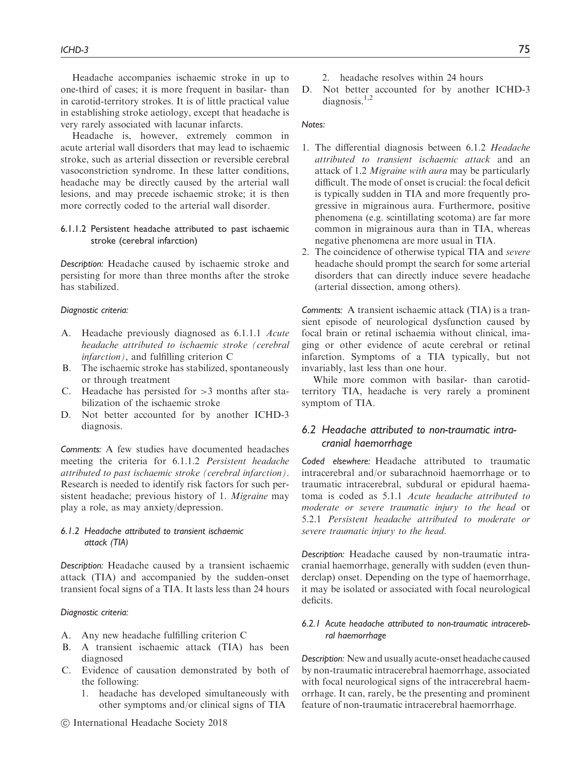Headache accompanies ischaemic stroke in up to one-third of cases; it is more frequent in basilar- than in carotid-territory strokes. It is of little practical value in establishing stroke aetiology, except that headache is very rarely associated with lacunar infarcts.

Headache is, however, extremely common in acute arterial wall disorders that may lead to ischaemic stroke, such as arterial dissection or reversible cerebral vasoconstriction syndrome. In these latter conditions, headache may be directly caused by the arterial wall lesions, and may precede ischaemic stroke; it is then more correctly coded to the arterial wall disorder.

#### 6.1.1.2 Persistent headache attributed to past ischaemic stroke (cerebral infarction)

*Description:* Headache caused by ischaemic stroke and persisting for more than three months after the stroke has stabilized.

*Diagnostic criteria:*

A. Headache previously diagnosed as 6.1.1.1 *Acute headache attributed to ischaemic stroke (cerebral infarction)*, and fulfilling criterion C
B. The ischaemic stroke has stabilized, spontaneously or through treatment
C. Headache has persisted for >3 months after stabilization of the ischaemic stroke
D. Not better accounted for by another ICHD-3 diagnosis.

*Comments:* A few studies have documented headaches meeting the criteria for 6.1.1.2 *Persistent headache attributed to past ischaemic stroke (cerebral infarction)*. Research is needed to identify risk factors for such persistent headache; previous history of 1. *Migraine* may play a role, as may anxiety/depression.

### 6.1.2 Headache attributed to transient ischaemic attack (TIA)

*Description:* Headache caused by a transient ischaemic attack (TIA) and accompanied by the sudden-onset transient focal signs of a TIA. It lasts less than 24 hours

*Diagnostic criteria:*

A. Any new headache fulfilling criterion C
B. A transient ischaemic attack (TIA) has been diagnosed
C. Evidence of causation demonstrated by both of the following:
   1. headache has developed simultaneously with other symptoms and/or clinical signs of TIA
   2. headache resolves within 24 hours
D. Not better accounted for by another ICHD-3 diagnosis.[1,2]

*Notes:*

1. The differential diagnosis between 6.1.2 *Headache attributed to transient ischaemic attack* and an attack of 1.2 *Migraine with aura* may be particularly difficult. The mode of onset is crucial: the focal deficit is typically sudden in TIA and more frequently progressive in migrainous aura. Furthermore, positive phenomena (e.g. scintillating scotoma) are far more common in migrainous aura than in TIA, whereas negative phenomena are more usual in TIA.
2. The coincidence of otherwise typical TIA and *severe* headache should prompt the search for some arterial disorders that can directly induce severe headache (arterial dissection, among others).

*Comments:* A transient ischaemic attack (TIA) is a transient episode of neurological dysfunction caused by focal brain or retinal ischaemia without clinical, imaging or other evidence of acute cerebral or retinal infarction. Symptoms of a TIA typically, but not invariably, last less than one hour.

While more common with basilar- than carotid-territory TIA, headache is very rarely a prominent symptom of TIA.

## 6.2 Headache attributed to non-traumatic intracranial haemorrhage

*Coded elsewhere:* Headache attributed to traumatic intracerebral and/or subarachnoid haemorrhage or to traumatic intracerebral, subdural or epidural haematoma is coded as 5.1.1 *Acute headache attributed to moderate or severe traumatic injury to the head* or 5.2.1 *Persistent headache attributed to moderate or severe traumatic injury to the head*.

*Description:* Headache caused by non-traumatic intracranial haemorrhage, generally with sudden (even thunderclap) onset. Depending on the type of haemorrhage, it may be isolated or associated with focal neurological deficits.

### 6.2.1 Acute headache attributed to non-traumatic intracerebral haemorrhage

*Description:* New and usually acute-onset headache caused by non-traumatic intracerebral haemorrhage, associated with focal neurological signs of the intracerebral haemorrhage. It can, rarely, be the presenting and prominent feature of non-traumatic intracerebral haemorrhage.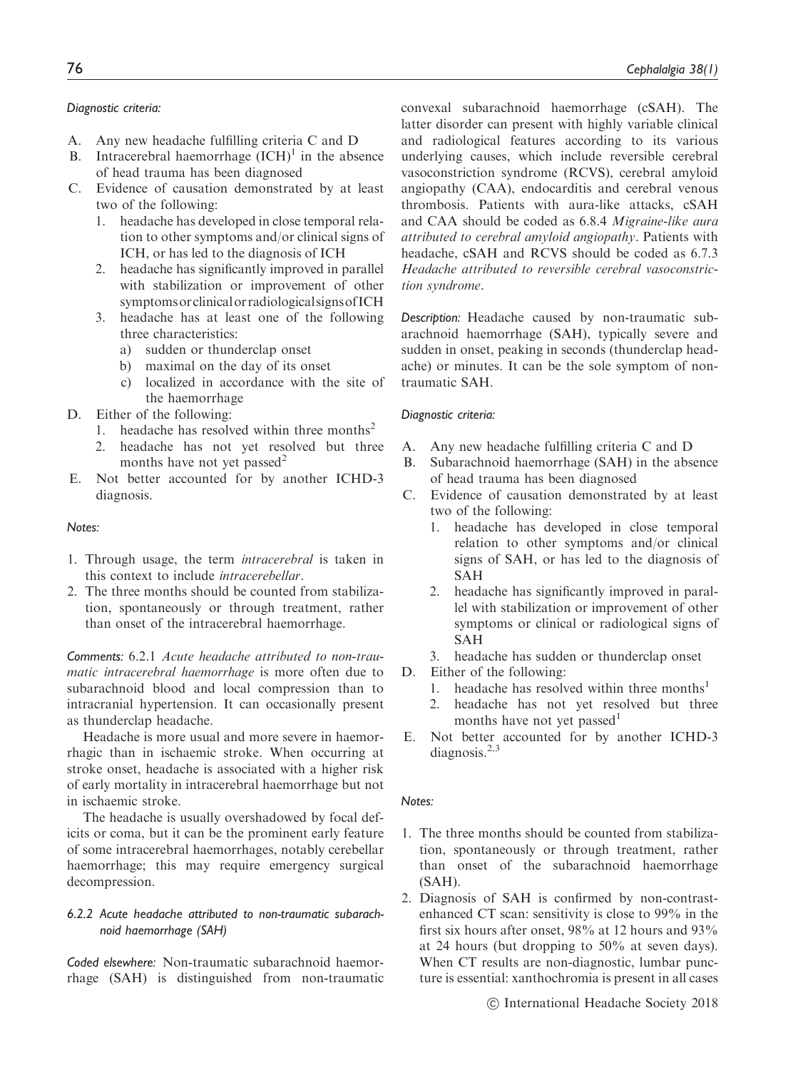*Diagnostic criteria:*

A. Any new headache fulfilling criteria C and D
B. Intracerebral haemorrhage (ICH)[1] in the absence of head trauma has been diagnosed
C. Evidence of causation demonstrated by at least two of the following:
   1. headache has developed in close temporal relation to other symptoms and/or clinical signs of ICH, or has led to the diagnosis of ICH
   2. headache has significantly improved in parallel with stabilization or improvement of other symptoms or clinical or radiological signs of ICH
   3. headache has at least one of the following three characteristics:
      a) sudden or thunderclap onset
      b) maximal on the day of its onset
      c) localized in accordance with the site of the haemorrhage
D. Either of the following:
   1. headache has resolved within three months[2]
   2. headache has not yet resolved but three months have not yet passed[2]
E. Not better accounted for by another ICHD-3 diagnosis.

*Notes:*

1. Through usage, the term *intracerebral* is taken in this context to include *intracerebellar*.
2. The three months should be counted from stabilization, spontaneously or through treatment, rather than onset of the intracerebral haemorrhage.

*Comments:* 6.2.1 *Acute headache attributed to non-traumatic intracerebral haemorrhage* is more often due to subarachnoid blood and local compression than to intracranial hypertension. It can occasionally present as thunderclap headache.

Headache is more usual and more severe in haemorrhagic than in ischaemic stroke. When occurring at stroke onset, headache is associated with a higher risk of early mortality in intracerebral haemorrhage but not in ischaemic stroke.

The headache is usually overshadowed by focal deficits or coma, but it can be the prominent early feature of some intracerebral haemorrhages, notably cerebellar haemorrhage; this may require emergency surgical decompression.

### *6.2.2 Acute headache attributed to non-traumatic subarachnoid haemorrhage (SAH)*

*Coded elsewhere:* Non-traumatic subarachnoid haemorrhage (SAH) is distinguished from non-traumatic convexal subarachnoid haemorrhage (cSAH). The latter disorder can present with highly variable clinical and radiological features according to its various underlying causes, which include reversible cerebral vasoconstriction syndrome (RCVS), cerebral amyloid angiopathy (CAA), endocarditis and cerebral venous thrombosis. Patients with aura-like attacks, cSAH and CAA should be coded as 6.8.4 *Migraine-like aura attributed to cerebral amyloid angiopathy*. Patients with headache, cSAH and RCVS should be coded as 6.7.3 *Headache attributed to reversible cerebral vasoconstriction syndrome*.

*Description:* Headache caused by non-traumatic subarachnoid haemorrhage (SAH), typically severe and sudden in onset, peaking in seconds (thunderclap headache) or minutes. It can be the sole symptom of non-traumatic SAH.

*Diagnostic criteria:*

A. Any new headache fulfilling criteria C and D
B. Subarachnoid haemorrhage (SAH) in the absence of head trauma has been diagnosed
C. Evidence of causation demonstrated by at least two of the following:
   1. headache has developed in close temporal relation to other symptoms and/or clinical signs of SAH, or has led to the diagnosis of SAH
   2. headache has significantly improved in parallel with stabilization or improvement of other symptoms or clinical or radiological signs of SAH
   3. headache has sudden or thunderclap onset
D. Either of the following:
   1. headache has resolved within three months[1]
   2. headache has not yet resolved but three months have not yet passed[1]
E. Not better accounted for by another ICHD-3 diagnosis.[2,3]

*Notes:*

1. The three months should be counted from stabilization, spontaneously or through treatment, rather than onset of the subarachnoid haemorrhage (SAH).
2. Diagnosis of SAH is confirmed by non-contrast-enhanced CT scan: sensitivity is close to 99% in the first six hours after onset, 98% at 12 hours and 93% at 24 hours (but dropping to 50% at seven days). When CT results are non-diagnostic, lumbar puncture is essential: xanthochromia is present in all cases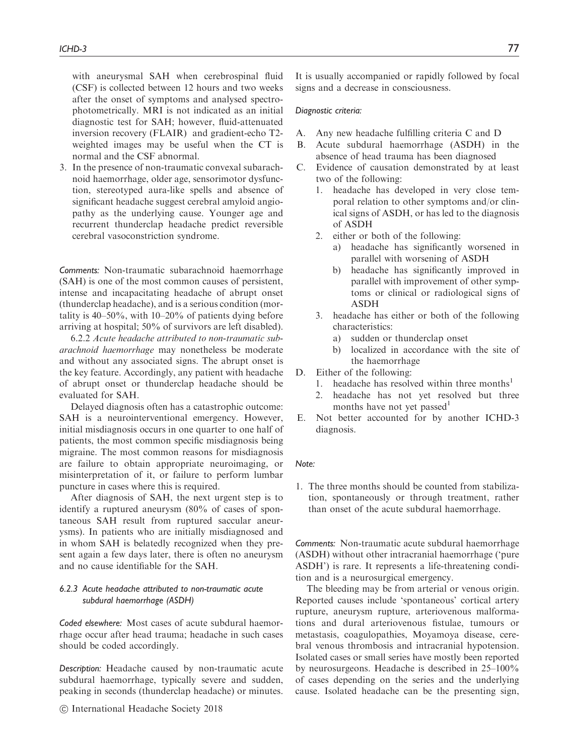with aneurysmal SAH when cerebrospinal fluid (CSF) is collected between 12 hours and two weeks after the onset of symptoms and analysed spectrophotometrically. MRI is not indicated as an initial diagnostic test for SAH; however, fluid-attenuated inversion recovery (FLAIR) and gradient-echo T2-weighted images may be useful when the CT is normal and the CSF abnormal.

3. In the presence of non-traumatic convexal subarachnoid haemorrhage, older age, sensorimotor dysfunction, stereotyped aura-like spells and absence of significant headache suggest cerebral amyloid angiopathy as the underlying cause. Younger age and recurrent thunderclap headache predict reversible cerebral vasoconstriction syndrome.

*Comments:* Non-traumatic subarachnoid haemorrhage (SAH) is one of the most common causes of persistent, intense and incapacitating headache of abrupt onset (thunderclap headache), and is a serious condition (mortality is 40–50%, with 10–20% of patients dying before arriving at hospital; 50% of survivors are left disabled).

6.2.2 *Acute headache attributed to non-traumatic subarachnoid haemorrhage* may nonetheless be moderate and without any associated signs. The abrupt onset is the key feature. Accordingly, any patient with headache of abrupt onset or thunderclap headache should be evaluated for SAH.

Delayed diagnosis often has a catastrophic outcome: SAH is a neurointerventional emergency. However, initial misdiagnosis occurs in one quarter to one half of patients, the most common specific misdiagnosis being migraine. The most common reasons for misdiagnosis are failure to obtain appropriate neuroimaging, or misinterpretation of it, or failure to perform lumbar puncture in cases where this is required.

After diagnosis of SAH, the next urgent step is to identify a ruptured aneurysm (80% of cases of spontaneous SAH result from ruptured saccular aneurysms). In patients who are initially misdiagnosed and in whom SAH is belatedly recognized when they present again a few days later, there is often no aneurysm and no cause identifiable for the SAH.

### 6.2.3 Acute headache attributed to non-traumatic acute subdural haemorrhage (ASDH)

*Coded elsewhere:* Most cases of acute subdural haemorrhage occur after head trauma; headache in such cases should be coded accordingly.

*Description:* Headache caused by non-traumatic acute subdural haemorrhage, typically severe and sudden, peaking in seconds (thunderclap headache) or minutes. It is usually accompanied or rapidly followed by focal signs and a decrease in consciousness.

*Diagnostic criteria:*

A. Any new headache fulfilling criteria C and D
B. Acute subdural haemorrhage (ASDH) in the absence of head trauma has been diagnosed
C. Evidence of causation demonstrated by at least two of the following:
   1. headache has developed in very close temporal relation to other symptoms and/or clinical signs of ASDH, or has led to the diagnosis of ASDH
   2. either or both of the following:
      a) headache has significantly worsened in parallel with worsening of ASDH
      b) headache has significantly improved in parallel with improvement of other symptoms or clinical or radiological signs of ASDH
   3. headache has either or both of the following characteristics:
      a) sudden or thunderclap onset
      b) localized in accordance with the site of the haemorrhage
D. Either of the following:
   1. headache has resolved within three months[1]
   2. headache has not yet resolved but three months have not yet passed[1]
E. Not better accounted for by another ICHD-3 diagnosis.

*Note:*

1. The three months should be counted from stabilization, spontaneously or through treatment, rather than onset of the acute subdural haemorrhage.

*Comments:* Non-traumatic acute subdural haemorrhage (ASDH) without other intracranial haemorrhage ('pure ASDH') is rare. It represents a life-threatening condition and is a neurosurgical emergency.

The bleeding may be from arterial or venous origin. Reported causes include 'spontaneous' cortical artery rupture, aneurysm rupture, arteriovenous malformations and dural arteriovenous fistulae, tumours or metastasis, coagulopathies, Moyamoya disease, cerebral venous thrombosis and intracranial hypotension. Isolated cases or small series have mostly been reported by neurosurgeons. Headache is described in 25–100% of cases depending on the series and the underlying cause. Isolated headache can be the presenting sign,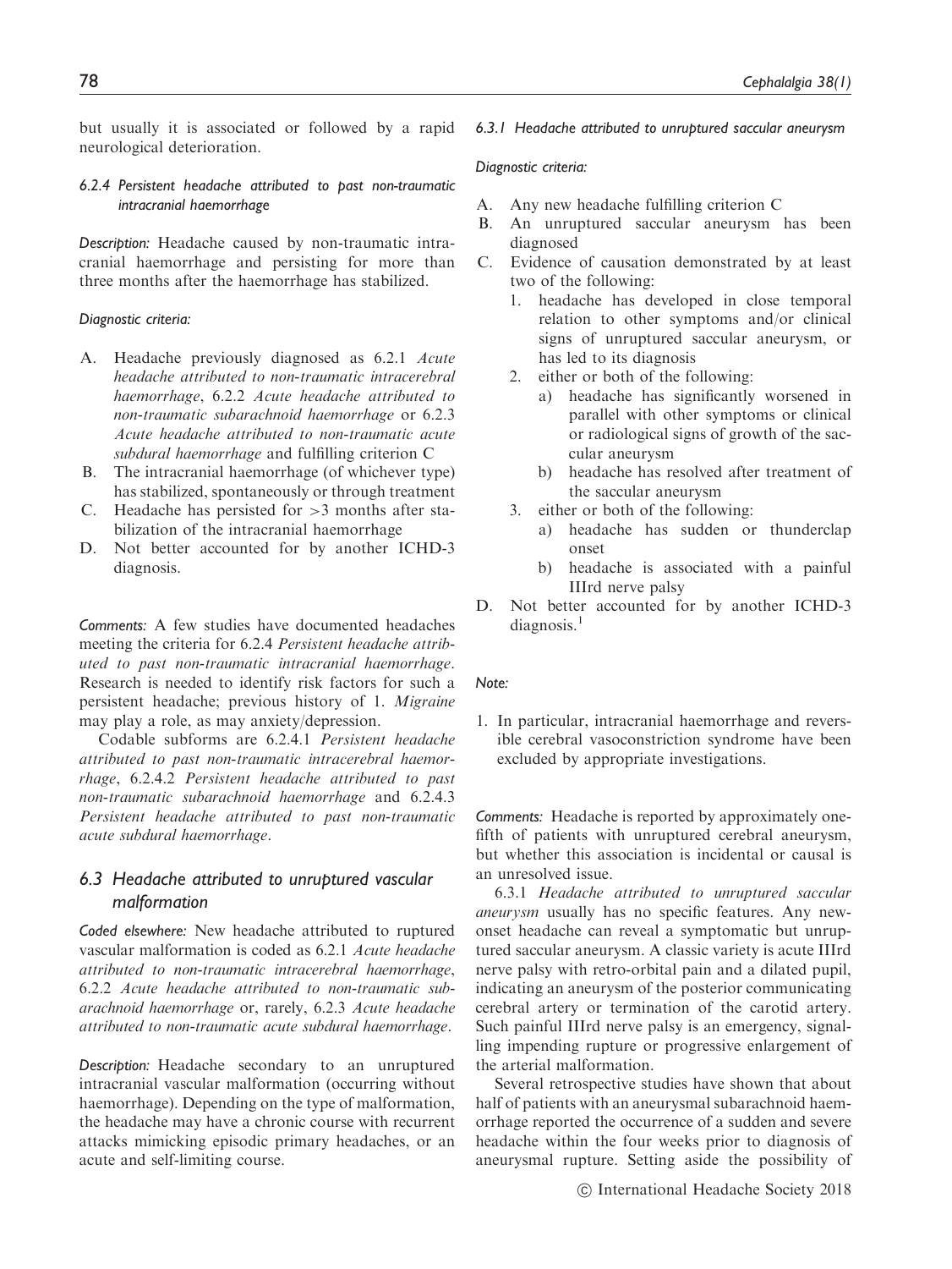but usually it is associated or followed by a rapid neurological deterioration.

#### 6.2.4 Persistent headache attributed to past non-traumatic intracranial haemorrhage

*Description:* Headache caused by non-traumatic intracranial haemorrhage and persisting for more than three months after the haemorrhage has stabilized.

*Diagnostic criteria:*

A. Headache previously diagnosed as 6.2.1 *Acute headache attributed to non-traumatic intracerebral haemorrhage*, 6.2.2 *Acute headache attributed to non-traumatic subarachnoid haemorrhage* or 6.2.3 *Acute headache attributed to non-traumatic acute subdural haemorrhage* and fulfilling criterion C
B. The intracranial haemorrhage (of whichever type) has stabilized, spontaneously or through treatment
C. Headache has persisted for >3 months after stabilization of the intracranial haemorrhage
D. Not better accounted for by another ICHD-3 diagnosis.

*Comments:* A few studies have documented headaches meeting the criteria for 6.2.4 *Persistent headache attributed to past non-traumatic intracranial haemorrhage*. Research is needed to identify risk factors for such a persistent headache; previous history of 1. *Migraine* may play a role, as may anxiety/depression.

Codable subforms are 6.2.4.1 *Persistent headache attributed to past non-traumatic intracerebral haemorrhage*, 6.2.4.2 *Persistent headache attributed to past non-traumatic subarachnoid haemorrhage* and 6.2.4.3 *Persistent headache attributed to past non-traumatic acute subdural haemorrhage*.

### 6.3 Headache attributed to unruptured vascular malformation

*Coded elsewhere:* New headache attributed to ruptured vascular malformation is coded as 6.2.1 *Acute headache attributed to non-traumatic intracerebral haemorrhage*, 6.2.2 *Acute headache attributed to non-traumatic subarachnoid haemorrhage* or, rarely, 6.2.3 *Acute headache attributed to non-traumatic acute subdural haemorrhage*.

*Description:* Headache secondary to an unruptured intracranial vascular malformation (occurring without haemorrhage). Depending on the type of malformation, the headache may have a chronic course with recurrent attacks mimicking episodic primary headaches, or an acute and self-limiting course.

#### 6.3.1 Headache attributed to unruptured saccular aneurysm

*Diagnostic criteria:*

A. Any new headache fulfilling criterion C
B. An unruptured saccular aneurysm has been diagnosed
C. Evidence of causation demonstrated by at least two of the following:
   1. headache has developed in close temporal relation to other symptoms and/or clinical signs of unruptured saccular aneurysm, or has led to its diagnosis
   2. either or both of the following:
      a) headache has significantly worsened in parallel with other symptoms or clinical or radiological signs of growth of the saccular aneurysm
      b) headache has resolved after treatment of the saccular aneurysm
   3. either or both of the following:
      a) headache has sudden or thunderclap onset
      b) headache is associated with a painful IIIrd nerve palsy
D. Not better accounted for by another ICHD-3 diagnosis.[1]

*Note:*

1. In particular, intracranial haemorrhage and reversible cerebral vasoconstriction syndrome have been excluded by appropriate investigations.

*Comments:* Headache is reported by approximately one-fifth of patients with unruptured cerebral aneurysm, but whether this association is incidental or causal is an unresolved issue.

6.3.1 *Headache attributed to unruptured saccular aneurysm* usually has no specific features. Any new-onset headache can reveal a symptomatic but unruptured saccular aneurysm. A classic variety is acute IIIrd nerve palsy with retro-orbital pain and a dilated pupil, indicating an aneurysm of the posterior communicating cerebral artery or termination of the carotid artery. Such painful IIIrd nerve palsy is an emergency, signalling impending rupture or progressive enlargement of the arterial malformation.

Several retrospective studies have shown that about half of patients with an aneurysmal subarachnoid haemorrhage reported the occurrence of a sudden and severe headache within the four weeks prior to diagnosis of aneurysmal rupture. Setting aside the possibility of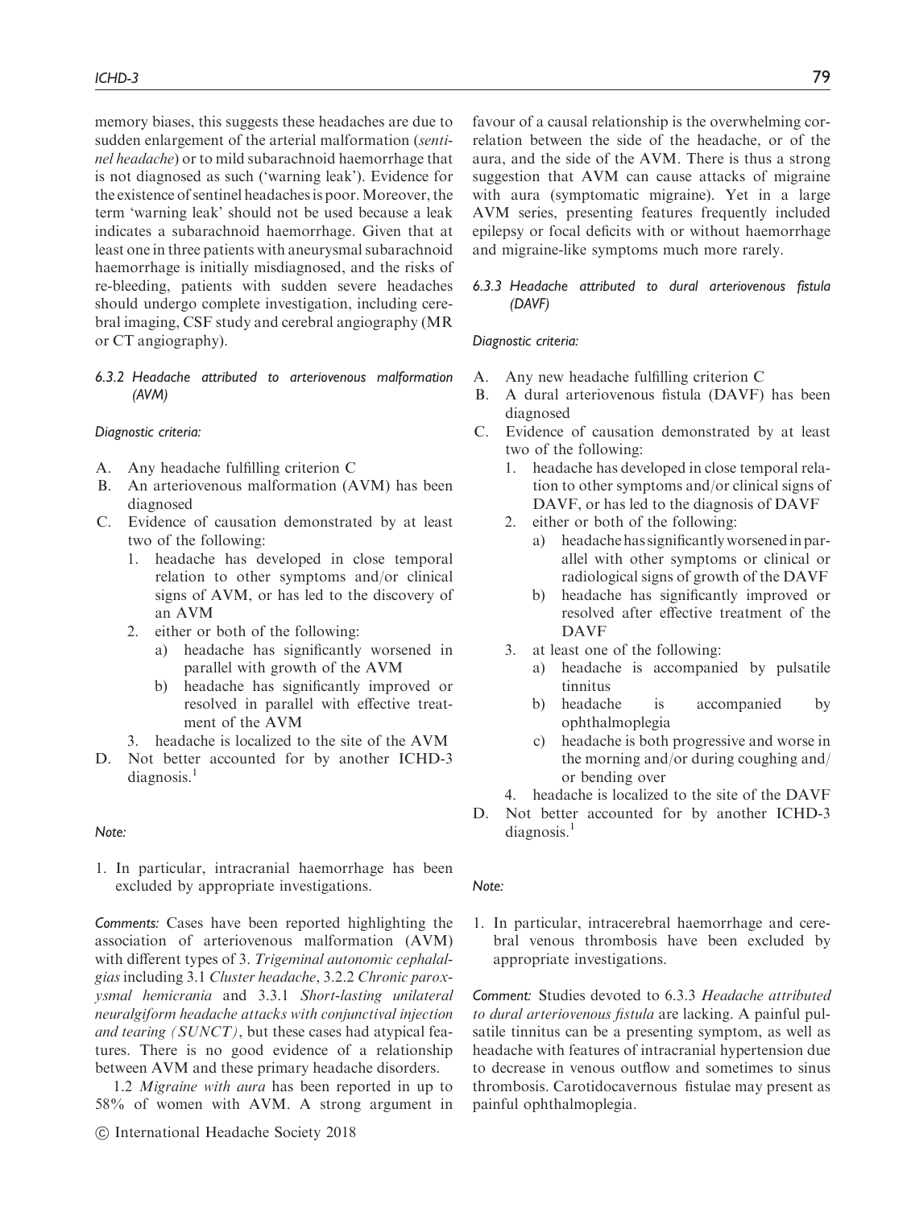memory biases, this suggests these headaches are due to sudden enlargement of the arterial malformation (*sentinel headache*) or to mild subarachnoid haemorrhage that is not diagnosed as such ('warning leak'). Evidence for the existence of sentinel headaches is poor. Moreover, the term 'warning leak' should not be used because a leak indicates a subarachnoid haemorrhage. Given that at least one in three patients with aneurysmal subarachnoid haemorrhage is initially misdiagnosed, and the risks of re-bleeding, patients with sudden severe headaches should undergo complete investigation, including cerebral imaging, CSF study and cerebral angiography (MR or CT angiography).

#### *6.3.2 Headache attributed to arteriovenous malformation (AVM)*

*Diagnostic criteria:*

A. Any headache fulfilling criterion C
B. An arteriovenous malformation (AVM) has been diagnosed
C. Evidence of causation demonstrated by at least two of the following:
   1. headache has developed in close temporal relation to other symptoms and/or clinical signs of AVM, or has led to the discovery of an AVM
   2. either or both of the following:
      a) headache has significantly worsened in parallel with growth of the AVM
      b) headache has significantly improved or resolved in parallel with effective treatment of the AVM
   3. headache is localized to the site of the AVM
D. Not better accounted for by another ICHD-3 diagnosis.[1]

*Note:*

1. In particular, intracranial haemorrhage has been excluded by appropriate investigations.

*Comments:* Cases have been reported highlighting the association of arteriovenous malformation (AVM) with different types of 3. *Trigeminal autonomic cephalalgias* including 3.1 *Cluster headache*, 3.2.2 *Chronic paroxysmal hemicrania* and 3.3.1 *Short-lasting unilateral neuralgiform headache attacks with conjunctival injection and tearing (SUNCT)*, but these cases had atypical features. There is no good evidence of a relationship between AVM and these primary headache disorders.

1.2 *Migraine with aura* has been reported in up to 58% of women with AVM. A strong argument in favour of a causal relationship is the overwhelming correlation between the side of the headache, or of the aura, and the side of the AVM. There is thus a strong suggestion that AVM can cause attacks of migraine with aura (symptomatic migraine). Yet in a large AVM series, presenting features frequently included epilepsy or focal deficits with or without haemorrhage and migraine-like symptoms much more rarely.

#### *6.3.3 Headache attributed to dural arteriovenous fistula (DAVF)*

*Diagnostic criteria:*

A. Any new headache fulfilling criterion C
B. A dural arteriovenous fistula (DAVF) has been diagnosed
C. Evidence of causation demonstrated by at least two of the following:
   1. headache has developed in close temporal relation to other symptoms and/or clinical signs of DAVF, or has led to the diagnosis of DAVF
   2. either or both of the following:
      a) headache has significantly worsened in parallel with other symptoms or clinical or radiological signs of growth of the DAVF
      b) headache has significantly improved or resolved after effective treatment of the DAVF
   3. at least one of the following:
      a) headache is accompanied by pulsatile tinnitus
      b) headache is accompanied by ophthalmoplegia
      c) headache is both progressive and worse in the morning and/or during coughing and/or bending over
   4. headache is localized to the site of the DAVF
D. Not better accounted for by another ICHD-3 diagnosis.[1]

*Note:*

1. In particular, intracerebral haemorrhage and cerebral venous thrombosis have been excluded by appropriate investigations.

*Comment:* Studies devoted to 6.3.3 *Headache attributed to dural arteriovenous fistula* are lacking. A painful pulsatile tinnitus can be a presenting symptom, as well as headache with features of intracranial hypertension due to decrease in venous outflow and sometimes to sinus thrombosis. Carotidocavernous fistulae may present as painful ophthalmoplegia.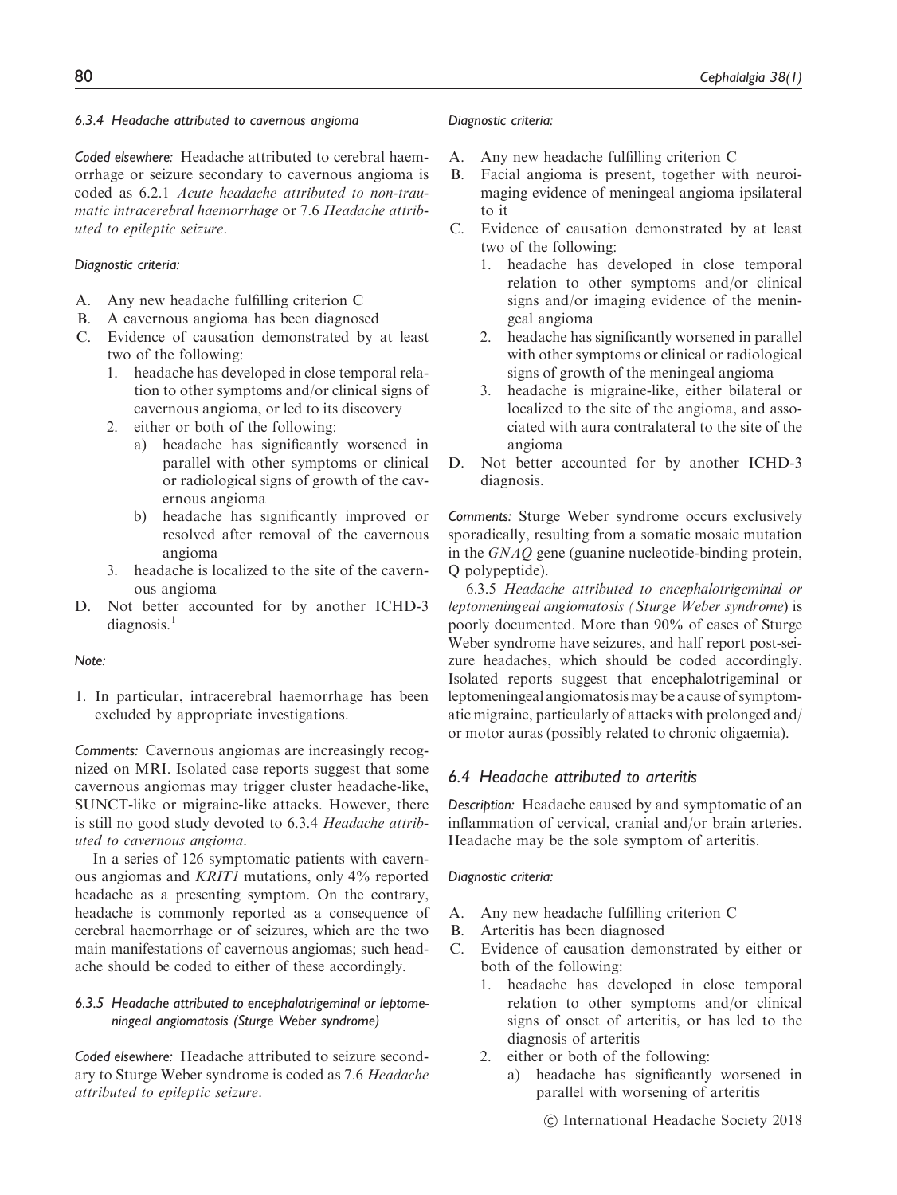#### 6.3.4 Headache attributed to cavernous angioma

*Coded elsewhere:* Headache attributed to cerebral haemorrhage or seizure secondary to cavernous angioma is coded as 6.2.1 *Acute headache attributed to non-traumatic intracerebral haemorrhage* or 7.6 *Headache attributed to epileptic seizure*.

*Diagnostic criteria:*

A. Any new headache fulfilling criterion C
B. A cavernous angioma has been diagnosed
C. Evidence of causation demonstrated by at least two of the following:
   1. headache has developed in close temporal relation to other symptoms and/or clinical signs of cavernous angioma, or led to its discovery
   2. either or both of the following:
      a) headache has significantly worsened in parallel with other symptoms or clinical or radiological signs of growth of the cavernous angioma
      b) headache has significantly improved or resolved after removal of the cavernous angioma
   3. headache is localized to the site of the cavernous angioma
D. Not better accounted for by another ICHD-3 diagnosis.[1]

*Note:*

1. In particular, intracerebral haemorrhage has been excluded by appropriate investigations.

*Comments:* Cavernous angiomas are increasingly recognized on MRI. Isolated case reports suggest that some cavernous angiomas may trigger cluster headache-like, SUNCT-like or migraine-like attacks. However, there is still no good study devoted to 6.3.4 *Headache attributed to cavernous angioma*.

In a series of 126 symptomatic patients with cavernous angiomas and *KRIT1* mutations, only 4% reported headache as a presenting symptom. On the contrary, headache is commonly reported as a consequence of cerebral haemorrhage or of seizures, which are the two main manifestations of cavernous angiomas; such headache should be coded to either of these accordingly.

#### 6.3.5 Headache attributed to encephalotrigeminal or leptomeningeal angiomatosis (Sturge Weber syndrome)

*Coded elsewhere:* Headache attributed to seizure secondary to Sturge Weber syndrome is coded as 7.6 *Headache attributed to epileptic seizure*.

*Diagnostic criteria:*

A. Any new headache fulfilling criterion C
B. Facial angioma is present, together with neuroimaging evidence of meningeal angioma ipsilateral to it
C. Evidence of causation demonstrated by at least two of the following:
   1. headache has developed in close temporal relation to other symptoms and/or clinical signs and/or imaging evidence of the meningeal angioma
   2. headache has significantly worsened in parallel with other symptoms or clinical or radiological signs of growth of the meningeal angioma
   3. headache is migraine-like, either bilateral or localized to the site of the angioma, and associated with aura contralateral to the site of the angioma
D. Not better accounted for by another ICHD-3 diagnosis.

*Comments:* Sturge Weber syndrome occurs exclusively sporadically, resulting from a somatic mosaic mutation in the *GNAQ* gene (guanine nucleotide-binding protein, Q polypeptide).

6.3.5 *Headache attributed to encephalotrigeminal or leptomeningeal angiomatosis (Sturge Weber syndrome)* is poorly documented. More than 90% of cases of Sturge Weber syndrome have seizures, and half report post-seizure headaches, which should be coded accordingly. Isolated reports suggest that encephalotrigeminal or leptomeningeal angiomatosis may be a cause of symptomatic migraine, particularly of attacks with prolonged and/or motor auras (possibly related to chronic oligaemia).

### 6.4 Headache attributed to arteritis

*Description:* Headache caused by and symptomatic of an inflammation of cervical, cranial and/or brain arteries. Headache may be the sole symptom of arteritis.

*Diagnostic criteria:*

A. Any new headache fulfilling criterion C
B. Arteritis has been diagnosed
C. Evidence of causation demonstrated by either or both of the following:
   1. headache has developed in close temporal relation to other symptoms and/or clinical signs of onset of arteritis, or has led to the diagnosis of arteritis
   2. either or both of the following:
      a) headache has significantly worsened in parallel with worsening of arteritis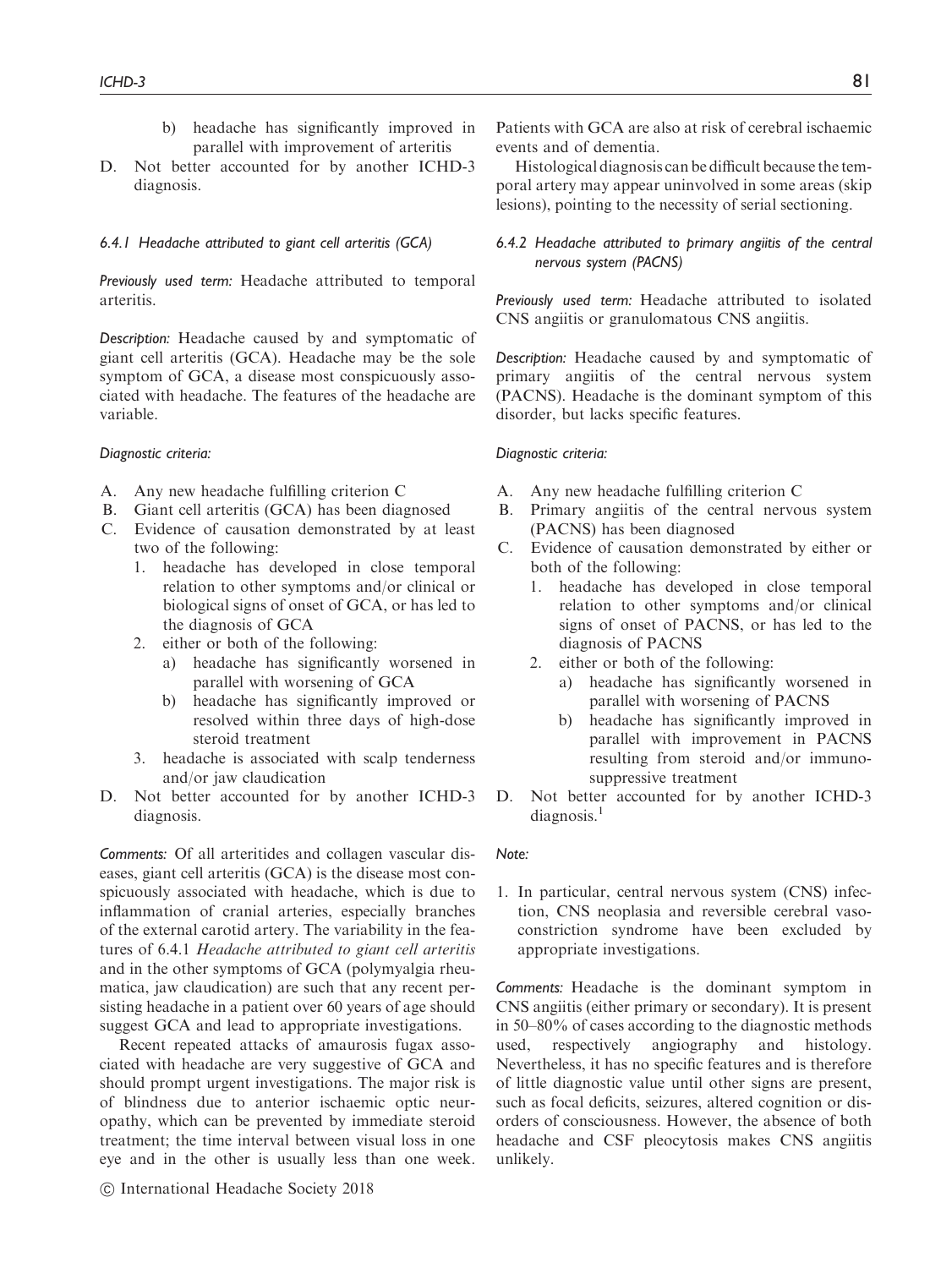b) headache has significantly improved in parallel with improvement of arteritis

D. Not better accounted for by another ICHD-3 diagnosis.

#### 6.4.1 Headache attributed to giant cell arteritis (GCA)

*Previously used term:* Headache attributed to temporal arteritis.

*Description:* Headache caused by and symptomatic of giant cell arteritis (GCA). Headache may be the sole symptom of GCA, a disease most conspicuously associated with headache. The features of the headache are variable.

*Diagnostic criteria:*

A. Any new headache fulfilling criterion C
B. Giant cell arteritis (GCA) has been diagnosed
C. Evidence of causation demonstrated by at least two of the following:
   1. headache has developed in close temporal relation to other symptoms and/or clinical or biological signs of onset of GCA, or has led to the diagnosis of GCA
   2. either or both of the following:
      a) headache has significantly worsened in parallel with worsening of GCA
      b) headache has significantly improved or resolved within three days of high-dose steroid treatment
   3. headache is associated with scalp tenderness and/or jaw claudication
D. Not better accounted for by another ICHD-3 diagnosis.

*Comments:* Of all arteritides and collagen vascular diseases, giant cell arteritis (GCA) is the disease most conspicuously associated with headache, which is due to inflammation of cranial arteries, especially branches of the external carotid artery. The variability in the features of 6.4.1 *Headache attributed to giant cell arteritis* and in the other symptoms of GCA (polymyalgia rheumatica, jaw claudication) are such that any recent persisting headache in a patient over 60 years of age should suggest GCA and lead to appropriate investigations.

Recent repeated attacks of amaurosis fugax associated with headache are very suggestive of GCA and should prompt urgent investigations. The major risk is of blindness due to anterior ischaemic optic neuropathy, which can be prevented by immediate steroid treatment; the time interval between visual loss in one eye and in the other is usually less than one week. Patients with GCA are also at risk of cerebral ischaemic events and of dementia.

Histological diagnosis can be difficult because the temporal artery may appear uninvolved in some areas (skip lesions), pointing to the necessity of serial sectioning.

#### 6.4.2 Headache attributed to primary angiitis of the central nervous system (PACNS)

*Previously used term:* Headache attributed to isolated CNS angiitis or granulomatous CNS angiitis.

*Description:* Headache caused by and symptomatic of primary angiitis of the central nervous system (PACNS). Headache is the dominant symptom of this disorder, but lacks specific features.

*Diagnostic criteria:*

A. Any new headache fulfilling criterion C
B. Primary angiitis of the central nervous system (PACNS) has been diagnosed
C. Evidence of causation demonstrated by either or both of the following:
   1. headache has developed in close temporal relation to other symptoms and/or clinical signs of onset of PACNS, or has led to the diagnosis of PACNS
   2. either or both of the following:
      a) headache has significantly worsened in parallel with worsening of PACNS
      b) headache has significantly improved in parallel with improvement in PACNS resulting from steroid and/or immunosuppressive treatment
D. Not better accounted for by another ICHD-3 diagnosis.[1]

*Note:*

1. In particular, central nervous system (CNS) infection, CNS neoplasia and reversible cerebral vasoconstriction syndrome have been excluded by appropriate investigations.

*Comments:* Headache is the dominant symptom in CNS angiitis (either primary or secondary). It is present in 50–80% of cases according to the diagnostic methods used, respectively angiography and histology. Nevertheless, it has no specific features and is therefore of little diagnostic value until other signs are present, such as focal deficits, seizures, altered cognition or disorders of consciousness. However, the absence of both headache and CSF pleocytosis makes CNS angiitis unlikely.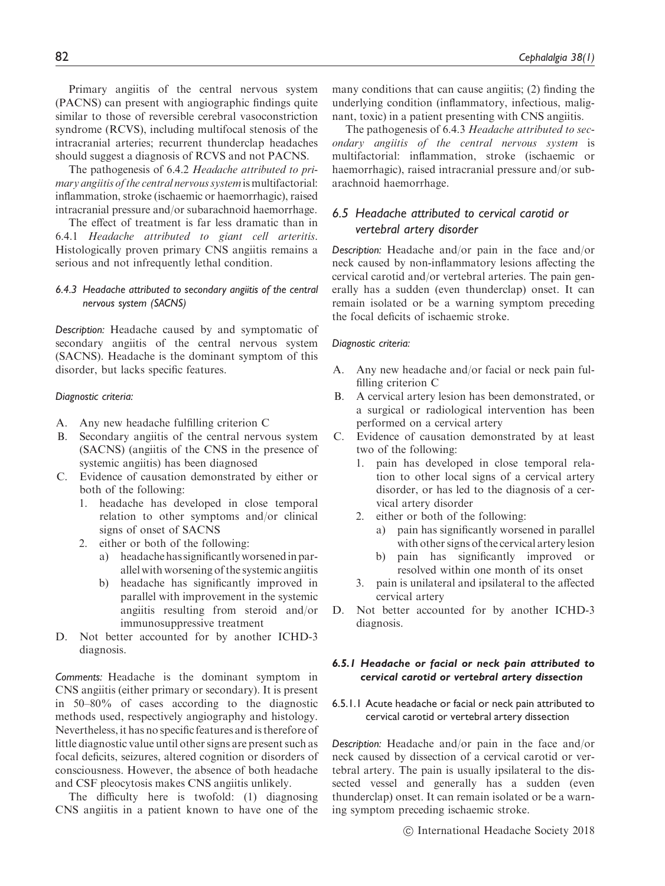Primary angiitis of the central nervous system (PACNS) can present with angiographic findings quite similar to those of reversible cerebral vasoconstriction syndrome (RCVS), including multifocal stenosis of the intracranial arteries; recurrent thunderclap headaches should suggest a diagnosis of RCVS and not PACNS.

The pathogenesis of 6.4.2 *Headache attributed to primary angiitis of the central nervous system* is multifactorial: inflammation, stroke (ischaemic or haemorrhagic), raised intracranial pressure and/or subarachnoid haemorrhage.

The effect of treatment is far less dramatic than in 6.4.1 *Headache attributed to giant cell arteritis*. Histologically proven primary CNS angiitis remains a serious and not infrequently lethal condition.

#### 6.4.3 Headache attributed to secondary angiitis of the central nervous system (SACNS)

*Description:* Headache caused by and symptomatic of secondary angiitis of the central nervous system (SACNS). Headache is the dominant symptom of this disorder, but lacks specific features.

*Diagnostic criteria:*

A. Any new headache fulfilling criterion C
B. Secondary angiitis of the central nervous system (SACNS) (angiitis of the CNS in the presence of systemic angiitis) has been diagnosed
C. Evidence of causation demonstrated by either or both of the following:
   1. headache has developed in close temporal relation to other symptoms and/or clinical signs of onset of SACNS
   2. either or both of the following:
      a) headache has significantly worsened in parallel with worsening of the systemic angiitis
      b) headache has significantly improved in parallel with improvement in the systemic angiitis resulting from steroid and/or immunosuppressive treatment
D. Not better accounted for by another ICHD-3 diagnosis.

*Comments:* Headache is the dominant symptom in CNS angiitis (either primary or secondary). It is present in 50–80% of cases according to the diagnostic methods used, respectively angiography and histology. Nevertheless, it has no specific features and is therefore of little diagnostic value until other signs are present such as focal deficits, seizures, altered cognition or disorders of consciousness. However, the absence of both headache and CSF pleocytosis makes CNS angiitis unlikely.

The difficulty here is twofold: (1) diagnosing CNS angiitis in a patient known to have one of the many conditions that can cause angiitis; (2) finding the underlying condition (inflammatory, infectious, malignant, toxic) in a patient presenting with CNS angiitis.

The pathogenesis of 6.4.3 *Headache attributed to secondary angiitis of the central nervous system* is multifactorial: inflammation, stroke (ischaemic or haemorrhagic), raised intracranial pressure and/or subarachnoid haemorrhage.

## 6.5 Headache attributed to cervical carotid or vertebral artery disorder

*Description:* Headache and/or pain in the face and/or neck caused by non-inflammatory lesions affecting the cervical carotid and/or vertebral arteries. The pain generally has a sudden (even thunderclap) onset. It can remain isolated or be a warning symptom preceding the focal deficits of ischaemic stroke.

*Diagnostic criteria:*

A. Any new headache and/or facial or neck pain fulfilling criterion C
B. A cervical artery lesion has been demonstrated, or a surgical or radiological intervention has been performed on a cervical artery
C. Evidence of causation demonstrated by at least two of the following:
   1. pain has developed in close temporal relation to other local signs of a cervical artery disorder, or has led to the diagnosis of a cervical artery disorder
   2. either or both of the following:
      a) pain has significantly worsened in parallel with other signs of the cervical artery lesion
      b) pain has significantly improved or resolved within one month of its onset
   3. pain is unilateral and ipsilateral to the affected cervical artery
D. Not better accounted for by another ICHD-3 diagnosis.

### 6.5.1 Headache or facial or neck pain attributed to cervical carotid or vertebral artery dissection

#### 6.5.1.1 Acute headache or facial or neck pain attributed to cervical carotid or vertebral artery dissection

*Description:* Headache and/or pain in the face and/or neck caused by dissection of a cervical carotid or vertebral artery. The pain is usually ipsilateral to the dissected vessel and generally has a sudden (even thunderclap) onset. It can remain isolated or be a warning symptom preceding ischaemic stroke.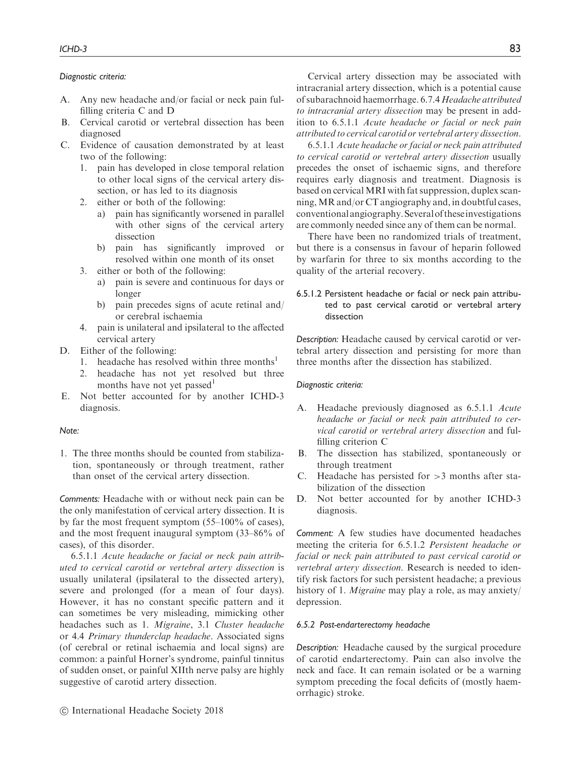*Diagnostic criteria:*

A. Any new headache and/or facial or neck pain fulfilling criteria C and D
B. Cervical carotid or vertebral dissection has been diagnosed
C. Evidence of causation demonstrated by at least two of the following:
   1. pain has developed in close temporal relation to other local signs of the cervical artery dissection, or has led to its diagnosis
   2. either or both of the following:
      a) pain has significantly worsened in parallel with other signs of the cervical artery dissection
      b) pain has significantly improved or resolved within one month of its onset
   3. either or both of the following:
      a) pain is severe and continuous for days or longer
      b) pain precedes signs of acute retinal and/or cerebral ischaemia
   4. pain is unilateral and ipsilateral to the affected cervical artery
D. Either of the following:
   1. headache has resolved within three months[1]
   2. headache has not yet resolved but three months have not yet passed[1]
E. Not better accounted for by another ICHD-3 diagnosis.

*Note:*

1. The three months should be counted from stabilization, spontaneously or through treatment, rather than onset of the cervical artery dissection.

*Comments:* Headache with or without neck pain can be the only manifestation of cervical artery dissection. It is by far the most frequent symptom (55–100% of cases), and the most frequent inaugural symptom (33–86% of cases), of this disorder.

6.5.1.1 *Acute headache or facial or neck pain attributed to cervical carotid or vertebral artery dissection* is usually unilateral (ipsilateral to the dissected artery), severe and prolonged (for a mean of four days). However, it has no constant specific pattern and it can sometimes be very misleading, mimicking other headaches such as 1. *Migraine*, 3.1 *Cluster headache* or 4.4 *Primary thunderclap headache*. Associated signs (of cerebral or retinal ischaemia and local signs) are common: a painful Horner's syndrome, painful tinnitus of sudden onset, or painful XIIth nerve palsy are highly suggestive of carotid artery dissection.

Cervical artery dissection may be associated with intracranial artery dissection, which is a potential cause of subarachnoid haemorrhage. 6.7.4 *Headache attributed to intracranial artery dissection* may be present in addition to 6.5.1.1 *Acute headache or facial or neck pain attributed to cervical carotid or vertebral artery dissection*.

6.5.1.1 *Acute headache or facial or neck pain attributed to cervical carotid or vertebral artery dissection* usually precedes the onset of ischaemic signs, and therefore requires early diagnosis and treatment. Diagnosis is based on cervical MRI with fat suppression, duplex scanning, MR and/or CT angiography and, in doubtful cases, conventional angiography. Several of these investigations are commonly needed since any of them can be normal.

There have been no randomized trials of treatment, but there is a consensus in favour of heparin followed by warfarin for three to six months according to the quality of the arterial recovery.

#### 6.5.1.2 Persistent headache or facial or neck pain attributed to past cervical carotid or vertebral artery dissection

*Description:* Headache caused by cervical carotid or vertebral artery dissection and persisting for more than three months after the dissection has stabilized.

*Diagnostic criteria:*

A. Headache previously diagnosed as 6.5.1.1 *Acute headache or facial or neck pain attributed to cervical carotid or vertebral artery dissection* and fulfilling criterion C
B. The dissection has stabilized, spontaneously or through treatment
C. Headache has persisted for >3 months after stabilization of the dissection
D. Not better accounted for by another ICHD-3 diagnosis.

*Comment:* A few studies have documented headaches meeting the criteria for 6.5.1.2 *Persistent headache or facial or neck pain attributed to past cervical carotid or vertebral artery dissection*. Research is needed to identify risk factors for such persistent headache; a previous history of 1. *Migraine* may play a role, as may anxiety/depression.

#### 6.5.2 Post-endarterectomy headache

*Description:* Headache caused by the surgical procedure of carotid endarterectomy. Pain can also involve the neck and face. It can remain isolated or be a warning symptom preceding the focal deficits of (mostly haemorrhagic) stroke.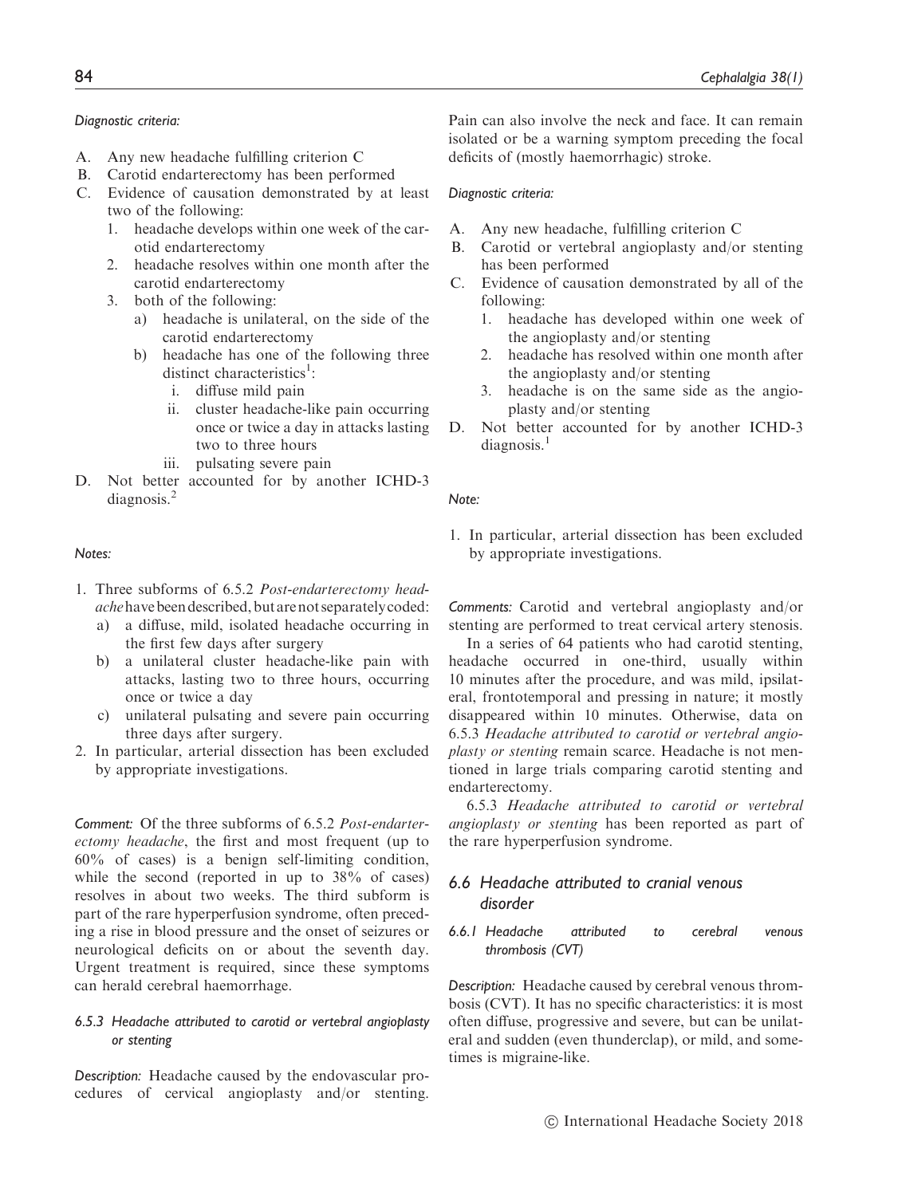*Diagnostic criteria:*

A. Any new headache fulfilling criterion C
B. Carotid endarterectomy has been performed
C. Evidence of causation demonstrated by at least two of the following:
   1. headache develops within one week of the carotid endarterectomy
   2. headache resolves within one month after the carotid endarterectomy
   3. both of the following:
      a) headache is unilateral, on the side of the carotid endarterectomy
      b) headache has one of the following three distinct characteristics[1]:
         i. diffuse mild pain
         ii. cluster headache-like pain occurring once or twice a day in attacks lasting two to three hours
         iii. pulsating severe pain
D. Not better accounted for by another ICHD-3 diagnosis.[2]

*Notes:*

1. Three subforms of 6.5.2 *Post-endarterectomy headache* have been described, but are not separately coded:
   a) a diffuse, mild, isolated headache occurring in the first few days after surgery
   b) a unilateral cluster headache-like pain with attacks, lasting two to three hours, occurring once or twice a day
   c) unilateral pulsating and severe pain occurring three days after surgery.
2. In particular, arterial dissection has been excluded by appropriate investigations.

*Comment:* Of the three subforms of 6.5.2 *Post-endarterectomy headache*, the first and most frequent (up to 60% of cases) is a benign self-limiting condition, while the second (reported in up to 38% of cases) resolves in about two weeks. The third subform is part of the rare hyperperfusion syndrome, often preceding a rise in blood pressure and the onset of seizures or neurological deficits on or about the seventh day. Urgent treatment is required, since these symptoms can herald cerebral haemorrhage.

#### 6.5.3 Headache attributed to carotid or vertebral angioplasty or stenting

*Description:* Headache caused by the endovascular procedures of cervical angioplasty and/or stenting. Pain can also involve the neck and face. It can remain isolated or be a warning symptom preceding the focal deficits of (mostly haemorrhagic) stroke.

*Diagnostic criteria:*

A. Any new headache, fulfilling criterion C
B. Carotid or vertebral angioplasty and/or stenting has been performed
C. Evidence of causation demonstrated by all of the following:
   1. headache has developed within one week of the angioplasty and/or stenting
   2. headache has resolved within one month after the angioplasty and/or stenting
   3. headache is on the same side as the angioplasty and/or stenting
D. Not better accounted for by another ICHD-3 diagnosis.[1]

*Note:*

1. In particular, arterial dissection has been excluded by appropriate investigations.

*Comments:* Carotid and vertebral angioplasty and/or stenting are performed to treat cervical artery stenosis.

In a series of 64 patients who had carotid stenting, headache occurred in one-third, usually within 10 minutes after the procedure, and was mild, ipsilateral, frontotemporal and pressing in nature; it mostly disappeared within 10 minutes. Otherwise, data on 6.5.3 *Headache attributed to carotid or vertebral angioplasty or stenting* remain scarce. Headache is not mentioned in large trials comparing carotid stenting and endarterectomy.

6.5.3 *Headache attributed to carotid or vertebral angioplasty or stenting* has been reported as part of the rare hyperperfusion syndrome.

## 6.6 Headache attributed to cranial venous disorder

#### 6.6.1 Headache attributed to cerebral venous thrombosis (CVT)

*Description:* Headache caused by cerebral venous thrombosis (CVT). It has no specific characteristics: it is most often diffuse, progressive and severe, but can be unilateral and sudden (even thunderclap), or mild, and sometimes is migraine-like.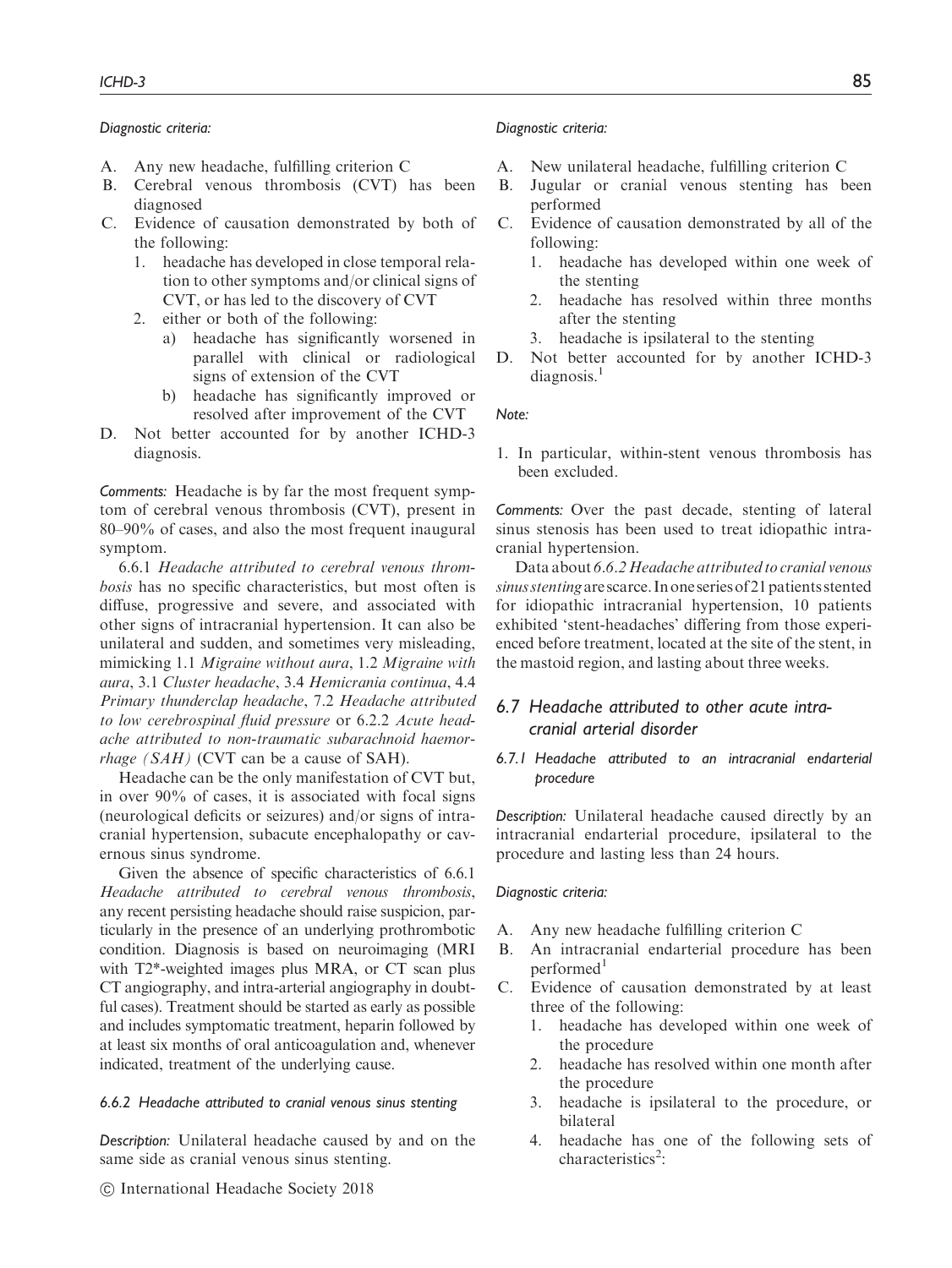*Diagnostic criteria:*

A. Any new headache, fulfilling criterion C
B. Cerebral venous thrombosis (CVT) has been diagnosed
C. Evidence of causation demonstrated by both of the following:
   1. headache has developed in close temporal relation to other symptoms and/or clinical signs of CVT, or has led to the discovery of CVT
   2. either or both of the following:
      a) headache has significantly worsened in parallel with clinical or radiological signs of extension of the CVT
      b) headache has significantly improved or resolved after improvement of the CVT
D. Not better accounted for by another ICHD-3 diagnosis.

*Comments:* Headache is by far the most frequent symptom of cerebral venous thrombosis (CVT), present in 80–90% of cases, and also the most frequent inaugural symptom.

6.6.1 *Headache attributed to cerebral venous thrombosis* has no specific characteristics, but most often is diffuse, progressive and severe, and associated with other signs of intracranial hypertension. It can also be unilateral and sudden, and sometimes very misleading, mimicking 1.1 *Migraine without aura*, 1.2 *Migraine with aura*, 3.1 *Cluster headache*, 3.4 *Hemicrania continua*, 4.4 *Primary thunderclap headache*, 7.2 *Headache attributed to low cerebrospinal fluid pressure* or 6.2.2 *Acute headache attributed to non-traumatic subarachnoid haemorrhage (SAH)* (CVT can be a cause of SAH).

Headache can be the only manifestation of CVT but, in over 90% of cases, it is associated with focal signs (neurological deficits or seizures) and/or signs of intracranial hypertension, subacute encephalopathy or cavernous sinus syndrome.

Given the absence of specific characteristics of 6.6.1 *Headache attributed to cerebral venous thrombosis*, any recent persisting headache should raise suspicion, particularly in the presence of an underlying prothrombotic condition. Diagnosis is based on neuroimaging (MRI with T2*-weighted images plus MRA, or CT scan plus CT angiography, and intra-arterial angiography in doubtful cases). Treatment should be started as early as possible and includes symptomatic treatment, heparin followed by at least six months of oral anticoagulation and, whenever indicated, treatment of the underlying cause.

#### 6.6.2 Headache attributed to cranial venous sinus stenting

*Description:* Unilateral headache caused by and on the same side as cranial venous sinus stenting.

*Diagnostic criteria:*

A. New unilateral headache, fulfilling criterion C
B. Jugular or cranial venous stenting has been performed
C. Evidence of causation demonstrated by all of the following:
   1. headache has developed within one week of the stenting
   2. headache has resolved within three months after the stenting
   3. headache is ipsilateral to the stenting
D. Not better accounted for by another ICHD-3 diagnosis.[1]

*Note:*

1. In particular, within-stent venous thrombosis has been excluded.

*Comments:* Over the past decade, stenting of lateral sinus stenosis has been used to treat idiopathic intracranial hypertension.

Data about *6.6.2 Headache attributed to cranial venous sinus stenting* are scarce. In one series of 21 patients stented for idiopathic intracranial hypertension, 10 patients exhibited 'stent-headaches' differing from those experienced before treatment, located at the site of the stent, in the mastoid region, and lasting about three weeks.

### 6.7 Headache attributed to other acute intracranial arterial disorder

#### 6.7.1 Headache attributed to an intracranial endarterial procedure

*Description:* Unilateral headache caused directly by an intracranial endarterial procedure, ipsilateral to the procedure and lasting less than 24 hours.

*Diagnostic criteria:*

A. Any new headache fulfilling criterion C
B. An intracranial endarterial procedure has been performed[1]
C. Evidence of causation demonstrated by at least three of the following:
   1. headache has developed within one week of the procedure
   2. headache has resolved within one month after the procedure
   3. headache is ipsilateral to the procedure, or bilateral
   4. headache has one of the following sets of characteristics[2]: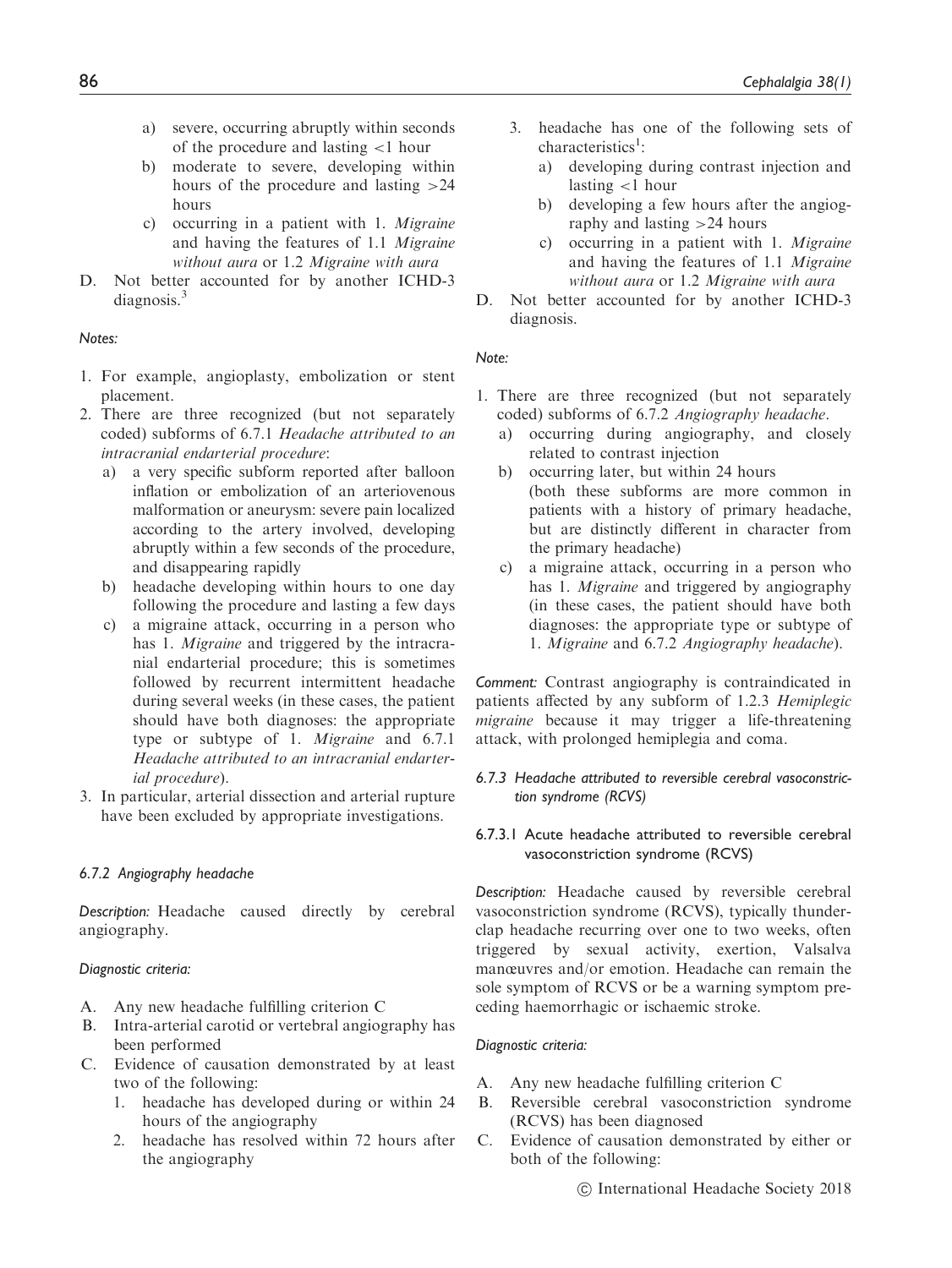a) severe, occurring abruptly within seconds of the procedure and lasting <1 hour
   b) moderate to severe, developing within hours of the procedure and lasting >24 hours
   c) occurring in a patient with 1. *Migraine* and having the features of 1.1 *Migraine without aura* or 1.2 *Migraine with aura*

D. Not better accounted for by another ICHD-3 diagnosis.[3]

*Notes:*

1. For example, angioplasty, embolization or stent placement.
2. There are three recognized (but not separately coded) subforms of 6.7.1 *Headache attributed to an intracranial endarterial procedure*:
   a) a very specific subform reported after balloon inflation or embolization of an arteriovenous malformation or aneurysm: severe pain localized according to the artery involved, developing abruptly within a few seconds of the procedure, and disappearing rapidly
   b) headache developing within hours to one day following the procedure and lasting a few days
   c) a migraine attack, occurring in a person who has 1. *Migraine* and triggered by the intracranial endarterial procedure; this is sometimes followed by recurrent intermittent headache during several weeks (in these cases, the patient should have both diagnoses: the appropriate type or subtype of 1. *Migraine* and 6.7.1 *Headache attributed to an intracranial endarterial procedure*).
3. In particular, arterial dissection and arterial rupture have been excluded by appropriate investigations.

#### *6.7.2 Angiography headache*

*Description:* Headache caused directly by cerebral angiography.

*Diagnostic criteria:*

A. Any new headache fulfilling criterion C
B. Intra-arterial carotid or vertebral angiography has been performed
C. Evidence of causation demonstrated by at least two of the following:
   1. headache has developed during or within 24 hours of the angiography
   2. headache has resolved within 72 hours after the angiography
   3. headache has one of the following sets of characteristics[1]:
      a) developing during contrast injection and lasting <1 hour
      b) developing a few hours after the angiography and lasting >24 hours
      c) occurring in a patient with 1. *Migraine* and having the features of 1.1 *Migraine without aura* or 1.2 *Migraine with aura*

D. Not better accounted for by another ICHD-3 diagnosis.

*Note:*

1. There are three recognized (but not separately coded) subforms of 6.7.2 *Angiography headache*.
   a) occurring during angiography, and closely related to contrast injection
   b) occurring later, but within 24 hours (both these subforms are more common in patients with a history of primary headache, but are distinctly different in character from the primary headache)
   c) a migraine attack, occurring in a person who has 1. *Migraine* and triggered by angiography (in these cases, the patient should have both diagnoses: the appropriate type or subtype of 1. *Migraine* and 6.7.2 *Angiography headache*).

*Comment:* Contrast angiography is contraindicated in patients affected by any subform of 1.2.3 *Hemiplegic migraine* because it may trigger a life-threatening attack, with prolonged hemiplegia and coma.

#### *6.7.3 Headache attributed to reversible cerebral vasoconstriction syndrome (RCVS)*

##### 6.7.3.1 Acute headache attributed to reversible cerebral vasoconstriction syndrome (RCVS)

*Description:* Headache caused by reversible cerebral vasoconstriction syndrome (RCVS), typically thunderclap headache recurring over one to two weeks, often triggered by sexual activity, exertion, Valsalva manœuvres and/or emotion. Headache can remain the sole symptom of RCVS or be a warning symptom preceding haemorrhagic or ischaemic stroke.

*Diagnostic criteria:*

A. Any new headache fulfilling criterion C
B. Reversible cerebral vasoconstriction syndrome (RCVS) has been diagnosed
C. Evidence of causation demonstrated by either or both of the following: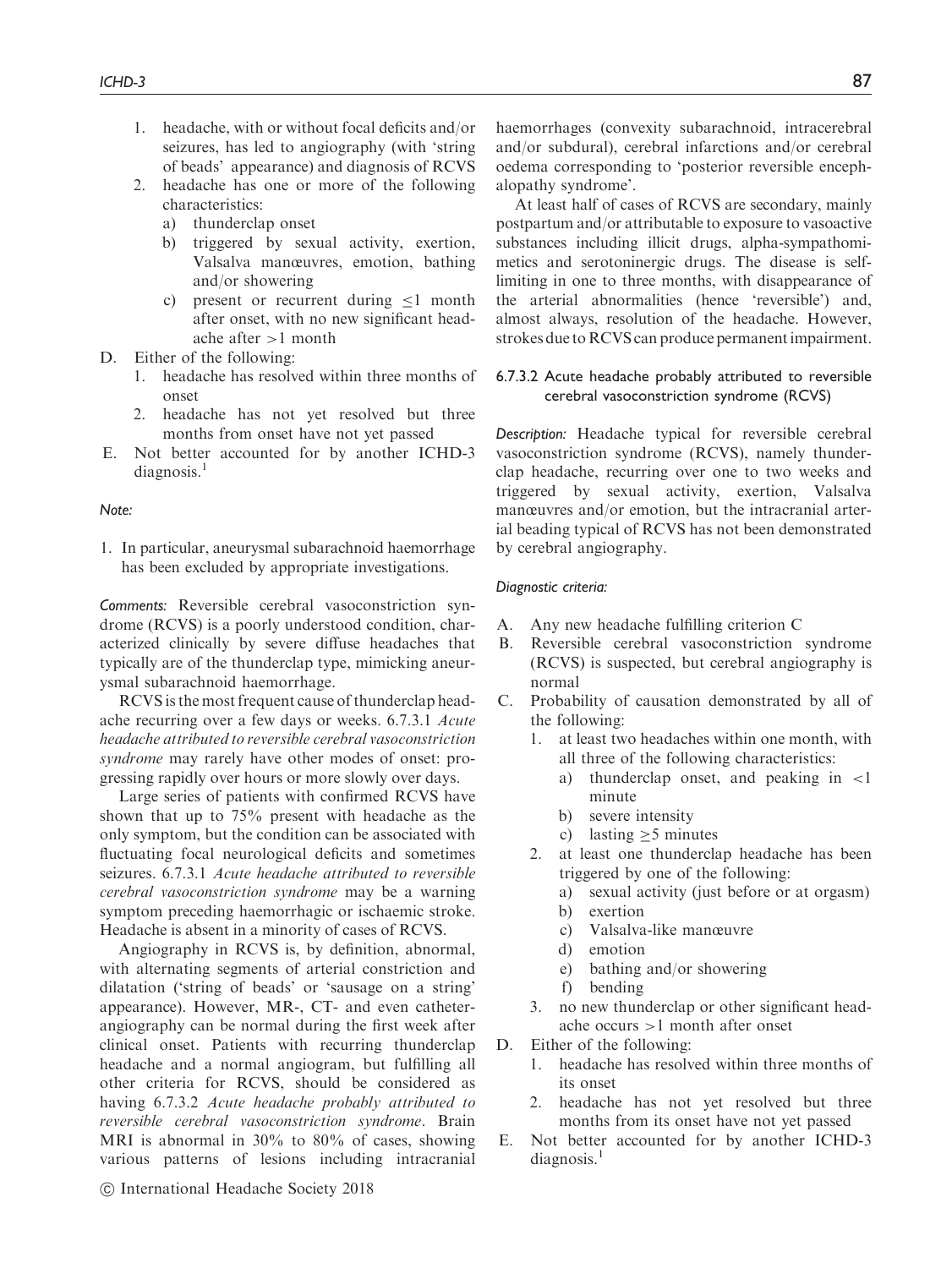1. headache, with or without focal deficits and/or seizures, has led to angiography (with 'string of beads' appearance) and diagnosis of RCVS
2. headache has one or more of the following characteristics:
   a) thunderclap onset
   b) triggered by sexual activity, exertion, Valsalva manœuvres, emotion, bathing and/or showering
   c) present or recurrent during ≤1 month after onset, with no new significant headache after >1 month

D. Either of the following:
   1. headache has resolved within three months of onset
   2. headache has not yet resolved but three months from onset have not yet passed

E. Not better accounted for by another ICHD-3 diagnosis.[1]

*Note:*

1. In particular, aneurysmal subarachnoid haemorrhage has been excluded by appropriate investigations.

*Comments:* Reversible cerebral vasoconstriction syndrome (RCVS) is a poorly understood condition, characterized clinically by severe diffuse headaches that typically are of the thunderclap type, mimicking aneurysmal subarachnoid haemorrhage.

RCVS is the most frequent cause of thunderclap headache recurring over a few days or weeks. 6.7.3.1 *Acute headache attributed to reversible cerebral vasoconstriction syndrome* may rarely have other modes of onset: progressing rapidly over hours or more slowly over days.

Large series of patients with confirmed RCVS have shown that up to 75% present with headache as the only symptom, but the condition can be associated with fluctuating focal neurological deficits and sometimes seizures. 6.7.3.1 *Acute headache attributed to reversible cerebral vasoconstriction syndrome* may be a warning symptom preceding haemorrhagic or ischaemic stroke. Headache is absent in a minority of cases of RCVS.

Angiography in RCVS is, by definition, abnormal, with alternating segments of arterial constriction and dilatation ('string of beads' or 'sausage on a string' appearance). However, MR-, CT- and even catheter-angiography can be normal during the first week after clinical onset. Patients with recurring thunderclap headache and a normal angiogram, but fulfilling all other criteria for RCVS, should be considered as having 6.7.3.2 *Acute headache probably attributed to reversible cerebral vasoconstriction syndrome*. Brain MRI is abnormal in 30% to 80% of cases, showing various patterns of lesions including intracranial haemorrhages (convexity subarachnoid, intracerebral and/or subdural), cerebral infarctions and/or cerebral oedema corresponding to 'posterior reversible encephalopathy syndrome'.

At least half of cases of RCVS are secondary, mainly postpartum and/or attributable to exposure to vasoactive substances including illicit drugs, alpha-sympathomimetics and serotoninergic drugs. The disease is self-limiting in one to three months, with disappearance of the arterial abnormalities (hence 'reversible') and, almost always, resolution of the headache. However, strokes due to RCVS can produce permanent impairment.

### 6.7.3.2 Acute headache probably attributed to reversible cerebral vasoconstriction syndrome (RCVS)

*Description:* Headache typical for reversible cerebral vasoconstriction syndrome (RCVS), namely thunderclap headache, recurring over one to two weeks and triggered by sexual activity, exertion, Valsalva manœuvres and/or emotion, but the intracranial arterial beading typical of RCVS has not been demonstrated by cerebral angiography.

*Diagnostic criteria:*

A. Any new headache fulfilling criterion C

B. Reversible cerebral vasoconstriction syndrome (RCVS) is suspected, but cerebral angiography is normal

C. Probability of causation demonstrated by all of the following:
   1. at least two headaches within one month, with all three of the following characteristics:
      a) thunderclap onset, and peaking in <1 minute
      b) severe intensity
      c) lasting ≥5 minutes
   2. at least one thunderclap headache has been triggered by one of the following:
      a) sexual activity (just before or at orgasm)
      b) exertion
      c) Valsalva-like manœuvre
      d) emotion
      e) bathing and/or showering
      f) bending
   3. no new thunderclap or other significant headache occurs >1 month after onset

D. Either of the following:
   1. headache has resolved within three months of its onset
   2. headache has not yet resolved but three months from its onset have not yet passed

E. Not better accounted for by another ICHD-3 diagnosis.[1]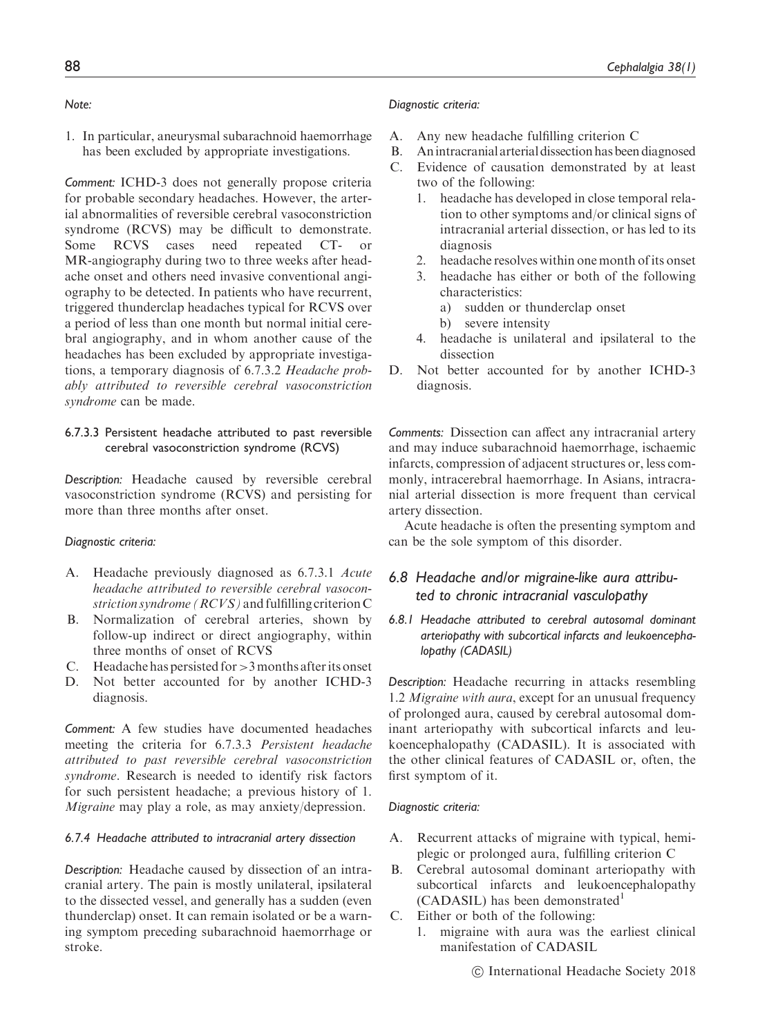*Note:*

1. In particular, aneurysmal subarachnoid haemorrhage has been excluded by appropriate investigations.

*Comment:* ICHD-3 does not generally propose criteria for probable secondary headaches. However, the arterial abnormalities of reversible cerebral vasoconstriction syndrome (RCVS) may be difficult to demonstrate. Some RCVS cases need repeated CT- or MR-angiography during two to three weeks after headache onset and others need invasive conventional angiography to be detected. In patients who have recurrent, triggered thunderclap headaches typical for RCVS over a period of less than one month but normal initial cerebral angiography, and in whom another cause of the headaches has been excluded by appropriate investigations, a temporary diagnosis of 6.7.3.2 *Headache probably attributed to reversible cerebral vasoconstriction syndrome* can be made.

#### 6.7.3.3 Persistent headache attributed to past reversible cerebral vasoconstriction syndrome (RCVS)

*Description:* Headache caused by reversible cerebral vasoconstriction syndrome (RCVS) and persisting for more than three months after onset.

*Diagnostic criteria:*

A. Headache previously diagnosed as 6.7.3.1 *Acute headache attributed to reversible cerebral vasoconstriction syndrome (RCVS)* and fulfilling criterion C
B. Normalization of cerebral arteries, shown by follow-up indirect or direct angiography, within three months of onset of RCVS
C. Headache has persisted for >3 months after its onset
D. Not better accounted for by another ICHD-3 diagnosis.

*Comment:* A few studies have documented headaches meeting the criteria for 6.7.3.3 *Persistent headache attributed to past reversible cerebral vasoconstriction syndrome*. Research is needed to identify risk factors for such persistent headache; a previous history of 1. *Migraine* may play a role, as may anxiety/depression.

### 6.7.4 Headache attributed to intracranial artery dissection

*Description:* Headache caused by dissection of an intracranial artery. The pain is mostly unilateral, ipsilateral to the dissected vessel, and generally has a sudden (even thunderclap) onset. It can remain isolated or be a warning symptom preceding subarachnoid haemorrhage or stroke.

*Diagnostic criteria:*

A. Any new headache fulfilling criterion C
B. An intracranial arterial dissection has been diagnosed
C. Evidence of causation demonstrated by at least two of the following:
   1. headache has developed in close temporal relation to other symptoms and/or clinical signs of intracranial arterial dissection, or has led to its diagnosis
   2. headache resolves within one month of its onset
   3. headache has either or both of the following characteristics:
      a) sudden or thunderclap onset
      b) severe intensity
   4. headache is unilateral and ipsilateral to the dissection
D. Not better accounted for by another ICHD-3 diagnosis.

*Comments:* Dissection can affect any intracranial artery and may induce subarachnoid haemorrhage, ischaemic infarcts, compression of adjacent structures or, less commonly, intracerebral haemorrhage. In Asians, intracranial arterial dissection is more frequent than cervical artery dissection.

Acute headache is often the presenting symptom and can be the sole symptom of this disorder.

## 6.8 Headache and/or migraine-like aura attributed to chronic intracranial vasculopathy

### 6.8.1 Headache attributed to cerebral autosomal dominant arteriopathy with subcortical infarcts and leukoencephalopathy (CADASIL)

*Description:* Headache recurring in attacks resembling 1.2 *Migraine with aura*, except for an unusual frequency of prolonged aura, caused by cerebral autosomal dominant arteriopathy with subcortical infarcts and leukoencephalopathy (CADASIL). It is associated with the other clinical features of CADASIL or, often, the first symptom of it.

*Diagnostic criteria:*

A. Recurrent attacks of migraine with typical, hemiplegic or prolonged aura, fulfilling criterion C
B. Cerebral autosomal dominant arteriopathy with subcortical infarcts and leukoencephalopathy (CADASIL) has been demonstrated[1]
C. Either or both of the following:
   1. migraine with aura was the earliest clinical manifestation of CADASIL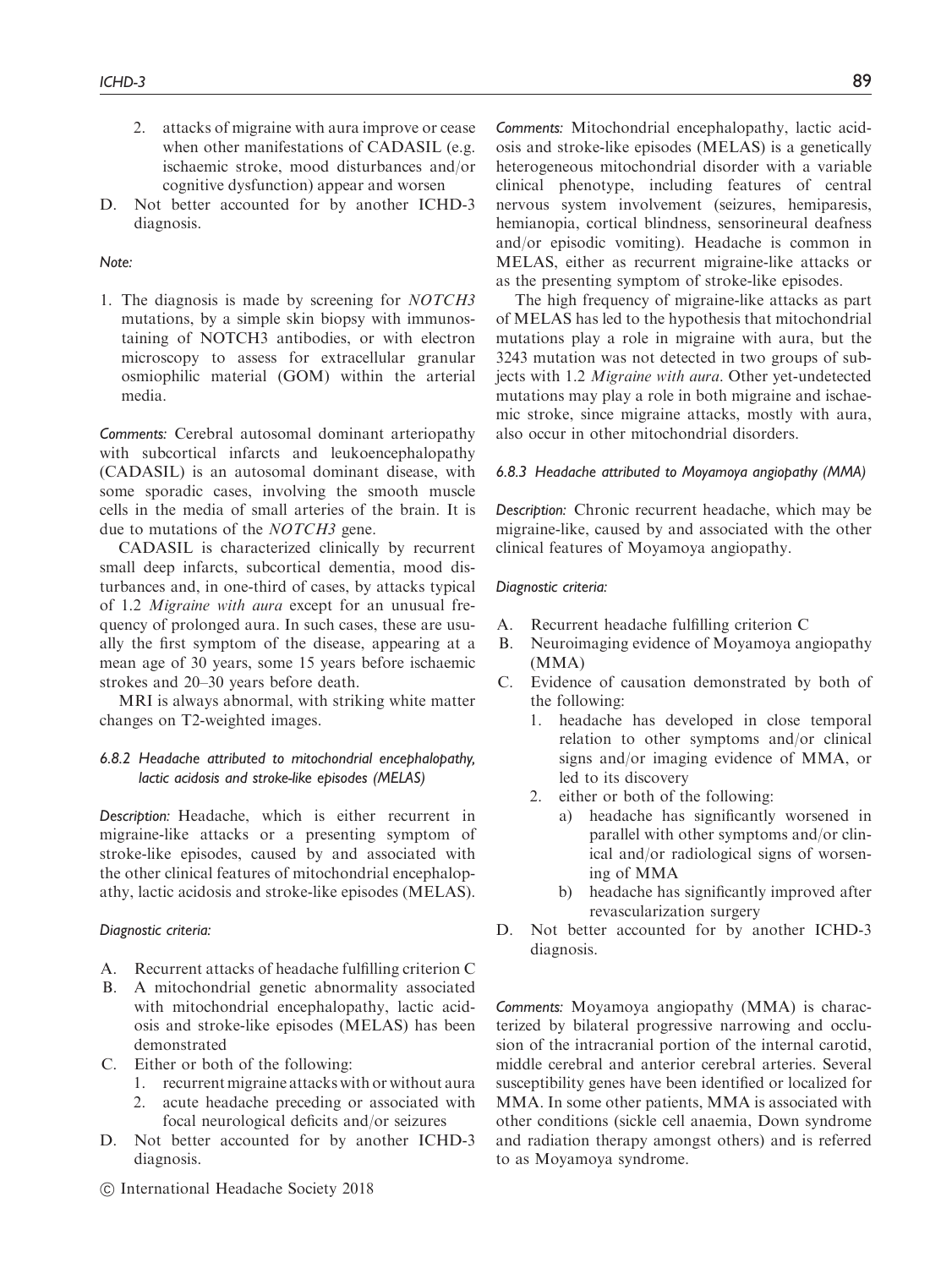2. attacks of migraine with aura improve or cease when other manifestations of CADASIL (e.g. ischaemic stroke, mood disturbances and/or cognitive dysfunction) appear and worsen

D. Not better accounted for by another ICHD-3 diagnosis.

*Note:*

1. The diagnosis is made by screening for *NOTCH3* mutations, by a simple skin biopsy with immunostaining of NOTCH3 antibodies, or with electron microscopy to assess for extracellular granular osmiophilic material (GOM) within the arterial media.

*Comments:* Cerebral autosomal dominant arteriopathy with subcortical infarcts and leukoencephalopathy (CADASIL) is an autosomal dominant disease, with some sporadic cases, involving the smooth muscle cells in the media of small arteries of the brain. It is due to mutations of the *NOTCH3* gene.

CADASIL is characterized clinically by recurrent small deep infarcts, subcortical dementia, mood disturbances and, in one-third of cases, by attacks typical of 1.2 *Migraine with aura* except for an unusual frequency of prolonged aura. In such cases, these are usually the first symptom of the disease, appearing at a mean age of 30 years, some 15 years before ischaemic strokes and 20–30 years before death.

MRI is always abnormal, with striking white matter changes on T2-weighted images.

#### *6.8.2 Headache attributed to mitochondrial encephalopathy, lactic acidosis and stroke-like episodes (MELAS)*

*Description:* Headache, which is either recurrent in migraine-like attacks or a presenting symptom of stroke-like episodes, caused by and associated with the other clinical features of mitochondrial encephalopathy, lactic acidosis and stroke-like episodes (MELAS).

*Diagnostic criteria:*

A. Recurrent attacks of headache fulfilling criterion C
B. A mitochondrial genetic abnormality associated with mitochondrial encephalopathy, lactic acidosis and stroke-like episodes (MELAS) has been demonstrated
C. Either or both of the following:
   1. recurrent migraine attacks with or without aura
   2. acute headache preceding or associated with focal neurological deficits and/or seizures
D. Not better accounted for by another ICHD-3 diagnosis.

*Comments:* Mitochondrial encephalopathy, lactic acidosis and stroke-like episodes (MELAS) is a genetically heterogeneous mitochondrial disorder with a variable clinical phenotype, including features of central nervous system involvement (seizures, hemiparesis, hemianopia, cortical blindness, sensorineural deafness and/or episodic vomiting). Headache is common in MELAS, either as recurrent migraine-like attacks or as the presenting symptom of stroke-like episodes.

The high frequency of migraine-like attacks as part of MELAS has led to the hypothesis that mitochondrial mutations play a role in migraine with aura, but the 3243 mutation was not detected in two groups of subjects with 1.2 *Migraine with aura*. Other yet-undetected mutations may play a role in both migraine and ischaemic stroke, since migraine attacks, mostly with aura, also occur in other mitochondrial disorders.

#### *6.8.3 Headache attributed to Moyamoya angiopathy (MMA)*

*Description:* Chronic recurrent headache, which may be migraine-like, caused by and associated with the other clinical features of Moyamoya angiopathy.

*Diagnostic criteria:*

A. Recurrent headache fulfilling criterion C
B. Neuroimaging evidence of Moyamoya angiopathy (MMA)
C. Evidence of causation demonstrated by both of the following:
   1. headache has developed in close temporal relation to other symptoms and/or clinical signs and/or imaging evidence of MMA, or led to its discovery
   2. either or both of the following:
      a) headache has significantly worsened in parallel with other symptoms and/or clinical and/or radiological signs of worsening of MMA
      b) headache has significantly improved after revascularization surgery
D. Not better accounted for by another ICHD-3 diagnosis.

*Comments:* Moyamoya angiopathy (MMA) is characterized by bilateral progressive narrowing and occlusion of the intracranial portion of the internal carotid, middle cerebral and anterior cerebral arteries. Several susceptibility genes have been identified or localized for MMA. In some other patients, MMA is associated with other conditions (sickle cell anaemia, Down syndrome and radiation therapy amongst others) and is referred to as Moyamoya syndrome.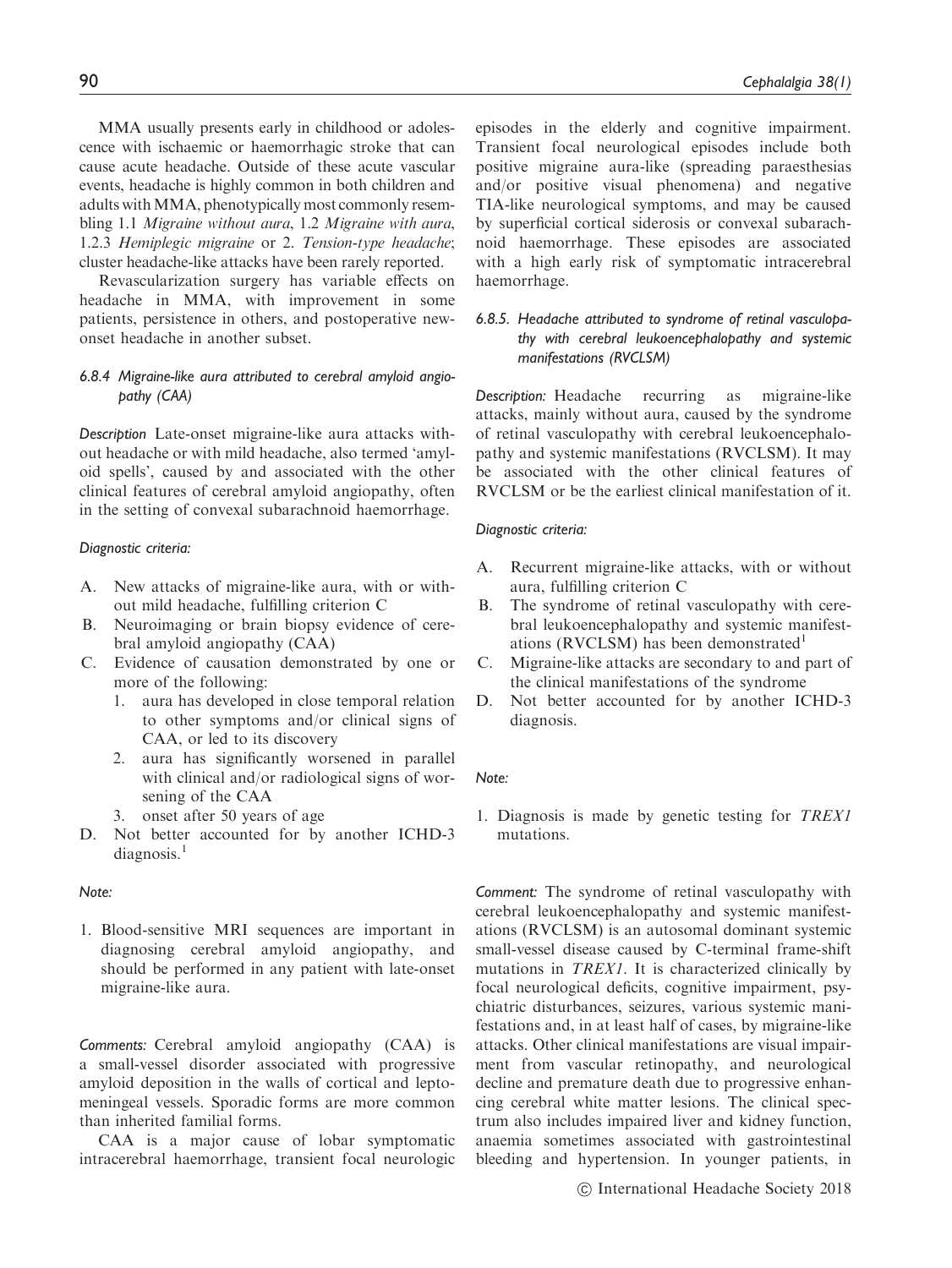MMA usually presents early in childhood or adolescence with ischaemic or haemorrhagic stroke that can cause acute headache. Outside of these acute vascular events, headache is highly common in both children and adults with MMA, phenotypically most commonly resembling 1.1 *Migraine without aura*, 1.2 *Migraine with aura*, 1.2.3 *Hemiplegic migraine* or 2. *Tension-type headache*; cluster headache-like attacks have been rarely reported.

Revascularization surgery has variable effects on headache in MMA, with improvement in some patients, persistence in others, and postoperative new-onset headache in another subset.

#### *6.8.4 Migraine-like aura attributed to cerebral amyloid angiopathy (CAA)*

*Description* Late-onset migraine-like aura attacks without headache or with mild headache, also termed 'amyloid spells', caused by and associated with the other clinical features of cerebral amyloid angiopathy, often in the setting of convexal subarachnoid haemorrhage.

*Diagnostic criteria:*

A. New attacks of migraine-like aura, with or without mild headache, fulfilling criterion C
B. Neuroimaging or brain biopsy evidence of cerebral amyloid angiopathy (CAA)
C. Evidence of causation demonstrated by one or more of the following:
   1. aura has developed in close temporal relation to other symptoms and/or clinical signs of CAA, or led to its discovery
   2. aura has significantly worsened in parallel with clinical and/or radiological signs of worsening of the CAA
   3. onset after 50 years of age
D. Not better accounted for by another ICHD-3 diagnosis.[1]

*Note:*

1. Blood-sensitive MRI sequences are important in diagnosing cerebral amyloid angiopathy, and should be performed in any patient with late-onset migraine-like aura.

*Comments:* Cerebral amyloid angiopathy (CAA) is a small-vessel disorder associated with progressive amyloid deposition in the walls of cortical and leptomeningeal vessels. Sporadic forms are more common than inherited familial forms.

CAA is a major cause of lobar symptomatic intracerebral haemorrhage, transient focal neurologic episodes in the elderly and cognitive impairment. Transient focal neurological episodes include both positive migraine aura-like (spreading paraesthesias and/or positive visual phenomena) and negative TIA-like neurological symptoms, and may be caused by superficial cortical siderosis or convexal subarachnoid haemorrhage. These episodes are associated with a high early risk of symptomatic intracerebral haemorrhage.

#### *6.8.5. Headache attributed to syndrome of retinal vasculopathy with cerebral leukoencephalopathy and systemic manifestations (RVCLSM)*

*Description:* Headache recurring as migraine-like attacks, mainly without aura, caused by the syndrome of retinal vasculopathy with cerebral leukoencephalopathy and systemic manifestations (RVCLSM). It may be associated with the other clinical features of RVCLSM or be the earliest clinical manifestation of it.

*Diagnostic criteria:*

A. Recurrent migraine-like attacks, with or without aura, fulfilling criterion C
B. The syndrome of retinal vasculopathy with cerebral leukoencephalopathy and systemic manifestations (RVCLSM) has been demonstrated[1]
C. Migraine-like attacks are secondary to and part of the clinical manifestations of the syndrome
D. Not better accounted for by another ICHD-3 diagnosis.

*Note:*

1. Diagnosis is made by genetic testing for *TREX1* mutations.

*Comment:* The syndrome of retinal vasculopathy with cerebral leukoencephalopathy and systemic manifestations (RVCLSM) is an autosomal dominant systemic small-vessel disease caused by C-terminal frame-shift mutations in *TREX1*. It is characterized clinically by focal neurological deficits, cognitive impairment, psychiatric disturbances, seizures, various systemic manifestations and, in at least half of cases, by migraine-like attacks. Other clinical manifestations are visual impairment from vascular retinopathy, and neurological decline and premature death due to progressive enhancing cerebral white matter lesions. The clinical spectrum also includes impaired liver and kidney function, anaemia sometimes associated with gastrointestinal bleeding and hypertension. In younger patients, in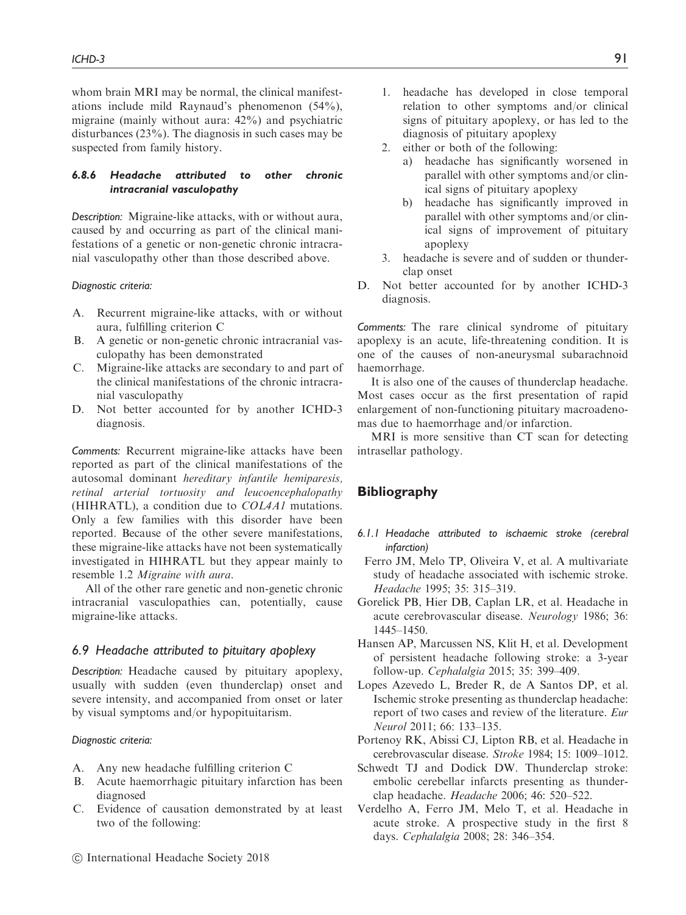whom brain MRI may be normal, the clinical manifestations include mild Raynaud's phenomenon (54%), migraine (mainly without aura: 42%) and psychiatric disturbances (23%). The diagnosis in such cases may be suspected from family history.

#### 6.8.6 Headache attributed to other chronic intracranial vasculopathy

*Description:* Migraine-like attacks, with or without aura, caused by and occurring as part of the clinical manifestations of a genetic or non-genetic chronic intracranial vasculopathy other than those described above.

*Diagnostic criteria:*

A. Recurrent migraine-like attacks, with or without aura, fulfilling criterion C
B. A genetic or non-genetic chronic intracranial vasculopathy has been demonstrated
C. Migraine-like attacks are secondary to and part of the clinical manifestations of the chronic intracranial vasculopathy
D. Not better accounted for by another ICHD-3 diagnosis.

*Comments:* Recurrent migraine-like attacks have been reported as part of the clinical manifestations of the autosomal dominant *hereditary infantile hemiparesis, retinal arterial tortuosity and leucoencephalopathy* (HIHRATL), a condition due to *COL4A1* mutations. Only a few families with this disorder have been reported. Because of the other severe manifestations, these migraine-like attacks have not been systematically investigated in HIHRATL but they appear mainly to resemble 1.2 *Migraine with aura*.

All of the other rare genetic and non-genetic chronic intracranial vasculopathies can, potentially, cause migraine-like attacks.

### 6.9 Headache attributed to pituitary apoplexy

*Description:* Headache caused by pituitary apoplexy, usually with sudden (even thunderclap) onset and severe intensity, and accompanied from onset or later by visual symptoms and/or hypopituitarism.

*Diagnostic criteria:*

A. Any new headache fulfilling criterion C
B. Acute haemorrhagic pituitary infarction has been diagnosed
C. Evidence of causation demonstrated by at least two of the following:
   1. headache has developed in close temporal relation to other symptoms and/or clinical signs of pituitary apoplexy, or has led to the diagnosis of pituitary apoplexy
   2. either or both of the following:
      a) headache has significantly worsened in parallel with other symptoms and/or clinical signs of pituitary apoplexy
      b) headache has significantly improved in parallel with other symptoms and/or clinical signs of improvement of pituitary apoplexy
   3. headache is severe and of sudden or thunderclap onset
D. Not better accounted for by another ICHD-3 diagnosis.

*Comments:* The rare clinical syndrome of pituitary apoplexy is an acute, life-threatening condition. It is one of the causes of non-aneurysmal subarachnoid haemorrhage.

It is also one of the causes of thunderclap headache. Most cases occur as the first presentation of rapid enlargement of non-functioning pituitary macroadenomas due to haemorrhage and/or infarction.

MRI is more sensitive than CT scan for detecting intrasellar pathology.

## Bibliography

*6.1.1 Headache attributed to ischaemic stroke (cerebral infarction)*

Ferro JM, Melo TP, Oliveira V, et al. A multivariate study of headache associated with ischemic stroke. *Headache* 1995; 35: 315–319.

Gorelick PB, Hier DB, Caplan LR, et al. Headache in acute cerebrovascular disease. *Neurology* 1986; 36: 1445–1450.

Hansen AP, Marcussen NS, Klit H, et al. Development of persistent headache following stroke: a 3-year follow-up. *Cephalalgia* 2015; 35: 399–409.

Lopes Azevedo L, Breder R, de A Santos DP, et al. Ischemic stroke presenting as thunderclap headache: report of two cases and review of the literature. *Eur Neurol* 2011; 66: 133–135.

Portenoy RK, Abissi CJ, Lipton RB, et al. Headache in cerebrovascular disease. *Stroke* 1984; 15: 1009–1012.

Schwedt TJ and Dodick DW. Thunderclap stroke: embolic cerebellar infarcts presenting as thunderclap headache. *Headache* 2006; 46: 520–522.

Verdelho A, Ferro JM, Melo T, et al. Headache in acute stroke. A prospective study in the first 8 days. *Cephalalgia* 2008; 28: 346–354.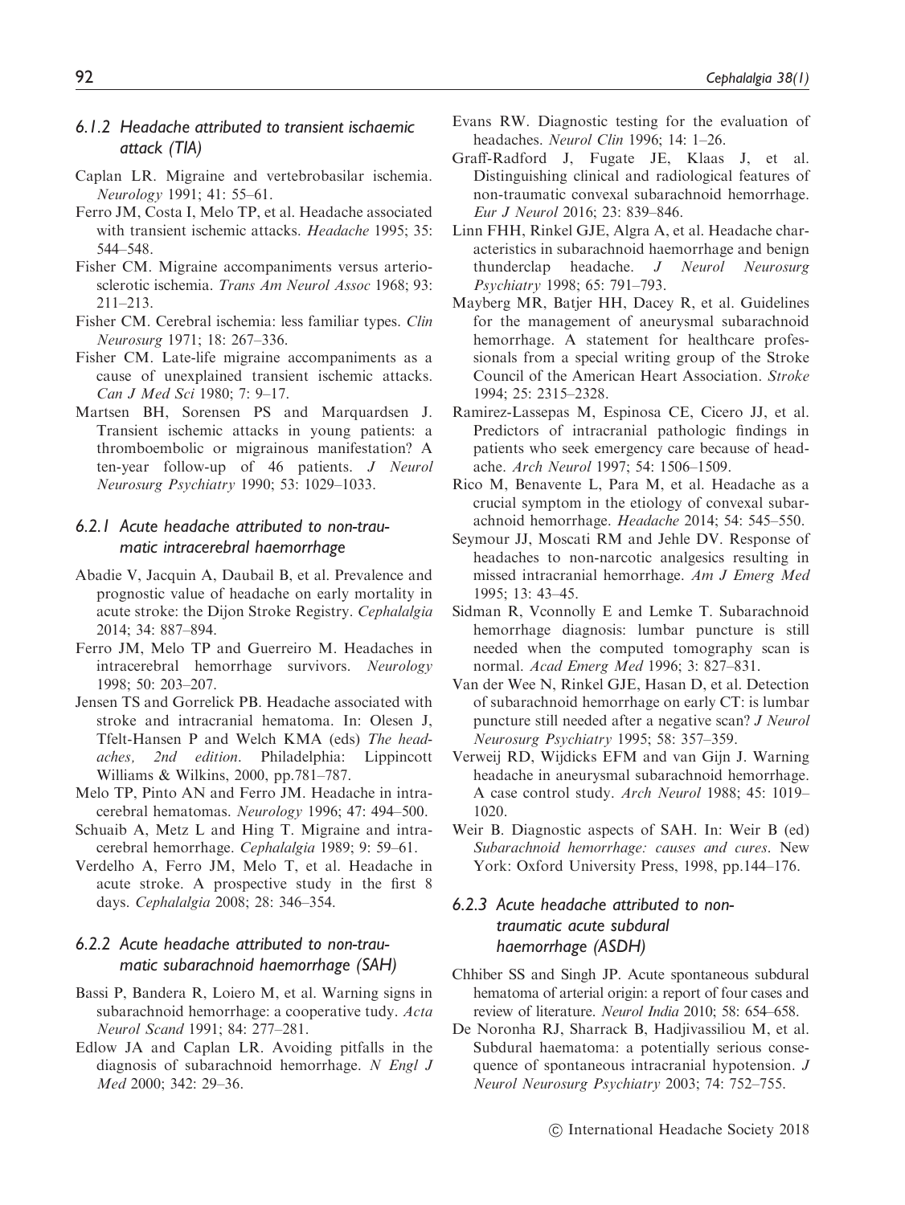### 6.1.2 Headache attributed to transient ischaemic attack (TIA)

Caplan LR. Migraine and vertebrobasilar ischemia. *Neurology* 1991; 41: 55–61.

Ferro JM, Costa I, Melo TP, et al. Headache associated with transient ischemic attacks. *Headache* 1995; 35: 544–548.

Fisher CM. Migraine accompaniments versus arteriosclerotic ischemia. *Trans Am Neurol Assoc* 1968; 93: 211–213.

Fisher CM. Cerebral ischemia: less familiar types. *Clin Neurosurg* 1971; 18: 267–336.

Fisher CM. Late-life migraine accompaniments as a cause of unexplained transient ischemic attacks. *Can J Med Sci* 1980; 7: 9–17.

Martsen BH, Sorensen PS and Marquardsen J. Transient ischemic attacks in young patients: a thromboembolic or migrainous manifestation? A ten-year follow-up of 46 patients. *J Neurol Neurosurg Psychiatry* 1990; 53: 1029–1033.

### 6.2.1 Acute headache attributed to non-traumatic intracerebral haemorrhage

Abadie V, Jacquin A, Daubail B, et al. Prevalence and prognostic value of headache on early mortality in acute stroke: the Dijon Stroke Registry. *Cephalalgia* 2014; 34: 887–894.

Ferro JM, Melo TP and Guerreiro M. Headaches in intracerebral hemorrhage survivors. *Neurology* 1998; 50: 203–207.

Jensen TS and Gorrelick PB. Headache associated with stroke and intracranial hematoma. In: Olesen J, Tfelt-Hansen P and Welch KMA (eds) *The headaches, 2nd edition*. Philadelphia: Lippincott Williams & Wilkins, 2000, pp.781–787.

Melo TP, Pinto AN and Ferro JM. Headache in intracerebral hematomas. *Neurology* 1996; 47: 494–500.

Schuaib A, Metz L and Hing T. Migraine and intracerebral hemorrhage. *Cephalalgia* 1989; 9: 59–61.

Verdelho A, Ferro JM, Melo T, et al. Headache in acute stroke. A prospective study in the first 8 days. *Cephalalgia* 2008; 28: 346–354.

### 6.2.2 Acute headache attributed to non-traumatic subarachnoid haemorrhage (SAH)

Bassi P, Bandera R, Loiero M, et al. Warning signs in subarachnoid hemorrhage: a cooperative tudy. *Acta Neurol Scand* 1991; 84: 277–281.

Edlow JA and Caplan LR. Avoiding pitfalls in the diagnosis of subarachnoid hemorrhage. *N Engl J Med* 2000; 342: 29–36.

Evans RW. Diagnostic testing for the evaluation of headaches. *Neurol Clin* 1996; 14: 1–26.

Graff-Radford J, Fugate JE, Klaas J, et al. Distinguishing clinical and radiological features of non-traumatic convexal subarachnoid hemorrhage. *Eur J Neurol* 2016; 23: 839–846.

Linn FHH, Rinkel GJE, Algra A, et al. Headache characteristics in subarachnoid haemorrhage and benign thunderclap headache. *J Neurol Neurosurg Psychiatry* 1998; 65: 791–793.

Mayberg MR, Batjer HH, Dacey R, et al. Guidelines for the management of aneurysmal subarachnoid hemorrhage. A statement for healthcare professionals from a special writing group of the Stroke Council of the American Heart Association. *Stroke* 1994; 25: 2315–2328.

Ramirez-Lassepas M, Espinosa CE, Cicero JJ, et al. Predictors of intracranial pathologic findings in patients who seek emergency care because of headache. *Arch Neurol* 1997; 54: 1506–1509.

Rico M, Benavente L, Para M, et al. Headache as a crucial symptom in the etiology of convexal subarachnoid hemorrhage. *Headache* 2014; 54: 545–550.

Seymour JJ, Moscati RM and Jehle DV. Response of headaches to non-narcotic analgesics resulting in missed intracranial hemorrhage. *Am J Emerg Med* 1995; 13: 43–45.

Sidman R, Vconnolly E and Lemke T. Subarachnoid hemorrhage diagnosis: lumbar puncture is still needed when the computed tomography scan is normal. *Acad Emerg Med* 1996; 3: 827–831.

Van der Wee N, Rinkel GJE, Hasan D, et al. Detection of subarachnoid hemorrhage on early CT: is lumbar puncture still needed after a negative scan? *J Neurol Neurosurg Psychiatry* 1995; 58: 357–359.

Verweij RD, Wijdicks EFM and van Gijn J. Warning headache in aneurysmal subarachnoid hemorrhage. A case control study. *Arch Neurol* 1988; 45: 1019–1020.

Weir B. Diagnostic aspects of SAH. In: Weir B (ed) *Subarachnoid hemorrhage: causes and cures*. New York: Oxford University Press, 1998, pp.144–176.

### 6.2.3 Acute headache attributed to non-traumatic acute subdural haemorrhage (ASDH)

Chhiber SS and Singh JP. Acute spontaneous subdural hematoma of arterial origin: a report of four cases and review of literature. *Neurol India* 2010; 58: 654–658.

De Noronha RJ, Sharrack B, Hadjivassiliou M, et al. Subdural haematoma: a potentially serious consequence of spontaneous intracranial hypotension. *J Neurol Neurosurg Psychiatry* 2003; 74: 752–755.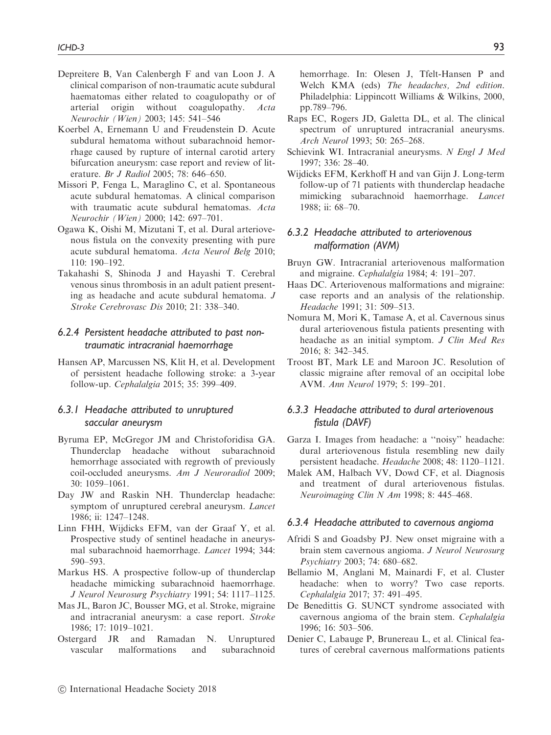Depreitere B, Van Calenbergh F and van Loon J. A clinical comparison of non-traumatic acute subdural haematomas either related to coagulopathy or of arterial origin without coagulopathy. *Acta Neurochir (Wien)* 2003; 145: 541–546

Koerbel A, Ernemann U and Freudenstein D. Acute subdural hematoma without subarachnoid hemorrhage caused by rupture of internal carotid artery bifurcation aneurysm: case report and review of literature. *Br J Radiol* 2005; 78: 646–650.

Missori P, Fenga L, Maraglino C, et al. Spontaneous acute subdural hematomas. A clinical comparison with traumatic acute subdural hematomas. *Acta Neurochir (Wien)* 2000; 142: 697–701.

Ogawa K, Oishi M, Mizutani T, et al. Dural arteriovenous fistula on the convexity presenting with pure acute subdural hematoma. *Acta Neurol Belg* 2010; 110: 190–192.

Takahashi S, Shinoda J and Hayashi T. Cerebral venous sinus thrombosis in an adult patient presenting as headache and acute subdural hematoma. *J Stroke Cerebrovasc Dis* 2010; 21: 338–340.

### *6.2.4 Persistent headache attributed to past non-traumatic intracranial haemorrhage*

Hansen AP, Marcussen NS, Klit H, et al. Development of persistent headache following stroke: a 3-year follow-up. *Cephalalgia* 2015; 35: 399–409.

### *6.3.1 Headache attributed to unruptured saccular aneurysm*

Byruma EP, McGregor JM and Christoforidisa GA. Thunderclap headache without subarachnoid hemorrhage associated with regrowth of previously coil-occluded aneurysms. *Am J Neuroradiol* 2009; 30: 1059–1061.

Day JW and Raskin NH. Thunderclap headache: symptom of unruptured cerebral aneurysm. *Lancet* 1986; ii: 1247–1248.

Linn FHH, Wijdicks EFM, van der Graaf Y, et al. Prospective study of sentinel headache in aneurysmal subarachnoid haemorrhage. *Lancet* 1994; 344: 590–593.

Markus HS. A prospective follow-up of thunderclap headache mimicking subarachnoid haemorrhage. *J Neurol Neurosurg Psychiatry* 1991; 54: 1117–1125.

Mas JL, Baron JC, Bousser MG, et al. Stroke, migraine and intracranial aneurysm: a case report. *Stroke* 1986; 17: 1019–1021.

Ostergard JR and Ramadan N. Unruptured vascular malformations and subarachnoid hemorrhage. In: Olesen J, Tfelt-Hansen P and Welch KMA (eds) *The headaches, 2nd edition*. Philadelphia: Lippincott Williams & Wilkins, 2000, pp.789–796.

Raps EC, Rogers JD, Galetta DL, et al. The clinical spectrum of unruptured intracranial aneurysms. *Arch Neurol* 1993; 50: 265–268.

Schievink WI. Intracranial aneurysms. *N Engl J Med* 1997; 336: 28–40.

Wijdicks EFM, Kerkhoff H and van Gijn J. Long-term follow-up of 71 patients with thunderclap headache mimicking subarachnoid haemorrhage. *Lancet* 1988; ii: 68–70.

### *6.3.2 Headache attributed to arteriovenous malformation (AVM)*

Bruyn GW. Intracranial arteriovenous malformation and migraine. *Cephalalgia* 1984; 4: 191–207.

Haas DC. Arteriovenous malformations and migraine: case reports and an analysis of the relationship. *Headache* 1991; 31: 509–513.

Nomura M, Mori K, Tamase A, et al. Cavernous sinus dural arteriovenous fistula patients presenting with headache as an initial symptom. *J Clin Med Res* 2016; 8: 342–345.

Troost BT, Mark LE and Maroon JC. Resolution of classic migraine after removal of an occipital lobe AVM. *Ann Neurol* 1979; 5: 199–201.

### *6.3.3 Headache attributed to dural arteriovenous fistula (DAVF)*

Garza I. Images from headache: a ''noisy'' headache: dural arteriovenous fistula resembling new daily persistent headache. *Headache* 2008; 48: 1120–1121.

Malek AM, Halbach VV, Dowd CF, et al. Diagnosis and treatment of dural arteriovenous fistulas. *Neuroimaging Clin N Am* 1998; 8: 445–468.

### *6.3.4 Headache attributed to cavernous angioma*

Afridi S and Goadsby PJ. New onset migraine with a brain stem cavernous angioma. *J Neurol Neurosurg Psychiatry* 2003; 74: 680–682.

Bellamio M, Anglani M, Mainardi F, et al. Cluster headache: when to worry? Two case reports. *Cephalalgia* 2017; 37: 491–495.

De Benedittis G. SUNCT syndrome associated with cavernous angioma of the brain stem. *Cephalalgia* 1996; 16: 503–506.

Denier C, Labauge P, Brunereau L, et al. Clinical features of cerebral cavernous malformations patients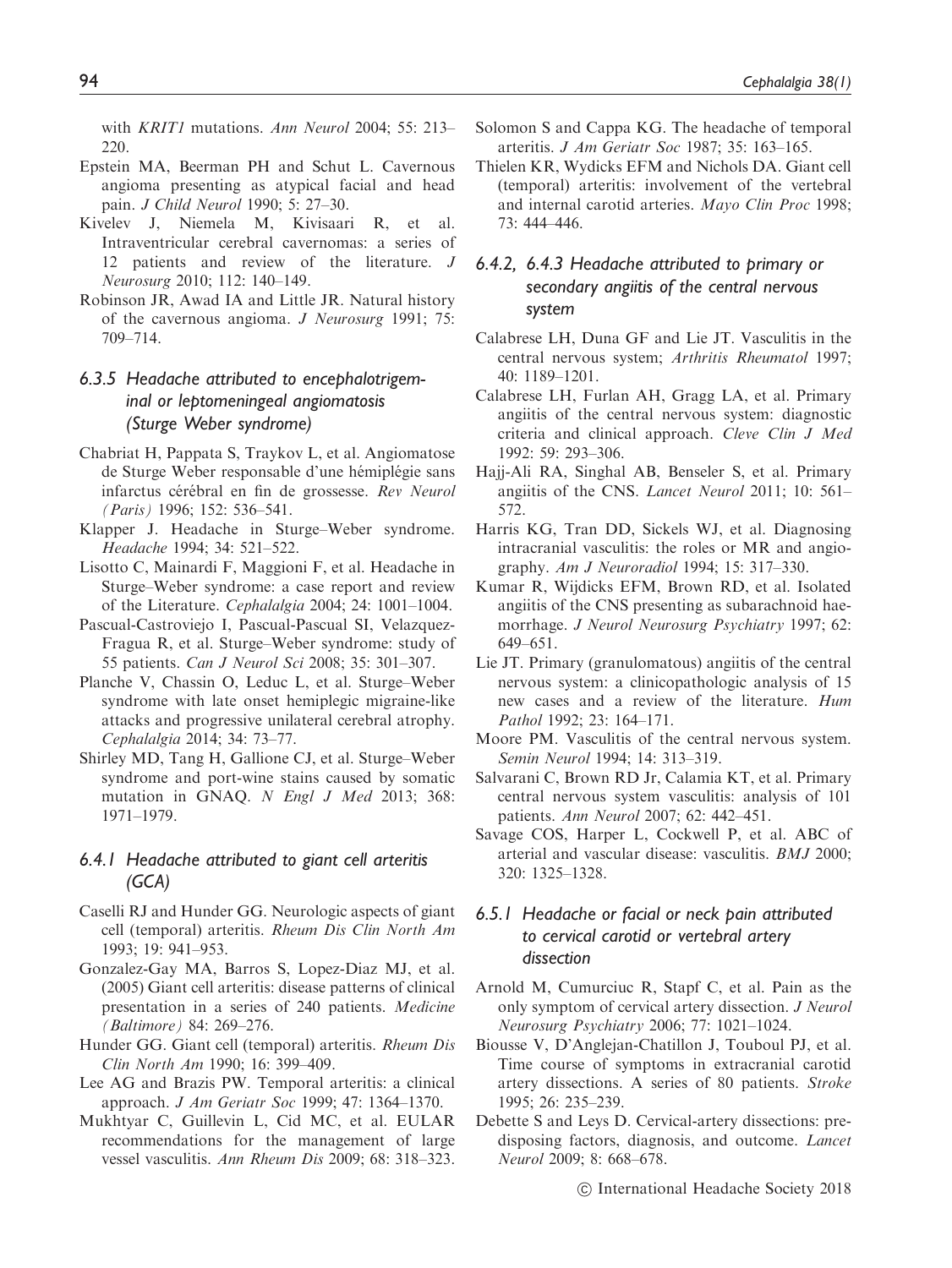with *KRIT1* mutations. *Ann Neurol* 2004; 55: 213–220.

Epstein MA, Beerman PH and Schut L. Cavernous angioma presenting as atypical facial and head pain. *J Child Neurol* 1990; 5: 27–30.

Kivelev J, Niemela M, Kivisaari R, et al. Intraventricular cerebral cavernomas: a series of 12 patients and review of the literature. *J Neurosurg* 2010; 112: 140–149.

Robinson JR, Awad IA and Little JR. Natural history of the cavernous angioma. *J Neurosurg* 1991; 75: 709–714.

### 6.3.5 Headache attributed to encephalotrigeminal or leptomeningeal angiomatosis (Sturge Weber syndrome)

Chabriat H, Pappata S, Traykov L, et al. Angiomatose de Sturge Weber responsable d'une hémiplégie sans infarctus cérébral en fin de grossesse. *Rev Neurol (Paris)* 1996; 152: 536–541.

Klapper J. Headache in Sturge–Weber syndrome. *Headache* 1994; 34: 521–522.

Lisotto C, Mainardi F, Maggioni F, et al. Headache in Sturge–Weber syndrome: a case report and review of the Literature. *Cephalalgia* 2004; 24: 1001–1004.

Pascual-Castroviejo I, Pascual-Pascual SI, Velazquez-Fragua R, et al. Sturge–Weber syndrome: study of 55 patients. *Can J Neurol Sci* 2008; 35: 301–307.

Planche V, Chassin O, Leduc L, et al. Sturge–Weber syndrome with late onset hemiplegic migraine-like attacks and progressive unilateral cerebral atrophy. *Cephalalgia* 2014; 34: 73–77.

Shirley MD, Tang H, Gallione CJ, et al. Sturge–Weber syndrome and port-wine stains caused by somatic mutation in GNAQ. *N Engl J Med* 2013; 368: 1971–1979.

### 6.4.1 Headache attributed to giant cell arteritis (GCA)

Caselli RJ and Hunder GG. Neurologic aspects of giant cell (temporal) arteritis. *Rheum Dis Clin North Am* 1993; 19: 941–953.

Gonzalez-Gay MA, Barros S, Lopez-Diaz MJ, et al. (2005) Giant cell arteritis: disease patterns of clinical presentation in a series of 240 patients. *Medicine (Baltimore)* 84: 269–276.

Hunder GG. Giant cell (temporal) arteritis. *Rheum Dis Clin North Am* 1990; 16: 399–409.

Lee AG and Brazis PW. Temporal arteritis: a clinical approach. *J Am Geriatr Soc* 1999; 47: 1364–1370.

Mukhtyar C, Guillevin L, Cid MC, et al. EULAR recommendations for the management of large vessel vasculitis. *Ann Rheum Dis* 2009; 68: 318–323.

Solomon S and Cappa KG. The headache of temporal arteritis. *J Am Geriatr Soc* 1987; 35: 163–165.

Thielen KR, Wydicks EFM and Nichols DA. Giant cell (temporal) arteritis: involvement of the vertebral and internal carotid arteries. *Mayo Clin Proc* 1998; 73: 444–446.

### 6.4.2, 6.4.3 Headache attributed to primary or secondary angiitis of the central nervous system

Calabrese LH, Duna GF and Lie JT. Vasculitis in the central nervous system; *Arthritis Rheumatol* 1997; 40: 1189–1201.

Calabrese LH, Furlan AH, Gragg LA, et al. Primary angiitis of the central nervous system: diagnostic criteria and clinical approach. *Cleve Clin J Med* 1992: 59: 293–306.

Hajj-Ali RA, Singhal AB, Benseler S, et al. Primary angiitis of the CNS. *Lancet Neurol* 2011; 10: 561–572.

Harris KG, Tran DD, Sickels WJ, et al. Diagnosing intracranial vasculitis: the roles or MR and angiography. *Am J Neuroradiol* 1994; 15: 317–330.

Kumar R, Wijdicks EFM, Brown RD, et al. Isolated angiitis of the CNS presenting as subarachnoid haemorrhage. *J Neurol Neurosurg Psychiatry* 1997; 62: 649–651.

Lie JT. Primary (granulomatous) angiitis of the central nervous system: a clinicopathologic analysis of 15 new cases and a review of the literature. *Hum Pathol* 1992; 23: 164–171.

Moore PM. Vasculitis of the central nervous system. *Semin Neurol* 1994; 14: 313–319.

Salvarani C, Brown RD Jr, Calamia KT, et al. Primary central nervous system vasculitis: analysis of 101 patients. *Ann Neurol* 2007; 62: 442–451.

Savage COS, Harper L, Cockwell P, et al. ABC of arterial and vascular disease: vasculitis. *BMJ* 2000; 320: 1325–1328.

### 6.5.1 Headache or facial or neck pain attributed to cervical carotid or vertebral artery dissection

Arnold M, Cumurciuc R, Stapf C, et al. Pain as the only symptom of cervical artery dissection. *J Neurol Neurosurg Psychiatry* 2006; 77: 1021–1024.

Biousse V, D'Anglejan-Chatillon J, Touboul PJ, et al. Time course of symptoms in extracranial carotid artery dissections. A series of 80 patients. *Stroke* 1995; 26: 235–239.

Debette S and Leys D. Cervical-artery dissections: predisposing factors, diagnosis, and outcome. *Lancet Neurol* 2009; 8: 668–678.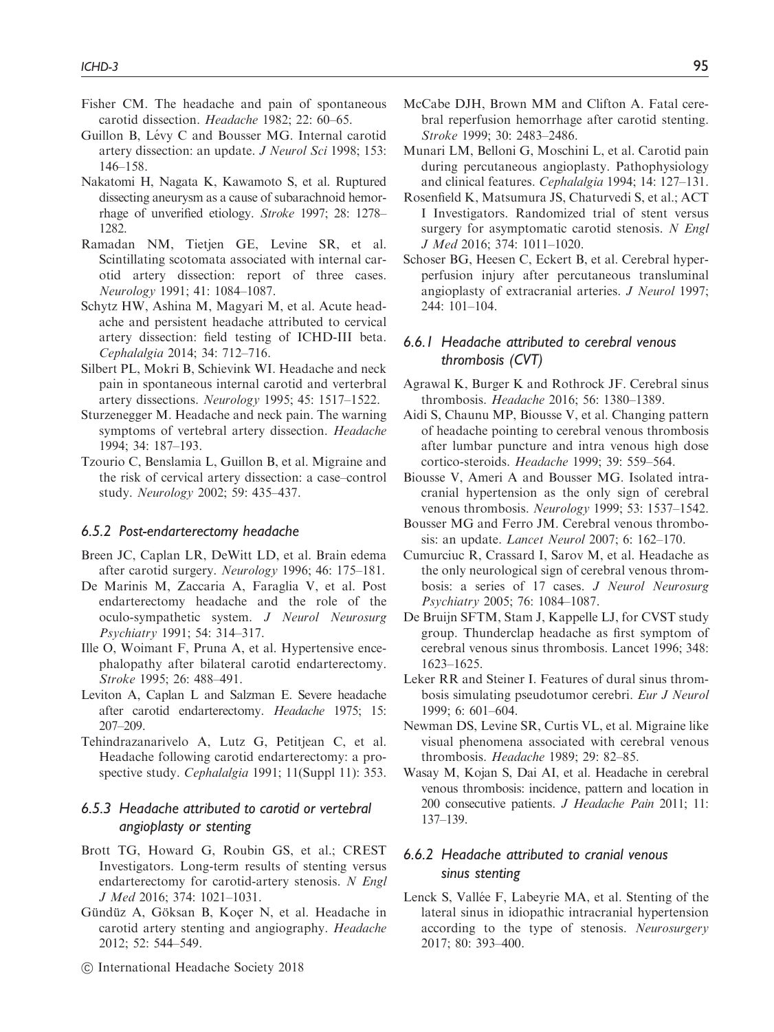Fisher CM. The headache and pain of spontaneous carotid dissection. *Headache* 1982; 22: 60–65.

Guillon B, Lévy C and Bousser MG. Internal carotid artery dissection: an update. *J Neurol Sci* 1998; 153: 146–158.

Nakatomi H, Nagata K, Kawamoto S, et al. Ruptured dissecting aneurysm as a cause of subarachnoid hemorrhage of unverified etiology. *Stroke* 1997; 28: 1278–1282.

Ramadan NM, Tietjen GE, Levine SR, et al. Scintillating scotomata associated with internal carotid artery dissection: report of three cases. *Neurology* 1991; 41: 1084–1087.

Schytz HW, Ashina M, Magyari M, et al. Acute headache and persistent headache attributed to cervical artery dissection: field testing of ICHD-III beta. *Cephalalgia* 2014; 34: 712–716.

Silbert PL, Mokri B, Schievink WI. Headache and neck pain in spontaneous internal carotid and verterbral artery dissections. *Neurology* 1995; 45: 1517–1522.

Sturzenegger M. Headache and neck pain. The warning symptoms of vertebral artery dissection. *Headache* 1994; 34: 187–193.

Tzourio C, Benslamia L, Guillon B, et al. Migraine and the risk of cervical artery dissection: a case–control study. *Neurology* 2002; 59: 435–437.

### *6.5.2 Post-endarterectomy headache*

Breen JC, Caplan LR, DeWitt LD, et al. Brain edema after carotid surgery. *Neurology* 1996; 46: 175–181.

De Marinis M, Zaccaria A, Faraglia V, et al. Post endarterectomy headache and the role of the oculo-sympathetic system. *J Neurol Neurosurg Psychiatry* 1991; 54: 314–317.

Ille O, Woimant F, Pruna A, et al. Hypertensive encephalopathy after bilateral carotid endarterectomy. *Stroke* 1995; 26: 488–491.

Leviton A, Caplan L and Salzman E. Severe headache after carotid endarterectomy. *Headache* 1975; 15: 207–209.

Tehindrazanarivelo A, Lutz G, Petitjean C, et al. Headache following carotid endarterectomy: a prospective study. *Cephalalgia* 1991; 11(Suppl 11): 353.

### *6.5.3 Headache attributed to carotid or vertebral angioplasty or stenting*

Brott TG, Howard G, Roubin GS, et al.; CREST Investigators. Long-term results of stenting versus endarterectomy for carotid-artery stenosis. *N Engl J Med* 2016; 374: 1021–1031.

Gündüz A, Göksan B, Koçer N, et al. Headache in carotid artery stenting and angiography. *Headache* 2012; 52: 544–549.

McCabe DJH, Brown MM and Clifton A. Fatal cerebral reperfusion hemorrhage after carotid stenting. *Stroke* 1999; 30: 2483–2486.

Munari LM, Belloni G, Moschini L, et al. Carotid pain during percutaneous angioplasty. Pathophysiology and clinical features. *Cephalalgia* 1994; 14: 127–131.

Rosenfield K, Matsumura JS, Chaturvedi S, et al.; ACT I Investigators. Randomized trial of stent versus surgery for asymptomatic carotid stenosis. *N Engl J Med* 2016; 374: 1011–1020.

Schoser BG, Heesen C, Eckert B, et al. Cerebral hyperperfusion injury after percutaneous transluminal angioplasty of extracranial arteries. *J Neurol* 1997; 244: 101–104.

### *6.6.1 Headache attributed to cerebral venous thrombosis (CVT)*

Agrawal K, Burger K and Rothrock JF. Cerebral sinus thrombosis. *Headache* 2016; 56: 1380–1389.

Aidi S, Chaunu MP, Biousse V, et al. Changing pattern of headache pointing to cerebral venous thrombosis after lumbar puncture and intra venous high dose cortico-steroids. *Headache* 1999; 39: 559–564.

Biousse V, Ameri A and Bousser MG. Isolated intracranial hypertension as the only sign of cerebral venous thrombosis. *Neurology* 1999; 53: 1537–1542.

Bousser MG and Ferro JM. Cerebral venous thrombosis: an update. *Lancet Neurol* 2007; 6: 162–170.

Cumurciuc R, Crassard I, Sarov M, et al. Headache as the only neurological sign of cerebral venous thrombosis: a series of 17 cases. *J Neurol Neurosurg Psychiatry* 2005; 76: 1084–1087.

De Bruijn SFTM, Stam J, Kappelle LJ, for CVST study group. Thunderclap headache as first symptom of cerebral venous sinus thrombosis. Lancet 1996; 348: 1623–1625.

Leker RR and Steiner I. Features of dural sinus thrombosis simulating pseudotumor cerebri. *Eur J Neurol* 1999; 6: 601–604.

Newman DS, Levine SR, Curtis VL, et al. Migraine like visual phenomena associated with cerebral venous thrombosis. *Headache* 1989; 29: 82–85.

Wasay M, Kojan S, Dai AI, et al. Headache in cerebral venous thrombosis: incidence, pattern and location in 200 consecutive patients. *J Headache Pain* 2011; 11: 137–139.

### *6.6.2 Headache attributed to cranial venous sinus stenting*

Lenck S, Vallée F, Labeyrie MA, et al. Stenting of the lateral sinus in idiopathic intracranial hypertension according to the type of stenosis. *Neurosurgery* 2017; 80: 393–400.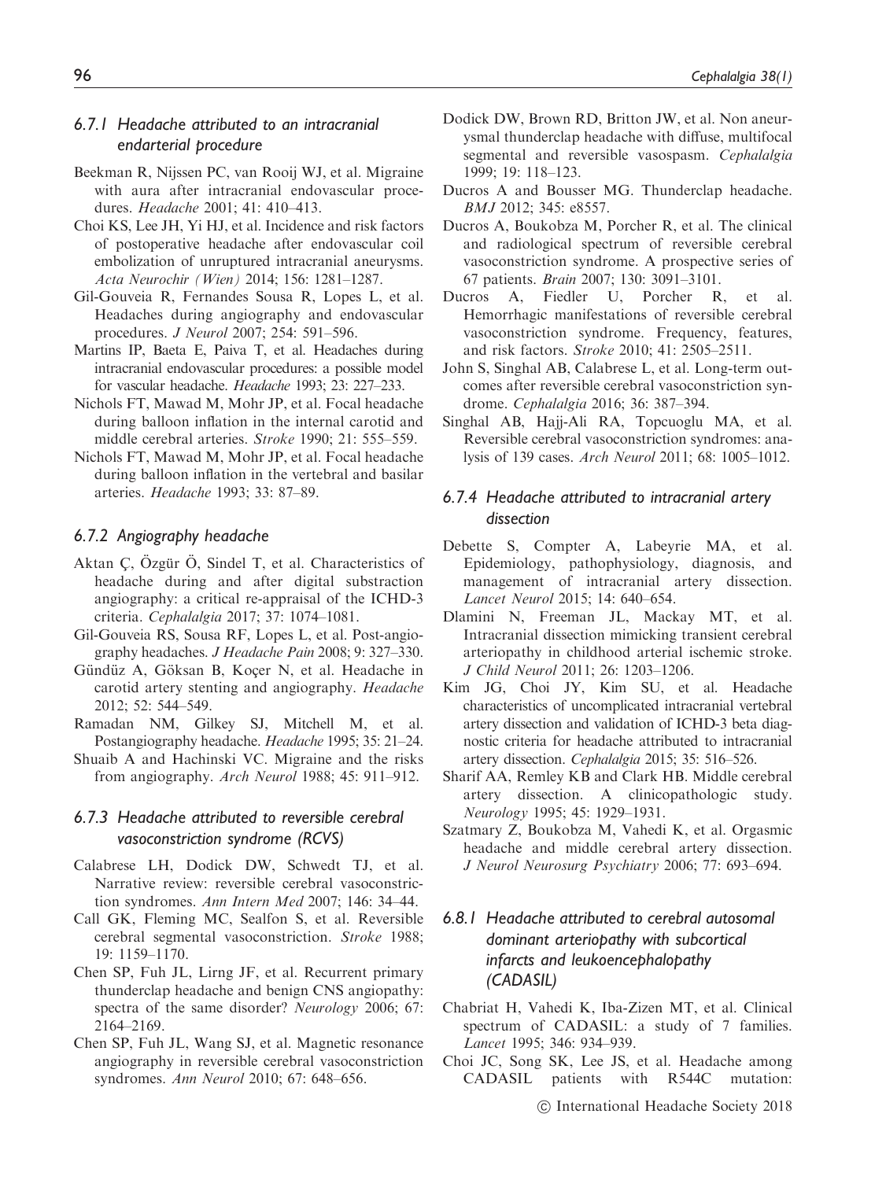### 6.7.1 Headache attributed to an intracranial endarterial procedure

Beekman R, Nijssen PC, van Rooij WJ, et al. Migraine with aura after intracranial endovascular procedures. *Headache* 2001; 41: 410–413.

Choi KS, Lee JH, Yi HJ, et al. Incidence and risk factors of postoperative headache after endovascular coil embolization of unruptured intracranial aneurysms. *Acta Neurochir (Wien)* 2014; 156: 1281–1287.

Gil-Gouveia R, Fernandes Sousa R, Lopes L, et al. Headaches during angiography and endovascular procedures. *J Neurol* 2007; 254: 591–596.

Martins IP, Baeta E, Paiva T, et al. Headaches during intracranial endovascular procedures: a possible model for vascular headache. *Headache* 1993; 23: 227–233.

Nichols FT, Mawad M, Mohr JP, et al. Focal headache during balloon inflation in the internal carotid and middle cerebral arteries. *Stroke* 1990; 21: 555–559.

Nichols FT, Mawad M, Mohr JP, et al. Focal headache during balloon inflation in the vertebral and basilar arteries. *Headache* 1993; 33: 87–89.

### 6.7.2 Angiography headache

Aktan Ç, Özgür Ö, Sindel T, et al. Characteristics of headache during and after digital substraction angiography: a critical re-appraisal of the ICHD-3 criteria. *Cephalalgia* 2017; 37: 1074–1081.

Gil-Gouveia RS, Sousa RF, Lopes L, et al. Post-angiography headaches. *J Headache Pain* 2008; 9: 327–330.

Gündüz A, Göksan B, Koçer N, et al. Headache in carotid artery stenting and angiography. *Headache* 2012; 52: 544–549.

Ramadan NM, Gilkey SJ, Mitchell M, et al. Postangiography headache. *Headache* 1995; 35: 21–24.

Shuaib A and Hachinski VC. Migraine and the risks from angiography. *Arch Neurol* 1988; 45: 911–912.

### 6.7.3 Headache attributed to reversible cerebral vasoconstriction syndrome (RCVS)

Calabrese LH, Dodick DW, Schwedt TJ, et al. Narrative review: reversible cerebral vasoconstriction syndromes. *Ann Intern Med* 2007; 146: 34–44.

Call GK, Fleming MC, Sealfon S, et al. Reversible cerebral segmental vasoconstriction. *Stroke* 1988; 19: 1159–1170.

Chen SP, Fuh JL, Lirng JF, et al. Recurrent primary thunderclap headache and benign CNS angiopathy: spectra of the same disorder? *Neurology* 2006; 67: 2164–2169.

Chen SP, Fuh JL, Wang SJ, et al. Magnetic resonance angiography in reversible cerebral vasoconstriction syndromes. *Ann Neurol* 2010; 67: 648–656.

Dodick DW, Brown RD, Britton JW, et al. Non aneurysmal thunderclap headache with diffuse, multifocal segmental and reversible vasospasm. *Cephalalgia* 1999; 19: 118–123.

Ducros A and Bousser MG. Thunderclap headache. *BMJ* 2012; 345: e8557.

Ducros A, Boukobza M, Porcher R, et al. The clinical and radiological spectrum of reversible cerebral vasoconstriction syndrome. A prospective series of 67 patients. *Brain* 2007; 130: 3091–3101.

Ducros A, Fiedler U, Porcher R, et al. Hemorrhagic manifestations of reversible cerebral vasoconstriction syndrome. Frequency, features, and risk factors. *Stroke* 2010; 41: 2505–2511.

John S, Singhal AB, Calabrese L, et al. Long-term outcomes after reversible cerebral vasoconstriction syndrome. *Cephalalgia* 2016; 36: 387–394.

Singhal AB, Hajj-Ali RA, Topcuoglu MA, et al. Reversible cerebral vasoconstriction syndromes: analysis of 139 cases. *Arch Neurol* 2011; 68: 1005–1012.

### 6.7.4 Headache attributed to intracranial artery dissection

Debette S, Compter A, Labeyrie MA, et al. Epidemiology, pathophysiology, diagnosis, and management of intracranial artery dissection. *Lancet Neurol* 2015; 14: 640–654.

Dlamini N, Freeman JL, Mackay MT, et al. Intracranial dissection mimicking transient cerebral arteriopathy in childhood arterial ischemic stroke. *J Child Neurol* 2011; 26: 1203–1206.

Kim JG, Choi JY, Kim SU, et al. Headache characteristics of uncomplicated intracranial vertebral artery dissection and validation of ICHD-3 beta diagnostic criteria for headache attributed to intracranial artery dissection. *Cephalalgia* 2015; 35: 516–526.

Sharif AA, Remley KB and Clark HB. Middle cerebral artery dissection. A clinicopathologic study. *Neurology* 1995; 45: 1929–1931.

Szatmary Z, Boukobza M, Vahedi K, et al. Orgasmic headache and middle cerebral artery dissection. *J Neurol Neurosurg Psychiatry* 2006; 77: 693–694.

### 6.8.1 Headache attributed to cerebral autosomal dominant arteriopathy with subcortical infarcts and leukoencephalopathy (CADASIL)

Chabriat H, Vahedi K, Iba-Zizen MT, et al. Clinical spectrum of CADASIL: a study of 7 families. *Lancet* 1995; 346: 934–939.

Choi JC, Song SK, Lee JS, et al. Headache among CADASIL patients with R544C mutation: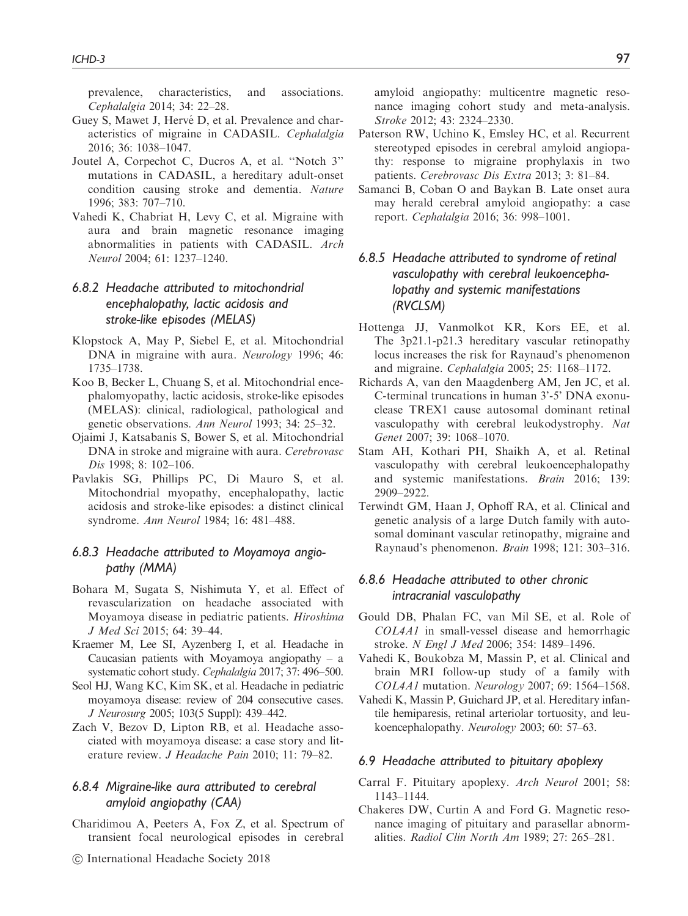prevalence, characteristics, and associations. *Cephalalgia* 2014; 34: 22–28.

Guey S, Mawet J, Hervé D, et al. Prevalence and characteristics of migraine in CADASIL. *Cephalalgia* 2016; 36: 1038–1047.

Joutel A, Corpechot C, Ducros A, et al. "Notch 3" mutations in CADASIL, a hereditary adult-onset condition causing stroke and dementia. *Nature* 1996; 383: 707–710.

Vahedi K, Chabriat H, Levy C, et al. Migraine with aura and brain magnetic resonance imaging abnormalities in patients with CADASIL. *Arch Neurol* 2004; 61: 1237–1240.

### 6.8.2 Headache attributed to mitochondrial encephalopathy, lactic acidosis and stroke-like episodes (MELAS)

Klopstock A, May P, Siebel E, et al. Mitochondrial DNA in migraine with aura. *Neurology* 1996; 46: 1735–1738.

Koo B, Becker L, Chuang S, et al. Mitochondrial encephalomyopathy, lactic acidosis, stroke-like episodes (MELAS): clinical, radiological, pathological and genetic observations. *Ann Neurol* 1993; 34: 25–32.

Ojaimi J, Katsabanis S, Bower S, et al. Mitochondrial DNA in stroke and migraine with aura. *Cerebrovasc Dis* 1998; 8: 102–106.

Pavlakis SG, Phillips PC, Di Mauro S, et al. Mitochondrial myopathy, encephalopathy, lactic acidosis and stroke-like episodes: a distinct clinical syndrome. *Ann Neurol* 1984; 16: 481–488.

### 6.8.3 Headache attributed to Moyamoya angiopathy (MMA)

Bohara M, Sugata S, Nishimuta Y, et al. Effect of revascularization on headache associated with Moyamoya disease in pediatric patients. *Hiroshima J Med Sci* 2015; 64: 39–44.

Kraemer M, Lee SI, Ayzenberg I, et al. Headache in Caucasian patients with Moyamoya angiopathy – a systematic cohort study. *Cephalalgia* 2017; 37: 496–500.

Seol HJ, Wang KC, Kim SK, et al. Headache in pediatric moyamoya disease: review of 204 consecutive cases. *J Neurosurg* 2005; 103(5 Suppl): 439–442.

Zach V, Bezov D, Lipton RB, et al. Headache associated with moyamoya disease: a case story and literature review. *J Headache Pain* 2010; 11: 79–82.

### 6.8.4 Migraine-like aura attributed to cerebral amyloid angiopathy (CAA)

Charidimou A, Peeters A, Fox Z, et al. Spectrum of transient focal neurological episodes in cerebral amyloid angiopathy: multicentre magnetic resonance imaging cohort study and meta-analysis. *Stroke* 2012; 43: 2324–2330.

Paterson RW, Uchino K, Emsley HC, et al. Recurrent stereotyped episodes in cerebral amyloid angiopathy: response to migraine prophylaxis in two patients. *Cerebrovasc Dis Extra* 2013; 3: 81–84.

Samanci B, Coban O and Baykan B. Late onset aura may herald cerebral amyloid angiopathy: a case report. *Cephalalgia* 2016; 36: 998–1001.

### 6.8.5 Headache attributed to syndrome of retinal vasculopathy with cerebral leukoencephalopathy and systemic manifestations (RVCLSM)

Hottenga JJ, Vanmolkot KR, Kors EE, et al. The 3p21.1-p21.3 hereditary vascular retinopathy locus increases the risk for Raynaud's phenomenon and migraine. *Cephalalgia* 2005; 25: 1168–1172.

Richards A, van den Maagdenberg AM, Jen JC, et al. C-terminal truncations in human 3'-5' DNA exonuclease TREX1 cause autosomal dominant retinal vasculopathy with cerebral leukodystrophy. *Nat Genet* 2007; 39: 1068–1070.

Stam AH, Kothari PH, Shaikh A, et al. Retinal vasculopathy with cerebral leukoencephalopathy and systemic manifestations. *Brain* 2016; 139: 2909–2922.

Terwindt GM, Haan J, Ophoff RA, et al. Clinical and genetic analysis of a large Dutch family with autosomal dominant vascular retinopathy, migraine and Raynaud's phenomenon. *Brain* 1998; 121: 303–316.

### 6.8.6 Headache attributed to other chronic intracranial vasculopathy

Gould DB, Phalan FC, van Mil SE, et al. Role of *COL4A1* in small-vessel disease and hemorrhagic stroke. *N Engl J Med* 2006; 354: 1489–1496.

Vahedi K, Boukobza M, Massin P, et al. Clinical and brain MRI follow-up study of a family with *COL4A1* mutation. *Neurology* 2007; 69: 1564–1568.

Vahedi K, Massin P, Guichard JP, et al. Hereditary infantile hemiparesis, retinal arteriolar tortuosity, and leukoencephalopathy. *Neurology* 2003; 60: 57–63.

### 6.9 Headache attributed to pituitary apoplexy

Carral F. Pituitary apoplexy. *Arch Neurol* 2001; 58: 1143–1144.

Chakeres DW, Curtin A and Ford G. Magnetic resonance imaging of pituitary and parasellar abnormalities. *Radiol Clin North Am* 1989; 27: 265–281.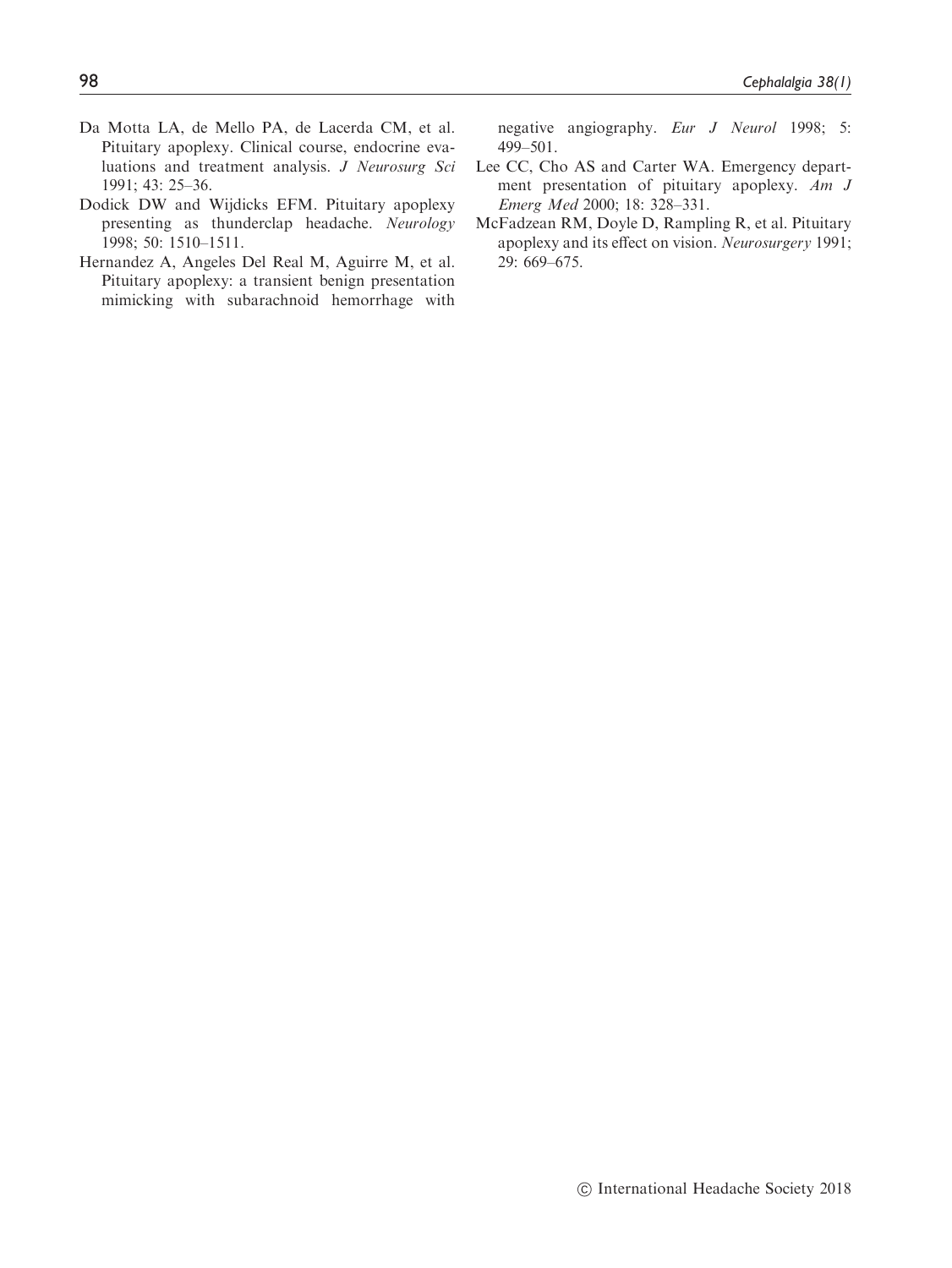Da Motta LA, de Mello PA, de Lacerda CM, et al. Pituitary apoplexy. Clinical course, endocrine evaluations and treatment analysis. *J Neurosurg Sci* 1991; 43: 25–36.

Dodick DW and Wijdicks EFM. Pituitary apoplexy presenting as thunderclap headache. *Neurology* 1998; 50: 1510–1511.

Hernandez A, Angeles Del Real M, Aguirre M, et al. Pituitary apoplexy: a transient benign presentation mimicking with subarachnoid hemorrhage with negative angiography. *Eur J Neurol* 1998; 5: 499–501.

Lee CC, Cho AS and Carter WA. Emergency department presentation of pituitary apoplexy. *Am J Emerg Med* 2000; 18: 328–331.

McFadzean RM, Doyle D, Rampling R, et al. Pituitary apoplexy and its effect on vision. *Neurosurgery* 1991; 29: 669–675.

© International Headache Society 2018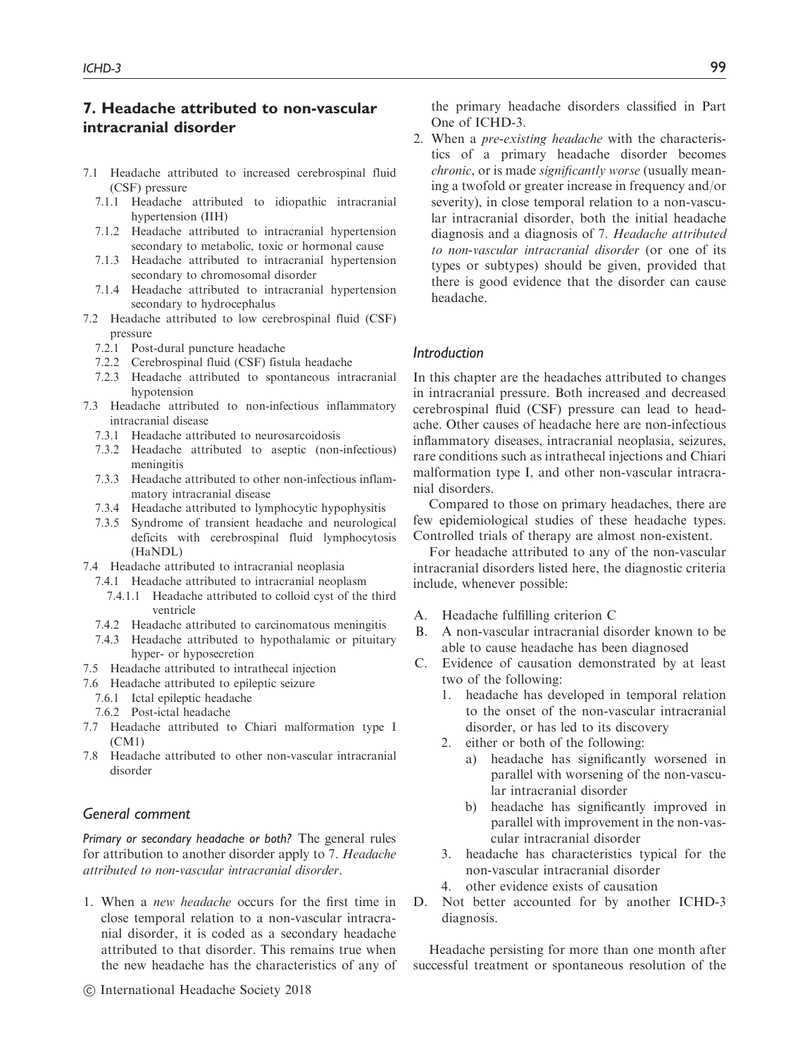## 7. Headache attributed to non-vascular intracranial disorder

- 7.1 Headache attributed to increased cerebrospinal fluid (CSF) pressure
  - 7.1.1 Headache attributed to idiopathic intracranial hypertension (IIH)
  - 7.1.2 Headache attributed to intracranial hypertension secondary to metabolic, toxic or hormonal cause
  - 7.1.3 Headache attributed to intracranial hypertension secondary to chromosomal disorder
  - 7.1.4 Headache attributed to intracranial hypertension secondary to hydrocephalus
- 7.2 Headache attributed to low cerebrospinal fluid (CSF) pressure
  - 7.2.1 Post-dural puncture headache
  - 7.2.2 Cerebrospinal fluid (CSF) fistula headache
  - 7.2.3 Headache attributed to spontaneous intracranial hypotension
- 7.3 Headache attributed to non-infectious inflammatory intracranial disease
  - 7.3.1 Headache attributed to neurosarcoidosis
  - 7.3.2 Headache attributed to aseptic (non-infectious) meningitis
  - 7.3.3 Headache attributed to other non-infectious inflammatory intracranial disease
  - 7.3.4 Headache attributed to lymphocytic hypophysitis
  - 7.3.5 Syndrome of transient headache and neurological deficits with cerebrospinal fluid lymphocytosis (HaNDL)
- 7.4 Headache attributed to intracranial neoplasia
  - 7.4.1 Headache attributed to intracranial neoplasm
    - 7.4.1.1 Headache attributed to colloid cyst of the third ventricle
  - 7.4.2 Headache attributed to carcinomatous meningitis
  - 7.4.3 Headache attributed to hypothalamic or pituitary hyper- or hyposecretion
- 7.5 Headache attributed to intrathecal injection
- 7.6 Headache attributed to epileptic seizure
  - 7.6.1 Ictal epileptic headache
  - 7.6.2 Post-ictal headache
- 7.7 Headache attributed to Chiari malformation type I (CM1)
- 7.8 Headache attributed to other non-vascular intracranial disorder

### General comment

*Primary or secondary headache or both?* The general rules for attribution to another disorder apply to 7. *Headache attributed to non-vascular intracranial disorder*.

1. When a *new headache* occurs for the first time in close temporal relation to a non-vascular intracranial disorder, it is coded as a secondary headache attributed to that disorder. This remains true when the new headache has the characteristics of any of the primary headache disorders classified in Part One of ICHD-3.
2. When a *pre-existing headache* with the characteristics of a primary headache disorder becomes *chronic*, or is made *significantly worse* (usually meaning a twofold or greater increase in frequency and/or severity), in close temporal relation to a non-vascular intracranial disorder, both the initial headache diagnosis and a diagnosis of 7. *Headache attributed to non-vascular intracranial disorder* (or one of its types or subtypes) should be given, provided that there is good evidence that the disorder can cause headache.

### Introduction

In this chapter are the headaches attributed to changes in intracranial pressure. Both increased and decreased cerebrospinal fluid (CSF) pressure can lead to headache. Other causes of headache here are non-infectious inflammatory diseases, intracranial neoplasia, seizures, rare conditions such as intrathecal injections and Chiari malformation type I, and other non-vascular intracranial disorders.

Compared to those on primary headaches, there are few epidemiological studies of these headache types. Controlled trials of therapy are almost non-existent.

For headache attributed to any of the non-vascular intracranial disorders listed here, the diagnostic criteria include, whenever possible:

A. Headache fulfilling criterion C
B. A non-vascular intracranial disorder known to be able to cause headache has been diagnosed
C. Evidence of causation demonstrated by at least two of the following:
   1. headache has developed in temporal relation to the onset of the non-vascular intracranial disorder, or has led to its discovery
   2. either or both of the following:
      a) headache has significantly worsened in parallel with worsening of the non-vascular intracranial disorder
      b) headache has significantly improved in parallel with improvement in the non-vascular intracranial disorder
   3. headache has characteristics typical for the non-vascular intracranial disorder
   4. other evidence exists of causation
D. Not better accounted for by another ICHD-3 diagnosis.

Headache persisting for more than one month after successful treatment or spontaneous resolution of the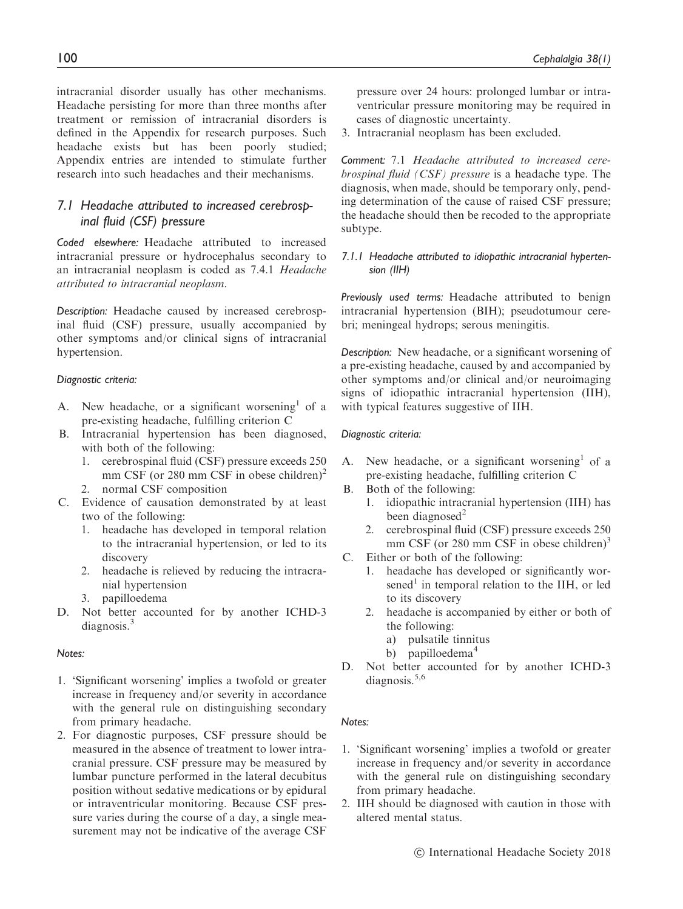intracranial disorder usually has other mechanisms. Headache persisting for more than three months after treatment or remission of intracranial disorders is defined in the Appendix for research purposes. Such headache exists but has been poorly studied; Appendix entries are intended to stimulate further research into such headaches and their mechanisms.

## 7.1 Headache attributed to increased cerebrospinal fluid (CSF) pressure

*Coded elsewhere:* Headache attributed to increased intracranial pressure or hydrocephalus secondary to an intracranial neoplasm is coded as 7.4.1 *Headache attributed to intracranial neoplasm*.

*Description:* Headache caused by increased cerebrospinal fluid (CSF) pressure, usually accompanied by other symptoms and/or clinical signs of intracranial hypertension.

*Diagnostic criteria:*

A. New headache, or a significant worsening[1] of a pre-existing headache, fulfilling criterion C
B. Intracranial hypertension has been diagnosed, with both of the following:
   1. cerebrospinal fluid (CSF) pressure exceeds 250 mm CSF (or 280 mm CSF in obese children)[2]
   2. normal CSF composition
C. Evidence of causation demonstrated by at least two of the following:
   1. headache has developed in temporal relation to the intracranial hypertension, or led to its discovery
   2. headache is relieved by reducing the intracranial hypertension
   3. papilloedema
D. Not better accounted for by another ICHD-3 diagnosis.[3]

*Notes:*

1. 'Significant worsening' implies a twofold or greater increase in frequency and/or severity in accordance with the general rule on distinguishing secondary from primary headache.
2. For diagnostic purposes, CSF pressure should be measured in the absence of treatment to lower intracranial pressure. CSF pressure may be measured by lumbar puncture performed in the lateral decubitus position without sedative medications or by epidural or intraventricular monitoring. Because CSF pressure varies during the course of a day, a single measurement may not be indicative of the average CSF pressure over 24 hours: prolonged lumbar or intraventricular pressure monitoring may be required in cases of diagnostic uncertainty.
3. Intracranial neoplasm has been excluded.

*Comment:* 7.1 *Headache attributed to increased cerebrospinal fluid (CSF) pressure* is a headache type. The diagnosis, when made, should be temporary only, pending determination of the cause of raised CSF pressure; the headache should then be recoded to the appropriate subtype.

### 7.1.1 Headache attributed to idiopathic intracranial hypertension (IIH)

*Previously used terms:* Headache attributed to benign intracranial hypertension (BIH); pseudotumour cerebri; meningeal hydrops; serous meningitis.

*Description:* New headache, or a significant worsening of a pre-existing headache, caused by and accompanied by other symptoms and/or clinical and/or neuroimaging signs of idiopathic intracranial hypertension (IIH), with typical features suggestive of IIH.

*Diagnostic criteria:*

A. New headache, or a significant worsening[1] of a pre-existing headache, fulfilling criterion C
B. Both of the following:
   1. idiopathic intracranial hypertension (IIH) has been diagnosed[2]
   2. cerebrospinal fluid (CSF) pressure exceeds 250 mm CSF (or 280 mm CSF in obese children)[3]
C. Either or both of the following:
   1. headache has developed or significantly worsened[1] in temporal relation to the IIH, or led to its discovery
   2. headache is accompanied by either or both of the following:
      a) pulsatile tinnitus
      b) papilloedema[4]
D. Not better accounted for by another ICHD-3 diagnosis.[5,6]

*Notes:*

1. 'Significant worsening' implies a twofold or greater increase in frequency and/or severity in accordance with the general rule on distinguishing secondary from primary headache.
2. IIH should be diagnosed with caution in those with altered mental status.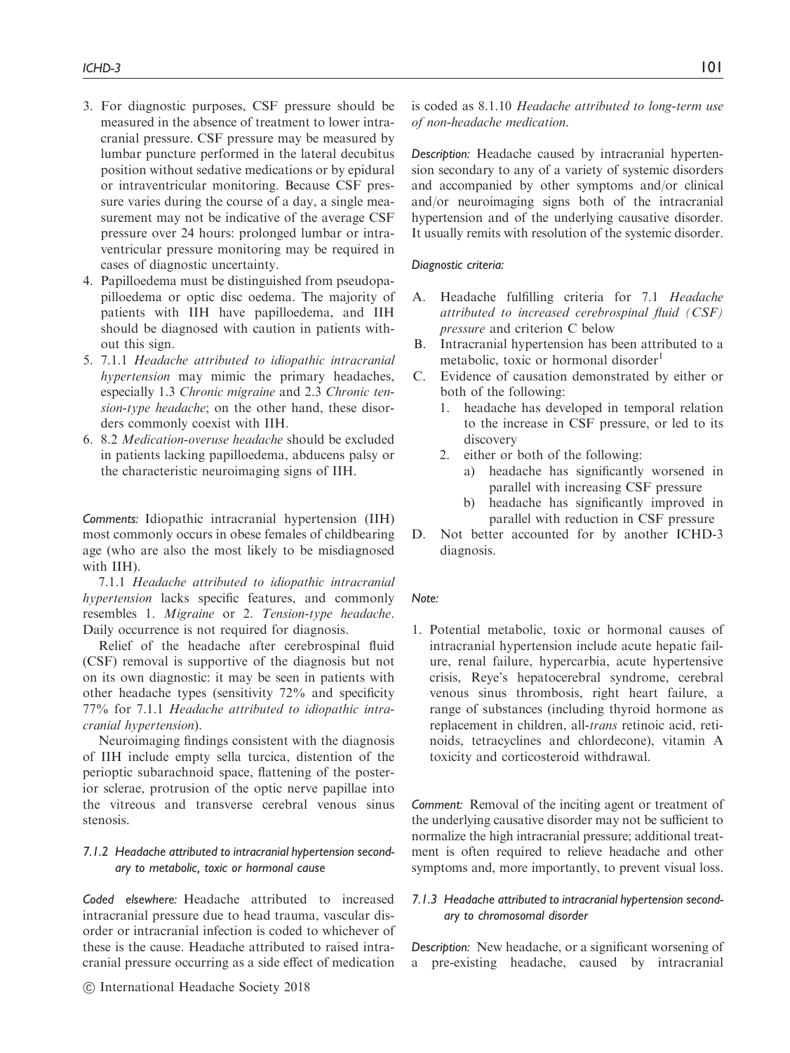3. For diagnostic purposes, CSF pressure should be measured in the absence of treatment to lower intracranial pressure. CSF pressure may be measured by lumbar puncture performed in the lateral decubitus position without sedative medications or by epidural or intraventricular monitoring. Because CSF pressure varies during the course of a day, a single measurement may not be indicative of the average CSF pressure over 24 hours: prolonged lumbar or intraventricular pressure monitoring may be required in cases of diagnostic uncertainty.
4. Papilloedema must be distinguished from pseudopapilloedema or optic disc oedema. The majority of patients with IIH have papilloedema, and IIH should be diagnosed with caution in patients without this sign.
5. 7.1.1 *Headache attributed to idiopathic intracranial hypertension* may mimic the primary headaches, especially 1.3 *Chronic migraine* and 2.3 *Chronic tension-type headache*; on the other hand, these disorders commonly coexist with IIH.
6. 8.2 *Medication-overuse headache* should be excluded in patients lacking papilloedema, abducens palsy or the characteristic neuroimaging signs of IIH.

*Comments:* Idiopathic intracranial hypertension (IIH) most commonly occurs in obese females of childbearing age (who are also the most likely to be misdiagnosed with IIH).

7.1.1 *Headache attributed to idiopathic intracranial hypertension* lacks specific features, and commonly resembles 1. *Migraine* or 2. *Tension-type headache*. Daily occurrence is not required for diagnosis.

Relief of the headache after cerebrospinal fluid (CSF) removal is supportive of the diagnosis but not on its own diagnostic: it may be seen in patients with other headache types (sensitivity 72% and specificity 77% for 7.1.1 *Headache attributed to idiopathic intracranial hypertension*).

Neuroimaging findings consistent with the diagnosis of IIH include empty sella turcica, distention of the perioptic subarachnoid space, flattening of the posterior sclerae, protrusion of the optic nerve papillae into the vitreous and transverse cerebral venous sinus stenosis.

### *7.1.2 Headache attributed to intracranial hypertension secondary to metabolic, toxic or hormonal cause*

*Coded elsewhere:* Headache attributed to increased intracranial pressure due to head trauma, vascular disorder or intracranial infection is coded to whichever of these is the cause. Headache attributed to raised intracranial pressure occurring as a side effect of medication is coded as 8.1.10 *Headache attributed to long-term use of non-headache medication*.

*Description:* Headache caused by intracranial hypertension secondary to any of a variety of systemic disorders and accompanied by other symptoms and/or clinical and/or neuroimaging signs both of the intracranial hypertension and of the underlying causative disorder. It usually remits with resolution of the systemic disorder.

*Diagnostic criteria:*

A. Headache fulfilling criteria for 7.1 *Headache attributed to increased cerebrospinal fluid (CSF) pressure* and criterion C below
B. Intracranial hypertension has been attributed to a metabolic, toxic or hormonal disorder[1]
C. Evidence of causation demonstrated by either or both of the following:
   1. headache has developed in temporal relation to the increase in CSF pressure, or led to its discovery
   2. either or both of the following:
      a) headache has significantly worsened in parallel with increasing CSF pressure
      b) headache has significantly improved in parallel with reduction in CSF pressure
D. Not better accounted for by another ICHD-3 diagnosis.

*Note:*

1. Potential metabolic, toxic or hormonal causes of intracranial hypertension include acute hepatic failure, renal failure, hypercarbia, acute hypertensive crisis, Reye's hepatocerebral syndrome, cerebral venous sinus thrombosis, right heart failure, a range of substances (including thyroid hormone as replacement in children, all-*trans* retinoic acid, retinoids, tetracyclines and chlordecone), vitamin A toxicity and corticosteroid withdrawal.

*Comment:* Removal of the inciting agent or treatment of the underlying causative disorder may not be sufficient to normalize the high intracranial pressure; additional treatment is often required to relieve headache and other symptoms and, more importantly, to prevent visual loss.

### *7.1.3 Headache attributed to intracranial hypertension secondary to chromosomal disorder*

*Description:* New headache, or a significant worsening of a pre-existing headache, caused by intracranial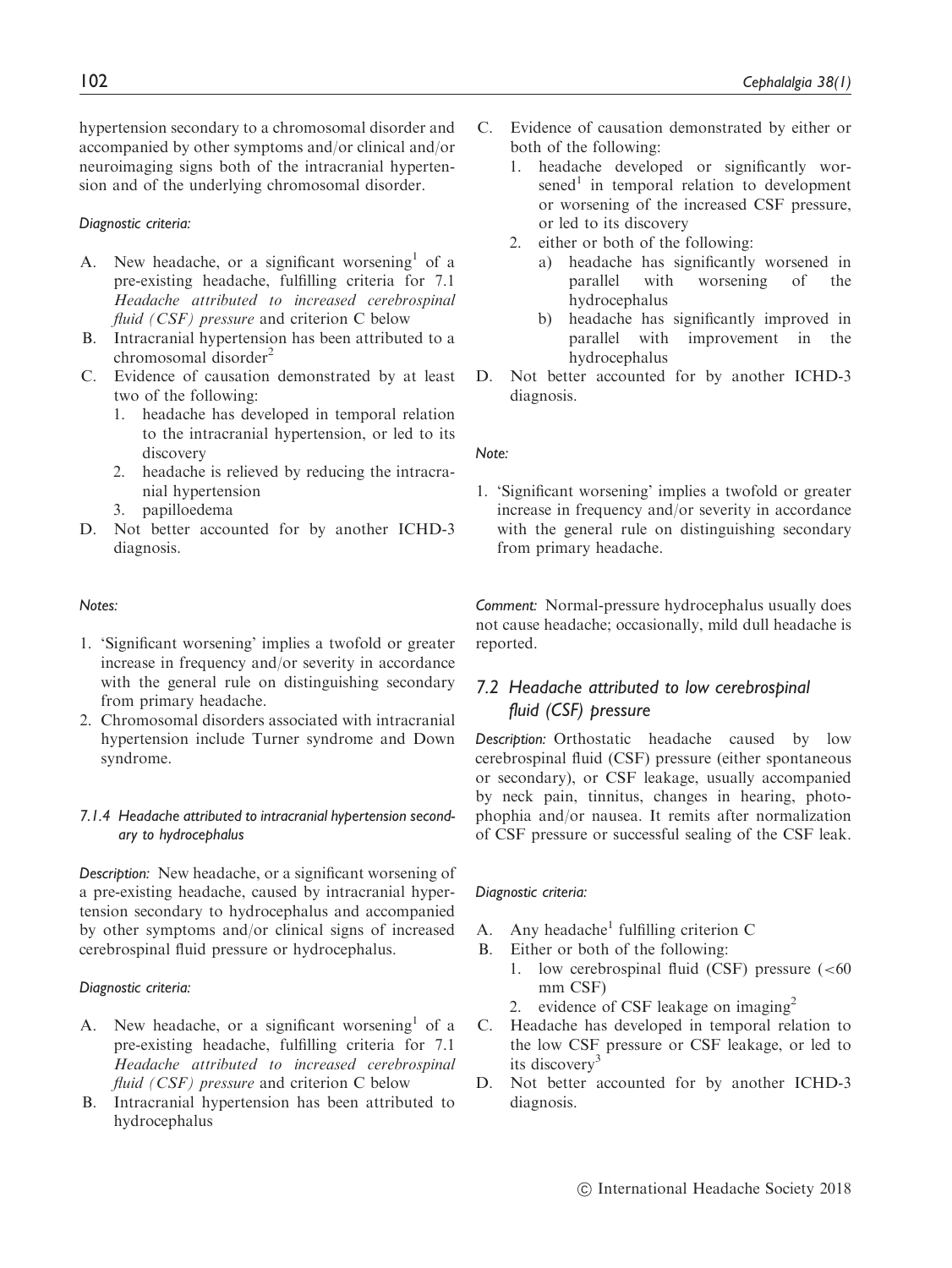hypertension secondary to a chromosomal disorder and accompanied by other symptoms and/or clinical and/or neuroimaging signs both of the intracranial hypertension and of the underlying chromosomal disorder.

*Diagnostic criteria:*

A. New headache, or a significant worsening[1] of a pre-existing headache, fulfilling criteria for 7.1 *Headache attributed to increased cerebrospinal fluid (CSF) pressure* and criterion C below
B. Intracranial hypertension has been attributed to a chromosomal disorder[2]
C. Evidence of causation demonstrated by at least two of the following:
   1. headache has developed in temporal relation to the intracranial hypertension, or led to its discovery
   2. headache is relieved by reducing the intracranial hypertension
   3. papilloedema
D. Not better accounted for by another ICHD-3 diagnosis.

*Notes:*

1. 'Significant worsening' implies a twofold or greater increase in frequency and/or severity in accordance with the general rule on distinguishing secondary from primary headache.
2. Chromosomal disorders associated with intracranial hypertension include Turner syndrome and Down syndrome.

#### 7.1.4 Headache attributed to intracranial hypertension secondary to hydrocephalus

*Description:* New headache, or a significant worsening of a pre-existing headache, caused by intracranial hypertension secondary to hydrocephalus and accompanied by other symptoms and/or clinical signs of increased cerebrospinal fluid pressure or hydrocephalus.

*Diagnostic criteria:*

A. New headache, or a significant worsening[1] of a pre-existing headache, fulfilling criteria for 7.1 *Headache attributed to increased cerebrospinal fluid (CSF) pressure* and criterion C below
B. Intracranial hypertension has been attributed to hydrocephalus
C. Evidence of causation demonstrated by either or both of the following:
   1. headache developed or significantly worsened[1] in temporal relation to development or worsening of the increased CSF pressure, or led to its discovery
   2. either or both of the following:
      a) headache has significantly worsened in parallel with worsening of the hydrocephalus
      b) headache has significantly improved in parallel with improvement in the hydrocephalus
D. Not better accounted for by another ICHD-3 diagnosis.

*Note:*

1. 'Significant worsening' implies a twofold or greater increase in frequency and/or severity in accordance with the general rule on distinguishing secondary from primary headache.

*Comment:* Normal-pressure hydrocephalus usually does not cause headache; occasionally, mild dull headache is reported.

### 7.2 Headache attributed to low cerebrospinal fluid (CSF) pressure

*Description:* Orthostatic headache caused by low cerebrospinal fluid (CSF) pressure (either spontaneous or secondary), or CSF leakage, usually accompanied by neck pain, tinnitus, changes in hearing, photophobia and/or nausea. It remits after normalization of CSF pressure or successful sealing of the CSF leak.

*Diagnostic criteria:*

A. Any headache[1] fulfilling criterion C
B. Either or both of the following:
   1. low cerebrospinal fluid (CSF) pressure (<60 mm CSF)
   2. evidence of CSF leakage on imaging[2]
C. Headache has developed in temporal relation to the low CSF pressure or CSF leakage, or led to its discovery[3]
D. Not better accounted for by another ICHD-3 diagnosis.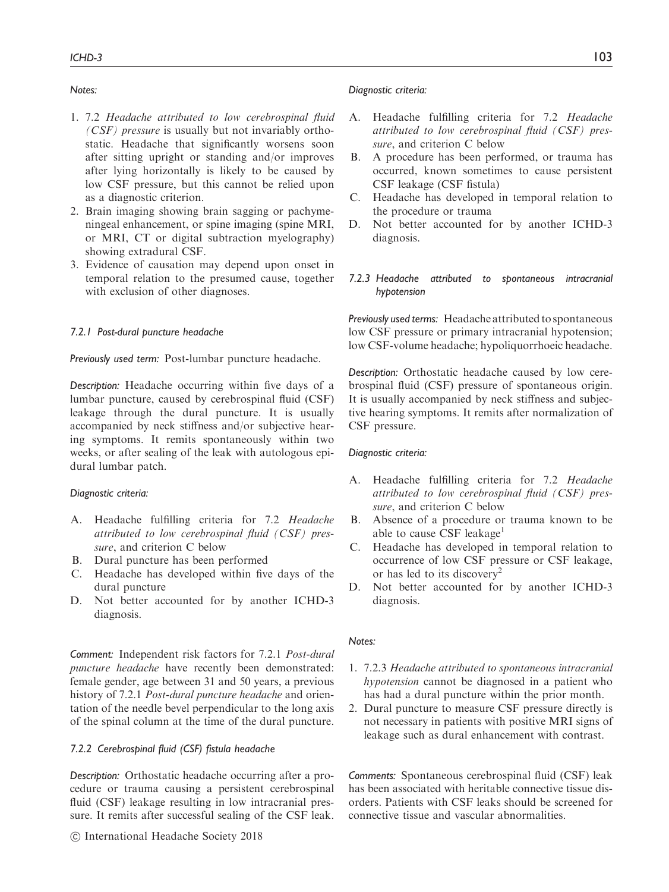*Notes:*

1. 7.2 *Headache attributed to low cerebrospinal fluid (CSF) pressure* is usually but not invariably orthostatic. Headache that significantly worsens soon after sitting upright or standing and/or improves after lying horizontally is likely to be caused by low CSF pressure, but this cannot be relied upon as a diagnostic criterion.
2. Brain imaging showing brain sagging or pachymeningeal enhancement, or spine imaging (spine MRI, or MRI, CT or digital subtraction myelography) showing extradural CSF.
3. Evidence of causation may depend upon onset in temporal relation to the presumed cause, together with exclusion of other diagnoses.

#### *7.2.1 Post-dural puncture headache*

*Previously used term:* Post-lumbar puncture headache.

*Description:* Headache occurring within five days of a lumbar puncture, caused by cerebrospinal fluid (CSF) leakage through the dural puncture. It is usually accompanied by neck stiffness and/or subjective hearing symptoms. It remits spontaneously within two weeks, or after sealing of the leak with autologous epidural lumbar patch.

*Diagnostic criteria:*

A. Headache fulfilling criteria for 7.2 *Headache attributed to low cerebrospinal fluid (CSF) pressure*, and criterion C below
B. Dural puncture has been performed
C. Headache has developed within five days of the dural puncture
D. Not better accounted for by another ICHD-3 diagnosis.

*Comment:* Independent risk factors for 7.2.1 *Post-dural puncture headache* have recently been demonstrated: female gender, age between 31 and 50 years, a previous history of 7.2.1 *Post-dural puncture headache* and orientation of the needle bevel perpendicular to the long axis of the spinal column at the time of the dural puncture.

#### *7.2.2 Cerebrospinal fluid (CSF) fistula headache*

*Description:* Orthostatic headache occurring after a procedure or trauma causing a persistent cerebrospinal fluid (CSF) leakage resulting in low intracranial pressure. It remits after successful sealing of the CSF leak.

*Diagnostic criteria:*

A. Headache fulfilling criteria for 7.2 *Headache attributed to low cerebrospinal fluid (CSF) pressure*, and criterion C below
B. A procedure has been performed, or trauma has occurred, known sometimes to cause persistent CSF leakage (CSF fistula)
C. Headache has developed in temporal relation to the procedure or trauma
D. Not better accounted for by another ICHD-3 diagnosis.

#### *7.2.3 Headache attributed to spontaneous intracranial hypotension*

*Previously used terms:* Headache attributed to spontaneous low CSF pressure or primary intracranial hypotension; low CSF-volume headache; hypoliquorrhoeic headache.

*Description:* Orthostatic headache caused by low cerebrospinal fluid (CSF) pressure of spontaneous origin. It is usually accompanied by neck stiffness and subjective hearing symptoms. It remits after normalization of CSF pressure.

*Diagnostic criteria:*

A. Headache fulfilling criteria for 7.2 *Headache attributed to low cerebrospinal fluid (CSF) pressure*, and criterion C below
B. Absence of a procedure or trauma known to be able to cause CSF leakage[1]
C. Headache has developed in temporal relation to occurrence of low CSF pressure or CSF leakage, or has led to its discovery[2]
D. Not better accounted for by another ICHD-3 diagnosis.

*Notes:*

1. 7.2.3 *Headache attributed to spontaneous intracranial hypotension* cannot be diagnosed in a patient who has had a dural puncture within the prior month.
2. Dural puncture to measure CSF pressure directly is not necessary in patients with positive MRI signs of leakage such as dural enhancement with contrast.

*Comments:* Spontaneous cerebrospinal fluid (CSF) leak has been associated with heritable connective tissue disorders. Patients with CSF leaks should be screened for connective tissue and vascular abnormalities.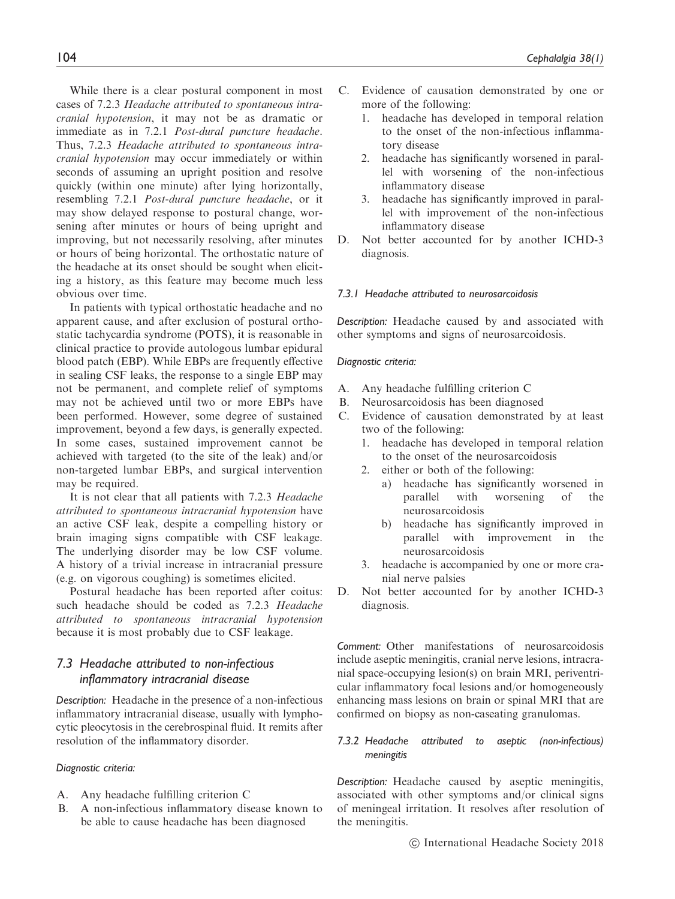While there is a clear postural component in most cases of 7.2.3 *Headache attributed to spontaneous intracranial hypotension*, it may not be as dramatic or immediate as in 7.2.1 *Post-dural puncture headache*. Thus, 7.2.3 *Headache attributed to spontaneous intracranial hypotension* may occur immediately or within seconds of assuming an upright position and resolve quickly (within one minute) after lying horizontally, resembling 7.2.1 *Post-dural puncture headache*, or it may show delayed response to postural change, worsening after minutes or hours of being upright and improving, but not necessarily resolving, after minutes or hours of being horizontal. The orthostatic nature of the headache at its onset should be sought when eliciting a history, as this feature may become much less obvious over time.

In patients with typical orthostatic headache and no apparent cause, and after exclusion of postural orthostatic tachycardia syndrome (POTS), it is reasonable in clinical practice to provide autologous lumbar epidural blood patch (EBP). While EBPs are frequently effective in sealing CSF leaks, the response to a single EBP may not be permanent, and complete relief of symptoms may not be achieved until two or more EBPs have been performed. However, some degree of sustained improvement, beyond a few days, is generally expected. In some cases, sustained improvement cannot be achieved with targeted (to the site of the leak) and/or non-targeted lumbar EBPs, and surgical intervention may be required.

It is not clear that all patients with 7.2.3 *Headache attributed to spontaneous intracranial hypotension* have an active CSF leak, despite a compelling history or brain imaging signs compatible with CSF leakage. The underlying disorder may be low CSF volume. A history of a trivial increase in intracranial pressure (e.g. on vigorous coughing) is sometimes elicited.

Postural headache has been reported after coitus: such headache should be coded as 7.2.3 *Headache attributed to spontaneous intracranial hypotension* because it is most probably due to CSF leakage.

## 7.3 Headache attributed to non-infectious inflammatory intracranial disease

*Description:* Headache in the presence of a non-infectious inflammatory intracranial disease, usually with lymphocytic pleocytosis in the cerebrospinal fluid. It remits after resolution of the inflammatory disorder.

*Diagnostic criteria:*

A. Any headache fulfilling criterion C
B. A non-infectious inflammatory disease known to be able to cause headache has been diagnosed
C. Evidence of causation demonstrated by one or more of the following:
   1. headache has developed in temporal relation to the onset of the non-infectious inflammatory disease
   2. headache has significantly worsened in parallel with worsening of the non-infectious inflammatory disease
   3. headache has significantly improved in parallel with improvement of the non-infectious inflammatory disease
D. Not better accounted for by another ICHD-3 diagnosis.

### 7.3.1 Headache attributed to neurosarcoidosis

*Description:* Headache caused by and associated with other symptoms and signs of neurosarcoidosis.

*Diagnostic criteria:*

A. Any headache fulfilling criterion C
B. Neurosarcoidosis has been diagnosed
C. Evidence of causation demonstrated by at least two of the following:
   1. headache has developed in temporal relation to the onset of the neurosarcoidosis
   2. either or both of the following:
      a) headache has significantly worsened in parallel with worsening of the neurosarcoidosis
      b) headache has significantly improved in parallel with improvement in the neurosarcoidosis
   3. headache is accompanied by one or more cranial nerve palsies
D. Not better accounted for by another ICHD-3 diagnosis.

*Comment:* Other manifestations of neurosarcoidosis include aseptic meningitis, cranial nerve lesions, intracranial space-occupying lesion(s) on brain MRI, periventricular inflammatory focal lesions and/or homogeneously enhancing mass lesions on brain or spinal MRI that are confirmed on biopsy as non-caseating granulomas.

### 7.3.2 Headache attributed to aseptic (non-infectious) meningitis

*Description:* Headache caused by aseptic meningitis, associated with other symptoms and/or clinical signs of meningeal irritation. It resolves after resolution of the meningitis.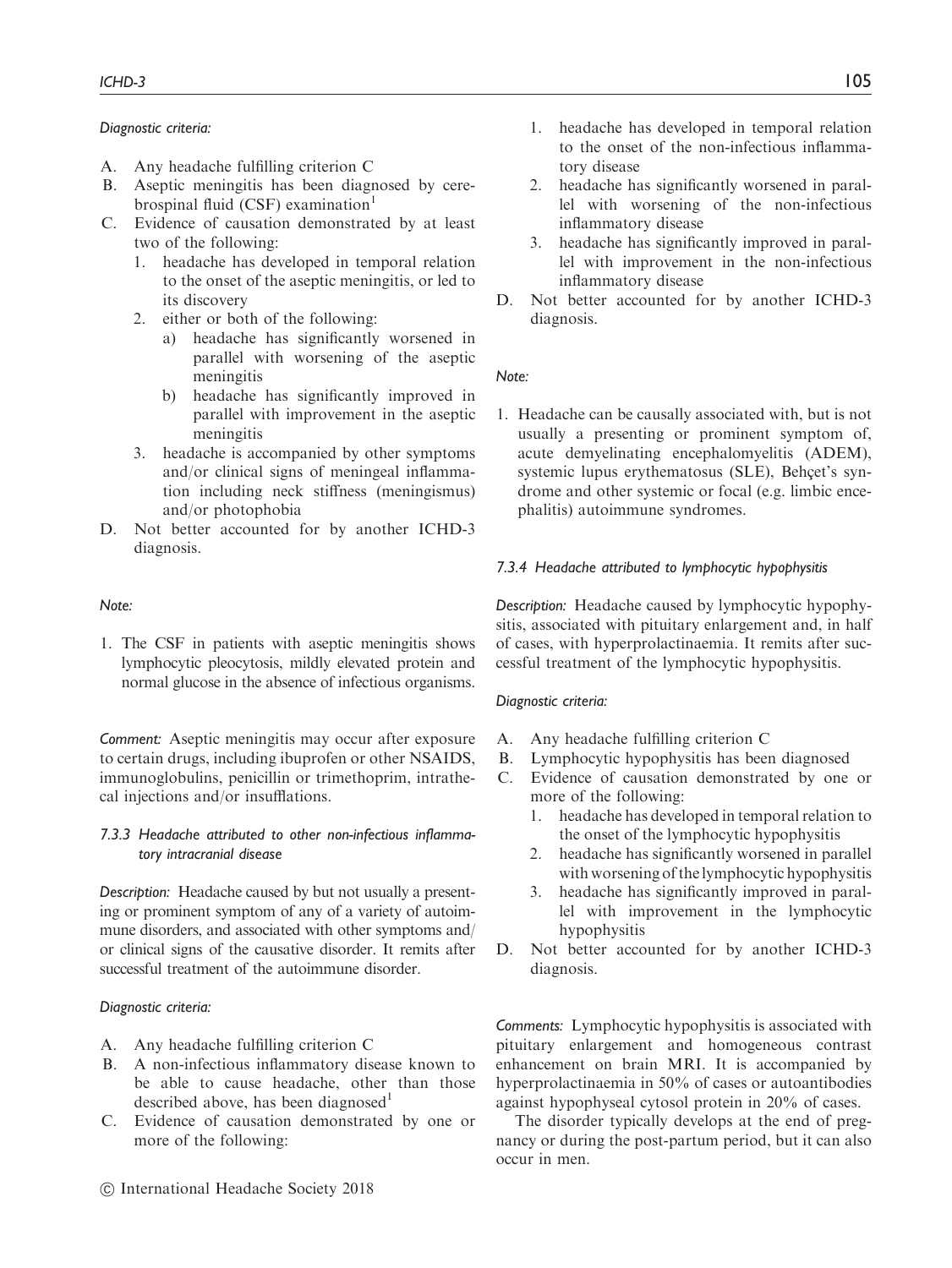*Diagnostic criteria:*

- A. Any headache fulfilling criterion C
- B. Aseptic meningitis has been diagnosed by cerebrospinal fluid (CSF) examination[1]
- C. Evidence of causation demonstrated by at least two of the following:
  1. headache has developed in temporal relation to the onset of the aseptic meningitis, or led to its discovery
  2. either or both of the following:
     - a) headache has significantly worsened in parallel with worsening of the aseptic meningitis
     - b) headache has significantly improved in parallel with improvement in the aseptic meningitis
  3. headache is accompanied by other symptoms and/or clinical signs of meningeal inflammation including neck stiffness (meningismus) and/or photophobia
- D. Not better accounted for by another ICHD-3 diagnosis.

*Note:*

1. The CSF in patients with aseptic meningitis shows lymphocytic pleocytosis, mildly elevated protein and normal glucose in the absence of infectious organisms.

*Comment:* Aseptic meningitis may occur after exposure to certain drugs, including ibuprofen or other NSAIDS, immunoglobulins, penicillin or trimethoprim, intrathecal injections and/or insufflations.

### *7.3.3 Headache attributed to other non-infectious inflammatory intracranial disease*

*Description:* Headache caused by but not usually a presenting or prominent symptom of any of a variety of autoimmune disorders, and associated with other symptoms and/or clinical signs of the causative disorder. It remits after successful treatment of the autoimmune disorder.

*Diagnostic criteria:*

- A. Any headache fulfilling criterion C
- B. A non-infectious inflammatory disease known to be able to cause headache, other than those described above, has been diagnosed[1]
- C. Evidence of causation demonstrated by one or more of the following:
  1. headache has developed in temporal relation to the onset of the non-infectious inflammatory disease
  2. headache has significantly worsened in parallel with worsening of the non-infectious inflammatory disease
  3. headache has significantly improved in parallel with improvement in the non-infectious inflammatory disease
- D. Not better accounted for by another ICHD-3 diagnosis.

*Note:*

1. Headache can be causally associated with, but is not usually a presenting or prominent symptom of, acute demyelinating encephalomyelitis (ADEM), systemic lupus erythematosus (SLE), Behçet's syndrome and other systemic or focal (e.g. limbic encephalitis) autoimmune syndromes.

### *7.3.4 Headache attributed to lymphocytic hypophysitis*

*Description:* Headache caused by lymphocytic hypophysitis, associated with pituitary enlargement and, in half of cases, with hyperprolactinaemia. It remits after successful treatment of the lymphocytic hypophysitis.

*Diagnostic criteria:*

- A. Any headache fulfilling criterion C
- B. Lymphocytic hypophysitis has been diagnosed
- C. Evidence of causation demonstrated by one or more of the following:
  1. headache has developed in temporal relation to the onset of the lymphocytic hypophysitis
  2. headache has significantly worsened in parallel with worsening of the lymphocytic hypophysitis
  3. headache has significantly improved in parallel with improvement in the lymphocytic hypophysitis
- D. Not better accounted for by another ICHD-3 diagnosis.

*Comments:* Lymphocytic hypophysitis is associated with pituitary enlargement and homogeneous contrast enhancement on brain MRI. It is accompanied by hyperprolactinaemia in 50% of cases or autoantibodies against hypophyseal cytosol protein in 20% of cases.

The disorder typically develops at the end of pregnancy or during the post-partum period, but it can also occur in men.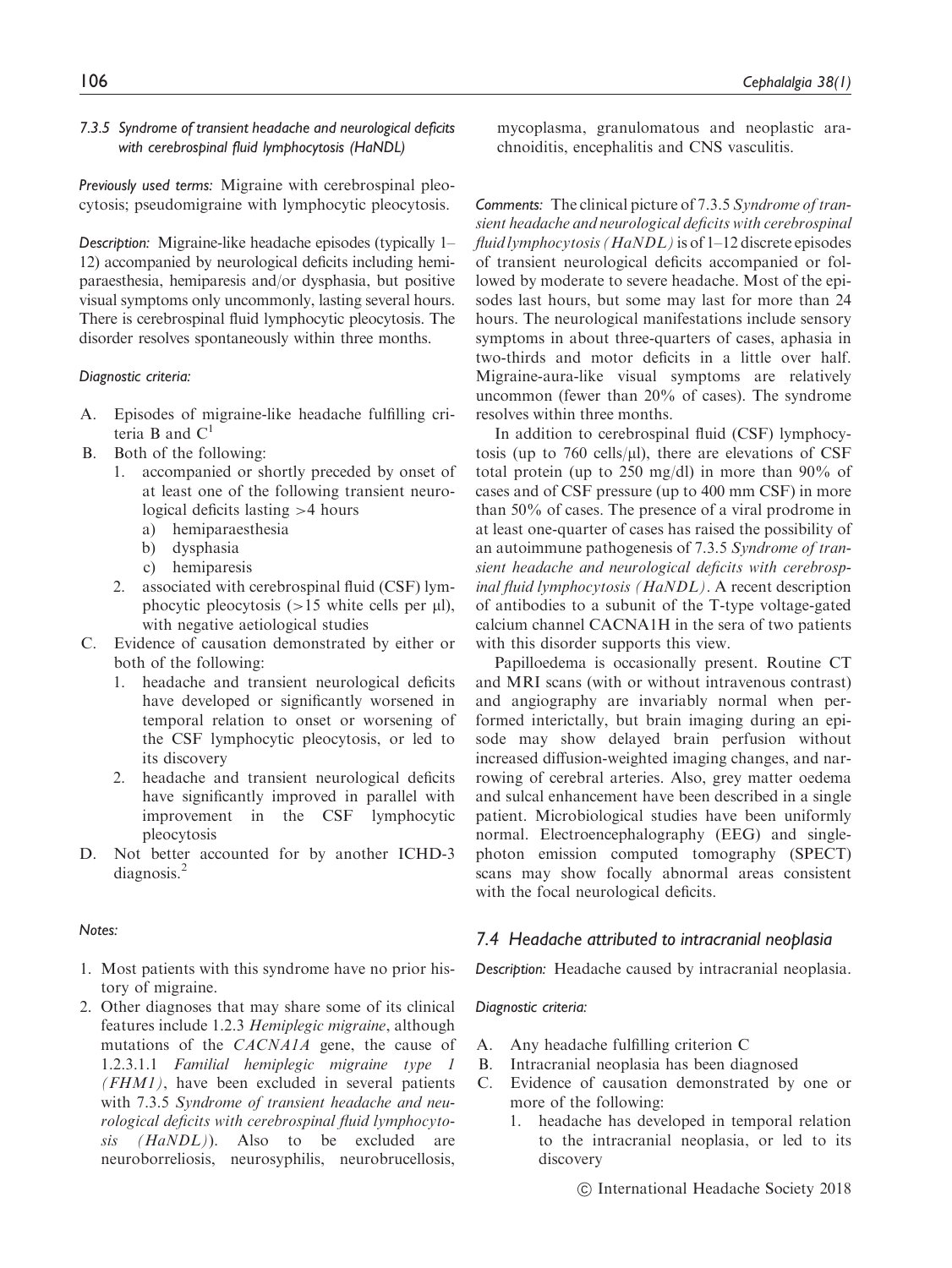### 7.3.5 Syndrome of transient headache and neurological deficits with cerebrospinal fluid lymphocytosis (HaNDL)

*Previously used terms:* Migraine with cerebrospinal pleocytosis; pseudomigraine with lymphocytic pleocytosis.

*Description:* Migraine-like headache episodes (typically 1–12) accompanied by neurological deficits including hemiparaesthesia, hemiparesis and/or dysphasia, but positive visual symptoms only uncommonly, lasting several hours. There is cerebrospinal fluid lymphocytic pleocytosis. The disorder resolves spontaneously within three months.

*Diagnostic criteria:*

A. Episodes of migraine-like headache fulfilling criteria B and C[1]
B. Both of the following:
   1. accompanied or shortly preceded by onset of at least one of the following transient neurological deficits lasting >4 hours
      a) hemiparaesthesia
      b) dysphasia
      c) hemiparesis
   2. associated with cerebrospinal fluid (CSF) lymphocytic pleocytosis (>15 white cells per μl), with negative aetiological studies
C. Evidence of causation demonstrated by either or both of the following:
   1. headache and transient neurological deficits have developed or significantly worsened in temporal relation to onset or worsening of the CSF lymphocytic pleocytosis, or led to its discovery
   2. headache and transient neurological deficits have significantly improved in parallel with improvement in the CSF lymphocytic pleocytosis
D. Not better accounted for by another ICHD-3 diagnosis.[2]

*Notes:*

1. Most patients with this syndrome have no prior history of migraine.
2. Other diagnoses that may share some of its clinical features include 1.2.3 *Hemiplegic migraine*, although mutations of the *CACNA1A* gene, the cause of 1.2.3.1.1 *Familial hemiplegic migraine type 1 (FHM1)*, have been excluded in several patients with 7.3.5 *Syndrome of transient headache and neurological deficits with cerebrospinal fluid lymphocytosis (HaNDL)*). Also to be excluded are neuroborreliosis, neurosyphilis, neurobrucellosis, mycoplasma, granulomatous and neoplastic arachnoiditis, encephalitis and CNS vasculitis.

*Comments:* The clinical picture of 7.3.5 *Syndrome of transient headache and neurological deficits with cerebrospinal fluid lymphocytosis (HaNDL)* is of 1–12 discrete episodes of transient neurological deficits accompanied or followed by moderate to severe headache. Most of the episodes last hours, but some may last for more than 24 hours. The neurological manifestations include sensory symptoms in about three-quarters of cases, aphasia in two-thirds and motor deficits in a little over half. Migraine-aura-like visual symptoms are relatively uncommon (fewer than 20% of cases). The syndrome resolves within three months.

In addition to cerebrospinal fluid (CSF) lymphocytosis (up to 760 cells/μl), there are elevations of CSF total protein (up to 250 mg/dl) in more than 90% of cases and of CSF pressure (up to 400 mm CSF) in more than 50% of cases. The presence of a viral prodrome in at least one-quarter of cases has raised the possibility of an autoimmune pathogenesis of 7.3.5 *Syndrome of transient headache and neurological deficits with cerebrospinal fluid lymphocytosis (HaNDL)*. A recent description of antibodies to a subunit of the T-type voltage-gated calcium channel CACNA1H in the sera of two patients with this disorder supports this view.

Papilloedema is occasionally present. Routine CT and MRI scans (with or without intravenous contrast) and angiography are invariably normal when performed interictally, but brain imaging during an episode may show delayed brain perfusion without increased diffusion-weighted imaging changes, and narrowing of cerebral arteries. Also, grey matter oedema and sulcal enhancement have been described in a single patient. Microbiological studies have been uniformly normal. Electroencephalography (EEG) and single-photon emission computed tomography (SPECT) scans may show focally abnormal areas consistent with the focal neurological deficits.

## 7.4 Headache attributed to intracranial neoplasia

*Description:* Headache caused by intracranial neoplasia.

*Diagnostic criteria:*

A. Any headache fulfilling criterion C
B. Intracranial neoplasia has been diagnosed
C. Evidence of causation demonstrated by one or more of the following:
   1. headache has developed in temporal relation to the intracranial neoplasia, or led to its discovery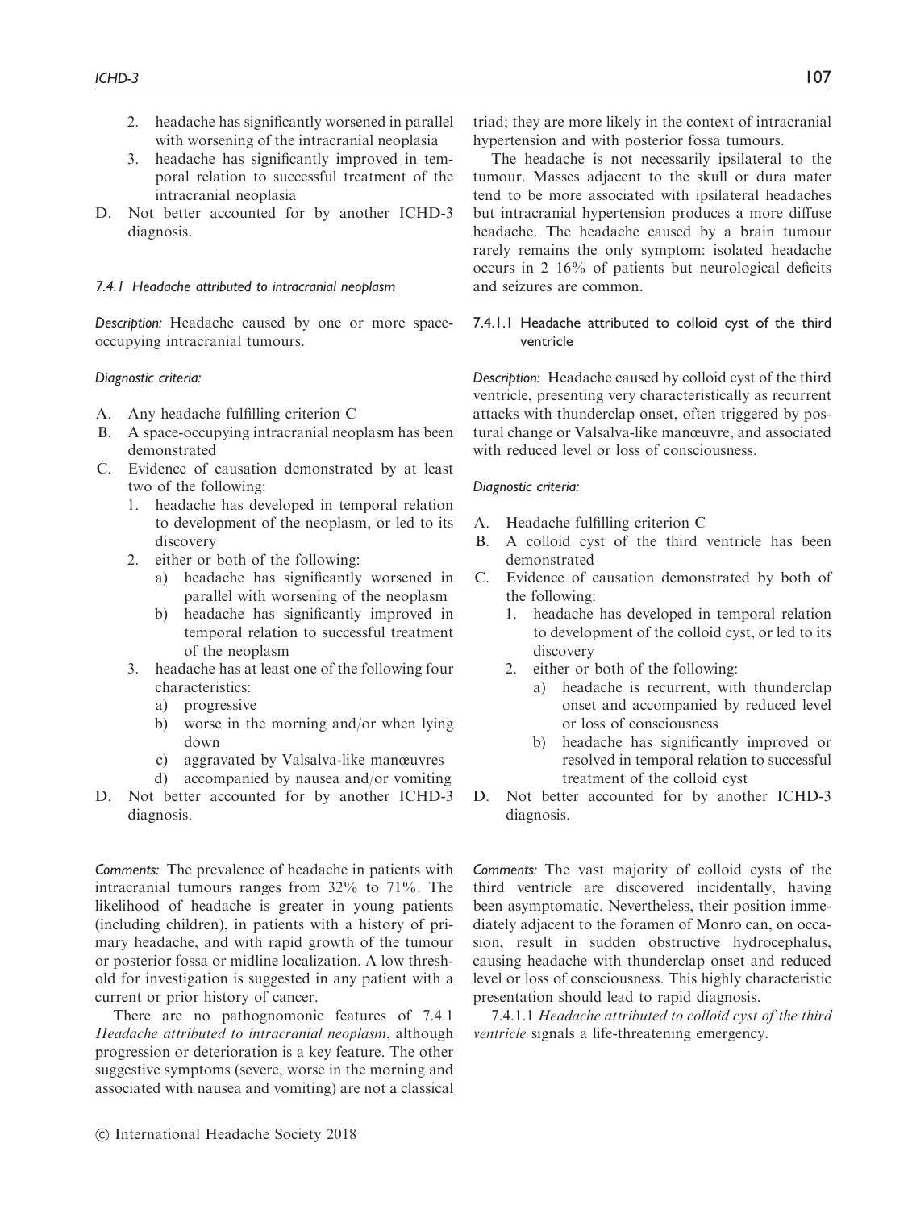2. headache has significantly worsened in parallel with worsening of the intracranial neoplasia
3. headache has significantly improved in temporal relation to successful treatment of the intracranial neoplasia

D. Not better accounted for by another ICHD-3 diagnosis.

### *7.4.1 Headache attributed to intracranial neoplasm*

*Description:* Headache caused by one or more space-occupying intracranial tumours.

*Diagnostic criteria:*

A. Any headache fulfilling criterion C
B. A space-occupying intracranial neoplasm has been demonstrated
C. Evidence of causation demonstrated by at least two of the following:
   1. headache has developed in temporal relation to development of the neoplasm, or led to its discovery
   2. either or both of the following:
      a) headache has significantly worsened in parallel with worsening of the neoplasm
      b) headache has significantly improved in temporal relation to successful treatment of the neoplasm
   3. headache has at least one of the following four characteristics:
      a) progressive
      b) worse in the morning and/or when lying down
      c) aggravated by Valsalva-like manœuvres
      d) accompanied by nausea and/or vomiting
D. Not better accounted for by another ICHD-3 diagnosis.

*Comments:* The prevalence of headache in patients with intracranial tumours ranges from 32% to 71%. The likelihood of headache is greater in young patients (including children), in patients with a history of primary headache, and with rapid growth of the tumour or posterior fossa or midline localization. A low threshold for investigation is suggested in any patient with a current or prior history of cancer.

There are no pathognomonic features of 7.4.1 *Headache attributed to intracranial neoplasm*, although progression or deterioration is a key feature. The other suggestive symptoms (severe, worse in the morning and associated with nausea and vomiting) are not a classical triad; they are more likely in the context of intracranial hypertension and with posterior fossa tumours.

The headache is not necessarily ipsilateral to the tumour. Masses adjacent to the skull or dura mater tend to be more associated with ipsilateral headaches but intracranial hypertension produces a more diffuse headache. The headache caused by a brain tumour rarely remains the only symptom: isolated headache occurs in 2–16% of patients but neurological deficits and seizures are common.

#### 7.4.1.1 Headache attributed to colloid cyst of the third ventricle

*Description:* Headache caused by colloid cyst of the third ventricle, presenting very characteristically as recurrent attacks with thunderclap onset, often triggered by postural change or Valsalva-like manœuvre, and associated with reduced level or loss of consciousness.

*Diagnostic criteria:*

A. Headache fulfilling criterion C
B. A colloid cyst of the third ventricle has been demonstrated
C. Evidence of causation demonstrated by both of the following:
   1. headache has developed in temporal relation to development of the colloid cyst, or led to its discovery
   2. either or both of the following:
      a) headache is recurrent, with thunderclap onset and accompanied by reduced level or loss of consciousness
      b) headache has significantly improved or resolved in temporal relation to successful treatment of the colloid cyst
D. Not better accounted for by another ICHD-3 diagnosis.

*Comments:* The vast majority of colloid cysts of the third ventricle are discovered incidentally, having been asymptomatic. Nevertheless, their position immediately adjacent to the foramen of Monro can, on occasion, result in sudden obstructive hydrocephalus, causing headache with thunderclap onset and reduced level or loss of consciousness. This highly characteristic presentation should lead to rapid diagnosis.

7.4.1.1 *Headache attributed to colloid cyst of the third ventricle* signals a life-threatening emergency.

© International Headache Society 2018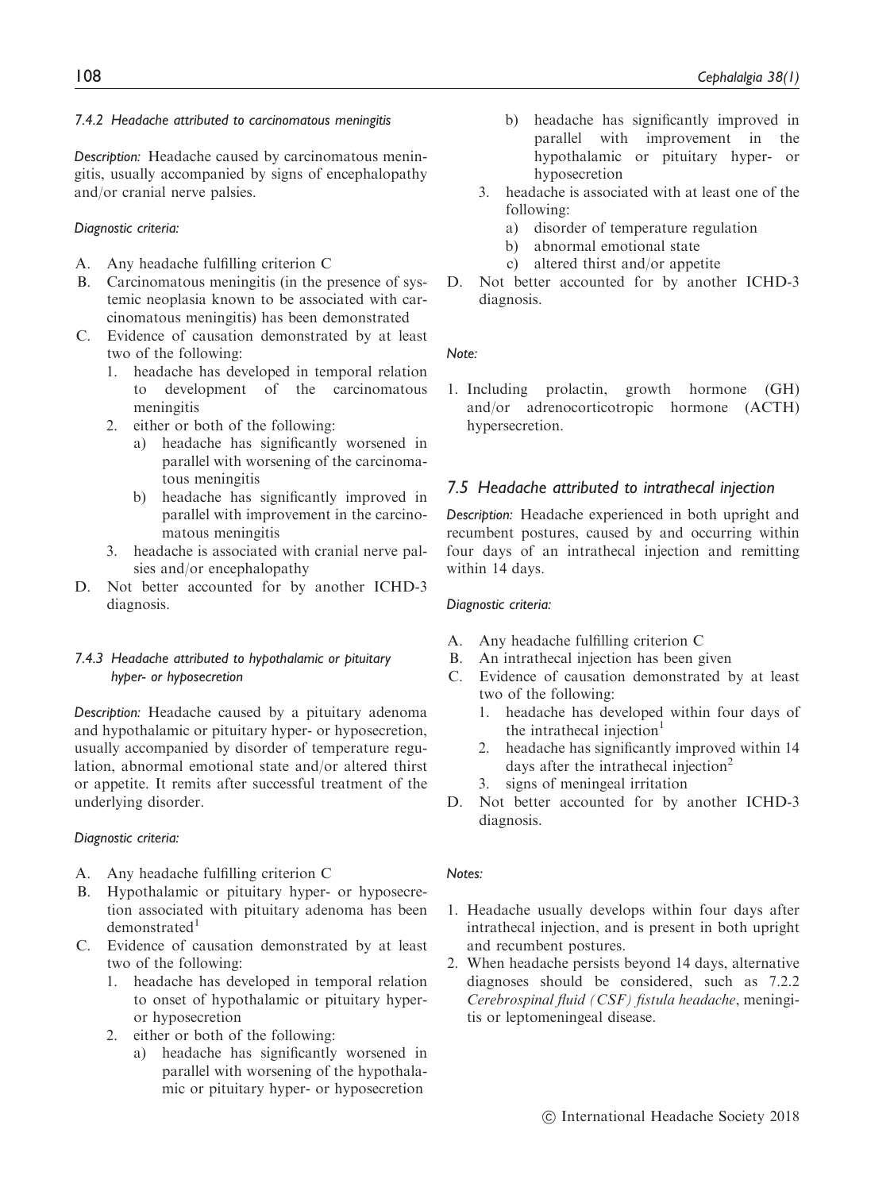#### 7.4.2 Headache attributed to carcinomatous meningitis

*Description:* Headache caused by carcinomatous meningitis, usually accompanied by signs of encephalopathy and/or cranial nerve palsies.

*Diagnostic criteria:*

A. Any headache fulfilling criterion C
B. Carcinomatous meningitis (in the presence of systemic neoplasia known to be associated with carcinomatous meningitis) has been demonstrated
C. Evidence of causation demonstrated by at least two of the following:
   1. headache has developed in temporal relation to development of the carcinomatous meningitis
   2. either or both of the following:
      a) headache has significantly worsened in parallel with worsening of the carcinomatous meningitis
      b) headache has significantly improved in parallel with improvement in the carcinomatous meningitis
   3. headache is associated with cranial nerve palsies and/or encephalopathy
D. Not better accounted for by another ICHD-3 diagnosis.

#### 7.4.3 Headache attributed to hypothalamic or pituitary hyper- or hyposecretion

*Description:* Headache caused by a pituitary adenoma and hypothalamic or pituitary hyper- or hyposecretion, usually accompanied by disorder of temperature regulation, abnormal emotional state and/or altered thirst or appetite. It remits after successful treatment of the underlying disorder.

*Diagnostic criteria:*

A. Any headache fulfilling criterion C
B. Hypothalamic or pituitary hyper- or hyposecretion associated with pituitary adenoma has been demonstrated[1]
C. Evidence of causation demonstrated by at least two of the following:
   1. headache has developed in temporal relation to onset of hypothalamic or pituitary hyper- or hyposecretion
   2. either or both of the following:
      a) headache has significantly worsened in parallel with worsening of the hypothalamic or pituitary hyper- or hyposecretion
      b) headache has significantly improved in parallel with improvement in the hypothalamic or pituitary hyper- or hyposecretion
   3. headache is associated with at least one of the following:
      a) disorder of temperature regulation
      b) abnormal emotional state
      c) altered thirst and/or appetite
D. Not better accounted for by another ICHD-3 diagnosis.

*Note:*

1. Including prolactin, growth hormone (GH) and/or adrenocorticotropic hormone (ACTH) hypersecretion.

### 7.5 Headache attributed to intrathecal injection

*Description:* Headache experienced in both upright and recumbent postures, caused by and occurring within four days of an intrathecal injection and remitting within 14 days.

*Diagnostic criteria:*

A. Any headache fulfilling criterion C
B. An intrathecal injection has been given
C. Evidence of causation demonstrated by at least two of the following:
   1. headache has developed within four days of the intrathecal injection[1]
   2. headache has significantly improved within 14 days after the intrathecal injection[2]
   3. signs of meningeal irritation
D. Not better accounted for by another ICHD-3 diagnosis.

*Notes:*

1. Headache usually develops within four days after intrathecal injection, and is present in both upright and recumbent postures.
2. When headache persists beyond 14 days, alternative diagnoses should be considered, such as 7.2.2 *Cerebrospinal fluid (CSF) fistula headache*, meningitis or leptomeningeal disease.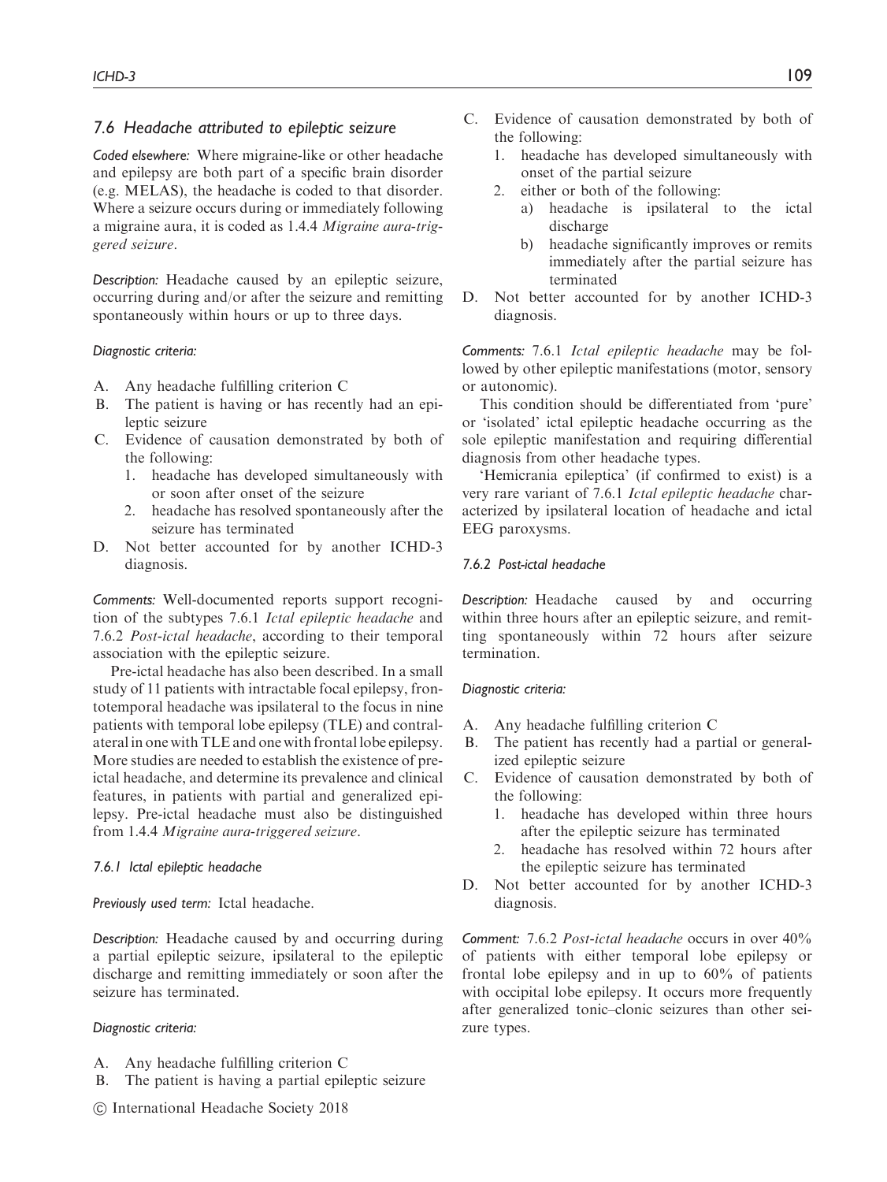## 7.6 Headache attributed to epileptic seizure

*Coded elsewhere:* Where migraine-like or other headache and epilepsy are both part of a specific brain disorder (e.g. MELAS), the headache is coded to that disorder. Where a seizure occurs during or immediately following a migraine aura, it is coded as 1.4.4 *Migraine aura-triggered seizure*.

*Description:* Headache caused by an epileptic seizure, occurring during and/or after the seizure and remitting spontaneously within hours or up to three days.

*Diagnostic criteria:*

A. Any headache fulfilling criterion C
B. The patient is having or has recently had an epileptic seizure
C. Evidence of causation demonstrated by both of the following:
   1. headache has developed simultaneously with or soon after onset of the seizure
   2. headache has resolved spontaneously after the seizure has terminated
D. Not better accounted for by another ICHD-3 diagnosis.

*Comments:* Well-documented reports support recognition of the subtypes 7.6.1 *Ictal epileptic headache* and 7.6.2 *Post-ictal headache*, according to their temporal association with the epileptic seizure.

Pre-ictal headache has also been described. In a small study of 11 patients with intractable focal epilepsy, frontotemporal headache was ipsilateral to the focus in nine patients with temporal lobe epilepsy (TLE) and contralateral in one with TLE and one with frontal lobe epilepsy. More studies are needed to establish the existence of pre-ictal headache, and determine its prevalence and clinical features, in patients with partial and generalized epilepsy. Pre-ictal headache must also be distinguished from 1.4.4 *Migraine aura-triggered seizure*.

### 7.6.1 Ictal epileptic headache

*Previously used term:* Ictal headache.

*Description:* Headache caused by and occurring during a partial epileptic seizure, ipsilateral to the epileptic discharge and remitting immediately or soon after the seizure has terminated.

*Diagnostic criteria:*

A. Any headache fulfilling criterion C
B. The patient is having a partial epileptic seizure
C. Evidence of causation demonstrated by both of the following:
   1. headache has developed simultaneously with onset of the partial seizure
   2. either or both of the following:
      a) headache is ipsilateral to the ictal discharge
      b) headache significantly improves or remits immediately after the partial seizure has terminated
D. Not better accounted for by another ICHD-3 diagnosis.

*Comments:* 7.6.1 *Ictal epileptic headache* may be followed by other epileptic manifestations (motor, sensory or autonomic).

This condition should be differentiated from 'pure' or 'isolated' ictal epileptic headache occurring as the sole epileptic manifestation and requiring differential diagnosis from other headache types.

'Hemicrania epileptica' (if confirmed to exist) is a very rare variant of 7.6.1 *Ictal epileptic headache* characterized by ipsilateral location of headache and ictal EEG paroxysms.

### 7.6.2 Post-ictal headache

*Description:* Headache caused by and occurring within three hours after an epileptic seizure, and remitting spontaneously within 72 hours after seizure termination.

*Diagnostic criteria:*

A. Any headache fulfilling criterion C
B. The patient has recently had a partial or generalized epileptic seizure
C. Evidence of causation demonstrated by both of the following:
   1. headache has developed within three hours after the epileptic seizure has terminated
   2. headache has resolved within 72 hours after the epileptic seizure has terminated
D. Not better accounted for by another ICHD-3 diagnosis.

*Comment:* 7.6.2 *Post-ictal headache* occurs in over 40% of patients with either temporal lobe epilepsy or frontal lobe epilepsy and in up to 60% of patients with occipital lobe epilepsy. It occurs more frequently after generalized tonic–clonic seizures than other seizure types.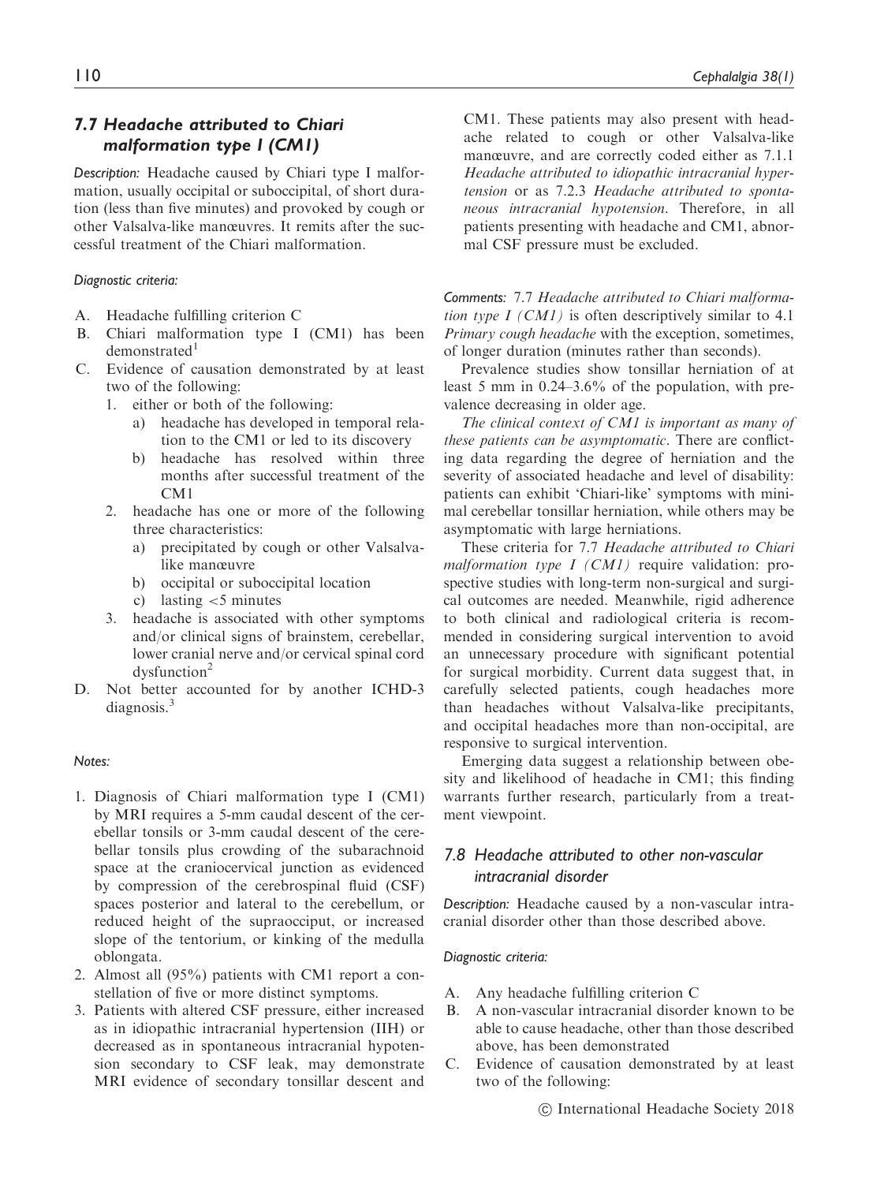## 7.7 Headache attributed to Chiari malformation type I (CM1)

*Description:* Headache caused by Chiari type I malformation, usually occipital or suboccipital, of short duration (less than five minutes) and provoked by cough or other Valsalva-like manœuvres. It remits after the successful treatment of the Chiari malformation.

*Diagnostic criteria:*

A. Headache fulfilling criterion C
B. Chiari malformation type I (CM1) has been demonstrated[1]
C. Evidence of causation demonstrated by at least two of the following:
   1. either or both of the following:
      a) headache has developed in temporal relation to the CM1 or led to its discovery
      b) headache has resolved within three months after successful treatment of the CM1
   2. headache has one or more of the following three characteristics:
      a) precipitated by cough or other Valsalva-like manœuvre
      b) occipital or suboccipital location
      c) lasting <5 minutes
   3. headache is associated with other symptoms and/or clinical signs of brainstem, cerebellar, lower cranial nerve and/or cervical spinal cord dysfunction[2]
D. Not better accounted for by another ICHD-3 diagnosis.[3]

*Notes:*

1. Diagnosis of Chiari malformation type I (CM1) by MRI requires a 5-mm caudal descent of the cerebellar tonsils or 3-mm caudal descent of the cerebellar tonsils plus crowding of the subarachnoid space at the craniocervical junction as evidenced by compression of the cerebrospinal fluid (CSF) spaces posterior and lateral to the cerebellum, or reduced height of the supraocciput, or increased slope of the tentorium, or kinking of the medulla oblongata.
2. Almost all (95%) patients with CM1 report a constellation of five or more distinct symptoms.
3. Patients with altered CSF pressure, either increased as in idiopathic intracranial hypertension (IIH) or decreased as in spontaneous intracranial hypotension secondary to CSF leak, may demonstrate MRI evidence of secondary tonsillar descent and CM1. These patients may also present with headache related to cough or other Valsalva-like manœuvre, and are correctly coded either as 7.1.1 *Headache attributed to idiopathic intracranial hypertension* or as 7.2.3 *Headache attributed to spontaneous intracranial hypotension*. Therefore, in all patients presenting with headache and CM1, abnormal CSF pressure must be excluded.

*Comments:* 7.7 *Headache attributed to Chiari malformation type I (CM1)* is often descriptively similar to 4.1 *Primary cough headache* with the exception, sometimes, of longer duration (minutes rather than seconds).

Prevalence studies show tonsillar herniation of at least 5 mm in 0.24–3.6% of the population, with prevalence decreasing in older age.

*The clinical context of CM1 is important as many of these patients can be asymptomatic.* There are conflicting data regarding the degree of herniation and the severity of associated headache and level of disability: patients can exhibit 'Chiari-like' symptoms with minimal cerebellar tonsillar herniation, while others may be asymptomatic with large herniations.

These criteria for 7.7 *Headache attributed to Chiari malformation type I (CM1)* require validation: prospective studies with long-term non-surgical and surgical outcomes are needed. Meanwhile, rigid adherence to both clinical and radiological criteria is recommended in considering surgical intervention to avoid an unnecessary procedure with significant potential for surgical morbidity. Current data suggest that, in carefully selected patients, cough headaches more than headaches without Valsalva-like precipitants, and occipital headaches more than non-occipital, are responsive to surgical intervention.

Emerging data suggest a relationship between obesity and likelihood of headache in CM1; this finding warrants further research, particularly from a treatment viewpoint.

## 7.8 Headache attributed to other non-vascular intracranial disorder

*Description:* Headache caused by a non-vascular intracranial disorder other than those described above.

*Diagnostic criteria:*

A. Any headache fulfilling criterion C
B. A non-vascular intracranial disorder known to be able to cause headache, other than those described above, has been demonstrated
C. Evidence of causation demonstrated by at least two of the following: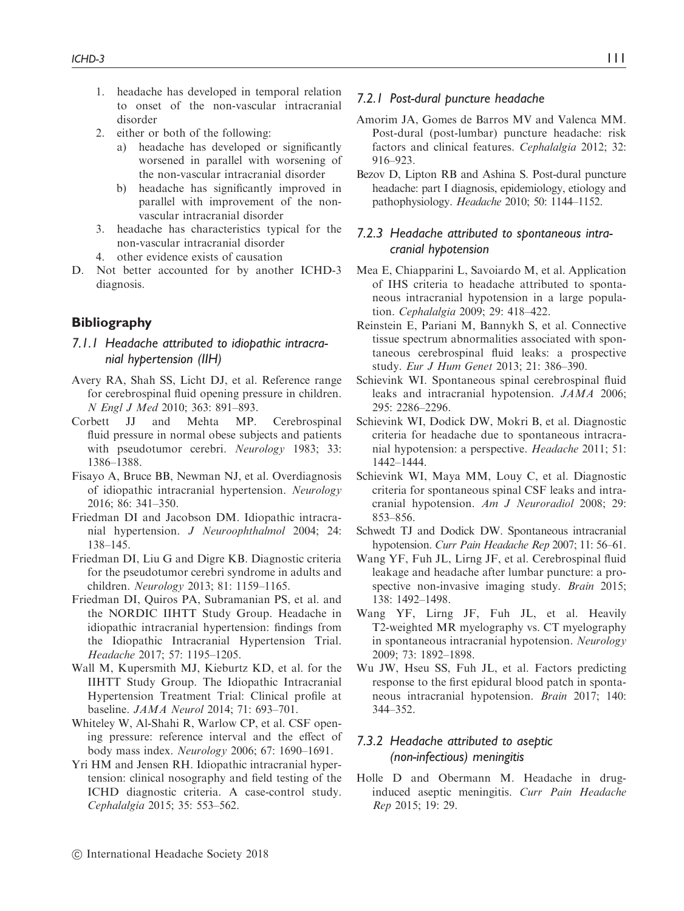1. headache has developed in temporal relation to onset of the non-vascular intracranial disorder
2. either or both of the following:
   a) headache has developed or significantly worsened in parallel with worsening of the non-vascular intracranial disorder
   b) headache has significantly improved in parallel with improvement of the non-vascular intracranial disorder
3. headache has characteristics typical for the non-vascular intracranial disorder
4. other evidence exists of causation

D. Not better accounted for by another ICHD-3 diagnosis.

## Bibliography

### *7.1.1 Headache attributed to idiopathic intracranial hypertension (IIH)*

Avery RA, Shah SS, Licht DJ, et al. Reference range for cerebrospinal fluid opening pressure in children. *N Engl J Med* 2010; 363: 891–893.

Corbett JJ and Mehta MP. Cerebrospinal fluid pressure in normal obese subjects and patients with pseudotumor cerebri. *Neurology* 1983; 33: 1386–1388.

Fisayo A, Bruce BB, Newman NJ, et al. Overdiagnosis of idiopathic intracranial hypertension. *Neurology* 2016; 86: 341–350.

Friedman DI and Jacobson DM. Idiopathic intracranial hypertension. *J Neuroophthalmol* 2004; 24: 138–145.

Friedman DI, Liu G and Digre KB. Diagnostic criteria for the pseudotumor cerebri syndrome in adults and children. *Neurology* 2013; 81: 1159–1165.

Friedman DI, Quiros PA, Subramanian PS, et al. and the NORDIC IIHTT Study Group. Headache in idiopathic intracranial hypertension: findings from the Idiopathic Intracranial Hypertension Trial. *Headache* 2017; 57: 1195–1205.

Wall M, Kupersmith MJ, Kieburtz KD, et al. for the IIHTT Study Group. The Idiopathic Intracranial Hypertension Treatment Trial: Clinical profile at baseline. *JAMA Neurol* 2014; 71: 693–701.

Whiteley W, Al-Shahi R, Warlow CP, et al. CSF opening pressure: reference interval and the effect of body mass index. *Neurology* 2006; 67: 1690–1691.

Yri HM and Jensen RH. Idiopathic intracranial hypertension: clinical nosography and field testing of the ICHD diagnostic criteria. A case-control study. *Cephalalgia* 2015; 35: 553–562.

### *7.2.1 Post-dural puncture headache*

Amorim JA, Gomes de Barros MV and Valenca MM. Post-dural (post-lumbar) puncture headache: risk factors and clinical features. *Cephalalgia* 2012; 32: 916–923.

Bezov D, Lipton RB and Ashina S. Post-dural puncture headache: part I diagnosis, epidemiology, etiology and pathophysiology. *Headache* 2010; 50: 1144–1152.

### *7.2.3 Headache attributed to spontaneous intracranial hypotension*

Mea E, Chiapparini L, Savoiardo M, et al. Application of IHS criteria to headache attributed to spontaneous intracranial hypotension in a large population. *Cephalalgia* 2009; 29: 418–422.

Reinstein E, Pariani M, Bannykh S, et al. Connective tissue spectrum abnormalities associated with spontaneous cerebrospinal fluid leaks: a prospective study. *Eur J Hum Genet* 2013; 21: 386–390.

Schievink WI. Spontaneous spinal cerebrospinal fluid leaks and intracranial hypotension. *JAMA* 2006; 295: 2286–2296.

Schievink WI, Dodick DW, Mokri B, et al. Diagnostic criteria for headache due to spontaneous intracranial hypotension: a perspective. *Headache* 2011; 51: 1442–1444.

Schievink WI, Maya MM, Louy C, et al. Diagnostic criteria for spontaneous spinal CSF leaks and intracranial hypotension. *Am J Neuroradiol* 2008; 29: 853–856.

Schwedt TJ and Dodick DW. Spontaneous intracranial hypotension. *Curr Pain Headache Rep* 2007; 11: 56–61.

Wang YF, Fuh JL, Lirng JF, et al. Cerebrospinal fluid leakage and headache after lumbar puncture: a prospective non-invasive imaging study. *Brain* 2015; 138: 1492–1498.

Wang YF, Lirng JF, Fuh JL, et al. Heavily T2-weighted MR myelography vs. CT myelography in spontaneous intracranial hypotension. *Neurology* 2009; 73: 1892–1898.

Wu JW, Hseu SS, Fuh JL, et al. Factors predicting response to the first epidural blood patch in spontaneous intracranial hypotension. *Brain* 2017; 140: 344–352.

### *7.3.2 Headache attributed to aseptic (non-infectious) meningitis*

Holle D and Obermann M. Headache in drug-induced aseptic meningitis. *Curr Pain Headache Rep* 2015; 19: 29.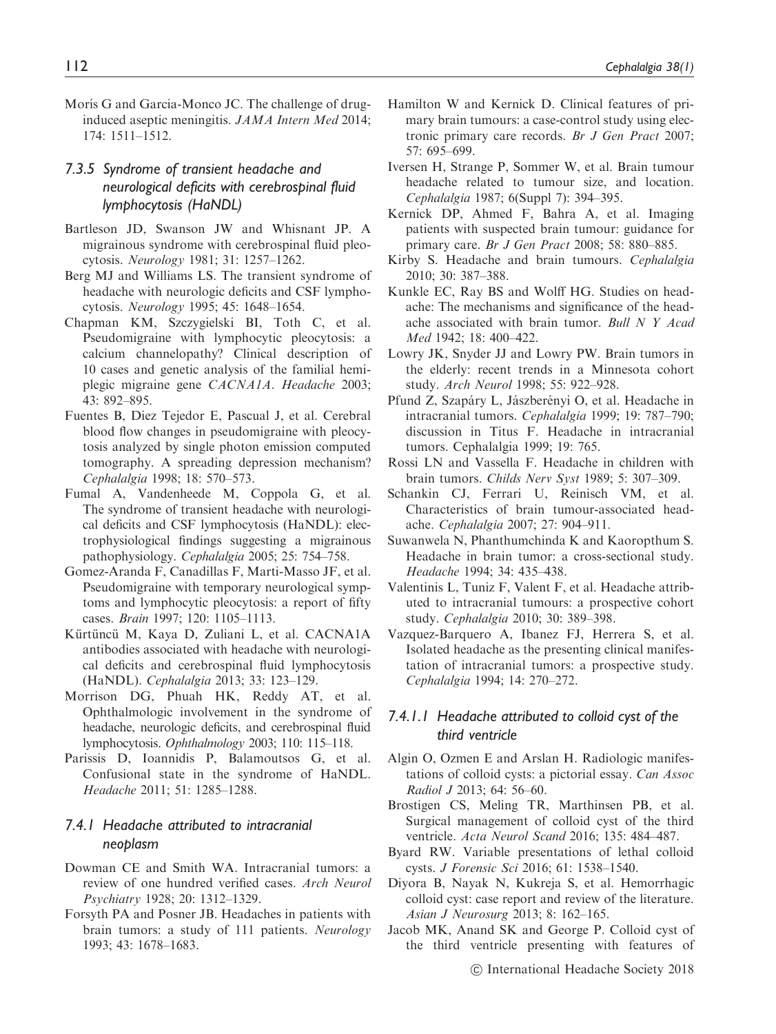Morís G and Garcia-Monco JC. The challenge of drug-induced aseptic meningitis. *JAMA Intern Med* 2014; 174: 1511–1512.

### 7.3.5 Syndrome of transient headache and neurological deficits with cerebrospinal fluid lymphocytosis (HaNDL)

Bartleson JD, Swanson JW and Whisnant JP. A migrainous syndrome with cerebrospinal fluid pleocytosis. *Neurology* 1981; 31: 1257–1262.

Berg MJ and Williams LS. The transient syndrome of headache with neurologic deficits and CSF lymphocytosis. *Neurology* 1995; 45: 1648–1654.

Chapman KM, Szczygielski BI, Toth C, et al. Pseudomigraine with lymphocytic pleocytosis: a calcium channelopathy? Clinical description of 10 cases and genetic analysis of the familial hemiplegic migraine gene *CACNA1A*. *Headache* 2003; 43: 892–895.

Fuentes B, Diez Tejedor E, Pascual J, et al. Cerebral blood flow changes in pseudomigraine with pleocytosis analyzed by single photon emission computed tomography. A spreading depression mechanism? *Cephalalgia* 1998; 18: 570–573.

Fumal A, Vandenheede M, Coppola G, et al. The syndrome of transient headache with neurological deficits and CSF lymphocytosis (HaNDL): electrophysiological findings suggesting a migrainous pathophysiology. *Cephalalgia* 2005; 25: 754–758.

Gomez-Aranda F, Canadillas F, Marti-Masso JF, et al. Pseudomigraine with temporary neurological symptoms and lymphocytic pleocytosis: a report of fifty cases. *Brain* 1997; 120: 1105–1113.

Kürtüncü M, Kaya D, Zuliani L, et al. CACNA1A antibodies associated with headache with neurological deficits and cerebrospinal fluid lymphocytosis (HaNDL). *Cephalalgia* 2013; 33: 123–129.

Morrison DG, Phuah HK, Reddy AT, et al. Ophthalmologic involvement in the syndrome of headache, neurologic deficits, and cerebrospinal fluid lymphocytosis. *Ophthalmology* 2003; 110: 115–118.

Parissis D, Ioannidis P, Balamoutsos G, et al. Confusional state in the syndrome of HaNDL. *Headache* 2011; 51: 1285–1288.

### 7.4.1 Headache attributed to intracranial neoplasm

Dowman CE and Smith WA. Intracranial tumors: a review of one hundred verified cases. *Arch Neurol Psychiatry* 1928; 20: 1312–1329.

Forsyth PA and Posner JB. Headaches in patients with brain tumors: a study of 111 patients. *Neurology* 1993; 43: 1678–1683.

Hamilton W and Kernick D. Clinical features of primary brain tumours: a case-control study using electronic primary care records. *Br J Gen Pract* 2007; 57: 695–699.

Iversen H, Strange P, Sommer W, et al. Brain tumour headache related to tumour size, and location. *Cephalalgia* 1987; 6(Suppl 7): 394–395.

Kernick DP, Ahmed F, Bahra A, et al. Imaging patients with suspected brain tumour: guidance for primary care. *Br J Gen Pract* 2008; 58: 880–885.

Kirby S. Headache and brain tumours. *Cephalalgia* 2010; 30: 387–388.

Kunkle EC, Ray BS and Wolff HG. Studies on headache: The mechanisms and significance of the headache associated with brain tumor. *Bull N Y Acad Med* 1942; 18: 400–422.

Lowry JK, Snyder JJ and Lowry PW. Brain tumors in the elderly: recent trends in a Minnesota cohort study. *Arch Neurol* 1998; 55: 922–928.

Pfund Z, Szapáry L, Jászberényi O, et al. Headache in intracranial tumors. *Cephalalgia* 1999; 19: 787–790; discussion in Titus F. Headache in intracranial tumors. Cephalalgia 1999; 19: 765.

Rossi LN and Vassella F. Headache in children with brain tumors. *Childs Nerv Syst* 1989; 5: 307–309.

Schankin CJ, Ferrari U, Reinisch VM, et al. Characteristics of brain tumour-associated headache. *Cephalalgia* 2007; 27: 904–911.

Suwanwela N, Phanthumchinda K and Kaoropthum S. Headache in brain tumor: a cross-sectional study. *Headache* 1994; 34: 435–438.

Valentinis L, Tuniz F, Valent F, et al. Headache attributed to intracranial tumours: a prospective cohort study. *Cephalalgia* 2010; 30: 389–398.

Vazquez-Barquero A, Ibanez FJ, Herrera S, et al. Isolated headache as the presenting clinical manifestation of intracranial tumors: a prospective study. *Cephalalgia* 1994; 14: 270–272.

### 7.4.1.1 Headache attributed to colloid cyst of the third ventricle

Algin O, Ozmen E and Arslan H. Radiologic manifestations of colloid cysts: a pictorial essay. *Can Assoc Radiol J* 2013; 64: 56–60.

Brostigen CS, Meling TR, Marthinsen PB, et al. Surgical management of colloid cyst of the third ventricle. *Acta Neurol Scand* 2016; 135: 484–487.

Byard RW. Variable presentations of lethal colloid cysts. *J Forensic Sci* 2016; 61: 1538–1540.

Diyora B, Nayak N, Kukreja S, et al. Hemorrhagic colloid cyst: case report and review of the literature. *Asian J Neurosurg* 2013; 8: 162–165.

Jacob MK, Anand SK and George P. Colloid cyst of the third ventricle presenting with features of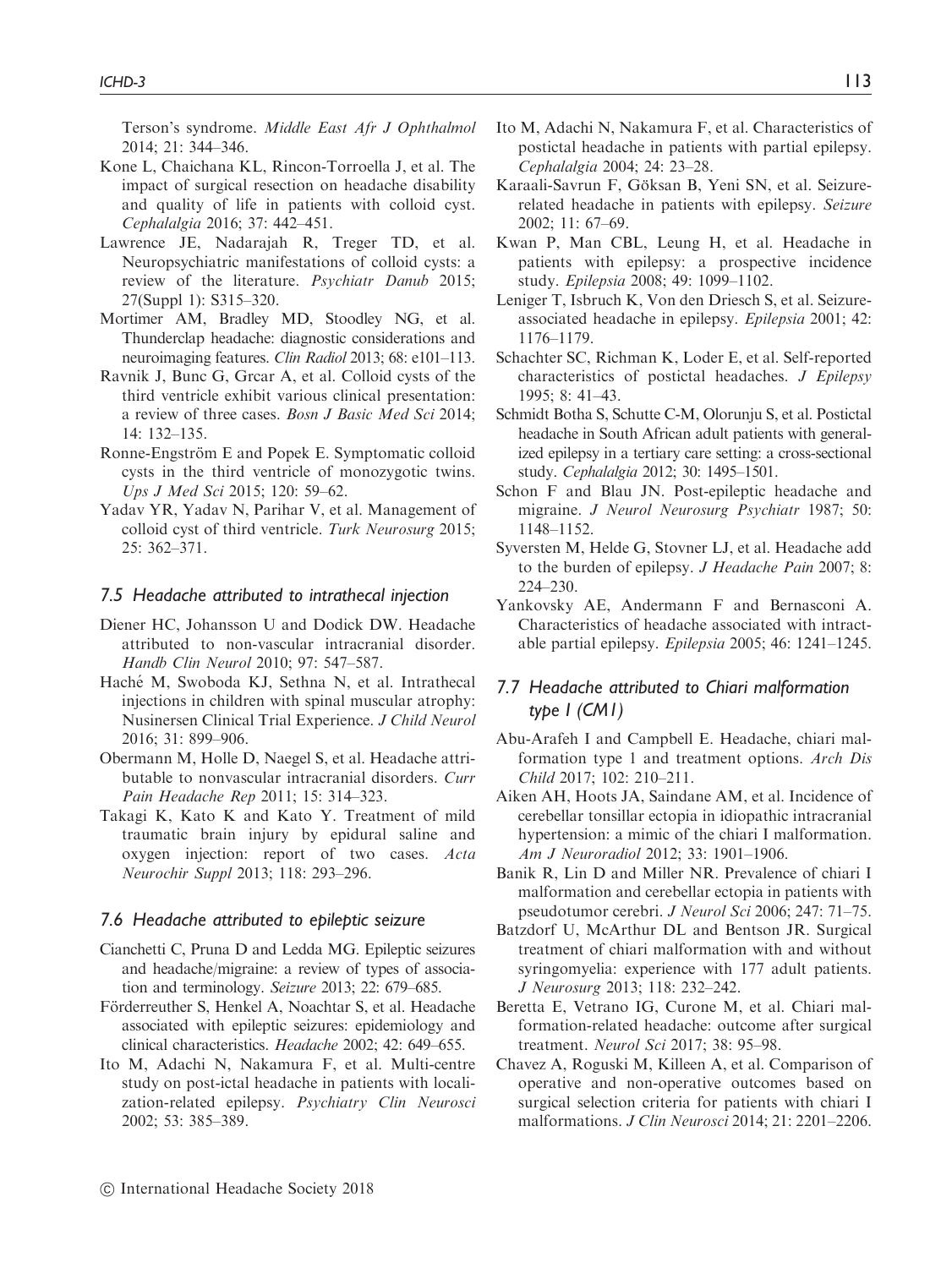Terson's syndrome. *Middle East Afr J Ophthalmol* 2014; 21: 344–346.

Kone L, Chaichana KL, Rincon-Torroella J, et al. The impact of surgical resection on headache disability and quality of life in patients with colloid cyst. *Cephalalgia* 2016; 37: 442–451.

Lawrence JE, Nadarajah R, Treger TD, et al. Neuropsychiatric manifestations of colloid cysts: a review of the literature. *Psychiatr Danub* 2015; 27(Suppl 1): S315–320.

Mortimer AM, Bradley MD, Stoodley NG, et al. Thunderclap headache: diagnostic considerations and neuroimaging features. *Clin Radiol* 2013; 68: e101–113.

Ravnik J, Bunc G, Grcar A, et al. Colloid cysts of the third ventricle exhibit various clinical presentation: a review of three cases. *Bosn J Basic Med Sci* 2014; 14: 132–135.

Ronne-Engström E and Popek E. Symptomatic colloid cysts in the third ventricle of monozygotic twins. *Ups J Med Sci* 2015; 120: 59–62.

Yadav YR, Yadav N, Parihar V, et al. Management of colloid cyst of third ventricle. *Turk Neurosurg* 2015; 25: 362–371.

### *7.5 Headache attributed to intrathecal injection*

Diener HC, Johansson U and Dodick DW. Headache attributed to non-vascular intracranial disorder. *Handb Clin Neurol* 2010; 97: 547–587.

Haché M, Swoboda KJ, Sethna N, et al. Intrathecal injections in children with spinal muscular atrophy: Nusinersen Clinical Trial Experience. *J Child Neurol* 2016; 31: 899–906.

Obermann M, Holle D, Naegel S, et al. Headache attributable to nonvascular intracranial disorders. *Curr Pain Headache Rep* 2011; 15: 314–323.

Takagi K, Kato K and Kato Y. Treatment of mild traumatic brain injury by epidural saline and oxygen injection: report of two cases. *Acta Neurochir Suppl* 2013; 118: 293–296.

### *7.6 Headache attributed to epileptic seizure*

Cianchetti C, Pruna D and Ledda MG. Epileptic seizures and headache/migraine: a review of types of association and terminology. *Seizure* 2013; 22: 679–685.

Förderreuther S, Henkel A, Noachtar S, et al. Headache associated with epileptic seizures: epidemiology and clinical characteristics. *Headache* 2002; 42: 649–655.

Ito M, Adachi N, Nakamura F, et al. Multi-centre study on post-ictal headache in patients with localization-related epilepsy. *Psychiatry Clin Neurosci* 2002; 53: 385–389.

Ito M, Adachi N, Nakamura F, et al. Characteristics of postictal headache in patients with partial epilepsy. *Cephalalgia* 2004; 24: 23–28.

Karaali-Savrun F, Göksan B, Yeni SN, et al. Seizure-related headache in patients with epilepsy. *Seizure* 2002; 11: 67–69.

Kwan P, Man CBL, Leung H, et al. Headache in patients with epilepsy: a prospective incidence study. *Epilepsia* 2008; 49: 1099–1102.

Leniger T, Isbruch K, Von den Driesch S, et al. Seizure-associated headache in epilepsy. *Epilepsia* 2001; 42: 1176–1179.

Schachter SC, Richman K, Loder E, et al. Self-reported characteristics of postictal headaches. *J Epilepsy* 1995; 8: 41–43.

Schmidt Botha S, Schutte C-M, Olorunju S, et al. Postictal headache in South African adult patients with generalized epilepsy in a tertiary care setting: a cross-sectional study. *Cephalalgia* 2012; 30: 1495–1501.

Schon F and Blau JN. Post-epileptic headache and migraine. *J Neurol Neurosurg Psychiatr* 1987; 50: 1148–1152.

Syversten M, Helde G, Stovner LJ, et al. Headache add to the burden of epilepsy. *J Headache Pain* 2007; 8: 224–230.

Yankovsky AE, Andermann F and Bernasconi A. Characteristics of headache associated with intractable partial epilepsy. *Epilepsia* 2005; 46: 1241–1245.

### *7.7 Headache attributed to Chiari malformation type I (CM1)*

Abu-Arafeh I and Campbell E. Headache, chiari malformation type 1 and treatment options. *Arch Dis Child* 2017; 102: 210–211.

Aiken AH, Hoots JA, Saindane AM, et al. Incidence of cerebellar tonsillar ectopia in idiopathic intracranial hypertension: a mimic of the chiari I malformation. *Am J Neuroradiol* 2012; 33: 1901–1906.

Banik R, Lin D and Miller NR. Prevalence of chiari I malformation and cerebellar ectopia in patients with pseudotumor cerebri. *J Neurol Sci* 2006; 247: 71–75.

Batzdorf U, McArthur DL and Bentson JR. Surgical treatment of chiari malformation with and without syringomyelia: experience with 177 adult patients. *J Neurosurg* 2013; 118: 232–242.

Beretta E, Vetrano IG, Curone M, et al. Chiari malformation-related headache: outcome after surgical treatment. *Neurol Sci* 2017; 38: 95–98.

Chavez A, Roguski M, Killeen A, et al. Comparison of operative and non-operative outcomes based on surgical selection criteria for patients with chiari I malformations. *J Clin Neurosci* 2014; 21: 2201–2206.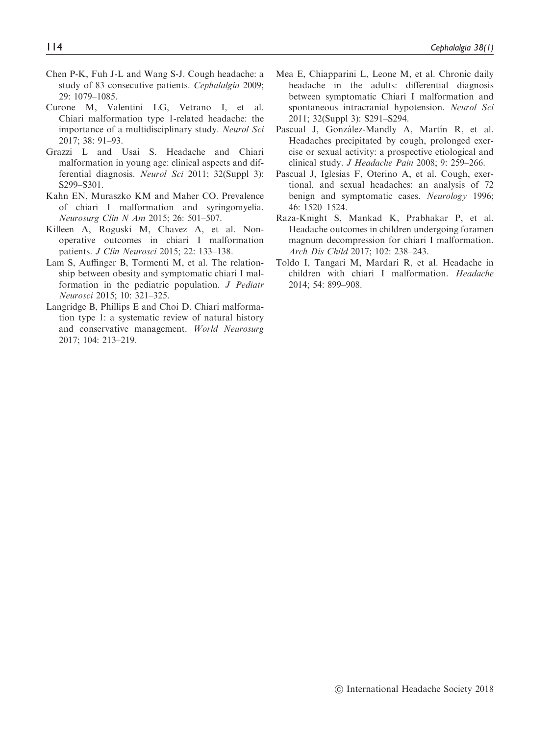Chen P-K, Fuh J-L and Wang S-J. Cough headache: a study of 83 consecutive patients. *Cephalalgia* 2009; 29: 1079–1085.

Curone M, Valentini LG, Vetrano I, et al. Chiari malformation type 1-related headache: the importance of a multidisciplinary study. *Neurol Sci* 2017; 38: 91–93.

Grazzi L and Usai S. Headache and Chiari malformation in young age: clinical aspects and differential diagnosis. *Neurol Sci* 2011; 32(Suppl 3): S299–S301.

Kahn EN, Muraszko KM and Maher CO. Prevalence of chiari I malformation and syringomyelia. *Neurosurg Clin N Am* 2015; 26: 501–507.

Killeen A, Roguski M, Chavez A, et al. Non-operative outcomes in chiari I malformation patients. *J Clin Neurosci* 2015; 22: 133–138.

Lam S, Auffinger B, Tormenti M, et al. The relationship between obesity and symptomatic chiari I malformation in the pediatric population. *J Pediatr Neurosci* 2015; 10: 321–325.

Langridge B, Phillips E and Choi D. Chiari malformation type 1: a systematic review of natural history and conservative management. *World Neurosurg* 2017; 104: 213–219.

Mea E, Chiapparini L, Leone M, et al. Chronic daily headache in the adults: differential diagnosis between symptomatic Chiari I malformation and spontaneous intracranial hypotension. *Neurol Sci* 2011; 32(Suppl 3): S291–S294.

Pascual J, González-Mandly A, Martín R, et al. Headaches precipitated by cough, prolonged exercise or sexual activity: a prospective etiological and clinical study. *J Headache Pain* 2008; 9: 259–266.

Pascual J, Iglesias F, Oterino A, et al. Cough, exertional, and sexual headaches: an analysis of 72 benign and symptomatic cases. *Neurology* 1996; 46: 1520–1524.

Raza-Knight S, Mankad K, Prabhakar P, et al. Headache outcomes in children undergoing foramen magnum decompression for chiari I malformation. *Arch Dis Child* 2017; 102: 238–243.

Toldo I, Tangari M, Mardari R, et al. Headache in children with chiari I malformation. *Headache* 2014; 54: 899–908.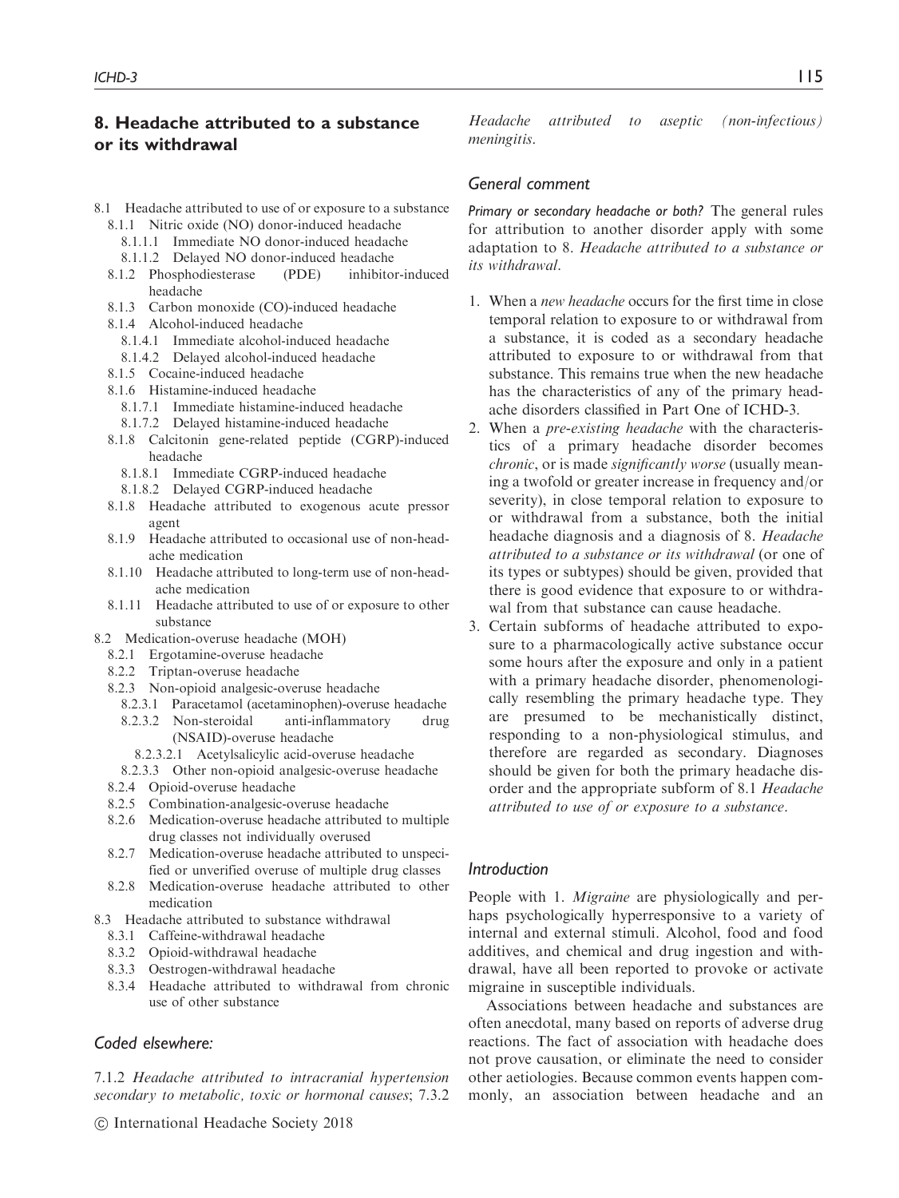## 8. Headache attributed to a substance or its withdrawal

- 8.1 Headache attributed to use of or exposure to a substance
  - 8.1.1 Nitric oxide (NO) donor-induced headache
    - 8.1.1.1 Immediate NO donor-induced headache
    - 8.1.1.2 Delayed NO donor-induced headache
  - 8.1.2 Phosphodiesterase (PDE) inhibitor-induced headache
  - 8.1.3 Carbon monoxide (CO)-induced headache
  - 8.1.4 Alcohol-induced headache
    - 8.1.4.1 Immediate alcohol-induced headache
    - 8.1.4.2 Delayed alcohol-induced headache
  - 8.1.5 Cocaine-induced headache
  - 8.1.6 Histamine-induced headache
    - 8.1.7.1 Immediate histamine-induced headache
    - 8.1.7.2 Delayed histamine-induced headache
  - 8.1.8 Calcitonin gene-related peptide (CGRP)-induced headache
    - 8.1.8.1 Immediate CGRP-induced headache
    - 8.1.8.2 Delayed CGRP-induced headache
  - 8.1.8 Headache attributed to exogenous acute pressor agent
  - 8.1.9 Headache attributed to occasional use of non-headache medication
  - 8.1.10 Headache attributed to long-term use of non-headache medication
  - 8.1.11 Headache attributed to use of or exposure to other substance
- 8.2 Medication-overuse headache (MOH)
  - 8.2.1 Ergotamine-overuse headache
  - 8.2.2 Triptan-overuse headache
  - 8.2.3 Non-opioid analgesic-overuse headache
    - 8.2.3.1 Paracetamol (acetaminophen)-overuse headache
    - 8.2.3.2 Non-steroidal anti-inflammatory drug (NSAID)-overuse headache
      - 8.2.3.2.1 Acetylsalicylic acid-overuse headache
    - 8.2.3.3 Other non-opioid analgesic-overuse headache
  - 8.2.4 Opioid-overuse headache
  - 8.2.5 Combination-analgesic-overuse headache
  - 8.2.6 Medication-overuse headache attributed to multiple drug classes not individually overused
  - 8.2.7 Medication-overuse headache attributed to unspecified or unverified overuse of multiple drug classes
  - 8.2.8 Medication-overuse headache attributed to other medication
- 8.3 Headache attributed to substance withdrawal
  - 8.3.1 Caffeine-withdrawal headache
  - 8.3.2 Opioid-withdrawal headache
  - 8.3.3 Oestrogen-withdrawal headache
  - 8.3.4 Headache attributed to withdrawal from chronic use of other substance

### Coded elsewhere:

7.1.2 *Headache attributed to intracranial hypertension secondary to metabolic, toxic or hormonal causes*; 7.3.2 *Headache attributed to aseptic (non-infectious) meningitis*.

### General comment

***Primary or secondary headache or both?*** The general rules for attribution to another disorder apply with some adaptation to 8. *Headache attributed to a substance or its withdrawal*.

1. When a *new headache* occurs for the first time in close temporal relation to exposure to or withdrawal from a substance, it is coded as a secondary headache attributed to exposure to or withdrawal from that substance. This remains true when the new headache has the characteristics of any of the primary headache disorders classified in Part One of ICHD-3.
2. When a *pre-existing headache* with the characteristics of a primary headache disorder becomes *chronic*, or is made *significantly worse* (usually meaning a twofold or greater increase in frequency and/or severity), in close temporal relation to exposure to or withdrawal from a substance, both the initial headache diagnosis and a diagnosis of 8. *Headache attributed to a substance or its withdrawal* (or one of its types or subtypes) should be given, provided that there is good evidence that exposure to or withdrawal from that substance can cause headache.
3. Certain subforms of headache attributed to exposure to a pharmacologically active substance occur some hours after the exposure and only in a patient with a primary headache disorder, phenomenologically resembling the primary headache type. They are presumed to be mechanistically distinct, responding to a non-physiological stimulus, and therefore are regarded as secondary. Diagnoses should be given for both the primary headache disorder and the appropriate subform of 8.1 *Headache attributed to use of or exposure to a substance*.

### Introduction

People with 1. *Migraine* are physiologically and perhaps psychologically hyperresponsive to a variety of internal and external stimuli. Alcohol, food and food additives, and chemical and drug ingestion and withdrawal, have all been reported to provoke or activate migraine in susceptible individuals.

Associations between headache and substances are often anecdotal, many based on reports of adverse drug reactions. The fact of association with headache does not prove causation, or eliminate the need to consider other aetiologies. Because common events happen commonly, an association between headache and an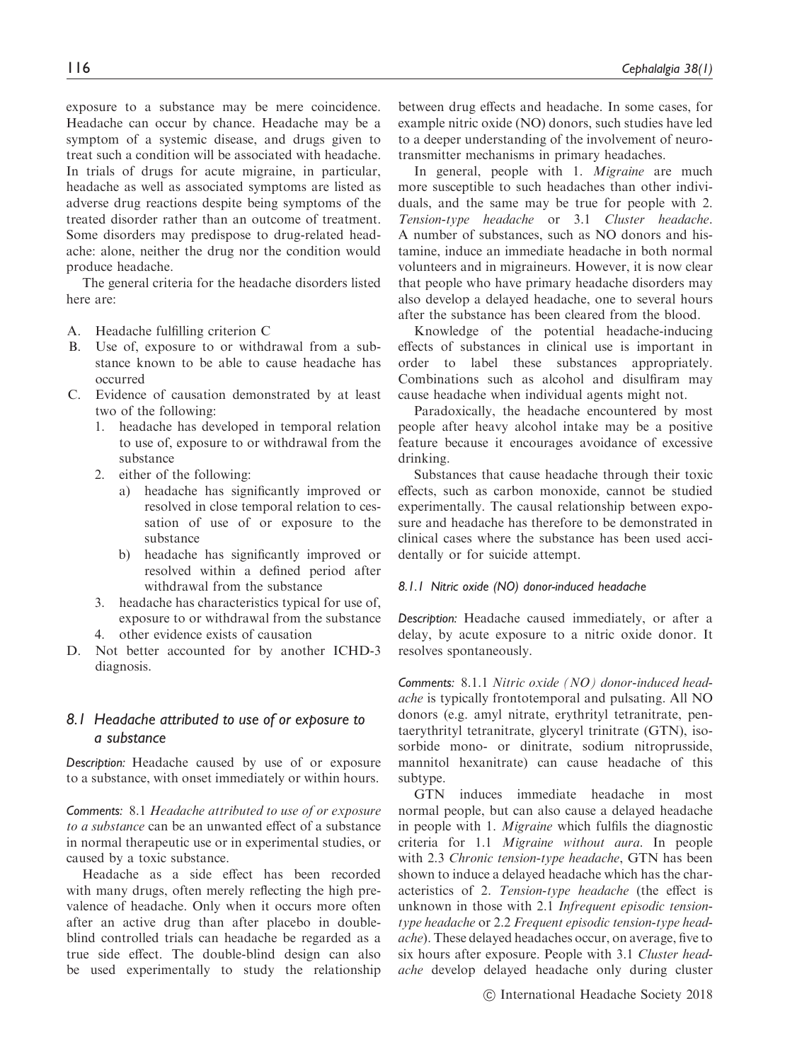exposure to a substance may be mere coincidence. Headache can occur by chance. Headache may be a symptom of a systemic disease, and drugs given to treat such a condition will be associated with headache. In trials of drugs for acute migraine, in particular, headache as well as associated symptoms are listed as adverse drug reactions despite being symptoms of the treated disorder rather than an outcome of treatment. Some disorders may predispose to drug-related headache: alone, neither the drug nor the condition would produce headache.

The general criteria for the headache disorders listed here are:

A. Headache fulfilling criterion C
B. Use of, exposure to or withdrawal from a substance known to be able to cause headache has occurred
C. Evidence of causation demonstrated by at least two of the following:
   1. headache has developed in temporal relation to use of, exposure to or withdrawal from the substance
   2. either of the following:
      a) headache has significantly improved or resolved in close temporal relation to cessation of use of or exposure to the substance
      b) headache has significantly improved or resolved within a defined period after withdrawal from the substance
   3. headache has characteristics typical for use of, exposure to or withdrawal from the substance
   4. other evidence exists of causation
D. Not better accounted for by another ICHD-3 diagnosis.

## 8.1 Headache attributed to use of or exposure to a substance

*Description:* Headache caused by use of or exposure to a substance, with onset immediately or within hours.

*Comments:* 8.1 *Headache attributed to use of or exposure to a substance* can be an unwanted effect of a substance in normal therapeutic use or in experimental studies, or caused by a toxic substance.

Headache as a side effect has been recorded with many drugs, often merely reflecting the high prevalence of headache. Only when it occurs more often after an active drug than after placebo in double-blind controlled trials can headache be regarded as a true side effect. The double-blind design can also be used experimentally to study the relationship between drug effects and headache. In some cases, for example nitric oxide (NO) donors, such studies have led to a deeper understanding of the involvement of neurotransmitter mechanisms in primary headaches.

In general, people with 1. *Migraine* are much more susceptible to such headaches than other individuals, and the same may be true for people with 2. *Tension-type headache* or 3.1 *Cluster headache*. A number of substances, such as NO donors and histamine, induce an immediate headache in both normal volunteers and in migraineurs. However, it is now clear that people who have primary headache disorders may also develop a delayed headache, one to several hours after the substance has been cleared from the blood.

Knowledge of the potential headache-inducing effects of substances in clinical use is important in order to label these substances appropriately. Combinations such as alcohol and disulfiram may cause headache when individual agents might not.

Paradoxically, the headache encountered by most people after heavy alcohol intake may be a positive feature because it encourages avoidance of excessive drinking.

Substances that cause headache through their toxic effects, such as carbon monoxide, cannot be studied experimentally. The causal relationship between exposure and headache has therefore to be demonstrated in clinical cases where the substance has been used accidentally or for suicide attempt.

#### 8.1.1 Nitric oxide (NO) donor-induced headache

*Description:* Headache caused immediately, or after a delay, by acute exposure to a nitric oxide donor. It resolves spontaneously.

*Comments:* 8.1.1 *Nitric oxide (NO) donor-induced headache* is typically frontotemporal and pulsating. All NO donors (e.g. amyl nitrate, erythrityl tetranitrate, pentaerythrityl tetranitrate, glyceryl trinitrate (GTN), isosorbide mono- or dinitrate, sodium nitroprusside, mannitol hexanitrate) can cause headache of this subtype.

GTN induces immediate headache in most normal people, but can also cause a delayed headache in people with 1. *Migraine* which fulfils the diagnostic criteria for 1.1 *Migraine without aura*. In people with 2.3 *Chronic tension-type headache*, GTN has been shown to induce a delayed headache which has the characteristics of 2. *Tension-type headache* (the effect is unknown in those with 2.1 *Infrequent episodic tension-type headache* or 2.2 *Frequent episodic tension-type headache*). These delayed headaches occur, on average, five to six hours after exposure. People with 3.1 *Cluster headache* develop delayed headache only during cluster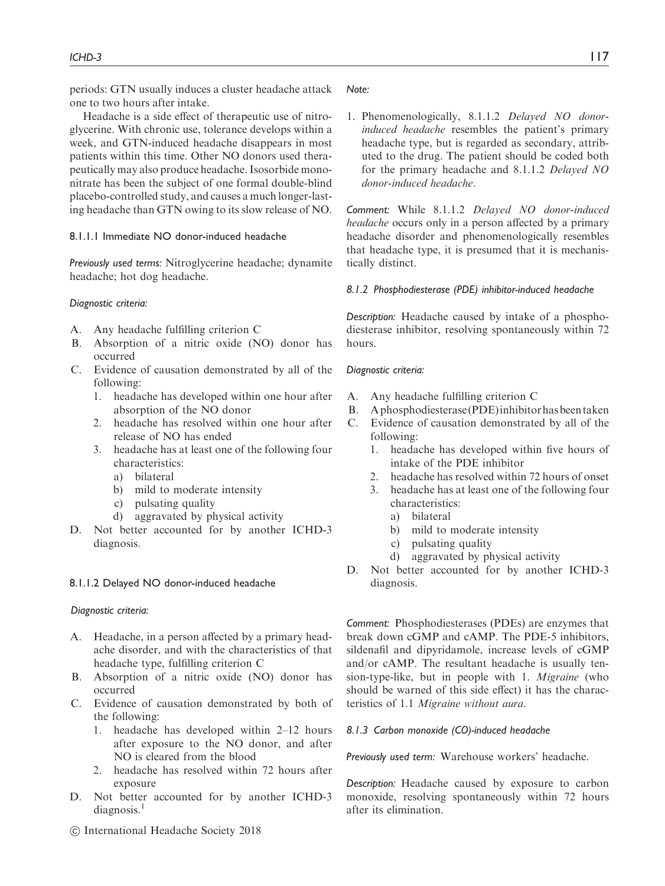periods: GTN usually induces a cluster headache attack one to two hours after intake.

Headache is a side effect of therapeutic use of nitroglycerine. With chronic use, tolerance develops within a week, and GTN-induced headache disappears in most patients within this time. Other NO donors used therapeutically may also produce headache. Isosorbide mononitrate has been the subject of one formal double-blind placebo-controlled study, and causes a much longer-lasting headache than GTN owing to its slow release of NO.

#### 8.1.1.1 Immediate NO donor-induced headache

*Previously used terms:* Nitroglycerine headache; dynamite headache; hot dog headache.

*Diagnostic criteria:*

A. Any headache fulfilling criterion C
B. Absorption of a nitric oxide (NO) donor has occurred
C. Evidence of causation demonstrated by all of the following:
   1. headache has developed within one hour after absorption of the NO donor
   2. headache has resolved within one hour after release of NO has ended
   3. headache has at least one of the following four characteristics:
      a) bilateral
      b) mild to moderate intensity
      c) pulsating quality
      d) aggravated by physical activity
D. Not better accounted for by another ICHD-3 diagnosis.

#### 8.1.1.2 Delayed NO donor-induced headache

*Diagnostic criteria:*

A. Headache, in a person affected by a primary headache disorder, and with the characteristics of that headache type, fulfilling criterion C
B. Absorption of a nitric oxide (NO) donor has occurred
C. Evidence of causation demonstrated by both of the following:
   1. headache has developed within 2–12 hours after exposure to the NO donor, and after NO is cleared from the blood
   2. headache has resolved within 72 hours after exposure
D. Not better accounted for by another ICHD-3 diagnosis.[1]

*Note:*

1. Phenomenologically, 8.1.1.2 *Delayed NO donor-induced headache* resembles the patient's primary headache type, but is regarded as secondary, attributed to the drug. The patient should be coded both for the primary headache and 8.1.1.2 *Delayed NO donor-induced headache*.

*Comment:* While 8.1.1.2 *Delayed NO donor-induced headache* occurs only in a person affected by a primary headache disorder and phenomenologically resembles that headache type, it is presumed that it is mechanistically distinct.

### *8.1.2 Phosphodiesterase (PDE) inhibitor-induced headache*

*Description:* Headache caused by intake of a phosphodiesterase inhibitor, resolving spontaneously within 72 hours.

*Diagnostic criteria:*

A. Any headache fulfilling criterion C
B. A phosphodiesterase (PDE) inhibitor has been taken
C. Evidence of causation demonstrated by all of the following:
   1. headache has developed within five hours of intake of the PDE inhibitor
   2. headache has resolved within 72 hours of onset
   3. headache has at least one of the following four characteristics:
      a) bilateral
      b) mild to moderate intensity
      c) pulsating quality
      d) aggravated by physical activity
D. Not better accounted for by another ICHD-3 diagnosis.

*Comment:* Phosphodiesterases (PDEs) are enzymes that break down cGMP and cAMP. The PDE-5 inhibitors, sildenafil and dipyridamole, increase levels of cGMP and/or cAMP. The resultant headache is usually tension-type-like, but in people with 1. *Migraine* (who should be warned of this side effect) it has the characteristics of 1.1 *Migraine without aura*.

### *8.1.3 Carbon monoxide (CO)-induced headache*

*Previously used term:* Warehouse workers' headache.

*Description:* Headache caused by exposure to carbon monoxide, resolving spontaneously within 72 hours after its elimination.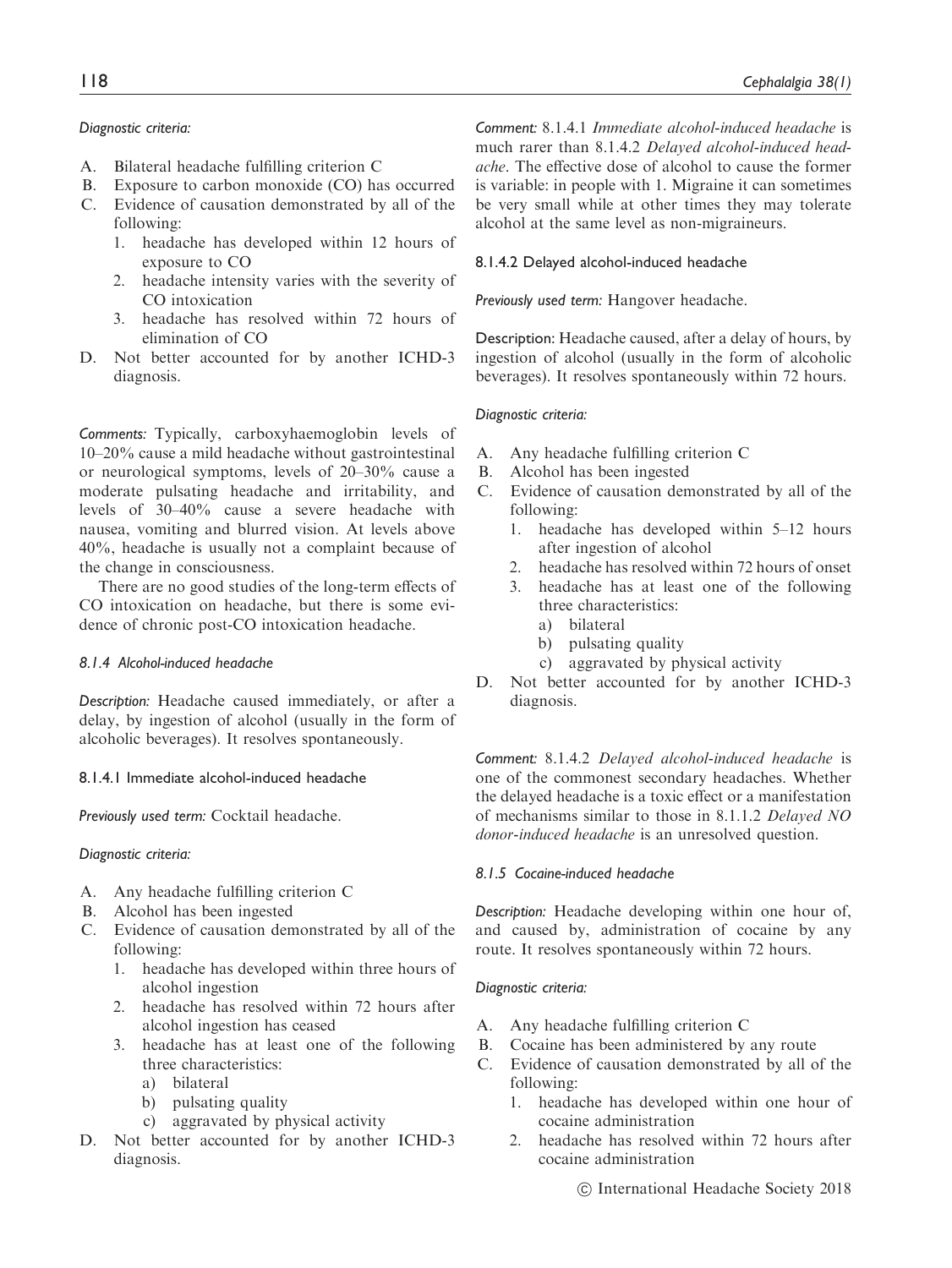*Diagnostic criteria:*

A. Bilateral headache fulfilling criterion C
B. Exposure to carbon monoxide (CO) has occurred
C. Evidence of causation demonstrated by all of the following:
   1. headache has developed within 12 hours of exposure to CO
   2. headache intensity varies with the severity of CO intoxication
   3. headache has resolved within 72 hours of elimination of CO
D. Not better accounted for by another ICHD-3 diagnosis.

*Comments:* Typically, carboxyhaemoglobin levels of 10–20% cause a mild headache without gastrointestinal or neurological symptoms, levels of 20–30% cause a moderate pulsating headache and irritability, and levels of 30–40% cause a severe headache with nausea, vomiting and blurred vision. At levels above 40%, headache is usually not a complaint because of the change in consciousness.

There are no good studies of the long-term effects of CO intoxication on headache, but there is some evidence of chronic post-CO intoxication headache.

### *8.1.4 Alcohol-induced headache*

*Description:* Headache caused immediately, or after a delay, by ingestion of alcohol (usually in the form of alcoholic beverages). It resolves spontaneously.

#### 8.1.4.1 Immediate alcohol-induced headache

*Previously used term:* Cocktail headache.

*Diagnostic criteria:*

A. Any headache fulfilling criterion C
B. Alcohol has been ingested
C. Evidence of causation demonstrated by all of the following:
   1. headache has developed within three hours of alcohol ingestion
   2. headache has resolved within 72 hours after alcohol ingestion has ceased
   3. headache has at least one of the following three characteristics:
      a) bilateral
      b) pulsating quality
      c) aggravated by physical activity
D. Not better accounted for by another ICHD-3 diagnosis.

*Comment:* 8.1.4.1 *Immediate alcohol-induced headache* is much rarer than 8.1.4.2 *Delayed alcohol-induced headache*. The effective dose of alcohol to cause the former is variable: in people with 1. Migraine it can sometimes be very small while at other times they may tolerate alcohol at the same level as non-migraineurs.

#### 8.1.4.2 Delayed alcohol-induced headache

*Previously used term:* Hangover headache.

*Description:* Headache caused, after a delay of hours, by ingestion of alcohol (usually in the form of alcoholic beverages). It resolves spontaneously within 72 hours.

*Diagnostic criteria:*

A. Any headache fulfilling criterion C
B. Alcohol has been ingested
C. Evidence of causation demonstrated by all of the following:
   1. headache has developed within 5–12 hours after ingestion of alcohol
   2. headache has resolved within 72 hours of onset
   3. headache has at least one of the following three characteristics:
      a) bilateral
      b) pulsating quality
      c) aggravated by physical activity
D. Not better accounted for by another ICHD-3 diagnosis.

*Comment:* 8.1.4.2 *Delayed alcohol-induced headache* is one of the commonest secondary headaches. Whether the delayed headache is a toxic effect or a manifestation of mechanisms similar to those in 8.1.1.2 *Delayed NO donor-induced headache* is an unresolved question.

### *8.1.5 Cocaine-induced headache*

*Description:* Headache developing within one hour of, and caused by, administration of cocaine by any route. It resolves spontaneously within 72 hours.

*Diagnostic criteria:*

A. Any headache fulfilling criterion C
B. Cocaine has been administered by any route
C. Evidence of causation demonstrated by all of the following:
   1. headache has developed within one hour of cocaine administration
   2. headache has resolved within 72 hours after cocaine administration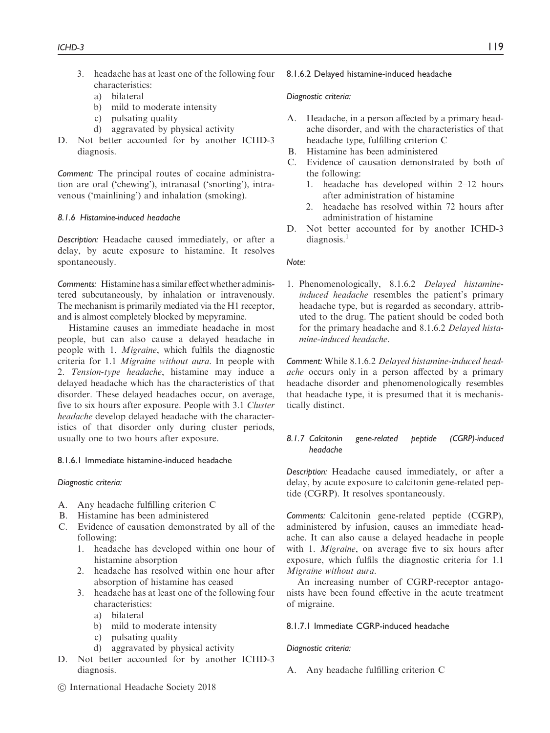3. headache has at least one of the following four characteristics:
   a) bilateral
   b) mild to moderate intensity
   c) pulsating quality
   d) aggravated by physical activity

D. Not better accounted for by another ICHD-3 diagnosis.

*Comment:* The principal routes of cocaine administration are oral ('chewing'), intranasal ('snorting'), intravenous ('mainlining') and inhalation (smoking).

#### *8.1.6 Histamine-induced headache*

*Description:* Headache caused immediately, or after a delay, by acute exposure to histamine. It resolves spontaneously.

*Comments:* Histamine has a similar effect whether administered subcutaneously, by inhalation or intravenously. The mechanism is primarily mediated via the H1 receptor, and is almost completely blocked by mepyramine.

Histamine causes an immediate headache in most people, but can also cause a delayed headache in people with 1. *Migraine*, which fulfils the diagnostic criteria for 1.1 *Migraine without aura*. In people with 2. *Tension-type headache*, histamine may induce a delayed headache which has the characteristics of that disorder. These delayed headaches occur, on average, five to six hours after exposure. People with 3.1 *Cluster headache* develop delayed headache with the characteristics of that disorder only during cluster periods, usually one to two hours after exposure.

#### 8.1.6.1 Immediate histamine-induced headache

*Diagnostic criteria:*

A. Any headache fulfilling criterion C
B. Histamine has been administered
C. Evidence of causation demonstrated by all of the following:
   1. headache has developed within one hour of histamine absorption
   2. headache has resolved within one hour after absorption of histamine has ceased
   3. headache has at least one of the following four characteristics:
      a) bilateral
      b) mild to moderate intensity
      c) pulsating quality
      d) aggravated by physical activity
D. Not better accounted for by another ICHD-3 diagnosis.

#### 8.1.6.2 Delayed histamine-induced headache

*Diagnostic criteria:*

A. Headache, in a person affected by a primary headache disorder, and with the characteristics of that headache type, fulfilling criterion C
B. Histamine has been administered
C. Evidence of causation demonstrated by both of the following:
   1. headache has developed within 2–12 hours after administration of histamine
   2. headache has resolved within 72 hours after administration of histamine
D. Not better accounted for by another ICHD-3 diagnosis.[1]

*Note:*

1. Phenomenologically, 8.1.6.2 *Delayed histamine-induced headache* resembles the patient's primary headache type, but is regarded as secondary, attributed to the drug. The patient should be coded both for the primary headache and 8.1.6.2 *Delayed histamine-induced headache*.

*Comment:* While 8.1.6.2 *Delayed histamine-induced headache* occurs only in a person affected by a primary headache disorder and phenomenologically resembles that headache type, it is presumed that it is mechanistically distinct.

#### *8.1.7 Calcitonin gene-related peptide (CGRP)-induced headache*

*Description:* Headache caused immediately, or after a delay, by acute exposure to calcitonin gene-related peptide (CGRP). It resolves spontaneously.

*Comments:* Calcitonin gene-related peptide (CGRP), administered by infusion, causes an immediate headache. It can also cause a delayed headache in people with 1. *Migraine*, on average five to six hours after exposure, which fulfils the diagnostic criteria for 1.1 *Migraine without aura*.

An increasing number of CGRP-receptor antagonists have been found effective in the acute treatment of migraine.

#### 8.1.7.1 Immediate CGRP-induced headache

*Diagnostic criteria:*

A. Any headache fulfilling criterion C

© International Headache Society 2018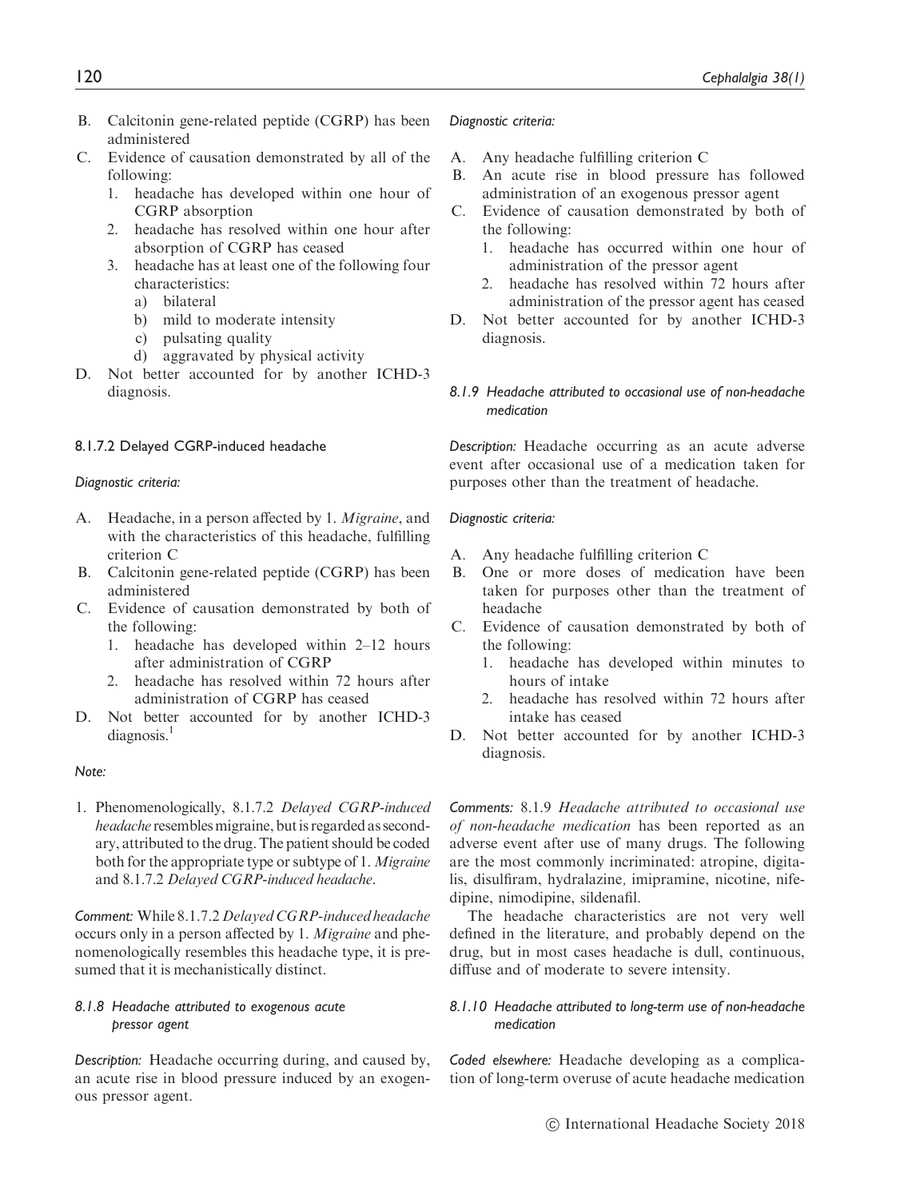B. Calcitonin gene-related peptide (CGRP) has been administered
C. Evidence of causation demonstrated by all of the following:
   1. headache has developed within one hour of CGRP absorption
   2. headache has resolved within one hour after absorption of CGRP has ceased
   3. headache has at least one of the following four characteristics:
      a) bilateral
      b) mild to moderate intensity
      c) pulsating quality
      d) aggravated by physical activity
D. Not better accounted for by another ICHD-3 diagnosis.

#### 8.1.7.2 Delayed CGRP-induced headache

*Diagnostic criteria:*

A. Headache, in a person affected by 1. *Migraine*, and with the characteristics of this headache, fulfilling criterion C
B. Calcitonin gene-related peptide (CGRP) has been administered
C. Evidence of causation demonstrated by both of the following:
   1. headache has developed within 2–12 hours after administration of CGRP
   2. headache has resolved within 72 hours after administration of CGRP has ceased
D. Not better accounted for by another ICHD-3 diagnosis.[1]

*Note:*

1. Phenomenologically, 8.1.7.2 *Delayed CGRP-induced headache* resembles migraine, but is regarded as secondary, attributed to the drug. The patient should be coded both for the appropriate type or subtype of 1. *Migraine* and 8.1.7.2 *Delayed CGRP-induced headache*.

*Comment:* While 8.1.7.2 *Delayed CGRP-induced headache* occurs only in a person affected by 1. *Migraine* and phenomenologically resembles this headache type, it is presumed that it is mechanistically distinct.

### 8.1.8 Headache attributed to exogenous acute pressor agent

*Description:* Headache occurring during, and caused by, an acute rise in blood pressure induced by an exogenous pressor agent.

*Diagnostic criteria:*

A. Any headache fulfilling criterion C
B. An acute rise in blood pressure has followed administration of an exogenous pressor agent
C. Evidence of causation demonstrated by both of the following:
   1. headache has occurred within one hour of administration of the pressor agent
   2. headache has resolved within 72 hours after administration of the pressor agent has ceased
D. Not better accounted for by another ICHD-3 diagnosis.

### 8.1.9 Headache attributed to occasional use of non-headache medication

*Description:* Headache occurring as an acute adverse event after occasional use of a medication taken for purposes other than the treatment of headache.

*Diagnostic criteria:*

A. Any headache fulfilling criterion C
B. One or more doses of medication have been taken for purposes other than the treatment of headache
C. Evidence of causation demonstrated by both of the following:
   1. headache has developed within minutes to hours of intake
   2. headache has resolved within 72 hours after intake has ceased
D. Not better accounted for by another ICHD-3 diagnosis.

*Comments:* 8.1.9 *Headache attributed to occasional use of non-headache medication* has been reported as an adverse event after use of many drugs. The following are the most commonly incriminated: atropine, digitalis, disulfiram, hydralazine, imipramine, nicotine, nifedipine, nimodipine, sildenafil.

The headache characteristics are not very well defined in the literature, and probably depend on the drug, but in most cases headache is dull, continuous, diffuse and of moderate to severe intensity.

### 8.1.10 Headache attributed to long-term use of non-headache medication

*Coded elsewhere:* Headache developing as a complication of long-term overuse of acute headache medication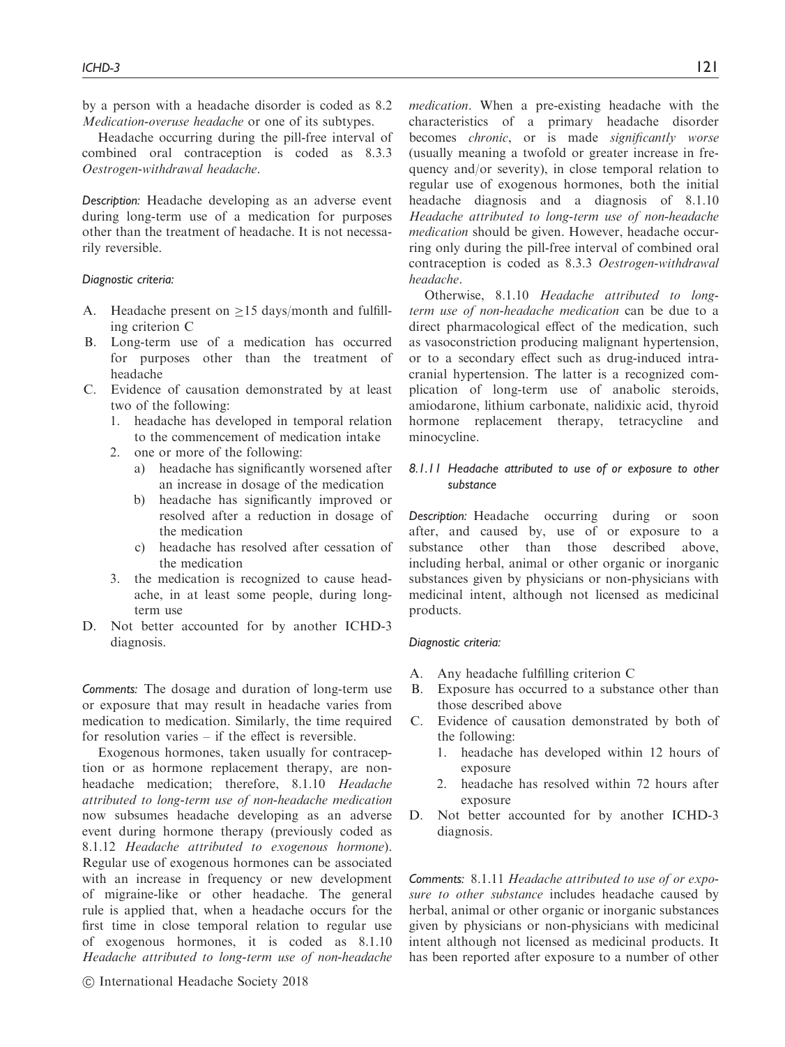by a person with a headache disorder is coded as 8.2 *Medication-overuse headache* or one of its subtypes.

Headache occurring during the pill-free interval of combined oral contraception is coded as 8.3.3 *Oestrogen-withdrawal headache*.

*Description:* Headache developing as an adverse event during long-term use of a medication for purposes other than the treatment of headache. It is not necessarily reversible.

*Diagnostic criteria:*

A. Headache present on ≥15 days/month and fulfilling criterion C
B. Long-term use of a medication has occurred for purposes other than the treatment of headache
C. Evidence of causation demonstrated by at least two of the following:
   1. headache has developed in temporal relation to the commencement of medication intake
   2. one or more of the following:
      a) headache has significantly worsened after an increase in dosage of the medication
      b) headache has significantly improved or resolved after a reduction in dosage of the medication
      c) headache has resolved after cessation of the medication
   3. the medication is recognized to cause headache, in at least some people, during long-term use
D. Not better accounted for by another ICHD-3 diagnosis.

*Comments:* The dosage and duration of long-term use or exposure that may result in headache varies from medication to medication. Similarly, the time required for resolution varies – if the effect is reversible.

Exogenous hormones, taken usually for contraception or as hormone replacement therapy, are non-headache medication; therefore, 8.1.10 *Headache attributed to long-term use of non-headache medication* now subsumes headache developing as an adverse event during hormone therapy (previously coded as 8.1.12 *Headache attributed to exogenous hormone*). Regular use of exogenous hormones can be associated with an increase in frequency or new development of migraine-like or other headache. The general rule is applied that, when a headache occurs for the first time in close temporal relation to regular use of exogenous hormones, it is coded as 8.1.10 *Headache attributed to long-term use of non-headache medication*. When a pre-existing headache with the characteristics of a primary headache disorder becomes *chronic*, or is made *significantly worse* (usually meaning a twofold or greater increase in frequency and/or severity), in close temporal relation to regular use of exogenous hormones, both the initial headache diagnosis and a diagnosis of 8.1.10 *Headache attributed to long-term use of non-headache medication* should be given. However, headache occurring only during the pill-free interval of combined oral contraception is coded as 8.3.3 *Oestrogen-withdrawal headache*.

Otherwise, 8.1.10 *Headache attributed to long-term use of non-headache medication* can be due to a direct pharmacological effect of the medication, such as vasoconstriction producing malignant hypertension, or to a secondary effect such as drug-induced intracranial hypertension. The latter is a recognized complication of long-term use of anabolic steroids, amiodarone, lithium carbonate, nalidixic acid, thyroid hormone replacement therapy, tetracycline and minocycline.

### *8.1.11 Headache attributed to use of or exposure to other substance*

*Description:* Headache occurring during or soon after, and caused by, use of or exposure to a substance other than those described above, including herbal, animal or other organic or inorganic substances given by physicians or non-physicians with medicinal intent, although not licensed as medicinal products.

*Diagnostic criteria:*

A. Any headache fulfilling criterion C
B. Exposure has occurred to a substance other than those described above
C. Evidence of causation demonstrated by both of the following:
   1. headache has developed within 12 hours of exposure
   2. headache has resolved within 72 hours after exposure
D. Not better accounted for by another ICHD-3 diagnosis.

*Comments:* 8.1.11 *Headache attributed to use of or exposure to other substance* includes headache caused by herbal, animal or other organic or inorganic substances given by physicians or non-physicians with medicinal intent although not licensed as medicinal products. It has been reported after exposure to a number of other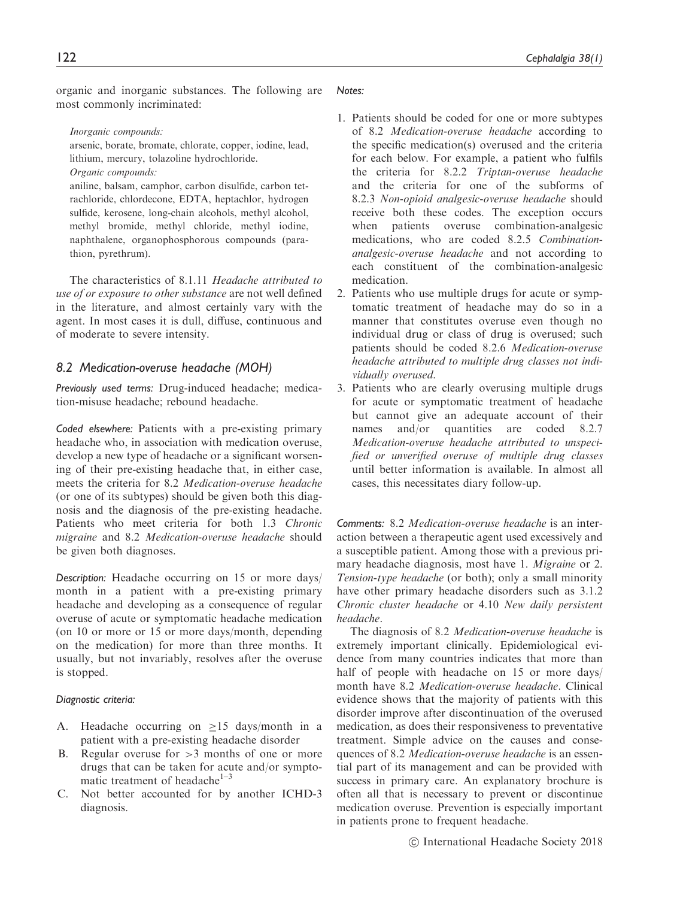organic and inorganic substances. The following are most commonly incriminated:

*Inorganic compounds:*
arsenic, borate, bromate, chlorate, copper, iodine, lead, lithium, mercury, tolazoline hydrochloride.
*Organic compounds:*
aniline, balsam, camphor, carbon disulfide, carbon tetrachloride, chlordecone, EDTA, heptachlor, hydrogen sulfide, kerosene, long-chain alcohols, methyl alcohol, methyl bromide, methyl chloride, methyl iodine, naphthalene, organophosphorous compounds (parathion, pyrethrum).

The characteristics of 8.1.11 *Headache attributed to use of or exposure to other substance* are not well defined in the literature, and almost certainly vary with the agent. In most cases it is dull, diffuse, continuous and of moderate to severe intensity.

## 8.2 Medication-overuse headache (MOH)

*Previously used terms:* Drug-induced headache; medication-misuse headache; rebound headache.

*Coded elsewhere:* Patients with a pre-existing primary headache who, in association with medication overuse, develop a new type of headache or a significant worsening of their pre-existing headache that, in either case, meets the criteria for 8.2 *Medication-overuse headache* (or one of its subtypes) should be given both this diagnosis and the diagnosis of the pre-existing headache. Patients who meet criteria for both 1.3 *Chronic migraine* and 8.2 *Medication-overuse headache* should be given both diagnoses.

*Description:* Headache occurring on 15 or more days/month in a patient with a pre-existing primary headache and developing as a consequence of regular overuse of acute or symptomatic headache medication (on 10 or more or 15 or more days/month, depending on the medication) for more than three months. It usually, but not invariably, resolves after the overuse is stopped.

*Diagnostic criteria:*

A. Headache occurring on $\geq$15 days/month in a patient with a pre-existing headache disorder
B. Regular overuse for >3 months of one or more drugs that can be taken for acute and/or symptomatic treatment of headache[1–3]
C. Not better accounted for by another ICHD-3 diagnosis.

*Notes:*

1. Patients should be coded for one or more subtypes of 8.2 *Medication-overuse headache* according to the specific medication(s) overused and the criteria for each below. For example, a patient who fulfils the criteria for 8.2.2 *Triptan-overuse headache* and the criteria for one of the subforms of 8.2.3 *Non-opioid analgesic-overuse headache* should receive both these codes. The exception occurs when patients overuse combination-analgesic medications, who are coded 8.2.5 *Combination-analgesic-overuse headache* and not according to each constituent of the combination-analgesic medication.
2. Patients who use multiple drugs for acute or symptomatic treatment of headache may do so in a manner that constitutes overuse even though no individual drug or class of drug is overused; such patients should be coded 8.2.6 *Medication-overuse headache attributed to multiple drug classes not individually overused*.
3. Patients who are clearly overusing multiple drugs for acute or symptomatic treatment of headache but cannot give an adequate account of their names and/or quantities are coded 8.2.7 *Medication-overuse headache attributed to unspecified or unverified overuse of multiple drug classes* until better information is available. In almost all cases, this necessitates diary follow-up.

*Comments:* 8.2 *Medication-overuse headache* is an interaction between a therapeutic agent used excessively and a susceptible patient. Among those with a previous primary headache diagnosis, most have 1. *Migraine* or 2. *Tension-type headache* (or both); only a small minority have other primary headache disorders such as 3.1.2 *Chronic cluster headache* or 4.10 *New daily persistent headache*.

The diagnosis of 8.2 *Medication-overuse headache* is extremely important clinically. Epidemiological evidence from many countries indicates that more than half of people with headache on 15 or more days/month have 8.2 *Medication-overuse headache*. Clinical evidence shows that the majority of patients with this disorder improve after discontinuation of the overused medication, as does their responsiveness to preventative treatment. Simple advice on the causes and consequences of 8.2 *Medication-overuse headache* is an essential part of its management and can be provided with success in primary care. An explanatory brochure is often all that is necessary to prevent or discontinue medication overuse. Prevention is especially important in patients prone to frequent headache.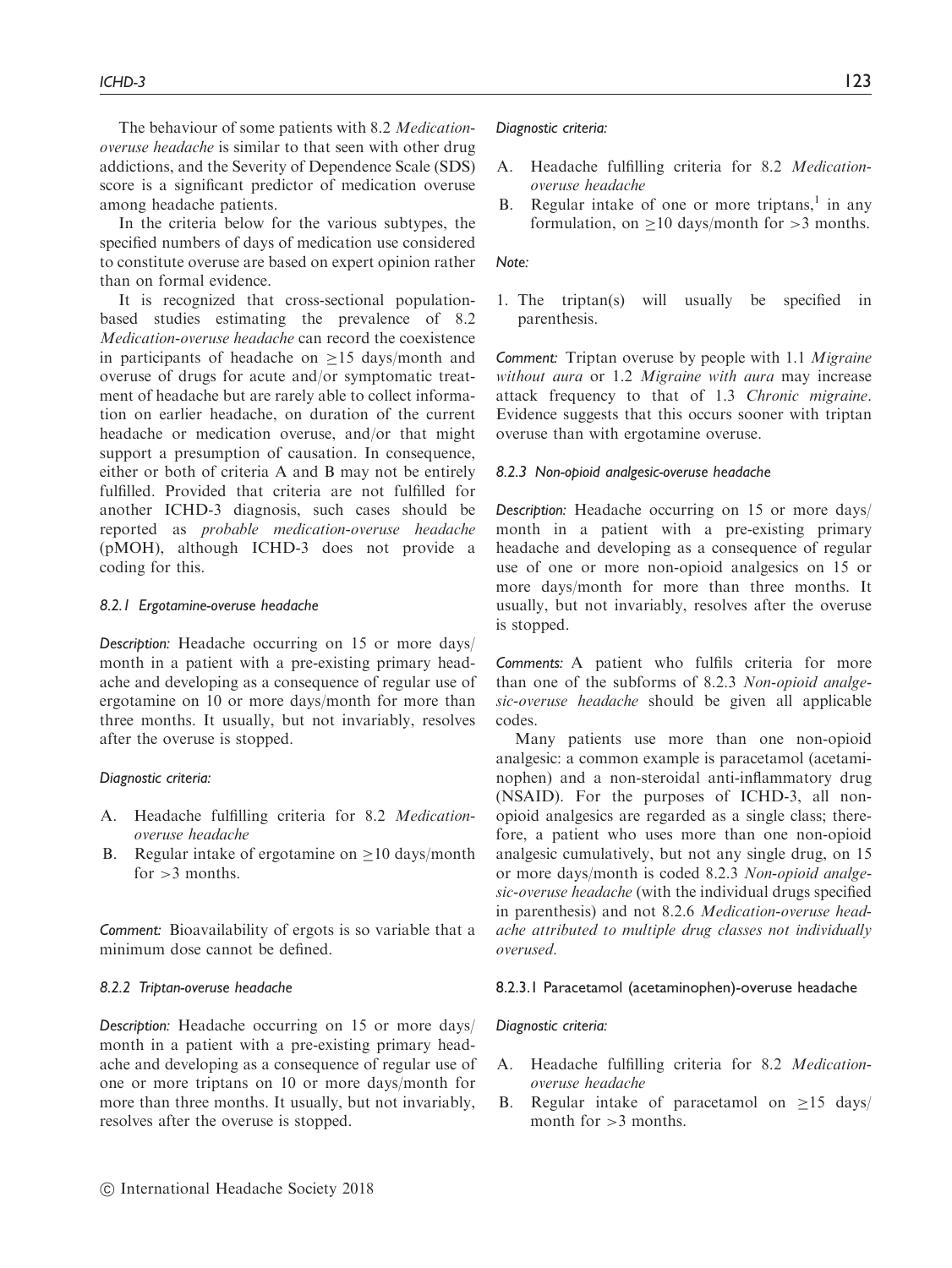The behaviour of some patients with 8.2 *Medication-overuse headache* is similar to that seen with other drug addictions, and the Severity of Dependence Scale (SDS) score is a significant predictor of medication overuse among headache patients.

In the criteria below for the various subtypes, the specified numbers of days of medication use considered to constitute overuse are based on expert opinion rather than on formal evidence.

It is recognized that cross-sectional population-based studies estimating the prevalence of 8.2 *Medication-overuse headache* can record the coexistence in participants of headache on ≥15 days/month and overuse of drugs for acute and/or symptomatic treatment of headache but are rarely able to collect information on earlier headache, on duration of the current headache or medication overuse, and/or that might support a presumption of causation. In consequence, either or both of criteria A and B may not be entirely fulfilled. Provided that criteria are not fulfilled for another ICHD-3 diagnosis, such cases should be reported as *probable medication-overuse headache* (pMOH), although ICHD-3 does not provide a coding for this.

#### 8.2.1 Ergotamine-overuse headache

*Description:* Headache occurring on 15 or more days/month in a patient with a pre-existing primary headache and developing as a consequence of regular use of ergotamine on 10 or more days/month for more than three months. It usually, but not invariably, resolves after the overuse is stopped.

*Diagnostic criteria:*

A. Headache fulfilling criteria for 8.2 *Medication-overuse headache*
B. Regular intake of ergotamine on ≥10 days/month for >3 months.

*Comment:* Bioavailability of ergots is so variable that a minimum dose cannot be defined.

#### 8.2.2 Triptan-overuse headache

*Description:* Headache occurring on 15 or more days/month in a patient with a pre-existing primary headache and developing as a consequence of regular use of one or more triptans on 10 or more days/month for more than three months. It usually, but not invariably, resolves after the overuse is stopped.

*Diagnostic criteria:*

A. Headache fulfilling criteria for 8.2 *Medication-overuse headache*
B. Regular intake of one or more triptans,[1] in any formulation, on ≥10 days/month for >3 months.

*Note:*

1. The triptan(s) will usually be specified in parenthesis.

*Comment:* Triptan overuse by people with 1.1 *Migraine without aura* or 1.2 *Migraine with aura* may increase attack frequency to that of 1.3 *Chronic migraine*. Evidence suggests that this occurs sooner with triptan overuse than with ergotamine overuse.

#### 8.2.3 Non-opioid analgesic-overuse headache

*Description:* Headache occurring on 15 or more days/month in a patient with a pre-existing primary headache and developing as a consequence of regular use of one or more non-opioid analgesics on 15 or more days/month for more than three months. It usually, but not invariably, resolves after the overuse is stopped.

*Comments:* A patient who fulfils criteria for more than one of the subforms of 8.2.3 *Non-opioid analgesic-overuse headache* should be given all applicable codes.

Many patients use more than one non-opioid analgesic: a common example is paracetamol (acetaminophen) and a non-steroidal anti-inflammatory drug (NSAID). For the purposes of ICHD-3, all non-opioid analgesics are regarded as a single class; therefore, a patient who uses more than one non-opioid analgesic cumulatively, but not any single drug, on 15 or more days/month is coded 8.2.3 *Non-opioid analgesic-overuse headache* (with the individual drugs specified in parenthesis) and not 8.2.6 *Medication-overuse headache attributed to multiple drug classes not individually overused*.

##### 8.2.3.1 Paracetamol (acetaminophen)-overuse headache

*Diagnostic criteria:*

A. Headache fulfilling criteria for 8.2 *Medication-overuse headache*
B. Regular intake of paracetamol on ≥15 days/month for >3 months.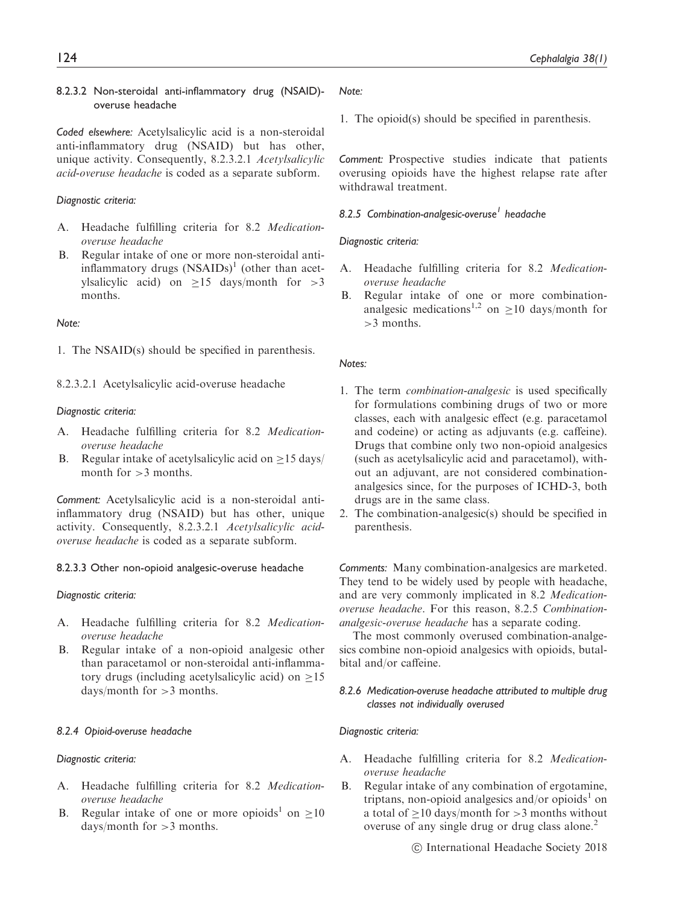#### 8.2.3.2 Non-steroidal anti-inflammatory drug (NSAID)-overuse headache

*Coded elsewhere:* Acetylsalicylic acid is a non-steroidal anti-inflammatory drug (NSAID) but has other, unique activity. Consequently, 8.2.3.2.1 *Acetylsalicylic acid-overuse headache* is coded as a separate subform.

*Diagnostic criteria:*

A. Headache fulfilling criteria for 8.2 *Medication-overuse headache*
B. Regular intake of one or more non-steroidal anti-inflammatory drugs (NSAIDs)[1] (other than acetylsalicylic acid) on ≥15 days/month for >3 months.

*Note:*

1. The NSAID(s) should be specified in parenthesis.

8.2.3.2.1 Acetylsalicylic acid-overuse headache

*Diagnostic criteria:*

A. Headache fulfilling criteria for 8.2 *Medication-overuse headache*
B. Regular intake of acetylsalicylic acid on ≥15 days/month for >3 months.

*Comment:* Acetylsalicylic acid is a non-steroidal anti-inflammatory drug (NSAID) but has other, unique activity. Consequently, 8.2.3.2.1 *Acetylsalicylic acid-overuse headache* is coded as a separate subform.

#### 8.2.3.3 Other non-opioid analgesic-overuse headache

*Diagnostic criteria:*

A. Headache fulfilling criteria for 8.2 *Medication-overuse headache*
B. Regular intake of a non-opioid analgesic other than paracetamol or non-steroidal anti-inflammatory drugs (including acetylsalicylic acid) on ≥15 days/month for >3 months.

#### *8.2.4 Opioid-overuse headache*

*Diagnostic criteria:*

A. Headache fulfilling criteria for 8.2 *Medication-overuse headache*
B. Regular intake of one or more opioids[1] on ≥10 days/month for >3 months.

*Note:*

1. The opioid(s) should be specified in parenthesis.

*Comment:* Prospective studies indicate that patients overusing opioids have the highest relapse rate after withdrawal treatment.

#### *8.2.5 Combination-analgesic-overuse[1] headache*

*Diagnostic criteria:*

A. Headache fulfilling criteria for 8.2 *Medication-overuse headache*
B. Regular intake of one or more combination-analgesic medications[1,2] on ≥10 days/month for >3 months.

*Notes:*

1. The term *combination-analgesic* is used specifically for formulations combining drugs of two or more classes, each with analgesic effect (e.g. paracetamol and codeine) or acting as adjuvants (e.g. caffeine). Drugs that combine only two non-opioid analgesics (such as acetylsalicylic acid and paracetamol), without an adjuvant, are not considered combination-analgesics since, for the purposes of ICHD-3, both drugs are in the same class.
2. The combination-analgesic(s) should be specified in parenthesis.

*Comments:* Many combination-analgesics are marketed. They tend to be widely used by people with headache, and are very commonly implicated in 8.2 *Medication-overuse headache*. For this reason, 8.2.5 *Combination-analgesic-overuse headache* has a separate coding.

The most commonly overused combination-analgesics combine non-opioid analgesics with opioids, butalbital and/or caffeine.

#### *8.2.6 Medication-overuse headache attributed to multiple drug classes not individually overused*

*Diagnostic criteria:*

A. Headache fulfilling criteria for 8.2 *Medication-overuse headache*
B. Regular intake of any combination of ergotamine, triptans, non-opioid analgesics and/or opioids[1] on a total of ≥10 days/month for >3 months without overuse of any single drug or drug class alone.[2]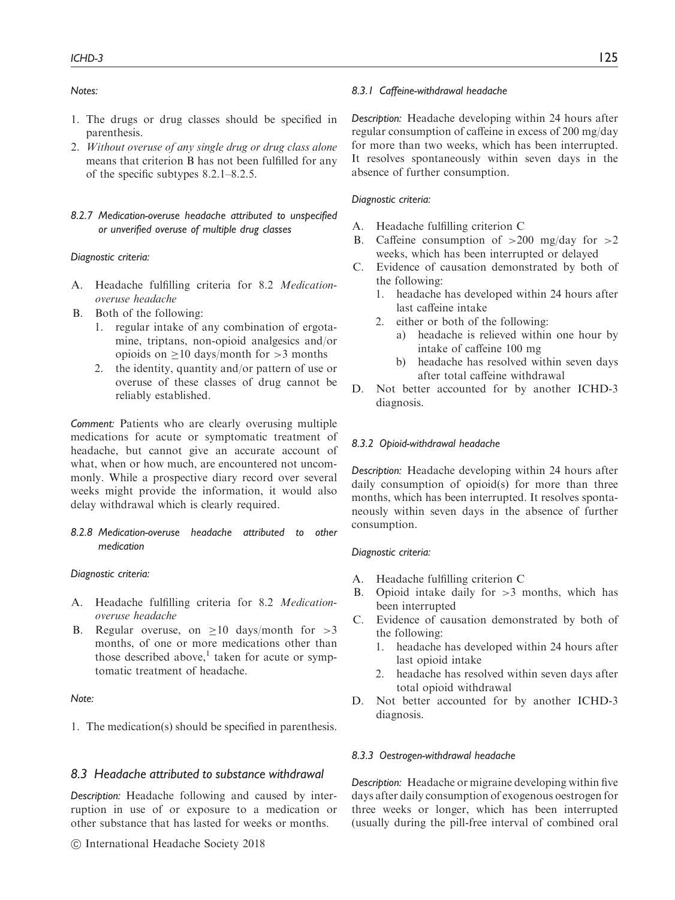*Notes:*

1. The drugs or drug classes should be specified in parenthesis.
2. *Without overuse of any single drug or drug class alone* means that criterion B has not been fulfilled for any of the specific subtypes 8.2.1–8.2.5.

#### *8.2.7 Medication-overuse headache attributed to unspecified or unverified overuse of multiple drug classes*

*Diagnostic criteria:*

A. Headache fulfilling criteria for 8.2 *Medication-overuse headache*
B. Both of the following:
   1. regular intake of any combination of ergotamine, triptans, non-opioid analgesics and/or opioids on $\geq$10 days/month for >3 months
   2. the identity, quantity and/or pattern of use or overuse of these classes of drug cannot be reliably established.

*Comment:* Patients who are clearly overusing multiple medications for acute or symptomatic treatment of headache, but cannot give an accurate account of what, when or how much, are encountered not uncommonly. While a prospective diary record over several weeks might provide the information, it would also delay withdrawal which is clearly required.

#### *8.2.8 Medication-overuse headache attributed to other medication*

*Diagnostic criteria:*

A. Headache fulfilling criteria for 8.2 *Medication-overuse headache*
B. Regular overuse, on $\geq$10 days/month for >3 months, of one or more medications other than those described above,[1] taken for acute or symptomatic treatment of headache.

*Note:*

1. The medication(s) should be specified in parenthesis.

## *8.3 Headache attributed to substance withdrawal*

*Description:* Headache following and caused by interruption in use of or exposure to a medication or other substance that has lasted for weeks or months.

#### *8.3.1 Caffeine-withdrawal headache*

*Description:* Headache developing within 24 hours after regular consumption of caffeine in excess of 200 mg/day for more than two weeks, which has been interrupted. It resolves spontaneously within seven days in the absence of further consumption.

*Diagnostic criteria:*

A. Headache fulfilling criterion C
B. Caffeine consumption of >200 mg/day for >2 weeks, which has been interrupted or delayed
C. Evidence of causation demonstrated by both of the following:
   1. headache has developed within 24 hours after last caffeine intake
   2. either or both of the following:
      a) headache is relieved within one hour by intake of caffeine 100 mg
      b) headache has resolved within seven days after total caffeine withdrawal
D. Not better accounted for by another ICHD-3 diagnosis.

#### *8.3.2 Opioid-withdrawal headache*

*Description:* Headache developing within 24 hours after daily consumption of opioid(s) for more than three months, which has been interrupted. It resolves spontaneously within seven days in the absence of further consumption.

*Diagnostic criteria:*

A. Headache fulfilling criterion C
B. Opioid intake daily for >3 months, which has been interrupted
C. Evidence of causation demonstrated by both of the following:
   1. headache has developed within 24 hours after last opioid intake
   2. headache has resolved within seven days after total opioid withdrawal
D. Not better accounted for by another ICHD-3 diagnosis.

#### *8.3.3 Oestrogen-withdrawal headache*

*Description:* Headache or migraine developing within five days after daily consumption of exogenous oestrogen for three weeks or longer, which has been interrupted (usually during the pill-free interval of combined oral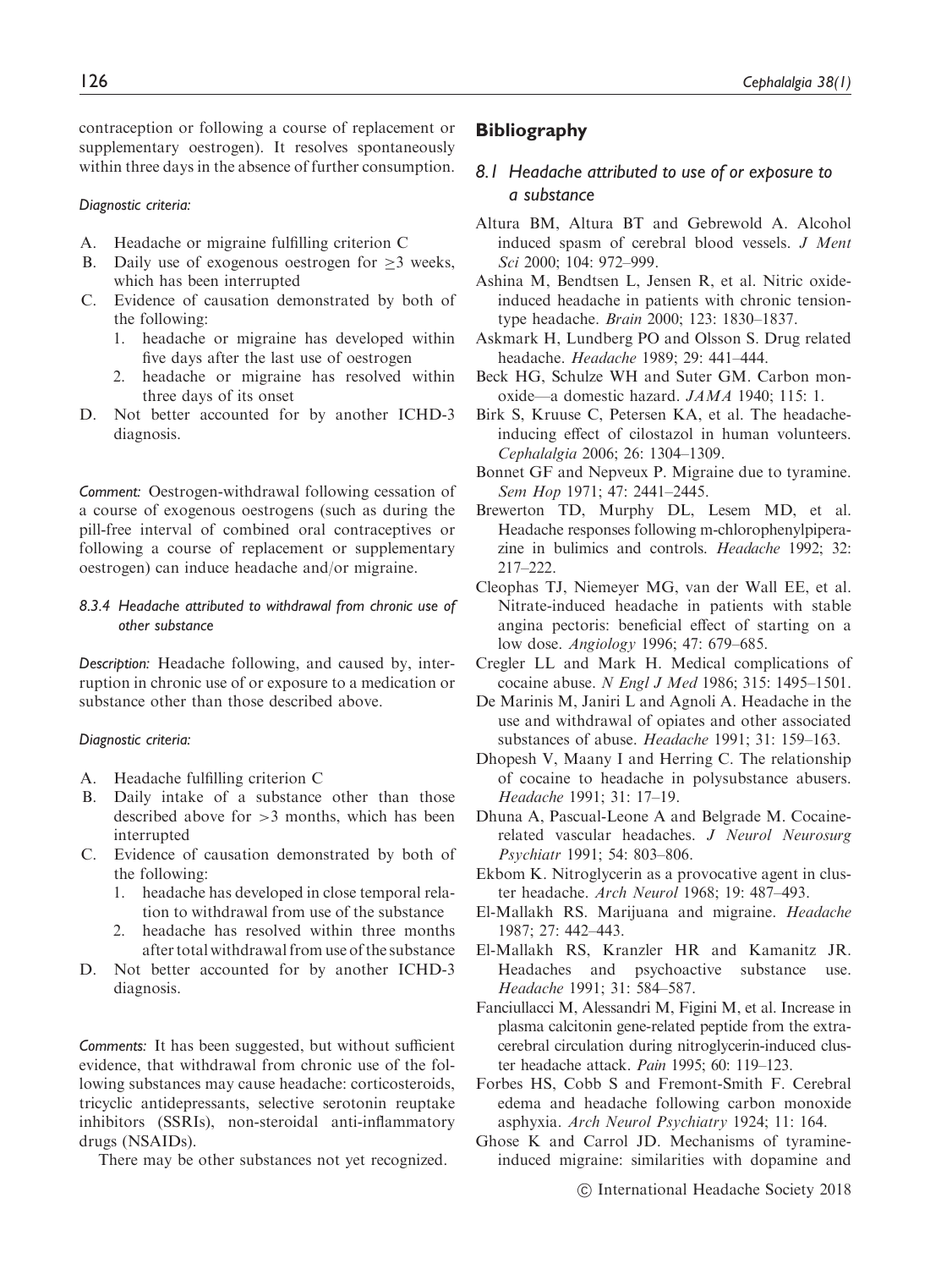contraception or following a course of replacement or supplementary oestrogen). It resolves spontaneously within three days in the absence of further consumption.

*Diagnostic criteria:*

A. Headache or migraine fulfilling criterion C
B. Daily use of exogenous oestrogen for $\geq$3 weeks, which has been interrupted
C. Evidence of causation demonstrated by both of the following:
   1. headache or migraine has developed within five days after the last use of oestrogen
   2. headache or migraine has resolved within three days of its onset
D. Not better accounted for by another ICHD-3 diagnosis.

*Comment:* Oestrogen-withdrawal following cessation of a course of exogenous oestrogens (such as during the pill-free interval of combined oral contraceptives or following a course of replacement or supplementary oestrogen) can induce headache and/or migraine.

#### *8.3.4 Headache attributed to withdrawal from chronic use of other substance*

*Description:* Headache following, and caused by, interruption in chronic use of or exposure to a medication or substance other than those described above.

*Diagnostic criteria:*

A. Headache fulfilling criterion C
B. Daily intake of a substance other than those described above for >3 months, which has been interrupted
C. Evidence of causation demonstrated by both of the following:
   1. headache has developed in close temporal relation to withdrawal from use of the substance
   2. headache has resolved within three months after total withdrawal from use of the substance
D. Not better accounted for by another ICHD-3 diagnosis.

*Comments:* It has been suggested, but without sufficient evidence, that withdrawal from chronic use of the following substances may cause headache: corticosteroids, tricyclic antidepressants, selective serotonin reuptake inhibitors (SSRIs), non-steroidal anti-inflammatory drugs (NSAIDs).

There may be other substances not yet recognized.

## Bibliography

### *8.1 Headache attributed to use of or exposure to a substance*

Altura BM, Altura BT and Gebrewold A. Alcohol induced spasm of cerebral blood vessels. *J Ment Sci* 2000; 104: 972–999.

Ashina M, Bendtsen L, Jensen R, et al. Nitric oxide-induced headache in patients with chronic tension-type headache. *Brain* 2000; 123: 1830–1837.

Askmark H, Lundberg PO and Olsson S. Drug related headache. *Headache* 1989; 29: 441–444.

Beck HG, Schulze WH and Suter GM. Carbon monoxide—a domestic hazard. *JAMA* 1940; 115: 1.

Birk S, Kruuse C, Petersen KA, et al. The headache-inducing effect of cilostazol in human volunteers. *Cephalalgia* 2006; 26: 1304–1309.

Bonnet GF and Nepveux P. Migraine due to tyramine. *Sem Hop* 1971; 47: 2441–2445.

Brewerton TD, Murphy DL, Lesem MD, et al. Headache responses following m-chlorophenylpiperazine in bulimics and controls. *Headache* 1992; 32: 217–222.

Cleophas TJ, Niemeyer MG, van der Wall EE, et al. Nitrate-induced headache in patients with stable angina pectoris: beneficial effect of starting on a low dose. *Angiology* 1996; 47: 679–685.

Cregler LL and Mark H. Medical complications of cocaine abuse. *N Engl J Med* 1986; 315: 1495–1501.

De Marinis M, Janiri L and Agnoli A. Headache in the use and withdrawal of opiates and other associated substances of abuse. *Headache* 1991; 31: 159–163.

Dhopesh V, Maany I and Herring C. The relationship of cocaine to headache in polysubstance abusers. *Headache* 1991; 31: 17–19.

Dhuna A, Pascual-Leone A and Belgrade M. Cocaine-related vascular headaches. *J Neurol Neurosurg Psychiatr* 1991; 54: 803–806.

Ekbom K. Nitroglycerin as a provocative agent in cluster headache. *Arch Neurol* 1968; 19: 487–493.

El-Mallakh RS. Marijuana and migraine. *Headache* 1987; 27: 442–443.

El-Mallakh RS, Kranzler HR and Kamanitz JR. Headaches and psychoactive substance use. *Headache* 1991; 31: 584–587.

Fanciullacci M, Alessandri M, Figini M, et al. Increase in plasma calcitonin gene-related peptide from the extracerebral circulation during nitroglycerin-induced cluster headache attack. *Pain* 1995; 60: 119–123.

Forbes HS, Cobb S and Fremont-Smith F. Cerebral edema and headache following carbon monoxide asphyxia. *Arch Neurol Psychiatry* 1924; 11: 164.

Ghose K and Carrol JD. Mechanisms of tyramine-induced migraine: similarities with dopamine and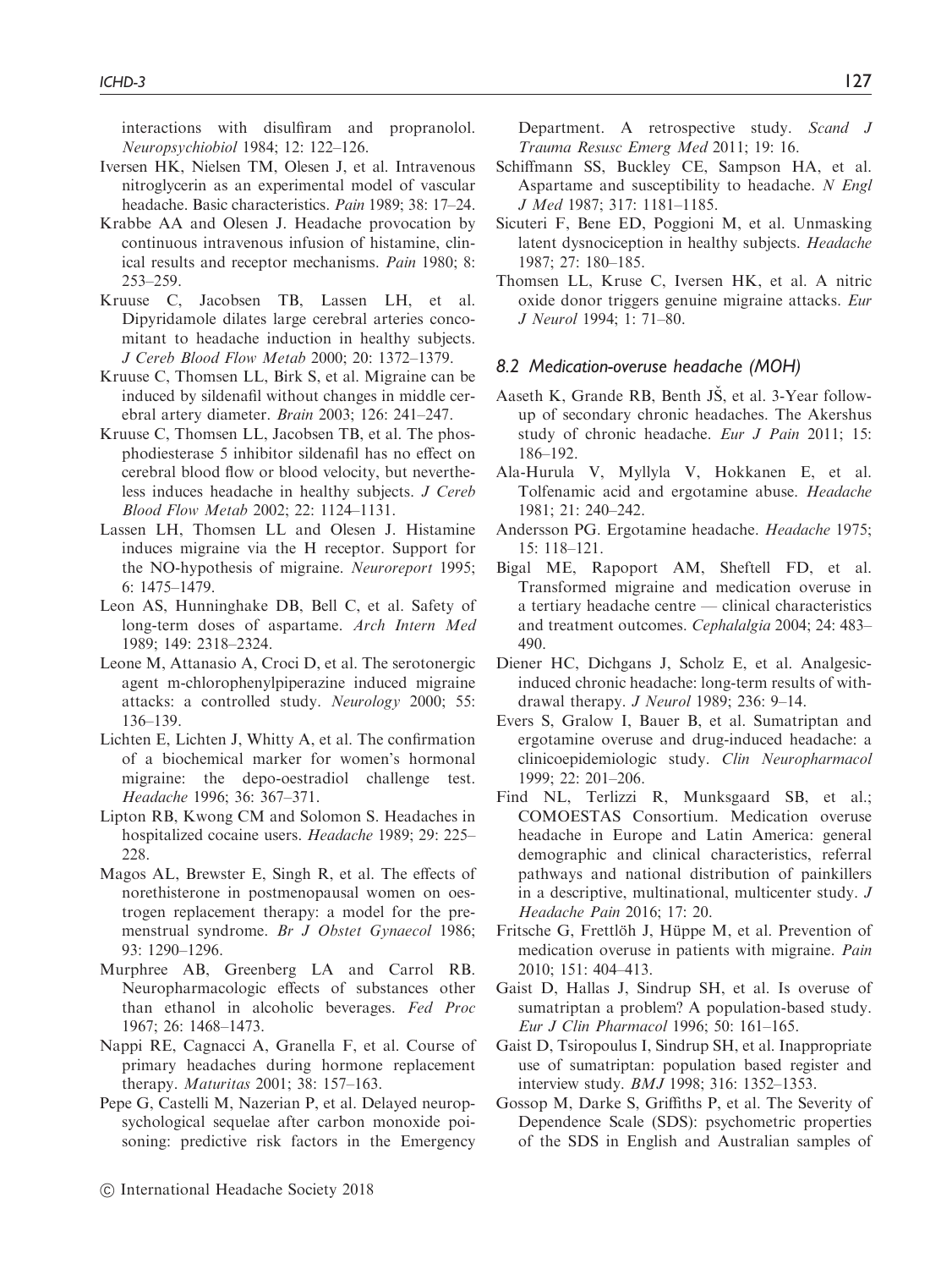interactions with disulfiram and propranolol. *Neuropsychobiol* 1984; 12: 122–126.

Iversen HK, Nielsen TM, Olesen J, et al. Intravenous nitroglycerin as an experimental model of vascular headache. Basic characteristics. *Pain* 1989; 38: 17–24.

Krabbe AA and Olesen J. Headache provocation by continuous intravenous infusion of histamine, clinical results and receptor mechanisms. *Pain* 1980; 8: 253–259.

Kruuse C, Jacobsen TB, Lassen LH, et al. Dipyridamole dilates large cerebral arteries concomitant to headache induction in healthy subjects. *J Cereb Blood Flow Metab* 2000; 20: 1372–1379.

Kruuse C, Thomsen LL, Birk S, et al. Migraine can be induced by sildenafil without changes in middle cerebral artery diameter. *Brain* 2003; 126: 241–247.

Kruuse C, Thomsen LL, Jacobsen TB, et al. The phosphodiesterase 5 inhibitor sildenafil has no effect on cerebral blood flow or blood velocity, but nevertheless induces headache in healthy subjects. *J Cereb Blood Flow Metab* 2002; 22: 1124–1131.

Lassen LH, Thomsen LL and Olesen J. Histamine induces migraine via the H receptor. Support for the NO-hypothesis of migraine. *Neuroreport* 1995; 6: 1475–1479.

Leon AS, Hunninghake DB, Bell C, et al. Safety of long-term doses of aspartame. *Arch Intern Med* 1989; 149: 2318–2324.

Leone M, Attanasio A, Croci D, et al. The serotonergic agent m-chlorophenylpiperazine induced migraine attacks: a controlled study. *Neurology* 2000; 55: 136–139.

Lichten E, Lichten J, Whitty A, et al. The confirmation of a biochemical marker for women's hormonal migraine: the depo-oestradiol challenge test. *Headache* 1996; 36: 367–371.

Lipton RB, Kwong CM and Solomon S. Headaches in hospitalized cocaine users. *Headache* 1989; 29: 225–228.

Magos AL, Brewster E, Singh R, et al. The effects of norethisterone in postmenopausal women on oestrogen replacement therapy: a model for the premenstrual syndrome. *Br J Obstet Gynaecol* 1986; 93: 1290–1296.

Murphree AB, Greenberg LA and Carrol RB. Neuropharmacologic effects of substances other than ethanol in alcoholic beverages. *Fed Proc* 1967; 26: 1468–1473.

Nappi RE, Cagnacci A, Granella F, et al. Course of primary headaches during hormone replacement therapy. *Maturitas* 2001; 38: 157–163.

Pepe G, Castelli M, Nazerian P, et al. Delayed neuropsychological sequelae after carbon monoxide poisoning: predictive risk factors in the Emergency Department. A retrospective study. *Scand J Trauma Resusc Emerg Med* 2011; 19: 16.

Schiffmann SS, Buckley CE, Sampson HA, et al. Aspartame and susceptibility to headache. *N Engl J Med* 1987; 317: 1181–1185.

Sicuteri F, Bene ED, Poggioni M, et al. Unmasking latent dysnociception in healthy subjects. *Headache* 1987; 27: 180–185.

Thomsen LL, Kruse C, Iversen HK, et al. A nitric oxide donor triggers genuine migraine attacks. *Eur J Neurol* 1994; 1: 71–80.

### *8.2 Medication-overuse headache (MOH)*

Aaseth K, Grande RB, Benth JŠ, et al. 3-Year follow-up of secondary chronic headaches. The Akershus study of chronic headache. *Eur J Pain* 2011; 15: 186–192.

Ala-Hurula V, Myllyla V, Hokkanen E, et al. Tolfenamic acid and ergotamine abuse. *Headache* 1981; 21: 240–242.

Andersson PG. Ergotamine headache. *Headache* 1975; 15: 118–121.

Bigal ME, Rapoport AM, Sheftell FD, et al. Transformed migraine and medication overuse in a tertiary headache centre — clinical characteristics and treatment outcomes. *Cephalalgia* 2004; 24: 483–490.

Diener HC, Dichgans J, Scholz E, et al. Analgesic-induced chronic headache: long-term results of withdrawal therapy. *J Neurol* 1989; 236: 9–14.

Evers S, Gralow I, Bauer B, et al. Sumatriptan and ergotamine overuse and drug-induced headache: a clinicoepidemiologic study. *Clin Neuropharmacol* 1999; 22: 201–206.

Find NL, Terlizzi R, Munksgaard SB, et al.; COMOESTAS Consortium. Medication overuse headache in Europe and Latin America: general demographic and clinical characteristics, referral pathways and national distribution of painkillers in a descriptive, multinational, multicenter study. *J Headache Pain* 2016; 17: 20.

Fritsche G, Frettlöh J, Hüppe M, et al. Prevention of medication overuse in patients with migraine. *Pain* 2010; 151: 404–413.

Gaist D, Hallas J, Sindrup SH, et al. Is overuse of sumatriptan a problem? A population-based study. *Eur J Clin Pharmacol* 1996; 50: 161–165.

Gaist D, Tsiropoulus I, Sindrup SH, et al. Inappropriate use of sumatriptan: population based register and interview study. *BMJ* 1998; 316: 1352–1353.

Gossop M, Darke S, Griffiths P, et al. The Severity of Dependence Scale (SDS): psychometric properties of the SDS in English and Australian samples of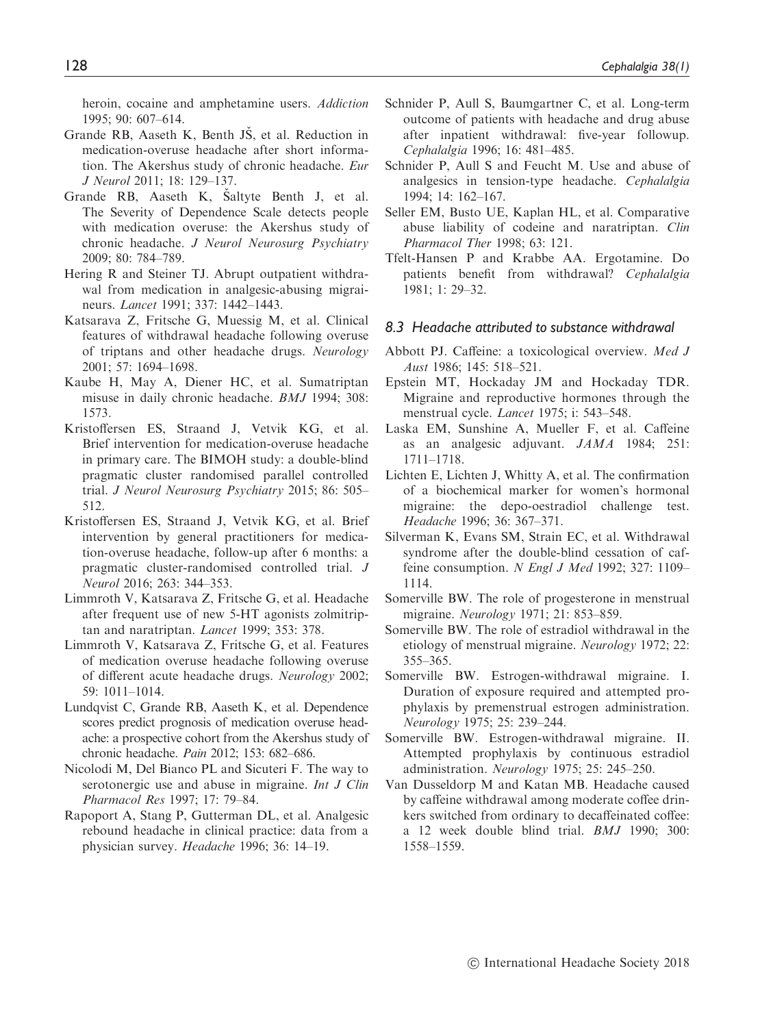heroin, cocaine and amphetamine users. *Addiction* 1995; 90: 607–614.

Grande RB, Aaseth K, Benth JŠ, et al. Reduction in medication-overuse headache after short information. The Akershus study of chronic headache. *Eur J Neurol* 2011; 18: 129–137.

Grande RB, Aaseth K, Šaltyte Benth J, et al. The Severity of Dependence Scale detects people with medication overuse: the Akershus study of chronic headache. *J Neurol Neurosurg Psychiatry* 2009; 80: 784–789.

Hering R and Steiner TJ. Abrupt outpatient withdrawal from medication in analgesic-abusing migraineurs. *Lancet* 1991; 337: 1442–1443.

Katsarava Z, Fritsche G, Muessig M, et al. Clinical features of withdrawal headache following overuse of triptans and other headache drugs. *Neurology* 2001; 57: 1694–1698.

Kaube H, May A, Diener HC, et al. Sumatriptan misuse in daily chronic headache. *BMJ* 1994; 308: 1573.

Kristoffersen ES, Straand J, Vetvik KG, et al. Brief intervention for medication-overuse headache in primary care. The BIMOH study: a double-blind pragmatic cluster randomised parallel controlled trial. *J Neurol Neurosurg Psychiatry* 2015; 86: 505–512.

Kristoffersen ES, Straand J, Vetvik KG, et al. Brief intervention by general practitioners for medication-overuse headache, follow-up after 6 months: a pragmatic cluster-randomised controlled trial. *J Neurol* 2016; 263: 344–353.

Limmroth V, Katsarava Z, Fritsche G, et al. Headache after frequent use of new 5-HT agonists zolmitriptan and naratriptan. *Lancet* 1999; 353: 378.

Limmroth V, Katsarava Z, Fritsche G, et al. Features of medication overuse headache following overuse of different acute headache drugs. *Neurology* 2002; 59: 1011–1014.

Lundqvist C, Grande RB, Aaseth K, et al. Dependence scores predict prognosis of medication overuse headache: a prospective cohort from the Akershus study of chronic headache. *Pain* 2012; 153: 682–686.

Nicolodi M, Del Bianco PL and Sicuteri F. The way to serotonergic use and abuse in migraine. *Int J Clin Pharmacol Res* 1997; 17: 79–84.

Rapoport A, Stang P, Gutterman DL, et al. Analgesic rebound headache in clinical practice: data from a physician survey. *Headache* 1996; 36: 14–19.

Schnider P, Aull S, Baumgartner C, et al. Long-term outcome of patients with headache and drug abuse after inpatient withdrawal: five-year followup. *Cephalalgia* 1996; 16: 481–485.

Schnider P, Aull S and Feucht M. Use and abuse of analgesics in tension-type headache. *Cephalalgia* 1994; 14: 162–167.

Seller EM, Busto UE, Kaplan HL, et al. Comparative abuse liability of codeine and naratriptan. *Clin Pharmacol Ther* 1998; 63: 121.

Tfelt-Hansen P and Krabbe AA. Ergotamine. Do patients benefit from withdrawal? *Cephalalgia* 1981; 1: 29–32.

### *8.3 Headache attributed to substance withdrawal*

Abbott PJ. Caffeine: a toxicological overview. *Med J Aust* 1986; 145: 518–521.

Epstein MT, Hockaday JM and Hockaday TDR. Migraine and reproductive hormones through the menstrual cycle. *Lancet* 1975; i: 543–548.

Laska EM, Sunshine A, Mueller F, et al. Caffeine as an analgesic adjuvant. *JAMA* 1984; 251: 1711–1718.

Lichten E, Lichten J, Whitty A, et al. The confirmation of a biochemical marker for women's hormonal migraine: the depo-oestradiol challenge test. *Headache* 1996; 36: 367–371.

Silverman K, Evans SM, Strain EC, et al. Withdrawal syndrome after the double-blind cessation of caffeine consumption. *N Engl J Med* 1992; 327: 1109–1114.

Somerville BW. The role of progesterone in menstrual migraine. *Neurology* 1971; 21: 853–859.

Somerville BW. The role of estradiol withdrawal in the etiology of menstrual migraine. *Neurology* 1972; 22: 355–365.

Somerville BW. Estrogen-withdrawal migraine. I. Duration of exposure required and attempted prophylaxis by premenstrual estrogen administration. *Neurology* 1975; 25: 239–244.

Somerville BW. Estrogen-withdrawal migraine. II. Attempted prophylaxis by continuous estradiol administration. *Neurology* 1975; 25: 245–250.

Van Dusseldorp M and Katan MB. Headache caused by caffeine withdrawal among moderate coffee drinkers switched from ordinary to decaffeinated coffee: a 12 week double blind trial. *BMJ* 1990; 300: 1558–1559.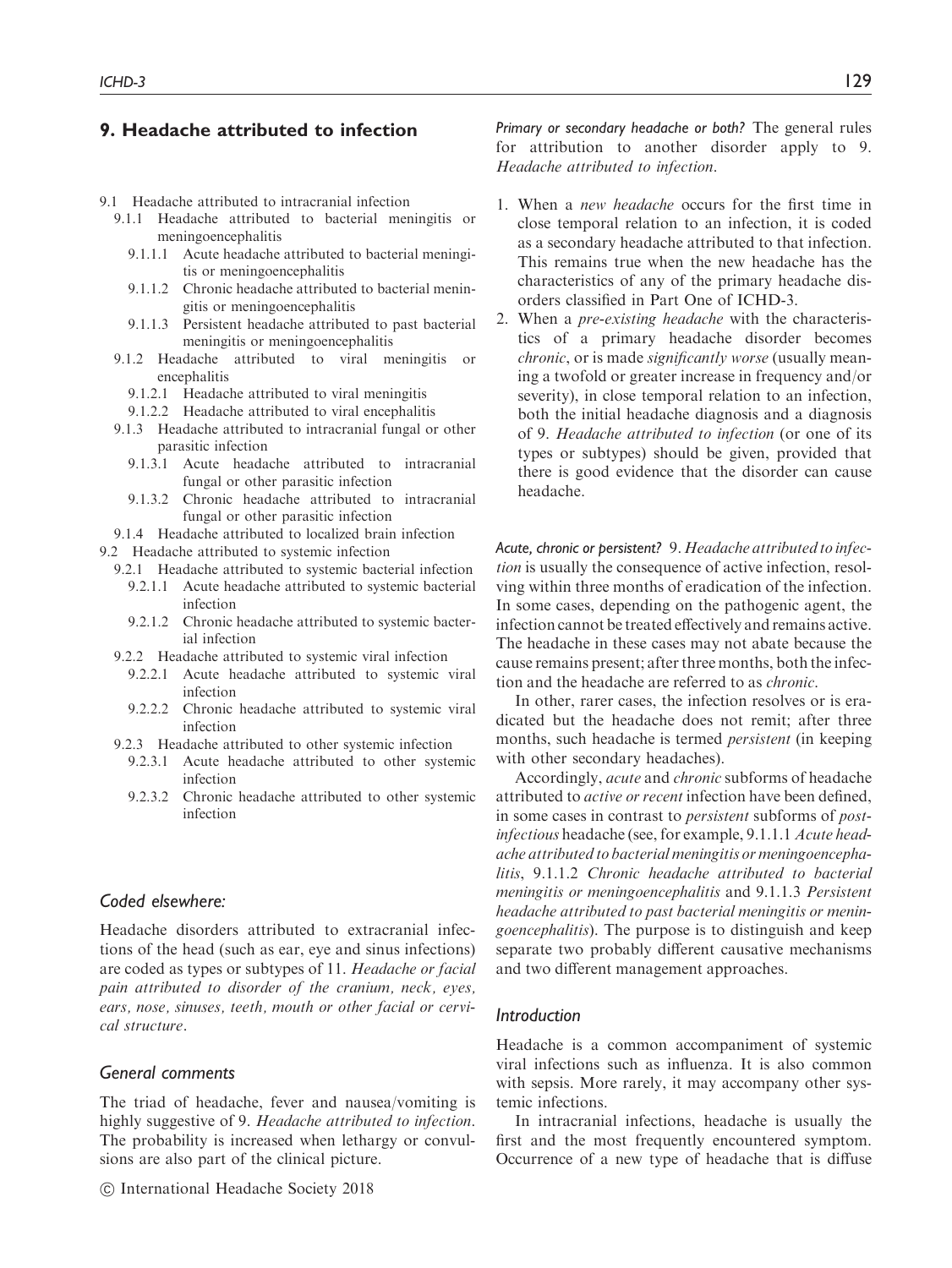## 9. Headache attributed to infection

- 9.1 Headache attributed to intracranial infection
  - 9.1.1 Headache attributed to bacterial meningitis or meningoencephalitis
    - 9.1.1.1 Acute headache attributed to bacterial meningitis or meningoencephalitis
    - 9.1.1.2 Chronic headache attributed to bacterial meningitis or meningoencephalitis
    - 9.1.1.3 Persistent headache attributed to past bacterial meningitis or meningoencephalitis
  - 9.1.2 Headache attributed to viral meningitis or encephalitis
    - 9.1.2.1 Headache attributed to viral meningitis
    - 9.1.2.2 Headache attributed to viral encephalitis
  - 9.1.3 Headache attributed to intracranial fungal or other parasitic infection
    - 9.1.3.1 Acute headache attributed to intracranial fungal or other parasitic infection
    - 9.1.3.2 Chronic headache attributed to intracranial fungal or other parasitic infection
  - 9.1.4 Headache attributed to localized brain infection
- 9.2 Headache attributed to systemic infection
  - 9.2.1 Headache attributed to systemic bacterial infection
    - 9.2.1.1 Acute headache attributed to systemic bacterial infection
    - 9.2.1.2 Chronic headache attributed to systemic bacterial infection
  - 9.2.2 Headache attributed to systemic viral infection
    - 9.2.2.1 Acute headache attributed to systemic viral infection
    - 9.2.2.2 Chronic headache attributed to systemic viral infection
  - 9.2.3 Headache attributed to other systemic infection
    - 9.2.3.1 Acute headache attributed to other systemic infection
    - 9.2.3.2 Chronic headache attributed to other systemic infection

### Coded elsewhere:

Headache disorders attributed to extracranial infections of the head (such as ear, eye and sinus infections) are coded as types or subtypes of 11. *Headache or facial pain attributed to disorder of the cranium, neck, eyes, ears, nose, sinuses, teeth, mouth or other facial or cervical structure*.

### General comments

The triad of headache, fever and nausea/vomiting is highly suggestive of 9. *Headache attributed to infection*. The probability is increased when lethargy or convulsions are also part of the clinical picture.

*Primary or secondary headache or both?* The general rules for attribution to another disorder apply to 9. *Headache attributed to infection*.

1. When a *new headache* occurs for the first time in close temporal relation to an infection, it is coded as a secondary headache attributed to that infection. This remains true when the new headache has the characteristics of any of the primary headache disorders classified in Part One of ICHD-3.
2. When a *pre-existing headache* with the characteristics of a primary headache disorder becomes *chronic*, or is made *significantly worse* (usually meaning a twofold or greater increase in frequency and/or severity), in close temporal relation to an infection, both the initial headache diagnosis and a diagnosis of 9. *Headache attributed to infection* (or one of its types or subtypes) should be given, provided that there is good evidence that the disorder can cause headache.

*Acute, chronic or persistent?* 9. *Headache attributed to infection* is usually the consequence of active infection, resolving within three months of eradication of the infection. In some cases, depending on the pathogenic agent, the infection cannot be treated effectively and remains active. The headache in these cases may not abate because the cause remains present; after three months, both the infection and the headache are referred to as *chronic*.

In other, rarer cases, the infection resolves or is eradicated but the headache does not remit; after three months, such headache is termed *persistent* (in keeping with other secondary headaches).

Accordingly, *acute* and *chronic* subforms of headache attributed to *active or recent* infection have been defined, in some cases in contrast to *persistent* subforms of *post-infectious* headache (see, for example, 9.1.1.1 *Acute headache attributed to bacterial meningitis or meningoencephalitis*, 9.1.1.2 *Chronic headache attributed to bacterial meningitis or meningoencephalitis* and 9.1.1.3 *Persistent headache attributed to past bacterial meningitis or meningoencephalitis*). The purpose is to distinguish and keep separate two probably different causative mechanisms and two different management approaches.

### Introduction

Headache is a common accompaniment of systemic viral infections such as influenza. It is also common with sepsis. More rarely, it may accompany other systemic infections.

In intracranial infections, headache is usually the first and the most frequently encountered symptom. Occurrence of a new type of headache that is diffuse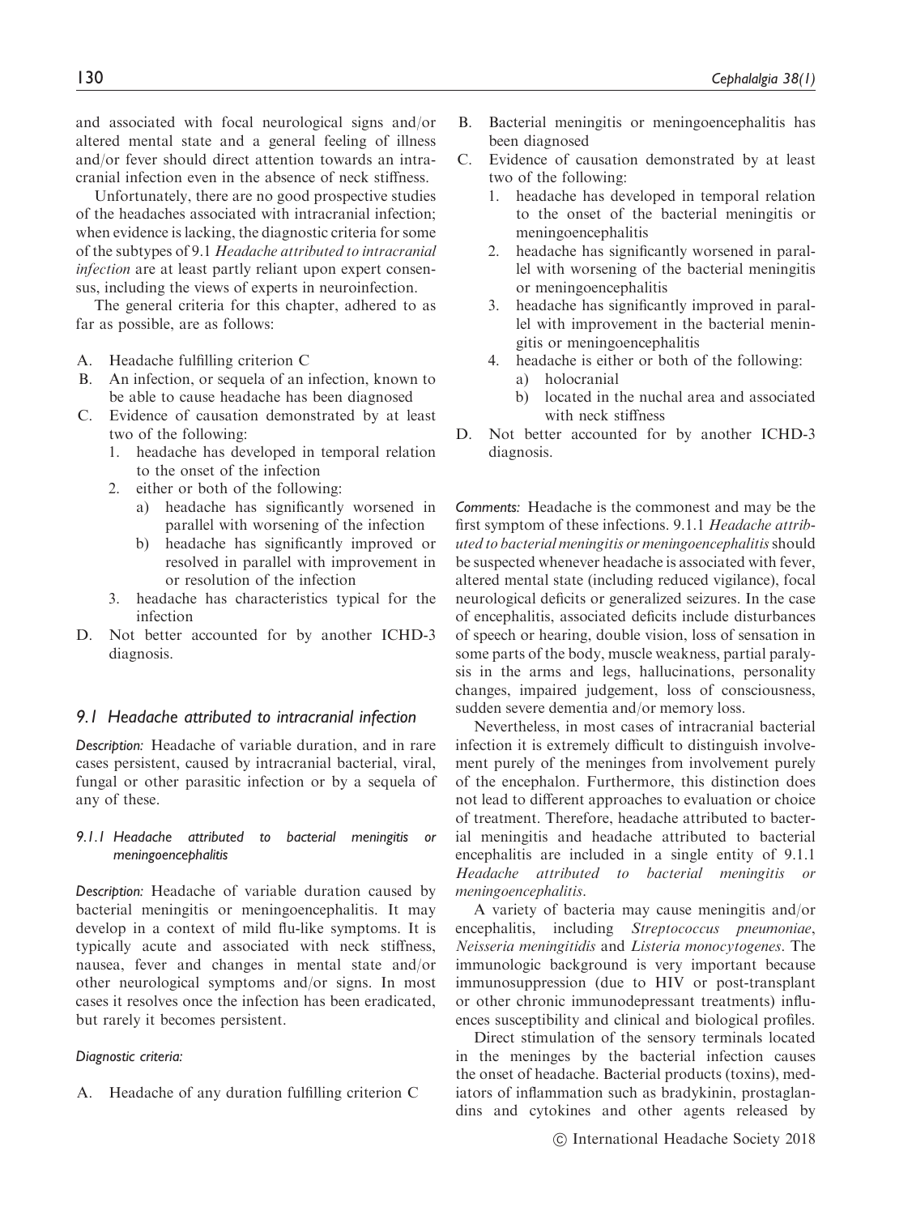and associated with focal neurological signs and/or altered mental state and a general feeling of illness and/or fever should direct attention towards an intracranial infection even in the absence of neck stiffness.

Unfortunately, there are no good prospective studies of the headaches associated with intracranial infection; when evidence is lacking, the diagnostic criteria for some of the subtypes of 9.1 *Headache attributed to intracranial infection* are at least partly reliant upon expert consensus, including the views of experts in neuroinfection.

The general criteria for this chapter, adhered to as far as possible, are as follows:

A. Headache fulfilling criterion C
B. An infection, or sequela of an infection, known to be able to cause headache has been diagnosed
C. Evidence of causation demonstrated by at least two of the following:
   1. headache has developed in temporal relation to the onset of the infection
   2. either or both of the following:
      a) headache has significantly worsened in parallel with worsening of the infection
      b) headache has significantly improved or resolved in parallel with improvement in or resolution of the infection
   3. headache has characteristics typical for the infection
D. Not better accounted for by another ICHD-3 diagnosis.

## 9.1 Headache attributed to intracranial infection

*Description:* Headache of variable duration, and in rare cases persistent, caused by intracranial bacterial, viral, fungal or other parasitic infection or by a sequela of any of these.

### 9.1.1 Headache attributed to bacterial meningitis or meningoencephalitis

*Description:* Headache of variable duration caused by bacterial meningitis or meningoencephalitis. It may develop in a context of mild flu-like symptoms. It is typically acute and associated with neck stiffness, nausea, fever and changes in mental state and/or other neurological symptoms and/or signs. In most cases it resolves once the infection has been eradicated, but rarely it becomes persistent.

*Diagnostic criteria:*

A. Headache of any duration fulfilling criterion C
B. Bacterial meningitis or meningoencephalitis has been diagnosed
C. Evidence of causation demonstrated by at least two of the following:
   1. headache has developed in temporal relation to the onset of the bacterial meningitis or meningoencephalitis
   2. headache has significantly worsened in parallel with worsening of the bacterial meningitis or meningoencephalitis
   3. headache has significantly improved in parallel with improvement in the bacterial meningitis or meningoencephalitis
   4. headache is either or both of the following:
      a) holocranial
      b) located in the nuchal area and associated with neck stiffness
D. Not better accounted for by another ICHD-3 diagnosis.

*Comments:* Headache is the commonest and may be the first symptom of these infections. 9.1.1 *Headache attributed to bacterial meningitis or meningoencephalitis* should be suspected whenever headache is associated with fever, altered mental state (including reduced vigilance), focal neurological deficits or generalized seizures. In the case of encephalitis, associated deficits include disturbances of speech or hearing, double vision, loss of sensation in some parts of the body, muscle weakness, partial paralysis in the arms and legs, hallucinations, personality changes, impaired judgement, loss of consciousness, sudden severe dementia and/or memory loss.

Nevertheless, in most cases of intracranial bacterial infection it is extremely difficult to distinguish involvement purely of the meninges from involvement purely of the encephalon. Furthermore, this distinction does not lead to different approaches to evaluation or choice of treatment. Therefore, headache attributed to bacterial meningitis and headache attributed to bacterial encephalitis are included in a single entity of 9.1.1 *Headache attributed to bacterial meningitis or meningoencephalitis*.

A variety of bacteria may cause meningitis and/or encephalitis, including *Streptococcus pneumoniae*, *Neisseria meningitidis* and *Listeria monocytogenes*. The immunologic background is very important because immunosuppression (due to HIV or post-transplant or other chronic immunodepressant treatments) influences susceptibility and clinical and biological profiles.

Direct stimulation of the sensory terminals located in the meninges by the bacterial infection causes the onset of headache. Bacterial products (toxins), mediators of inflammation such as bradykinin, prostaglandins and cytokines and other agents released by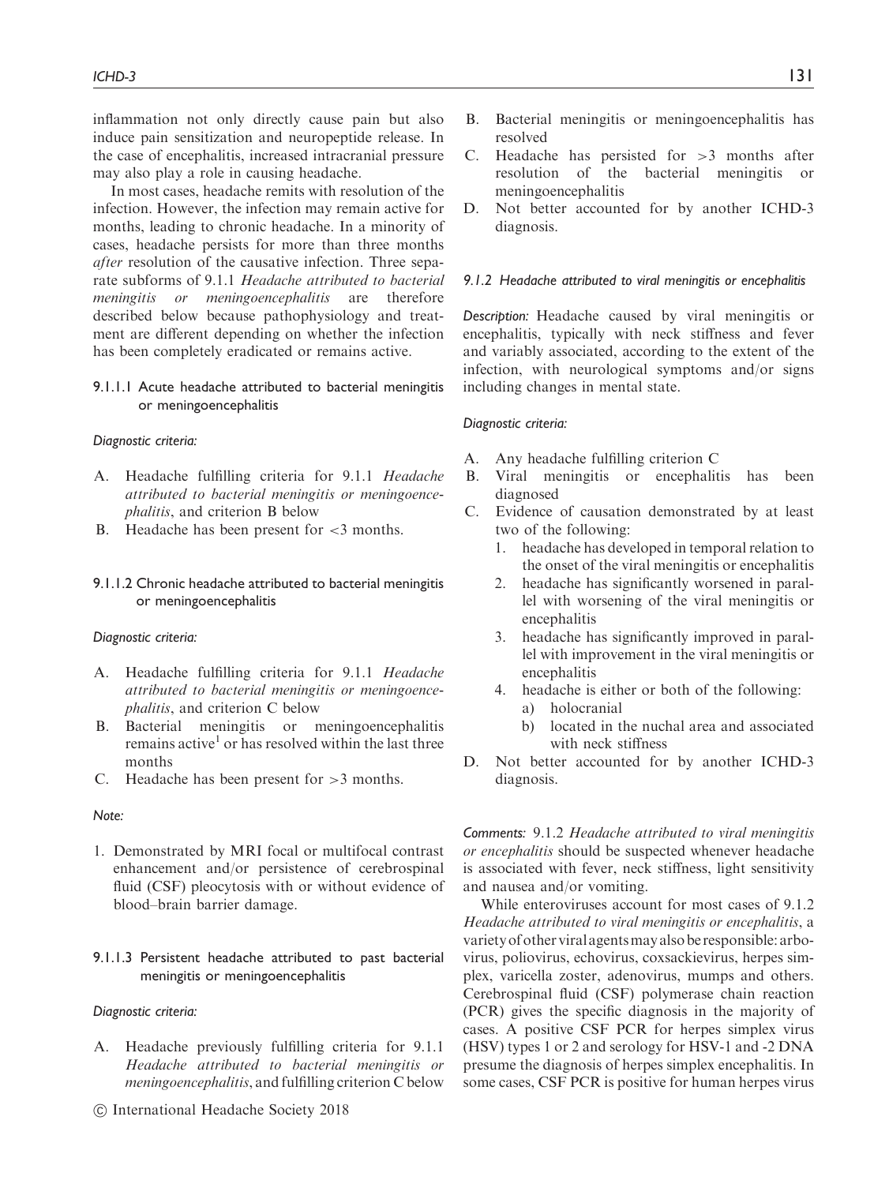inflammation not only directly cause pain but also induce pain sensitization and neuropeptide release. In the case of encephalitis, increased intracranial pressure may also play a role in causing headache.

In most cases, headache remits with resolution of the infection. However, the infection may remain active for months, leading to chronic headache. In a minority of cases, headache persists for more than three months *after* resolution of the causative infection. Three separate subforms of 9.1.1 *Headache attributed to bacterial meningitis or meningoencephalitis* are therefore described below because pathophysiology and treatment are different depending on whether the infection has been completely eradicated or remains active.

#### 9.1.1.1 Acute headache attributed to bacterial meningitis or meningoencephalitis

*Diagnostic criteria:*

A. Headache fulfilling criteria for 9.1.1 *Headache attributed to bacterial meningitis or meningoencephalitis*, and criterion B below
B. Headache has been present for <3 months.

#### 9.1.1.2 Chronic headache attributed to bacterial meningitis or meningoencephalitis

*Diagnostic criteria:*

A. Headache fulfilling criteria for 9.1.1 *Headache attributed to bacterial meningitis or meningoencephalitis*, and criterion C below
B. Bacterial meningitis or meningoencephalitis remains active[1] or has resolved within the last three months
C. Headache has been present for >3 months.

*Note:*

1. Demonstrated by MRI focal or multifocal contrast enhancement and/or persistence of cerebrospinal fluid (CSF) pleocytosis with or without evidence of blood–brain barrier damage.

#### 9.1.1.3 Persistent headache attributed to past bacterial meningitis or meningoencephalitis

*Diagnostic criteria:*

A. Headache previously fulfilling criteria for 9.1.1 *Headache attributed to bacterial meningitis or meningoencephalitis*, and fulfilling criterion C below
B. Bacterial meningitis or meningoencephalitis has resolved
C. Headache has persisted for >3 months after resolution of the bacterial meningitis or meningoencephalitis
D. Not better accounted for by another ICHD-3 diagnosis.

### 9.1.2 Headache attributed to viral meningitis or encephalitis

*Description:* Headache caused by viral meningitis or encephalitis, typically with neck stiffness and fever and variably associated, according to the extent of the infection, with neurological symptoms and/or signs including changes in mental state.

*Diagnostic criteria:*

A. Any headache fulfilling criterion C
B. Viral meningitis or encephalitis has been diagnosed
C. Evidence of causation demonstrated by at least two of the following:
   1. headache has developed in temporal relation to the onset of the viral meningitis or encephalitis
   2. headache has significantly worsened in parallel with worsening of the viral meningitis or encephalitis
   3. headache has significantly improved in parallel with improvement in the viral meningitis or encephalitis
   4. headache is either or both of the following:
      a) holocranial
      b) located in the nuchal area and associated with neck stiffness
D. Not better accounted for by another ICHD-3 diagnosis.

*Comments:* 9.1.2 *Headache attributed to viral meningitis or encephalitis* should be suspected whenever headache is associated with fever, neck stiffness, light sensitivity and nausea and/or vomiting.

While enteroviruses account for most cases of 9.1.2 *Headache attributed to viral meningitis or encephalitis*, a variety of other viral agents may also be responsible: arbovirus, poliovirus, echovirus, coxsackievirus, herpes simplex, varicella zoster, adenovirus, mumps and others. Cerebrospinal fluid (CSF) polymerase chain reaction (PCR) gives the specific diagnosis in the majority of cases. A positive CSF PCR for herpes simplex virus (HSV) types 1 or 2 and serology for HSV-1 and -2 DNA presume the diagnosis of herpes simplex encephalitis. In some cases, CSF PCR is positive for human herpes virus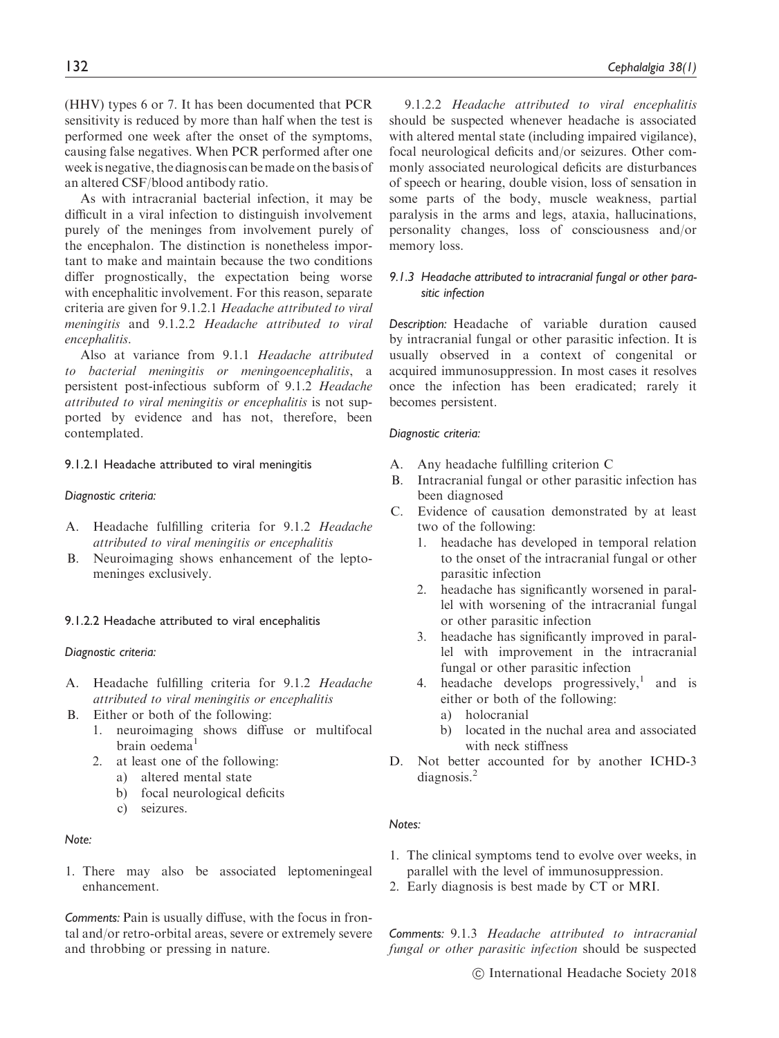(HHV) types 6 or 7. It has been documented that PCR sensitivity is reduced by more than half when the test is performed one week after the onset of the symptoms, causing false negatives. When PCR performed after one week is negative, the diagnosis can be made on the basis of an altered CSF/blood antibody ratio.

As with intracranial bacterial infection, it may be difficult in a viral infection to distinguish involvement purely of the meninges from involvement purely of the encephalon. The distinction is nonetheless important to make and maintain because the two conditions differ prognostically, the expectation being worse with encephalitic involvement. For this reason, separate criteria are given for 9.1.2.1 *Headache attributed to viral meningitis* and 9.1.2.2 *Headache attributed to viral encephalitis*.

Also at variance from 9.1.1 *Headache attributed to bacterial meningitis or meningoencephalitis*, a persistent post-infectious subform of 9.1.2 *Headache attributed to viral meningitis or encephalitis* is not supported by evidence and has not, therefore, been contemplated.

#### 9.1.2.1 Headache attributed to viral meningitis

*Diagnostic criteria:*

A. Headache fulfilling criteria for 9.1.2 *Headache attributed to viral meningitis or encephalitis*
B. Neuroimaging shows enhancement of the leptomeninges exclusively.

#### 9.1.2.2 Headache attributed to viral encephalitis

*Diagnostic criteria:*

A. Headache fulfilling criteria for 9.1.2 *Headache attributed to viral meningitis or encephalitis*
B. Either or both of the following:
   1. neuroimaging shows diffuse or multifocal brain oedema[1]
   2. at least one of the following:
      a) altered mental state
      b) focal neurological deficits
      c) seizures.

*Note:*

1. There may also be associated leptomeningeal enhancement.

*Comments:* Pain is usually diffuse, with the focus in frontal and/or retro-orbital areas, severe or extremely severe and throbbing or pressing in nature.

9.1.2.2 *Headache attributed to viral encephalitis* should be suspected whenever headache is associated with altered mental state (including impaired vigilance), focal neurological deficits and/or seizures. Other commonly associated neurological deficits are disturbances of speech or hearing, double vision, loss of sensation in some parts of the body, muscle weakness, partial paralysis in the arms and legs, ataxia, hallucinations, personality changes, loss of consciousness and/or memory loss.

### 9.1.3 Headache attributed to intracranial fungal or other parasitic infection

*Description:* Headache of variable duration caused by intracranial fungal or other parasitic infection. It is usually observed in a context of congenital or acquired immunosuppression. In most cases it resolves once the infection has been eradicated; rarely it becomes persistent.

*Diagnostic criteria:*

A. Any headache fulfilling criterion C
B. Intracranial fungal or other parasitic infection has been diagnosed
C. Evidence of causation demonstrated by at least two of the following:
   1. headache has developed in temporal relation to the onset of the intracranial fungal or other parasitic infection
   2. headache has significantly worsened in parallel with worsening of the intracranial fungal or other parasitic infection
   3. headache has significantly improved in parallel with improvement in the intracranial fungal or other parasitic infection
   4. headache develops progressively,[1] and is either or both of the following:
      a) holocranial
      b) located in the nuchal area and associated with neck stiffness
D. Not better accounted for by another ICHD-3 diagnosis.[2]

*Notes:*

1. The clinical symptoms tend to evolve over weeks, in parallel with the level of immunosuppression.
2. Early diagnosis is best made by CT or MRI.

*Comments:* 9.1.3 *Headache attributed to intracranial fungal or other parasitic infection* should be suspected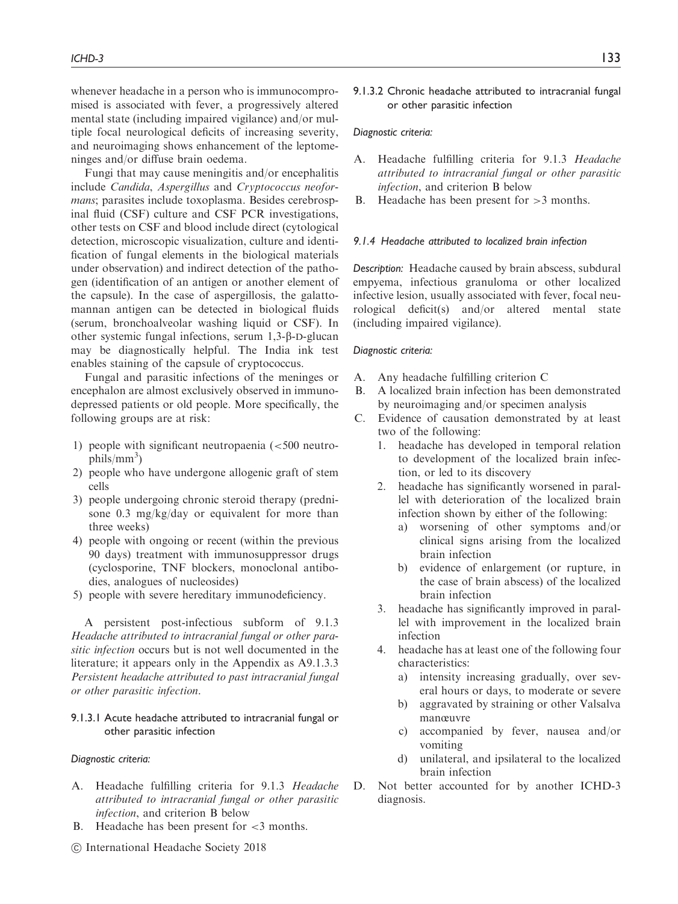whenever headache in a person who is immunocompromised is associated with fever, a progressively altered mental state (including impaired vigilance) and/or multiple focal neurological deficits of increasing severity, and neuroimaging shows enhancement of the leptomeninges and/or diffuse brain oedema.

Fungi that may cause meningitis and/or encephalitis include *Candida*, *Aspergillus* and *Cryptococcus neoformans*; parasites include toxoplasma. Besides cerebrospinal fluid (CSF) culture and CSF PCR investigations, other tests on CSF and blood include direct (cytological detection, microscopic visualization, culture and identification of fungal elements in the biological materials under observation) and indirect detection of the pathogen (identification of an antigen or another element of the capsule). In the case of aspergillosis, the galattomannan antigen can be detected in biological fluids (serum, bronchoalveolar washing liquid or CSF). In other systemic fungal infections, serum 1,3-β-D-glucan may be diagnostically helpful. The India ink test enables staining of the capsule of cryptococcus.

Fungal and parasitic infections of the meninges or encephalon are almost exclusively observed in immunodepressed patients or old people. More specifically, the following groups are at risk:

1) people with significant neutropaenia (<500 neutrophils/$mm^3$)
2) people who have undergone allogenic graft of stem cells
3) people undergoing chronic steroid therapy (prednisone 0.3 mg/kg/day or equivalent for more than three weeks)
4) people with ongoing or recent (within the previous 90 days) treatment with immunosuppressor drugs (cyclosporine, TNF blockers, monoclonal antibodies, analogues of nucleosides)
5) people with severe hereditary immunodeficiency.

A persistent post-infectious subform of 9.1.3 *Headache attributed to intracranial fungal or other parasitic infection* occurs but is not well documented in the literature; it appears only in the Appendix as A9.1.3.3 *Persistent headache attributed to past intracranial fungal or other parasitic infection*.

### 9.1.3.1 Acute headache attributed to intracranial fungal or other parasitic infection

*Diagnostic criteria:*

A. Headache fulfilling criteria for 9.1.3 *Headache attributed to intracranial fungal or other parasitic infection*, and criterion B below
B. Headache has been present for <3 months.

### 9.1.3.2 Chronic headache attributed to intracranial fungal or other parasitic infection

*Diagnostic criteria:*

A. Headache fulfilling criteria for 9.1.3 *Headache attributed to intracranial fungal or other parasitic infection*, and criterion B below
B. Headache has been present for >3 months.

### *9.1.4 Headache attributed to localized brain infection*

*Description:* Headache caused by brain abscess, subdural empyema, infectious granuloma or other localized infective lesion, usually associated with fever, focal neurological deficit(s) and/or altered mental state (including impaired vigilance).

*Diagnostic criteria:*

A. Any headache fulfilling criterion C
B. A localized brain infection has been demonstrated by neuroimaging and/or specimen analysis
C. Evidence of causation demonstrated by at least two of the following:
   1. headache has developed in temporal relation to development of the localized brain infection, or led to its discovery
   2. headache has significantly worsened in parallel with deterioration of the localized brain infection shown by either of the following:
      a) worsening of other symptoms and/or clinical signs arising from the localized brain infection
      b) evidence of enlargement (or rupture, in the case of brain abscess) of the localized brain infection
   3. headache has significantly improved in parallel with improvement in the localized brain infection
   4. headache has at least one of the following four characteristics:
      a) intensity increasing gradually, over several hours or days, to moderate or severe
      b) aggravated by straining or other Valsalva manœuvre
      c) accompanied by fever, nausea and/or vomiting
      d) unilateral, and ipsilateral to the localized brain infection
D. Not better accounted for by another ICHD-3 diagnosis.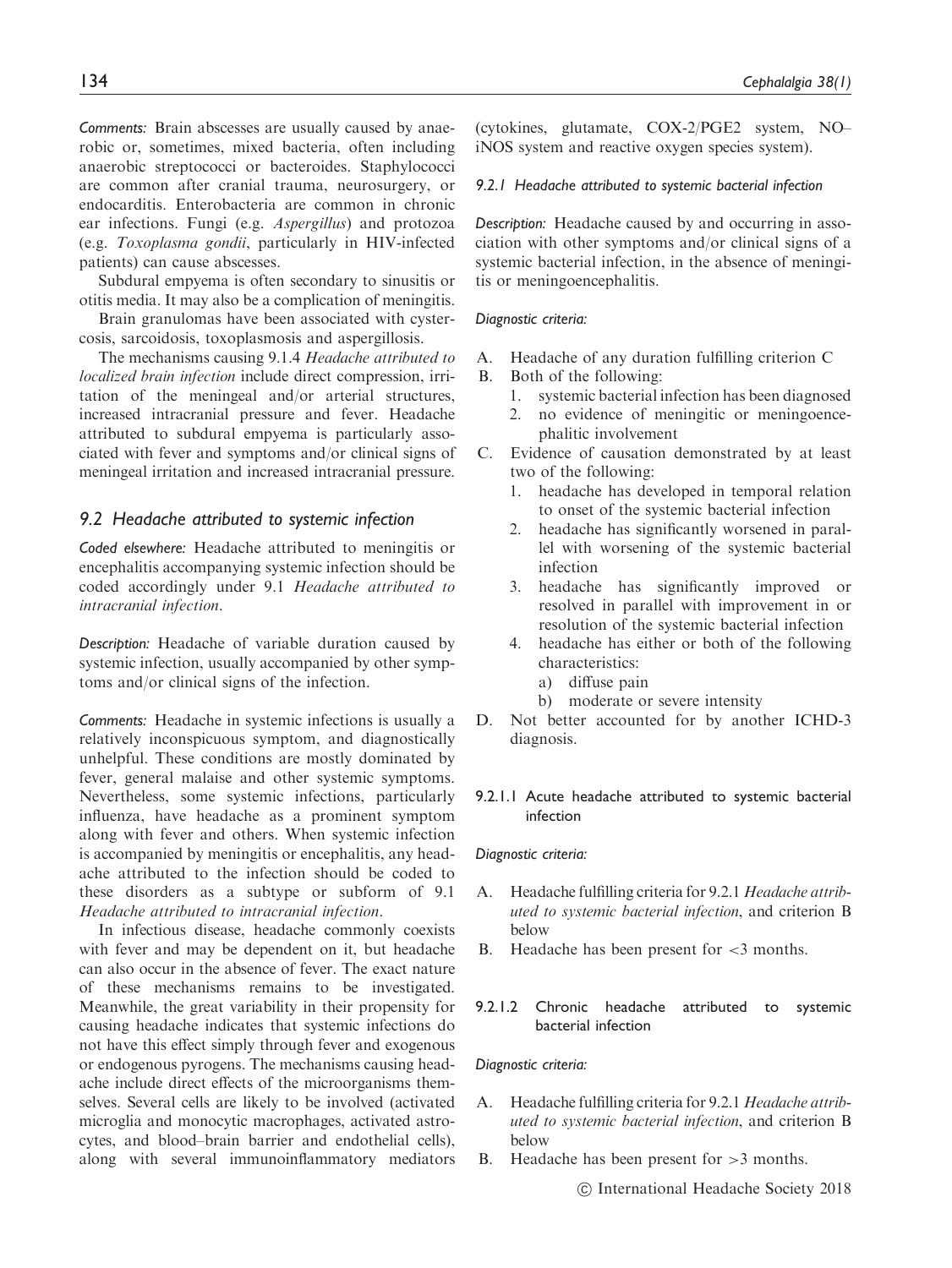*Comments:* Brain abscesses are usually caused by anaerobic or, sometimes, mixed bacteria, often including anaerobic streptococci or bacteroides. Staphylococci are common after cranial trauma, neurosurgery, or endocarditis. Enterobacteria are common in chronic ear infections. Fungi (e.g. *Aspergillus*) and protozoa (e.g. *Toxoplasma gondii*, particularly in HIV-infected patients) can cause abscesses.

Subdural empyema is often secondary to sinusitis or otitis media. It may also be a complication of meningitis.

Brain granulomas have been associated with cystercosis, sarcoidosis, toxoplasmosis and aspergillosis.

The mechanisms causing 9.1.4 *Headache attributed to localized brain infection* include direct compression, irritation of the meningeal and/or arterial structures, increased intracranial pressure and fever. Headache attributed to subdural empyema is particularly associated with fever and symptoms and/or clinical signs of meningeal irritation and increased intracranial pressure.

## 9.2 Headache attributed to systemic infection

*Coded elsewhere:* Headache attributed to meningitis or encephalitis accompanying systemic infection should be coded accordingly under 9.1 *Headache attributed to intracranial infection*.

*Description:* Headache of variable duration caused by systemic infection, usually accompanied by other symptoms and/or clinical signs of the infection.

*Comments:* Headache in systemic infections is usually a relatively inconspicuous symptom, and diagnostically unhelpful. These conditions are mostly dominated by fever, general malaise and other systemic symptoms. Nevertheless, some systemic infections, particularly influenza, have headache as a prominent symptom along with fever and others. When systemic infection is accompanied by meningitis or encephalitis, any headache attributed to the infection should be coded to these disorders as a subtype or subform of 9.1 *Headache attributed to intracranial infection*.

In infectious disease, headache commonly coexists with fever and may be dependent on it, but headache can also occur in the absence of fever. The exact nature of these mechanisms remains to be investigated. Meanwhile, the great variability in their propensity for causing headache indicates that systemic infections do not have this effect simply through fever and exogenous or endogenous pyrogens. The mechanisms causing headache include direct effects of the microorganisms themselves. Several cells are likely to be involved (activated microglia and monocytic macrophages, activated astrocytes, and blood–brain barrier and endothelial cells), along with several immunoinflammatory mediators (cytokines, glutamate, COX-2/PGE2 system, NO–iNOS system and reactive oxygen species system).

### 9.2.1 Headache attributed to systemic bacterial infection

*Description:* Headache caused by and occurring in association with other symptoms and/or clinical signs of a systemic bacterial infection, in the absence of meningitis or meningoencephalitis.

*Diagnostic criteria:*

A. Headache of any duration fulfilling criterion C
B. Both of the following:
   1. systemic bacterial infection has been diagnosed
   2. no evidence of meningitic or meningoencephalitic involvement
C. Evidence of causation demonstrated by at least two of the following:
   1. headache has developed in temporal relation to onset of the systemic bacterial infection
   2. headache has significantly worsened in parallel with worsening of the systemic bacterial infection
   3. headache has significantly improved or resolved in parallel with improvement in or resolution of the systemic bacterial infection
   4. headache has either or both of the following characteristics:
      a) diffuse pain
      b) moderate or severe intensity
D. Not better accounted for by another ICHD-3 diagnosis.

#### 9.2.1.1 Acute headache attributed to systemic bacterial infection

*Diagnostic criteria:*

A. Headache fulfilling criteria for 9.2.1 *Headache attributed to systemic bacterial infection*, and criterion B below
B. Headache has been present for <3 months.

#### 9.2.1.2 Chronic headache attributed to systemic bacterial infection

*Diagnostic criteria:*

A. Headache fulfilling criteria for 9.2.1 *Headache attributed to systemic bacterial infection*, and criterion B below
B. Headache has been present for >3 months.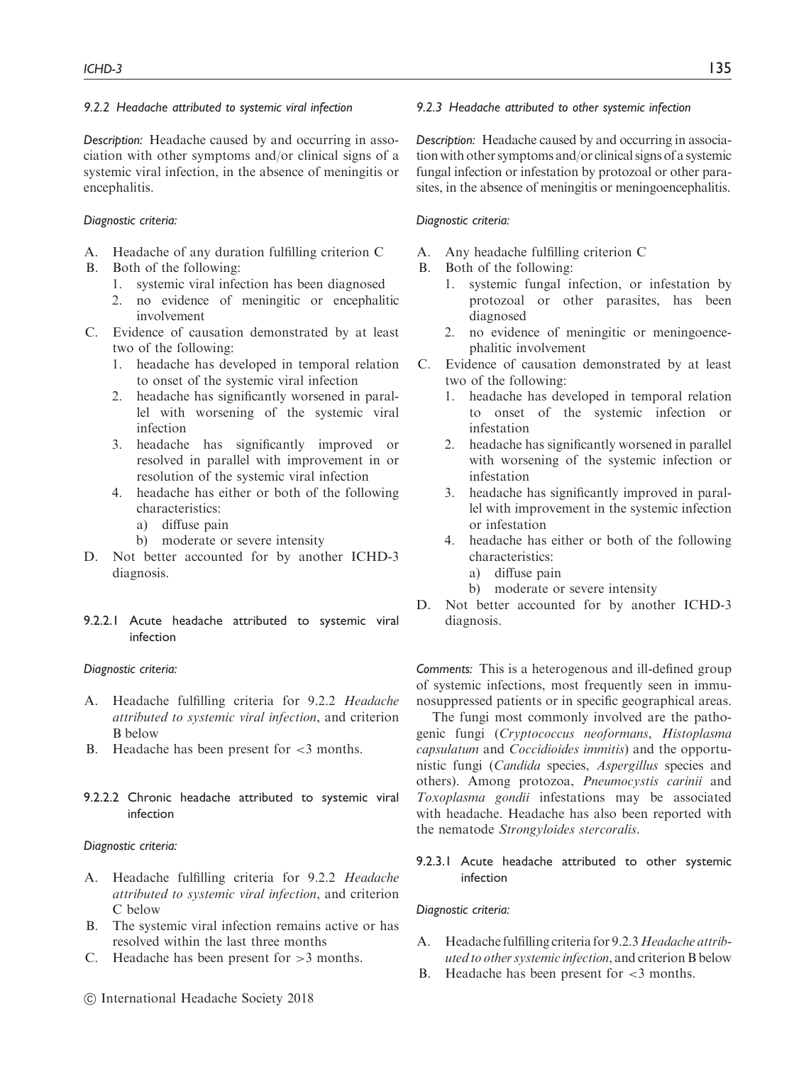#### 9.2.2 Headache attributed to systemic viral infection

*Description:* Headache caused by and occurring in association with other symptoms and/or clinical signs of a systemic viral infection, in the absence of meningitis or encephalitis.

*Diagnostic criteria:*

A. Headache of any duration fulfilling criterion C
B. Both of the following:
   1. systemic viral infection has been diagnosed
   2. no evidence of meningitic or encephalitic involvement
C. Evidence of causation demonstrated by at least two of the following:
   1. headache has developed in temporal relation to onset of the systemic viral infection
   2. headache has significantly worsened in parallel with worsening of the systemic viral infection
   3. headache has significantly improved or resolved in parallel with improvement in or resolution of the systemic viral infection
   4. headache has either or both of the following characteristics:
      a) diffuse pain
      b) moderate or severe intensity
D. Not better accounted for by another ICHD-3 diagnosis.

#### 9.2.2.1 Acute headache attributed to systemic viral infection

*Diagnostic criteria:*

A. Headache fulfilling criteria for 9.2.2 *Headache attributed to systemic viral infection*, and criterion B below
B. Headache has been present for <3 months.

#### 9.2.2.2 Chronic headache attributed to systemic viral infection

*Diagnostic criteria:*

A. Headache fulfilling criteria for 9.2.2 *Headache attributed to systemic viral infection*, and criterion C below
B. The systemic viral infection remains active or has resolved within the last three months
C. Headache has been present for >3 months.

#### 9.2.3 Headache attributed to other systemic infection

*Description:* Headache caused by and occurring in association with other symptoms and/or clinical signs of a systemic fungal infection or infestation by protozoal or other parasites, in the absence of meningitis or meningoencephalitis.

*Diagnostic criteria:*

A. Any headache fulfilling criterion C
B. Both of the following:
   1. systemic fungal infection, or infestation by protozoal or other parasites, has been diagnosed
   2. no evidence of meningitic or meningoencephalitic involvement
C. Evidence of causation demonstrated by at least two of the following:
   1. headache has developed in temporal relation to onset of the systemic infection or infestation
   2. headache has significantly worsened in parallel with worsening of the systemic infection or infestation
   3. headache has significantly improved in parallel with improvement in the systemic infection or infestation
   4. headache has either or both of the following characteristics:
      a) diffuse pain
      b) moderate or severe intensity
D. Not better accounted for by another ICHD-3 diagnosis.

*Comments:* This is a heterogenous and ill-defined group of systemic infections, most frequently seen in immunosuppressed patients or in specific geographical areas.

The fungi most commonly involved are the pathogenic fungi (*Cryptococcus neoformans*, *Histoplasma capsulatum* and *Coccidioides immitis*) and the opportunistic fungi (*Candida* species, *Aspergillus* species and others). Among protozoa, *Pneumocystis carinii* and *Toxoplasma gondii* infestations may be associated with headache. Headache has also been reported with the nematode *Strongyloides stercoralis*.

#### 9.2.3.1 Acute headache attributed to other systemic infection

*Diagnostic criteria:*

A. Headache fulfilling criteria for 9.2.3 *Headache attributed to other systemic infection*, and criterion B below
B. Headache has been present for <3 months.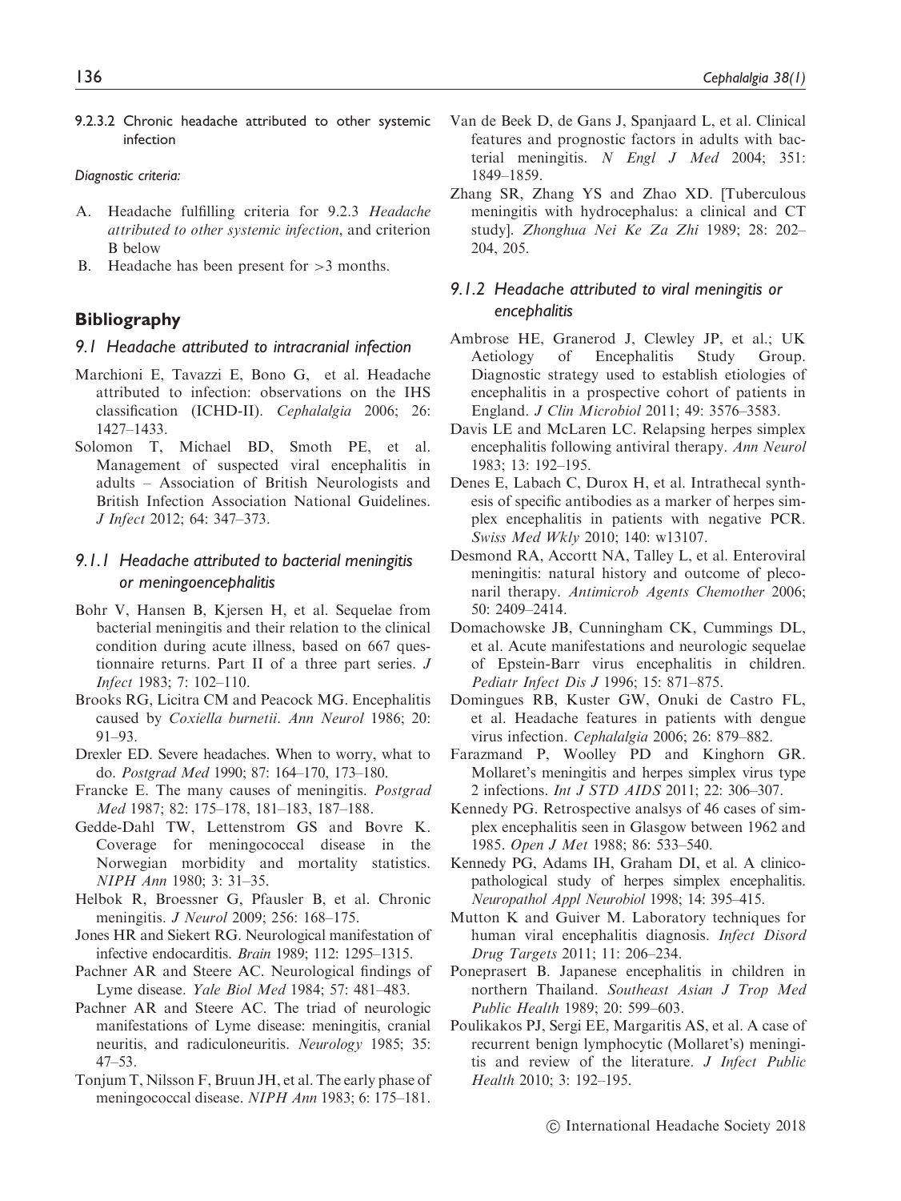9.2.3.2 Chronic headache attributed to other systemic infection

*Diagnostic criteria:*

A. Headache fulfilling criteria for 9.2.3 *Headache attributed to other systemic infection*, and criterion B below
B. Headache has been present for >3 months.

## Bibliography

### *9.1 Headache attributed to intracranial infection*

Marchioni E, Tavazzi E, Bono G, et al. Headache attributed to infection: observations on the IHS classification (ICHD-II). *Cephalalgia* 2006; 26: 1427–1433.

Solomon T, Michael BD, Smoth PE, et al. Management of suspected viral encephalitis in adults – Association of British Neurologists and British Infection Association National Guidelines. *J Infect* 2012; 64: 347–373.

### *9.1.1 Headache attributed to bacterial meningitis or meningoencephalitis*

Bohr V, Hansen B, Kjersen H, et al. Sequelae from bacterial meningitis and their relation to the clinical condition during acute illness, based on 667 questionnaire returns. Part II of a three part series. *J Infect* 1983; 7: 102–110.

Brooks RG, Licitra CM and Peacock MG. Encephalitis caused by *Coxiella burnetii*. *Ann Neurol* 1986; 20: 91–93.

Drexler ED. Severe headaches. When to worry, what to do. *Postgrad Med* 1990; 87: 164–170, 173–180.

Francke E. The many causes of meningitis. *Postgrad Med* 1987; 82: 175–178, 181–183, 187–188.

Gedde-Dahl TW, Lettenstrom GS and Bovre K. Coverage for meningococcal disease in the Norwegian morbidity and mortality statistics. *NIPH Ann* 1980; 3: 31–35.

Helbok R, Broessner G, Pfausler B, et al. Chronic meningitis. *J Neurol* 2009; 256: 168–175.

Jones HR and Siekert RG. Neurological manifestation of infective endocarditis. *Brain* 1989; 112: 1295–1315.

Pachner AR and Steere AC. Neurological findings of Lyme disease. *Yale Biol Med* 1984; 57: 481–483.

Pachner AR and Steere AC. The triad of neurologic manifestations of Lyme disease: meningitis, cranial neuritis, and radiculoneuritis. *Neurology* 1985; 35: 47–53.

Tonjum T, Nilsson F, Bruun JH, et al. The early phase of meningococcal disease. *NIPH Ann* 1983; 6: 175–181.

Van de Beek D, de Gans J, Spanjaard L, et al. Clinical features and prognostic factors in adults with bacterial meningitis. *N Engl J Med* 2004; 351: 1849–1859.

Zhang SR, Zhang YS and Zhao XD. [Tuberculous meningitis with hydrocephalus: a clinical and CT study]. *Zhonghua Nei Ke Za Zhi* 1989; 28: 202–204, 205.

### *9.1.2 Headache attributed to viral meningitis or encephalitis*

Ambrose HE, Granerod J, Clewley JP, et al.; UK Aetiology of Encephalitis Study Group. Diagnostic strategy used to establish etiologies of encephalitis in a prospective cohort of patients in England. *J Clin Microbiol* 2011; 49: 3576–3583.

Davis LE and McLaren LC. Relapsing herpes simplex encephalitis following antiviral therapy. *Ann Neurol* 1983; 13: 192–195.

Denes E, Labach C, Durox H, et al. Intrathecal synthesis of specific antibodies as a marker of herpes simplex encephalitis in patients with negative PCR. *Swiss Med Wkly* 2010; 140: w13107.

Desmond RA, Accortt NA, Talley L, et al. Enteroviral meningitis: natural history and outcome of pleconaril therapy. *Antimicrob Agents Chemother* 2006; 50: 2409–2414.

Domachowske JB, Cunningham CK, Cummings DL, et al. Acute manifestations and neurologic sequelae of Epstein-Barr virus encephalitis in children. *Pediatr Infect Dis J* 1996; 15: 871–875.

Domingues RB, Kuster GW, Onuki de Castro FL, et al. Headache features in patients with dengue virus infection. *Cephalalgia* 2006; 26: 879–882.

Farazmand P, Woolley PD and Kinghorn GR. Mollaret's meningitis and herpes simplex virus type 2 infections. *Int J STD AIDS* 2011; 22: 306–307.

Kennedy PG. Retrospective analsys of 46 cases of simplex encephalitis seen in Glasgow between 1962 and 1985. *Open J Met* 1988; 86: 533–540.

Kennedy PG, Adams IH, Graham DI, et al. A clinicopathological study of herpes simplex encephalitis. *Neuropathol Appl Neurobiol* 1998; 14: 395–415.

Mutton K and Guiver M. Laboratory techniques for human viral encephalitis diagnosis. *Infect Disord Drug Targets* 2011; 11: 206–234.

Poneprasert B. Japanese encephalitis in children in northern Thailand. *Southeast Asian J Trop Med Public Health* 1989; 20: 599–603.

Poulikakos PJ, Sergi EE, Margaritis AS, et al. A case of recurrent benign lymphocytic (Mollaret's) meningitis and review of the literature. *J Infect Public Health* 2010; 3: 192–195.

© International Headache Society 2018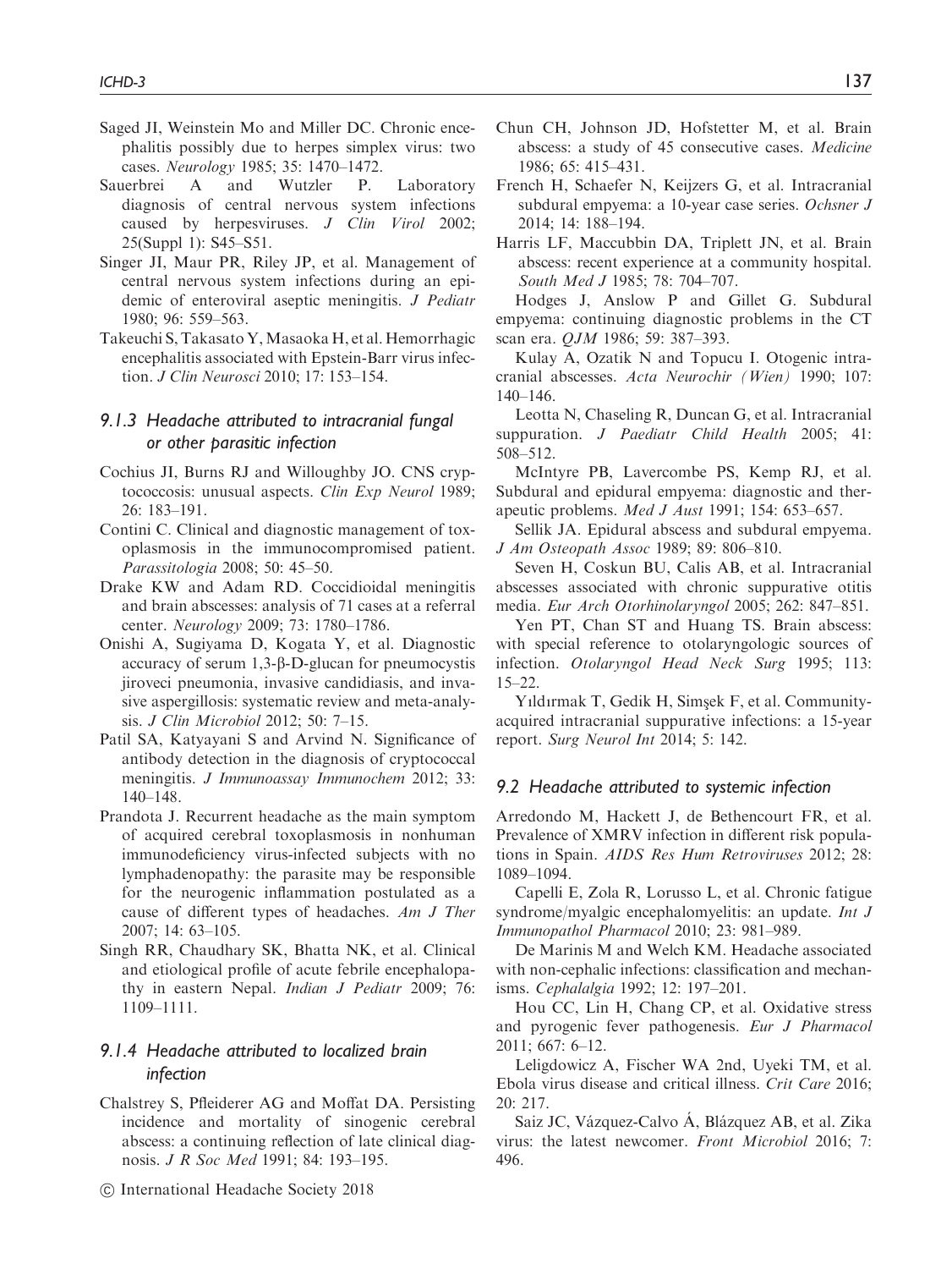Saged JI, Weinstein Mo and Miller DC. Chronic encephalitis possibly due to herpes simplex virus: two cases. *Neurology* 1985; 35: 1470–1472.

Sauerbrei A and Wutzler P. Laboratory diagnosis of central nervous system infections caused by herpesviruses. *J Clin Virol* 2002; 25(Suppl 1): S45–S51.

Singer JI, Maur PR, Riley JP, et al. Management of central nervous system infections during an epidemic of enteroviral aseptic meningitis. *J Pediatr* 1980; 96: 559–563.

Takeuchi S, Takasato Y, Masaoka H, et al. Hemorrhagic encephalitis associated with Epstein-Barr virus infection. *J Clin Neurosci* 2010; 17: 153–154.

### *9.1.3 Headache attributed to intracranial fungal or other parasitic infection*

Cochius JI, Burns RJ and Willoughby JO. CNS cryptococcosis: unusual aspects. *Clin Exp Neurol* 1989; 26: 183–191.

Contini C. Clinical and diagnostic management of toxoplasmosis in the immunocompromised patient. *Parassitologia* 2008; 50: 45–50.

Drake KW and Adam RD. Coccidioidal meningitis and brain abscesses: analysis of 71 cases at a referral center. *Neurology* 2009; 73: 1780–1786.

Onishi A, Sugiyama D, Kogata Y, et al. Diagnostic accuracy of serum 1,3-β-D-glucan for pneumocystis jiroveci pneumonia, invasive candidiasis, and invasive aspergillosis: systematic review and meta-analysis. *J Clin Microbiol* 2012; 50: 7–15.

Patil SA, Katyayani S and Arvind N. Significance of antibody detection in the diagnosis of cryptococcal meningitis. *J Immunoassay Immunochem* 2012; 33: 140–148.

Prandota J. Recurrent headache as the main symptom of acquired cerebral toxoplasmosis in nonhuman immunodeficiency virus-infected subjects with no lymphadenopathy: the parasite may be responsible for the neurogenic inflammation postulated as a cause of different types of headaches. *Am J Ther* 2007; 14: 63–105.

Singh RR, Chaudhary SK, Bhatta NK, et al. Clinical and etiological profile of acute febrile encephalopathy in eastern Nepal. *Indian J Pediatr* 2009; 76: 1109–1111.

### *9.1.4 Headache attributed to localized brain infection*

Chalstrey S, Pfleiderer AG and Moffat DA. Persisting incidence and mortality of sinogenic cerebral abscess: a continuing reflection of late clinical diagnosis. *J R Soc Med* 1991; 84: 193–195.

Chun CH, Johnson JD, Hofstetter M, et al. Brain abscess: a study of 45 consecutive cases. *Medicine* 1986; 65: 415–431.

French H, Schaefer N, Keijzers G, et al. Intracranial subdural empyema: a 10-year case series. *Ochsner J* 2014; 14: 188–194.

Harris LF, Maccubbin DA, Triplett JN, et al. Brain abscess: recent experience at a community hospital. *South Med J* 1985; 78: 704–707.

Hodges J, Anslow P and Gillet G. Subdural empyema: continuing diagnostic problems in the CT scan era. *QJM* 1986; 59: 387–393.

Kulay A, Ozatik N and Topucu I. Otogenic intracranial abscesses. *Acta Neurochir (Wien)* 1990; 107: 140–146.

Leotta N, Chaseling R, Duncan G, et al. Intracranial suppuration. *J Paediatr Child Health* 2005; 41: 508–512.

McIntyre PB, Lavercombe PS, Kemp RJ, et al. Subdural and epidural empyema: diagnostic and therapeutic problems. *Med J Aust* 1991; 154: 653–657.

Sellik JA. Epidural abscess and subdural empyema. *J Am Osteopath Assoc* 1989; 89: 806–810.

Seven H, Coskun BU, Calis AB, et al. Intracranial abscesses associated with chronic suppurative otitis media. *Eur Arch Otorhinolaryngol* 2005; 262: 847–851.

Yen PT, Chan ST and Huang TS. Brain abscess: with special reference to otolaryngologic sources of infection. *Otolaryngol Head Neck Surg* 1995; 113: 15–22.

Yıldırmak T, Gedik H, Simşek F, et al. Community-acquired intracranial suppurative infections: a 15-year report. *Surg Neurol Int* 2014; 5: 142.

### *9.2 Headache attributed to systemic infection*

Arredondo M, Hackett J, de Bethencourt FR, et al. Prevalence of XMRV infection in different risk populations in Spain. *AIDS Res Hum Retroviruses* 2012; 28: 1089–1094.

Capelli E, Zola R, Lorusso L, et al. Chronic fatigue syndrome/myalgic encephalomyelitis: an update. *Int J Immunopathol Pharmacol* 2010; 23: 981–989.

De Marinis M and Welch KM. Headache associated with non-cephalic infections: classification and mechanisms. *Cephalalgia* 1992; 12: 197–201.

Hou CC, Lin H, Chang CP, et al. Oxidative stress and pyrogenic fever pathogenesis. *Eur J Pharmacol* 2011; 667: 6–12.

Leligdowicz A, Fischer WA 2nd, Uyeki TM, et al. Ebola virus disease and critical illness. *Crit Care* 2016; 20: 217.

Saiz JC, Vázquez-Calvo Á, Blázquez AB, et al. Zika virus: the latest newcomer. *Front Microbiol* 2016; 7: 496.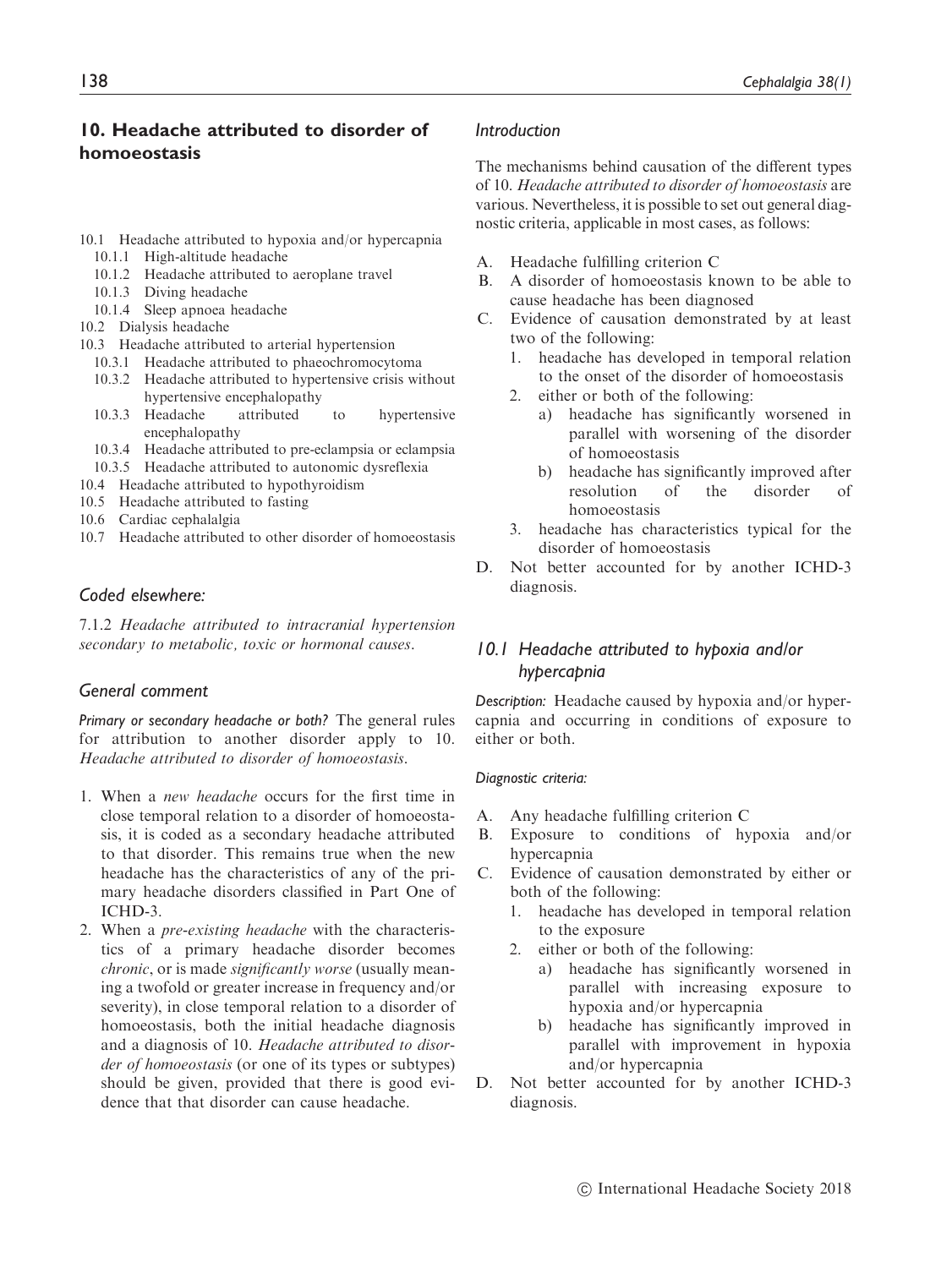## 10. Headache attributed to disorder of homoeostasis

- 10.1 Headache attributed to hypoxia and/or hypercapnia
  - 10.1.1 High-altitude headache
  - 10.1.2 Headache attributed to aeroplane travel
  - 10.1.3 Diving headache
  - 10.1.4 Sleep apnoea headache
- 10.2 Dialysis headache
- 10.3 Headache attributed to arterial hypertension
  - 10.3.1 Headache attributed to phaeochromocytoma
  - 10.3.2 Headache attributed to hypertensive crisis without hypertensive encephalopathy
  - 10.3.3 Headache attributed to hypertensive encephalopathy
  - 10.3.4 Headache attributed to pre-eclampsia or eclampsia
  - 10.3.5 Headache attributed to autonomic dysreflexia
- 10.4 Headache attributed to hypothyroidism
- 10.5 Headache attributed to fasting
- 10.6 Cardiac cephalalgia
- 10.7 Headache attributed to other disorder of homoeostasis

### Coded elsewhere:

7.1.2 *Headache attributed to intracranial hypertension secondary to metabolic, toxic or hormonal causes*.

### General comment

*Primary or secondary headache or both?* The general rules for attribution to another disorder apply to 10. *Headache attributed to disorder of homoeostasis*.

1. When a *new headache* occurs for the first time in close temporal relation to a disorder of homoeostasis, it is coded as a secondary headache attributed to that disorder. This remains true when the new headache has the characteristics of any of the primary headache disorders classified in Part One of ICHD-3.
2. When a *pre-existing headache* with the characteristics of a primary headache disorder becomes *chronic*, or is made *significantly worse* (usually meaning a twofold or greater increase in frequency and/or severity), in close temporal relation to a disorder of homoeostasis, both the initial headache diagnosis and a diagnosis of 10. *Headache attributed to disorder of homoeostasis* (or one of its types or subtypes) should be given, provided that there is good evidence that that disorder can cause headache.

### Introduction

The mechanisms behind causation of the different types of 10. *Headache attributed to disorder of homoeostasis* are various. Nevertheless, it is possible to set out general diagnostic criteria, applicable in most cases, as follows:

A. Headache fulfilling criterion C
B. A disorder of homoeostasis known to be able to cause headache has been diagnosed
C. Evidence of causation demonstrated by at least two of the following:
   1. headache has developed in temporal relation to the onset of the disorder of homoeostasis
   2. either or both of the following:
      a) headache has significantly worsened in parallel with worsening of the disorder of homoeostasis
      b) headache has significantly improved after resolution of the disorder of homoeostasis
   3. headache has characteristics typical for the disorder of homoeostasis
D. Not better accounted for by another ICHD-3 diagnosis.

### *10.1 Headache attributed to hypoxia and/or hypercapnia*

*Description:* Headache caused by hypoxia and/or hypercapnia and occurring in conditions of exposure to either or both.

*Diagnostic criteria:*

A. Any headache fulfilling criterion C
B. Exposure to conditions of hypoxia and/or hypercapnia
C. Evidence of causation demonstrated by either or both of the following:
   1. headache has developed in temporal relation to the exposure
   2. either or both of the following:
      a) headache has significantly worsened in parallel with increasing exposure to hypoxia and/or hypercapnia
      b) headache has significantly improved in parallel with improvement in hypoxia and/or hypercapnia
D. Not better accounted for by another ICHD-3 diagnosis.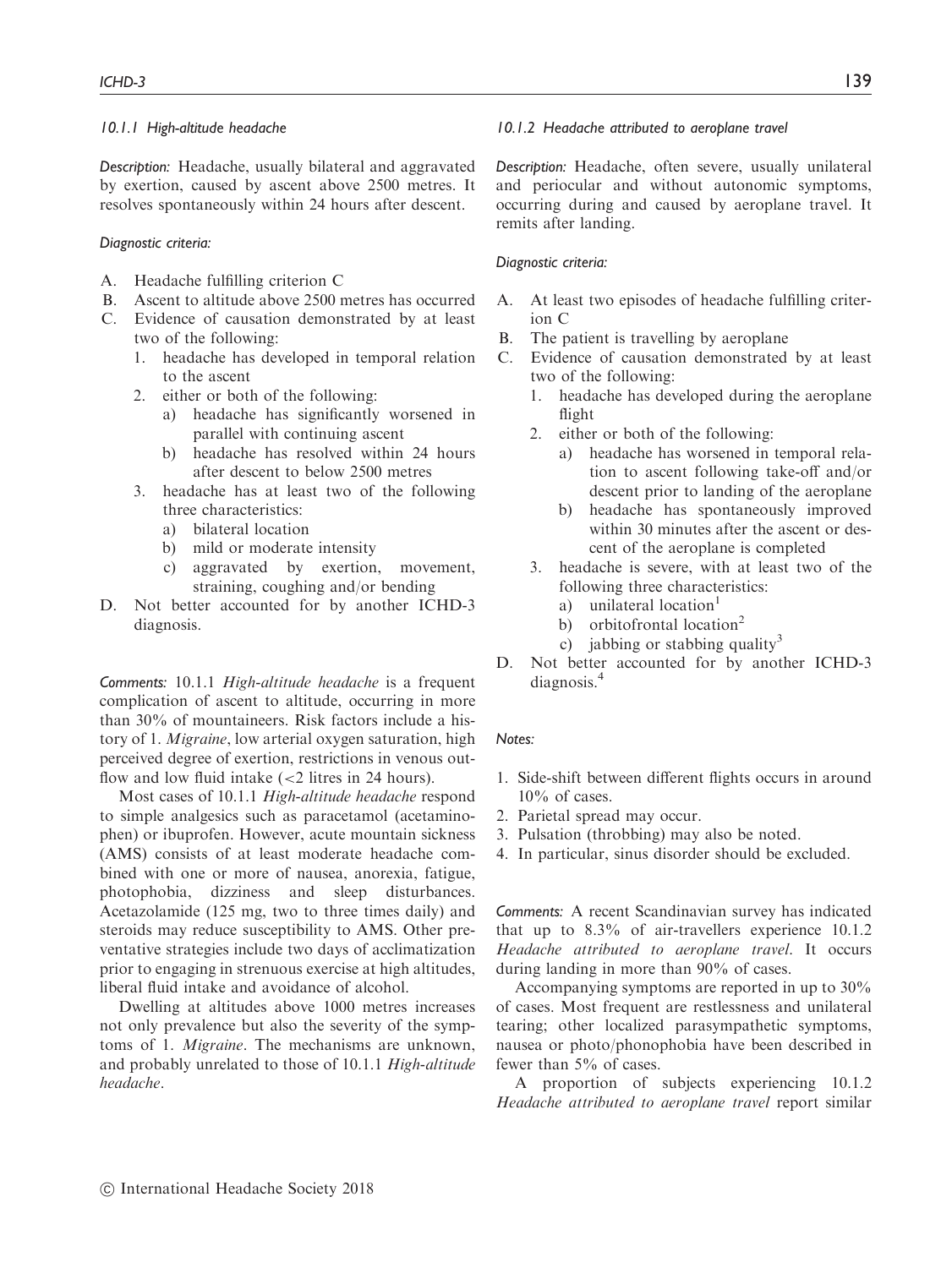### 10.1.1 High-altitude headache

*Description:* Headache, usually bilateral and aggravated by exertion, caused by ascent above 2500 metres. It resolves spontaneously within 24 hours after descent.

*Diagnostic criteria:*

A. Headache fulfilling criterion C
B. Ascent to altitude above 2500 metres has occurred
C. Evidence of causation demonstrated by at least two of the following:
   1. headache has developed in temporal relation to the ascent
   2. either or both of the following:
      a) headache has significantly worsened in parallel with continuing ascent
      b) headache has resolved within 24 hours after descent to below 2500 metres
   3. headache has at least two of the following three characteristics:
      a) bilateral location
      b) mild or moderate intensity
      c) aggravated by exertion, movement, straining, coughing and/or bending
D. Not better accounted for by another ICHD-3 diagnosis.

*Comments:* 10.1.1 *High-altitude headache* is a frequent complication of ascent to altitude, occurring in more than 30% of mountaineers. Risk factors include a history of 1. *Migraine*, low arterial oxygen saturation, high perceived degree of exertion, restrictions in venous outflow and low fluid intake (<2 litres in 24 hours).

Most cases of 10.1.1 *High-altitude headache* respond to simple analgesics such as paracetamol (acetaminophen) or ibuprofen. However, acute mountain sickness (AMS) consists of at least moderate headache combined with one or more of nausea, anorexia, fatigue, photophobia, dizziness and sleep disturbances. Acetazolamide (125 mg, two to three times daily) and steroids may reduce susceptibility to AMS. Other preventative strategies include two days of acclimatization prior to engaging in strenuous exercise at high altitudes, liberal fluid intake and avoidance of alcohol.

Dwelling at altitudes above 1000 metres increases not only prevalence but also the severity of the symptoms of 1. *Migraine*. The mechanisms are unknown, and probably unrelated to those of 10.1.1 *High-altitude headache*.

### 10.1.2 Headache attributed to aeroplane travel

*Description:* Headache, often severe, usually unilateral and periocular and without autonomic symptoms, occurring during and caused by aeroplane travel. It remits after landing.

*Diagnostic criteria:*

A. At least two episodes of headache fulfilling criterion C
B. The patient is travelling by aeroplane
C. Evidence of causation demonstrated by at least two of the following:
   1. headache has developed during the aeroplane flight
   2. either or both of the following:
      a) headache has worsened in temporal relation to ascent following take-off and/or descent prior to landing of the aeroplane
      b) headache has spontaneously improved within 30 minutes after the ascent or descent of the aeroplane is completed
   3. headache is severe, with at least two of the following three characteristics:
      a) unilateral location[1]
      b) orbitofrontal location[2]
      c) jabbing or stabbing quality[3]
D. Not better accounted for by another ICHD-3 diagnosis.[4]

*Notes:*

1. Side-shift between different flights occurs in around 10% of cases.
2. Parietal spread may occur.
3. Pulsation (throbbing) may also be noted.
4. In particular, sinus disorder should be excluded.

*Comments:* A recent Scandinavian survey has indicated that up to 8.3% of air-travellers experience 10.1.2 *Headache attributed to aeroplane travel*. It occurs during landing in more than 90% of cases.

Accompanying symptoms are reported in up to 30% of cases. Most frequent are restlessness and unilateral tearing; other localized parasympathetic symptoms, nausea or photo/phonophobia have been described in fewer than 5% of cases.

A proportion of subjects experiencing 10.1.2 *Headache attributed to aeroplane travel* report similar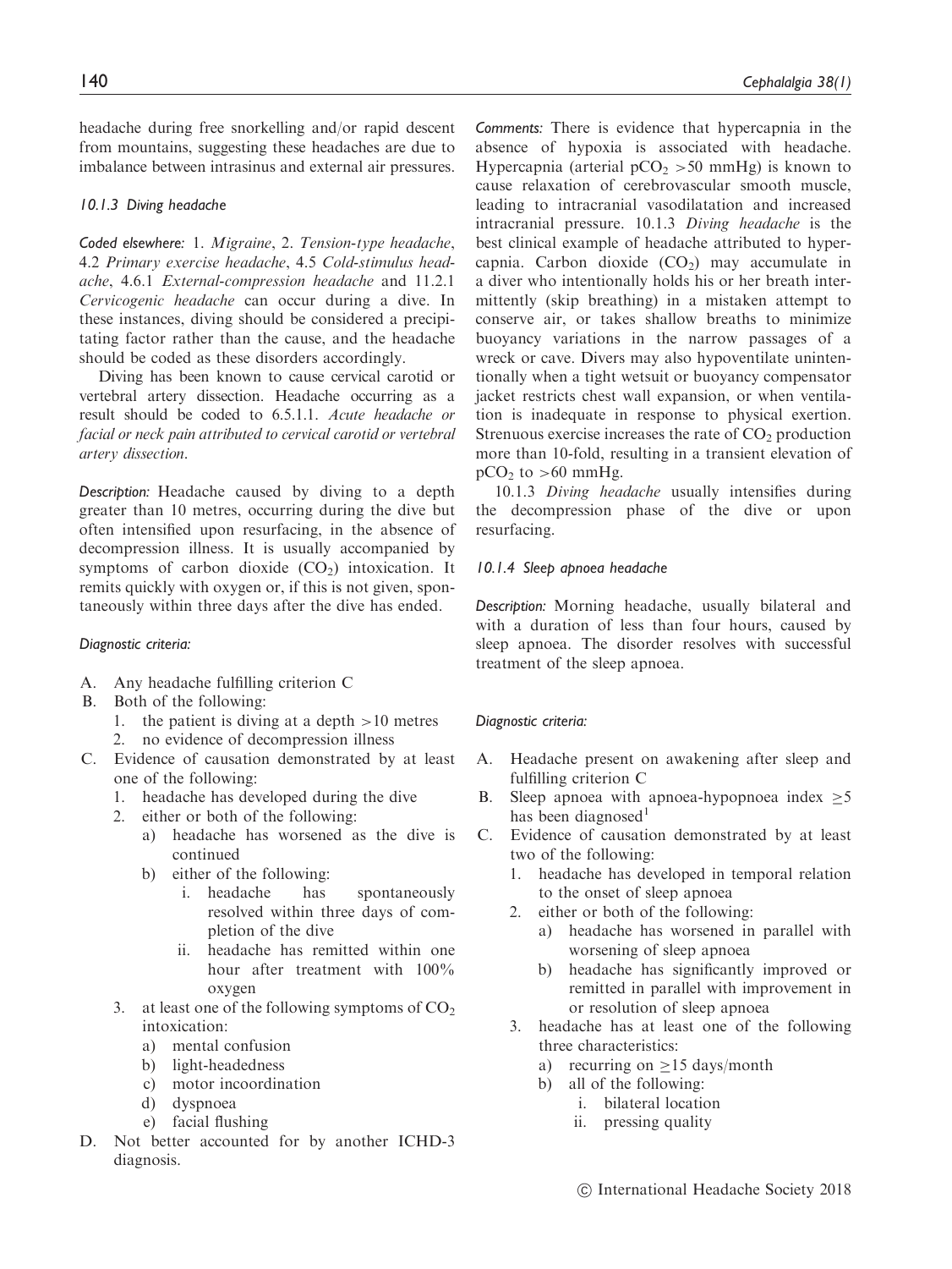headache during free snorkelling and/or rapid descent from mountains, suggesting these headaches are due to imbalance between intrasinus and external air pressures.

### 10.1.3 Diving headache

*Coded elsewhere:* 1. *Migraine*, 2. *Tension-type headache*, 4.2 *Primary exercise headache*, 4.5 *Cold-stimulus headache*, 4.6.1 *External-compression headache* and 11.2.1 *Cervicogenic headache* can occur during a dive. In these instances, diving should be considered a precipitating factor rather than the cause, and the headache should be coded as these disorders accordingly.

Diving has been known to cause cervical carotid or vertebral artery dissection. Headache occurring as a result should be coded to 6.5.1.1. *Acute headache or facial or neck pain attributed to cervical carotid or vertebral artery dissection*.

*Description:* Headache caused by diving to a depth greater than 10 metres, occurring during the dive but often intensified upon resurfacing, in the absence of decompression illness. It is usually accompanied by symptoms of carbon dioxide ($CO_2$) intoxication. It remits quickly with oxygen or, if this is not given, spontaneously within three days after the dive has ended.

*Diagnostic criteria:*

A. Any headache fulfilling criterion C
B. Both of the following:
   1. the patient is diving at a depth >10 metres
   2. no evidence of decompression illness
C. Evidence of causation demonstrated by at least one of the following:
   1. headache has developed during the dive
   2. either or both of the following:
      a) headache has worsened as the dive is continued
      b) either of the following:
         i. headache has spontaneously resolved within three days of completion of the dive
         ii. headache has remitted within one hour after treatment with 100% oxygen
   3. at least one of the following symptoms of $CO_2$ intoxication:
      a) mental confusion
      b) light-headedness
      c) motor incoordination
      d) dyspnoea
      e) facial flushing
D. Not better accounted for by another ICHD-3 diagnosis.

*Comments:* There is evidence that hypercapnia in the absence of hypoxia is associated with headache. Hypercapnia (arterial $pCO_2$ >50 mmHg) is known to cause relaxation of cerebrovascular smooth muscle, leading to intracranial vasodilatation and increased intracranial pressure. 10.1.3 *Diving headache* is the best clinical example of headache attributed to hypercapnia. Carbon dioxide ($CO_2$) may accumulate in a diver who intentionally holds his or her breath intermittently (skip breathing) in a mistaken attempt to conserve air, or takes shallow breaths to minimize buoyancy variations in the narrow passages of a wreck or cave. Divers may also hypoventilate unintentionally when a tight wetsuit or buoyancy compensator jacket restricts chest wall expansion, or when ventilation is inadequate in response to physical exertion. Strenuous exercise increases the rate of $CO_2$ production more than 10-fold, resulting in a transient elevation of $pCO_2$ to >60 mmHg.

10.1.3 *Diving headache* usually intensifies during the decompression phase of the dive or upon resurfacing.

### 10.1.4 Sleep apnoea headache

*Description:* Morning headache, usually bilateral and with a duration of less than four hours, caused by sleep apnoea. The disorder resolves with successful treatment of the sleep apnoea.

*Diagnostic criteria:*

A. Headache present on awakening after sleep and fulfilling criterion C
B. Sleep apnoea with apnoea-hypopnoea index ≥5 has been diagnosed[1]
C. Evidence of causation demonstrated by at least two of the following:
   1. headache has developed in temporal relation to the onset of sleep apnoea
   2. either or both of the following:
      a) headache has worsened in parallel with worsening of sleep apnoea
      b) headache has significantly improved or remitted in parallel with improvement in or resolution of sleep apnoea
   3. headache has at least one of the following three characteristics:
      a) recurring on ≥15 days/month
      b) all of the following:
         i. bilateral location
         ii. pressing quality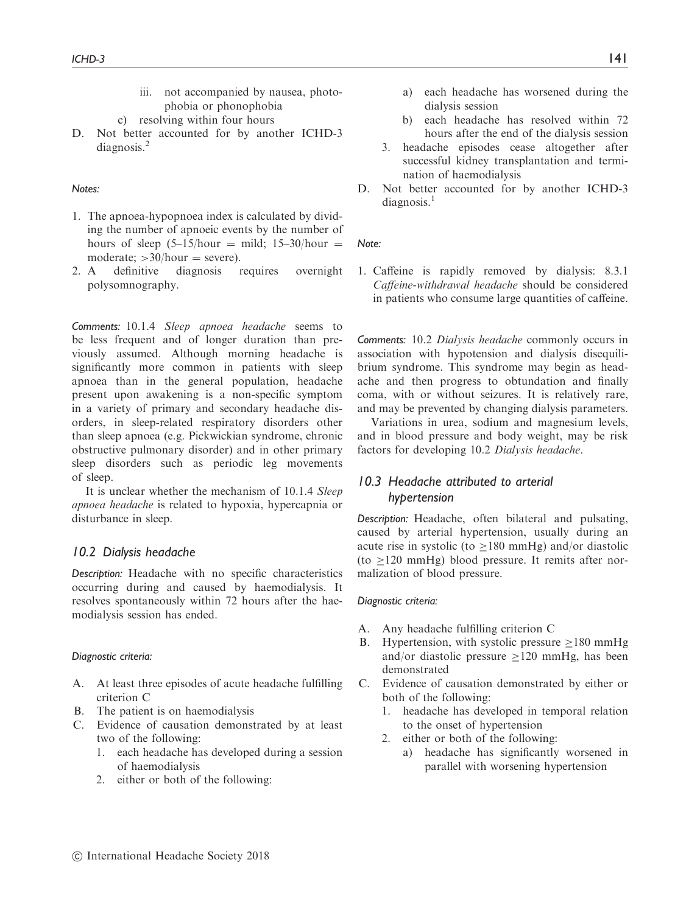iii. not accompanied by nausea, photophobia or phonophobia

c) resolving within four hours

D. Not better accounted for by another ICHD-3 diagnosis.[2]

*Notes:*

1. The apnoea-hypopnoea index is calculated by dividing the number of apnoeic events by the number of hours of sleep (5–15/hour = mild; 15–30/hour = moderate; >30/hour = severe).
2. A definitive diagnosis requires overnight polysomnography.

*Comments:* 10.1.4 *Sleep apnoea headache* seems to be less frequent and of longer duration than previously assumed. Although morning headache is significantly more common in patients with sleep apnoea than in the general population, headache present upon awakening is a non-specific symptom in a variety of primary and secondary headache disorders, in sleep-related respiratory disorders other than sleep apnoea (e.g. Pickwickian syndrome, chronic obstructive pulmonary disorder) and in other primary sleep disorders such as periodic leg movements of sleep.

It is unclear whether the mechanism of 10.1.4 *Sleep apnoea headache* is related to hypoxia, hypercapnia or disturbance in sleep.

## 10.2 Dialysis headache

*Description:* Headache with no specific characteristics occurring during and caused by haemodialysis. It resolves spontaneously within 72 hours after the haemodialysis session has ended.

*Diagnostic criteria:*

A. At least three episodes of acute headache fulfilling criterion C

B. The patient is on haemodialysis

C. Evidence of causation demonstrated by at least two of the following:

1. each headache has developed during a session of haemodialysis
2. either or both of the following:
    a) each headache has worsened during the dialysis session
    b) each headache has resolved within 72 hours after the end of the dialysis session
3. headache episodes cease altogether after successful kidney transplantation and termination of haemodialysis

D. Not better accounted for by another ICHD-3 diagnosis.[1]

*Note:*

1. Caffeine is rapidly removed by dialysis: 8.3.1 *Caffeine-withdrawal headache* should be considered in patients who consume large quantities of caffeine.

*Comments:* 10.2 *Dialysis headache* commonly occurs in association with hypotension and dialysis disequilibrium syndrome. This syndrome may begin as headache and then progress to obtundation and finally coma, with or without seizures. It is relatively rare, and may be prevented by changing dialysis parameters.

Variations in urea, sodium and magnesium levels, and in blood pressure and body weight, may be risk factors for developing 10.2 *Dialysis headache*.

## 10.3 Headache attributed to arterial hypertension

*Description:* Headache, often bilateral and pulsating, caused by arterial hypertension, usually during an acute rise in systolic (to ≥180 mmHg) and/or diastolic (to ≥120 mmHg) blood pressure. It remits after normalization of blood pressure.

*Diagnostic criteria:*

A. Any headache fulfilling criterion C

B. Hypertension, with systolic pressure ≥180 mmHg and/or diastolic pressure ≥120 mmHg, has been demonstrated

C. Evidence of causation demonstrated by either or both of the following:

1. headache has developed in temporal relation to the onset of hypertension
2. either or both of the following:
    a) headache has significantly worsened in parallel with worsening hypertension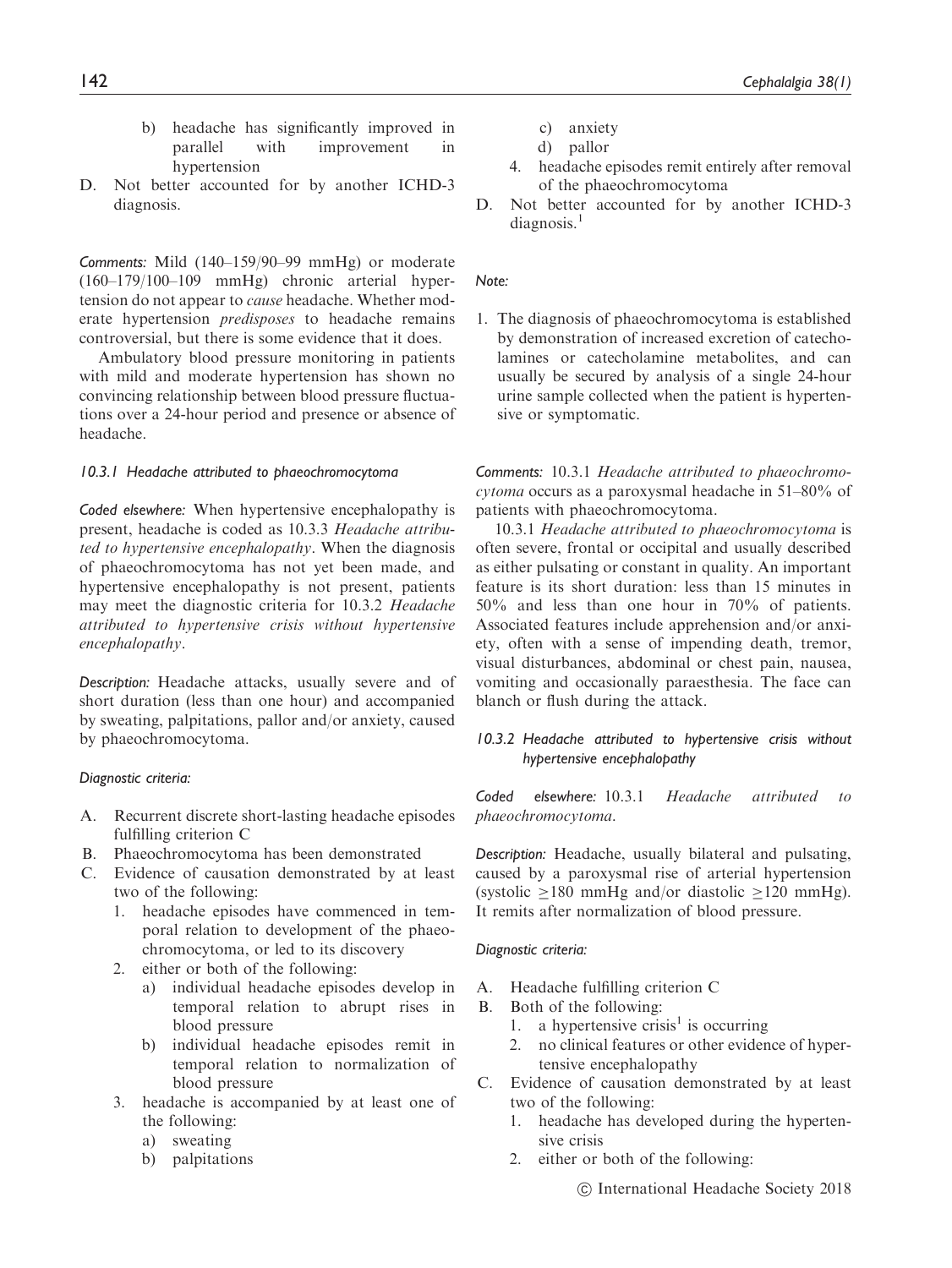b) headache has significantly improved in parallel with improvement in hypertension

D. Not better accounted for by another ICHD-3 diagnosis.

*Comments:* Mild (140–159/90–99 mmHg) or moderate (160–179/100–109 mmHg) chronic arterial hypertension do not appear to *cause* headache. Whether moderate hypertension *predisposes* to headache remains controversial, but there is some evidence that it does.

Ambulatory blood pressure monitoring in patients with mild and moderate hypertension has shown no convincing relationship between blood pressure fluctuations over a 24-hour period and presence or absence of headache.

#### *10.3.1 Headache attributed to phaeochromocytoma*

*Coded elsewhere:* When hypertensive encephalopathy is present, headache is coded as 10.3.3 *Headache attributed to hypertensive encephalopathy*. When the diagnosis of phaeochromocytoma has not yet been made, and hypertensive encephalopathy is not present, patients may meet the diagnostic criteria for 10.3.2 *Headache attributed to hypertensive crisis without hypertensive encephalopathy*.

*Description:* Headache attacks, usually severe and of short duration (less than one hour) and accompanied by sweating, palpitations, pallor and/or anxiety, caused by phaeochromocytoma.

*Diagnostic criteria:*

A. Recurrent discrete short-lasting headache episodes fulfilling criterion C
B. Phaeochromocytoma has been demonstrated
C. Evidence of causation demonstrated by at least two of the following:
   1. headache episodes have commenced in temporal relation to development of the phaeochromocytoma, or led to its discovery
   2. either or both of the following:
      a) individual headache episodes develop in temporal relation to abrupt rises in blood pressure
      b) individual headache episodes remit in temporal relation to normalization of blood pressure
   3. headache is accompanied by at least one of the following:
      a) sweating
      b) palpitations
      c) anxiety
      d) pallor
   4. headache episodes remit entirely after removal of the phaeochromocytoma
D. Not better accounted for by another ICHD-3 diagnosis.[1]

*Note:*

1. The diagnosis of phaeochromocytoma is established by demonstration of increased excretion of catecholamines or catecholamine metabolites, and can usually be secured by analysis of a single 24-hour urine sample collected when the patient is hypertensive or symptomatic.

*Comments:* 10.3.1 *Headache attributed to phaeochromocytoma* occurs as a paroxysmal headache in 51–80% of patients with phaeochromocytoma.

10.3.1 *Headache attributed to phaeochromocytoma* is often severe, frontal or occipital and usually described as either pulsating or constant in quality. An important feature is its short duration: less than 15 minutes in 50% and less than one hour in 70% of patients. Associated features include apprehension and/or anxiety, often with a sense of impending death, tremor, visual disturbances, abdominal or chest pain, nausea, vomiting and occasionally paraesthesia. The face can blanch or flush during the attack.

#### *10.3.2 Headache attributed to hypertensive crisis without hypertensive encephalopathy*

*Coded elsewhere:* 10.3.1 *Headache attributed to phaeochromocytoma*.

*Description:* Headache, usually bilateral and pulsating, caused by a paroxysmal rise of arterial hypertension (systolic ≥180 mmHg and/or diastolic ≥120 mmHg). It remits after normalization of blood pressure.

*Diagnostic criteria:*

A. Headache fulfilling criterion C
B. Both of the following:
   1. a hypertensive crisis[1] is occurring
   2. no clinical features or other evidence of hypertensive encephalopathy
C. Evidence of causation demonstrated by at least two of the following:
   1. headache has developed during the hypertensive crisis
   2. either or both of the following: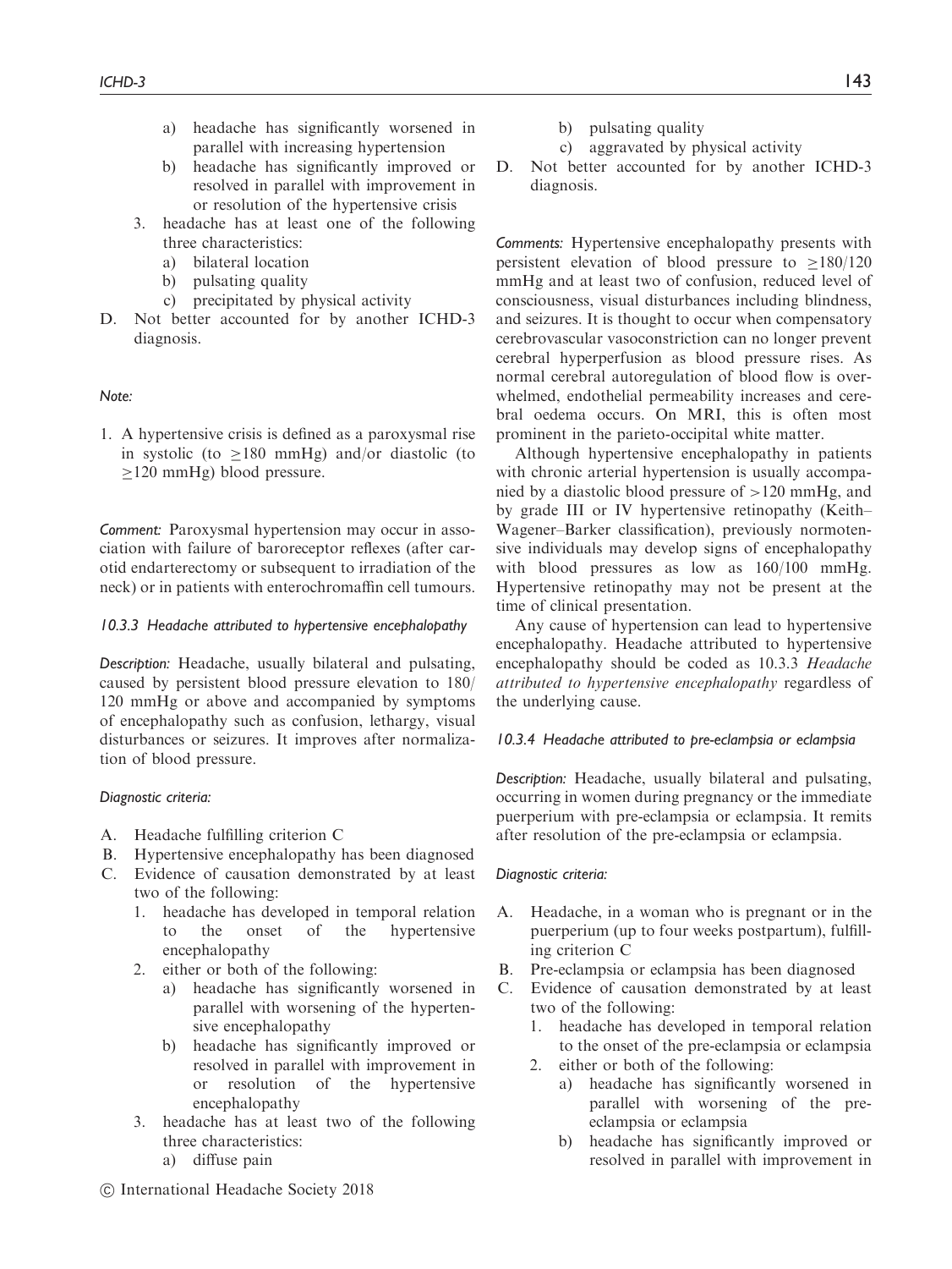a) headache has significantly worsened in parallel with increasing hypertension
   b) headache has significantly improved or resolved in parallel with improvement in or resolution of the hypertensive crisis
3. headache has at least one of the following three characteristics:
   a) bilateral location
   b) pulsating quality
   c) precipitated by physical activity

D. Not better accounted for by another ICHD-3 diagnosis.

*Note:*

1. A hypertensive crisis is defined as a paroxysmal rise in systolic (to $\geq$180 mmHg) and/or diastolic (to $\geq$120 mmHg) blood pressure.

*Comment:* Paroxysmal hypertension may occur in association with failure of baroreceptor reflexes (after carotid endarterectomy or subsequent to irradiation of the neck) or in patients with enterochromaffin cell tumours.

#### *10.3.3 Headache attributed to hypertensive encephalopathy*

*Description:* Headache, usually bilateral and pulsating, caused by persistent blood pressure elevation to 180/120 mmHg or above and accompanied by symptoms of encephalopathy such as confusion, lethargy, visual disturbances or seizures. It improves after normalization of blood pressure.

*Diagnostic criteria:*

A. Headache fulfilling criterion C
B. Hypertensive encephalopathy has been diagnosed
C. Evidence of causation demonstrated by at least two of the following:
   1. headache has developed in temporal relation to the onset of the hypertensive encephalopathy
   2. either or both of the following:
      a) headache has significantly worsened in parallel with worsening of the hypertensive encephalopathy
      b) headache has significantly improved or resolved in parallel with improvement in or resolution of the hypertensive encephalopathy
   3. headache has at least two of the following three characteristics:
      a) diffuse pain
      b) pulsating quality
      c) aggravated by physical activity
D. Not better accounted for by another ICHD-3 diagnosis.

*Comments:* Hypertensive encephalopathy presents with persistent elevation of blood pressure to $\geq$180/120 mmHg and at least two of confusion, reduced level of consciousness, visual disturbances including blindness, and seizures. It is thought to occur when compensatory cerebrovascular vasoconstriction can no longer prevent cerebral hyperperfusion as blood pressure rises. As normal cerebral autoregulation of blood flow is overwhelmed, endothelial permeability increases and cerebral oedema occurs. On MRI, this is often most prominent in the parieto-occipital white matter.

Although hypertensive encephalopathy in patients with chronic arterial hypertension is usually accompanied by a diastolic blood pressure of >120 mmHg, and by grade III or IV hypertensive retinopathy (Keith–Wagener–Barker classification), previously normotensive individuals may develop signs of encephalopathy with blood pressures as low as 160/100 mmHg. Hypertensive retinopathy may not be present at the time of clinical presentation.

Any cause of hypertension can lead to hypertensive encephalopathy. Headache attributed to hypertensive encephalopathy should be coded as 10.3.3 *Headache attributed to hypertensive encephalopathy* regardless of the underlying cause.

#### *10.3.4 Headache attributed to pre-eclampsia or eclampsia*

*Description:* Headache, usually bilateral and pulsating, occurring in women during pregnancy or the immediate puerperium with pre-eclampsia or eclampsia. It remits after resolution of the pre-eclampsia or eclampsia.

*Diagnostic criteria:*

A. Headache, in a woman who is pregnant or in the puerperium (up to four weeks postpartum), fulfilling criterion C
B. Pre-eclampsia or eclampsia has been diagnosed
C. Evidence of causation demonstrated by at least two of the following:
   1. headache has developed in temporal relation to the onset of the pre-eclampsia or eclampsia
   2. either or both of the following:
      a) headache has significantly worsened in parallel with worsening of the pre-eclampsia or eclampsia
      b) headache has significantly improved or resolved in parallel with improvement in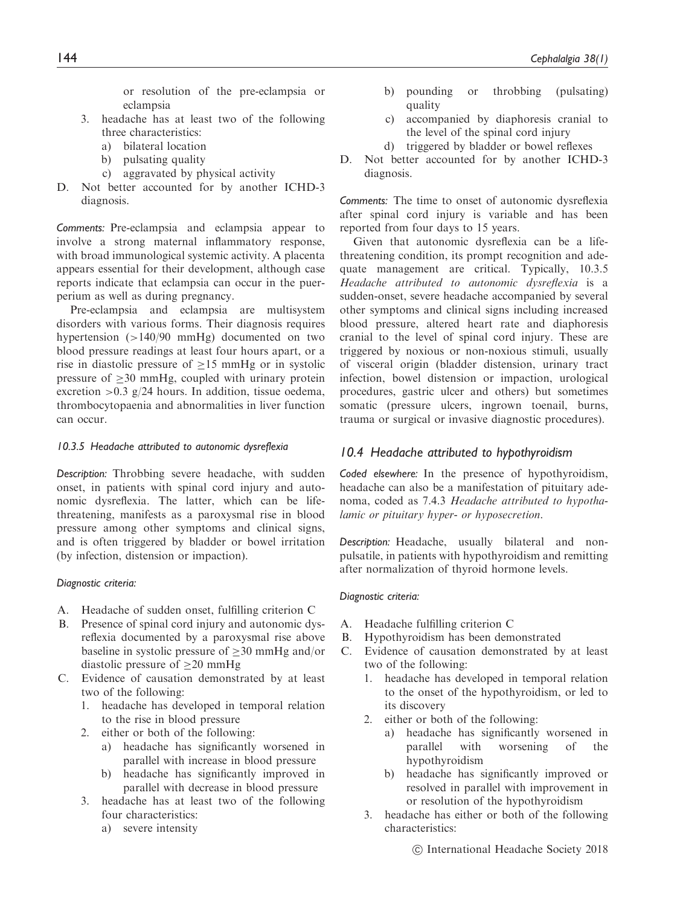or resolution of the pre-eclampsia or eclampsia
  3. headache has at least two of the following three characteristics:
     a) bilateral location
     b) pulsating quality
     c) aggravated by physical activity
- D. Not better accounted for by another ICHD-3 diagnosis.

*Comments:* Pre-eclampsia and eclampsia appear to involve a strong maternal inflammatory response, with broad immunological systemic activity. A placenta appears essential for their development, although case reports indicate that eclampsia can occur in the puerperium as well as during pregnancy.

Pre-eclampsia and eclampsia are multisystem disorders with various forms. Their diagnosis requires hypertension (>140/90 mmHg) documented on two blood pressure readings at least four hours apart, or a rise in diastolic pressure of ≥15 mmHg or in systolic pressure of ≥30 mmHg, coupled with urinary protein excretion >0.3 g/24 hours. In addition, tissue oedema, thrombocytopaenia and abnormalities in liver function can occur.

#### 10.3.5 Headache attributed to autonomic dysreflexia

*Description:* Throbbing severe headache, with sudden onset, in patients with spinal cord injury and autonomic dysreflexia. The latter, which can be life-threatening, manifests as a paroxysmal rise in blood pressure among other symptoms and clinical signs, and is often triggered by bladder or bowel irritation (by infection, distension or impaction).

*Diagnostic criteria:*

- A. Headache of sudden onset, fulfilling criterion C
- B. Presence of spinal cord injury and autonomic dysreflexia documented by a paroxysmal rise above baseline in systolic pressure of ≥30 mmHg and/or diastolic pressure of ≥20 mmHg
- C. Evidence of causation demonstrated by at least two of the following:
  1. headache has developed in temporal relation to the rise in blood pressure
  2. either or both of the following:
     a) headache has significantly worsened in parallel with increase in blood pressure
     b) headache has significantly improved in parallel with decrease in blood pressure
  3. headache has at least two of the following four characteristics:
     a) severe intensity
     b) pounding or throbbing (pulsating) quality
     c) accompanied by diaphoresis cranial to the level of the spinal cord injury
     d) triggered by bladder or bowel reflexes
- D. Not better accounted for by another ICHD-3 diagnosis.

*Comments:* The time to onset of autonomic dysreflexia after spinal cord injury is variable and has been reported from four days to 15 years.

Given that autonomic dysreflexia can be a life-threatening condition, its prompt recognition and adequate management are critical. Typically, 10.3.5 *Headache attributed to autonomic dysreflexia* is a sudden-onset, severe headache accompanied by several other symptoms and clinical signs including increased blood pressure, altered heart rate and diaphoresis cranial to the level of spinal cord injury. These are triggered by noxious or non-noxious stimuli, usually of visceral origin (bladder distension, urinary tract infection, bowel distension or impaction, urological procedures, gastric ulcer and others) but sometimes somatic (pressure ulcers, ingrown toenail, burns, trauma or surgical or invasive diagnostic procedures).

### 10.4 Headache attributed to hypothyroidism

*Coded elsewhere:* In the presence of hypothyroidism, headache can also be a manifestation of pituitary adenoma, coded as 7.4.3 *Headache attributed to hypothalamic or pituitary hyper- or hyposecretion*.

*Description:* Headache, usually bilateral and non-pulsatile, in patients with hypothyroidism and remitting after normalization of thyroid hormone levels.

*Diagnostic criteria:*

- A. Headache fulfilling criterion C
- B. Hypothyroidism has been demonstrated
- C. Evidence of causation demonstrated by at least two of the following:
  1. headache has developed in temporal relation to the onset of the hypothyroidism, or led to its discovery
  2. either or both of the following:
     a) headache has significantly worsened in parallel with worsening of the hypothyroidism
     b) headache has significantly improved or resolved in parallel with improvement in or resolution of the hypothyroidism
  3. headache has either or both of the following characteristics: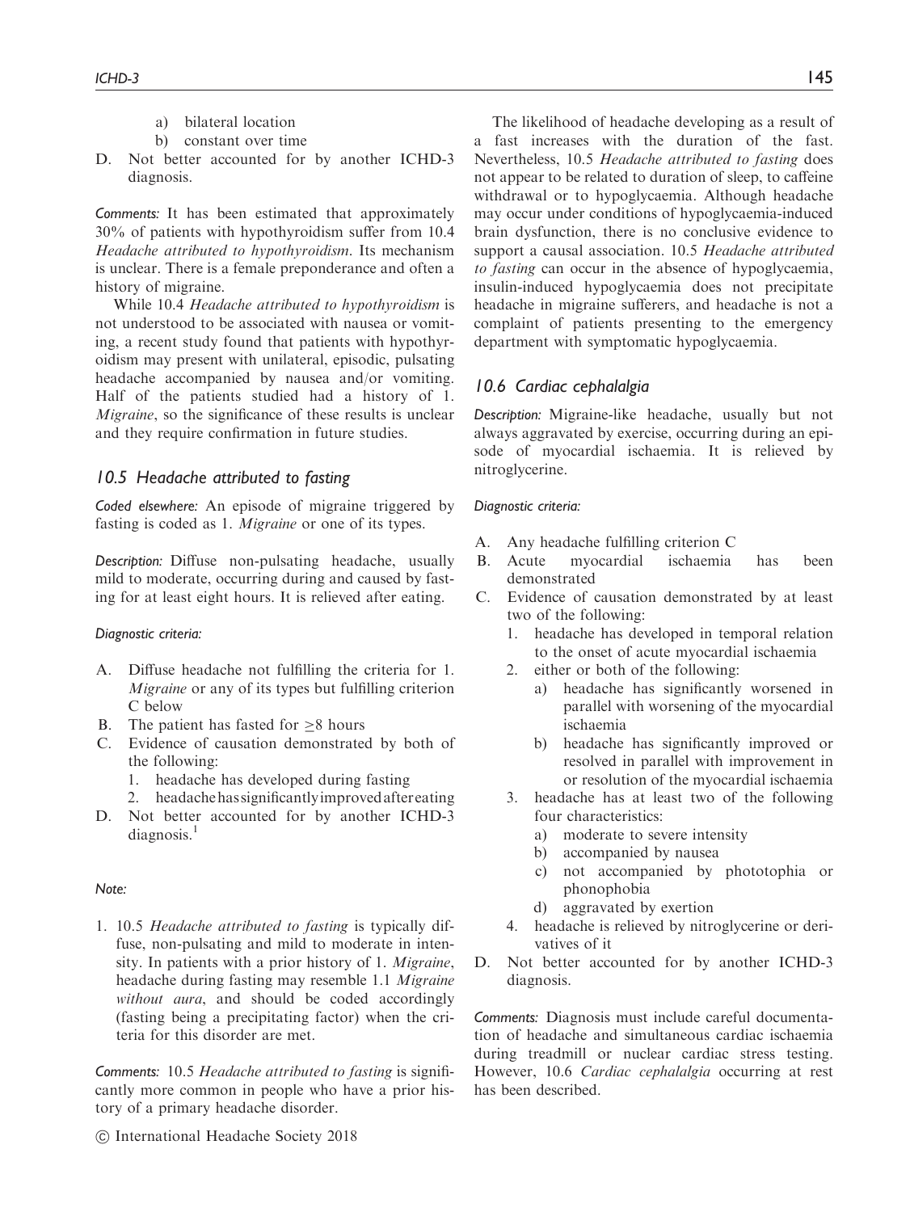a) bilateral location
  b) constant over time

D. Not better accounted for by another ICHD-3 diagnosis.

*Comments:* It has been estimated that approximately 30% of patients with hypothyroidism suffer from 10.4 *Headache attributed to hypothyroidism*. Its mechanism is unclear. There is a female preponderance and often a history of migraine.

While 10.4 *Headache attributed to hypothyroidism* is not understood to be associated with nausea or vomiting, a recent study found that patients with hypothyroidism may present with unilateral, episodic, pulsating headache accompanied by nausea and/or vomiting. Half of the patients studied had a history of 1. *Migraine*, so the significance of these results is unclear and they require confirmation in future studies.

## 10.5 Headache attributed to fasting

*Coded elsewhere:* An episode of migraine triggered by fasting is coded as 1. *Migraine* or one of its types.

*Description:* Diffuse non-pulsating headache, usually mild to moderate, occurring during and caused by fasting for at least eight hours. It is relieved after eating.

*Diagnostic criteria:*

A. Diffuse headache not fulfilling the criteria for 1. *Migraine* or any of its types but fulfilling criterion C below
B. The patient has fasted for $\geq$8 hours
C. Evidence of causation demonstrated by both of the following:
   1. headache has developed during fasting
   2. headache has significantly improved after eating
D. Not better accounted for by another ICHD-3 diagnosis.[1]

*Note:*

1. 10.5 *Headache attributed to fasting* is typically diffuse, non-pulsating and mild to moderate in intensity. In patients with a prior history of 1. *Migraine*, headache during fasting may resemble 1.1 *Migraine without aura*, and should be coded accordingly (fasting being a precipitating factor) when the criteria for this disorder are met.

*Comments:* 10.5 *Headache attributed to fasting* is significantly more common in people who have a prior history of a primary headache disorder.

The likelihood of headache developing as a result of a fast increases with the duration of the fast. Nevertheless, 10.5 *Headache attributed to fasting* does not appear to be related to duration of sleep, to caffeine withdrawal or to hypoglycaemia. Although headache may occur under conditions of hypoglycaemia-induced brain dysfunction, there is no conclusive evidence to support a causal association. 10.5 *Headache attributed to fasting* can occur in the absence of hypoglycaemia, insulin-induced hypoglycaemia does not precipitate headache in migraine sufferers, and headache is not a complaint of patients presenting to the emergency department with symptomatic hypoglycaemia.

## 10.6 Cardiac cephalalgia

*Description:* Migraine-like headache, usually but not always aggravated by exercise, occurring during an episode of myocardial ischaemia. It is relieved by nitroglycerine.

*Diagnostic criteria:*

A. Any headache fulfilling criterion C
B. Acute myocardial ischaemia has been demonstrated
C. Evidence of causation demonstrated by at least two of the following:
   1. headache has developed in temporal relation to the onset of acute myocardial ischaemia
   2. either or both of the following:
      a) headache has significantly worsened in parallel with worsening of the myocardial ischaemia
      b) headache has significantly improved or resolved in parallel with improvement in or resolution of the myocardial ischaemia
   3. headache has at least two of the following four characteristics:
      a) moderate to severe intensity
      b) accompanied by nausea
      c) not accompanied by phototophia or phonophobia
      d) aggravated by exertion
   4. headache is relieved by nitroglycerine or derivatives of it
D. Not better accounted for by another ICHD-3 diagnosis.

*Comments:* Diagnosis must include careful documentation of headache and simultaneous cardiac ischaemia during treadmill or nuclear cardiac stress testing. However, 10.6 *Cardiac cephalalgia* occurring at rest has been described.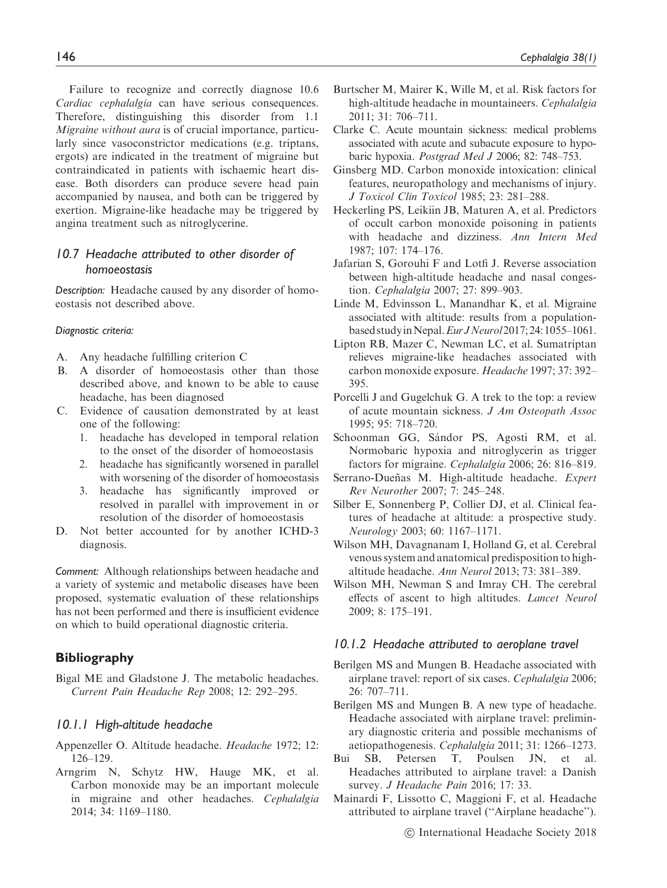Failure to recognize and correctly diagnose 10.6 *Cardiac cephalalgia* can have serious consequences. Therefore, distinguishing this disorder from 1.1 *Migraine without aura* is of crucial importance, particularly since vasoconstrictor medications (e.g. triptans, ergots) are indicated in the treatment of migraine but contraindicated in patients with ischaemic heart disease. Both disorders can produce severe head pain accompanied by nausea, and both can be triggered by exertion. Migraine-like headache may be triggered by angina treatment such as nitroglycerine.

## 10.7 Headache attributed to other disorder of homoeostasis

*Description:* Headache caused by any disorder of homoeostasis not described above.

*Diagnostic criteria:*

A. Any headache fulfilling criterion C
B. A disorder of homoeostasis other than those described above, and known to be able to cause headache, has been diagnosed
C. Evidence of causation demonstrated by at least one of the following:
   1. headache has developed in temporal relation to the onset of the disorder of homoeostasis
   2. headache has significantly worsened in parallel with worsening of the disorder of homoeostasis
   3. headache has significantly improved or resolved in parallel with improvement in or resolution of the disorder of homoeostasis
D. Not better accounted for by another ICHD-3 diagnosis.

*Comment:* Although relationships between headache and a variety of systemic and metabolic diseases have been proposed, systematic evaluation of these relationships has not been performed and there is insufficient evidence on which to build operational diagnostic criteria.

## Bibliography

Bigal ME and Gladstone J. The metabolic headaches. *Current Pain Headache Rep* 2008; 12: 292–295.

### 10.1.1 High-altitude headache

Appenzeller O. Altitude headache. *Headache* 1972; 12: 126–129.

Arngrim N, Schytz HW, Hauge MK, et al. Carbon monoxide may be an important molecule in migraine and other headaches. *Cephalalgia* 2014; 34: 1169–1180.

Burtscher M, Mairer K, Wille M, et al. Risk factors for high-altitude headache in mountaineers. *Cephalalgia* 2011; 31: 706–711.

Clarke C. Acute mountain sickness: medical problems associated with acute and subacute exposure to hypobaric hypoxia. *Postgrad Med J* 2006; 82: 748–753.

Ginsberg MD. Carbon monoxide intoxication: clinical features, neuropathology and mechanisms of injury. *J Toxicol Clin Toxicol* 1985; 23: 281–288.

Heckerling PS, Leikiin JB, Maturen A, et al. Predictors of occult carbon monoxide poisoning in patients with headache and dizziness. *Ann Intern Med* 1987; 107: 174–176.

Jafarian S, Gorouhi F and Lotfi J. Reverse association between high-altitude headache and nasal congestion. *Cephalalgia* 2007; 27: 899–903.

Linde M, Edvinsson L, Manandhar K, et al. Migraine associated with altitude: results from a population-based study in Nepal. *Eur J Neurol* 2017; 24: 1055–1061.

Lipton RB, Mazer C, Newman LC, et al. Sumatriptan relieves migraine-like headaches associated with carbon monoxide exposure. *Headache* 1997; 37: 392–395.

Porcelli J and Gugelchuk G. A trek to the top: a review of acute mountain sickness. *J Am Osteopath Assoc* 1995; 95: 718–720.

Schoonman GG, Sándor PS, Agosti RM, et al. Normobaric hypoxia and nitroglycerin as trigger factors for migraine. *Cephalalgia* 2006; 26: 816–819.

Serrano-Dueñas M. High-altitude headache. *Expert Rev Neurother* 2007; 7: 245–248.

Silber E, Sonnenberg P, Collier DJ, et al. Clinical features of headache at altitude: a prospective study. *Neurology* 2003; 60: 1167–1171.

Wilson MH, Davagnanam I, Holland G, et al. Cerebral venous system and anatomical predisposition to high-altitude headache. *Ann Neurol* 2013; 73: 381–389.

Wilson MH, Newman S and Imray CH. The cerebral effects of ascent to high altitudes. *Lancet Neurol* 2009; 8: 175–191.

### 10.1.2 Headache attributed to aeroplane travel

Berilgen MS and Mungen B. Headache associated with airplane travel: report of six cases. *Cephalalgia* 2006; 26: 707–711.

Berilgen MS and Mungen B. A new type of headache. Headache associated with airplane travel: preliminary diagnostic criteria and possible mechanisms of aetiopathogenesis. *Cephalalgia* 2011; 31: 1266–1273.

Bui SB, Petersen T, Poulsen JN, et al. Headaches attributed to airplane travel: a Danish survey. *J Headache Pain* 2016; 17: 33.

Mainardi F, Lissotto C, Maggioni F, et al. Headache attributed to airplane travel ("Airplane headache").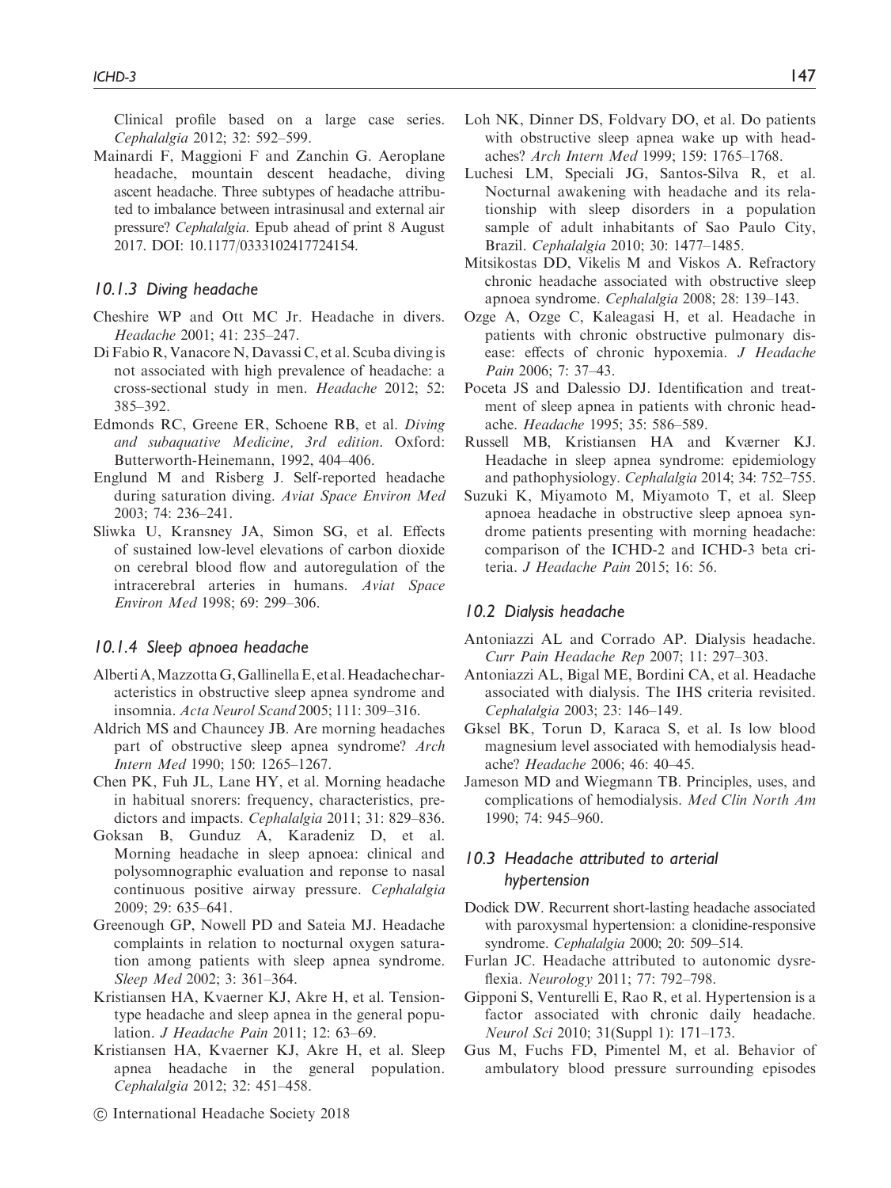Clinical profile based on a large case series. *Cephalalgia* 2012; 32: 592–599.

Mainardi F, Maggioni F and Zanchin G. Aeroplane headache, mountain descent headache, diving ascent headache. Three subtypes of headache attributed to imbalance between intrasinusal and external air pressure? *Cephalalgia*. Epub ahead of print 8 August 2017. DOI: 10.1177/0333102417724154.

### *10.1.3 Diving headache*

Cheshire WP and Ott MC Jr. Headache in divers. *Headache* 2001; 41: 235–247.

Di Fabio R, Vanacore N, Davassi C, et al. Scuba diving is not associated with high prevalence of headache: a cross-sectional study in men. *Headache* 2012; 52: 385–392.

Edmonds RC, Greene ER, Schoene RB, et al. *Diving and subaquative Medicine, 3rd edition*. Oxford: Butterworth-Heinemann, 1992, 404–406.

Englund M and Risberg J. Self-reported headache during saturation diving. *Aviat Space Environ Med* 2003; 74: 236–241.

Sliwka U, Kransney JA, Simon SG, et al. Effects of sustained low-level elevations of carbon dioxide on cerebral blood flow and autoregulation of the intracerebral arteries in humans. *Aviat Space Environ Med* 1998; 69: 299–306.

### *10.1.4 Sleep apnoea headache*

Alberti A, Mazzotta G, Gallinella E, et al. Headache characteristics in obstructive sleep apnea syndrome and insomnia. *Acta Neurol Scand* 2005; 111: 309–316.

Aldrich MS and Chauncey JB. Are morning headaches part of obstructive sleep apnea syndrome? *Arch Intern Med* 1990; 150: 1265–1267.

Chen PK, Fuh JL, Lane HY, et al. Morning headache in habitual snorers: frequency, characteristics, predictors and impacts. *Cephalalgia* 2011; 31: 829–836.

Goksan B, Gunduz A, Karadeniz D, et al. Morning headache in sleep apnoea: clinical and polysomnographic evaluation and reponse to nasal continuous positive airway pressure. *Cephalalgia* 2009; 29: 635–641.

Greenough GP, Nowell PD and Sateia MJ. Headache complaints in relation to nocturnal oxygen saturation among patients with sleep apnea syndrome. *Sleep Med* 2002; 3: 361–364.

Kristiansen HA, Kvaerner KJ, Akre H, et al. Tension-type headache and sleep apnea in the general population. *J Headache Pain* 2011; 12: 63–69.

Kristiansen HA, Kvaerner KJ, Akre H, et al. Sleep apnea headache in the general population. *Cephalalgia* 2012; 32: 451–458.

Loh NK, Dinner DS, Foldvary DO, et al. Do patients with obstructive sleep apnea wake up with headaches? *Arch Intern Med* 1999; 159: 1765–1768.

Luchesi LM, Speciali JG, Santos-Silva R, et al. Nocturnal awakening with headache and its relationship with sleep disorders in a population sample of adult inhabitants of Sao Paulo City, Brazil. *Cephalalgia* 2010; 30: 1477–1485.

Mitsikostas DD, Vikelis M and Viskos A. Refractory chronic headache associated with obstructive sleep apnoea syndrome. *Cephalalgia* 2008; 28: 139–143.

Ozge A, Ozge C, Kaleagasi H, et al. Headache in patients with chronic obstructive pulmonary disease: effects of chronic hypoxemia. *J Headache Pain* 2006; 7: 37–43.

Poceta JS and Dalessio DJ. Identification and treatment of sleep apnea in patients with chronic headache. *Headache* 1995; 35: 586–589.

Russell MB, Kristiansen HA and Kværner KJ. Headache in sleep apnea syndrome: epidemiology and pathophysiology. *Cephalalgia* 2014; 34: 752–755.

Suzuki K, Miyamoto M, Miyamoto T, et al. Sleep apnoea headache in obstructive sleep apnoea syndrome patients presenting with morning headache: comparison of the ICHD-2 and ICHD-3 beta criteria. *J Headache Pain* 2015; 16: 56.

### *10.2 Dialysis headache*

Antoniazzi AL and Corrado AP. Dialysis headache. *Curr Pain Headache Rep* 2007; 11: 297–303.

Antoniazzi AL, Bigal ME, Bordini CA, et al. Headache associated with dialysis. The IHS criteria revisited. *Cephalalgia* 2003; 23: 146–149.

Gksel BK, Torun D, Karaca S, et al. Is low blood magnesium level associated with hemodialysis headache? *Headache* 2006; 46: 40–45.

Jameson MD and Wiegmann TB. Principles, uses, and complications of hemodialysis. *Med Clin North Am* 1990; 74: 945–960.

### *10.3 Headache attributed to arterial hypertension*

Dodick DW. Recurrent short-lasting headache associated with paroxysmal hypertension: a clonidine-responsive syndrome. *Cephalalgia* 2000; 20: 509–514.

Furlan JC. Headache attributed to autonomic dysreflexia. *Neurology* 2011; 77: 792–798.

Gipponi S, Venturelli E, Rao R, et al. Hypertension is a factor associated with chronic daily headache. *Neurol Sci* 2010; 31(Suppl 1): 171–173.

Gus M, Fuchs FD, Pimentel M, et al. Behavior of ambulatory blood pressure surrounding episodes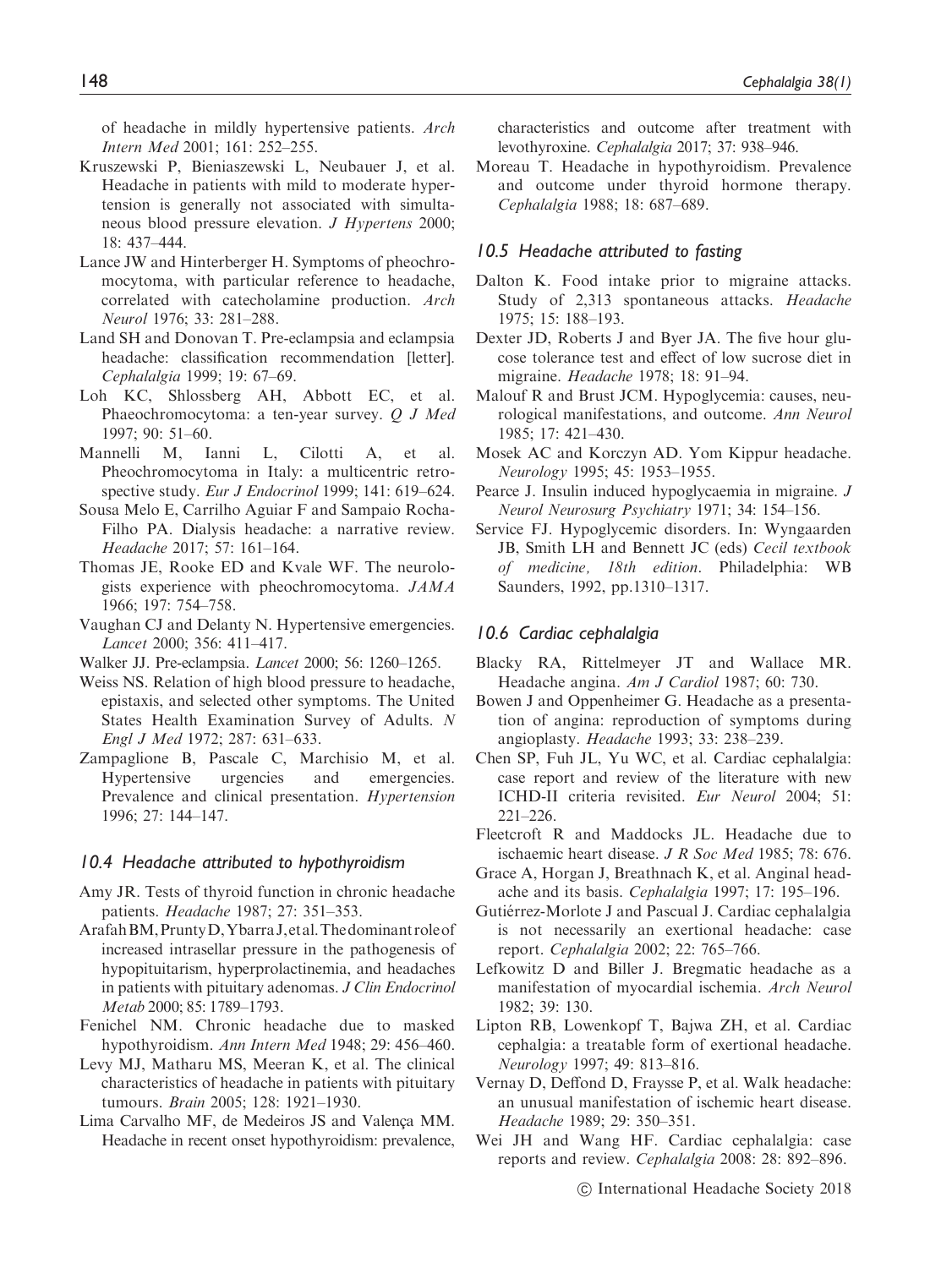of headache in mildly hypertensive patients. *Arch Intern Med* 2001; 161: 252–255.

Kruszewski P, Bieniaszewski L, Neubauer J, et al. Headache in patients with mild to moderate hypertension is generally not associated with simultaneous blood pressure elevation. *J Hypertens* 2000; 18: 437–444.

Lance JW and Hinterberger H. Symptoms of pheochromocytoma, with particular reference to headache, correlated with catecholamine production. *Arch Neurol* 1976; 33: 281–288.

Land SH and Donovan T. Pre-eclampsia and eclampsia headache: classification recommendation [letter]. *Cephalalgia* 1999; 19: 67–69.

Loh KC, Shlossberg AH, Abbott EC, et al. Phaeochromocytoma: a ten-year survey. *Q J Med* 1997; 90: 51–60.

Mannelli M, Ianni L, Cilotti A, et al. Pheochromocytoma in Italy: a multicentric retrospective study. *Eur J Endocrinol* 1999; 141: 619–624.

Sousa Melo E, Carrilho Aguiar F and Sampaio Rocha-Filho PA. Dialysis headache: a narrative review. *Headache* 2017; 57: 161–164.

Thomas JE, Rooke ED and Kvale WF. The neurologists experience with pheochromocytoma. *JAMA* 1966; 197: 754–758.

Vaughan CJ and Delanty N. Hypertensive emergencies. *Lancet* 2000; 356: 411–417.

Walker JJ. Pre-eclampsia. *Lancet* 2000; 56: 1260–1265.

Weiss NS. Relation of high blood pressure to headache, epistaxis, and selected other symptoms. The United States Health Examination Survey of Adults. *N Engl J Med* 1972; 287: 631–633.

Zampaglione B, Pascale C, Marchisio M, et al. Hypertensive urgencies and emergencies. Prevalence and clinical presentation. *Hypertension* 1996; 27: 144–147.

### *10.4 Headache attributed to hypothyroidism*

Amy JR. Tests of thyroid function in chronic headache patients. *Headache* 1987; 27: 351–353.

Arafah BM, Prunty D, Ybarra J, et al. The dominant role of increased intrasellar pressure in the pathogenesis of hypopituitarism, hyperprolactinemia, and headaches in patients with pituitary adenomas. *J Clin Endocrinol Metab* 2000; 85: 1789–1793.

Fenichel NM. Chronic headache due to masked hypothyroidism. *Ann Intern Med* 1948; 29: 456–460.

Levy MJ, Matharu MS, Meeran K, et al. The clinical characteristics of headache in patients with pituitary tumours. *Brain* 2005; 128: 1921–1930.

Lima Carvalho MF, de Medeiros JS and Valença MM. Headache in recent onset hypothyroidism: prevalence, characteristics and outcome after treatment with levothyroxine. *Cephalalgia* 2017; 37: 938–946.

Moreau T. Headache in hypothyroidism. Prevalence and outcome under thyroid hormone therapy. *Cephalalgia* 1988; 18: 687–689.

### *10.5 Headache attributed to fasting*

Dalton K. Food intake prior to migraine attacks. Study of 2,313 spontaneous attacks. *Headache* 1975; 15: 188–193.

Dexter JD, Roberts J and Byer JA. The five hour glucose tolerance test and effect of low sucrose diet in migraine. *Headache* 1978; 18: 91–94.

Malouf R and Brust JCM. Hypoglycemia: causes, neurological manifestations, and outcome. *Ann Neurol* 1985; 17: 421–430.

Mosek AC and Korczyn AD. Yom Kippur headache. *Neurology* 1995; 45: 1953–1955.

Pearce J. Insulin induced hypoglycaemia in migraine. *J Neurol Neurosurg Psychiatry* 1971; 34: 154–156.

Service FJ. Hypoglycemic disorders. In: Wyngaarden JB, Smith LH and Bennett JC (eds) *Cecil textbook of medicine, 18th edition*. Philadelphia: WB Saunders, 1992, pp.1310–1317.

### *10.6 Cardiac cephalalgia*

Blacky RA, Rittelmeyer JT and Wallace MR. Headache angina. *Am J Cardiol* 1987; 60: 730.

Bowen J and Oppenheimer G. Headache as a presentation of angina: reproduction of symptoms during angioplasty. *Headache* 1993; 33: 238–239.

Chen SP, Fuh JL, Yu WC, et al. Cardiac cephalalgia: case report and review of the literature with new ICHD-II criteria revisited. *Eur Neurol* 2004; 51: 221–226.

Fleetcroft R and Maddocks JL. Headache due to ischaemic heart disease. *J R Soc Med* 1985; 78: 676.

Grace A, Horgan J, Breathnach K, et al. Anginal headache and its basis. *Cephalalgia* 1997; 17: 195–196.

Gutiérrez-Morlote J and Pascual J. Cardiac cephalalgia is not necessarily an exertional headache: case report. *Cephalalgia* 2002; 22: 765–766.

Lefkowitz D and Biller J. Bregmatic headache as a manifestation of myocardial ischemia. *Arch Neurol* 1982; 39: 130.

Lipton RB, Lowenkopf T, Bajwa ZH, et al. Cardiac cephalgia: a treatable form of exertional headache. *Neurology* 1997; 49: 813–816.

Vernay D, Deffond D, Fraysse P, et al. Walk headache: an unusual manifestation of ischemic heart disease. *Headache* 1989; 29: 350–351.

Wei JH and Wang HF. Cardiac cephalalgia: case reports and review. *Cephalalgia* 2008: 28: 892–896.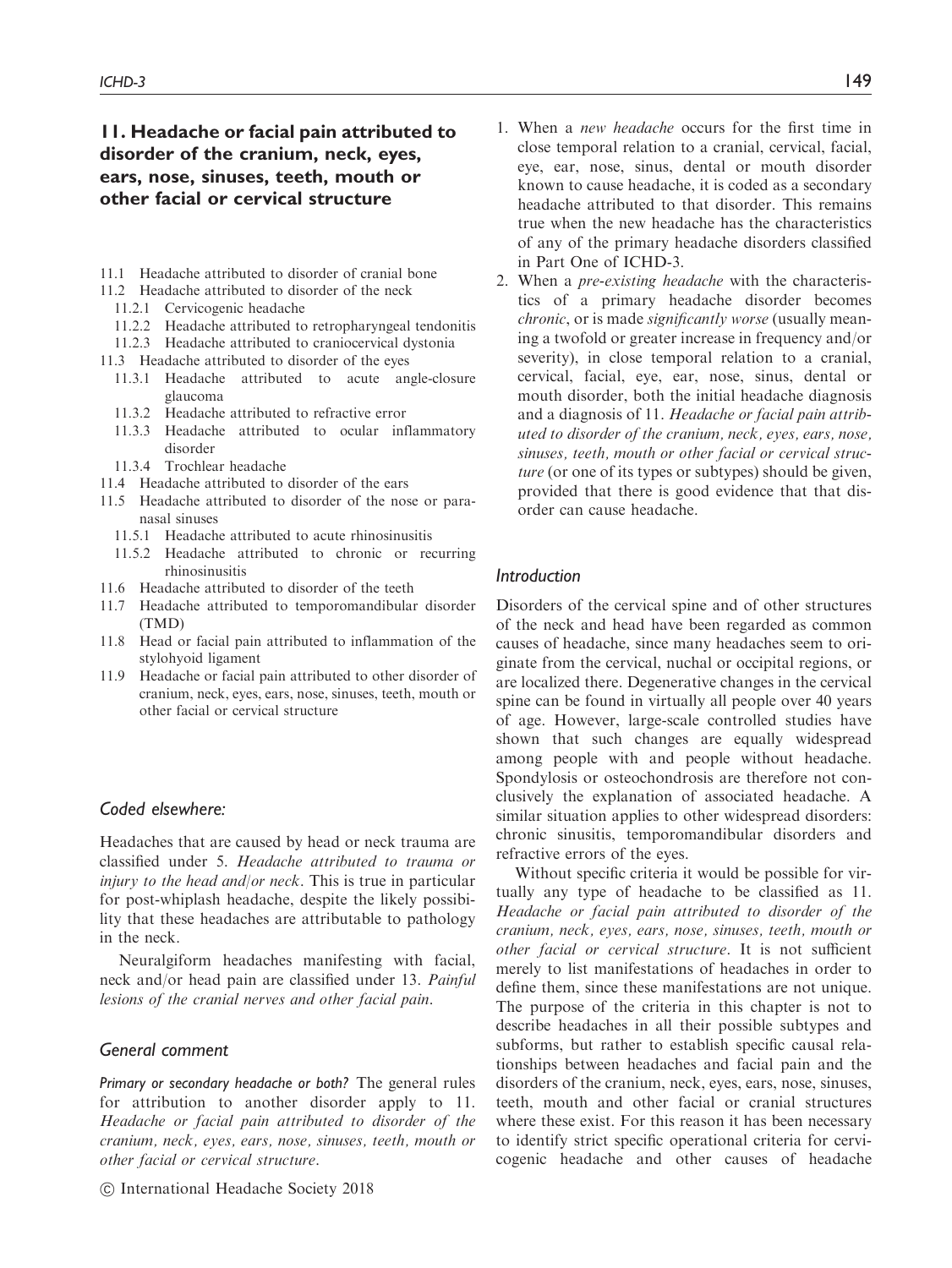## 11. Headache or facial pain attributed to disorder of the cranium, neck, eyes, ears, nose, sinuses, teeth, mouth or other facial or cervical structure

- 11.1 Headache attributed to disorder of cranial bone
- 11.2 Headache attributed to disorder of the neck
  - 11.2.1 Cervicogenic headache
  - 11.2.2 Headache attributed to retropharyngeal tendonitis
  - 11.2.3 Headache attributed to craniocervical dystonia
- 11.3 Headache attributed to disorder of the eyes
  - 11.3.1 Headache attributed to acute angle-closure glaucoma
  - 11.3.2 Headache attributed to refractive error
  - 11.3.3 Headache attributed to ocular inflammatory disorder
  - 11.3.4 Trochlear headache
- 11.4 Headache attributed to disorder of the ears
- 11.5 Headache attributed to disorder of the nose or paranasal sinuses
  - 11.5.1 Headache attributed to acute rhinosinusitis
  - 11.5.2 Headache attributed to chronic or recurring rhinosinusitis
- 11.6 Headache attributed to disorder of the teeth
- 11.7 Headache attributed to temporomandibular disorder (TMD)
- 11.8 Head or facial pain attributed to inflammation of the stylohyoid ligament
- 11.9 Headache or facial pain attributed to other disorder of cranium, neck, eyes, ears, nose, sinuses, teeth, mouth or other facial or cervical structure

### Coded elsewhere:

Headaches that are caused by head or neck trauma are classified under 5. *Headache attributed to trauma or injury to the head and/or neck*. This is true in particular for post-whiplash headache, despite the likely possibility that these headaches are attributable to pathology in the neck.

Neuralgiform headaches manifesting with facial, neck and/or head pain are classified under 13. *Painful lesions of the cranial nerves and other facial pain*.

### General comment

*Primary or secondary headache or both?* The general rules for attribution to another disorder apply to 11. *Headache or facial pain attributed to disorder of the cranium, neck, eyes, ears, nose, sinuses, teeth, mouth or other facial or cervical structure*.

1. When a *new headache* occurs for the first time in close temporal relation to a cranial, cervical, facial, eye, ear, nose, sinus, dental or mouth disorder known to cause headache, it is coded as a secondary headache attributed to that disorder. This remains true when the new headache has the characteristics of any of the primary headache disorders classified in Part One of ICHD-3.
2. When a *pre-existing headache* with the characteristics of a primary headache disorder becomes *chronic*, or is made *significantly worse* (usually meaning a twofold or greater increase in frequency and/or severity), in close temporal relation to a cranial, cervical, facial, eye, ear, nose, sinus, dental or mouth disorder, both the initial headache diagnosis and a diagnosis of 11. *Headache or facial pain attributed to disorder of the cranium, neck, eyes, ears, nose, sinuses, teeth, mouth or other facial or cervical structure* (or one of its types or subtypes) should be given, provided that there is good evidence that that disorder can cause headache.

### Introduction

Disorders of the cervical spine and of other structures of the neck and head have been regarded as common causes of headache, since many headaches seem to originate from the cervical, nuchal or occipital regions, or are localized there. Degenerative changes in the cervical spine can be found in virtually all people over 40 years of age. However, large-scale controlled studies have shown that such changes are equally widespread among people with and people without headache. Spondylosis or osteochondrosis are therefore not conclusively the explanation of associated headache. A similar situation applies to other widespread disorders: chronic sinusitis, temporomandibular disorders and refractive errors of the eyes.

Without specific criteria it would be possible for virtually any type of headache to be classified as 11. *Headache or facial pain attributed to disorder of the cranium, neck, eyes, ears, nose, sinuses, teeth, mouth or other facial or cervical structure*. It is not sufficient merely to list manifestations of headaches in order to define them, since these manifestations are not unique. The purpose of the criteria in this chapter is not to describe headaches in all their possible subtypes and subforms, but rather to establish specific causal relationships between headaches and facial pain and the disorders of the cranium, neck, eyes, ears, nose, sinuses, teeth, mouth and other facial or cranial structures where these exist. For this reason it has been necessary to identify strict specific operational criteria for cervicogenic headache and other causes of headache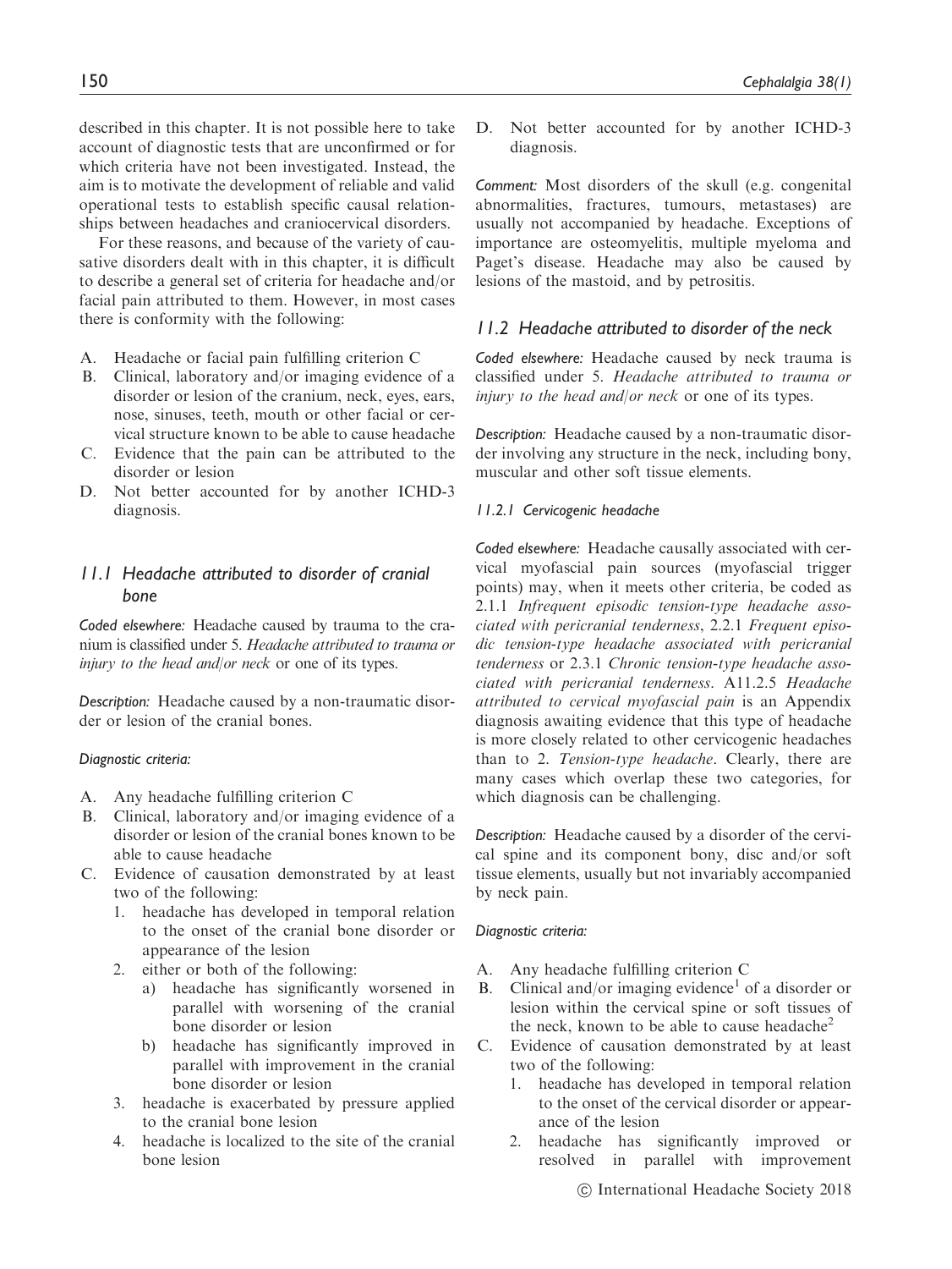described in this chapter. It is not possible here to take account of diagnostic tests that are unconfirmed or for which criteria have not been investigated. Instead, the aim is to motivate the development of reliable and valid operational tests to establish specific causal relationships between headaches and craniocervical disorders.

For these reasons, and because of the variety of causative disorders dealt with in this chapter, it is difficult to describe a general set of criteria for headache and/or facial pain attributed to them. However, in most cases there is conformity with the following:

A. Headache or facial pain fulfilling criterion C
B. Clinical, laboratory and/or imaging evidence of a disorder or lesion of the cranium, neck, eyes, ears, nose, sinuses, teeth, mouth or other facial or cervical structure known to be able to cause headache
C. Evidence that the pain can be attributed to the disorder or lesion
D. Not better accounted for by another ICHD-3 diagnosis.

## 11.1 Headache attributed to disorder of cranial bone

*Coded elsewhere:* Headache caused by trauma to the cranium is classified under 5. *Headache attributed to trauma or injury to the head and/or neck* or one of its types.

*Description:* Headache caused by a non-traumatic disorder or lesion of the cranial bones.

*Diagnostic criteria:*

A. Any headache fulfilling criterion C
B. Clinical, laboratory and/or imaging evidence of a disorder or lesion of the cranial bones known to be able to cause headache
C. Evidence of causation demonstrated by at least two of the following:
   1. headache has developed in temporal relation to the onset of the cranial bone disorder or appearance of the lesion
   2. either or both of the following:
      a) headache has significantly worsened in parallel with worsening of the cranial bone disorder or lesion
      b) headache has significantly improved in parallel with improvement in the cranial bone disorder or lesion
   3. headache is exacerbated by pressure applied to the cranial bone lesion
   4. headache is localized to the site of the cranial bone lesion
D. Not better accounted for by another ICHD-3 diagnosis.

*Comment:* Most disorders of the skull (e.g. congenital abnormalities, fractures, tumours, metastases) are usually not accompanied by headache. Exceptions of importance are osteomyelitis, multiple myeloma and Paget's disease. Headache may also be caused by lesions of the mastoid, and by petrositis.

## 11.2 Headache attributed to disorder of the neck

*Coded elsewhere:* Headache caused by neck trauma is classified under 5. *Headache attributed to trauma or injury to the head and/or neck* or one of its types.

*Description:* Headache caused by a non-traumatic disorder involving any structure in the neck, including bony, muscular and other soft tissue elements.

### 11.2.1 Cervicogenic headache

*Coded elsewhere:* Headache causally associated with cervical myofascial pain sources (myofascial trigger points) may, when it meets other criteria, be coded as 2.1.1 *Infrequent episodic tension-type headache associated with pericranial tenderness*, 2.2.1 *Frequent episodic tension-type headache associated with pericranial tenderness* or 2.3.1 *Chronic tension-type headache associated with pericranial tenderness*. A11.2.5 *Headache attributed to cervical myofascial pain* is an Appendix diagnosis awaiting evidence that this type of headache is more closely related to other cervicogenic headaches than to 2. *Tension-type headache*. Clearly, there are many cases which overlap these two categories, for which diagnosis can be challenging.

*Description:* Headache caused by a disorder of the cervical spine and its component bony, disc and/or soft tissue elements, usually but not invariably accompanied by neck pain.

*Diagnostic criteria:*

A. Any headache fulfilling criterion C
B. Clinical and/or imaging evidence[1] of a disorder or lesion within the cervical spine or soft tissues of the neck, known to be able to cause headache[2]
C. Evidence of causation demonstrated by at least two of the following:
   1. headache has developed in temporal relation to the onset of the cervical disorder or appearance of the lesion
   2. headache has significantly improved or resolved in parallel with improvement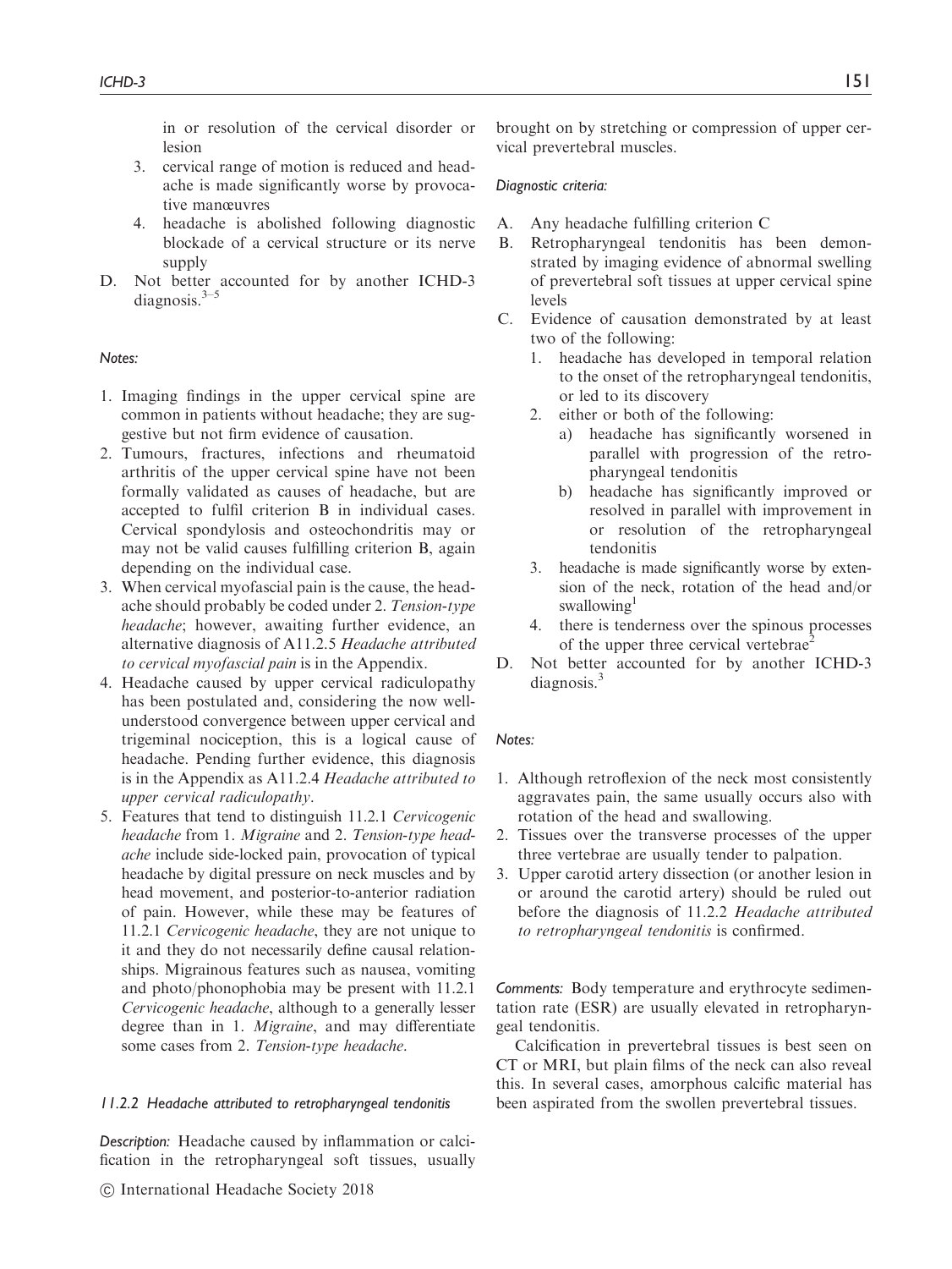in or resolution of the cervical disorder or lesion
3. cervical range of motion is reduced and headache is made significantly worse by provocative manœuvres
4. headache is abolished following diagnostic blockade of a cervical structure or its nerve supply

D. Not better accounted for by another ICHD-3 diagnosis.[3–5]

*Notes:*

1. Imaging findings in the upper cervical spine are common in patients without headache; they are suggestive but not firm evidence of causation.
2. Tumours, fractures, infections and rheumatoid arthritis of the upper cervical spine have not been formally validated as causes of headache, but are accepted to fulfil criterion B in individual cases. Cervical spondylosis and osteochondritis may or may not be valid causes fulfilling criterion B, again depending on the individual case.
3. When cervical myofascial pain is the cause, the headache should probably be coded under 2. *Tension-type headache*; however, awaiting further evidence, an alternative diagnosis of A11.2.5 *Headache attributed to cervical myofascial pain* is in the Appendix.
4. Headache caused by upper cervical radiculopathy has been postulated and, considering the now well-understood convergence between upper cervical and trigeminal nociception, this is a logical cause of headache. Pending further evidence, this diagnosis is in the Appendix as A11.2.4 *Headache attributed to upper cervical radiculopathy*.
5. Features that tend to distinguish 11.2.1 *Cervicogenic headache* from 1. *Migraine* and 2. *Tension-type headache* include side-locked pain, provocation of typical headache by digital pressure on neck muscles and by head movement, and posterior-to-anterior radiation of pain. However, while these may be features of 11.2.1 *Cervicogenic headache*, they are not unique to it and they do not necessarily define causal relationships. Migrainous features such as nausea, vomiting and photo/phonophobia may be present with 11.2.1 *Cervicogenic headache*, although to a generally lesser degree than in 1. *Migraine*, and may differentiate some cases from 2. *Tension-type headache*.

#### 11.2.2 Headache attributed to retropharyngeal tendonitis

*Description:* Headache caused by inflammation or calcification in the retropharyngeal soft tissues, usually brought on by stretching or compression of upper cervical prevertebral muscles.

*Diagnostic criteria:*

A. Any headache fulfilling criterion C
B. Retropharyngeal tendonitis has been demonstrated by imaging evidence of abnormal swelling of prevertebral soft tissues at upper cervical spine levels
C. Evidence of causation demonstrated by at least two of the following:
   1. headache has developed in temporal relation to the onset of the retropharyngeal tendonitis, or led to its discovery
   2. either or both of the following:
      a) headache has significantly worsened in parallel with progression of the retropharyngeal tendonitis
      b) headache has significantly improved or resolved in parallel with improvement in or resolution of the retropharyngeal tendonitis
   3. headache is made significantly worse by extension of the neck, rotation of the head and/or swallowing[1]
   4. there is tenderness over the spinous processes of the upper three cervical vertebrae[2]
D. Not better accounted for by another ICHD-3 diagnosis.[3]

*Notes:*

1. Although retroflexion of the neck most consistently aggravates pain, the same usually occurs also with rotation of the head and swallowing.
2. Tissues over the transverse processes of the upper three vertebrae are usually tender to palpation.
3. Upper carotid artery dissection (or another lesion in or around the carotid artery) should be ruled out before the diagnosis of 11.2.2 *Headache attributed to retropharyngeal tendonitis* is confirmed.

*Comments:* Body temperature and erythrocyte sedimentation rate (ESR) are usually elevated in retropharyngeal tendonitis.

Calcification in prevertebral tissues is best seen on CT or MRI, but plain films of the neck can also reveal this. In several cases, amorphous calcific material has been aspirated from the swollen prevertebral tissues.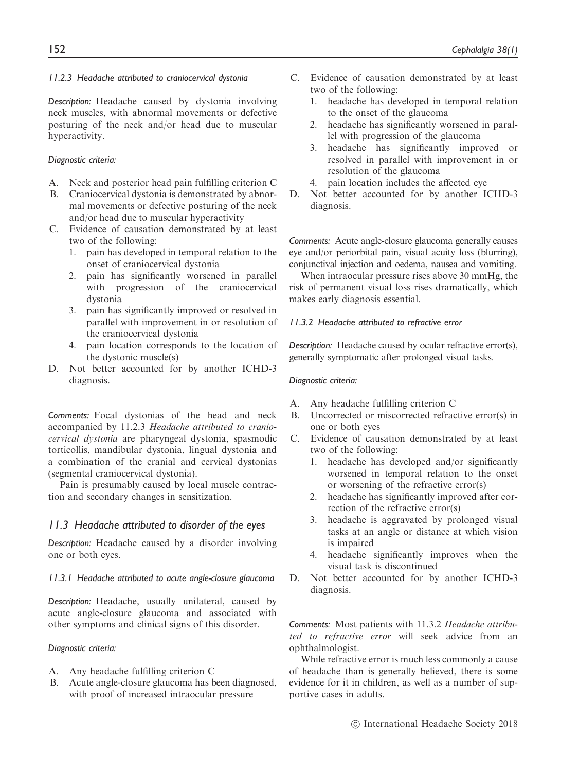#### 11.2.3 Headache attributed to craniocervical dystonia

*Description:* Headache caused by dystonia involving neck muscles, with abnormal movements or defective posturing of the neck and/or head due to muscular hyperactivity.

*Diagnostic criteria:*

A. Neck and posterior head pain fulfilling criterion C
B. Craniocervical dystonia is demonstrated by abnormal movements or defective posturing of the neck and/or head due to muscular hyperactivity
C. Evidence of causation demonstrated by at least two of the following:
   1. pain has developed in temporal relation to the onset of craniocervical dystonia
   2. pain has significantly worsened in parallel with progression of the craniocervical dystonia
   3. pain has significantly improved or resolved in parallel with improvement in or resolution of the craniocervical dystonia
   4. pain location corresponds to the location of the dystonic muscle(s)
D. Not better accounted for by another ICHD-3 diagnosis.

*Comments:* Focal dystonias of the head and neck accompanied by 11.2.3 *Headache attributed to craniocervical dystonia* are pharyngeal dystonia, spasmodic torticollis, mandibular dystonia, lingual dystonia and a combination of the cranial and cervical dystonias (segmental craniocervical dystonia).

Pain is presumably caused by local muscle contraction and secondary changes in sensitization.

## 11.3 Headache attributed to disorder of the eyes

*Description:* Headache caused by a disorder involving one or both eyes.

#### 11.3.1 Headache attributed to acute angle-closure glaucoma

*Description:* Headache, usually unilateral, caused by acute angle-closure glaucoma and associated with other symptoms and clinical signs of this disorder.

*Diagnostic criteria:*

A. Any headache fulfilling criterion C
B. Acute angle-closure glaucoma has been diagnosed, with proof of increased intraocular pressure
C. Evidence of causation demonstrated by at least two of the following:
   1. headache has developed in temporal relation to the onset of the glaucoma
   2. headache has significantly worsened in parallel with progression of the glaucoma
   3. headache has significantly improved or resolved in parallel with improvement in or resolution of the glaucoma
   4. pain location includes the affected eye
D. Not better accounted for by another ICHD-3 diagnosis.

*Comments:* Acute angle-closure glaucoma generally causes eye and/or periorbital pain, visual acuity loss (blurring), conjunctival injection and oedema, nausea and vomiting.

When intraocular pressure rises above 30 mmHg, the risk of permanent visual loss rises dramatically, which makes early diagnosis essential.

#### 11.3.2 Headache attributed to refractive error

*Description:* Headache caused by ocular refractive error(s), generally symptomatic after prolonged visual tasks.

*Diagnostic criteria:*

A. Any headache fulfilling criterion C
B. Uncorrected or miscorrected refractive error(s) in one or both eyes
C. Evidence of causation demonstrated by at least two of the following:
   1. headache has developed and/or significantly worsened in temporal relation to the onset or worsening of the refractive error(s)
   2. headache has significantly improved after correction of the refractive error(s)
   3. headache is aggravated by prolonged visual tasks at an angle or distance at which vision is impaired
   4. headache significantly improves when the visual task is discontinued
D. Not better accounted for by another ICHD-3 diagnosis.

*Comments:* Most patients with 11.3.2 *Headache attributed to refractive error* will seek advice from an ophthalmologist.

While refractive error is much less commonly a cause of headache than is generally believed, there is some evidence for it in children, as well as a number of supportive cases in adults.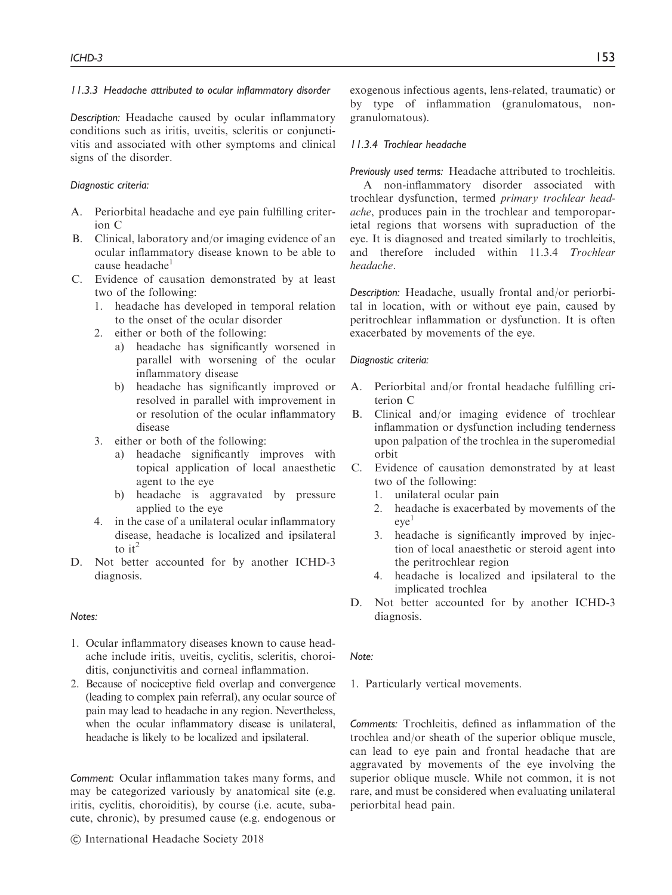*11.3.3 Headache attributed to ocular inflammatory disorder*

*Description:* Headache caused by ocular inflammatory conditions such as iritis, uveitis, scleritis or conjunctivitis and associated with other symptoms and clinical signs of the disorder.

*Diagnostic criteria:*

A. Periorbital headache and eye pain fulfilling criterion C
B. Clinical, laboratory and/or imaging evidence of an ocular inflammatory disease known to be able to cause headache[1]
C. Evidence of causation demonstrated by at least two of the following:
   1. headache has developed in temporal relation to the onset of the ocular disorder
   2. either or both of the following:
      a) headache has significantly worsened in parallel with worsening of the ocular inflammatory disease
      b) headache has significantly improved or resolved in parallel with improvement in or resolution of the ocular inflammatory disease
   3. either or both of the following:
      a) headache significantly improves with topical application of local anaesthetic agent to the eye
      b) headache is aggravated by pressure applied to the eye
   4. in the case of a unilateral ocular inflammatory disease, headache is localized and ipsilateral to it[2]
D. Not better accounted for by another ICHD-3 diagnosis.

*Notes:*

1. Ocular inflammatory diseases known to cause headache include iritis, uveitis, cyclitis, scleritis, choroiditis, conjunctivitis and corneal inflammation.
2. Because of nociceptive field overlap and convergence (leading to complex pain referral), any ocular source of pain may lead to headache in any region. Nevertheless, when the ocular inflammatory disease is unilateral, headache is likely to be localized and ipsilateral.

*Comment:* Ocular inflammation takes many forms, and may be categorized variously by anatomical site (e.g. iritis, cyclitis, choroiditis), by course (i.e. acute, subacute, chronic), by presumed cause (e.g. endogenous or exogenous infectious agents, lens-related, traumatic) or by type of inflammation (granulomatous, non-granulomatous).

*11.3.4 Trochlear headache*

*Previously used terms:* Headache attributed to trochleitis.

A non-inflammatory disorder associated with trochlear dysfunction, termed *primary trochlear headache*, produces pain in the trochlear and temporoparietal regions that worsens with supraduction of the eye. It is diagnosed and treated similarly to trochleitis, and therefore included within 11.3.4 *Trochlear headache*.

*Description:* Headache, usually frontal and/or periorbital in location, with or without eye pain, caused by peritrochlear inflammation or dysfunction. It is often exacerbated by movements of the eye.

*Diagnostic criteria:*

A. Periorbital and/or frontal headache fulfilling criterion C
B. Clinical and/or imaging evidence of trochlear inflammation or dysfunction including tenderness upon palpation of the trochlea in the superomedial orbit
C. Evidence of causation demonstrated by at least two of the following:
   1. unilateral ocular pain
   2. headache is exacerbated by movements of the eye[1]
   3. headache is significantly improved by injection of local anaesthetic or steroid agent into the peritrochlear region
   4. headache is localized and ipsilateral to the implicated trochlea
D. Not better accounted for by another ICHD-3 diagnosis.

*Note:*

1. Particularly vertical movements.

*Comments:* Trochleitis, defined as inflammation of the trochlea and/or sheath of the superior oblique muscle, can lead to eye pain and frontal headache that are aggravated by movements of the eye involving the superior oblique muscle. While not common, it is not rare, and must be considered when evaluating unilateral periorbital head pain.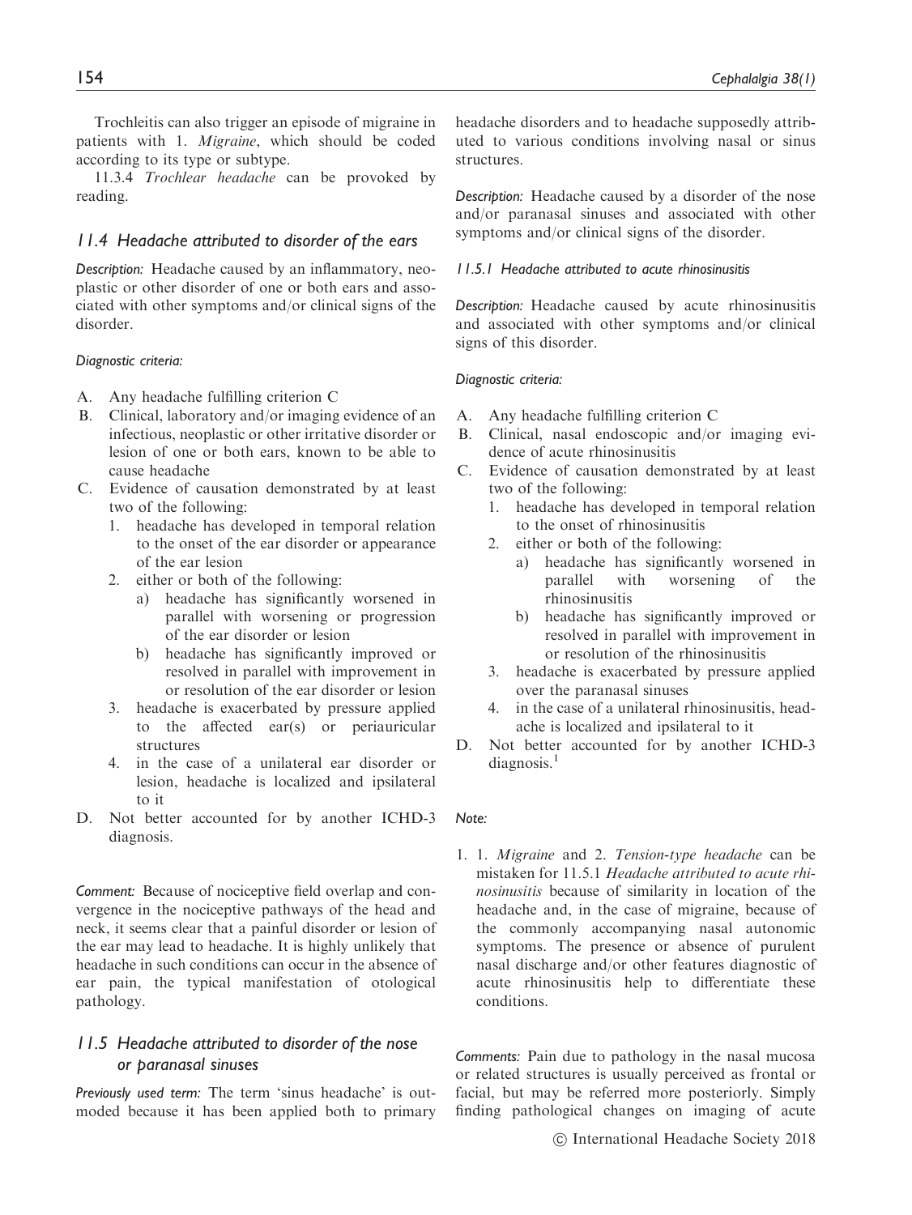Trochleitis can also trigger an episode of migraine in patients with 1. *Migraine*, which should be coded according to its type or subtype.

11.3.4 *Trochlear headache* can be provoked by reading.

### *11.4 Headache attributed to disorder of the ears*

*Description:* Headache caused by an inflammatory, neoplastic or other disorder of one or both ears and associated with other symptoms and/or clinical signs of the disorder.

*Diagnostic criteria:*

A. Any headache fulfilling criterion C
B. Clinical, laboratory and/or imaging evidence of an infectious, neoplastic or other irritative disorder or lesion of one or both ears, known to be able to cause headache
C. Evidence of causation demonstrated by at least two of the following:
   1. headache has developed in temporal relation to the onset of the ear disorder or appearance of the ear lesion
   2. either or both of the following:
      a) headache has significantly worsened in parallel with worsening or progression of the ear disorder or lesion
      b) headache has significantly improved or resolved in parallel with improvement in or resolution of the ear disorder or lesion
   3. headache is exacerbated by pressure applied to the affected ear(s) or periauricular structures
   4. in the case of a unilateral ear disorder or lesion, headache is localized and ipsilateral to it
D. Not better accounted for by another ICHD-3 diagnosis.

*Comment:* Because of nociceptive field overlap and convergence in the nociceptive pathways of the head and neck, it seems clear that a painful disorder or lesion of the ear may lead to headache. It is highly unlikely that headache in such conditions can occur in the absence of ear pain, the typical manifestation of otological pathology.

### *11.5 Headache attributed to disorder of the nose or paranasal sinuses*

*Previously used term:* The term 'sinus headache' is outmoded because it has been applied both to primary headache disorders and to headache supposedly attributed to various conditions involving nasal or sinus structures.

*Description:* Headache caused by a disorder of the nose and/or paranasal sinuses and associated with other symptoms and/or clinical signs of the disorder.

#### *11.5.1 Headache attributed to acute rhinosinusitis*

*Description:* Headache caused by acute rhinosinusitis and associated with other symptoms and/or clinical signs of this disorder.

*Diagnostic criteria:*

A. Any headache fulfilling criterion C
B. Clinical, nasal endoscopic and/or imaging evidence of acute rhinosinusitis
C. Evidence of causation demonstrated by at least two of the following:
   1. headache has developed in temporal relation to the onset of rhinosinusitis
   2. either or both of the following:
      a) headache has significantly worsened in parallel with worsening of the rhinosinusitis
      b) headache has significantly improved or resolved in parallel with improvement in or resolution of the rhinosinusitis
   3. headache is exacerbated by pressure applied over the paranasal sinuses
   4. in the case of a unilateral rhinosinusitis, headache is localized and ipsilateral to it
D. Not better accounted for by another ICHD-3 diagnosis.[1]

*Note:*

1. 1. *Migraine* and 2. *Tension-type headache* can be mistaken for 11.5.1 *Headache attributed to acute rhinosinusitis* because of similarity in location of the headache and, in the case of migraine, because of the commonly accompanying nasal autonomic symptoms. The presence or absence of purulent nasal discharge and/or other features diagnostic of acute rhinosinusitis help to differentiate these conditions.

*Comments:* Pain due to pathology in the nasal mucosa or related structures is usually perceived as frontal or facial, but may be referred more posteriorly. Simply finding pathological changes on imaging of acute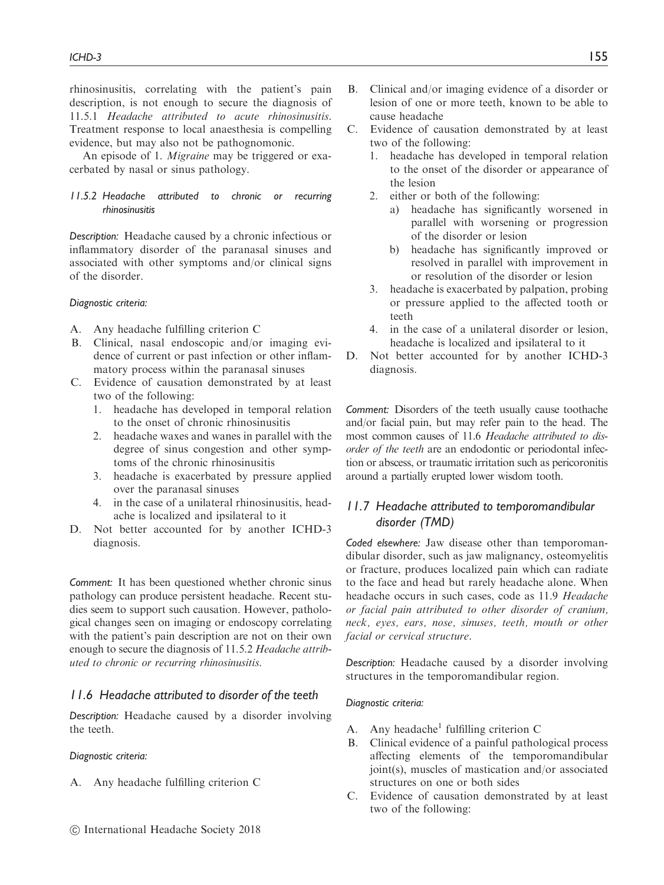rhinosinusitis, correlating with the patient's pain description, is not enough to secure the diagnosis of 11.5.1 *Headache attributed to acute rhinosinusitis*. Treatment response to local anaesthesia is compelling evidence, but may also not be pathognomonic.

An episode of 1. *Migraine* may be triggered or exacerbated by nasal or sinus pathology.

#### 11.5.2 Headache attributed to chronic or recurring rhinosinusitis

*Description:* Headache caused by a chronic infectious or inflammatory disorder of the paranasal sinuses and associated with other symptoms and/or clinical signs of the disorder.

*Diagnostic criteria:*

A. Any headache fulfilling criterion C
B. Clinical, nasal endoscopic and/or imaging evidence of current or past infection or other inflammatory process within the paranasal sinuses
C. Evidence of causation demonstrated by at least two of the following:
   1. headache has developed in temporal relation to the onset of chronic rhinosinusitis
   2. headache waxes and wanes in parallel with the degree of sinus congestion and other symptoms of the chronic rhinosinusitis
   3. headache is exacerbated by pressure applied over the paranasal sinuses
   4. in the case of a unilateral rhinosinusitis, headache is localized and ipsilateral to it
D. Not better accounted for by another ICHD-3 diagnosis.

*Comment:* It has been questioned whether chronic sinus pathology can produce persistent headache. Recent studies seem to support such causation. However, pathological changes seen on imaging or endoscopy correlating with the patient's pain description are not on their own enough to secure the diagnosis of 11.5.2 *Headache attributed to chronic or recurring rhinosinusitis*.

### 11.6 Headache attributed to disorder of the teeth

*Description:* Headache caused by a disorder involving the teeth.

*Diagnostic criteria:*

A. Any headache fulfilling criterion C
B. Clinical and/or imaging evidence of a disorder or lesion of one or more teeth, known to be able to cause headache
C. Evidence of causation demonstrated by at least two of the following:
   1. headache has developed in temporal relation to the onset of the disorder or appearance of the lesion
   2. either or both of the following:
      a) headache has significantly worsened in parallel with worsening or progression of the disorder or lesion
      b) headache has significantly improved or resolved in parallel with improvement in or resolution of the disorder or lesion
   3. headache is exacerbated by palpation, probing or pressure applied to the affected tooth or teeth
   4. in the case of a unilateral disorder or lesion, headache is localized and ipsilateral to it
D. Not better accounted for by another ICHD-3 diagnosis.

*Comment:* Disorders of the teeth usually cause toothache and/or facial pain, but may refer pain to the head. The most common causes of 11.6 *Headache attributed to disorder of the teeth* are an endodontic or periodontal infection or abscess, or traumatic irritation such as pericoronitis around a partially erupted lower wisdom tooth.

### 11.7 Headache attributed to temporomandibular disorder (TMD)

*Coded elsewhere:* Jaw disease other than temporomandibular disorder, such as jaw malignancy, osteomyelitis or fracture, produces localized pain which can radiate to the face and head but rarely headache alone. When headache occurs in such cases, code as 11.9 *Headache or facial pain attributed to other disorder of cranium, neck, eyes, ears, nose, sinuses, teeth, mouth or other facial or cervical structure*.

*Description:* Headache caused by a disorder involving structures in the temporomandibular region.

*Diagnostic criteria:*

A. Any headache[1] fulfilling criterion C
B. Clinical evidence of a painful pathological process affecting elements of the temporomandibular joint(s), muscles of mastication and/or associated structures on one or both sides
C. Evidence of causation demonstrated by at least two of the following:

© International Headache Society 2018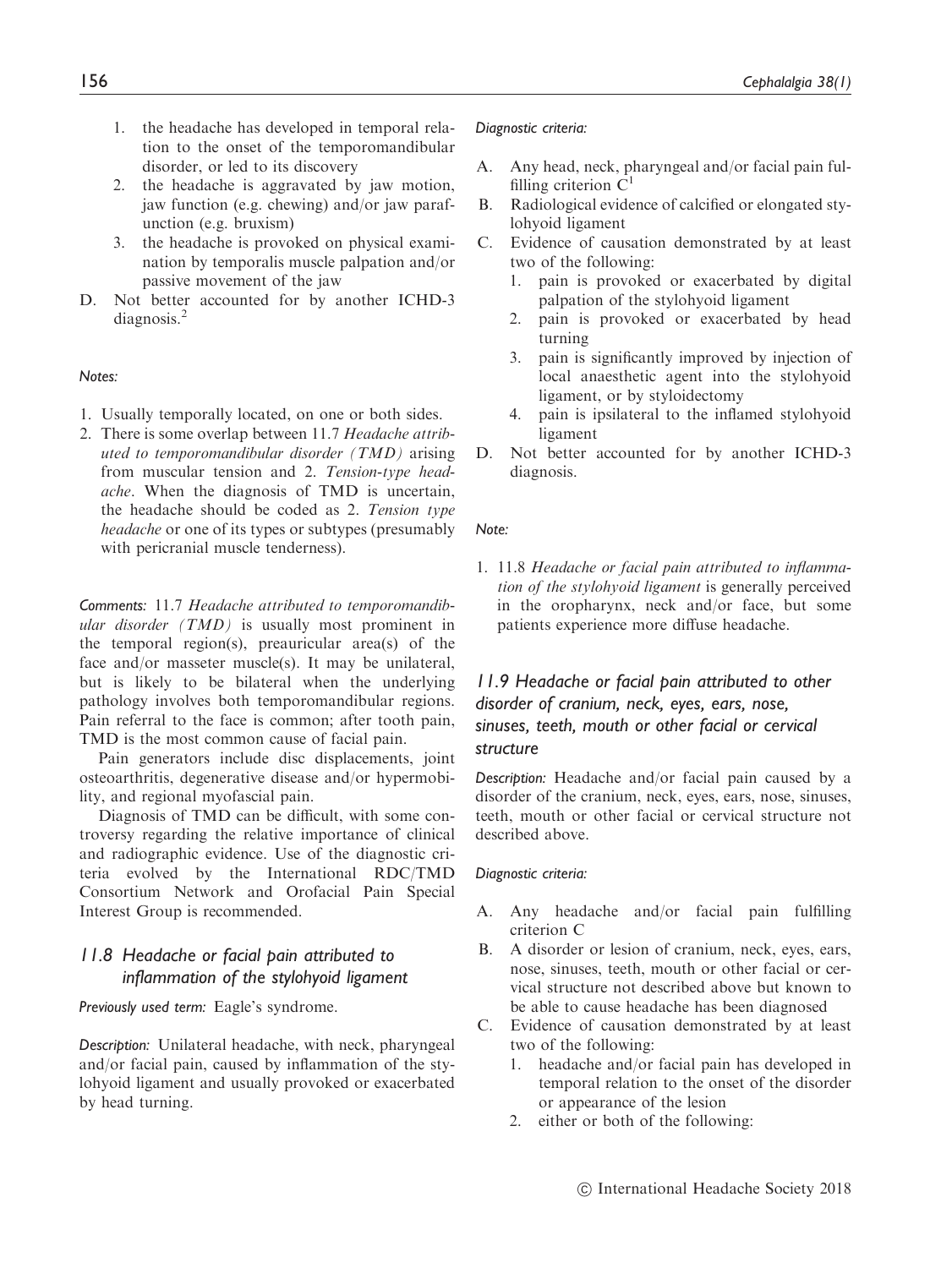1. the headache has developed in temporal relation to the onset of the temporomandibular disorder, or led to its discovery
2. the headache is aggravated by jaw motion, jaw function (e.g. chewing) and/or jaw parafunction (e.g. bruxism)
3. the headache is provoked on physical examination by temporalis muscle palpation and/or passive movement of the jaw

D. Not better accounted for by another ICHD-3 diagnosis.[2]

*Notes:*

1. Usually temporally located, on one or both sides.
2. There is some overlap between 11.7 *Headache attributed to temporomandibular disorder (TMD)* arising from muscular tension and 2. *Tension-type headache*. When the diagnosis of TMD is uncertain, the headache should be coded as 2. *Tension type headache* or one of its types or subtypes (presumably with pericranial muscle tenderness).

*Comments:* 11.7 *Headache attributed to temporomandibular disorder (TMD)* is usually most prominent in the temporal region(s), preauricular area(s) of the face and/or masseter muscle(s). It may be unilateral, but is likely to be bilateral when the underlying pathology involves both temporomandibular regions. Pain referral to the face is common; after tooth pain, TMD is the most common cause of facial pain.

Pain generators include disc displacements, joint osteoarthritis, degenerative disease and/or hypermobility, and regional myofascial pain.

Diagnosis of TMD can be difficult, with some controversy regarding the relative importance of clinical and radiographic evidence. Use of the diagnostic criteria evolved by the International RDC/TMD Consortium Network and Orofacial Pain Special Interest Group is recommended.

### 11.8 Headache or facial pain attributed to inflammation of the stylohyoid ligament

*Previously used term:* Eagle's syndrome.

*Description:* Unilateral headache, with neck, pharyngeal and/or facial pain, caused by inflammation of the stylohyoid ligament and usually provoked or exacerbated by head turning.

*Diagnostic criteria:*

A. Any head, neck, pharyngeal and/or facial pain fulfilling criterion C[1]

B. Radiological evidence of calcified or elongated stylohyoid ligament

C. Evidence of causation demonstrated by at least two of the following:
1. pain is provoked or exacerbated by digital palpation of the stylohyoid ligament
2. pain is provoked or exacerbated by head turning
3. pain is significantly improved by injection of local anaesthetic agent into the stylohyoid ligament, or by styloidectomy
4. pain is ipsilateral to the inflamed stylohyoid ligament

D. Not better accounted for by another ICHD-3 diagnosis.

*Note:*

1. 11.8 *Headache or facial pain attributed to inflammation of the stylohyoid ligament* is generally perceived in the oropharynx, neck and/or face, but some patients experience more diffuse headache.

### 11.9 Headache or facial pain attributed to other disorder of cranium, neck, eyes, ears, nose, sinuses, teeth, mouth or other facial or cervical structure

*Description:* Headache and/or facial pain caused by a disorder of the cranium, neck, eyes, ears, nose, sinuses, teeth, mouth or other facial or cervical structure not described above.

*Diagnostic criteria:*

A. Any headache and/or facial pain fulfilling criterion C

B. A disorder or lesion of cranium, neck, eyes, ears, nose, sinuses, teeth, mouth or other facial or cervical structure not described above but known to be able to cause headache has been diagnosed

C. Evidence of causation demonstrated by at least two of the following:
1. headache and/or facial pain has developed in temporal relation to the onset of the disorder or appearance of the lesion
2. either or both of the following: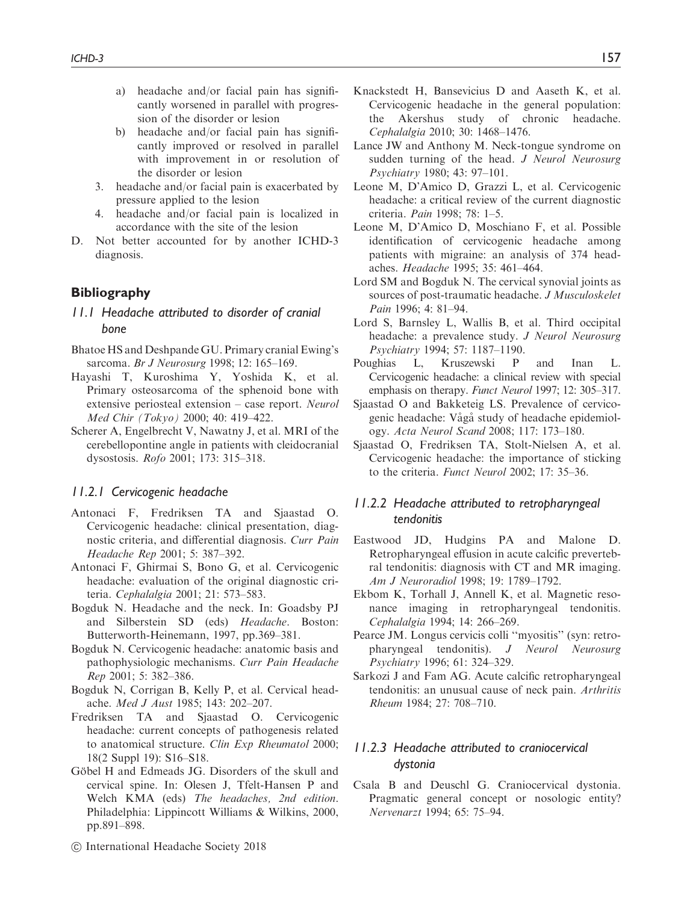a) headache and/or facial pain has significantly worsened in parallel with progression of the disorder or lesion
   b) headache and/or facial pain has significantly improved or resolved in parallel with improvement in or resolution of the disorder or lesion
3. headache and/or facial pain is exacerbated by pressure applied to the lesion
4. headache and/or facial pain is localized in accordance with the site of the lesion

D. Not better accounted for by another ICHD-3 diagnosis.

## Bibliography

### 11.1 Headache attributed to disorder of cranial bone

Bhatoe HS and Deshpande GU. Primary cranial Ewing's sarcoma. *Br J Neurosurg* 1998; 12: 165–169.

Hayashi T, Kuroshima Y, Yoshida K, et al. Primary osteosarcoma of the sphenoid bone with extensive periosteal extension – case report. *Neurol Med Chir (Tokyo)* 2000; 40: 419–422.

Scherer A, Engelbrecht V, Nawatny J, et al. MRI of the cerebellopontine angle in patients with cleidocranial dysostosis. *Rofo* 2001; 173: 315–318.

### 11.2.1 Cervicogenic headache

Antonaci F, Fredriksen TA and Sjaastad O. Cervicogenic headache: clinical presentation, diagnostic criteria, and differential diagnosis. *Curr Pain Headache Rep* 2001; 5: 387–392.

Antonaci F, Ghirmai S, Bono G, et al. Cervicogenic headache: evaluation of the original diagnostic criteria. *Cephalalgia* 2001; 21: 573–583.

Bogduk N. Headache and the neck. In: Goadsby PJ and Silberstein SD (eds) *Headache*. Boston: Butterworth-Heinemann, 1997, pp.369–381.

Bogduk N. Cervicogenic headache: anatomic basis and pathophysiologic mechanisms. *Curr Pain Headache Rep* 2001; 5: 382–386.

Bogduk N, Corrigan B, Kelly P, et al. Cervical headache. *Med J Aust* 1985; 143: 202–207.

Fredriksen TA and Sjaastad O. Cervicogenic headache: current concepts of pathogenesis related to anatomical structure. *Clin Exp Rheumatol* 2000; 18(2 Suppl 19): S16–S18.

Göbel H and Edmeads JG. Disorders of the skull and cervical spine. In: Olesen J, Tfelt-Hansen P and Welch KMA (eds) *The headaches, 2nd edition*. Philadelphia: Lippincott Williams & Wilkins, 2000, pp.891–898.

Knackstedt H, Bansevicius D and Aaseth K, et al. Cervicogenic headache in the general population: the Akershus study of chronic headache. *Cephalalgia* 2010; 30: 1468–1476.

Lance JW and Anthony M. Neck-tongue syndrome on sudden turning of the head. *J Neurol Neurosurg Psychiatry* 1980; 43: 97–101.

Leone M, D'Amico D, Grazzi L, et al. Cervicogenic headache: a critical review of the current diagnostic criteria. *Pain* 1998; 78: 1–5.

Leone M, D'Amico D, Moschiano F, et al. Possible identification of cervicogenic headache among patients with migraine: an analysis of 374 headaches. *Headache* 1995; 35: 461–464.

Lord SM and Bogduk N. The cervical synovial joints as sources of post-traumatic headache. *J Musculoskelet Pain* 1996; 4: 81–94.

Lord S, Barnsley L, Wallis B, et al. Third occipital headache: a prevalence study. *J Neurol Neurosurg Psychiatry* 1994; 57: 1187–1190.

Poughias L, Kruszewski P and Inan L. Cervicogenic headache: a clinical review with special emphasis on therapy. *Funct Neurol* 1997; 12: 305–317.

Sjaastad O and Bakketeig LS. Prevalence of cervicogenic headache: Vågå study of headache epidemiology. *Acta Neurol Scand* 2008; 117: 173–180.

Sjaastad O, Fredriksen TA, Stolt-Nielsen A, et al. Cervicogenic headache: the importance of sticking to the criteria. *Funct Neurol* 2002; 17: 35–36.

### 11.2.2 Headache attributed to retropharyngeal tendonitis

Eastwood JD, Hudgins PA and Malone D. Retropharyngeal effusion in acute calcific prevertebral tendonitis: diagnosis with CT and MR imaging. *Am J Neuroradiol* 1998; 19: 1789–1792.

Ekbom K, Torhall J, Annell K, et al. Magnetic resonance imaging in retropharyngeal tendonitis. *Cephalalgia* 1994; 14: 266–269.

Pearce JM. Longus cervicis colli "myositis" (syn: retropharyngeal tendonitis). *J Neurol Neurosurg Psychiatry* 1996; 61: 324–329.

Sarkozi J and Fam AG. Acute calcific retropharyngeal tendonitis: an unusual cause of neck pain. *Arthritis Rheum* 1984; 27: 708–710.

### 11.2.3 Headache attributed to craniocervical dystonia

Csala B and Deuschl G. Craniocervical dystonia. Pragmatic general concept or nosologic entity? *Nervenarzt* 1994; 65: 75–94.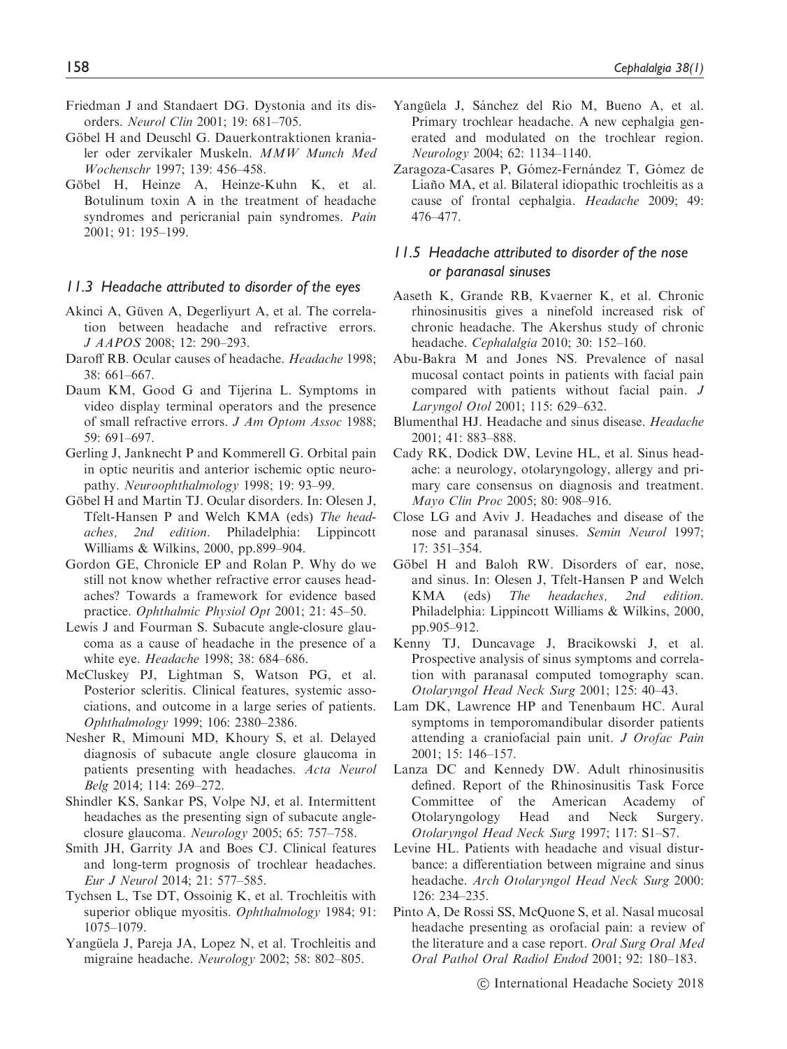Friedman J and Standaert DG. Dystonia and its disorders. *Neurol Clin* 2001; 19: 681–705.

Göbel H and Deuschl G. Dauerkontraktionen kranialer oder zervikaler Muskeln. *MMW Munch Med Wochenschr* 1997; 139: 456–458.

Göbel H, Heinze A, Heinze-Kuhn K, et al. Botulinum toxin A in the treatment of headache syndromes and pericranial pain syndromes. *Pain* 2001; 91: 195–199.

### *11.3 Headache attributed to disorder of the eyes*

Akinci A, Güven A, Degerliyurt A, et al. The correlation between headache and refractive errors. *J AAPOS* 2008; 12: 290–293.

Daroff RB. Ocular causes of headache. *Headache* 1998; 38: 661–667.

Daum KM, Good G and Tijerina L. Symptoms in video display terminal operators and the presence of small refractive errors. *J Am Optom Assoc* 1988; 59: 691–697.

Gerling J, Janknecht P and Kommerell G. Orbital pain in optic neuritis and anterior ischemic optic neuropathy. *Neuroophthalmology* 1998; 19: 93–99.

Göbel H and Martin TJ. Ocular disorders. In: Olesen J, Tfelt-Hansen P and Welch KMA (eds) *The headaches, 2nd edition*. Philadelphia: Lippincott Williams & Wilkins, 2000, pp.899–904.

Gordon GE, Chronicle EP and Rolan P. Why do we still not know whether refractive error causes headaches? Towards a framework for evidence based practice. *Ophthalmic Physiol Opt* 2001; 21: 45–50.

Lewis J and Fourman S. Subacute angle-closure glaucoma as a cause of headache in the presence of a white eye. *Headache* 1998; 38: 684–686.

McCluskey PJ, Lightman S, Watson PG, et al. Posterior scleritis. Clinical features, systemic associations, and outcome in a large series of patients. *Ophthalmology* 1999; 106: 2380–2386.

Nesher R, Mimouni MD, Khoury S, et al. Delayed diagnosis of subacute angle closure glaucoma in patients presenting with headaches. *Acta Neurol Belg* 2014; 114: 269–272.

Shindler KS, Sankar PS, Volpe NJ, et al. Intermittent headaches as the presenting sign of subacute angle-closure glaucoma. *Neurology* 2005; 65: 757–758.

Smith JH, Garrity JA and Boes CJ. Clinical features and long-term prognosis of trochlear headaches. *Eur J Neurol* 2014; 21: 577–585.

Tychsen L, Tse DT, Ossoinig K, et al. Trochleitis with superior oblique myositis. *Ophthalmology* 1984; 91: 1075–1079.

Yangüela J, Pareja JA, Lopez N, et al. Trochleitis and migraine headache. *Neurology* 2002; 58: 802–805.

Yangüela J, Sánchez del Rio M, Bueno A, et al. Primary trochlear headache. A new cephalgia generated and modulated on the trochlear region. *Neurology* 2004; 62: 1134–1140.

Zaragoza-Casares P, Gómez-Fernández T, Gómez de Liaño MA, et al. Bilateral idiopathic trochleitis as a cause of frontal cephalgia. *Headache* 2009; 49: 476–477.

### *11.5 Headache attributed to disorder of the nose or paranasal sinuses*

Aaseth K, Grande RB, Kvaerner K, et al. Chronic rhinosinusitis gives a ninefold increased risk of chronic headache. The Akershus study of chronic headache. *Cephalalgia* 2010; 30: 152–160.

Abu-Bakra M and Jones NS. Prevalence of nasal mucosal contact points in patients with facial pain compared with patients without facial pain. *J Laryngol Otol* 2001; 115: 629–632.

Blumenthal HJ. Headache and sinus disease. *Headache* 2001; 41: 883–888.

Cady RK, Dodick DW, Levine HL, et al. Sinus headache: a neurology, otolaryngology, allergy and primary care consensus on diagnosis and treatment. *Mayo Clin Proc* 2005; 80: 908–916.

Close LG and Aviv J. Headaches and disease of the nose and paranasal sinuses. *Semin Neurol* 1997; 17: 351–354.

Göbel H and Baloh RW. Disorders of ear, nose, and sinus. In: Olesen J, Tfelt-Hansen P and Welch KMA (eds) *The headaches, 2nd edition*. Philadelphia: Lippincott Williams & Wilkins, 2000, pp.905–912.

Kenny TJ, Duncavage J, Bracikowski J, et al. Prospective analysis of sinus symptoms and correlation with paranasal computed tomography scan. *Otolaryngol Head Neck Surg* 2001; 125: 40–43.

Lam DK, Lawrence HP and Tenenbaum HC. Aural symptoms in temporomandibular disorder patients attending a craniofacial pain unit. *J Orofac Pain* 2001; 15: 146–157.

Lanza DC and Kennedy DW. Adult rhinosinusitis defined. Report of the Rhinosinusitis Task Force Committee of the American Academy of Otolaryngology Head and Neck Surgery. *Otolaryngol Head Neck Surg* 1997; 117: S1–S7.

Levine HL. Patients with headache and visual disturbance: a differentiation between migraine and sinus headache. *Arch Otolaryngol Head Neck Surg* 2000: 126: 234–235.

Pinto A, De Rossi SS, McQuone S, et al. Nasal mucosal headache presenting as orofacial pain: a review of the literature and a case report. *Oral Surg Oral Med Oral Pathol Oral Radiol Endod* 2001; 92: 180–183.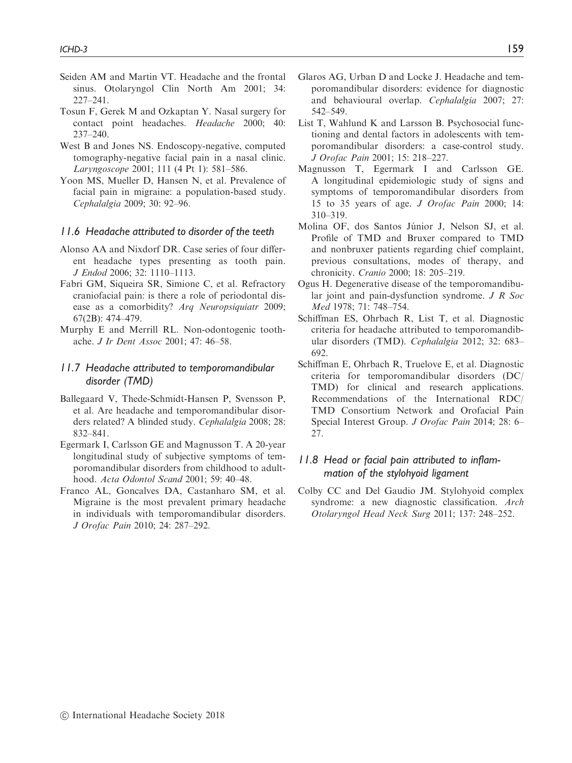Seiden AM and Martin VT. Headache and the frontal sinus. Otolaryngol Clin North Am 2001; 34: 227–241.

Tosun F, Gerek M and Ozkaptan Y. Nasal surgery for contact point headaches. *Headache* 2000; 40: 237–240.

West B and Jones NS. Endoscopy-negative, computed tomography-negative facial pain in a nasal clinic. *Laryngoscope* 2001; 111 (4 Pt 1): 581–586.

Yoon MS, Mueller D, Hansen N, et al. Prevalence of facial pain in migraine: a population-based study. *Cephalalgia* 2009; 30: 92–96.

### 11.6 Headache attributed to disorder of the teeth

Alonso AA and Nixdorf DR. Case series of four different headache types presenting as tooth pain. *J Endod* 2006; 32: 1110–1113.

Fabri GM, Siqueira SR, Simione C, et al. Refractory craniofacial pain: is there a role of periodontal disease as a comorbidity? *Arq Neuropsiquiatr* 2009; 67(2B): 474–479.

Murphy E and Merrill RL. Non-odontogenic toothache. *J Ir Dent Assoc* 2001; 47: 46–58.

### 11.7 Headache attributed to temporomandibular disorder (TMD)

Ballegaard V, Thede-Schmidt-Hansen P, Svensson P, et al. Are headache and temporomandibular disorders related? A blinded study. *Cephalalgia* 2008; 28: 832–841.

Egermark I, Carlsson GE and Magnusson T. A 20-year longitudinal study of subjective symptoms of temporomandibular disorders from childhood to adulthood. *Acta Odontol Scand* 2001; 59: 40–48.

Franco AL, Goncalves DA, Castanharo SM, et al. Migraine is the most prevalent primary headache in individuals with temporomandibular disorders. *J Orofac Pain* 2010; 24: 287–292.

Glaros AG, Urban D and Locke J. Headache and temporomandibular disorders: evidence for diagnostic and behavioural overlap. *Cephalalgia* 2007; 27: 542–549.

List T, Wahlund K and Larsson B. Psychosocial functioning and dental factors in adolescents with temporomandibular disorders: a case-control study. *J Orofac Pain* 2001; 15: 218–227.

Magnusson T, Egermark I and Carlsson GE. A longitudinal epidemiologic study of signs and symptoms of temporomandibular disorders from 15 to 35 years of age. *J Orofac Pain* 2000; 14: 310–319.

Molina OF, dos Santos Júnior J, Nelson SJ, et al. Profile of TMD and Bruxer compared to TMD and nonbruxer patients regarding chief complaint, previous consultations, modes of therapy, and chronicity. *Cranio* 2000; 18: 205–219.

Ogus H. Degenerative disease of the temporomandibular joint and pain-dysfunction syndrome. *J R Soc Med* 1978; 71: 748–754.

Schiffman ES, Ohrbach R, List T, et al. Diagnostic criteria for headache attributed to temporomandibular disorders (TMD). *Cephalalgia* 2012; 32: 683–692.

Schiffman E, Ohrbach R, Truelove E, et al. Diagnostic criteria for temporomandibular disorders (DC/TMD) for clinical and research applications. Recommendations of the International RDC/TMD Consortium Network and Orofacial Pain Special Interest Group. *J Orofac Pain* 2014; 28: 6–27.

### 11.8 Head or facial pain attributed to inflammation of the stylohyoid ligament

Colby CC and Del Gaudio JM. Stylohyoid complex syndrome: a new diagnostic classification. *Arch Otolaryngol Head Neck Surg* 2011; 137: 248–252.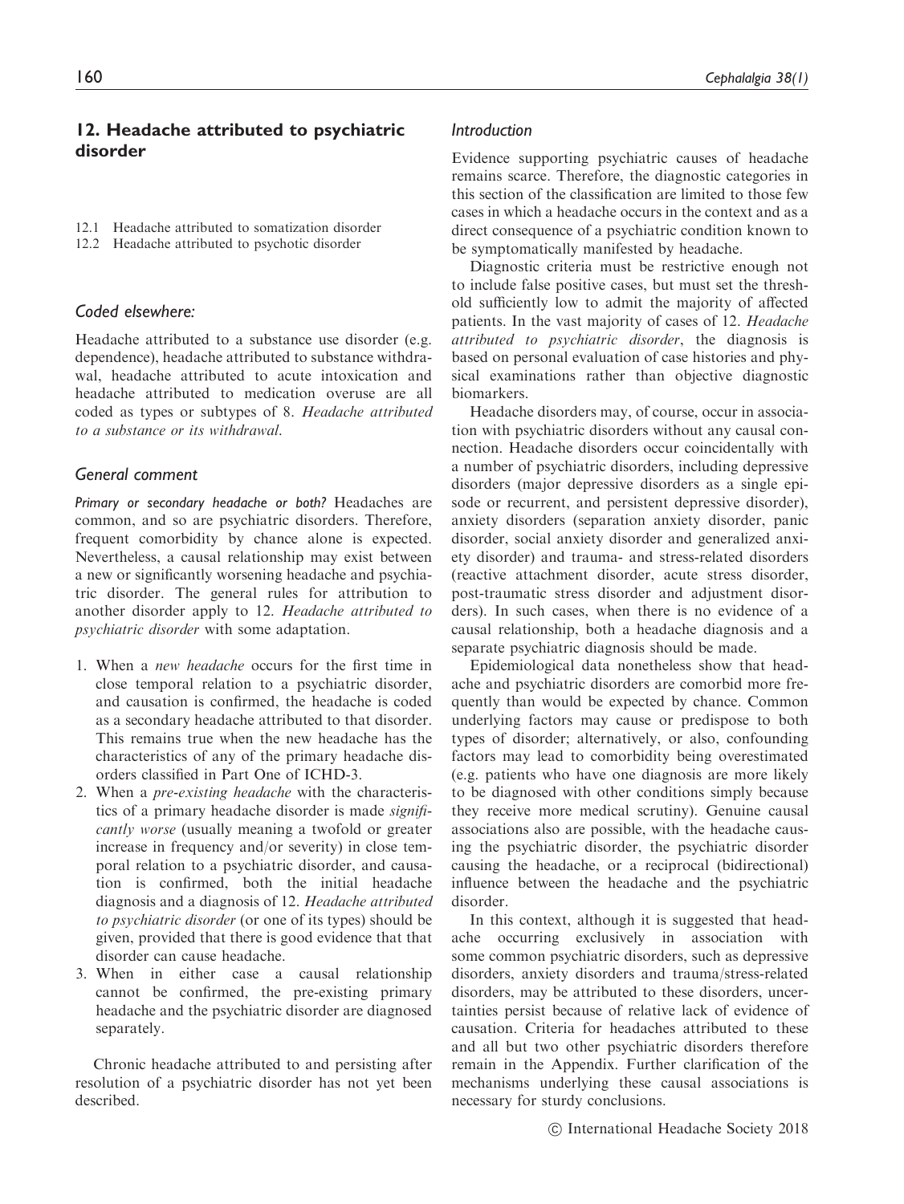## 12. Headache attributed to psychiatric disorder

12.1 Headache attributed to somatization disorder
12.2 Headache attributed to psychotic disorder

### Coded elsewhere:

Headache attributed to a substance use disorder (e.g. dependence), headache attributed to substance withdrawal, headache attributed to acute intoxication and headache attributed to medication overuse are all coded as types or subtypes of 8. *Headache attributed to a substance or its withdrawal*.

### General comment

*Primary or secondary headache or both?* Headaches are common, and so are psychiatric disorders. Therefore, frequent comorbidity by chance alone is expected. Nevertheless, a causal relationship may exist between a new or significantly worsening headache and psychiatric disorder. The general rules for attribution to another disorder apply to 12. *Headache attributed to psychiatric disorder* with some adaptation.

1. When a *new headache* occurs for the first time in close temporal relation to a psychiatric disorder, and causation is confirmed, the headache is coded as a secondary headache attributed to that disorder. This remains true when the new headache has the characteristics of any of the primary headache disorders classified in Part One of ICHD-3.
2. When a *pre-existing headache* with the characteristics of a primary headache disorder is made *significantly worse* (usually meaning a twofold or greater increase in frequency and/or severity) in close temporal relation to a psychiatric disorder, and causation is confirmed, both the initial headache diagnosis and a diagnosis of 12. *Headache attributed to psychiatric disorder* (or one of its types) should be given, provided that there is good evidence that that disorder can cause headache.
3. When in either case a causal relationship cannot be confirmed, the pre-existing primary headache and the psychiatric disorder are diagnosed separately.

Chronic headache attributed to and persisting after resolution of a psychiatric disorder has not yet been described.

### Introduction

Evidence supporting psychiatric causes of headache remains scarce. Therefore, the diagnostic categories in this section of the classification are limited to those few cases in which a headache occurs in the context and as a direct consequence of a psychiatric condition known to be symptomatically manifested by headache.

Diagnostic criteria must be restrictive enough not to include false positive cases, but must set the threshold sufficiently low to admit the majority of affected patients. In the vast majority of cases of 12. *Headache attributed to psychiatric disorder*, the diagnosis is based on personal evaluation of case histories and physical examinations rather than objective diagnostic biomarkers.

Headache disorders may, of course, occur in association with psychiatric disorders without any causal connection. Headache disorders occur coincidentally with a number of psychiatric disorders, including depressive disorders (major depressive disorders as a single episode or recurrent, and persistent depressive disorder), anxiety disorders (separation anxiety disorder, panic disorder, social anxiety disorder and generalized anxiety disorder) and trauma- and stress-related disorders (reactive attachment disorder, acute stress disorder, post-traumatic stress disorder and adjustment disorders). In such cases, when there is no evidence of a causal relationship, both a headache diagnosis and a separate psychiatric diagnosis should be made.

Epidemiological data nonetheless show that headache and psychiatric disorders are comorbid more frequently than would be expected by chance. Common underlying factors may cause or predispose to both types of disorder; alternatively, or also, confounding factors may lead to comorbidity being overestimated (e.g. patients who have one diagnosis are more likely to be diagnosed with other conditions simply because they receive more medical scrutiny). Genuine causal associations also are possible, with the headache causing the psychiatric disorder, the psychiatric disorder causing the headache, or a reciprocal (bidirectional) influence between the headache and the psychiatric disorder.

In this context, although it is suggested that headache occurring exclusively in association with some common psychiatric disorders, such as depressive disorders, anxiety disorders and trauma/stress-related disorders, may be attributed to these disorders, uncertainties persist because of relative lack of evidence of causation. Criteria for headaches attributed to these and all but two other psychiatric disorders therefore remain in the Appendix. Further clarification of the mechanisms underlying these causal associations is necessary for sturdy conclusions.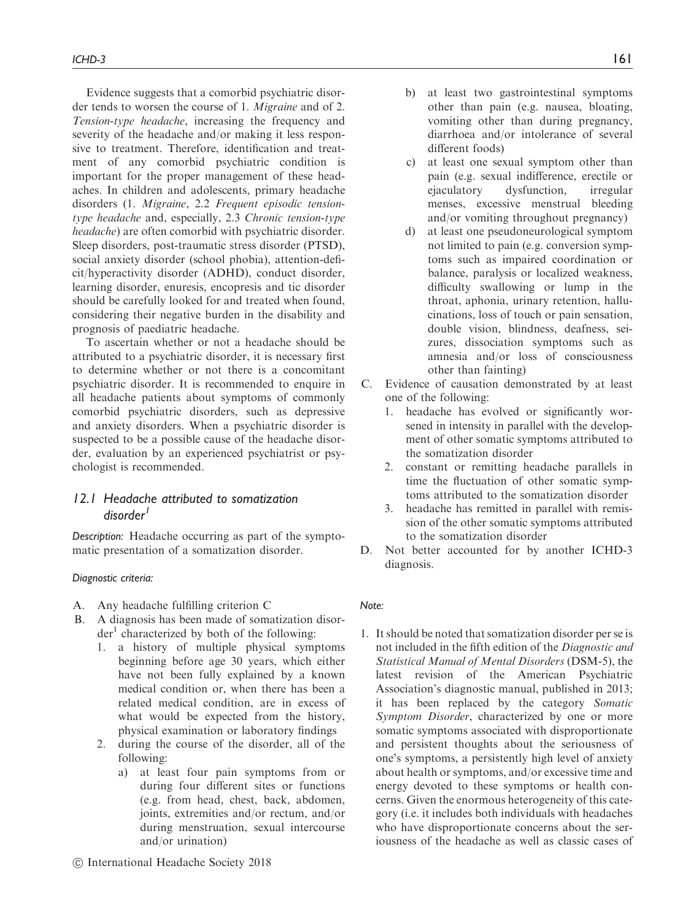Evidence suggests that a comorbid psychiatric disorder tends to worsen the course of 1. *Migraine* and of 2. *Tension-type headache*, increasing the frequency and severity of the headache and/or making it less responsive to treatment. Therefore, identification and treatment of any comorbid psychiatric condition is important for the proper management of these headaches. In children and adolescents, primary headache disorders (1. *Migraine*, 2.2 *Frequent episodic tension-type headache* and, especially, 2.3 *Chronic tension-type headache*) are often comorbid with psychiatric disorder. Sleep disorders, post-traumatic stress disorder (PTSD), social anxiety disorder (school phobia), attention-deficit/hyperactivity disorder (ADHD), conduct disorder, learning disorder, enuresis, encopresis and tic disorder should be carefully looked for and treated when found, considering their negative burden in the disability and prognosis of paediatric headache.

To ascertain whether or not a headache should be attributed to a psychiatric disorder, it is necessary first to determine whether or not there is a concomitant psychiatric disorder. It is recommended to enquire in all headache patients about symptoms of commonly comorbid psychiatric disorders, such as depressive and anxiety disorders. When a psychiatric disorder is suspected to be a possible cause of the headache disorder, evaluation by an experienced psychiatrist or psychologist is recommended.

## 12.1 Headache attributed to somatization disorder[1]

*Description:* Headache occurring as part of the symptomatic presentation of a somatization disorder.

*Diagnostic criteria:*

A. Any headache fulfilling criterion C
B. A diagnosis has been made of somatization disorder[1] characterized by both of the following:
   1. a history of multiple physical symptoms beginning before age 30 years, which either have not been fully explained by a known medical condition or, when there has been a related medical condition, are in excess of what would be expected from the history, physical examination or laboratory findings
   2. during the course of the disorder, all of the following:
      a) at least four pain symptoms from or during four different sites or functions (e.g. from head, chest, back, abdomen, joints, extremities and/or rectum, and/or during menstruation, sexual intercourse and/or urination)
      b) at least two gastrointestinal symptoms other than pain (e.g. nausea, bloating, vomiting other than during pregnancy, diarrhoea and/or intolerance of several different foods)
      c) at least one sexual symptom other than pain (e.g. sexual indifference, erectile or ejaculatory dysfunction, irregular menses, excessive menstrual bleeding and/or vomiting throughout pregnancy)
      d) at least one pseudoneurological symptom not limited to pain (e.g. conversion symptoms such as impaired coordination or balance, paralysis or localized weakness, difficulty swallowing or lump in the throat, aphonia, urinary retention, hallucinations, loss of touch or pain sensation, double vision, blindness, deafness, seizures, dissociation symptoms such as amnesia and/or loss of consciousness other than fainting)
C. Evidence of causation demonstrated by at least one of the following:
   1. headache has evolved or significantly worsened in intensity in parallel with the development of other somatic symptoms attributed to the somatization disorder
   2. constant or remitting headache parallels in time the fluctuation of other somatic symptoms attributed to the somatization disorder
   3. headache has remitted in parallel with remission of the other somatic symptoms attributed to the somatization disorder
D. Not better accounted for by another ICHD-3 diagnosis.

*Note:*

1. It should be noted that somatization disorder per se is not included in the fifth edition of the *Diagnostic and Statistical Manual of Mental Disorders* (DSM-5), the latest revision of the American Psychiatric Association's diagnostic manual, published in 2013; it has been replaced by the category *Somatic Symptom Disorder*, characterized by one or more somatic symptoms associated with disproportionate and persistent thoughts about the seriousness of one's symptoms, a persistently high level of anxiety about health or symptoms, and/or excessive time and energy devoted to these symptoms or health concerns. Given the enormous heterogeneity of this category (i.e. it includes both individuals with headaches who have disproportionate concerns about the seriousness of the headache as well as classic cases of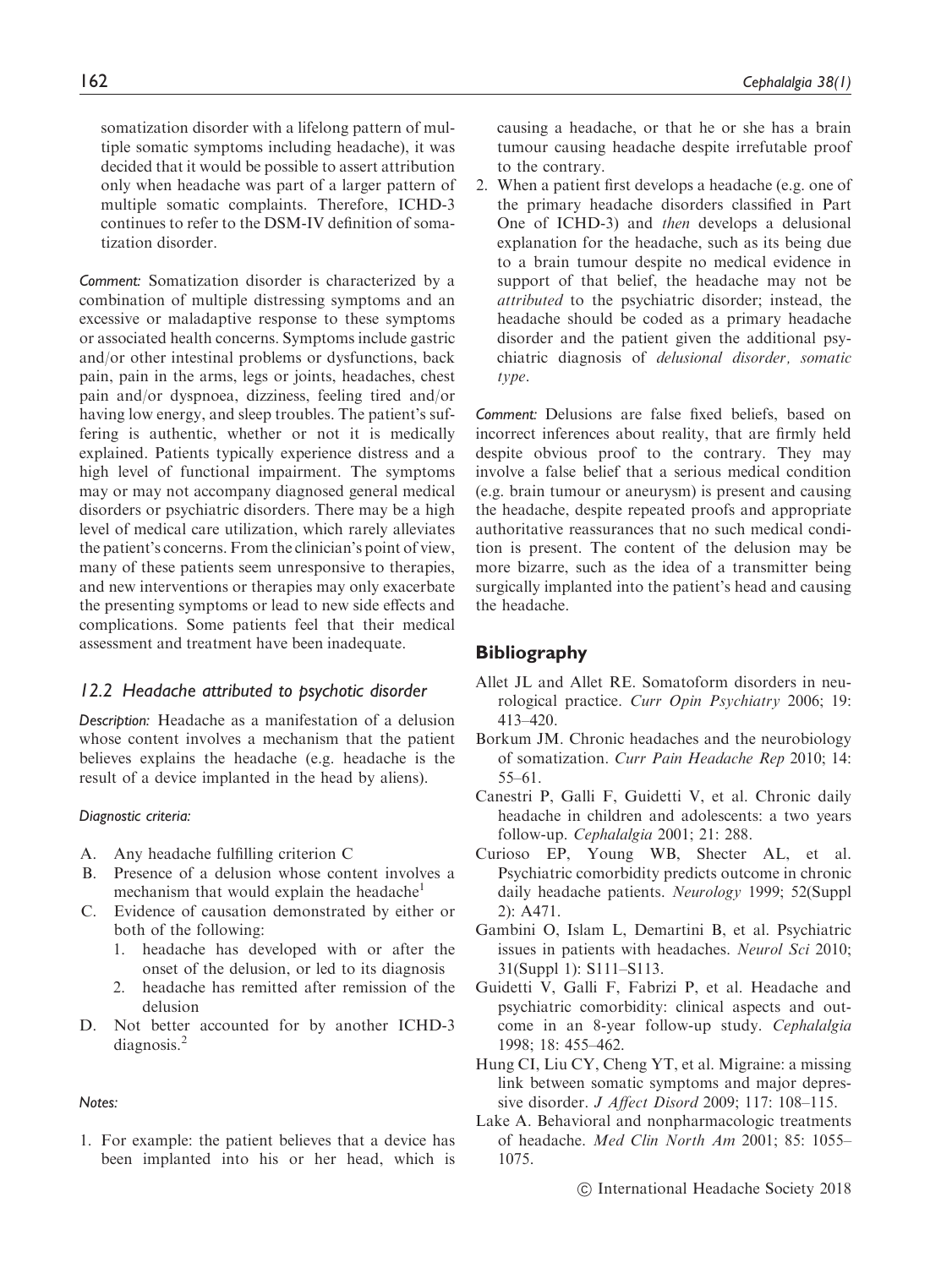somatization disorder with a lifelong pattern of multiple somatic symptoms including headache), it was decided that it would be possible to assert attribution only when headache was part of a larger pattern of multiple somatic complaints. Therefore, ICHD-3 continues to refer to the DSM-IV definition of somatization disorder.

*Comment:* Somatization disorder is characterized by a combination of multiple distressing symptoms and an excessive or maladaptive response to these symptoms or associated health concerns. Symptoms include gastric and/or other intestinal problems or dysfunctions, back pain, pain in the arms, legs or joints, headaches, chest pain and/or dyspnoea, dizziness, feeling tired and/or having low energy, and sleep troubles. The patient's suffering is authentic, whether or not it is medically explained. Patients typically experience distress and a high level of functional impairment. The symptoms may or may not accompany diagnosed general medical disorders or psychiatric disorders. There may be a high level of medical care utilization, which rarely alleviates the patient's concerns. From the clinician's point of view, many of these patients seem unresponsive to therapies, and new interventions or therapies may only exacerbate the presenting symptoms or lead to new side effects and complications. Some patients feel that their medical assessment and treatment have been inadequate.

### 12.2 Headache attributed to psychotic disorder

*Description:* Headache as a manifestation of a delusion whose content involves a mechanism that the patient believes explains the headache (e.g. headache is the result of a device implanted in the head by aliens).

*Diagnostic criteria:*

A. Any headache fulfilling criterion C
B. Presence of a delusion whose content involves a mechanism that would explain the headache[1]
C. Evidence of causation demonstrated by either or both of the following:
   1. headache has developed with or after the onset of the delusion, or led to its diagnosis
   2. headache has remitted after remission of the delusion
D. Not better accounted for by another ICHD-3 diagnosis.[2]

*Notes:*

1. For example: the patient believes that a device has been implanted into his or her head, which is causing a headache, or that he or she has a brain tumour causing headache despite irrefutable proof to the contrary.
2. When a patient first develops a headache (e.g. one of the primary headache disorders classified in Part One of ICHD-3) and *then* develops a delusional explanation for the headache, such as its being due to a brain tumour despite no medical evidence in support of that belief, the headache may not be *attributed* to the psychiatric disorder; instead, the headache should be coded as a primary headache disorder and the patient given the additional psychiatric diagnosis of *delusional disorder, somatic type*.

*Comment:* Delusions are false fixed beliefs, based on incorrect inferences about reality, that are firmly held despite obvious proof to the contrary. They may involve a false belief that a serious medical condition (e.g. brain tumour or aneurysm) is present and causing the headache, despite repeated proofs and appropriate authoritative reassurances that no such medical condition is present. The content of the delusion may be more bizarre, such as the idea of a transmitter being surgically implanted into the patient's head and causing the headache.

## Bibliography

Allet JL and Allet RE. Somatoform disorders in neurological practice. *Curr Opin Psychiatry* 2006; 19: 413–420.

Borkum JM. Chronic headaches and the neurobiology of somatization. *Curr Pain Headache Rep* 2010; 14: 55–61.

Canestri P, Galli F, Guidetti V, et al. Chronic daily headache in children and adolescents: a two years follow-up. *Cephalalgia* 2001; 21: 288.

Curioso EP, Young WB, Shecter AL, et al. Psychiatric comorbidity predicts outcome in chronic daily headache patients. *Neurology* 1999; 52(Suppl 2): A471.

Gambini O, Islam L, Demartini B, et al. Psychiatric issues in patients with headaches. *Neurol Sci* 2010; 31(Suppl 1): S111–S113.

Guidetti V, Galli F, Fabrizi P, et al. Headache and psychiatric comorbidity: clinical aspects and outcome in an 8-year follow-up study. *Cephalalgia* 1998; 18: 455–462.

Hung CI, Liu CY, Cheng YT, et al. Migraine: a missing link between somatic symptoms and major depressive disorder. *J Affect Disord* 2009; 117: 108–115.

Lake A. Behavioral and nonpharmacologic treatments of headache. *Med Clin North Am* 2001; 85: 1055–1075.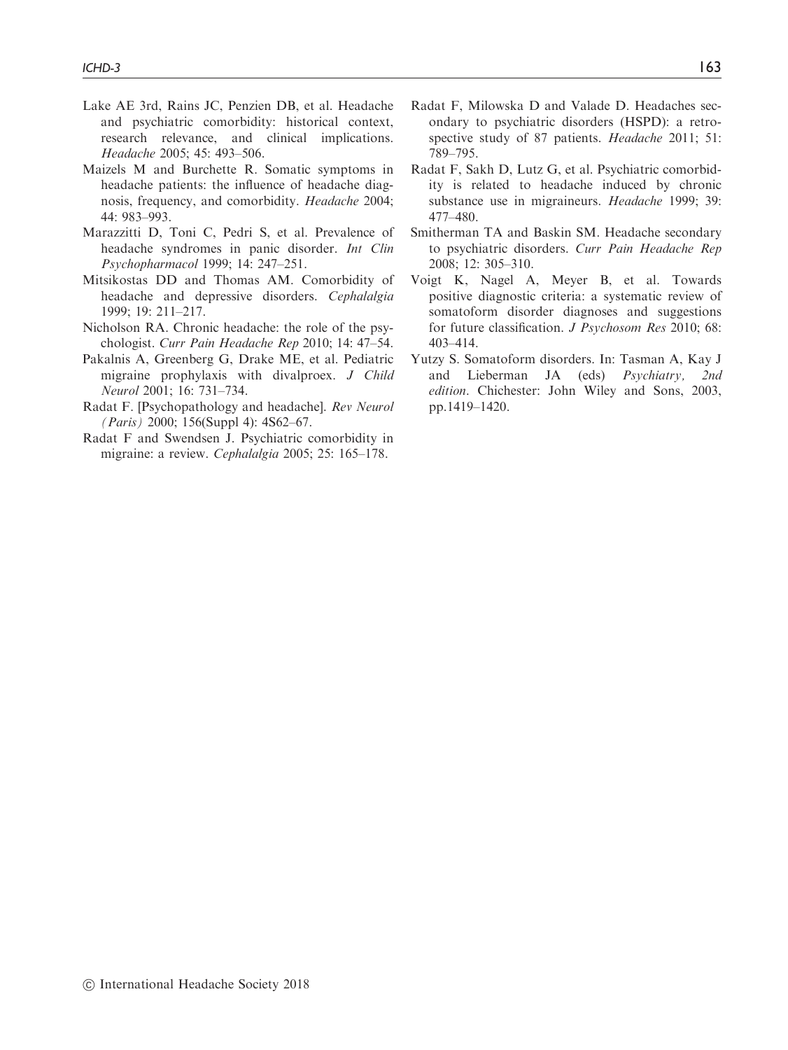Lake AE 3rd, Rains JC, Penzien DB, et al. Headache and psychiatric comorbidity: historical context, research relevance, and clinical implications. *Headache* 2005; 45: 493–506.

Maizels M and Burchette R. Somatic symptoms in headache patients: the influence of headache diagnosis, frequency, and comorbidity. *Headache* 2004; 44: 983–993.

Marazzitti D, Toni C, Pedri S, et al. Prevalence of headache syndromes in panic disorder. *Int Clin Psychopharmacol* 1999; 14: 247–251.

Mitsikostas DD and Thomas AM. Comorbidity of headache and depressive disorders. *Cephalalgia* 1999; 19: 211–217.

Nicholson RA. Chronic headache: the role of the psychologist. *Curr Pain Headache Rep* 2010; 14: 47–54.

Pakalnis A, Greenberg G, Drake ME, et al. Pediatric migraine prophylaxis with divalproex. *J Child Neurol* 2001; 16: 731–734.

Radat F. [Psychopathology and headache]. *Rev Neurol (Paris)* 2000; 156(Suppl 4): 4S62–67.

Radat F and Swendsen J. Psychiatric comorbidity in migraine: a review. *Cephalalgia* 2005; 25: 165–178.

Radat F, Milowska D and Valade D. Headaches secondary to psychiatric disorders (HSPD): a retrospective study of 87 patients. *Headache* 2011; 51: 789–795.

Radat F, Sakh D, Lutz G, et al. Psychiatric comorbidity is related to headache induced by chronic substance use in migraineurs. *Headache* 1999; 39: 477–480.

Smitherman TA and Baskin SM. Headache secondary to psychiatric disorders. *Curr Pain Headache Rep* 2008; 12: 305–310.

Voigt K, Nagel A, Meyer B, et al. Towards positive diagnostic criteria: a systematic review of somatoform disorder diagnoses and suggestions for future classification. *J Psychosom Res* 2010; 68: 403–414.

Yutzy S. Somatoform disorders. In: Tasman A, Kay J and Lieberman JA (eds) *Psychiatry, 2nd edition*. Chichester: John Wiley and Sons, 2003, pp.1419–1420.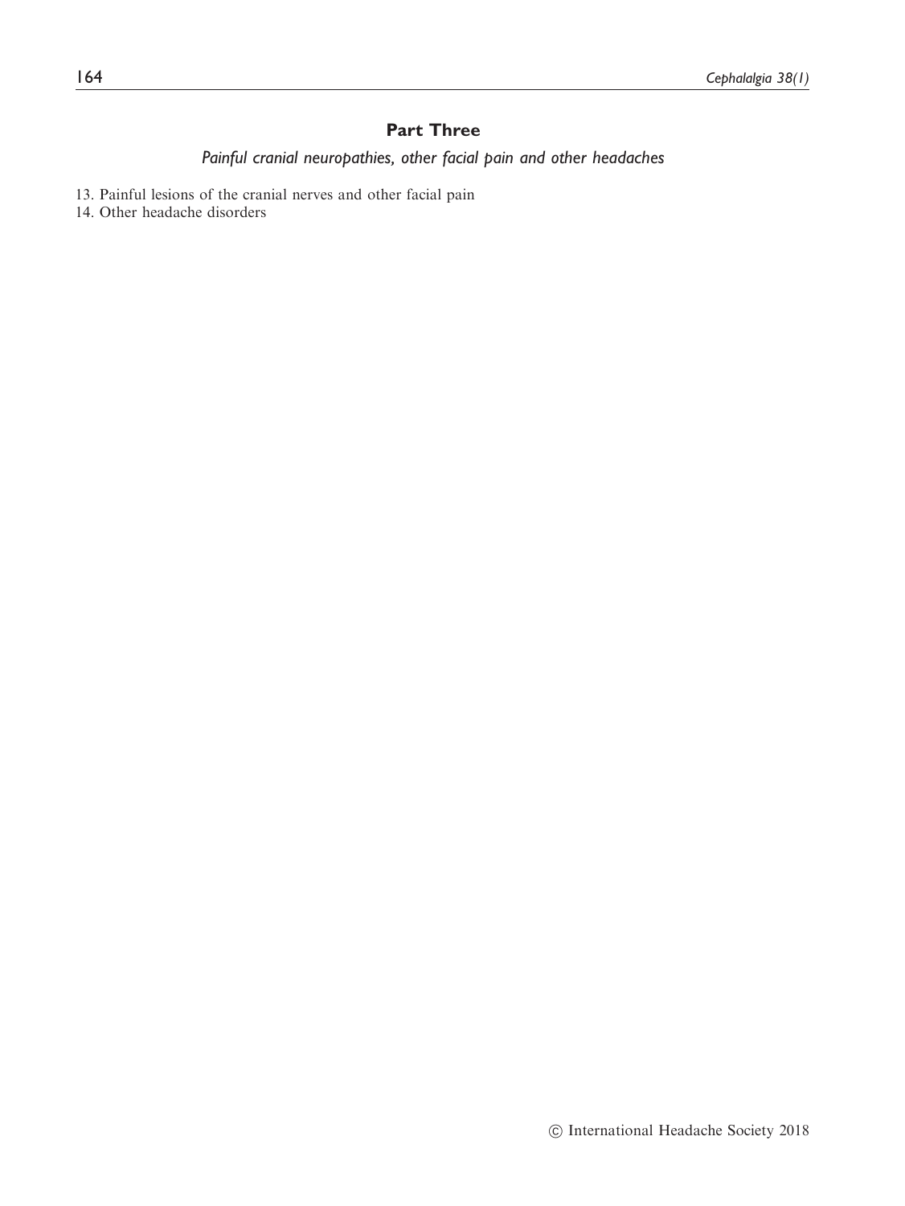# Part Three

*Painful cranial neuropathies, other facial pain and other headaches*

13. Painful lesions of the cranial nerves and other facial pain
14. Other headache disorders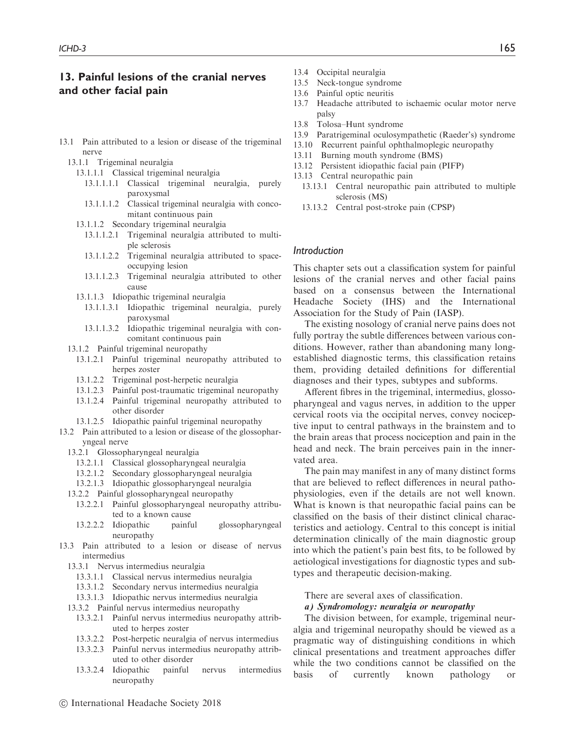## 13. Painful lesions of the cranial nerves and other facial pain

- 13.1 Pain attributed to a lesion or disease of the trigeminal nerve
  - 13.1.1 Trigeminal neuralgia
    - 13.1.1.1 Classical trigeminal neuralgia
      - 13.1.1.1.1 Classical trigeminal neuralgia, purely paroxysmal
      - 13.1.1.1.2 Classical trigeminal neuralgia with concomitant continuous pain
    - 13.1.1.2 Secondary trigeminal neuralgia
      - 13.1.1.2.1 Trigeminal neuralgia attributed to multiple sclerosis
      - 13.1.1.2.2 Trigeminal neuralgia attributed to space-occupying lesion
      - 13.1.1.2.3 Trigeminal neuralgia attributed to other cause
    - 13.1.1.3 Idiopathic trigeminal neuralgia
      - 13.1.1.3.1 Idiopathic trigeminal neuralgia, purely paroxysmal
      - 13.1.1.3.2 Idiopathic trigeminal neuralgia with concomitant continuous pain
  - 13.1.2 Painful trigeminal neuropathy
    - 13.1.2.1 Painful trigeminal neuropathy attributed to herpes zoster
    - 13.1.2.2 Trigeminal post-herpetic neuralgia
    - 13.1.2.3 Painful post-traumatic trigeminal neuropathy
    - 13.1.2.4 Painful trigeminal neuropathy attributed to other disorder
    - 13.1.2.5 Idiopathic painful trigeminal neuropathy
- 13.2 Pain attributed to a lesion or disease of the glossopharyngeal nerve
  - 13.2.1 Glossopharyngeal neuralgia
    - 13.2.1.1 Classical glossopharyngeal neuralgia
    - 13.2.1.2 Secondary glossopharyngeal neuralgia
    - 13.2.1.3 Idiopathic glossopharyngeal neuralgia
  - 13.2.2 Painful glossopharyngeal neuropathy
    - 13.2.2.1 Painful glossopharyngeal neuropathy attributed to a known cause
    - 13.2.2.2 Idiopathic painful glossopharyngeal neuropathy
- 13.3 Pain attributed to a lesion or disease of nervus intermedius
  - 13.3.1 Nervus intermedius neuralgia
    - 13.3.1.1 Classical nervus intermedius neuralgia
    - 13.3.1.2 Secondary nervus intermedius neuralgia
    - 13.3.1.3 Idiopathic nervus intermedius neuralgia
  - 13.3.2 Painful nervus intermedius neuropathy
    - 13.3.2.1 Painful nervus intermedius neuropathy attributed to herpes zoster
    - 13.3.2.2 Post-herpetic neuralgia of nervus intermedius
    - 13.3.2.3 Painful nervus intermedius neuropathy attributed to other disorder
    - 13.3.2.4 Idiopathic painful nervus intermedius neuropathy
- 13.4 Occipital neuralgia
- 13.5 Neck-tongue syndrome
- 13.6 Painful optic neuritis
- 13.7 Headache attributed to ischaemic ocular motor nerve palsy
- 13.8 Tolosa–Hunt syndrome
- 13.9 Paratrigeminal oculosympathetic (Raeder's) syndrome
- 13.10 Recurrent painful ophthalmoplegic neuropathy
- 13.11 Burning mouth syndrome (BMS)
- 13.12 Persistent idiopathic facial pain (PIFP)
- 13.13 Central neuropathic pain
  - 13.13.1 Central neuropathic pain attributed to multiple sclerosis (MS)
  - 13.13.2 Central post-stroke pain (CPSP)

### *Introduction*

This chapter sets out a classification system for painful lesions of the cranial nerves and other facial pains based on a consensus between the International Headache Society (IHS) and the International Association for the Study of Pain (IASP).

The existing nosology of cranial nerve pains does not fully portray the subtle differences between various conditions. However, rather than abandoning many long-established diagnostic terms, this classification retains them, providing detailed definitions for differential diagnoses and their types, subtypes and subforms.

Afferent fibres in the trigeminal, intermedius, glossopharyngeal and vagus nerves, in addition to the upper cervical roots via the occipital nerves, convey nociceptive input to central pathways in the brainstem and to the brain areas that process nociception and pain in the head and neck. The brain perceives pain in the innervated area.

The pain may manifest in any of many distinct forms that are believed to reflect differences in neural pathophysiologies, even if the details are not well known. What is known is that neuropathic facial pains can be classified on the basis of their distinct clinical characteristics and aetiology. Central to this concept is initial determination clinically of the main diagnostic group into which the patient's pain best fits, to be followed by aetiological investigations for diagnostic types and subtypes and therapeutic decision-making.

There are several axes of classification.

***a) Syndromology: neuralgia or neuropathy***

The division between, for example, trigeminal neuralgia and trigeminal neuropathy should be viewed as a pragmatic way of distinguishing conditions in which clinical presentations and treatment approaches differ while the two conditions cannot be classified on the basis of currently known pathology or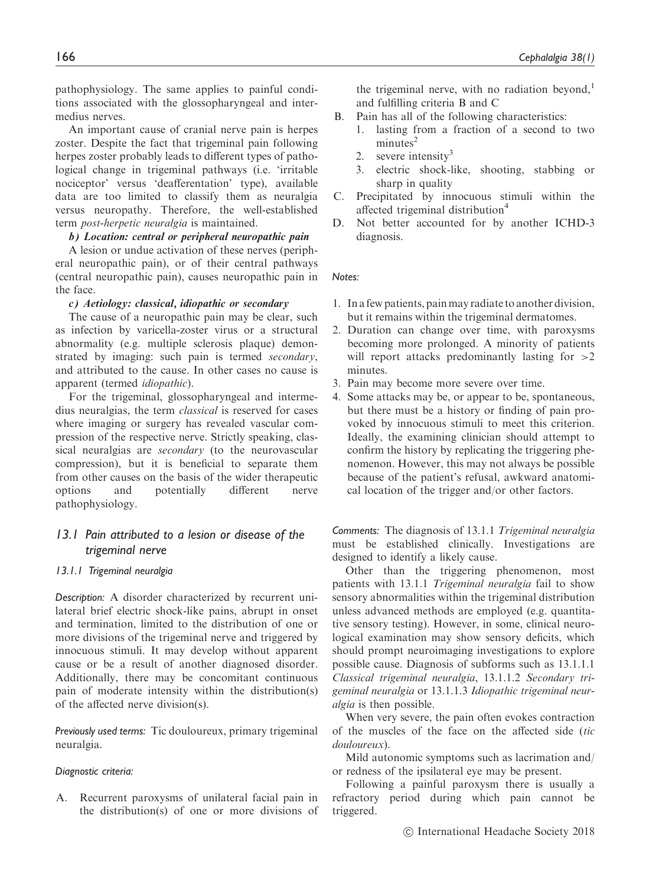pathophysiology. The same applies to painful conditions associated with the glossopharyngeal and intermedius nerves.

An important cause of cranial nerve pain is herpes zoster. Despite the fact that trigeminal pain following herpes zoster probably leads to different types of pathological change in trigeminal pathways (i.e. 'irritable nociceptor' versus 'deafferentation' type), available data are too limited to classify them as neuralgia versus neuropathy. Therefore, the well-established term *post-herpetic neuralgia* is maintained.

***b) Location: central or peripheral neuropathic pain***

A lesion or undue activation of these nerves (peripheral neuropathic pain), or of their central pathways (central neuropathic pain), causes neuropathic pain in the face.

***c) Aetiology: classical, idiopathic or secondary***

The cause of a neuropathic pain may be clear, such as infection by varicella-zoster virus or a structural abnormality (e.g. multiple sclerosis plaque) demonstrated by imaging: such pain is termed *secondary*, and attributed to the cause. In other cases no cause is apparent (termed *idiopathic*).

For the trigeminal, glossopharyngeal and intermedius neuralgias, the term *classical* is reserved for cases where imaging or surgery has revealed vascular compression of the respective nerve. Strictly speaking, classical neuralgias are *secondary* (to the neurovascular compression), but it is beneficial to separate them from other causes on the basis of the wider therapeutic options and potentially different nerve pathophysiology.

## 13.1 Pain attributed to a lesion or disease of the trigeminal nerve

### 13.1.1 Trigeminal neuralgia

*Description:* A disorder characterized by recurrent unilateral brief electric shock-like pains, abrupt in onset and termination, limited to the distribution of one or more divisions of the trigeminal nerve and triggered by innocuous stimuli. It may develop without apparent cause or be a result of another diagnosed disorder. Additionally, there may be concomitant continuous pain of moderate intensity within the distribution(s) of the affected nerve division(s).

*Previously used terms:* Tic douloureux, primary trigeminal neuralgia.

*Diagnostic criteria:*

A. Recurrent paroxysms of unilateral facial pain in the distribution(s) of one or more divisions of the trigeminal nerve, with no radiation beyond,[1] and fulfilling criteria B and C
B. Pain has all of the following characteristics:
   1. lasting from a fraction of a second to two minutes[2]
   2. severe intensity[3]
   3. electric shock-like, shooting, stabbing or sharp in quality
C. Precipitated by innocuous stimuli within the affected trigeminal distribution[4]
D. Not better accounted for by another ICHD-3 diagnosis.

*Notes:*

1. In a few patients, pain may radiate to another division, but it remains within the trigeminal dermatomes.
2. Duration can change over time, with paroxysms becoming more prolonged. A minority of patients will report attacks predominantly lasting for >2 minutes.
3. Pain may become more severe over time.
4. Some attacks may be, or appear to be, spontaneous, but there must be a history or finding of pain provoked by innocuous stimuli to meet this criterion. Ideally, the examining clinician should attempt to confirm the history by replicating the triggering phenomenon. However, this may not always be possible because of the patient's refusal, awkward anatomical location of the trigger and/or other factors.

*Comments:* The diagnosis of 13.1.1 *Trigeminal neuralgia* must be established clinically. Investigations are designed to identify a likely cause.

Other than the triggering phenomenon, most patients with 13.1.1 *Trigeminal neuralgia* fail to show sensory abnormalities within the trigeminal distribution unless advanced methods are employed (e.g. quantitative sensory testing). However, in some, clinical neurological examination may show sensory deficits, which should prompt neuroimaging investigations to explore possible cause. Diagnosis of subforms such as 13.1.1.1 *Classical trigeminal neuralgia*, 13.1.1.2 *Secondary trigeminal neuralgia* or 13.1.1.3 *Idiopathic trigeminal neuralgia* is then possible.

When very severe, the pain often evokes contraction of the muscles of the face on the affected side (*tic douloureux*).

Mild autonomic symptoms such as lacrimation and/or redness of the ipsilateral eye may be present.

Following a painful paroxysm there is usually a refractory period during which pain cannot be triggered.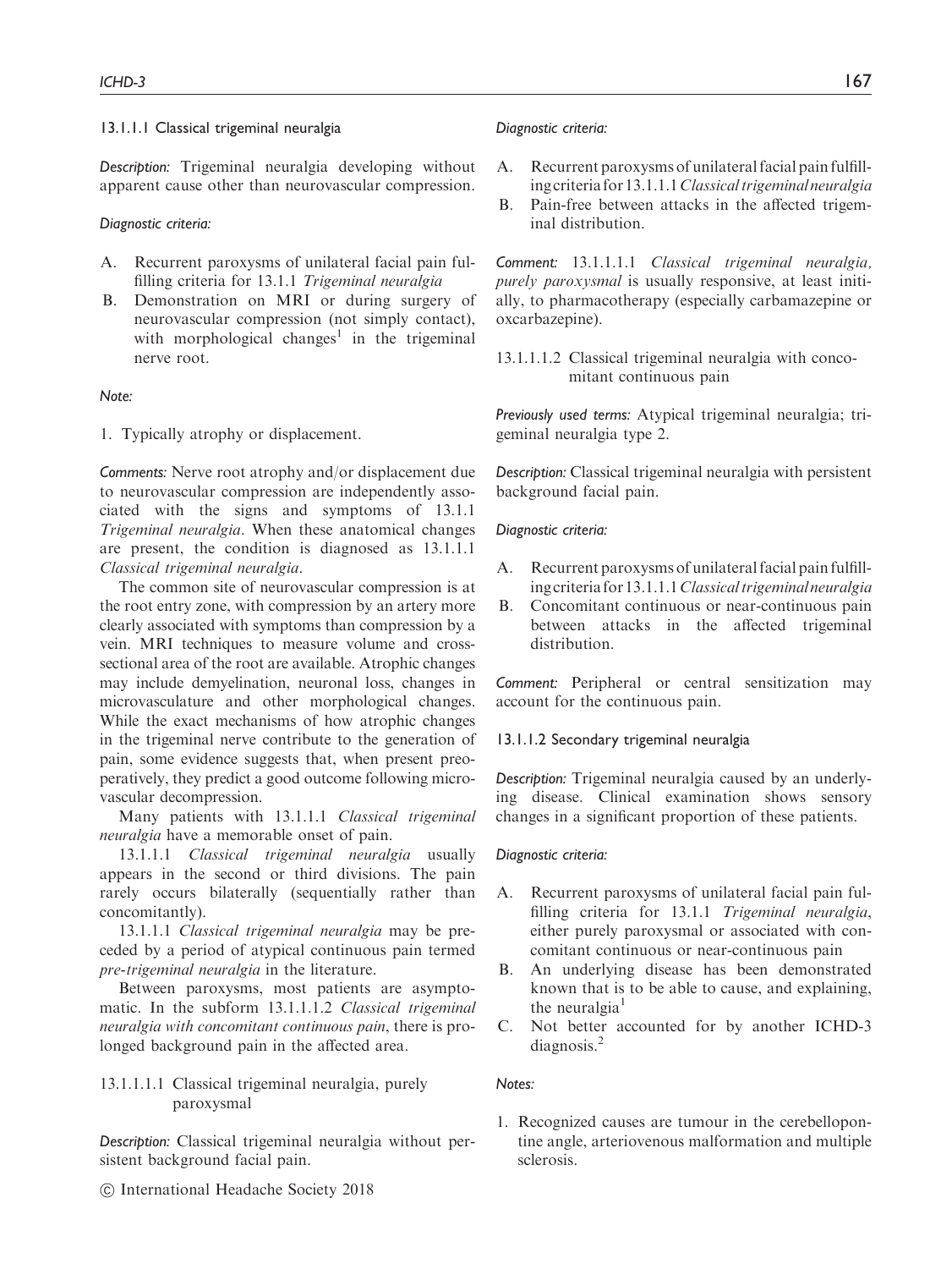#### 13.1.1.1 Classical trigeminal neuralgia

*Description:* Trigeminal neuralgia developing without apparent cause other than neurovascular compression.

*Diagnostic criteria:*

A. Recurrent paroxysms of unilateral facial pain fulfilling criteria for 13.1.1 *Trigeminal neuralgia*
B. Demonstration on MRI or during surgery of neurovascular compression (not simply contact), with morphological changes[1] in the trigeminal nerve root.

*Note:*

1. Typically atrophy or displacement.

*Comments:* Nerve root atrophy and/or displacement due to neurovascular compression are independently associated with the signs and symptoms of 13.1.1 *Trigeminal neuralgia*. When these anatomical changes are present, the condition is diagnosed as 13.1.1.1 *Classical trigeminal neuralgia*.

The common site of neurovascular compression is at the root entry zone, with compression by an artery more clearly associated with symptoms than compression by a vein. MRI techniques to measure volume and cross-sectional area of the root are available. Atrophic changes may include demyelination, neuronal loss, changes in microvasculature and other morphological changes. While the exact mechanisms of how atrophic changes in the trigeminal nerve contribute to the generation of pain, some evidence suggests that, when present preoperatively, they predict a good outcome following microvascular decompression.

Many patients with 13.1.1.1 *Classical trigeminal neuralgia* have a memorable onset of pain.

13.1.1.1 *Classical trigeminal neuralgia* usually appears in the second or third divisions. The pain rarely occurs bilaterally (sequentially rather than concomitantly).

13.1.1.1 *Classical trigeminal neuralgia* may be preceded by a period of atypical continuous pain termed *pre-trigeminal neuralgia* in the literature.

Between paroxysms, most patients are asymptomatic. In the subform 13.1.1.1.2 *Classical trigeminal neuralgia with concomitant continuous pain*, there is prolonged background pain in the affected area.

##### 13.1.1.1.1 Classical trigeminal neuralgia, purely paroxysmal

*Description:* Classical trigeminal neuralgia without persistent background facial pain.

*Diagnostic criteria:*

A. Recurrent paroxysms of unilateral facial pain fulfilling criteria for 13.1.1.1 *Classical trigeminal neuralgia*
B. Pain-free between attacks in the affected trigeminal distribution.

*Comment:* 13.1.1.1.1 *Classical trigeminal neuralgia, purely paroxysmal* is usually responsive, at least initially, to pharmacotherapy (especially carbamazepine or oxcarbazepine).

##### 13.1.1.1.2 Classical trigeminal neuralgia with concomitant continuous pain

*Previously used terms:* Atypical trigeminal neuralgia; trigeminal neuralgia type 2.

*Description:* Classical trigeminal neuralgia with persistent background facial pain.

*Diagnostic criteria:*

A. Recurrent paroxysms of unilateral facial pain fulfilling criteria for 13.1.1.1 *Classical trigeminal neuralgia*
B. Concomitant continuous or near-continuous pain between attacks in the affected trigeminal distribution.

*Comment:* Peripheral or central sensitization may account for the continuous pain.

#### 13.1.1.2 Secondary trigeminal neuralgia

*Description:* Trigeminal neuralgia caused by an underlying disease. Clinical examination shows sensory changes in a significant proportion of these patients.

*Diagnostic criteria:*

A. Recurrent paroxysms of unilateral facial pain fulfilling criteria for 13.1.1 *Trigeminal neuralgia*, either purely paroxysmal or associated with concomitant continuous or near-continuous pain
B. An underlying disease has been demonstrated known that is to be able to cause, and explaining, the neuralgia[1]
C. Not better accounted for by another ICHD-3 diagnosis.[2]

*Notes:*

1. Recognized causes are tumour in the cerebellopontine angle, arteriovenous malformation and multiple sclerosis.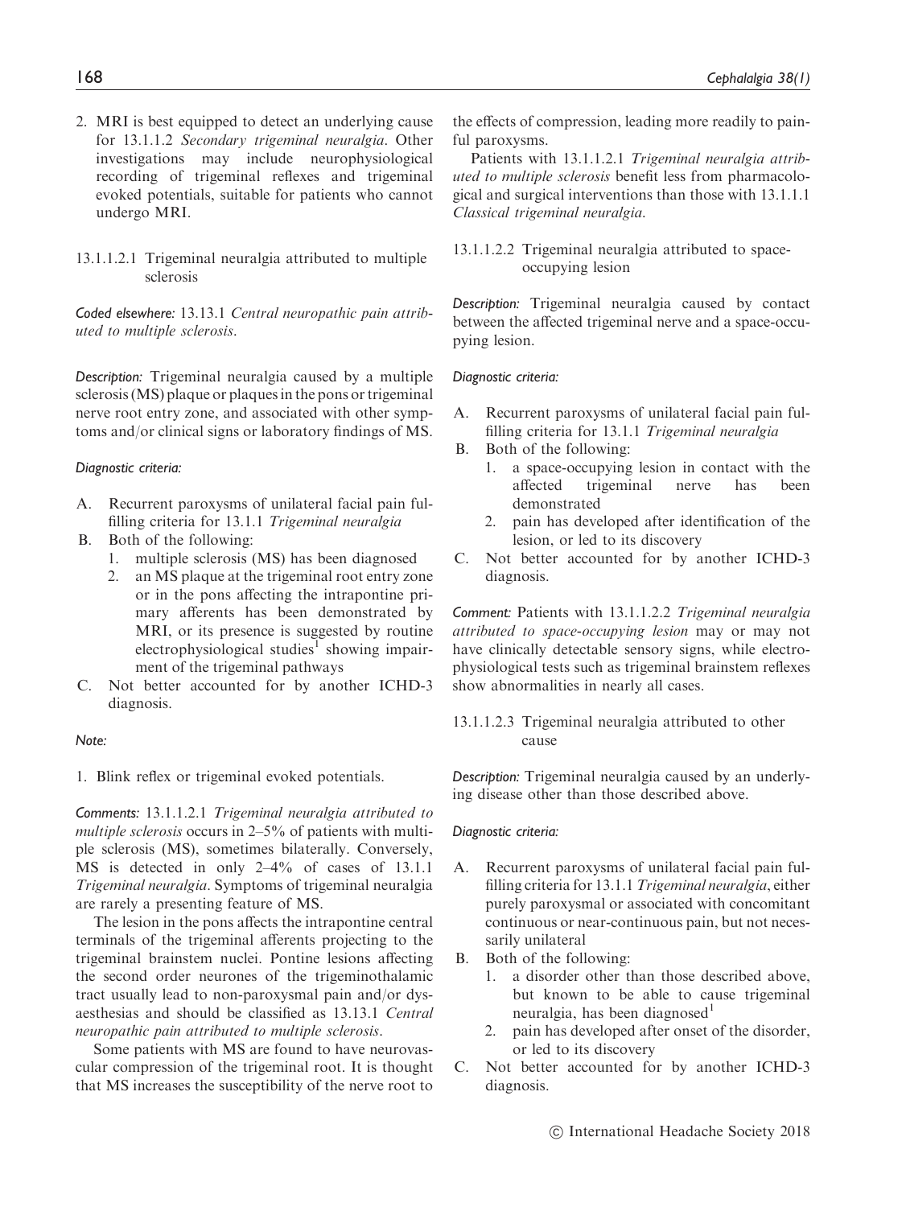2. MRI is best equipped to detect an underlying cause for 13.1.1.2 *Secondary trigeminal neuralgia*. Other investigations may include neurophysiological recording of trigeminal reflexes and trigeminal evoked potentials, suitable for patients who cannot undergo MRI.

### 13.1.1.2.1 Trigeminal neuralgia attributed to multiple sclerosis

*Coded elsewhere:* 13.13.1 *Central neuropathic pain attributed to multiple sclerosis*.

*Description:* Trigeminal neuralgia caused by a multiple sclerosis (MS) plaque or plaques in the pons or trigeminal nerve root entry zone, and associated with other symptoms and/or clinical signs or laboratory findings of MS.

*Diagnostic criteria:*

A. Recurrent paroxysms of unilateral facial pain fulfilling criteria for 13.1.1 *Trigeminal neuralgia*
B. Both of the following:
   1. multiple sclerosis (MS) has been diagnosed
   2. an MS plaque at the trigeminal root entry zone or in the pons affecting the intrapontine primary afferents has been demonstrated by MRI, or its presence is suggested by routine electrophysiological studies[1] showing impairment of the trigeminal pathways
C. Not better accounted for by another ICHD-3 diagnosis.

*Note:*

1. Blink reflex or trigeminal evoked potentials.

*Comments:* 13.1.1.2.1 *Trigeminal neuralgia attributed to multiple sclerosis* occurs in 2–5% of patients with multiple sclerosis (MS), sometimes bilaterally. Conversely, MS is detected in only 2–4% of cases of 13.1.1 *Trigeminal neuralgia*. Symptoms of trigeminal neuralgia are rarely a presenting feature of MS.

The lesion in the pons affects the intrapontine central terminals of the trigeminal afferents projecting to the trigeminal brainstem nuclei. Pontine lesions affecting the second order neurones of the trigeminothalamic tract usually lead to non-paroxysmal pain and/or dysaesthesias and should be classified as 13.13.1 *Central neuropathic pain attributed to multiple sclerosis*.

Some patients with MS are found to have neurovascular compression of the trigeminal root. It is thought that MS increases the susceptibility of the nerve root to the effects of compression, leading more readily to painful paroxysms.

Patients with 13.1.1.2.1 *Trigeminal neuralgia attributed to multiple sclerosis* benefit less from pharmacological and surgical interventions than those with 13.1.1.1 *Classical trigeminal neuralgia*.

### 13.1.1.2.2 Trigeminal neuralgia attributed to space-occupying lesion

*Description:* Trigeminal neuralgia caused by contact between the affected trigeminal nerve and a space-occupying lesion.

*Diagnostic criteria:*

A. Recurrent paroxysms of unilateral facial pain fulfilling criteria for 13.1.1 *Trigeminal neuralgia*
B. Both of the following:
   1. a space-occupying lesion in contact with the affected trigeminal nerve has been demonstrated
   2. pain has developed after identification of the lesion, or led to its discovery
C. Not better accounted for by another ICHD-3 diagnosis.

*Comment:* Patients with 13.1.1.2.2 *Trigeminal neuralgia attributed to space-occupying lesion* may or may not have clinically detectable sensory signs, while electrophysiological tests such as trigeminal brainstem reflexes show abnormalities in nearly all cases.

### 13.1.1.2.3 Trigeminal neuralgia attributed to other cause

*Description:* Trigeminal neuralgia caused by an underlying disease other than those described above.

*Diagnostic criteria:*

A. Recurrent paroxysms of unilateral facial pain fulfilling criteria for 13.1.1 *Trigeminal neuralgia*, either purely paroxysmal or associated with concomitant continuous or near-continuous pain, but not necessarily unilateral
B. Both of the following:
   1. a disorder other than those described above, but known to be able to cause trigeminal neuralgia, has been diagnosed[1]
   2. pain has developed after onset of the disorder, or led to its discovery
C. Not better accounted for by another ICHD-3 diagnosis.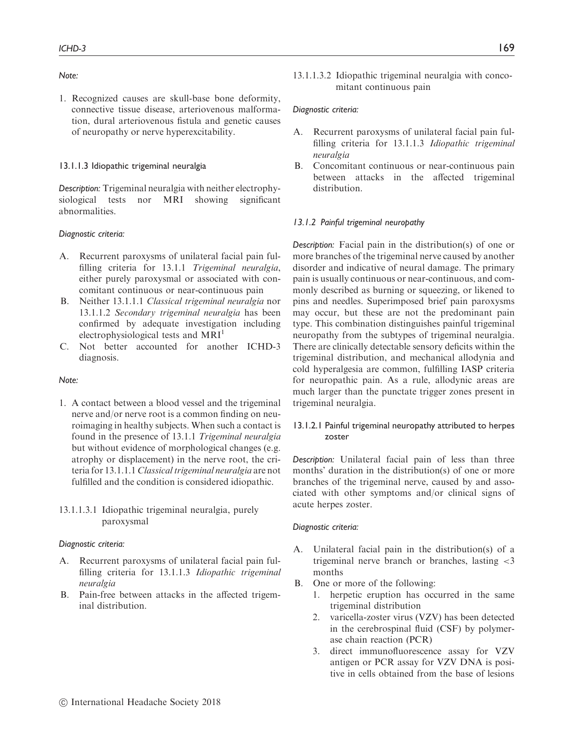*Note:*

1. Recognized causes are skull-base bone deformity, connective tissue disease, arteriovenous malformation, dural arteriovenous fistula and genetic causes of neuropathy or nerve hyperexcitability.

#### 13.1.1.3 Idiopathic trigeminal neuralgia

*Description:* Trigeminal neuralgia with neither electrophysiological tests nor MRI showing significant abnormalities.

*Diagnostic criteria:*

A. Recurrent paroxysms of unilateral facial pain fulfilling criteria for 13.1.1 *Trigeminal neuralgia*, either purely paroxysmal or associated with concomitant continuous or near-continuous pain
B. Neither 13.1.1.1 *Classical trigeminal neuralgia* nor 13.1.1.2 *Secondary trigeminal neuralgia* has been confirmed by adequate investigation including electrophysiological tests and MRI[1]
C. Not better accounted for another ICHD-3 diagnosis.

*Note:*

1. A contact between a blood vessel and the trigeminal nerve and/or nerve root is a common finding on neuroimaging in healthy subjects. When such a contact is found in the presence of 13.1.1 *Trigeminal neuralgia* but without evidence of morphological changes (e.g. atrophy or displacement) in the nerve root, the criteria for 13.1.1.1 *Classical trigeminal neuralgia* are not fulfilled and the condition is considered idiopathic.

##### 13.1.1.3.1 Idiopathic trigeminal neuralgia, purely paroxysmal

*Diagnostic criteria:*

A. Recurrent paroxysms of unilateral facial pain fulfilling criteria for 13.1.1.3 *Idiopathic trigeminal neuralgia*
B. Pain-free between attacks in the affected trigeminal distribution.

##### 13.1.1.3.2 Idiopathic trigeminal neuralgia with concomitant continuous pain

*Diagnostic criteria:*

A. Recurrent paroxysms of unilateral facial pain fulfilling criteria for 13.1.1.3 *Idiopathic trigeminal neuralgia*
B. Concomitant continuous or near-continuous pain between attacks in the affected trigeminal distribution.

### *13.1.2 Painful trigeminal neuropathy*

*Description:* Facial pain in the distribution(s) of one or more branches of the trigeminal nerve caused by another disorder and indicative of neural damage. The primary pain is usually continuous or near-continuous, and commonly described as burning or squeezing, or likened to pins and needles. Superimposed brief pain paroxysms may occur, but these are not the predominant pain type. This combination distinguishes painful trigeminal neuropathy from the subtypes of trigeminal neuralgia. There are clinically detectable sensory deficits within the trigeminal distribution, and mechanical allodynia and cold hyperalgesia are common, fulfilling IASP criteria for neuropathic pain. As a rule, allodynic areas are much larger than the punctate trigger zones present in trigeminal neuralgia.

#### 13.1.2.1 Painful trigeminal neuropathy attributed to herpes zoster

*Description:* Unilateral facial pain of less than three months' duration in the distribution(s) of one or more branches of the trigeminal nerve, caused by and associated with other symptoms and/or clinical signs of acute herpes zoster.

*Diagnostic criteria:*

A. Unilateral facial pain in the distribution(s) of a trigeminal nerve branch or branches, lasting <3 months
B. One or more of the following:
   1. herpetic eruption has occurred in the same trigeminal distribution
   2. varicella-zoster virus (VZV) has been detected in the cerebrospinal fluid (CSF) by polymerase chain reaction (PCR)
   3. direct immunofluorescence assay for VZV antigen or PCR assay for VZV DNA is positive in cells obtained from the base of lesions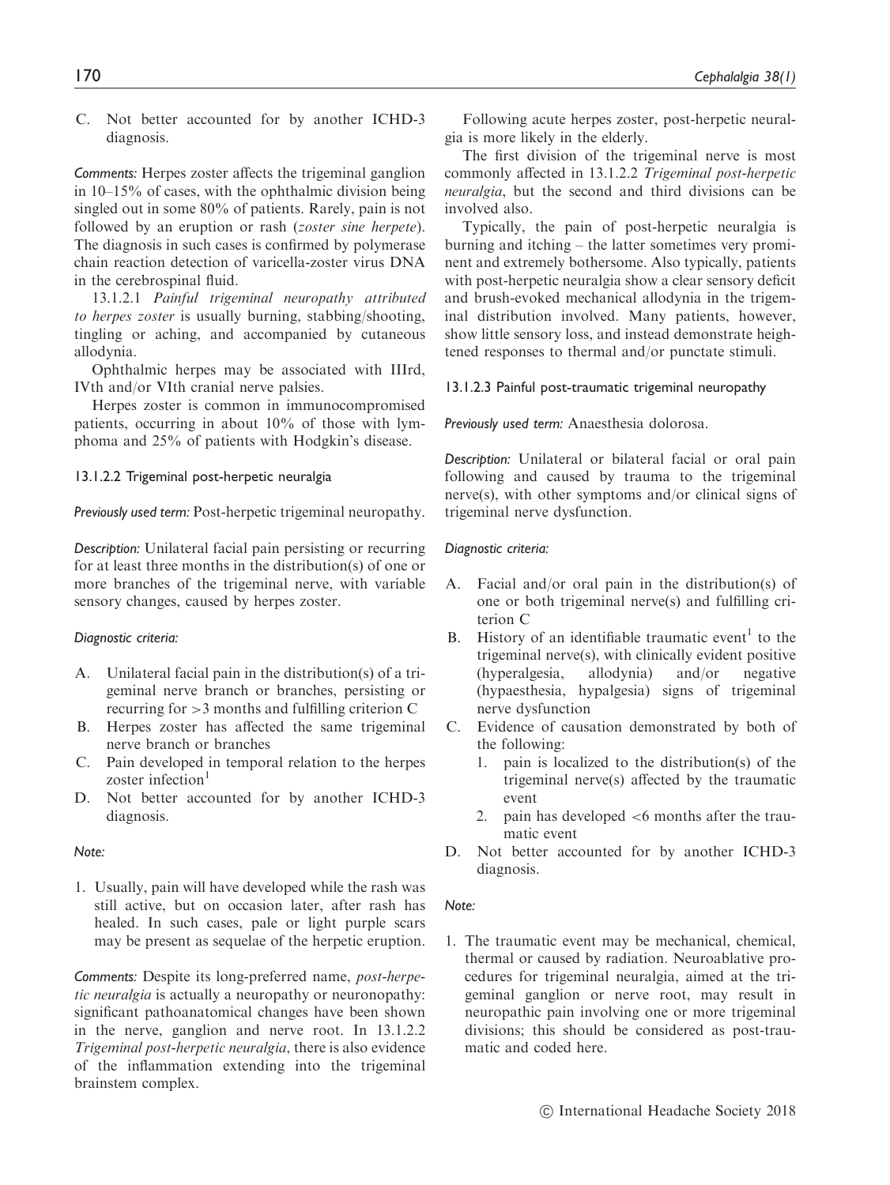C. Not better accounted for by another ICHD-3 diagnosis.

*Comments:* Herpes zoster affects the trigeminal ganglion in 10–15% of cases, with the ophthalmic division being singled out in some 80% of patients. Rarely, pain is not followed by an eruption or rash (*zoster sine herpete*). The diagnosis in such cases is confirmed by polymerase chain reaction detection of varicella-zoster virus DNA in the cerebrospinal fluid.

13.1.2.1 *Painful trigeminal neuropathy attributed to herpes zoster* is usually burning, stabbing/shooting, tingling or aching, and accompanied by cutaneous allodynia.

Ophthalmic herpes may be associated with IIIrd, IVth and/or VIth cranial nerve palsies.

Herpes zoster is common in immunocompromised patients, occurring in about 10% of those with lymphoma and 25% of patients with Hodgkin's disease.

#### 13.1.2.2 Trigeminal post-herpetic neuralgia

*Previously used term:* Post-herpetic trigeminal neuropathy.

*Description:* Unilateral facial pain persisting or recurring for at least three months in the distribution(s) of one or more branches of the trigeminal nerve, with variable sensory changes, caused by herpes zoster.

*Diagnostic criteria:*

A. Unilateral facial pain in the distribution(s) of a trigeminal nerve branch or branches, persisting or recurring for >3 months and fulfilling criterion C
B. Herpes zoster has affected the same trigeminal nerve branch or branches
C. Pain developed in temporal relation to the herpes zoster infection[1]
D. Not better accounted for by another ICHD-3 diagnosis.

*Note:*

1. Usually, pain will have developed while the rash was still active, but on occasion later, after rash has healed. In such cases, pale or light purple scars may be present as sequelae of the herpetic eruption.

*Comments:* Despite its long-preferred name, *post-herpetic neuralgia* is actually a neuropathy or neuronopathy: significant pathoanatomical changes have been shown in the nerve, ganglion and nerve root. In 13.1.2.2 *Trigeminal post-herpetic neuralgia*, there is also evidence of the inflammation extending into the trigeminal brainstem complex.

Following acute herpes zoster, post-herpetic neuralgia is more likely in the elderly.

The first division of the trigeminal nerve is most commonly affected in 13.1.2.2 *Trigeminal post-herpetic neuralgia*, but the second and third divisions can be involved also.

Typically, the pain of post-herpetic neuralgia is burning and itching – the latter sometimes very prominent and extremely bothersome. Also typically, patients with post-herpetic neuralgia show a clear sensory deficit and brush-evoked mechanical allodynia in the trigeminal distribution involved. Many patients, however, show little sensory loss, and instead demonstrate heightened responses to thermal and/or punctate stimuli.

#### 13.1.2.3 Painful post-traumatic trigeminal neuropathy

*Previously used term:* Anaesthesia dolorosa.

*Description:* Unilateral or bilateral facial or oral pain following and caused by trauma to the trigeminal nerve(s), with other symptoms and/or clinical signs of trigeminal nerve dysfunction.

*Diagnostic criteria:*

A. Facial and/or oral pain in the distribution(s) of one or both trigeminal nerve(s) and fulfilling criterion C
B. History of an identifiable traumatic event[1] to the trigeminal nerve(s), with clinically evident positive (hyperalgesia, allodynia) and/or negative (hypaesthesia, hypalgesia) signs of trigeminal nerve dysfunction
C. Evidence of causation demonstrated by both of the following:
   1. pain is localized to the distribution(s) of the trigeminal nerve(s) affected by the traumatic event
   2. pain has developed <6 months after the traumatic event
D. Not better accounted for by another ICHD-3 diagnosis.

*Note:*

1. The traumatic event may be mechanical, chemical, thermal or caused by radiation. Neuroablative procedures for trigeminal neuralgia, aimed at the trigeminal ganglion or nerve root, may result in neuropathic pain involving one or more trigeminal divisions; this should be considered as post-traumatic and coded here.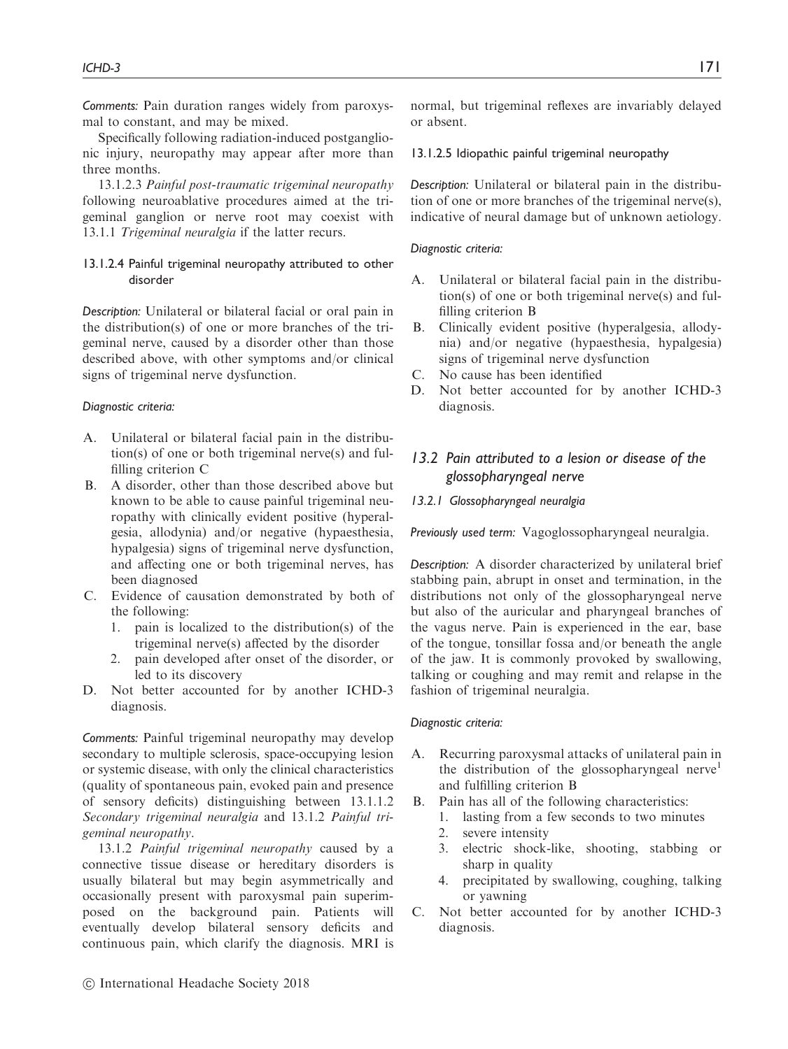*Comments:* Pain duration ranges widely from paroxysmal to constant, and may be mixed.

Specifically following radiation-induced postganglionic injury, neuropathy may appear after more than three months.

13.1.2.3 *Painful post-traumatic trigeminal neuropathy* following neuroablative procedures aimed at the trigeminal ganglion or nerve root may coexist with 13.1.1 *Trigeminal neuralgia* if the latter recurs.

#### 13.1.2.4 Painful trigeminal neuropathy attributed to other disorder

*Description:* Unilateral or bilateral facial or oral pain in the distribution(s) of one or more branches of the trigeminal nerve, caused by a disorder other than those described above, with other symptoms and/or clinical signs of trigeminal nerve dysfunction.

*Diagnostic criteria:*

A. Unilateral or bilateral facial pain in the distribution(s) of one or both trigeminal nerve(s) and fulfilling criterion C
B. A disorder, other than those described above but known to be able to cause painful trigeminal neuropathy with clinically evident positive (hyperalgesia, allodynia) and/or negative (hypaesthesia, hypalgesia) signs of trigeminal nerve dysfunction, and affecting one or both trigeminal nerves, has been diagnosed
C. Evidence of causation demonstrated by both of the following:
   1. pain is localized to the distribution(s) of the trigeminal nerve(s) affected by the disorder
   2. pain developed after onset of the disorder, or led to its discovery
D. Not better accounted for by another ICHD-3 diagnosis.

*Comments:* Painful trigeminal neuropathy may develop secondary to multiple sclerosis, space-occupying lesion or systemic disease, with only the clinical characteristics (quality of spontaneous pain, evoked pain and presence of sensory deficits) distinguishing between 13.1.1.2 *Secondary trigeminal neuralgia* and 13.1.2 *Painful trigeminal neuropathy*.

13.1.2 *Painful trigeminal neuropathy* caused by a connective tissue disease or hereditary disorders is usually bilateral but may begin asymmetrically and occasionally present with paroxysmal pain superimposed on the background pain. Patients will eventually develop bilateral sensory deficits and continuous pain, which clarify the diagnosis. MRI is normal, but trigeminal reflexes are invariably delayed or absent.

#### 13.1.2.5 Idiopathic painful trigeminal neuropathy

*Description:* Unilateral or bilateral pain in the distribution of one or more branches of the trigeminal nerve(s), indicative of neural damage but of unknown aetiology.

*Diagnostic criteria:*

A. Unilateral or bilateral facial pain in the distribution(s) of one or both trigeminal nerve(s) and fulfilling criterion B
B. Clinically evident positive (hyperalgesia, allodynia) and/or negative (hypaesthesia, hypalgesia) signs of trigeminal nerve dysfunction
C. No cause has been identified
D. Not better accounted for by another ICHD-3 diagnosis.

## 13.2 Pain attributed to a lesion or disease of the glossopharyngeal nerve

### 13.2.1 Glossopharyngeal neuralgia

*Previously used term:* Vagoglossopharyngeal neuralgia.

*Description:* A disorder characterized by unilateral brief stabbing pain, abrupt in onset and termination, in the distributions not only of the glossopharyngeal nerve but also of the auricular and pharyngeal branches of the vagus nerve. Pain is experienced in the ear, base of the tongue, tonsillar fossa and/or beneath the angle of the jaw. It is commonly provoked by swallowing, talking or coughing and may remit and relapse in the fashion of trigeminal neuralgia.

*Diagnostic criteria:*

A. Recurring paroxysmal attacks of unilateral pain in the distribution of the glossopharyngeal nerve[1] and fulfilling criterion B
B. Pain has all of the following characteristics:
   1. lasting from a few seconds to two minutes
   2. severe intensity
   3. electric shock-like, shooting, stabbing or sharp in quality
   4. precipitated by swallowing, coughing, talking or yawning
C. Not better accounted for by another ICHD-3 diagnosis.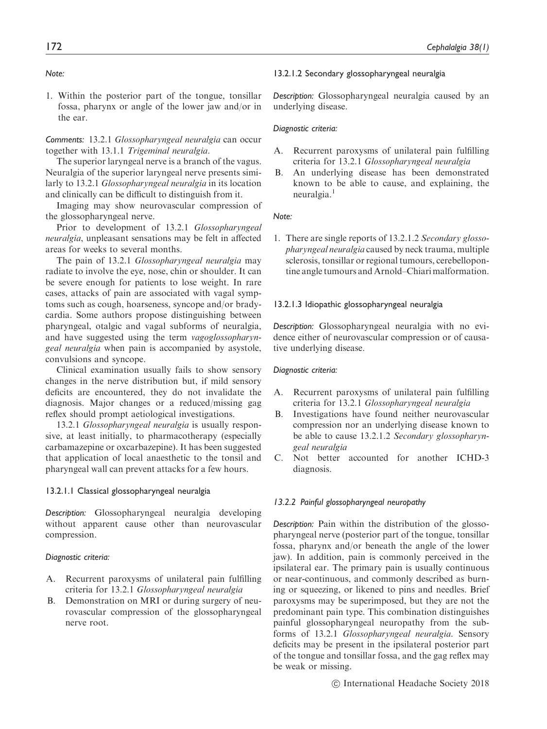*Note:*

1. Within the posterior part of the tongue, tonsillar fossa, pharynx or angle of the lower jaw and/or in the ear.

*Comments:* 13.2.1 *Glossopharyngeal neuralgia* can occur together with 13.1.1 *Trigeminal neuralgia*.

The superior laryngeal nerve is a branch of the vagus. Neuralgia of the superior laryngeal nerve presents similarly to 13.2.1 *Glossopharyngeal neuralgia* in its location and clinically can be difficult to distinguish from it.

Imaging may show neurovascular compression of the glossopharyngeal nerve.

Prior to development of 13.2.1 *Glossopharyngeal neuralgia*, unpleasant sensations may be felt in affected areas for weeks to several months.

The pain of 13.2.1 *Glossopharyngeal neuralgia* may radiate to involve the eye, nose, chin or shoulder. It can be severe enough for patients to lose weight. In rare cases, attacks of pain are associated with vagal symptoms such as cough, hoarseness, syncope and/or bradycardia. Some authors propose distinguishing between pharyngeal, otalgic and vagal subforms of neuralgia, and have suggested using the term *vagoglossopharyngeal neuralgia* when pain is accompanied by asystole, convulsions and syncope.

Clinical examination usually fails to show sensory changes in the nerve distribution but, if mild sensory deficits are encountered, they do not invalidate the diagnosis. Major changes or a reduced/missing gag reflex should prompt aetiological investigations.

13.2.1 *Glossopharyngeal neuralgia* is usually responsive, at least initially, to pharmacotherapy (especially carbamazepine or oxcarbazepine). It has been suggested that application of local anaesthetic to the tonsil and pharyngeal wall can prevent attacks for a few hours.

#### 13.2.1.1 Classical glossopharyngeal neuralgia

*Description:* Glossopharyngeal neuralgia developing without apparent cause other than neurovascular compression.

*Diagnostic criteria:*

A. Recurrent paroxysms of unilateral pain fulfilling criteria for 13.2.1 *Glossopharyngeal neuralgia*
B. Demonstration on MRI or during surgery of neurovascular compression of the glossopharyngeal nerve root.

#### 13.2.1.2 Secondary glossopharyngeal neuralgia

*Description:* Glossopharyngeal neuralgia caused by an underlying disease.

*Diagnostic criteria:*

A. Recurrent paroxysms of unilateral pain fulfilling criteria for 13.2.1 *Glossopharyngeal neuralgia*
B. An underlying disease has been demonstrated known to be able to cause, and explaining, the neuralgia.[1]

*Note:*

1. There are single reports of 13.2.1.2 *Secondary glossopharyngeal neuralgia* caused by neck trauma, multiple sclerosis, tonsillar or regional tumours, cerebellopontine angle tumours and Arnold–Chiari malformation.

#### 13.2.1.3 Idiopathic glossopharyngeal neuralgia

*Description:* Glossopharyngeal neuralgia with no evidence either of neurovascular compression or of causative underlying disease.

*Diagnostic criteria:*

A. Recurrent paroxysms of unilateral pain fulfilling criteria for 13.2.1 *Glossopharyngeal neuralgia*
B. Investigations have found neither neurovascular compression nor an underlying disease known to be able to cause 13.2.1.2 *Secondary glossopharyngeal neuralgia*
C. Not better accounted for another ICHD-3 diagnosis.

### *13.2.2 Painful glossopharyngeal neuropathy*

*Description:* Pain within the distribution of the glossopharyngeal nerve (posterior part of the tongue, tonsillar fossa, pharynx and/or beneath the angle of the lower jaw). In addition, pain is commonly perceived in the ipsilateral ear. The primary pain is usually continuous or near-continuous, and commonly described as burning or squeezing, or likened to pins and needles. Brief paroxysms may be superimposed, but they are not the predominant pain type. This combination distinguishes painful glossopharyngeal neuropathy from the subforms of 13.2.1 *Glossopharyngeal neuralgia*. Sensory deficits may be present in the ipsilateral posterior part of the tongue and tonsillar fossa, and the gag reflex may be weak or missing.

© International Headache Society 2018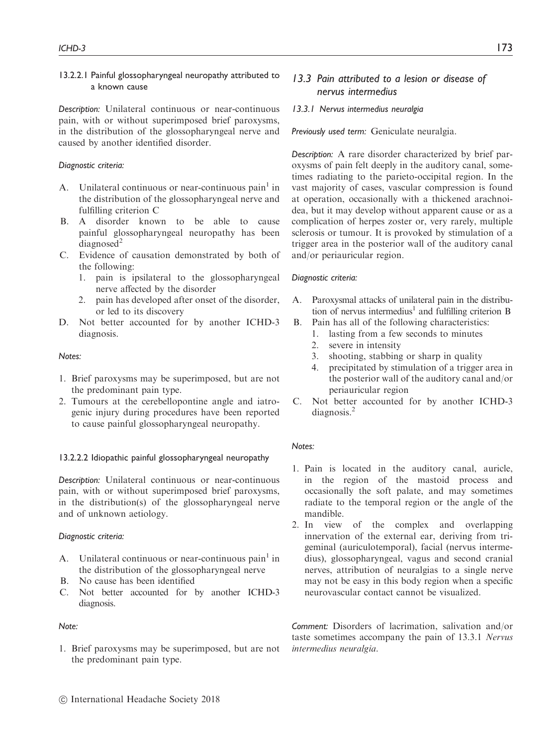#### 13.2.2.1 Painful glossopharyngeal neuropathy attributed to a known cause

*Description:* Unilateral continuous or near-continuous pain, with or without superimposed brief paroxysms, in the distribution of the glossopharyngeal nerve and caused by another identified disorder.

*Diagnostic criteria:*

A. Unilateral continuous or near-continuous pain[1] in the distribution of the glossopharyngeal nerve and fulfilling criterion C
B. A disorder known to be able to cause painful glossopharyngeal neuropathy has been diagnosed[2]
C. Evidence of causation demonstrated by both of the following:
   1. pain is ipsilateral to the glossopharyngeal nerve affected by the disorder
   2. pain has developed after onset of the disorder, or led to its discovery
D. Not better accounted for by another ICHD-3 diagnosis.

*Notes:*

1. Brief paroxysms may be superimposed, but are not the predominant pain type.
2. Tumours at the cerebellopontine angle and iatrogenic injury during procedures have been reported to cause painful glossopharyngeal neuropathy.

#### 13.2.2.2 Idiopathic painful glossopharyngeal neuropathy

*Description:* Unilateral continuous or near-continuous pain, with or without superimposed brief paroxysms, in the distribution(s) of the glossopharyngeal nerve and of unknown aetiology.

*Diagnostic criteria:*

A. Unilateral continuous or near-continuous pain[1] in the distribution of the glossopharyngeal nerve
B. No cause has been identified
C. Not better accounted for by another ICHD-3 diagnosis.

*Note:*

1. Brief paroxysms may be superimposed, but are not the predominant pain type.

## 13.3 Pain attributed to a lesion or disease of nervus intermedius

### 13.3.1 Nervus intermedius neuralgia

*Previously used term:* Geniculate neuralgia.

*Description:* A rare disorder characterized by brief paroxysms of pain felt deeply in the auditory canal, sometimes radiating to the parieto-occipital region. In the vast majority of cases, vascular compression is found at operation, occasionally with a thickened arachnoidea, but it may develop without apparent cause or as a complication of herpes zoster or, very rarely, multiple sclerosis or tumour. It is provoked by stimulation of a trigger area in the posterior wall of the auditory canal and/or periauricular region.

*Diagnostic criteria:*

A. Paroxysmal attacks of unilateral pain in the distribution of nervus intermedius[1] and fulfilling criterion B
B. Pain has all of the following characteristics:
   1. lasting from a few seconds to minutes
   2. severe in intensity
   3. shooting, stabbing or sharp in quality
   4. precipitated by stimulation of a trigger area in the posterior wall of the auditory canal and/or periauricular region
C. Not better accounted for by another ICHD-3 diagnosis.[2]

*Notes:*

1. Pain is located in the auditory canal, auricle, in the region of the mastoid process and occasionally the soft palate, and may sometimes radiate to the temporal region or the angle of the mandible.
2. In view of the complex and overlapping innervation of the external ear, deriving from trigeminal (auriculotemporal), facial (nervus intermedius), glossopharyngeal, vagus and second cranial nerves, attribution of neuralgias to a single nerve may not be easy in this body region when a specific neurovascular contact cannot be visualized.

*Comment:* Disorders of lacrimation, salivation and/or taste sometimes accompany the pain of 13.3.1 *Nervus intermedius neuralgia*.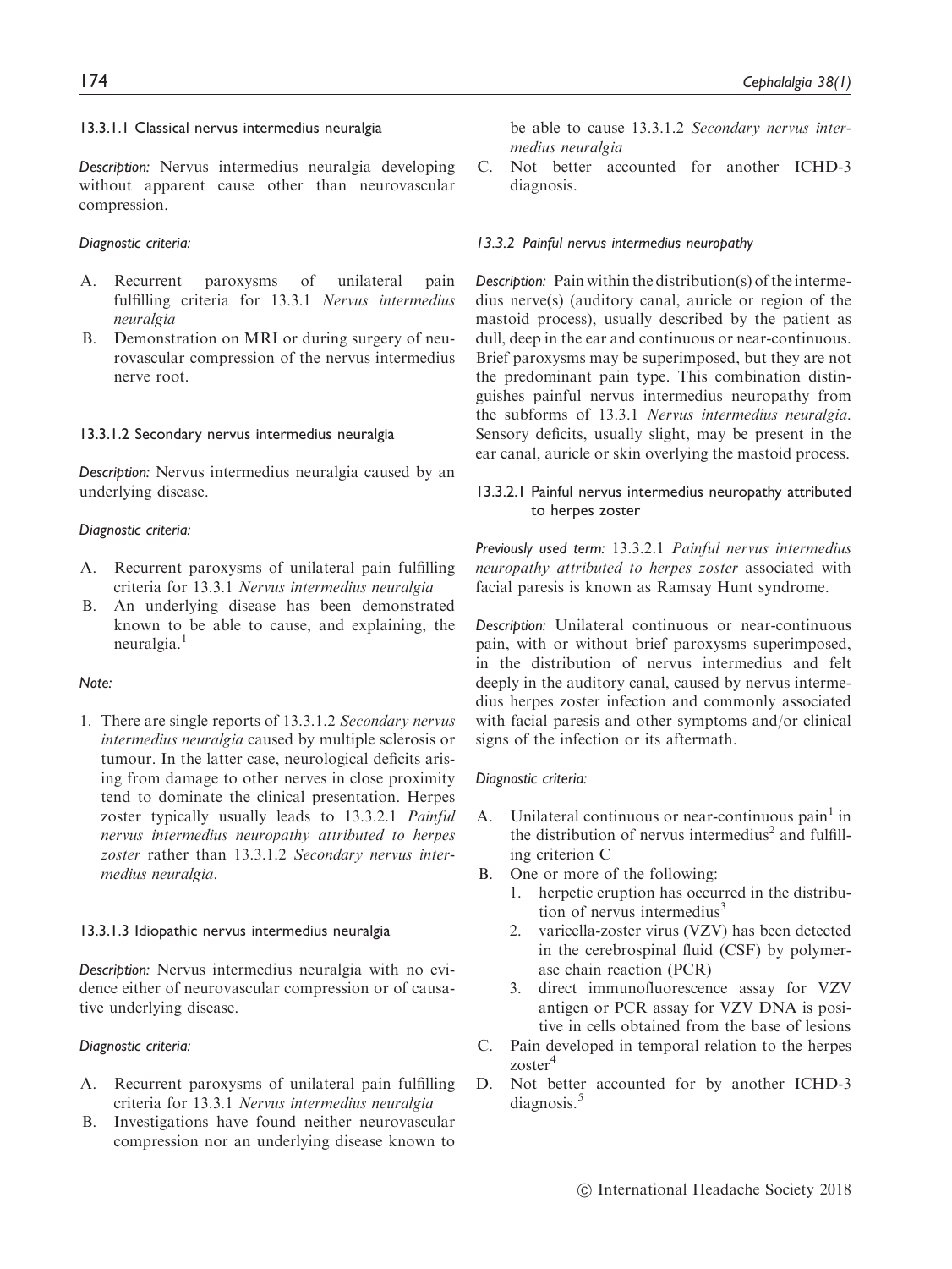#### 13.3.1.1 Classical nervus intermedius neuralgia

*Description:* Nervus intermedius neuralgia developing without apparent cause other than neurovascular compression.

*Diagnostic criteria:*

A. Recurrent paroxysms of unilateral pain fulfilling criteria for 13.3.1 *Nervus intermedius neuralgia*
B. Demonstration on MRI or during surgery of neurovascular compression of the nervus intermedius nerve root.

#### 13.3.1.2 Secondary nervus intermedius neuralgia

*Description:* Nervus intermedius neuralgia caused by an underlying disease.

*Diagnostic criteria:*

A. Recurrent paroxysms of unilateral pain fulfilling criteria for 13.3.1 *Nervus intermedius neuralgia*
B. An underlying disease has been demonstrated known to be able to cause, and explaining, the neuralgia.[1]

*Note:*

1. There are single reports of 13.3.1.2 *Secondary nervus intermedius neuralgia* caused by multiple sclerosis or tumour. In the latter case, neurological deficits arising from damage to other nerves in close proximity tend to dominate the clinical presentation. Herpes zoster typically usually leads to 13.3.2.1 *Painful nervus intermedius neuropathy attributed to herpes zoster* rather than 13.3.1.2 *Secondary nervus intermedius neuralgia*.

#### 13.3.1.3 Idiopathic nervus intermedius neuralgia

*Description:* Nervus intermedius neuralgia with no evidence either of neurovascular compression or of causative underlying disease.

*Diagnostic criteria:*

A. Recurrent paroxysms of unilateral pain fulfilling criteria for 13.3.1 *Nervus intermedius neuralgia*
B. Investigations have found neither neurovascular compression nor an underlying disease known to be able to cause 13.3.1.2 *Secondary nervus intermedius neuralgia*
C. Not better accounted for another ICHD-3 diagnosis.

### *13.3.2 Painful nervus intermedius neuropathy*

*Description:* Pain within the distribution(s) of the intermedius nerve(s) (auditory canal, auricle or region of the mastoid process), usually described by the patient as dull, deep in the ear and continuous or near-continuous. Brief paroxysms may be superimposed, but they are not the predominant pain type. This combination distinguishes painful nervus intermedius neuropathy from the subforms of 13.3.1 *Nervus intermedius neuralgia*. Sensory deficits, usually slight, may be present in the ear canal, auricle or skin overlying the mastoid process.

#### 13.3.2.1 Painful nervus intermedius neuropathy attributed to herpes zoster

*Previously used term:* 13.3.2.1 *Painful nervus intermedius neuropathy attributed to herpes zoster* associated with facial paresis is known as Ramsay Hunt syndrome.

*Description:* Unilateral continuous or near-continuous pain, with or without brief paroxysms superimposed, in the distribution of nervus intermedius and felt deeply in the auditory canal, caused by nervus intermedius herpes zoster infection and commonly associated with facial paresis and other symptoms and/or clinical signs of the infection or its aftermath.

*Diagnostic criteria:*

A. Unilateral continuous or near-continuous pain[1] in the distribution of nervus intermedius[2] and fulfilling criterion C
B. One or more of the following:
   1. herpetic eruption has occurred in the distribution of nervus intermedius[3]
   2. varicella-zoster virus (VZV) has been detected in the cerebrospinal fluid (CSF) by polymerase chain reaction (PCR)
   3. direct immunofluorescence assay for VZV antigen or PCR assay for VZV DNA is positive in cells obtained from the base of lesions
C. Pain developed in temporal relation to the herpes zoster[4]
D. Not better accounted for by another ICHD-3 diagnosis.[5]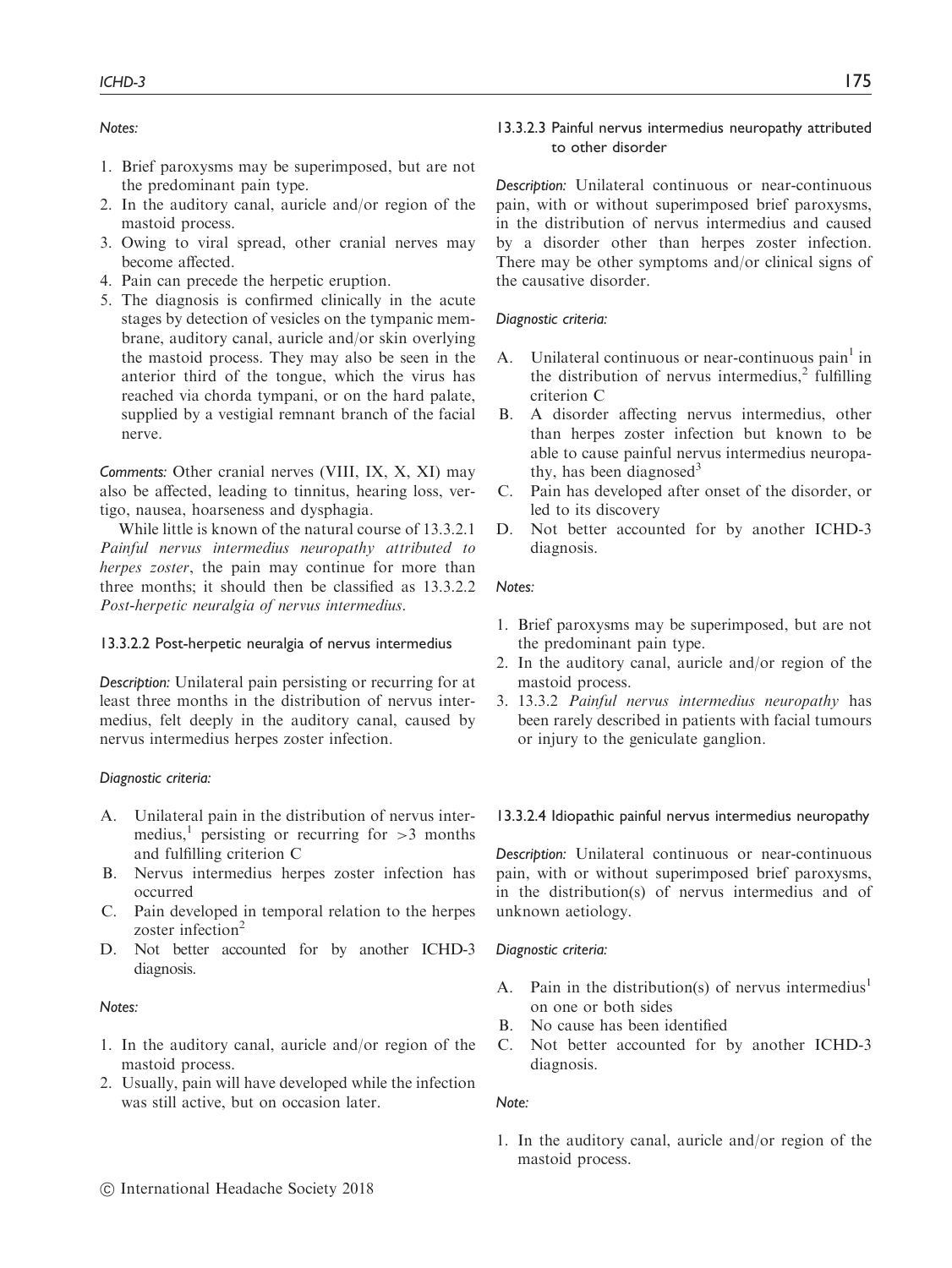*Notes:*

1. Brief paroxysms may be superimposed, but are not the predominant pain type.
2. In the auditory canal, auricle and/or region of the mastoid process.
3. Owing to viral spread, other cranial nerves may become affected.
4. Pain can precede the herpetic eruption.
5. The diagnosis is confirmed clinically in the acute stages by detection of vesicles on the tympanic membrane, auditory canal, auricle and/or skin overlying the mastoid process. They may also be seen in the anterior third of the tongue, which the virus has reached via chorda tympani, or on the hard palate, supplied by a vestigial remnant branch of the facial nerve.

*Comments:* Other cranial nerves (VIII, IX, X, XI) may also be affected, leading to tinnitus, hearing loss, vertigo, nausea, hoarseness and dysphagia.

While little is known of the natural course of 13.3.2.1 *Painful nervus intermedius neuropathy attributed to herpes zoster*, the pain may continue for more than three months; it should then be classified as 13.3.2.2 *Post-herpetic neuralgia of nervus intermedius*.

#### 13.3.2.2 Post-herpetic neuralgia of nervus intermedius

*Description:* Unilateral pain persisting or recurring for at least three months in the distribution of nervus intermedius, felt deeply in the auditory canal, caused by nervus intermedius herpes zoster infection.

*Diagnostic criteria:*

A. Unilateral pain in the distribution of nervus intermedius,[1] persisting or recurring for >3 months and fulfilling criterion C
B. Nervus intermedius herpes zoster infection has occurred
C. Pain developed in temporal relation to the herpes zoster infection[2]
D. Not better accounted for by another ICHD-3 diagnosis.

*Notes:*

1. In the auditory canal, auricle and/or region of the mastoid process.
2. Usually, pain will have developed while the infection was still active, but on occasion later.

#### 13.3.2.3 Painful nervus intermedius neuropathy attributed to other disorder

*Description:* Unilateral continuous or near-continuous pain, with or without superimposed brief paroxysms, in the distribution of nervus intermedius and caused by a disorder other than herpes zoster infection. There may be other symptoms and/or clinical signs of the causative disorder.

*Diagnostic criteria:*

A. Unilateral continuous or near-continuous pain[1] in the distribution of nervus intermedius,[2] fulfilling criterion C
B. A disorder affecting nervus intermedius, other than herpes zoster infection but known to be able to cause painful nervus intermedius neuropathy, has been diagnosed[3]
C. Pain has developed after onset of the disorder, or led to its discovery
D. Not better accounted for by another ICHD-3 diagnosis.

*Notes:*

1. Brief paroxysms may be superimposed, but are not the predominant pain type.
2. In the auditory canal, auricle and/or region of the mastoid process.
3. 13.3.2 *Painful nervus intermedius neuropathy* has been rarely described in patients with facial tumours or injury to the geniculate ganglion.

#### 13.3.2.4 Idiopathic painful nervus intermedius neuropathy

*Description:* Unilateral continuous or near-continuous pain, with or without superimposed brief paroxysms, in the distribution(s) of nervus intermedius and of unknown aetiology.

*Diagnostic criteria:*

A. Pain in the distribution(s) of nervus intermedius[1] on one or both sides
B. No cause has been identified
C. Not better accounted for by another ICHD-3 diagnosis.

*Note:*

1. In the auditory canal, auricle and/or region of the mastoid process.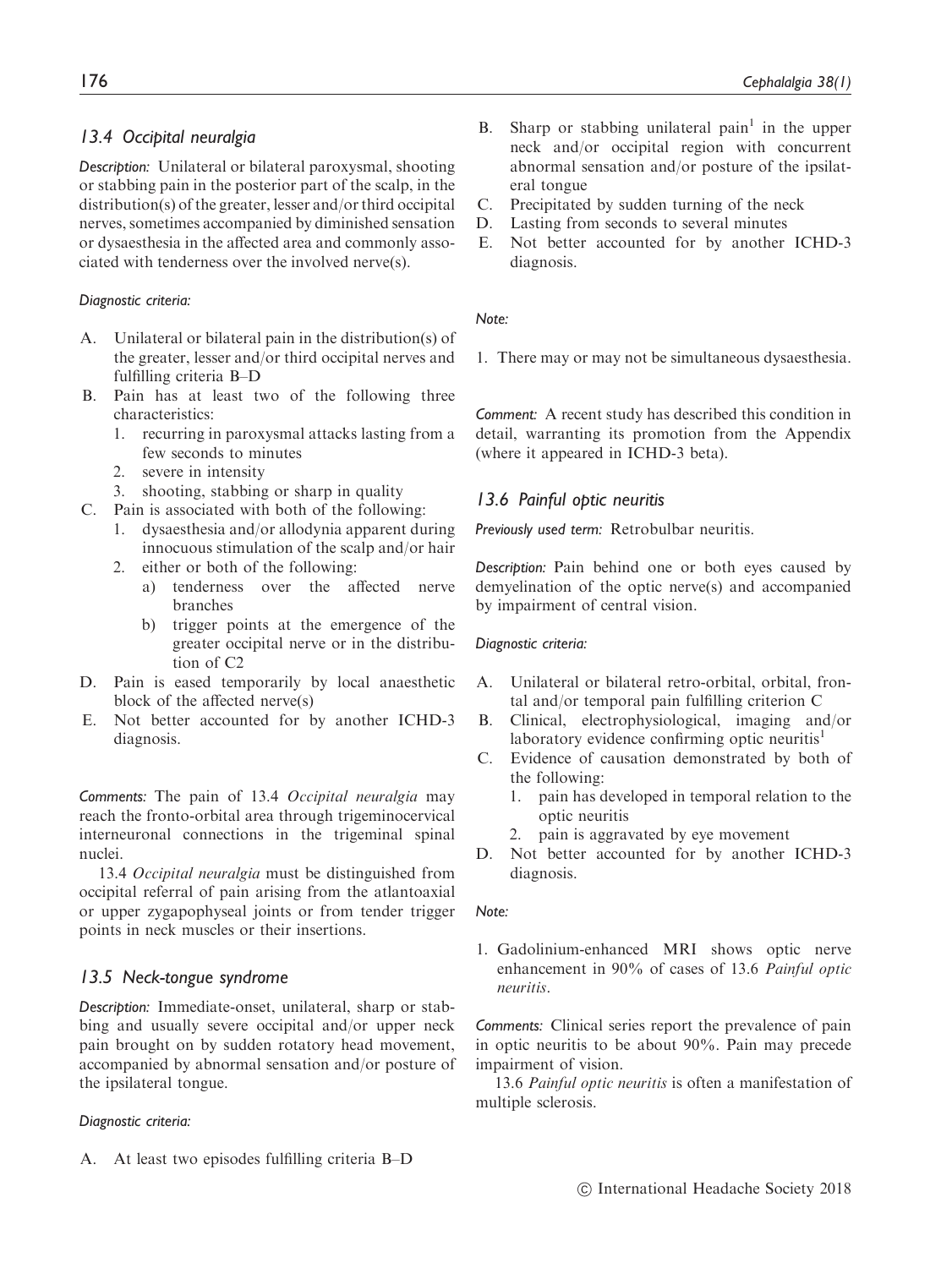### 13.4 Occipital neuralgia

*Description:* Unilateral or bilateral paroxysmal, shooting or stabbing pain in the posterior part of the scalp, in the distribution(s) of the greater, lesser and/or third occipital nerves, sometimes accompanied by diminished sensation or dysaesthesia in the affected area and commonly associated with tenderness over the involved nerve(s).

*Diagnostic criteria:*

A. Unilateral or bilateral pain in the distribution(s) of the greater, lesser and/or third occipital nerves and fulfilling criteria B–D
B. Pain has at least two of the following three characteristics:
   1. recurring in paroxysmal attacks lasting from a few seconds to minutes
   2. severe in intensity
   3. shooting, stabbing or sharp in quality
C. Pain is associated with both of the following:
   1. dysaesthesia and/or allodynia apparent during innocuous stimulation of the scalp and/or hair
   2. either or both of the following:
      a) tenderness over the affected nerve branches
      b) trigger points at the emergence of the greater occipital nerve or in the distribution of C2
D. Pain is eased temporarily by local anaesthetic block of the affected nerve(s)
E. Not better accounted for by another ICHD-3 diagnosis.

*Comments:* The pain of 13.4 *Occipital neuralgia* may reach the fronto-orbital area through trigeminocervical interneuronal connections in the trigeminal spinal nuclei.

13.4 *Occipital neuralgia* must be distinguished from occipital referral of pain arising from the atlantoaxial or upper zygapophyseal joints or from tender trigger points in neck muscles or their insertions.

### 13.5 Neck-tongue syndrome

*Description:* Immediate-onset, unilateral, sharp or stabbing and usually severe occipital and/or upper neck pain brought on by sudden rotatory head movement, accompanied by abnormal sensation and/or posture of the ipsilateral tongue.

*Diagnostic criteria:*

A. At least two episodes fulfilling criteria B–D
B. Sharp or stabbing unilateral pain[1] in the upper neck and/or occipital region with concurrent abnormal sensation and/or posture of the ipsilateral tongue
C. Precipitated by sudden turning of the neck
D. Lasting from seconds to several minutes
E. Not better accounted for by another ICHD-3 diagnosis.

*Note:*

1. There may or may not be simultaneous dysaesthesia.

*Comment:* A recent study has described this condition in detail, warranting its promotion from the Appendix (where it appeared in ICHD-3 beta).

### 13.6 Painful optic neuritis

*Previously used term:* Retrobulbar neuritis.

*Description:* Pain behind one or both eyes caused by demyelination of the optic nerve(s) and accompanied by impairment of central vision.

*Diagnostic criteria:*

A. Unilateral or bilateral retro-orbital, orbital, frontal and/or temporal pain fulfilling criterion C
B. Clinical, electrophysiological, imaging and/or laboratory evidence confirming optic neuritis[1]
C. Evidence of causation demonstrated by both of the following:
   1. pain has developed in temporal relation to the optic neuritis
   2. pain is aggravated by eye movement
D. Not better accounted for by another ICHD-3 diagnosis.

*Note:*

1. Gadolinium-enhanced MRI shows optic nerve enhancement in 90% of cases of 13.6 *Painful optic neuritis*.

*Comments:* Clinical series report the prevalence of pain in optic neuritis to be about 90%. Pain may precede impairment of vision.

13.6 *Painful optic neuritis* is often a manifestation of multiple sclerosis.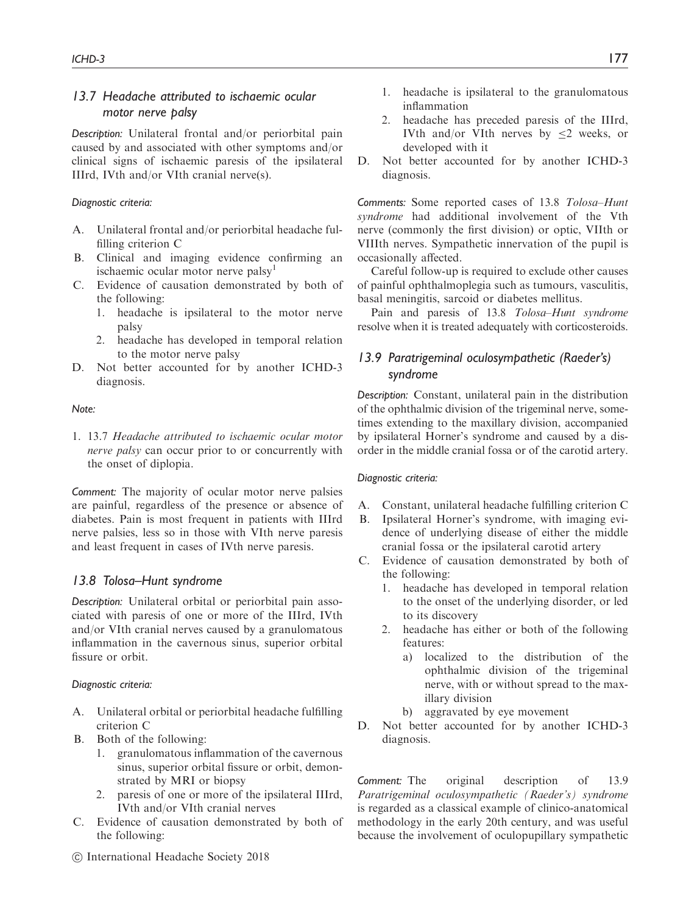## 13.7 Headache attributed to ischaemic ocular motor nerve palsy

*Description:* Unilateral frontal and/or periorbital pain caused by and associated with other symptoms and/or clinical signs of ischaemic paresis of the ipsilateral IIIrd, IVth and/or VIth cranial nerve(s).

*Diagnostic criteria:*

A. Unilateral frontal and/or periorbital headache fulfilling criterion C
B. Clinical and imaging evidence confirming an ischaemic ocular motor nerve palsy[1]
C. Evidence of causation demonstrated by both of the following:
   1. headache is ipsilateral to the motor nerve palsy
   2. headache has developed in temporal relation to the motor nerve palsy
D. Not better accounted for by another ICHD-3 diagnosis.

*Note:*

1. 13.7 *Headache attributed to ischaemic ocular motor nerve palsy* can occur prior to or concurrently with the onset of diplopia.

*Comment:* The majority of ocular motor nerve palsies are painful, regardless of the presence or absence of diabetes. Pain is most frequent in patients with IIIrd nerve palsies, less so in those with VIth nerve paresis and least frequent in cases of IVth nerve paresis.

## 13.8 Tolosa–Hunt syndrome

*Description:* Unilateral orbital or periorbital pain associated with paresis of one or more of the IIIrd, IVth and/or VIth cranial nerves caused by a granulomatous inflammation in the cavernous sinus, superior orbital fissure or orbit.

*Diagnostic criteria:*

A. Unilateral orbital or periorbital headache fulfilling criterion C
B. Both of the following:
   1. granulomatous inflammation of the cavernous sinus, superior orbital fissure or orbit, demonstrated by MRI or biopsy
   2. paresis of one or more of the ipsilateral IIIrd, IVth and/or VIth cranial nerves
C. Evidence of causation demonstrated by both of the following:
   1. headache is ipsilateral to the granulomatous inflammation
   2. headache has preceded paresis of the IIIrd, IVth and/or VIth nerves by ≤2 weeks, or developed with it
D. Not better accounted for by another ICHD-3 diagnosis.

*Comments:* Some reported cases of 13.8 *Tolosa–Hunt syndrome* had additional involvement of the Vth nerve (commonly the first division) or optic, VIIth or VIIIth nerves. Sympathetic innervation of the pupil is occasionally affected.

Careful follow-up is required to exclude other causes of painful ophthalmoplegia such as tumours, vasculitis, basal meningitis, sarcoid or diabetes mellitus.

Pain and paresis of 13.8 *Tolosa–Hunt syndrome* resolve when it is treated adequately with corticosteroids.

## 13.9 Paratrigeminal oculosympathetic (Raeder's) syndrome

*Description:* Constant, unilateral pain in the distribution of the ophthalmic division of the trigeminal nerve, sometimes extending to the maxillary division, accompanied by ipsilateral Horner's syndrome and caused by a disorder in the middle cranial fossa or of the carotid artery.

*Diagnostic criteria:*

A. Constant, unilateral headache fulfilling criterion C
B. Ipsilateral Horner's syndrome, with imaging evidence of underlying disease of either the middle cranial fossa or the ipsilateral carotid artery
C. Evidence of causation demonstrated by both of the following:
   1. headache has developed in temporal relation to the onset of the underlying disorder, or led to its discovery
   2. headache has either or both of the following features:
      a) localized to the distribution of the ophthalmic division of the trigeminal nerve, with or without spread to the maxillary division
      b) aggravated by eye movement
D. Not better accounted for by another ICHD-3 diagnosis.

*Comment:* The original description of 13.9 *Paratrigeminal oculosympathetic (Raeder's) syndrome* is regarded as a classical example of clinico-anatomical methodology in the early 20th century, and was useful because the involvement of oculopupillary sympathetic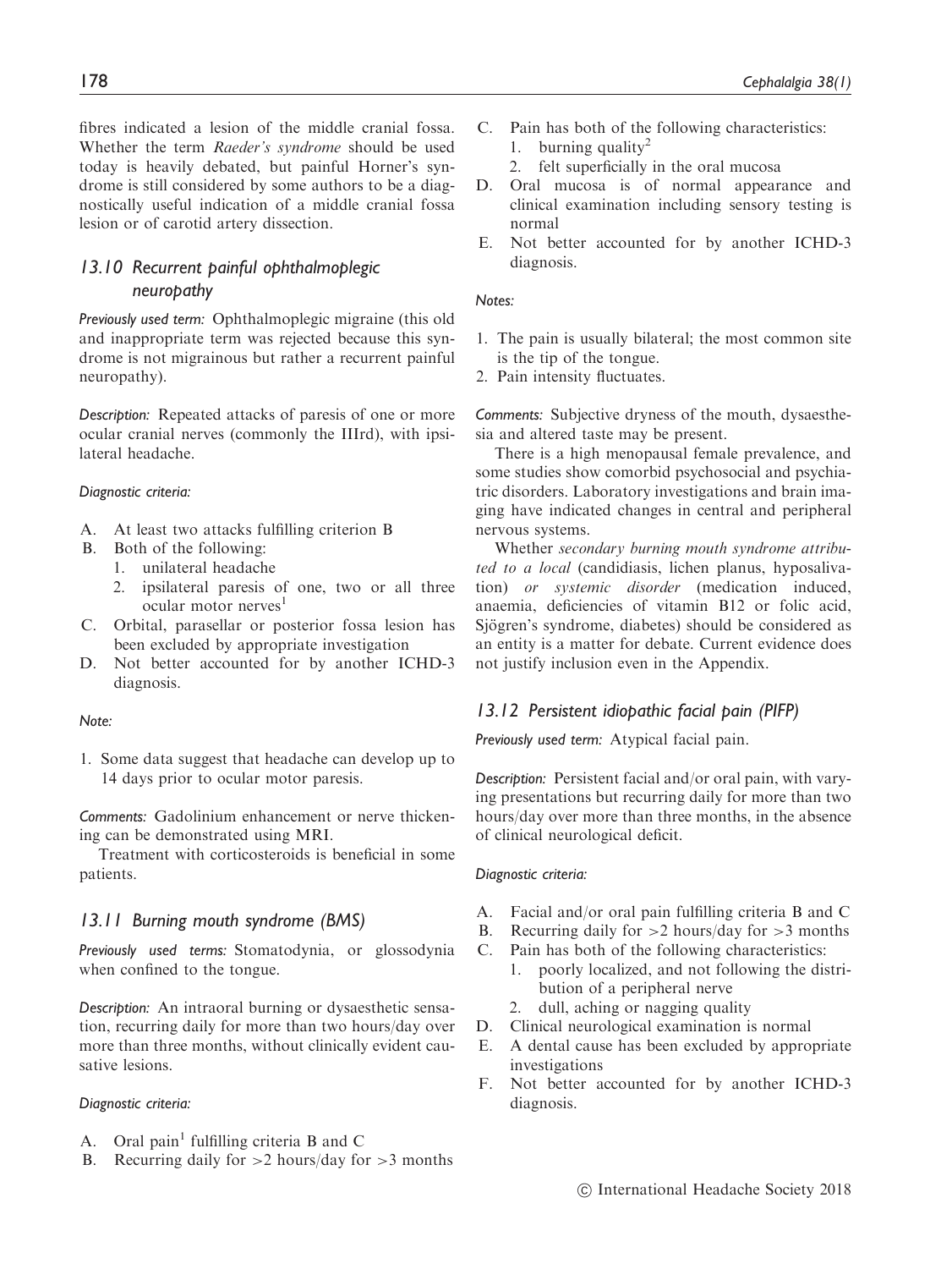fibres indicated a lesion of the middle cranial fossa. Whether the term *Raeder's syndrome* should be used today is heavily debated, but painful Horner's syndrome is still considered by some authors to be a diagnostically useful indication of a middle cranial fossa lesion or of carotid artery dissection.

### *13.10 Recurrent painful ophthalmoplegic neuropathy*

*Previously used term:* Ophthalmoplegic migraine (this old and inappropriate term was rejected because this syndrome is not migrainous but rather a recurrent painful neuropathy).

*Description:* Repeated attacks of paresis of one or more ocular cranial nerves (commonly the IIIrd), with ipsilateral headache.

*Diagnostic criteria:*

A. At least two attacks fulfilling criterion B
B. Both of the following:
   1. unilateral headache
   2. ipsilateral paresis of one, two or all three ocular motor nerves[1]
C. Orbital, parasellar or posterior fossa lesion has been excluded by appropriate investigation
D. Not better accounted for by another ICHD-3 diagnosis.

*Note:*

1. Some data suggest that headache can develop up to 14 days prior to ocular motor paresis.

*Comments:* Gadolinium enhancement or nerve thickening can be demonstrated using MRI.

Treatment with corticosteroids is beneficial in some patients.

### *13.11 Burning mouth syndrome (BMS)*

*Previously used terms:* Stomatodynia, or glossodynia when confined to the tongue.

*Description:* An intraoral burning or dysaesthetic sensation, recurring daily for more than two hours/day over more than three months, without clinically evident causative lesions.

*Diagnostic criteria:*

A. Oral pain[1] fulfilling criteria B and C
B. Recurring daily for >2 hours/day for >3 months
C. Pain has both of the following characteristics:
   1. burning quality[2]
   2. felt superficially in the oral mucosa
D. Oral mucosa is of normal appearance and clinical examination including sensory testing is normal
E. Not better accounted for by another ICHD-3 diagnosis.

*Notes:*

1. The pain is usually bilateral; the most common site is the tip of the tongue.
2. Pain intensity fluctuates.

*Comments:* Subjective dryness of the mouth, dysaesthesia and altered taste may be present.

There is a high menopausal female prevalence, and some studies show comorbid psychosocial and psychiatric disorders. Laboratory investigations and brain imaging have indicated changes in central and peripheral nervous systems.

Whether *secondary burning mouth syndrome attributed to a local* (candidiasis, lichen planus, hyposalivation) *or systemic disorder* (medication induced, anaemia, deficiencies of vitamin B12 or folic acid, Sjögren's syndrome, diabetes) should be considered as an entity is a matter for debate. Current evidence does not justify inclusion even in the Appendix.

### *13.12 Persistent idiopathic facial pain (PIFP)*

*Previously used term:* Atypical facial pain.

*Description:* Persistent facial and/or oral pain, with varying presentations but recurring daily for more than two hours/day over more than three months, in the absence of clinical neurological deficit.

*Diagnostic criteria:*

A. Facial and/or oral pain fulfilling criteria B and C
B. Recurring daily for >2 hours/day for >3 months
C. Pain has both of the following characteristics:
   1. poorly localized, and not following the distribution of a peripheral nerve
   2. dull, aching or nagging quality
D. Clinical neurological examination is normal
E. A dental cause has been excluded by appropriate investigations
F. Not better accounted for by another ICHD-3 diagnosis.

© International Headache Society 2018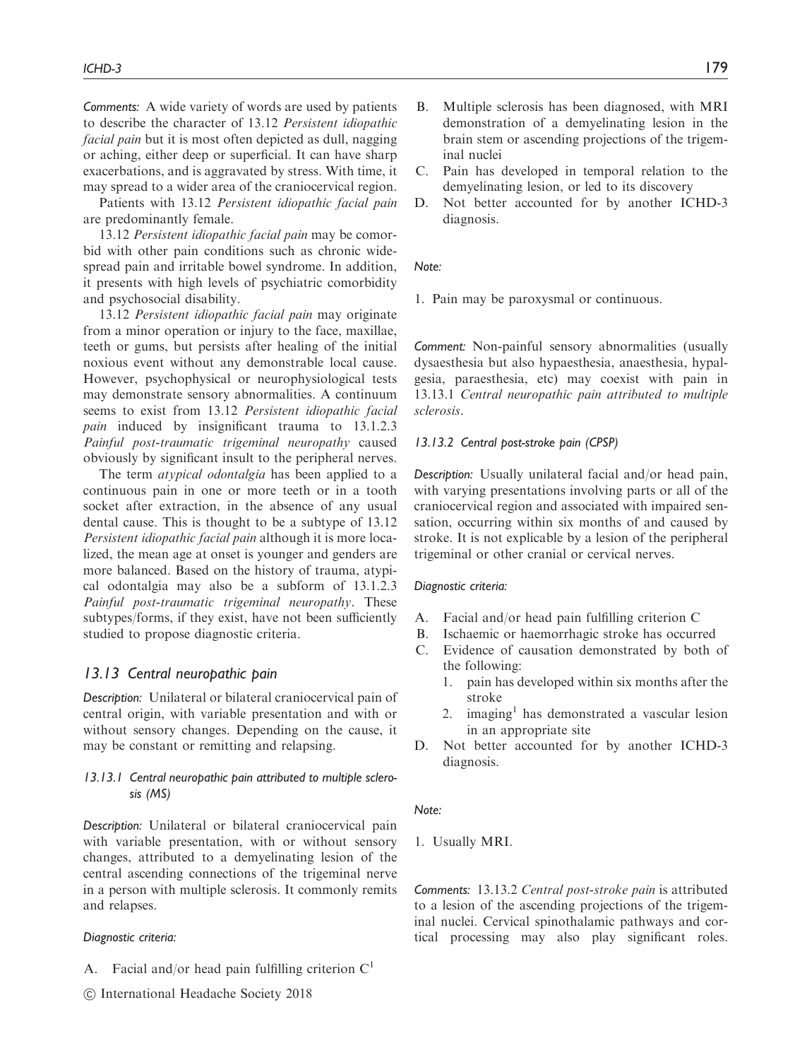*Comments:* A wide variety of words are used by patients to describe the character of 13.12 *Persistent idiopathic facial pain* but it is most often depicted as dull, nagging or aching, either deep or superficial. It can have sharp exacerbations, and is aggravated by stress. With time, it may spread to a wider area of the craniocervical region.

Patients with 13.12 *Persistent idiopathic facial pain* are predominantly female.

13.12 *Persistent idiopathic facial pain* may be comorbid with other pain conditions such as chronic widespread pain and irritable bowel syndrome. In addition, it presents with high levels of psychiatric comorbidity and psychosocial disability.

13.12 *Persistent idiopathic facial pain* may originate from a minor operation or injury to the face, maxillae, teeth or gums, but persists after healing of the initial noxious event without any demonstrable local cause. However, psychophysical or neurophysiological tests may demonstrate sensory abnormalities. A continuum seems to exist from 13.12 *Persistent idiopathic facial pain* induced by insignificant trauma to 13.1.2.3 *Painful post-traumatic trigeminal neuropathy* caused obviously by significant insult to the peripheral nerves.

The term *atypical odontalgia* has been applied to a continuous pain in one or more teeth or in a tooth socket after extraction, in the absence of any usual dental cause. This is thought to be a subtype of 13.12 *Persistent idiopathic facial pain* although it is more localized, the mean age at onset is younger and genders are more balanced. Based on the history of trauma, atypical odontalgia may also be a subform of 13.1.2.3 *Painful post-traumatic trigeminal neuropathy*. These subtypes/forms, if they exist, have not been sufficiently studied to propose diagnostic criteria.

## 13.13 Central neuropathic pain

*Description:* Unilateral or bilateral craniocervical pain of central origin, with variable presentation and with or without sensory changes. Depending on the cause, it may be constant or remitting and relapsing.

### 13.13.1 Central neuropathic pain attributed to multiple sclerosis (MS)

*Description:* Unilateral or bilateral craniocervical pain with variable presentation, with or without sensory changes, attributed to a demyelinating lesion of the central ascending connections of the trigeminal nerve in a person with multiple sclerosis. It commonly remits and relapses.

*Diagnostic criteria:*

A. Facial and/or head pain fulfilling criterion C[1]
B. Multiple sclerosis has been diagnosed, with MRI demonstration of a demyelinating lesion in the brain stem or ascending projections of the trigeminal nuclei
C. Pain has developed in temporal relation to the demyelinating lesion, or led to its discovery
D. Not better accounted for by another ICHD-3 diagnosis.

*Note:*

1. Pain may be paroxysmal or continuous.

*Comment:* Non-painful sensory abnormalities (usually dysaesthesia but also hypaesthesia, anaesthesia, hypalgesia, paraesthesia, etc) may coexist with pain in 13.13.1 *Central neuropathic pain attributed to multiple sclerosis*.

### 13.13.2 Central post-stroke pain (CPSP)

*Description:* Usually unilateral facial and/or head pain, with varying presentations involving parts or all of the craniocervical region and associated with impaired sensation, occurring within six months of and caused by stroke. It is not explicable by a lesion of the peripheral trigeminal or other cranial or cervical nerves.

*Diagnostic criteria:*

A. Facial and/or head pain fulfilling criterion C
B. Ischaemic or haemorrhagic stroke has occurred
C. Evidence of causation demonstrated by both of the following:
   1. pain has developed within six months after the stroke
   2. imaging[1] has demonstrated a vascular lesion in an appropriate site
D. Not better accounted for by another ICHD-3 diagnosis.

*Note:*

1. Usually MRI.

*Comments:* 13.13.2 *Central post-stroke pain* is attributed to a lesion of the ascending projections of the trigeminal nuclei. Cervical spinothalamic pathways and cortical processing may also play significant roles.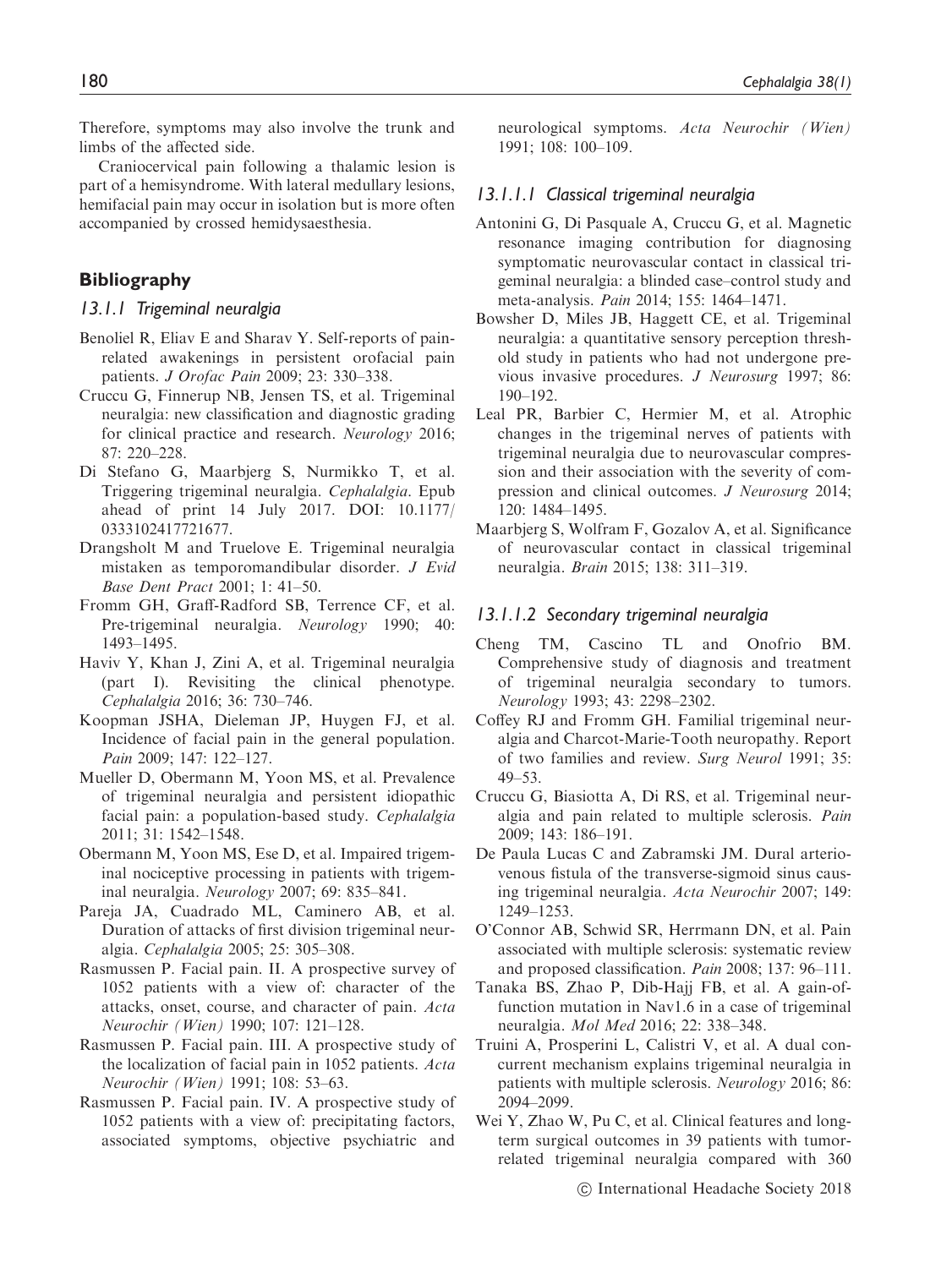Therefore, symptoms may also involve the trunk and limbs of the affected side.

Craniocervical pain following a thalamic lesion is part of a hemisyndrome. With lateral medullary lesions, hemifacial pain may occur in isolation but is more often accompanied by crossed hemidysaesthesia.

## Bibliography

### *13.1.1 Trigeminal neuralgia*

Benoliel R, Eliav E and Sharav Y. Self-reports of pain-related awakenings in persistent orofacial pain patients. *J Orofac Pain* 2009; 23: 330–338.

Cruccu G, Finnerup NB, Jensen TS, et al. Trigeminal neuralgia: new classification and diagnostic grading for clinical practice and research. *Neurology* 2016; 87: 220–228.

Di Stefano G, Maarbjerg S, Nurmikko T, et al. Triggering trigeminal neuralgia. *Cephalalgia*. Epub ahead of print 14 July 2017. DOI: 10.1177/0333102417721677.

Drangsholt M and Truelove E. Trigeminal neuralgia mistaken as temporomandibular disorder. *J Evid Base Dent Pract* 2001; 1: 41–50.

Fromm GH, Graff-Radford SB, Terrence CF, et al. Pre-trigeminal neuralgia. *Neurology* 1990; 40: 1493–1495.

Haviv Y, Khan J, Zini A, et al. Trigeminal neuralgia (part I). Revisiting the clinical phenotype. *Cephalalgia* 2016; 36: 730–746.

Koopman JSHA, Dieleman JP, Huygen FJ, et al. Incidence of facial pain in the general population. *Pain* 2009; 147: 122–127.

Mueller D, Obermann M, Yoon MS, et al. Prevalence of trigeminal neuralgia and persistent idiopathic facial pain: a population-based study. *Cephalalgia* 2011; 31: 1542–1548.

Obermann M, Yoon MS, Ese D, et al. Impaired trigeminal nociceptive processing in patients with trigeminal neuralgia. *Neurology* 2007; 69: 835–841.

Pareja JA, Cuadrado ML, Caminero AB, et al. Duration of attacks of first division trigeminal neuralgia. *Cephalalgia* 2005; 25: 305–308.

Rasmussen P. Facial pain. II. A prospective survey of 1052 patients with a view of: character of the attacks, onset, course, and character of pain. *Acta Neurochir (Wien)* 1990; 107: 121–128.

Rasmussen P. Facial pain. III. A prospective study of the localization of facial pain in 1052 patients. *Acta Neurochir (Wien)* 1991; 108: 53–63.

Rasmussen P. Facial pain. IV. A prospective study of 1052 patients with a view of: precipitating factors, associated symptoms, objective psychiatric and neurological symptoms. *Acta Neurochir (Wien)* 1991; 108: 100–109.

### *13.1.1.1 Classical trigeminal neuralgia*

Antonini G, Di Pasquale A, Cruccu G, et al. Magnetic resonance imaging contribution for diagnosing symptomatic neurovascular contact in classical trigeminal neuralgia: a blinded case–control study and meta-analysis. *Pain* 2014; 155: 1464–1471.

Bowsher D, Miles JB, Haggett CE, et al. Trigeminal neuralgia: a quantitative sensory perception threshold study in patients who had not undergone previous invasive procedures. *J Neurosurg* 1997; 86: 190–192.

Leal PR, Barbier C, Hermier M, et al. Atrophic changes in the trigeminal nerves of patients with trigeminal neuralgia due to neurovascular compression and their association with the severity of compression and clinical outcomes. *J Neurosurg* 2014; 120: 1484–1495.

Maarbjerg S, Wolfram F, Gozalov A, et al. Significance of neurovascular contact in classical trigeminal neuralgia. *Brain* 2015; 138: 311–319.

### *13.1.1.2 Secondary trigeminal neuralgia*

Cheng TM, Cascino TL and Onofrio BM. Comprehensive study of diagnosis and treatment of trigeminal neuralgia secondary to tumors. *Neurology* 1993; 43: 2298–2302.

Coffey RJ and Fromm GH. Familial trigeminal neuralgia and Charcot-Marie-Tooth neuropathy. Report of two families and review. *Surg Neurol* 1991; 35: 49–53.

Cruccu G, Biasiotta A, Di RS, et al. Trigeminal neuralgia and pain related to multiple sclerosis. *Pain* 2009; 143: 186–191.

De Paula Lucas C and Zabramski JM. Dural arteriovenous fistula of the transverse-sigmoid sinus causing trigeminal neuralgia. *Acta Neurochir* 2007; 149: 1249–1253.

O'Connor AB, Schwid SR, Herrmann DN, et al. Pain associated with multiple sclerosis: systematic review and proposed classification. *Pain* 2008; 137: 96–111.

Tanaka BS, Zhao P, Dib-Hajj FB, et al. A gain-of-function mutation in Nav1.6 in a case of trigeminal neuralgia. *Mol Med* 2016; 22: 338–348.

Truini A, Prosperini L, Calistri V, et al. A dual concurrent mechanism explains trigeminal neuralgia in patients with multiple sclerosis. *Neurology* 2016; 86: 2094–2099.

Wei Y, Zhao W, Pu C, et al. Clinical features and long-term surgical outcomes in 39 patients with tumor-related trigeminal neuralgia compared with 360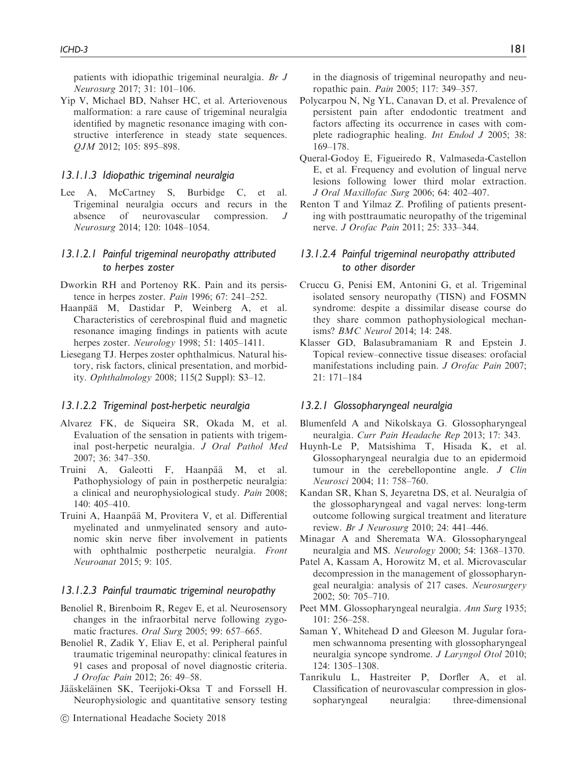patients with idiopathic trigeminal neuralgia. *Br J Neurosurg* 2017; 31: 101–106.

Yip V, Michael BD, Nahser HC, et al. Arteriovenous malformation: a rare cause of trigeminal neuralgia identified by magnetic resonance imaging with constructive interference in steady state sequences. *QJM* 2012; 105: 895–898.

### 13.1.1.3 Idiopathic trigeminal neuralgia

Lee A, McCartney S, Burbidge C, et al. Trigeminal neuralgia occurs and recurs in the absence of neurovascular compression. *J Neurosurg* 2014; 120: 1048–1054.

### 13.1.2.1 Painful trigeminal neuropathy attributed to herpes zoster

Dworkin RH and Portenoy RK. Pain and its persistence in herpes zoster. *Pain* 1996; 67: 241–252.

Haanpää M, Dastidar P, Weinberg A, et al. Characteristics of cerebrospinal fluid and magnetic resonance imaging findings in patients with acute herpes zoster. *Neurology* 1998; 51: 1405–1411.

Liesegang TJ. Herpes zoster ophthalmicus. Natural history, risk factors, clinical presentation, and morbidity. *Ophthalmology* 2008; 115(2 Suppl): S3–12.

### 13.1.2.2 Trigeminal post-herpetic neuralgia

Alvarez FK, de Siqueira SR, Okada M, et al. Evaluation of the sensation in patients with trigeminal post-herpetic neuralgia. *J Oral Pathol Med* 2007; 36: 347–350.

Truini A, Galeotti F, Haanpää M, et al. Pathophysiology of pain in postherpetic neuralgia: a clinical and neurophysiological study. *Pain* 2008; 140: 405–410.

Truini A, Haanpää M, Provitera V, et al. Differential myelinated and unmyelinated sensory and autonomic skin nerve fiber involvement in patients with ophthalmic postherpetic neuralgia. *Front Neuroanat* 2015; 9: 105.

### 13.1.2.3 Painful traumatic trigeminal neuropathy

Benoliel R, Birenboim R, Regev E, et al. Neurosensory changes in the infraorbital nerve following zygomatic fractures. *Oral Surg* 2005; 99: 657–665.

Benoliel R, Zadik Y, Eliav E, et al. Peripheral painful traumatic trigeminal neuropathy: clinical features in 91 cases and proposal of novel diagnostic criteria. *J Orofac Pain* 2012; 26: 49–58.

Jääskeläinen SK, Teerijoki-Oksa T and Forssell H. Neurophysiologic and quantitative sensory testing in the diagnosis of trigeminal neuropathy and neuropathic pain. *Pain* 2005; 117: 349–357.

Polycarpou N, Ng YL, Canavan D, et al. Prevalence of persistent pain after endodontic treatment and factors affecting its occurrence in cases with complete radiographic healing. *Int Endod J* 2005; 38: 169–178.

Queral-Godoy E, Figueiredo R, Valmaseda-Castellon E, et al. Frequency and evolution of lingual nerve lesions following lower third molar extraction. *J Oral Maxillofac Surg* 2006; 64: 402–407.

Renton T and Yilmaz Z. Profiling of patients presenting with posttraumatic neuropathy of the trigeminal nerve. *J Orofac Pain* 2011; 25: 333–344.

### 13.1.2.4 Painful trigeminal neuropathy attributed to other disorder

Cruccu G, Penisi EM, Antonini G, et al. Trigeminal isolated sensory neuropathy (TISN) and FOSMN syndrome: despite a dissimilar disease course do they share common pathophysiological mechanisms? *BMC Neurol* 2014; 14: 248.

Klasser GD, Balasubramaniam R and Epstein J. Topical review–connective tissue diseases: orofacial manifestations including pain. *J Orofac Pain* 2007; 21: 171–184

### 13.2.1 Glossopharyngeal neuralgia

Blumenfeld A and Nikolskaya G. Glossopharyngeal neuralgia. *Curr Pain Headache Rep* 2013; 17: 343.

Huynh-Le P, Matsishima T, Hisada K, et al. Glossopharyngeal neuralgia due to an epidermoid tumour in the cerebellopontine angle. *J Clin Neurosci* 2004; 11: 758–760.

Kandan SR, Khan S, Jeyaretna DS, et al. Neuralgia of the glossopharyngeal and vagal nerves: long-term outcome following surgical treatment and literature review. *Br J Neurosurg* 2010; 24: 441–446.

Minagar A and Sheremata WA. Glossopharyngeal neuralgia and MS. *Neurology* 2000; 54: 1368–1370.

Patel A, Kassam A, Horowitz M, et al. Microvascular decompression in the management of glossopharyngeal neuralgia: analysis of 217 cases. *Neurosurgery* 2002; 50: 705–710.

Peet MM. Glossopharyngeal neuralgia. *Ann Surg* 1935; 101: 256–258.

Saman Y, Whitehead D and Gleeson M. Jugular foramen schwannoma presenting with glossopharyngeal neuralgia syncope syndrome. *J Laryngol Otol* 2010; 124: 1305–1308.

Tanrikulu L, Hastreiter P, Dorfler A, et al. Classification of neurovascular compression in glossopharyngeal neuralgia: three-dimensional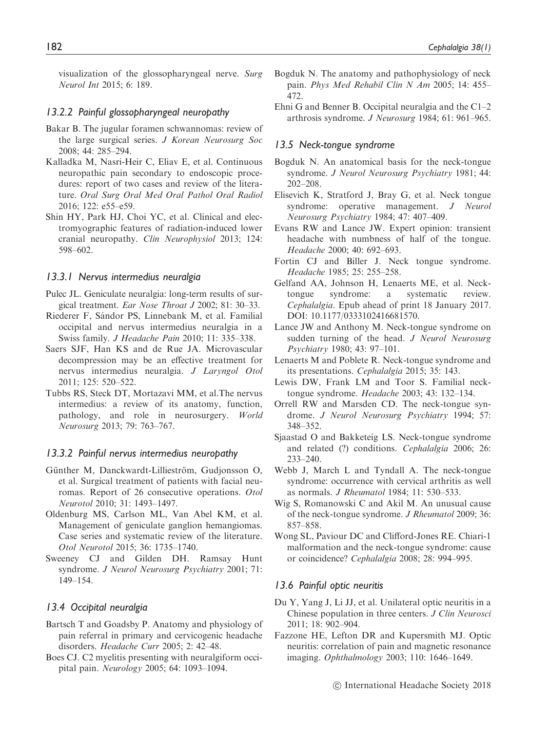visualization of the glossopharyngeal nerve. *Surg Neurol Int* 2015; 6: 189.

### 13.2.2 Painful glossopharyngeal neuropathy

Bakar B. The jugular foramen schwannomas: review of the large surgical series. *J Korean Neurosurg Soc* 2008; 44: 285–294.

Kalladka M, Nasri-Heir C, Eliav E, et al. Continuous neuropathic pain secondary to endoscopic procedures: report of two cases and review of the literature. *Oral Surg Oral Med Oral Pathol Oral Radiol* 2016; 122: e55–e59.

Shin HY, Park HJ, Choi YC, et al. Clinical and electromyographic features of radiation-induced lower cranial neuropathy. *Clin Neurophysiol* 2013; 124: 598–602.

### 13.3.1 Nervus intermedius neuralgia

Pulec JL. Geniculate neuralgia: long-term results of surgical treatment. *Ear Nose Throat J* 2002; 81: 30–33.

Riederer F, Sándor PS, Linnebank M, et al. Familial occipital and nervus intermedius neuralgia in a Swiss family. *J Headache Pain* 2010; 11: 335–338.

Saers SJF, Han KS and de Rue JA. Microvascular decompression may be an effective treatment for nervus intermedius neuralgia. *J Laryngol Otol* 2011; 125: 520–522.

Tubbs RS, Steck DT, Mortazavi MM, et al.The nervus intermedius: a review of its anatomy, function, pathology, and role in neurosurgery. *World Neurosurg* 2013; 79: 763–767.

### 13.3.2 Painful nervus intermedius neuropathy

Günther M, Danckwardt-Lillieström, Gudjonsson O, et al. Surgical treatment of patients with facial neuromas. Report of 26 consecutive operations. *Otol Neurotol* 2010; 31: 1493–1497.

Oldenburg MS, Carlson ML, Van Abel KM, et al. Management of geniculate ganglion hemangiomas. Case series and systematic review of the literature. *Otol Neurotol* 2015; 36: 1735–1740.

Sweeney CJ and Gilden DH. Ramsay Hunt syndrome. *J Neurol Neurosurg Psychiatry* 2001; 71: 149–154.

### 13.4 Occipital neuralgia

Bartsch T and Goadsby P. Anatomy and physiology of pain referral in primary and cervicogenic headache disorders. *Headache Curr* 2005; 2: 42–48.

Boes CJ. C2 myelitis presenting with neuralgiform occipital pain. *Neurology* 2005; 64: 1093–1094.

Bogduk N. The anatomy and pathophysiology of neck pain. *Phys Med Rehabil Clin N Am* 2005; 14: 455–472.

Ehni G and Benner B. Occipital neuralgia and the C1–2 arthrosis syndrome. *J Neurosurg* 1984; 61: 961–965.

### 13.5 Neck-tongue syndrome

Bogduk N. An anatomical basis for the neck-tongue syndrome. *J Neurol Neurosurg Psychiatry* 1981; 44: 202–208.

Elisevich K, Stratford J, Bray G, et al. Neck tongue syndrome: operative management. *J Neurol Neurosurg Psychiatry* 1984; 47: 407–409.

Evans RW and Lance JW. Expert opinion: transient headache with numbness of half of the tongue. *Headache* 2000; 40: 692–693.

Fortin CJ and Biller J. Neck tongue syndrome. *Headache* 1985; 25: 255–258.

Gelfand AA, Johnson H, Lenaerts ME, et al. Neck-tongue syndrome: a systematic review. *Cephalalgia*. Epub ahead of print 18 January 2017. DOI: 10.1177/0333102416681570.

Lance JW and Anthony M. Neck-tongue syndrome on sudden turning of the head. *J Neurol Neurosurg Psychiatry* 1980; 43: 97–101.

Lenaerts M and Poblete R. Neck-tongue syndrome and its presentations. *Cephalalgia* 2015; 35: 143.

Lewis DW, Frank LM and Toor S. Familial neck-tongue syndrome. *Headache* 2003; 43: 132–134.

Orrell RW and Marsden CD. The neck-tongue syndrome. *J Neurol Neurosurg Psychiatry* 1994; 57: 348–352.

Sjaastad O and Bakketeig LS. Neck-tongue syndrome and related (?) conditions. *Cephalalgia* 2006; 26: 233–240.

Webb J, March L and Tyndall A. The neck-tongue syndrome: occurrence with cervical arthritis as well as normals. *J Rheumatol* 1984; 11: 530–533.

Wig S, Romanowski C and Akil M. An unusual cause of the neck-tongue syndrome. *J Rheumatol* 2009; 36: 857–858.

Wong SL, Paviour DC and Clifford-Jones RE. Chiari-1 malformation and the neck-tongue syndrome: cause or coincidence? *Cephalalgia* 2008; 28: 994–995.

### 13.6 Painful optic neuritis

Du Y, Yang J, Li JJ, et al. Unilateral optic neuritis in a Chinese population in three centers. *J Clin Neurosci* 2011; 18: 902–904.

Fazzone HE, Lefton DR and Kupersmith MJ. Optic neuritis: correlation of pain and magnetic resonance imaging. *Ophthalmology* 2003; 110: 1646–1649.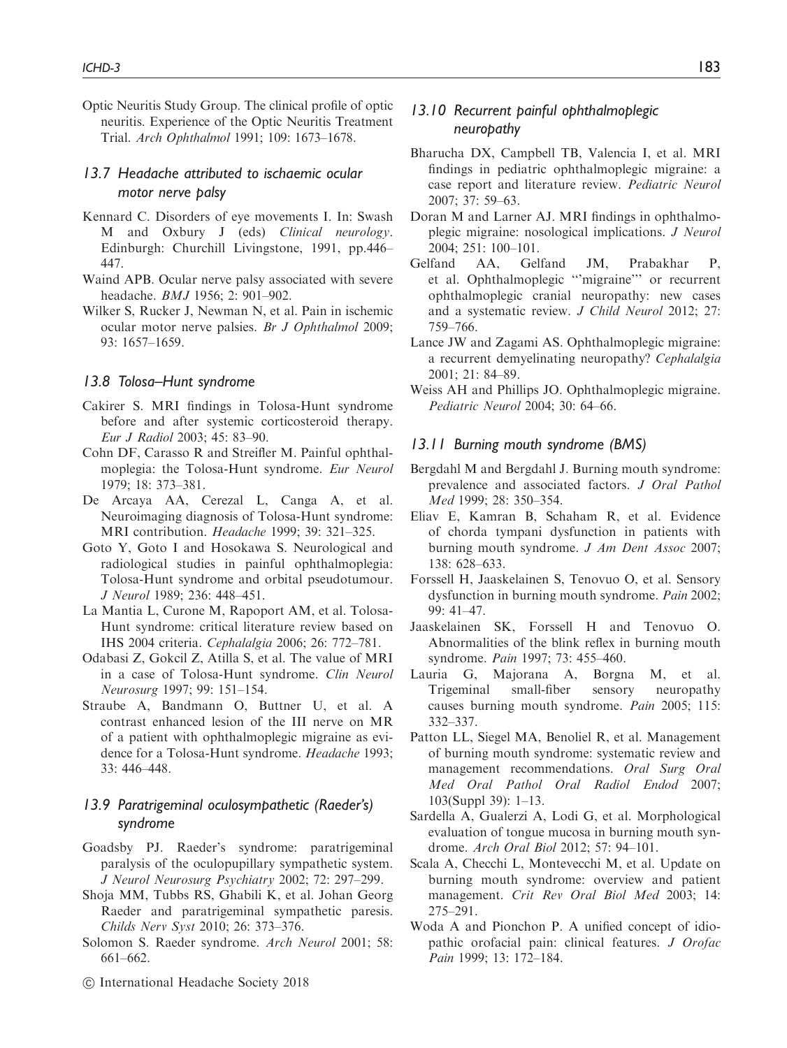Optic Neuritis Study Group. The clinical profile of optic neuritis. Experience of the Optic Neuritis Treatment Trial. *Arch Ophthalmol* 1991; 109: 1673–1678.

### *13.7 Headache attributed to ischaemic ocular motor nerve palsy*

Kennard C. Disorders of eye movements I. In: Swash M and Oxbury J (eds) *Clinical neurology*. Edinburgh: Churchill Livingstone, 1991, pp.446–447.

Waind APB. Ocular nerve palsy associated with severe headache. *BMJ* 1956; 2: 901–902.

Wilker S, Rucker J, Newman N, et al. Pain in ischemic ocular motor nerve palsies. *Br J Ophthalmol* 2009; 93: 1657–1659.

### *13.8 Tolosa–Hunt syndrome*

Cakirer S. MRI findings in Tolosa-Hunt syndrome before and after systemic corticosteroid therapy. *Eur J Radiol* 2003; 45: 83–90.

Cohn DF, Carasso R and Streifler M. Painful ophthalmoplegia: the Tolosa-Hunt syndrome. *Eur Neurol* 1979; 18: 373–381.

De Arcaya AA, Cerezal L, Canga A, et al. Neuroimaging diagnosis of Tolosa-Hunt syndrome: MRI contribution. *Headache* 1999; 39: 321–325.

Goto Y, Goto I and Hosokawa S. Neurological and radiological studies in painful ophthalmoplegia: Tolosa-Hunt syndrome and orbital pseudotumour. *J Neurol* 1989; 236: 448–451.

La Mantia L, Curone M, Rapoport AM, et al. Tolosa-Hunt syndrome: critical literature review based on IHS 2004 criteria. *Cephalalgia* 2006; 26: 772–781.

Odabasi Z, Gokcil Z, Atilla S, et al. The value of MRI in a case of Tolosa-Hunt syndrome. *Clin Neurol Neurosurg* 1997; 99: 151–154.

Straube A, Bandmann O, Buttner U, et al. A contrast enhanced lesion of the III nerve on MR of a patient with ophthalmoplegic migraine as evidence for a Tolosa-Hunt syndrome. *Headache* 1993; 33: 446–448.

### *13.9 Paratrigeminal oculosympathetic (Raeder's) syndrome*

Goadsby PJ. Raeder's syndrome: paratrigeminal paralysis of the oculopupillary sympathetic system. *J Neurol Neurosurg Psychiatry* 2002; 72: 297–299.

Shoja MM, Tubbs RS, Ghabili K, et al. Johan Georg Raeder and paratrigeminal sympathetic paresis. *Childs Nerv Syst* 2010; 26: 373–376.

Solomon S. Raeder syndrome. *Arch Neurol* 2001; 58: 661–662.

### *13.10 Recurrent painful ophthalmoplegic neuropathy*

Bharucha DX, Campbell TB, Valencia I, et al. MRI findings in pediatric ophthalmoplegic migraine: a case report and literature review. *Pediatric Neurol* 2007; 37: 59–63.

Doran M and Larner AJ. MRI findings in ophthalmoplegic migraine: nosological implications. *J Neurol* 2004; 251: 100–101.

Gelfand AA, Gelfand JM, Prabakhar P, et al. Ophthalmoplegic "'migraine"' or recurrent ophthalmoplegic cranial neuropathy: new cases and a systematic review. *J Child Neurol* 2012; 27: 759–766.

Lance JW and Zagami AS. Ophthalmoplegic migraine: a recurrent demyelinating neuropathy? *Cephalalgia* 2001; 21: 84–89.

Weiss AH and Phillips JO. Ophthalmoplegic migraine. *Pediatric Neurol* 2004; 30: 64–66.

### *13.11 Burning mouth syndrome (BMS)*

Bergdahl M and Bergdahl J. Burning mouth syndrome: prevalence and associated factors. *J Oral Pathol Med* 1999; 28: 350–354.

Eliav E, Kamran B, Schaham R, et al. Evidence of chorda tympani dysfunction in patients with burning mouth syndrome. *J Am Dent Assoc* 2007; 138: 628–633.

Forssell H, Jaaskelainen S, Tenovuo O, et al. Sensory dysfunction in burning mouth syndrome. *Pain* 2002; 99: 41–47.

Jaaskelainen SK, Forssell H and Tenovuo O. Abnormalities of the blink reflex in burning mouth syndrome. *Pain* 1997; 73: 455–460.

Lauria G, Majorana A, Borgna M, et al. Trigeminal small-fiber sensory neuropathy causes burning mouth syndrome. *Pain* 2005; 115: 332–337.

Patton LL, Siegel MA, Benoliel R, et al. Management of burning mouth syndrome: systematic review and management recommendations. *Oral Surg Oral Med Oral Pathol Oral Radiol Endod* 2007; 103(Suppl 39): 1–13.

Sardella A, Gualerzi A, Lodi G, et al. Morphological evaluation of tongue mucosa in burning mouth syndrome. *Arch Oral Biol* 2012; 57: 94–101.

Scala A, Checchi L, Montevecchi M, et al. Update on burning mouth syndrome: overview and patient management. *Crit Rev Oral Biol Med* 2003; 14: 275–291.

Woda A and Pionchon P. A unified concept of idiopathic orofacial pain: clinical features. *J Orofac Pain* 1999; 13: 172–184.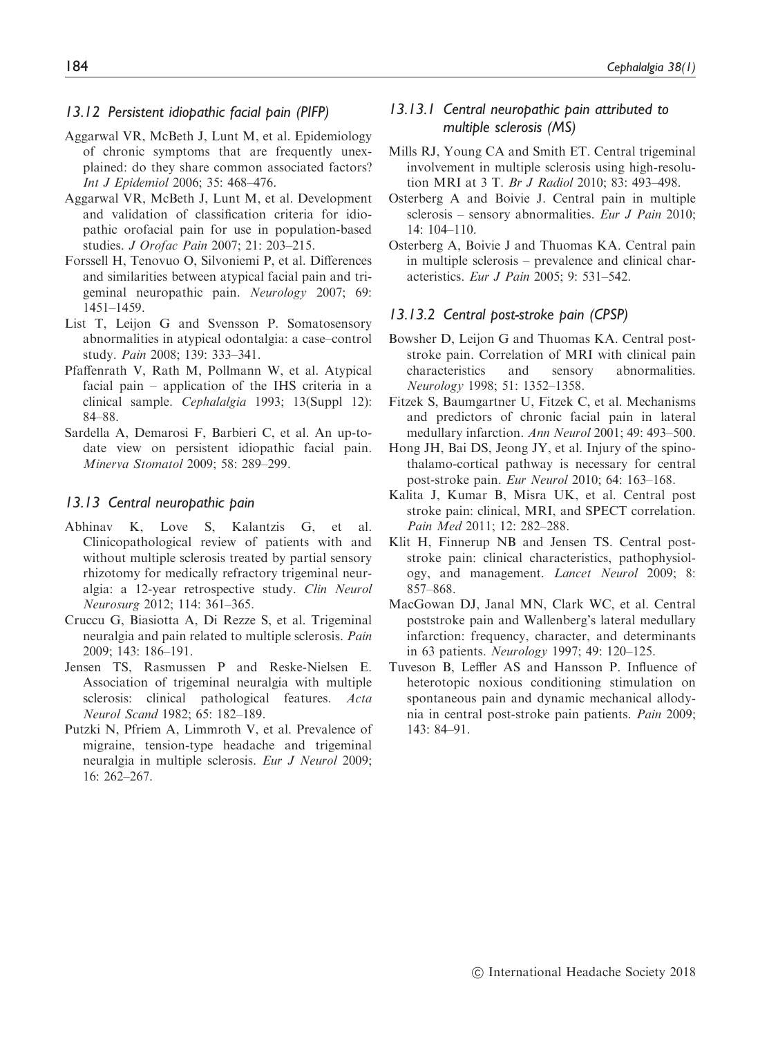### 13.12 Persistent idiopathic facial pain (PIFP)

Aggarwal VR, McBeth J, Lunt M, et al. Epidemiology of chronic symptoms that are frequently unexplained: do they share common associated factors? *Int J Epidemiol* 2006; 35: 468–476.

Aggarwal VR, McBeth J, Lunt M, et al. Development and validation of classification criteria for idiopathic orofacial pain for use in population-based studies. *J Orofac Pain* 2007; 21: 203–215.

Forssell H, Tenovuo O, Silvoniemi P, et al. Differences and similarities between atypical facial pain and trigeminal neuropathic pain. *Neurology* 2007; 69: 1451–1459.

List T, Leijon G and Svensson P. Somatosensory abnormalities in atypical odontalgia: a case–control study. *Pain* 2008; 139: 333–341.

Pfaffenrath V, Rath M, Pollmann W, et al. Atypical facial pain – application of the IHS criteria in a clinical sample. *Cephalalgia* 1993; 13(Suppl 12): 84–88.

Sardella A, Demarosi F, Barbieri C, et al. An up-to-date view on persistent idiopathic facial pain. *Minerva Stomatol* 2009; 58: 289–299.

### 13.13 Central neuropathic pain

Abhinav K, Love S, Kalantzis G, et al. Clinicopathological review of patients with and without multiple sclerosis treated by partial sensory rhizotomy for medically refractory trigeminal neuralgia: a 12-year retrospective study. *Clin Neurol Neurosurg* 2012; 114: 361–365.

Cruccu G, Biasiotta A, Di Rezze S, et al. Trigeminal neuralgia and pain related to multiple sclerosis. *Pain* 2009; 143: 186–191.

Jensen TS, Rasmussen P and Reske-Nielsen E. Association of trigeminal neuralgia with multiple sclerosis: clinical pathological features. *Acta Neurol Scand* 1982; 65: 182–189.

Putzki N, Pfriem A, Limmroth V, et al. Prevalence of migraine, tension-type headache and trigeminal neuralgia in multiple sclerosis. *Eur J Neurol* 2009; 16: 262–267.

### 13.13.1 Central neuropathic pain attributed to multiple sclerosis (MS)

Mills RJ, Young CA and Smith ET. Central trigeminal involvement in multiple sclerosis using high-resolution MRI at 3 T. *Br J Radiol* 2010; 83: 493–498.

Osterberg A and Boivie J. Central pain in multiple sclerosis – sensory abnormalities. *Eur J Pain* 2010; 14: 104–110.

Osterberg A, Boivie J and Thuomas KA. Central pain in multiple sclerosis – prevalence and clinical characteristics. *Eur J Pain* 2005; 9: 531–542.

### 13.13.2 Central post-stroke pain (CPSP)

Bowsher D, Leijon G and Thuomas KA. Central post-stroke pain. Correlation of MRI with clinical pain characteristics and sensory abnormalities. *Neurology* 1998; 51: 1352–1358.

Fitzek S, Baumgartner U, Fitzek C, et al. Mechanisms and predictors of chronic facial pain in lateral medullary infarction. *Ann Neurol* 2001; 49: 493–500.

Hong JH, Bai DS, Jeong JY, et al. Injury of the spino-thalamo-cortical pathway is necessary for central post-stroke pain. *Eur Neurol* 2010; 64: 163–168.

Kalita J, Kumar B, Misra UK, et al. Central post stroke pain: clinical, MRI, and SPECT correlation. *Pain Med* 2011; 12: 282–288.

Klit H, Finnerup NB and Jensen TS. Central post-stroke pain: clinical characteristics, pathophysiology, and management. *Lancet Neurol* 2009; 8: 857–868.

MacGowan DJ, Janal MN, Clark WC, et al. Central poststroke pain and Wallenberg's lateral medullary infarction: frequency, character, and determinants in 63 patients. *Neurology* 1997; 49: 120–125.

Tuveson B, Leffler AS and Hansson P. Influence of heterotopic noxious conditioning stimulation on spontaneous pain and dynamic mechanical allodynia in central post-stroke pain patients. *Pain* 2009; 143: 84–91.

© International Headache Society 2018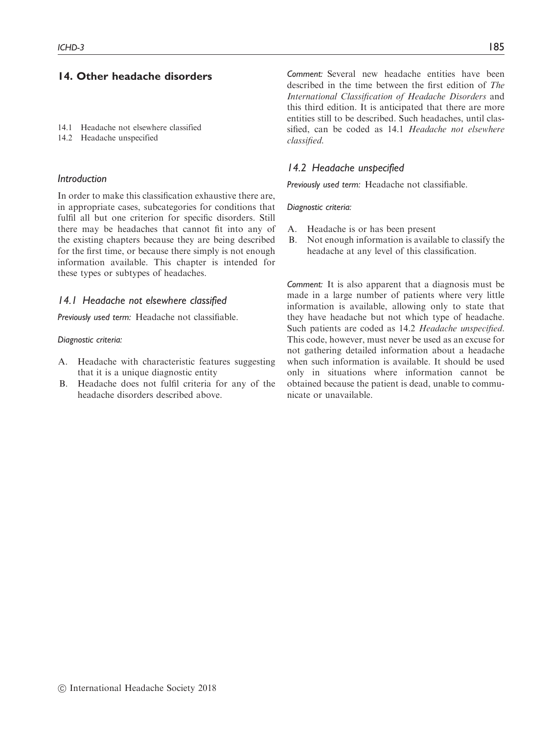## 14. Other headache disorders

14.1 Headache not elsewhere classified
14.2 Headache unspecified

### *Introduction*

In order to make this classification exhaustive there are, in appropriate cases, subcategories for conditions that fulfil all but one criterion for specific disorders. Still there may be headaches that cannot fit into any of the existing chapters because they are being described for the first time, or because there simply is not enough information available. This chapter is intended for these types or subtypes of headaches.

### *14.1 Headache not elsewhere classified*

*Previously used term:* Headache not classifiable.

*Diagnostic criteria:*

A. Headache with characteristic features suggesting that it is a unique diagnostic entity
B. Headache does not fulfil criteria for any of the headache disorders described above.

*Comment:* Several new headache entities have been described in the time between the first edition of *The International Classification of Headache Disorders* and this third edition. It is anticipated that there are more entities still to be described. Such headaches, until classified, can be coded as 14.1 *Headache not elsewhere classified*.

### *14.2 Headache unspecified*

*Previously used term:* Headache not classifiable.

*Diagnostic criteria:*

A. Headache is or has been present
B. Not enough information is available to classify the headache at any level of this classification.

*Comment:* It is also apparent that a diagnosis must be made in a large number of patients where very little information is available, allowing only to state that they have headache but not which type of headache. Such patients are coded as 14.2 *Headache unspecified*. This code, however, must never be used as an excuse for not gathering detailed information about a headache when such information is available. It should be used only in situations where information cannot be obtained because the patient is dead, unable to communicate or unavailable.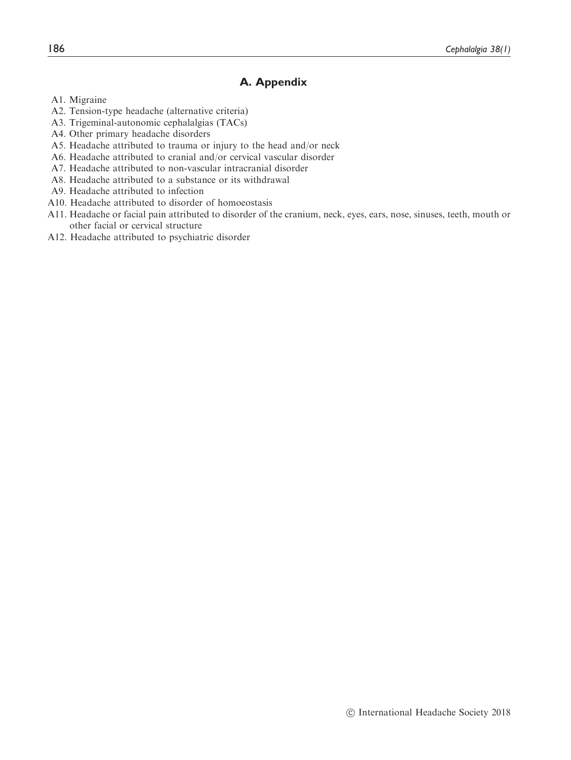# A. Appendix

A1. Migraine
A2. Tension-type headache (alternative criteria)
A3. Trigeminal-autonomic cephalalgias (TACs)
A4. Other primary headache disorders
A5. Headache attributed to trauma or injury to the head and/or neck
A6. Headache attributed to cranial and/or cervical vascular disorder
A7. Headache attributed to non-vascular intracranial disorder
A8. Headache attributed to a substance or its withdrawal
A9. Headache attributed to infection
A10. Headache attributed to disorder of homoeostasis
A11. Headache or facial pain attributed to disorder of the cranium, neck, eyes, ears, nose, sinuses, teeth, mouth or other facial or cervical structure
A12. Headache attributed to psychiatric disorder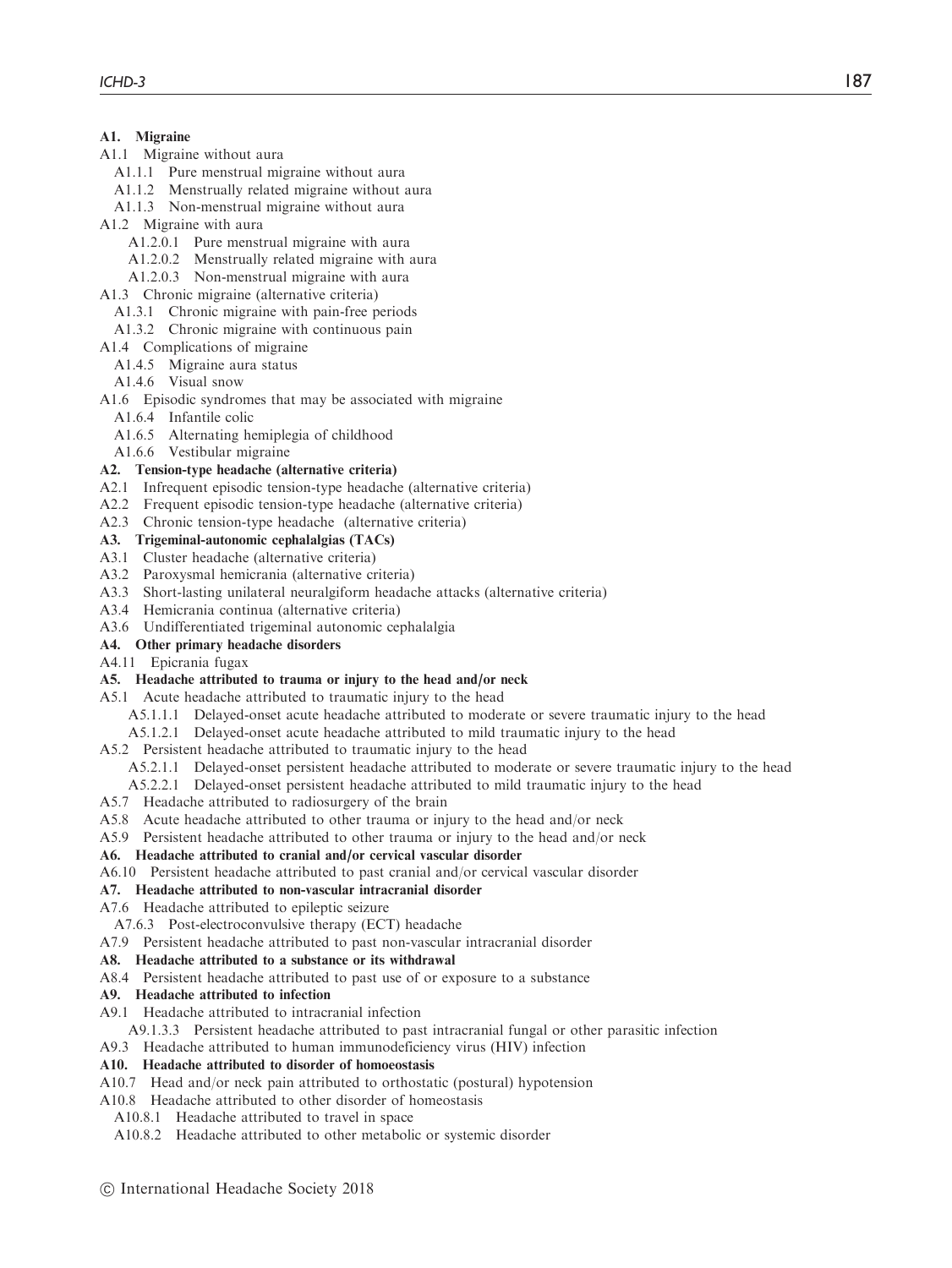**A1. Migraine**

A1.1 Migraine without aura
  A1.1.1 Pure menstrual migraine without aura
  A1.1.2 Menstrually related migraine without aura
  A1.1.3 Non-menstrual migraine without aura
A1.2 Migraine with aura
  A1.2.0.1 Pure menstrual migraine with aura
  A1.2.0.2 Menstrually related migraine with aura
  A1.2.0.3 Non-menstrual migraine with aura
A1.3 Chronic migraine (alternative criteria)
  A1.3.1 Chronic migraine with pain-free periods
  A1.3.2 Chronic migraine with continuous pain
A1.4 Complications of migraine
  A1.4.5 Migraine aura status
  A1.4.6 Visual snow
A1.6 Episodic syndromes that may be associated with migraine
  A1.6.4 Infantile colic
  A1.6.5 Alternating hemiplegia of childhood
  A1.6.6 Vestibular migraine

**A2. Tension-type headache (alternative criteria)**

A2.1 Infrequent episodic tension-type headache (alternative criteria)
A2.2 Frequent episodic tension-type headache (alternative criteria)
A2.3 Chronic tension-type headache (alternative criteria)

**A3. Trigeminal-autonomic cephalalgias (TACs)**

A3.1 Cluster headache (alternative criteria)
A3.2 Paroxysmal hemicrania (alternative criteria)
A3.3 Short-lasting unilateral neuralgiform headache attacks (alternative criteria)
A3.4 Hemicrania continua (alternative criteria)
A3.6 Undifferentiated trigeminal autonomic cephalalgia

**A4. Other primary headache disorders**

A4.11 Epicrania fugax

**A5. Headache attributed to trauma or injury to the head and/or neck**

A5.1 Acute headache attributed to traumatic injury to the head
  A5.1.1.1 Delayed-onset acute headache attributed to moderate or severe traumatic injury to the head
  A5.1.2.1 Delayed-onset acute headache attributed to mild traumatic injury to the head
A5.2 Persistent headache attributed to traumatic injury to the head
  A5.2.1.1 Delayed-onset persistent headache attributed to moderate or severe traumatic injury to the head
  A5.2.2.1 Delayed-onset persistent headache attributed to mild traumatic injury to the head
A5.7 Headache attributed to radiosurgery of the brain
A5.8 Acute headache attributed to other trauma or injury to the head and/or neck
A5.9 Persistent headache attributed to other trauma or injury to the head and/or neck

**A6. Headache attributed to cranial and/or cervical vascular disorder**

A6.10 Persistent headache attributed to past cranial and/or cervical vascular disorder

**A7. Headache attributed to non-vascular intracranial disorder**

A7.6 Headache attributed to epileptic seizure
  A7.6.3 Post-electroconvulsive therapy (ECT) headache
A7.9 Persistent headache attributed to past non-vascular intracranial disorder

**A8. Headache attributed to a substance or its withdrawal**

A8.4 Persistent headache attributed to past use of or exposure to a substance

**A9. Headache attributed to infection**

A9.1 Headache attributed to intracranial infection
  A9.1.3.3 Persistent headache attributed to past intracranial fungal or other parasitic infection
A9.3 Headache attributed to human immunodeficiency virus (HIV) infection

**A10. Headache attributed to disorder of homoeostasis**

A10.7 Head and/or neck pain attributed to orthostatic (postural) hypotension
A10.8 Headache attributed to other disorder of homeostasis
  A10.8.1 Headache attributed to travel in space
  A10.8.2 Headache attributed to other metabolic or systemic disorder

© International Headache Society 2018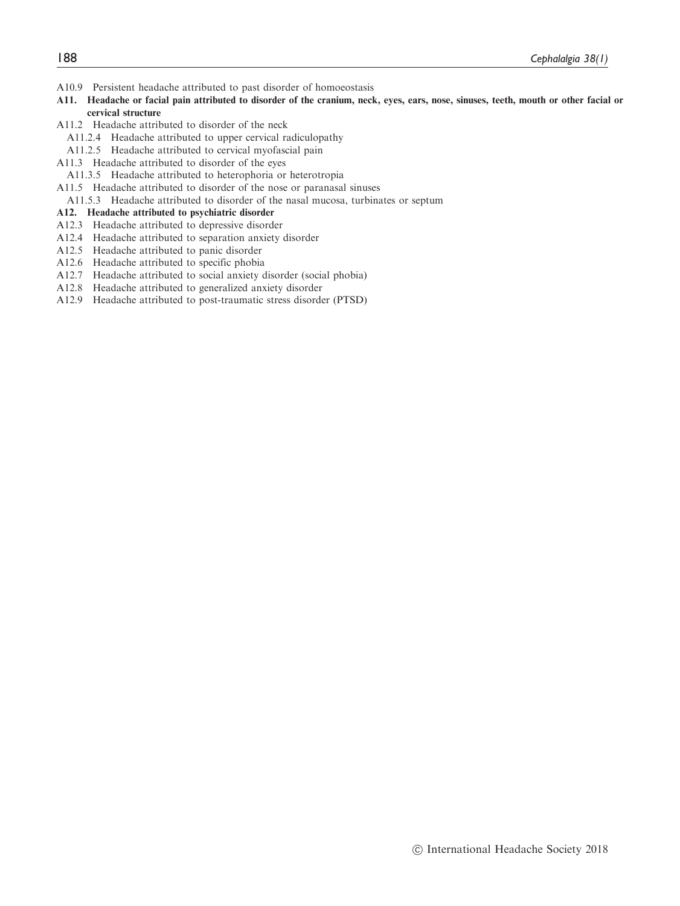A10.9 Persistent headache attributed to past disorder of homoeostasis

**A11. Headache or facial pain attributed to disorder of the cranium, neck, eyes, ears, nose, sinuses, teeth, mouth or other facial or cervical structure**

A11.2 Headache attributed to disorder of the neck

A11.2.4 Headache attributed to upper cervical radiculopathy

A11.2.5 Headache attributed to cervical myofascial pain

A11.3 Headache attributed to disorder of the eyes

A11.3.5 Headache attributed to heterophoria or heterotropia

A11.5 Headache attributed to disorder of the nose or paranasal sinuses

A11.5.3 Headache attributed to disorder of the nasal mucosa, turbinates or septum

**A12. Headache attributed to psychiatric disorder**

A12.3 Headache attributed to depressive disorder

A12.4 Headache attributed to separation anxiety disorder

A12.5 Headache attributed to panic disorder

A12.6 Headache attributed to specific phobia

A12.7 Headache attributed to social anxiety disorder (social phobia)

A12.8 Headache attributed to generalized anxiety disorder

A12.9 Headache attributed to post-traumatic stress disorder (PTSD)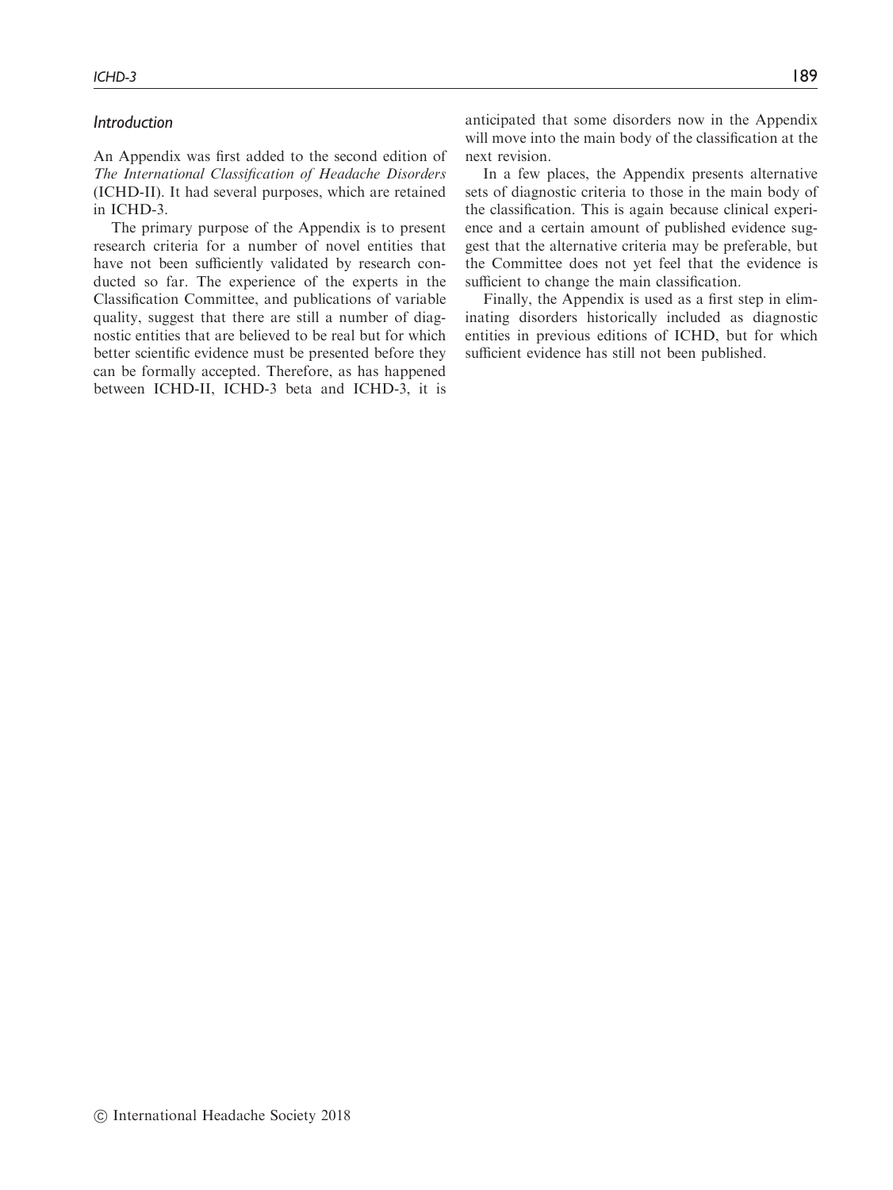## *Introduction*

An Appendix was first added to the second edition of *The International Classification of Headache Disorders* (ICHD-II). It had several purposes, which are retained in ICHD-3.

The primary purpose of the Appendix is to present research criteria for a number of novel entities that have not been sufficiently validated by research conducted so far. The experience of the experts in the Classification Committee, and publications of variable quality, suggest that there are still a number of diagnostic entities that are believed to be real but for which better scientific evidence must be presented before they can be formally accepted. Therefore, as has happened between ICHD-II, ICHD-3 beta and ICHD-3, it is anticipated that some disorders now in the Appendix will move into the main body of the classification at the next revision.

In a few places, the Appendix presents alternative sets of diagnostic criteria to those in the main body of the classification. This is again because clinical experience and a certain amount of published evidence suggest that the alternative criteria may be preferable, but the Committee does not yet feel that the evidence is sufficient to change the main classification.

Finally, the Appendix is used as a first step in eliminating disorders historically included as diagnostic entities in previous editions of ICHD, but for which sufficient evidence has still not been published.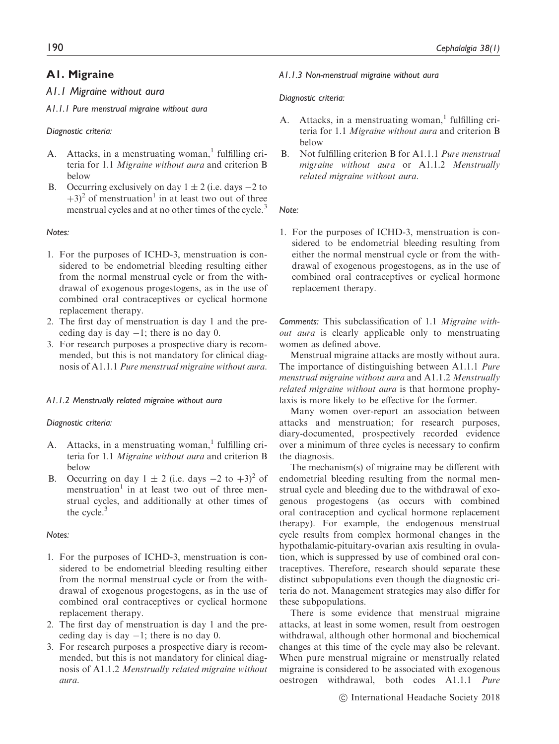## A1. Migraine

### A1.1 Migraine without aura

#### A1.1.1 Pure menstrual migraine without aura

*Diagnostic criteria:*

A. Attacks, in a menstruating woman,[1] fulfilling criteria for 1.1 *Migraine without aura* and criterion B below

B. Occurring exclusively on day 1 ± 2 (i.e. days −2 to +3)[2] of menstruation[1] in at least two out of three menstrual cycles and at no other times of the cycle.[3]

*Notes:*

1. For the purposes of ICHD-3, menstruation is considered to be endometrial bleeding resulting either from the normal menstrual cycle or from the withdrawal of exogenous progestogens, as in the use of combined oral contraceptives or cyclical hormone replacement therapy.
2. The first day of menstruation is day 1 and the preceding day is day −1; there is no day 0.
3. For research purposes a prospective diary is recommended, but this is not mandatory for clinical diagnosis of A1.1.1 *Pure menstrual migraine without aura*.

#### A1.1.2 Menstrually related migraine without aura

*Diagnostic criteria:*

A. Attacks, in a menstruating woman,[1] fulfilling criteria for 1.1 *Migraine without aura* and criterion B below

B. Occurring on day 1 ± 2 (i.e. days −2 to +3)[2] of menstruation[1] in at least two out of three menstrual cycles, and additionally at other times of the cycle.[3]

*Notes:*

1. For the purposes of ICHD-3, menstruation is considered to be endometrial bleeding resulting either from the normal menstrual cycle or from the withdrawal of exogenous progestogens, as in the use of combined oral contraceptives or cyclical hormone replacement therapy.
2. The first day of menstruation is day 1 and the preceding day is day −1; there is no day 0.
3. For research purposes a prospective diary is recommended, but this is not mandatory for clinical diagnosis of A1.1.2 *Menstrually related migraine without aura*.

#### A1.1.3 Non-menstrual migraine without aura

*Diagnostic criteria:*

A. Attacks, in a menstruating woman,[1] fulfilling criteria for 1.1 *Migraine without aura* and criterion B below

B. Not fulfilling criterion B for A1.1.1 *Pure menstrual migraine without aura* or A1.1.2 *Menstrually related migraine without aura*.

*Note:*

1. For the purposes of ICHD-3, menstruation is considered to be endometrial bleeding resulting from either the normal menstrual cycle or from the withdrawal of exogenous progestogens, as in the use of combined oral contraceptives or cyclical hormone replacement therapy.

*Comments:* This subclassification of 1.1 *Migraine without aura* is clearly applicable only to menstruating women as defined above.

Menstrual migraine attacks are mostly without aura. The importance of distinguishing between A1.1.1 *Pure menstrual migraine without aura* and A1.1.2 *Menstrually related migraine without aura* is that hormone prophylaxis is more likely to be effective for the former.

Many women over-report an association between attacks and menstruation; for research purposes, diary-documented, prospectively recorded evidence over a minimum of three cycles is necessary to confirm the diagnosis.

The mechanism(s) of migraine may be different with endometrial bleeding resulting from the normal menstrual cycle and bleeding due to the withdrawal of exogenous progestogens (as occurs with combined oral contraception and cyclical hormone replacement therapy). For example, the endogenous menstrual cycle results from complex hormonal changes in the hypothalamic-pituitary-ovarian axis resulting in ovulation, which is suppressed by use of combined oral contraceptives. Therefore, research should separate these distinct subpopulations even though the diagnostic criteria do not. Management strategies may also differ for these subpopulations.

There is some evidence that menstrual migraine attacks, at least in some women, result from oestrogen withdrawal, although other hormonal and biochemical changes at this time of the cycle may also be relevant. When pure menstrual migraine or menstrually related migraine is considered to be associated with exogenous oestrogen withdrawal, both codes A1.1.1 *Pure*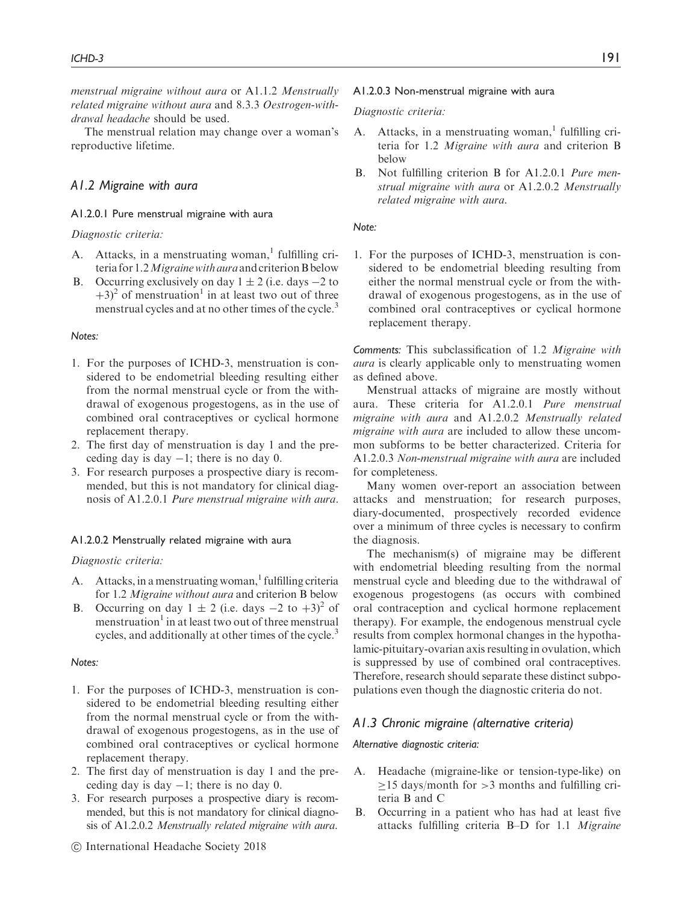*menstrual migraine without aura* or A1.1.2 *Menstrually related migraine without aura* and 8.3.3 *Oestrogen-withdrawal headache* should be used.

The menstrual relation may change over a woman's reproductive lifetime.

## *A1.2 Migraine with aura*

### A1.2.0.1 Pure menstrual migraine with aura

*Diagnostic criteria:*

A. Attacks, in a menstruating woman,[1] fulfilling criteria for 1.2 *Migraine with aura* and criterion B below
B. Occurring exclusively on day $1 \pm 2$ (i.e. days $-2$ to $+3$)[2] of menstruation[1] in at least two out of three menstrual cycles and at no other times of the cycle.[3]

*Notes:*

1. For the purposes of ICHD-3, menstruation is considered to be endometrial bleeding resulting either from the normal menstrual cycle or from the withdrawal of exogenous progestogens, as in the use of combined oral contraceptives or cyclical hormone replacement therapy.
2. The first day of menstruation is day 1 and the preceding day is day $-1$; there is no day 0.
3. For research purposes a prospective diary is recommended, but this is not mandatory for clinical diagnosis of A1.2.0.1 *Pure menstrual migraine with aura*.

### A1.2.0.2 Menstrually related migraine with aura

*Diagnostic criteria:*

A. Attacks, in a menstruating woman,[1] fulfilling criteria for 1.2 *Migraine without aura* and criterion B below
B. Occurring on day $1 \pm 2$ (i.e. days $-2$ to $+3$)[2] of menstruation[1] in at least two out of three menstrual cycles, and additionally at other times of the cycle.[3]

*Notes:*

1. For the purposes of ICHD-3, menstruation is considered to be endometrial bleeding resulting either from the normal menstrual cycle or from the withdrawal of exogenous progestogens, as in the use of combined oral contraceptives or cyclical hormone replacement therapy.
2. The first day of menstruation is day 1 and the preceding day is day $-1$; there is no day 0.
3. For research purposes a prospective diary is recommended, but this is not mandatory for clinical diagnosis of A1.2.0.2 *Menstrually related migraine with aura*.

### A1.2.0.3 Non-menstrual migraine with aura

*Diagnostic criteria:*

A. Attacks, in a menstruating woman,[1] fulfilling criteria for 1.2 *Migraine with aura* and criterion B below
B. Not fulfilling criterion B for A1.2.0.1 *Pure menstrual migraine with aura* or A1.2.0.2 *Menstrually related migraine with aura*.

*Note:*

1. For the purposes of ICHD-3, menstruation is considered to be endometrial bleeding resulting from either the normal menstrual cycle or from the withdrawal of exogenous progestogens, as in the use of combined oral contraceptives or cyclical hormone replacement therapy.

*Comments:* This subclassification of 1.2 *Migraine with aura* is clearly applicable only to menstruating women as defined above.

Menstrual attacks of migraine are mostly without aura. These criteria for A1.2.0.1 *Pure menstrual migraine with aura* and A1.2.0.2 *Menstrually related migraine with aura* are included to allow these uncommon subforms to be better characterized. Criteria for A1.2.0.3 *Non-menstrual migraine with aura* are included for completeness.

Many women over-report an association between attacks and menstruation; for research purposes, diary-documented, prospectively recorded evidence over a minimum of three cycles is necessary to confirm the diagnosis.

The mechanism(s) of migraine may be different with endometrial bleeding resulting from the normal menstrual cycle and bleeding due to the withdrawal of exogenous progestogens (as occurs with combined oral contraception and cyclical hormone replacement therapy). For example, the endogenous menstrual cycle results from complex hormonal changes in the hypothalamic-pituitary-ovarian axis resulting in ovulation, which is suppressed by use of combined oral contraceptives. Therefore, research should separate these distinct subpopulations even though the diagnostic criteria do not.

## *A1.3 Chronic migraine (alternative criteria)*

*Alternative diagnostic criteria:*

A. Headache (migraine-like or tension-type-like) on $\geq$15 days/month for >3 months and fulfilling criteria B and C
B. Occurring in a patient who has had at least five attacks fulfilling criteria B–D for 1.1 *Migraine*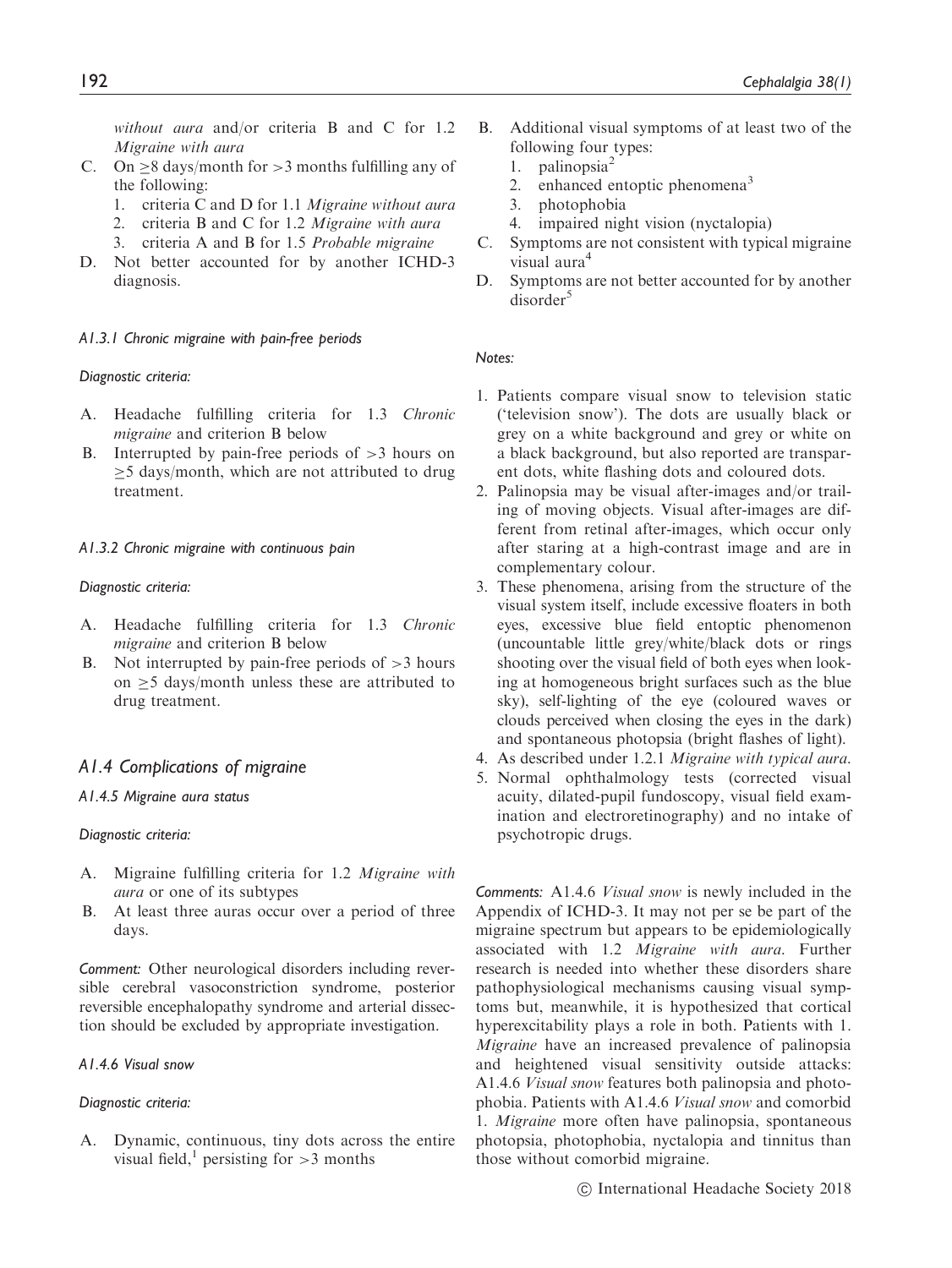*without aura* and/or criteria B and C for 1.2 *Migraine with aura*

C. On ≥8 days/month for >3 months fulfilling any of the following:
   1. criteria C and D for 1.1 *Migraine without aura*
   2. criteria B and C for 1.2 *Migraine with aura*
   3. criteria A and B for 1.5 *Probable migraine*
D. Not better accounted for by another ICHD-3 diagnosis.

#### A1.3.1 Chronic migraine with pain-free periods

*Diagnostic criteria:*

A. Headache fulfilling criteria for 1.3 *Chronic migraine* and criterion B below
B. Interrupted by pain-free periods of >3 hours on ≥5 days/month, which are not attributed to drug treatment.

#### A1.3.2 Chronic migraine with continuous pain

*Diagnostic criteria:*

A. Headache fulfilling criteria for 1.3 *Chronic migraine* and criterion B below
B. Not interrupted by pain-free periods of >3 hours on ≥5 days/month unless these are attributed to drug treatment.

### A1.4 Complications of migraine

#### A1.4.5 Migraine aura status

*Diagnostic criteria:*

A. Migraine fulfilling criteria for 1.2 *Migraine with aura* or one of its subtypes
B. At least three auras occur over a period of three days.

*Comment:* Other neurological disorders including reversible cerebral vasoconstriction syndrome, posterior reversible encephalopathy syndrome and arterial dissection should be excluded by appropriate investigation.

#### A1.4.6 Visual snow

*Diagnostic criteria:*

A. Dynamic, continuous, tiny dots across the entire visual field,[1] persisting for >3 months
B. Additional visual symptoms of at least two of the following four types:
   1. palinopsia[2]
   2. enhanced entoptic phenomena[3]
   3. photophobia
   4. impaired night vision (nyctalopia)
C. Symptoms are not consistent with typical migraine visual aura[4]
D. Symptoms are not better accounted for by another disorder[5]

*Notes:*

1. Patients compare visual snow to television static ('television snow'). The dots are usually black or grey on a white background and grey or white on a black background, but also reported are transparent dots, white flashing dots and coloured dots.
2. Palinopsia may be visual after-images and/or trailing of moving objects. Visual after-images are different from retinal after-images, which occur only after staring at a high-contrast image and are in complementary colour.
3. These phenomena, arising from the structure of the visual system itself, include excessive floaters in both eyes, excessive blue field entoptic phenomenon (uncountable little grey/white/black dots or rings shooting over the visual field of both eyes when looking at homogeneous bright surfaces such as the blue sky), self-lighting of the eye (coloured waves or clouds perceived when closing the eyes in the dark) and spontaneous photopsia (bright flashes of light).
4. As described under 1.2.1 *Migraine with typical aura*.
5. Normal ophthalmology tests (corrected visual acuity, dilated-pupil fundoscopy, visual field examination and electroretinography) and no intake of psychotropic drugs.

*Comments:* A1.4.6 *Visual snow* is newly included in the Appendix of ICHD-3. It may not per se be part of the migraine spectrum but appears to be epidemiologically associated with 1.2 *Migraine with aura*. Further research is needed into whether these disorders share pathophysiological mechanisms causing visual symptoms but, meanwhile, it is hypothesized that cortical hyperexcitability plays a role in both. Patients with 1. *Migraine* have an increased prevalence of palinopsia and heightened visual sensitivity outside attacks: A1.4.6 *Visual snow* features both palinopsia and photophobia. Patients with A1.4.6 *Visual snow* and comorbid 1. *Migraine* more often have palinopsia, spontaneous photopsia, photophobia, nyctalopia and tinnitus than those without comorbid migraine.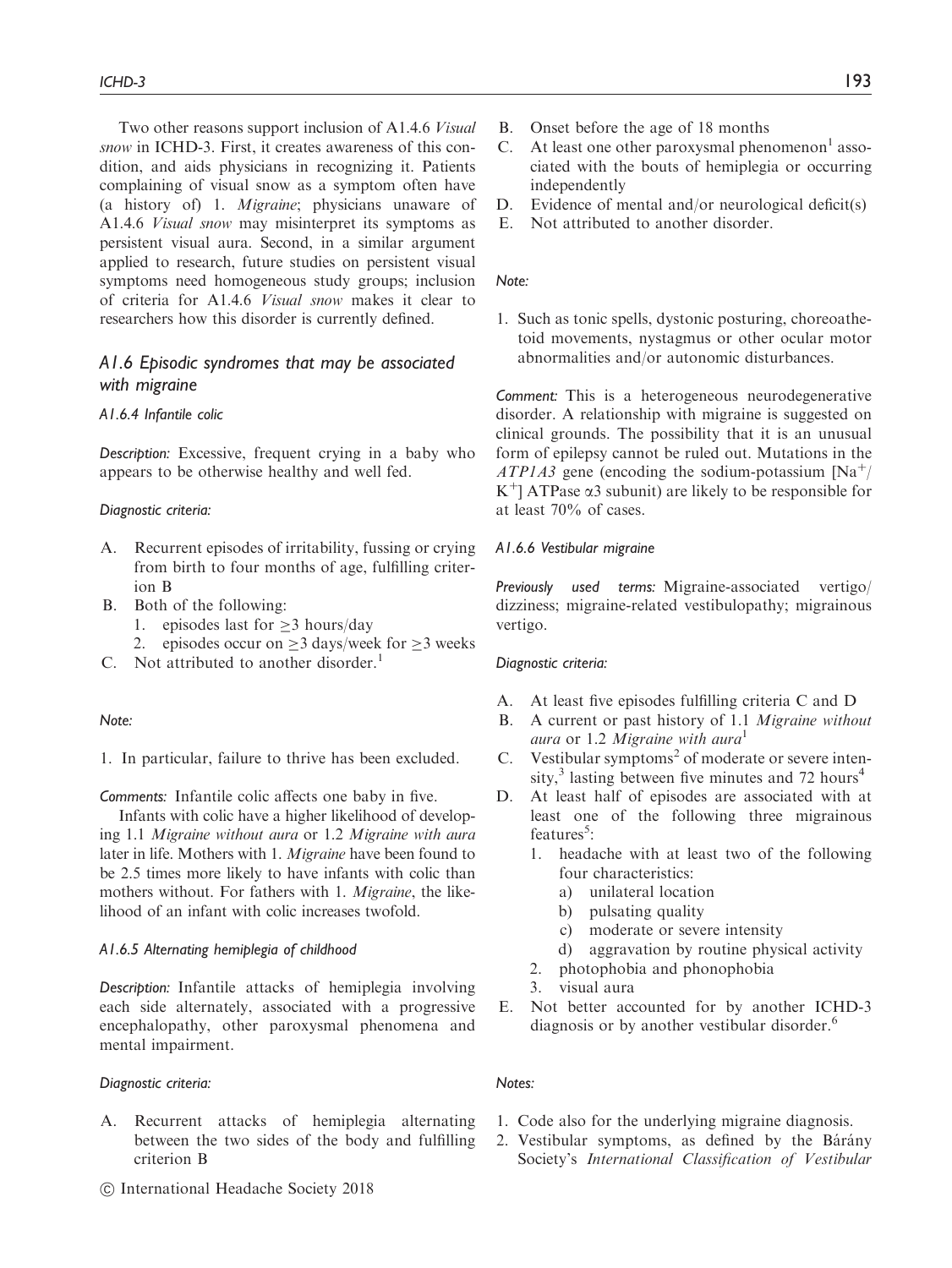Two other reasons support inclusion of A1.4.6 *Visual snow* in ICHD-3. First, it creates awareness of this condition, and aids physicians in recognizing it. Patients complaining of visual snow as a symptom often have (a history of) 1. *Migraine*; physicians unaware of A1.4.6 *Visual snow* may misinterpret its symptoms as persistent visual aura. Second, in a similar argument applied to research, future studies on persistent visual symptoms need homogeneous study groups; inclusion of criteria for A1.4.6 *Visual snow* makes it clear to researchers how this disorder is currently defined.

## A1.6 Episodic syndromes that may be associated with migraine

### A1.6.4 Infantile colic

*Description:* Excessive, frequent crying in a baby who appears to be otherwise healthy and well fed.

*Diagnostic criteria:*

A. Recurrent episodes of irritability, fussing or crying from birth to four months of age, fulfilling criterion B
B. Both of the following:
   1. episodes last for ≥3 hours/day
   2. episodes occur on ≥3 days/week for ≥3 weeks
C. Not attributed to another disorder.[1]

*Note:*

1. In particular, failure to thrive has been excluded.

*Comments:* Infantile colic affects one baby in five.

Infants with colic have a higher likelihood of developing 1.1 *Migraine without aura* or 1.2 *Migraine with aura* later in life. Mothers with 1. *Migraine* have been found to be 2.5 times more likely to have infants with colic than mothers without. For fathers with 1. *Migraine*, the likelihood of an infant with colic increases twofold.

### A1.6.5 Alternating hemiplegia of childhood

*Description:* Infantile attacks of hemiplegia involving each side alternately, associated with a progressive encephalopathy, other paroxysmal phenomena and mental impairment.

*Diagnostic criteria:*

A. Recurrent attacks of hemiplegia alternating between the two sides of the body and fulfilling criterion B
B. Onset before the age of 18 months
C. At least one other paroxysmal phenomenon[1] associated with the bouts of hemiplegia or occurring independently
D. Evidence of mental and/or neurological deficit(s)
E. Not attributed to another disorder.

*Note:*

1. Such as tonic spells, dystonic posturing, choreoathetoid movements, nystagmus or other ocular motor abnormalities and/or autonomic disturbances.

*Comment:* This is a heterogeneous neurodegenerative disorder. A relationship with migraine is suggested on clinical grounds. The possibility that it is an unusual form of epilepsy cannot be ruled out. Mutations in the *ATP1A3* gene (encoding the sodium-potassium [$Na^+$/$K^+$] ATPase α3 subunit) are likely to be responsible for at least 70% of cases.

### A1.6.6 Vestibular migraine

*Previously used terms:* Migraine-associated vertigo/dizziness; migraine-related vestibulopathy; migrainous vertigo.

*Diagnostic criteria:*

A. At least five episodes fulfilling criteria C and D
B. A current or past history of 1.1 *Migraine without aura* or 1.2 *Migraine with aura*[1]
C. Vestibular symptoms[2] of moderate or severe intensity,[3] lasting between five minutes and 72 hours[4]
D. At least half of episodes are associated with at least one of the following three migrainous features[5]:
   1. headache with at least two of the following four characteristics:
      a) unilateral location
      b) pulsating quality
      c) moderate or severe intensity
      d) aggravation by routine physical activity
   2. photophobia and phonophobia
   3. visual aura
E. Not better accounted for by another ICHD-3 diagnosis or by another vestibular disorder.[6]

*Notes:*

1. Code also for the underlying migraine diagnosis.
2. Vestibular symptoms, as defined by the Bárány Society's *International Classification of Vestibular*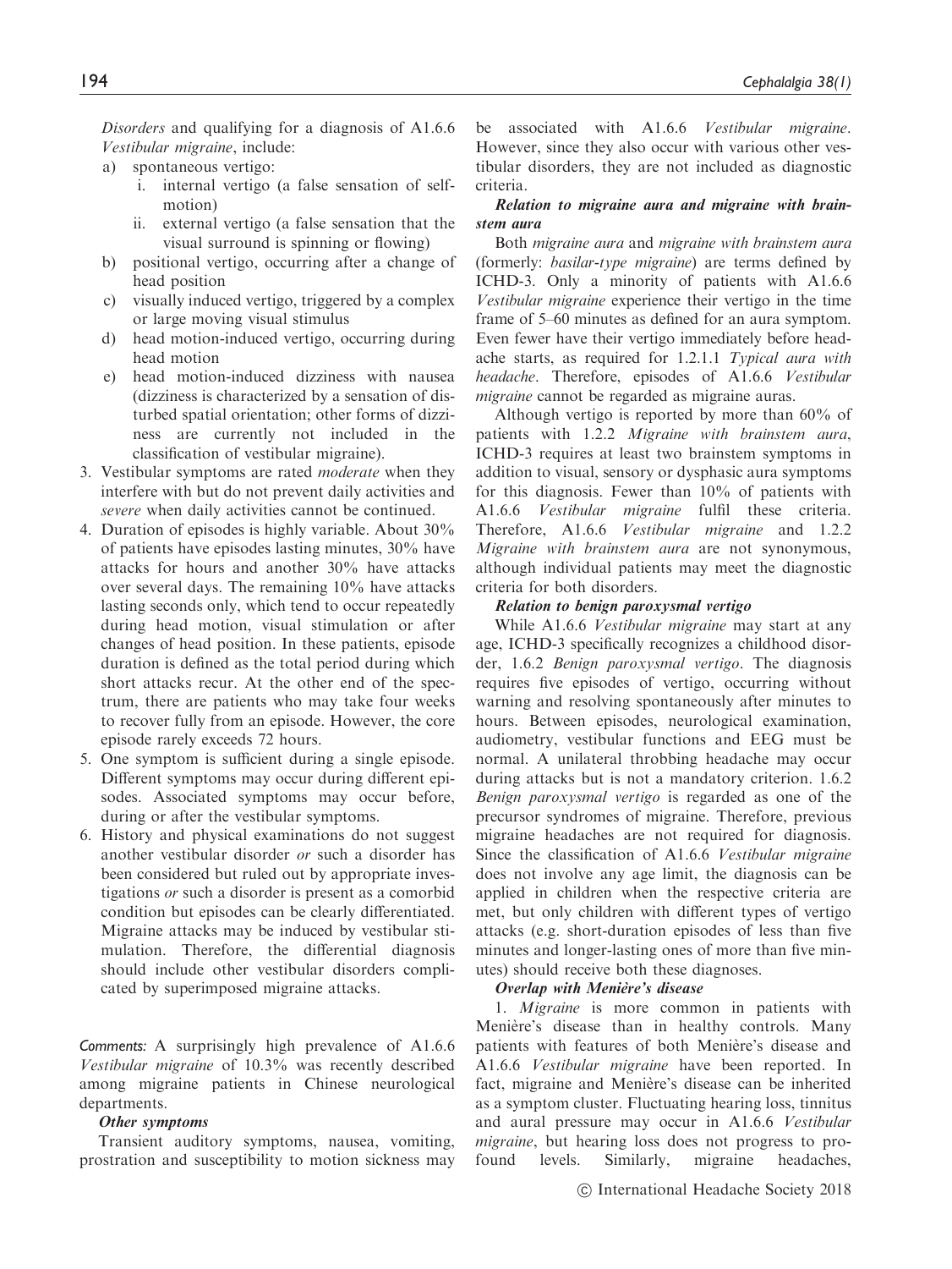*Disorders* and qualifying for a diagnosis of A1.6.6 *Vestibular migraine*, include:

a) spontaneous vertigo:
    i. internal vertigo (a false sensation of self-motion)
    ii. external vertigo (a false sensation that the visual surround is spinning or flowing)
b) positional vertigo, occurring after a change of head position
c) visually induced vertigo, triggered by a complex or large moving visual stimulus
d) head motion-induced vertigo, occurring during head motion
e) head motion-induced dizziness with nausea (dizziness is characterized by a sensation of disturbed spatial orientation; other forms of dizziness are currently not included in the classification of vestibular migraine).

3. Vestibular symptoms are rated *moderate* when they interfere with but do not prevent daily activities and *severe* when daily activities cannot be continued.
4. Duration of episodes is highly variable. About 30% of patients have episodes lasting minutes, 30% have attacks for hours and another 30% have attacks over several days. The remaining 10% have attacks lasting seconds only, which tend to occur repeatedly during head motion, visual stimulation or after changes of head position. In these patients, episode duration is defined as the total period during which short attacks recur. At the other end of the spectrum, there are patients who may take four weeks to recover fully from an episode. However, the core episode rarely exceeds 72 hours.
5. One symptom is sufficient during a single episode. Different symptoms may occur during different episodes. Associated symptoms may occur before, during or after the vestibular symptoms.
6. History and physical examinations do not suggest another vestibular disorder *or* such a disorder has been considered but ruled out by appropriate investigations *or* such a disorder is present as a comorbid condition but episodes can be clearly differentiated. Migraine attacks may be induced by vestibular stimulation. Therefore, the differential diagnosis should include other vestibular disorders complicated by superimposed migraine attacks.

*Comments:* A surprisingly high prevalence of A1.6.6 *Vestibular migraine* of 10.3% was recently described among migraine patients in Chinese neurological departments.

***Other symptoms***

Transient auditory symptoms, nausea, vomiting, prostration and susceptibility to motion sickness may be associated with A1.6.6 *Vestibular migraine*. However, since they also occur with various other vestibular disorders, they are not included as diagnostic criteria.

***Relation to migraine aura and migraine with brainstem aura***

Both *migraine aura* and *migraine with brainstem aura* (formerly: *basilar-type migraine*) are terms defined by ICHD-3. Only a minority of patients with A1.6.6 *Vestibular migraine* experience their vertigo in the time frame of 5–60 minutes as defined for an aura symptom. Even fewer have their vertigo immediately before headache starts, as required for 1.2.1.1 *Typical aura with headache*. Therefore, episodes of A1.6.6 *Vestibular migraine* cannot be regarded as migraine auras.

Although vertigo is reported by more than 60% of patients with 1.2.2 *Migraine with brainstem aura*, ICHD-3 requires at least two brainstem symptoms in addition to visual, sensory or dysphasic aura symptoms for this diagnosis. Fewer than 10% of patients with A1.6.6 *Vestibular migraine* fulfil these criteria. Therefore, A1.6.6 *Vestibular migraine* and 1.2.2 *Migraine with brainstem aura* are not synonymous, although individual patients may meet the diagnostic criteria for both disorders.

***Relation to benign paroxysmal vertigo***

While A1.6.6 *Vestibular migraine* may start at any age, ICHD-3 specifically recognizes a childhood disorder, 1.6.2 *Benign paroxysmal vertigo*. The diagnosis requires five episodes of vertigo, occurring without warning and resolving spontaneously after minutes to hours. Between episodes, neurological examination, audiometry, vestibular functions and EEG must be normal. A unilateral throbbing headache may occur during attacks but is not a mandatory criterion. 1.6.2 *Benign paroxysmal vertigo* is regarded as one of the precursor syndromes of migraine. Therefore, previous migraine headaches are not required for diagnosis. Since the classification of A1.6.6 *Vestibular migraine* does not involve any age limit, the diagnosis can be applied in children when the respective criteria are met, but only children with different types of vertigo attacks (e.g. short-duration episodes of less than five minutes and longer-lasting ones of more than five minutes) should receive both these diagnoses.

***Overlap with Menière's disease***

1. *Migraine* is more common in patients with Menière's disease than in healthy controls. Many patients with features of both Menière's disease and A1.6.6 *Vestibular migraine* have been reported. In fact, migraine and Menière's disease can be inherited as a symptom cluster. Fluctuating hearing loss, tinnitus and aural pressure may occur in A1.6.6 *Vestibular migraine*, but hearing loss does not progress to profound levels. Similarly, migraine headaches,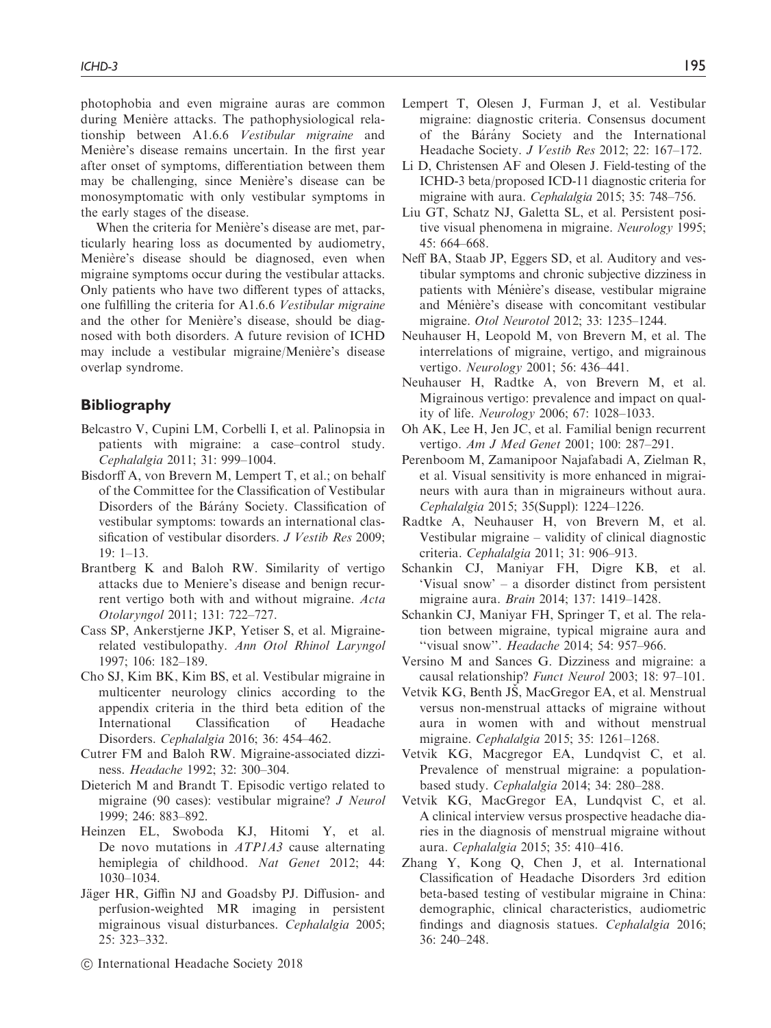photophobia and even migraine auras are common during Menière attacks. The pathophysiological relationship between A1.6.6 *Vestibular migraine* and Menière's disease remains uncertain. In the first year after onset of symptoms, differentiation between them may be challenging, since Menière's disease can be monosymptomatic with only vestibular symptoms in the early stages of the disease.

When the criteria for Menière's disease are met, particularly hearing loss as documented by audiometry, Menière's disease should be diagnosed, even when migraine symptoms occur during the vestibular attacks. Only patients who have two different types of attacks, one fulfilling the criteria for A1.6.6 *Vestibular migraine* and the other for Menière's disease, should be diagnosed with both disorders. A future revision of ICHD may include a vestibular migraine/Menière's disease overlap syndrome.

## Bibliography

Belcastro V, Cupini LM, Corbelli I, et al. Palinopsia in patients with migraine: a case–control study. *Cephalalgia* 2011; 31: 999–1004.

Bisdorff A, von Brevern M, Lempert T, et al.; on behalf of the Committee for the Classification of Vestibular Disorders of the Bárány Society. Classification of vestibular symptoms: towards an international classification of vestibular disorders. *J Vestib Res* 2009; 19: 1–13.

Brantberg K and Baloh RW. Similarity of vertigo attacks due to Meniere's disease and benign recurrent vertigo both with and without migraine. *Acta Otolaryngol* 2011; 131: 722–727.

Cass SP, Ankerstjerne JKP, Yetiser S, et al. Migraine-related vestibulopathy. *Ann Otol Rhinol Laryngol* 1997; 106: 182–189.

Cho SJ, Kim BK, Kim BS, et al. Vestibular migraine in multicenter neurology clinics according to the appendix criteria in the third beta edition of the International Classification of Headache Disorders. *Cephalalgia* 2016; 36: 454–462.

Cutrer FM and Baloh RW. Migraine-associated dizziness. *Headache* 1992; 32: 300–304.

Dieterich M and Brandt T. Episodic vertigo related to migraine (90 cases): vestibular migraine? *J Neurol* 1999; 246: 883–892.

Heinzen EL, Swoboda KJ, Hitomi Y, et al. De novo mutations in *ATP1A3* cause alternating hemiplegia of childhood. *Nat Genet* 2012; 44: 1030–1034.

Jäger HR, Giffin NJ and Goadsby PJ. Diffusion- and perfusion-weighted MR imaging in persistent migrainous visual disturbances. *Cephalalgia* 2005; 25: 323–332.

Lempert T, Olesen J, Furman J, et al. Vestibular migraine: diagnostic criteria. Consensus document of the Bárány Society and the International Headache Society. *J Vestib Res* 2012; 22: 167–172.

Li D, Christensen AF and Olesen J. Field-testing of the ICHD-3 beta/proposed ICD-11 diagnostic criteria for migraine with aura. *Cephalalgia* 2015; 35: 748–756.

Liu GT, Schatz NJ, Galetta SL, et al. Persistent positive visual phenomena in migraine. *Neurology* 1995; 45: 664–668.

Neff BA, Staab JP, Eggers SD, et al. Auditory and vestibular symptoms and chronic subjective dizziness in patients with Méniére's disease, vestibular migraine and Méniére's disease with concomitant vestibular migraine. *Otol Neurotol* 2012; 33: 1235–1244.

Neuhauser H, Leopold M, von Brevern M, et al. The interrelations of migraine, vertigo, and migrainous vertigo. *Neurology* 2001; 56: 436–441.

Neuhauser H, Radtke A, von Brevern M, et al. Migrainous vertigo: prevalence and impact on quality of life. *Neurology* 2006; 67: 1028–1033.

Oh AK, Lee H, Jen JC, et al. Familial benign recurrent vertigo. *Am J Med Genet* 2001; 100: 287–291.

Perenboom M, Zamanipoor Najafabadi A, Zielman R, et al. Visual sensitivity is more enhanced in migraineurs with aura than in migraineurs without aura. *Cephalalgia* 2015; 35(Suppl): 1224–1226.

Radtke A, Neuhauser H, von Brevern M, et al. Vestibular migraine – validity of clinical diagnostic criteria. *Cephalalgia* 2011; 31: 906–913.

Schankin CJ, Maniyar FH, Digre KB, et al. 'Visual snow' – a disorder distinct from persistent migraine aura. *Brain* 2014; 137: 1419–1428.

Schankin CJ, Maniyar FH, Springer T, et al. The relation between migraine, typical migraine aura and "visual snow". *Headache* 2014; 54: 957–966.

Versino M and Sances G. Dizziness and migraine: a causal relationship? *Funct Neurol* 2003; 18: 97–101.

Vetvik KG, Benth JŠ, MacGregor EA, et al. Menstrual versus non-menstrual attacks of migraine without aura in women with and without menstrual migraine. *Cephalalgia* 2015; 35: 1261–1268.

Vetvik KG, Macgregor EA, Lundqvist C, et al. Prevalence of menstrual migraine: a population-based study. *Cephalalgia* 2014; 34: 280–288.

Vetvik KG, MacGregor EA, Lundqvist C, et al. A clinical interview versus prospective headache diaries in the diagnosis of menstrual migraine without aura. *Cephalalgia* 2015; 35: 410–416.

Zhang Y, Kong Q, Chen J, et al. International Classification of Headache Disorders 3rd edition beta-based testing of vestibular migraine in China: demographic, clinical characteristics, audiometric findings and diagnosis statues. *Cephalalgia* 2016; 36: 240–248.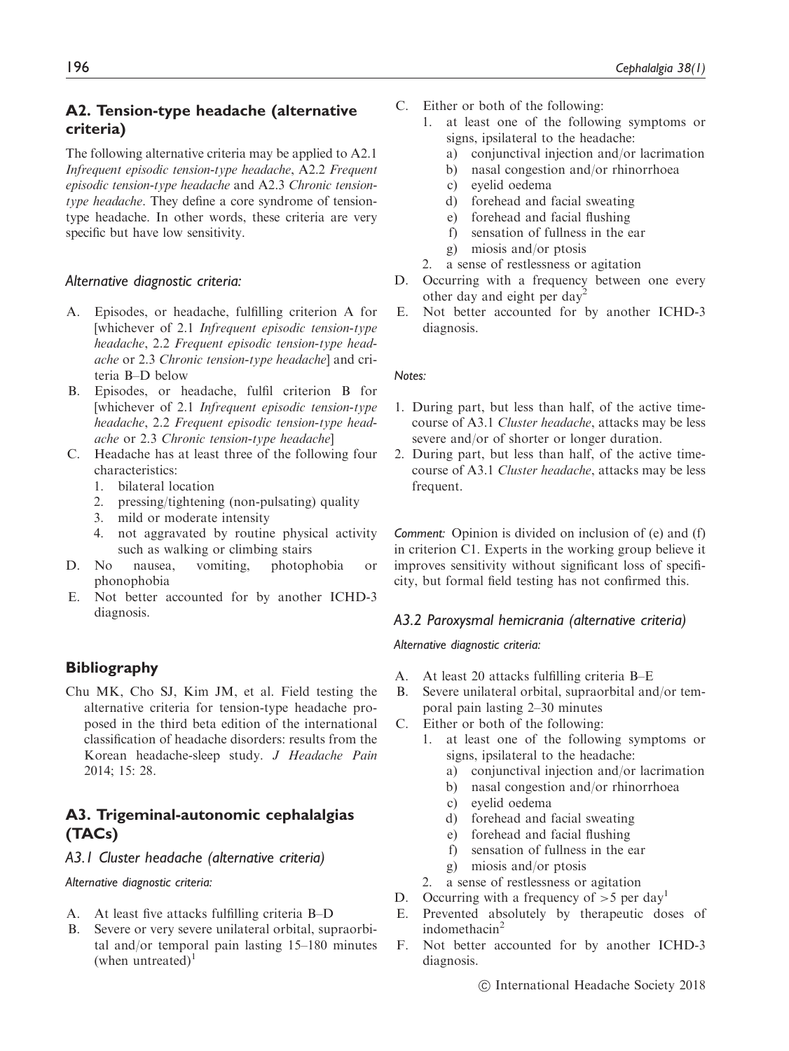## A2. Tension-type headache (alternative criteria)

The following alternative criteria may be applied to A2.1 *Infrequent episodic tension-type headache*, A2.2 *Frequent episodic tension-type headache* and A2.3 *Chronic tension-type headache*. They define a core syndrome of tension-type headache. In other words, these criteria are very specific but have low sensitivity.

#### *Alternative diagnostic criteria:*

A. Episodes, or headache, fulfilling criterion A for [whichever of 2.1 *Infrequent episodic tension-type headache*, 2.2 *Frequent episodic tension-type headache* or 2.3 *Chronic tension-type headache*] and criteria B–D below
B. Episodes, or headache, fulfil criterion B for [whichever of 2.1 *Infrequent episodic tension-type headache*, 2.2 *Frequent episodic tension-type headache* or 2.3 *Chronic tension-type headache*]
C. Headache has at least three of the following four characteristics:
   1. bilateral location
   2. pressing/tightening (non-pulsating) quality
   3. mild or moderate intensity
   4. not aggravated by routine physical activity such as walking or climbing stairs
D. No nausea, vomiting, photophobia or phonophobia
E. Not better accounted for by another ICHD-3 diagnosis.

## Bibliography

Chu MK, Cho SJ, Kim JM, et al. Field testing the alternative criteria for tension-type headache proposed in the third beta edition of the international classification of headache disorders: results from the Korean headache-sleep study. *J Headache Pain* 2014; 15: 28.

## A3. Trigeminal-autonomic cephalalgias (TACs)

### *A3.1 Cluster headache (alternative criteria)*

#### *Alternative diagnostic criteria:*

A. At least five attacks fulfilling criteria B–D
B. Severe or very severe unilateral orbital, supraorbital and/or temporal pain lasting 15–180 minutes (when untreated)[1]
C. Either or both of the following:
   1. at least one of the following symptoms or signs, ipsilateral to the headache:
      a) conjunctival injection and/or lacrimation
      b) nasal congestion and/or rhinorrhoea
      c) eyelid oedema
      d) forehead and facial sweating
      e) forehead and facial flushing
      f) sensation of fullness in the ear
      g) miosis and/or ptosis
   2. a sense of restlessness or agitation
D. Occurring with a frequency between one every other day and eight per day[2]
E. Not better accounted for by another ICHD-3 diagnosis.

#### *Notes:*

1. During part, but less than half, of the active time-course of A3.1 *Cluster headache*, attacks may be less severe and/or of shorter or longer duration.
2. During part, but less than half, of the active time-course of A3.1 *Cluster headache*, attacks may be less frequent.

*Comment:* Opinion is divided on inclusion of (e) and (f) in criterion C1. Experts in the working group believe it improves sensitivity without significant loss of specificity, but formal field testing has not confirmed this.

### *A3.2 Paroxysmal hemicrania (alternative criteria)*

#### *Alternative diagnostic criteria:*

A. At least 20 attacks fulfilling criteria B–E
B. Severe unilateral orbital, supraorbital and/or temporal pain lasting 2–30 minutes
C. Either or both of the following:
   1. at least one of the following symptoms or signs, ipsilateral to the headache:
      a) conjunctival injection and/or lacrimation
      b) nasal congestion and/or rhinorrhoea
      c) eyelid oedema
      d) forehead and facial sweating
      e) forehead and facial flushing
      f) sensation of fullness in the ear
      g) miosis and/or ptosis
   2. a sense of restlessness or agitation
D. Occurring with a frequency of >5 per day[1]
E. Prevented absolutely by therapeutic doses of indomethacin[2]
F. Not better accounted for by another ICHD-3 diagnosis.

© International Headache Society 2018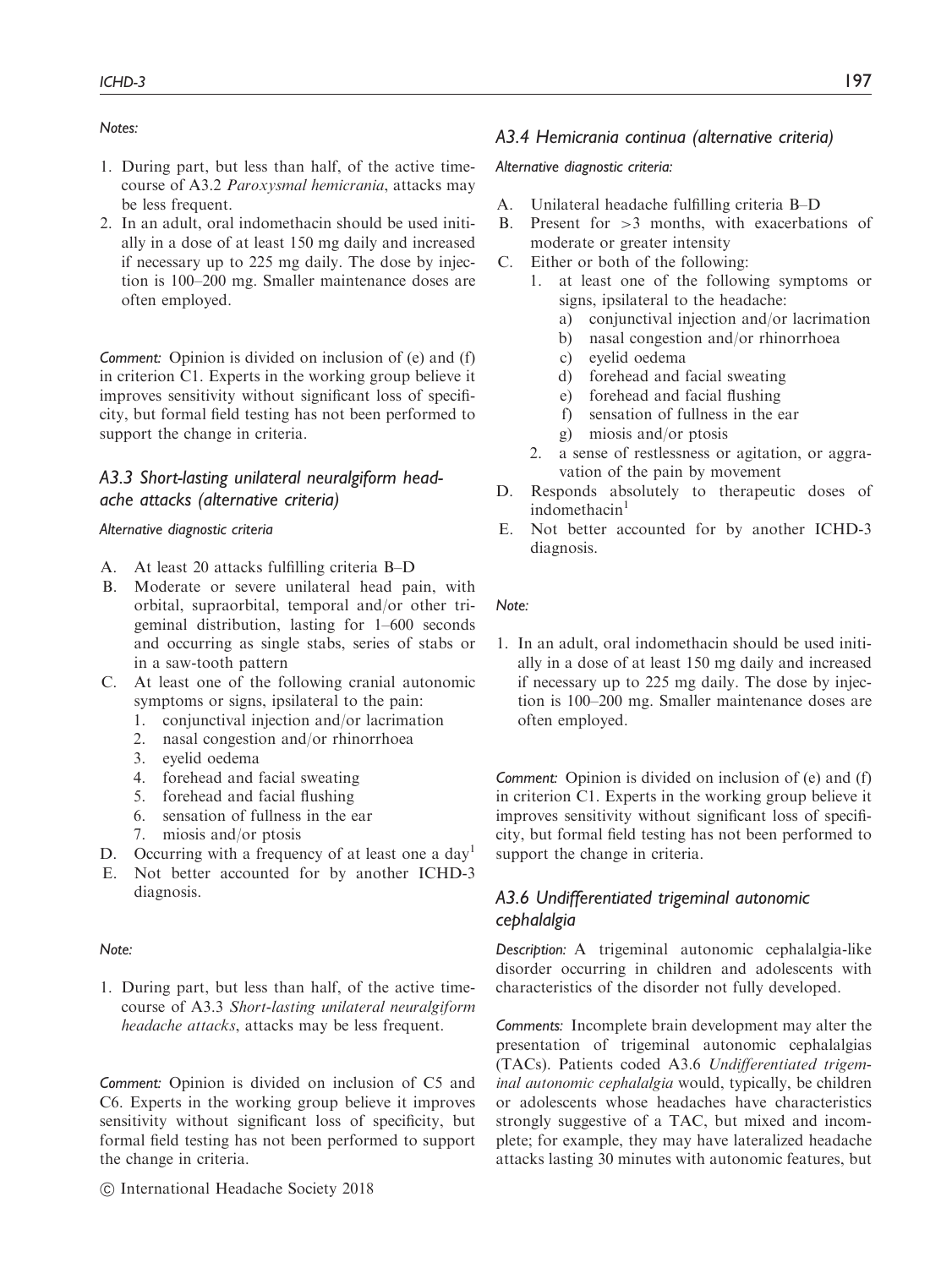*Notes:*

1. During part, but less than half, of the active time-course of A3.2 *Paroxysmal hemicrania*, attacks may be less frequent.
2. In an adult, oral indomethacin should be used initially in a dose of at least 150 mg daily and increased if necessary up to 225 mg daily. The dose by injection is 100–200 mg. Smaller maintenance doses are often employed.

*Comment:* Opinion is divided on inclusion of (e) and (f) in criterion C1. Experts in the working group believe it improves sensitivity without significant loss of specificity, but formal field testing has not been performed to support the change in criteria.

### *A3.3 Short-lasting unilateral neuralgiform headache attacks (alternative criteria)*

*Alternative diagnostic criteria*

A. At least 20 attacks fulfilling criteria B–D
B. Moderate or severe unilateral head pain, with orbital, supraorbital, temporal and/or other trigeminal distribution, lasting for 1–600 seconds and occurring as single stabs, series of stabs or in a saw-tooth pattern
C. At least one of the following cranial autonomic symptoms or signs, ipsilateral to the pain:
   1. conjunctival injection and/or lacrimation
   2. nasal congestion and/or rhinorrhoea
   3. eyelid oedema
   4. forehead and facial sweating
   5. forehead and facial flushing
   6. sensation of fullness in the ear
   7. miosis and/or ptosis
D. Occurring with a frequency of at least one a day[1]
E. Not better accounted for by another ICHD-3 diagnosis.

*Note:*

1. During part, but less than half, of the active time-course of A3.3 *Short-lasting unilateral neuralgiform headache attacks*, attacks may be less frequent.

*Comment:* Opinion is divided on inclusion of C5 and C6. Experts in the working group believe it improves sensitivity without significant loss of specificity, but formal field testing has not been performed to support the change in criteria.

### *A3.4 Hemicrania continua (alternative criteria)*

*Alternative diagnostic criteria:*

A. Unilateral headache fulfilling criteria B–D
B. Present for >3 months, with exacerbations of moderate or greater intensity
C. Either or both of the following:
   1. at least one of the following symptoms or signs, ipsilateral to the headache:
      a) conjunctival injection and/or lacrimation
      b) nasal congestion and/or rhinorrhoea
      c) eyelid oedema
      d) forehead and facial sweating
      e) forehead and facial flushing
      f) sensation of fullness in the ear
      g) miosis and/or ptosis
   2. a sense of restlessness or agitation, or aggravation of the pain by movement
D. Responds absolutely to therapeutic doses of indomethacin[1]
E. Not better accounted for by another ICHD-3 diagnosis.

*Note:*

1. In an adult, oral indomethacin should be used initially in a dose of at least 150 mg daily and increased if necessary up to 225 mg daily. The dose by injection is 100–200 mg. Smaller maintenance doses are often employed.

*Comment:* Opinion is divided on inclusion of (e) and (f) in criterion C1. Experts in the working group believe it improves sensitivity without significant loss of specificity, but formal field testing has not been performed to support the change in criteria.

### *A3.6 Undifferentiated trigeminal autonomic cephalalgia*

*Description:* A trigeminal autonomic cephalalgia-like disorder occurring in children and adolescents with characteristics of the disorder not fully developed.

*Comments:* Incomplete brain development may alter the presentation of trigeminal autonomic cephalalgias (TACs). Patients coded A3.6 *Undifferentiated trigeminal autonomic cephalalgia* would, typically, be children or adolescents whose headaches have characteristics strongly suggestive of a TAC, but mixed and incomplete; for example, they may have lateralized headache attacks lasting 30 minutes with autonomic features, but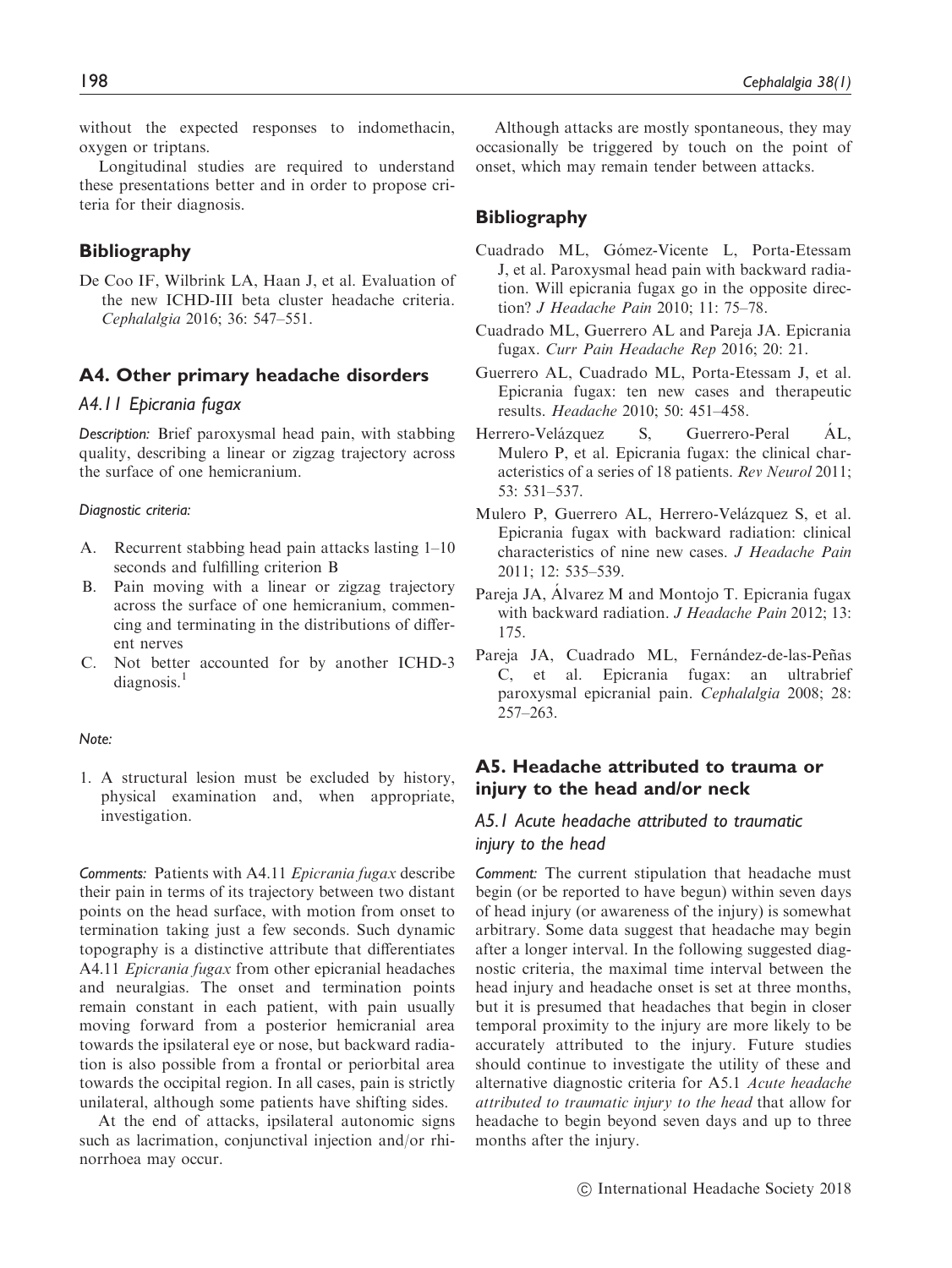without the expected responses to indomethacin, oxygen or triptans.

Longitudinal studies are required to understand these presentations better and in order to propose criteria for their diagnosis.

## Bibliography

De Coo IF, Wilbrink LA, Haan J, et al. Evaluation of the new ICHD-III beta cluster headache criteria. *Cephalalgia* 2016; 36: 547–551.

## A4. Other primary headache disorders

### A4.11 Epicrania fugax

*Description:* Brief paroxysmal head pain, with stabbing quality, describing a linear or zigzag trajectory across the surface of one hemicranium.

*Diagnostic criteria:*

A. Recurrent stabbing head pain attacks lasting 1–10 seconds and fulfilling criterion B
B. Pain moving with a linear or zigzag trajectory across the surface of one hemicranium, commencing and terminating in the distributions of different nerves
C. Not better accounted for by another ICHD-3 diagnosis.[1]

*Note:*

1. A structural lesion must be excluded by history, physical examination and, when appropriate, investigation.

*Comments:* Patients with A4.11 *Epicrania fugax* describe their pain in terms of its trajectory between two distant points on the head surface, with motion from onset to termination taking just a few seconds. Such dynamic topography is a distinctive attribute that differentiates A4.11 *Epicrania fugax* from other epicranial headaches and neuralgias. The onset and termination points remain constant in each patient, with pain usually moving forward from a posterior hemicranial area towards the ipsilateral eye or nose, but backward radiation is also possible from a frontal or periorbital area towards the occipital region. In all cases, pain is strictly unilateral, although some patients have shifting sides.

At the end of attacks, ipsilateral autonomic signs such as lacrimation, conjunctival injection and/or rhinorrhoea may occur.

Although attacks are mostly spontaneous, they may occasionally be triggered by touch on the point of onset, which may remain tender between attacks.

## Bibliography

Cuadrado ML, Gómez-Vicente L, Porta-Etessam J, et al. Paroxysmal head pain with backward radiation. Will epicrania fugax go in the opposite direction? *J Headache Pain* 2010; 11: 75–78.

Cuadrado ML, Guerrero AL and Pareja JA. Epicrania fugax. *Curr Pain Headache Rep* 2016; 20: 21.

Guerrero AL, Cuadrado ML, Porta-Etessam J, et al. Epicrania fugax: ten new cases and therapeutic results. *Headache* 2010; 50: 451–458.

Herrero-Velázquez S, Guerrero-Peral ÁL, Mulero P, et al. Epicrania fugax: the clinical characteristics of a series of 18 patients. *Rev Neurol* 2011; 53: 531–537.

Mulero P, Guerrero AL, Herrero-Velázquez S, et al. Epicrania fugax with backward radiation: clinical characteristics of nine new cases. *J Headache Pain* 2011; 12: 535–539.

Pareja JA, Álvarez M and Montojo T. Epicrania fugax with backward radiation. *J Headache Pain* 2012; 13: 175.

Pareja JA, Cuadrado ML, Fernández-de-las-Peñas C, et al. Epicrania fugax: an ultrabrief paroxysmal epicranial pain. *Cephalalgia* 2008; 28: 257–263.

## A5. Headache attributed to trauma or injury to the head and/or neck

### A5.1 Acute headache attributed to traumatic injury to the head

*Comment:* The current stipulation that headache must begin (or be reported to have begun) within seven days of head injury (or awareness of the injury) is somewhat arbitrary. Some data suggest that headache may begin after a longer interval. In the following suggested diagnostic criteria, the maximal time interval between the head injury and headache onset is set at three months, but it is presumed that headaches that begin in closer temporal proximity to the injury are more likely to be accurately attributed to the injury. Future studies should continue to investigate the utility of these and alternative diagnostic criteria for A5.1 *Acute headache attributed to traumatic injury to the head* that allow for headache to begin beyond seven days and up to three months after the injury.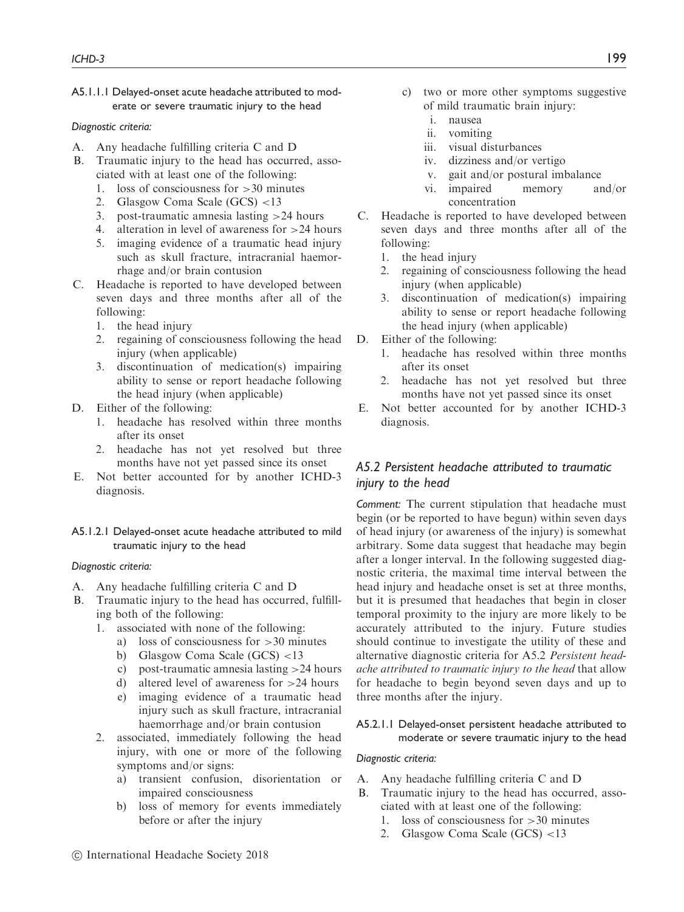#### A5.1.1.1 Delayed-onset acute headache attributed to moderate or severe traumatic injury to the head

*Diagnostic criteria:*

A. Any headache fulfilling criteria C and D
B. Traumatic injury to the head has occurred, associated with at least one of the following:
   1. loss of consciousness for >30 minutes
   2. Glasgow Coma Scale (GCS) <13
   3. post-traumatic amnesia lasting >24 hours
   4. alteration in level of awareness for >24 hours
   5. imaging evidence of a traumatic head injury such as skull fracture, intracranial haemorrhage and/or brain contusion
C. Headache is reported to have developed between seven days and three months after all of the following:
   1. the head injury
   2. regaining of consciousness following the head injury (when applicable)
   3. discontinuation of medication(s) impairing ability to sense or report headache following the head injury (when applicable)
D. Either of the following:
   1. headache has resolved within three months after its onset
   2. headache has not yet resolved but three months have not yet passed since its onset
E. Not better accounted for by another ICHD-3 diagnosis.

#### A5.1.2.1 Delayed-onset acute headache attributed to mild traumatic injury to the head

*Diagnostic criteria:*

A. Any headache fulfilling criteria C and D
B. Traumatic injury to the head has occurred, fulfilling both of the following:
   1. associated with none of the following:
      a) loss of consciousness for >30 minutes
      b) Glasgow Coma Scale (GCS) <13
      c) post-traumatic amnesia lasting >24 hours
      d) altered level of awareness for >24 hours
      e) imaging evidence of a traumatic head injury such as skull fracture, intracranial haemorrhage and/or brain contusion
   2. associated, immediately following the head injury, with one or more of the following symptoms and/or signs:
      a) transient confusion, disorientation or impaired consciousness
      b) loss of memory for events immediately before or after the injury
      c) two or more other symptoms suggestive of mild traumatic brain injury:
         i. nausea
         ii. vomiting
         iii. visual disturbances
         iv. dizziness and/or vertigo
         v. gait and/or postural imbalance
         vi. impaired memory and/or concentration
C. Headache is reported to have developed between seven days and three months after all of the following:
   1. the head injury
   2. regaining of consciousness following the head injury (when applicable)
   3. discontinuation of medication(s) impairing ability to sense or report headache following the head injury (when applicable)
D. Either of the following:
   1. headache has resolved within three months after its onset
   2. headache has not yet resolved but three months have not yet passed since its onset
E. Not better accounted for by another ICHD-3 diagnosis.

### *A5.2 Persistent headache attributed to traumatic injury to the head*

*Comment:* The current stipulation that headache must begin (or be reported to have begun) within seven days of head injury (or awareness of the injury) is somewhat arbitrary. Some data suggest that headache may begin after a longer interval. In the following suggested diagnostic criteria, the maximal time interval between the head injury and headache onset is set at three months, but it is presumed that headaches that begin in closer temporal proximity to the injury are more likely to be accurately attributed to the injury. Future studies should continue to investigate the utility of these and alternative diagnostic criteria for A5.2 *Persistent headache attributed to traumatic injury to the head* that allow for headache to begin beyond seven days and up to three months after the injury.

#### A5.2.1.1 Delayed-onset persistent headache attributed to moderate or severe traumatic injury to the head

*Diagnostic criteria:*

A. Any headache fulfilling criteria C and D
B. Traumatic injury to the head has occurred, associated with at least one of the following:
   1. loss of consciousness for >30 minutes
   2. Glasgow Coma Scale (GCS) <13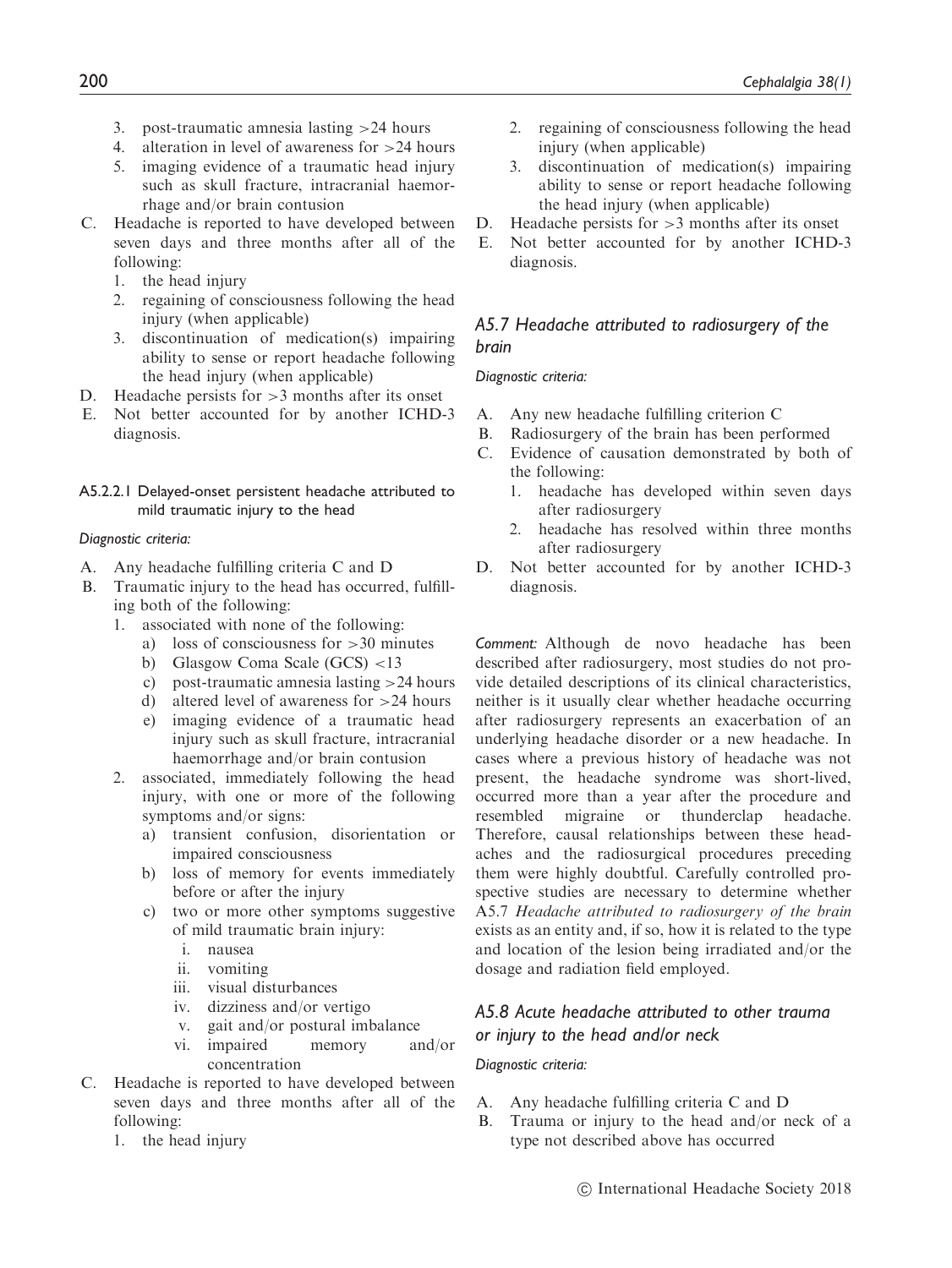3. post-traumatic amnesia lasting >24 hours
4. alteration in level of awareness for >24 hours
5. imaging evidence of a traumatic head injury such as skull fracture, intracranial haemorrhage and/or brain contusion

C. Headache is reported to have developed between seven days and three months after all of the following:
   1. the head injury
   2. regaining of consciousness following the head injury (when applicable)
   3. discontinuation of medication(s) impairing ability to sense or report headache following the head injury (when applicable)

D. Headache persists for >3 months after its onset

E. Not better accounted for by another ICHD-3 diagnosis.

#### A5.2.2.1 Delayed-onset persistent headache attributed to mild traumatic injury to the head

*Diagnostic criteria:*

A. Any headache fulfilling criteria C and D

B. Traumatic injury to the head has occurred, fulfilling both of the following:
   1. associated with none of the following:
      a) loss of consciousness for >30 minutes
      b) Glasgow Coma Scale (GCS) <13
      c) post-traumatic amnesia lasting >24 hours
      d) altered level of awareness for >24 hours
      e) imaging evidence of a traumatic head injury such as skull fracture, intracranial haemorrhage and/or brain contusion
   2. associated, immediately following the head injury, with one or more of the following symptoms and/or signs:
      a) transient confusion, disorientation or impaired consciousness
      b) loss of memory for events immediately before or after the injury
      c) two or more other symptoms suggestive of mild traumatic brain injury:
         i. nausea
         ii. vomiting
         iii. visual disturbances
         iv. dizziness and/or vertigo
         v. gait and/or postural imbalance
         vi. impaired memory and/or concentration

C. Headache is reported to have developed between seven days and three months after all of the following:
   1. the head injury
   2. regaining of consciousness following the head injury (when applicable)
   3. discontinuation of medication(s) impairing ability to sense or report headache following the head injury (when applicable)

D. Headache persists for >3 months after its onset

E. Not better accounted for by another ICHD-3 diagnosis.

### A5.7 Headache attributed to radiosurgery of the brain

*Diagnostic criteria:*

A. Any new headache fulfilling criterion C

B. Radiosurgery of the brain has been performed

C. Evidence of causation demonstrated by both of the following:
   1. headache has developed within seven days after radiosurgery
   2. headache has resolved within three months after radiosurgery

D. Not better accounted for by another ICHD-3 diagnosis.

*Comment:* Although de novo headache has been described after radiosurgery, most studies do not provide detailed descriptions of its clinical characteristics, neither is it usually clear whether headache occurring after radiosurgery represents an exacerbation of an underlying headache disorder or a new headache. In cases where a previous history of headache was not present, the headache syndrome was short-lived, occurred more than a year after the procedure and resembled migraine or thunderclap headache. Therefore, causal relationships between these headaches and the radiosurgical procedures preceding them were highly doubtful. Carefully controlled prospective studies are necessary to determine whether A5.7 *Headache attributed to radiosurgery of the brain* exists as an entity and, if so, how it is related to the type and location of the lesion being irradiated and/or the dosage and radiation field employed.

### A5.8 Acute headache attributed to other trauma or injury to the head and/or neck

*Diagnostic criteria:*

A. Any headache fulfilling criteria C and D

B. Trauma or injury to the head and/or neck of a type not described above has occurred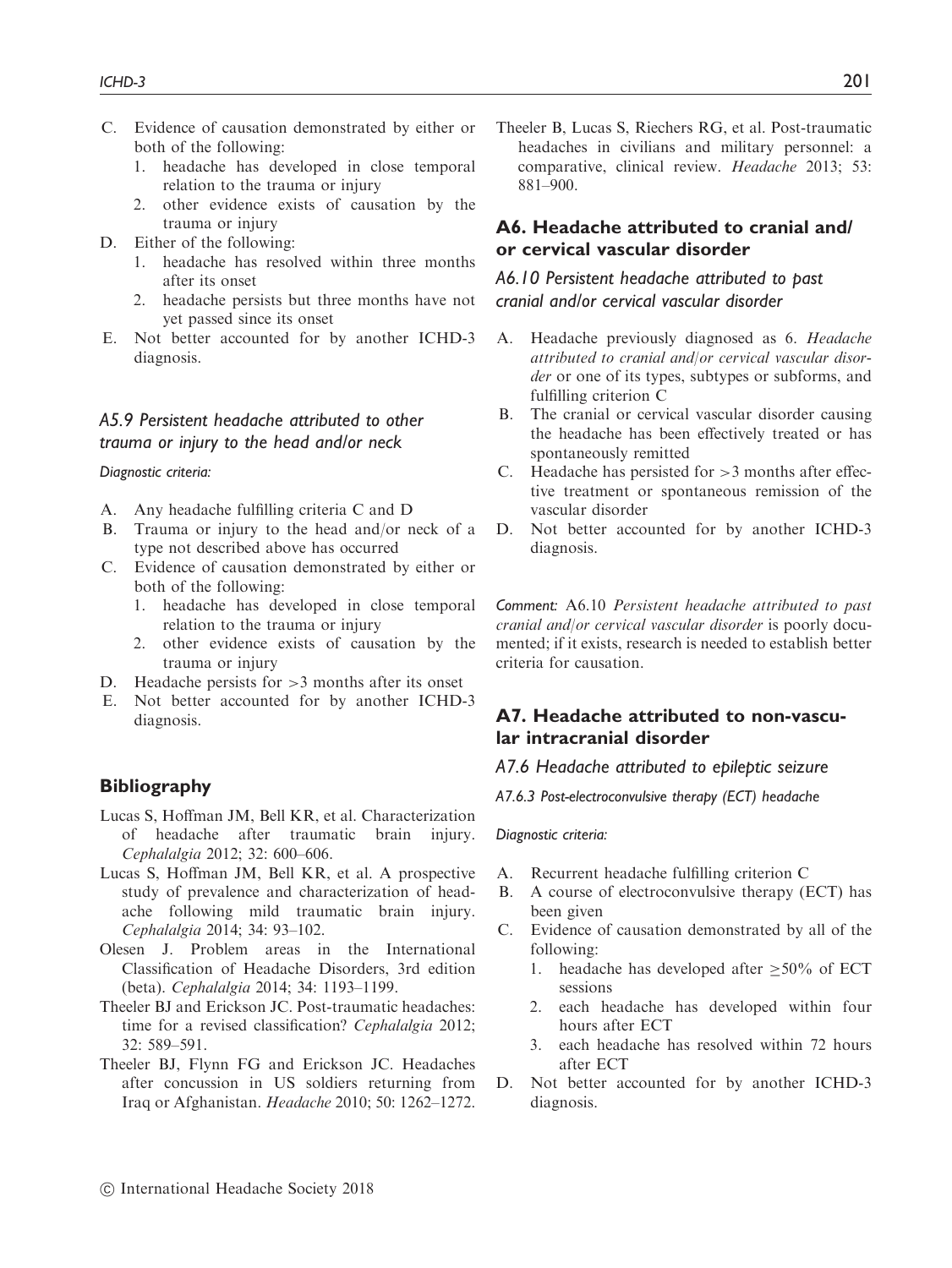C. Evidence of causation demonstrated by either or both of the following:
   1. headache has developed in close temporal relation to the trauma or injury
   2. other evidence exists of causation by the trauma or injury
D. Either of the following:
   1. headache has resolved within three months after its onset
   2. headache persists but three months have not yet passed since its onset
E. Not better accounted for by another ICHD-3 diagnosis.

### *A5.9 Persistent headache attributed to other trauma or injury to the head and/or neck*

*Diagnostic criteria:*

A. Any headache fulfilling criteria C and D
B. Trauma or injury to the head and/or neck of a type not described above has occurred
C. Evidence of causation demonstrated by either or both of the following:
   1. headache has developed in close temporal relation to the trauma or injury
   2. other evidence exists of causation by the trauma or injury
D. Headache persists for >3 months after its onset
E. Not better accounted for by another ICHD-3 diagnosis.

## Bibliography

Lucas S, Hoffman JM, Bell KR, et al. Characterization of headache after traumatic brain injury. *Cephalalgia* 2012; 32: 600–606.

Lucas S, Hoffman JM, Bell KR, et al. A prospective study of prevalence and characterization of headache following mild traumatic brain injury. *Cephalalgia* 2014; 34: 93–102.

Olesen J. Problem areas in the International Classification of Headache Disorders, 3rd edition (beta). *Cephalalgia* 2014; 34: 1193–1199.

Theeler BJ and Erickson JC. Post-traumatic headaches: time for a revised classification? *Cephalalgia* 2012; 32: 589–591.

Theeler BJ, Flynn FG and Erickson JC. Headaches after concussion in US soldiers returning from Iraq or Afghanistan. *Headache* 2010; 50: 1262–1272.

Theeler B, Lucas S, Riechers RG, et al. Post-traumatic headaches in civilians and military personnel: a comparative, clinical review. *Headache* 2013; 53: 881–900.

## A6. Headache attributed to cranial and/or cervical vascular disorder

### *A6.10 Persistent headache attributed to past cranial and/or cervical vascular disorder*

A. Headache previously diagnosed as 6. *Headache attributed to cranial and/or cervical vascular disorder* or one of its types, subtypes or subforms, and fulfilling criterion C
B. The cranial or cervical vascular disorder causing the headache has been effectively treated or has spontaneously remitted
C. Headache has persisted for >3 months after effective treatment or spontaneous remission of the vascular disorder
D. Not better accounted for by another ICHD-3 diagnosis.

*Comment:* A6.10 *Persistent headache attributed to past cranial and/or cervical vascular disorder* is poorly documented; if it exists, research is needed to establish better criteria for causation.

## A7. Headache attributed to non-vascular intracranial disorder

### *A7.6 Headache attributed to epileptic seizure*

#### *A7.6.3 Post-electroconvulsive therapy (ECT) headache*

*Diagnostic criteria:*

A. Recurrent headache fulfilling criterion C
B. A course of electroconvulsive therapy (ECT) has been given
C. Evidence of causation demonstrated by all of the following:
   1. headache has developed after ≥50% of ECT sessions
   2. each headache has developed within four hours after ECT
   3. each headache has resolved within 72 hours after ECT
D. Not better accounted for by another ICHD-3 diagnosis.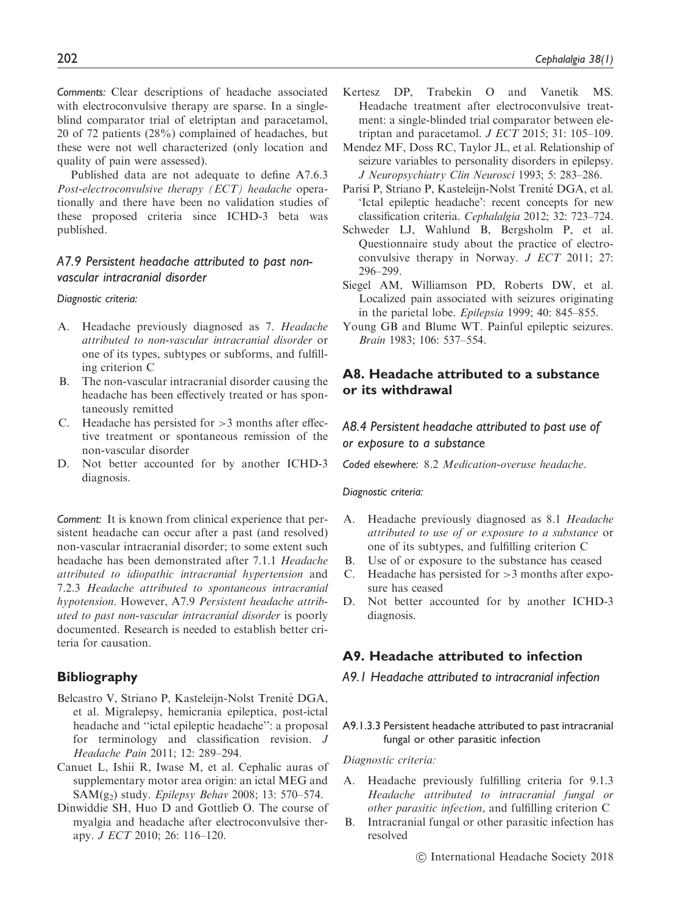*Comments:* Clear descriptions of headache associated with electroconvulsive therapy are sparse. In a single-blind comparator trial of eletriptan and paracetamol, 20 of 72 patients (28%) complained of headaches, but these were not well characterized (only location and quality of pain were assessed).

Published data are not adequate to define A7.6.3 *Post-electroconvulsive therapy (ECT) headache* operationally and there have been no validation studies of these proposed criteria since ICHD-3 beta was published.

### A7.9 Persistent headache attributed to past non-vascular intracranial disorder

*Diagnostic criteria:*

A. Headache previously diagnosed as 7. *Headache attributed to non-vascular intracranial disorder* or one of its types, subtypes or subforms, and fulfilling criterion C
B. The non-vascular intracranial disorder causing the headache has been effectively treated or has spontaneously remitted
C. Headache has persisted for >3 months after effective treatment or spontaneous remission of the non-vascular disorder
D. Not better accounted for by another ICHD-3 diagnosis.

*Comment:* It is known from clinical experience that persistent headache can occur after a past (and resolved) non-vascular intracranial disorder; to some extent such headache has been demonstrated after 7.1.1 *Headache attributed to idiopathic intracranial hypertension* and 7.2.3 *Headache attributed to spontaneous intracranial hypotension*. However, A7.9 *Persistent headache attributed to past non-vascular intracranial disorder* is poorly documented. Research is needed to establish better criteria for causation.

## Bibliography

Belcastro V, Striano P, Kasteleijn-Nolst Trenité DGA, et al. Migralepsy, hemicrania epileptica, post-ictal headache and "ictal epileptic headache": a proposal for terminology and classification revision. *J Headache Pain* 2011; 12: 289–294.

Canuet L, Ishii R, Iwase M, et al. Cephalic auras of supplementary motor area origin: an ictal MEG and SAM($g_2$) study. *Epilepsy Behav* 2008; 13: 570–574.

Dinwiddie SH, Huo D and Gottlieb O. The course of myalgia and headache after electroconvulsive therapy. *J ECT* 2010; 26: 116–120.

Kertesz DP, Trabekin O and Vanetik MS. Headache treatment after electroconvulsive treatment: a single-blinded trial comparator between eletriptan and paracetamol. *J ECT* 2015; 31: 105–109.

Mendez MF, Doss RC, Taylor JL, et al. Relationship of seizure variables to personality disorders in epilepsy. *J Neuropsychiatry Clin Neurosci* 1993; 5: 283–286.

Parisi P, Striano P, Kasteleijn-Nolst Trenité DGA, et al. 'Ictal epileptic headache': recent concepts for new classification criteria. *Cephalalgia* 2012; 32: 723–724.

Schweder LJ, Wahlund B, Bergsholm P, et al. Questionnaire study about the practice of electroconvulsive therapy in Norway. *J ECT* 2011; 27: 296–299.

Siegel AM, Williamson PD, Roberts DW, et al. Localized pain associated with seizures originating in the parietal lobe. *Epilepsia* 1999; 40: 845–855.

Young GB and Blume WT. Painful epileptic seizures. *Brain* 1983; 106: 537–554.

## A8. Headache attributed to a substance or its withdrawal

### A8.4 Persistent headache attributed to past use of or exposure to a substance

*Coded elsewhere:* 8.2 *Medication-overuse headache*.

*Diagnostic criteria:*

A. Headache previously diagnosed as 8.1 *Headache attributed to use of or exposure to a substance* or one of its subtypes, and fulfilling criterion C
B. Use of or exposure to the substance has ceased
C. Headache has persisted for >3 months after exposure has ceased
D. Not better accounted for by another ICHD-3 diagnosis.

## A9. Headache attributed to infection

### A9.1 Headache attributed to intracranial infection

#### A9.1.3.3 Persistent headache attributed to past intracranial fungal or other parasitic infection

*Diagnostic criteria:*

A. Headache previously fulfilling criteria for 9.1.3 *Headache attributed to intracranial fungal or other parasitic infection*, and fulfilling criterion C
B. Intracranial fungal or other parasitic infection has resolved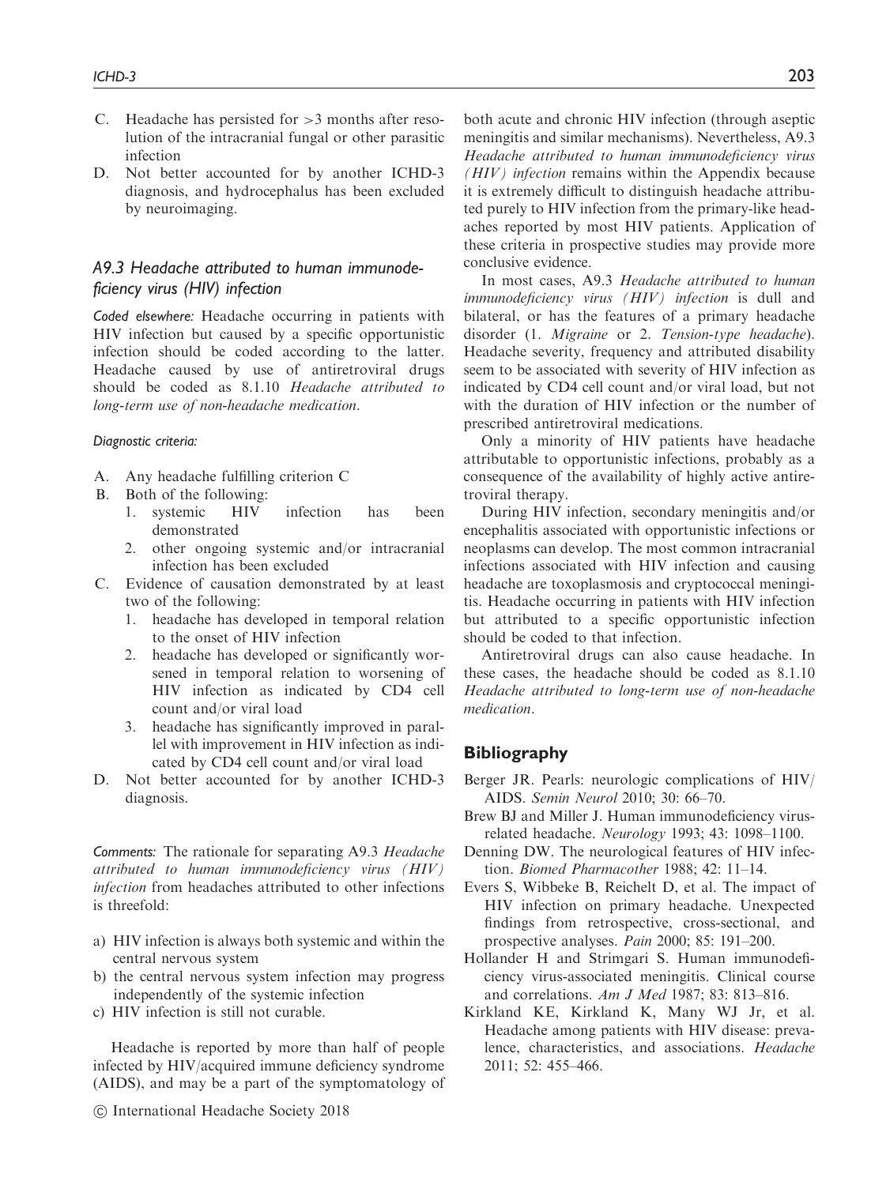C. Headache has persisted for >3 months after resolution of the intracranial fungal or other parasitic infection
D. Not better accounted for by another ICHD-3 diagnosis, and hydrocephalus has been excluded by neuroimaging.

### A9.3 Headache attributed to human immunodeficiency virus (HIV) infection

*Coded elsewhere:* Headache occurring in patients with HIV infection but caused by a specific opportunistic infection should be coded according to the latter. Headache caused by use of antiretroviral drugs should be coded as 8.1.10 *Headache attributed to long-term use of non-headache medication*.

*Diagnostic criteria:*

A. Any headache fulfilling criterion C
B. Both of the following:
   1. systemic HIV infection has been demonstrated
   2. other ongoing systemic and/or intracranial infection has been excluded
C. Evidence of causation demonstrated by at least two of the following:
   1. headache has developed in temporal relation to the onset of HIV infection
   2. headache has developed or significantly worsened in temporal relation to worsening of HIV infection as indicated by CD4 cell count and/or viral load
   3. headache has significantly improved in parallel with improvement in HIV infection as indicated by CD4 cell count and/or viral load
D. Not better accounted for by another ICHD-3 diagnosis.

*Comments:* The rationale for separating A9.3 *Headache attributed to human immunodeficiency virus (HIV) infection* from headaches attributed to other infections is threefold:

a) HIV infection is always both systemic and within the central nervous system
b) the central nervous system infection may progress independently of the systemic infection
c) HIV infection is still not curable.

Headache is reported by more than half of people infected by HIV/acquired immune deficiency syndrome (AIDS), and may be a part of the symptomatology of both acute and chronic HIV infection (through aseptic meningitis and similar mechanisms). Nevertheless, A9.3 *Headache attributed to human immunodeficiency virus (HIV) infection* remains within the Appendix because it is extremely difficult to distinguish headache attributed purely to HIV infection from the primary-like headaches reported by most HIV patients. Application of these criteria in prospective studies may provide more conclusive evidence.

In most cases, A9.3 *Headache attributed to human immunodeficiency virus (HIV) infection* is dull and bilateral, or has the features of a primary headache disorder (1. *Migraine* or 2. *Tension-type headache*). Headache severity, frequency and attributed disability seem to be associated with severity of HIV infection as indicated by CD4 cell count and/or viral load, but not with the duration of HIV infection or the number of prescribed antiretroviral medications.

Only a minority of HIV patients have headache attributable to opportunistic infections, probably as a consequence of the availability of highly active antiretroviral therapy.

During HIV infection, secondary meningitis and/or encephalitis associated with opportunistic infections or neoplasms can develop. The most common intracranial infections associated with HIV infection and causing headache are toxoplasmosis and cryptococcal meningitis. Headache occurring in patients with HIV infection but attributed to a specific opportunistic infection should be coded to that infection.

Antiretroviral drugs can also cause headache. In these cases, the headache should be coded as 8.1.10 *Headache attributed to long-term use of non-headache medication*.

## Bibliography

Berger JR. Pearls: neurologic complications of HIV/AIDS. *Semin Neurol* 2010; 30: 66–70.

Brew BJ and Miller J. Human immunodeficiency virus-related headache. *Neurology* 1993; 43: 1098–1100.

Denning DW. The neurological features of HIV infection. *Biomed Pharmacother* 1988; 42: 11–14.

Evers S, Wibbeke B, Reichelt D, et al. The impact of HIV infection on primary headache. Unexpected findings from retrospective, cross-sectional, and prospective analyses. *Pain* 2000; 85: 191–200.

Hollander H and Strimgari S. Human immunodeficiency virus-associated meningitis. Clinical course and correlations. *Am J Med* 1987; 83: 813–816.

Kirkland KE, Kirkland K, Many WJ Jr, et al. Headache among patients with HIV disease: prevalence, characteristics, and associations. *Headache* 2011; 52: 455–466.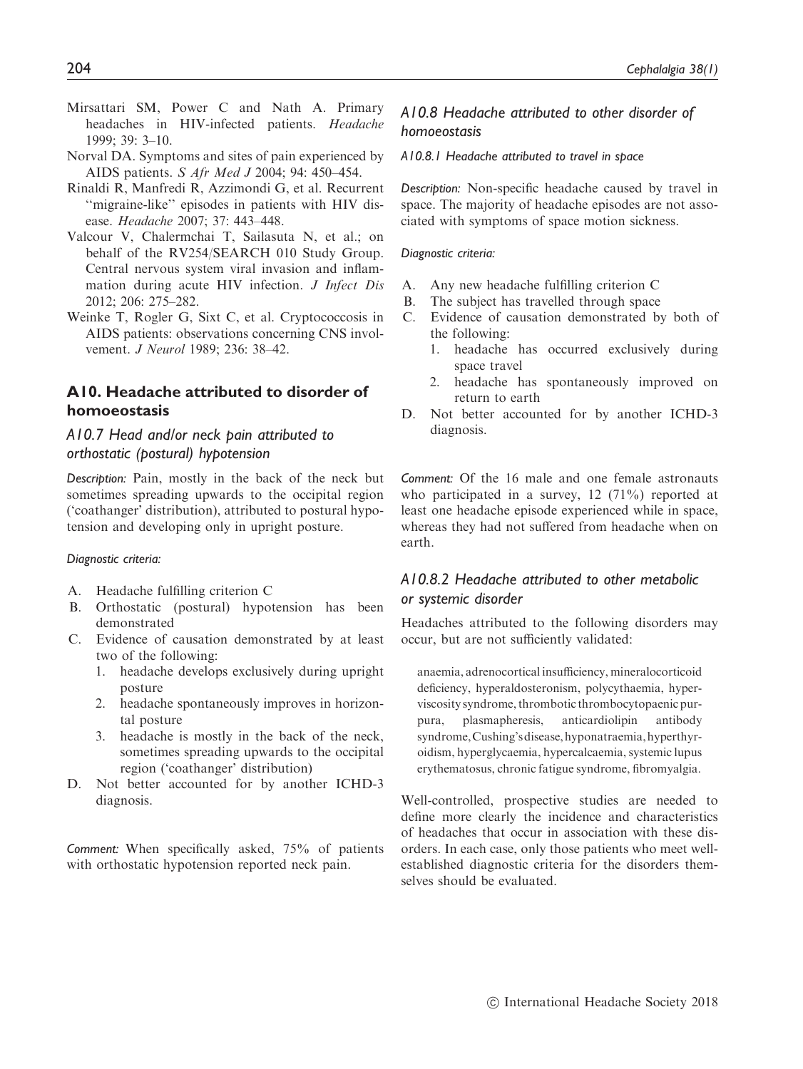Mirsattari SM, Power C and Nath A. Primary headaches in HIV-infected patients. *Headache* 1999; 39: 3–10.

Norval DA. Symptoms and sites of pain experienced by AIDS patients. *S Afr Med J* 2004; 94: 450–454.

Rinaldi R, Manfredi R, Azzimondi G, et al. Recurrent ''migraine-like'' episodes in patients with HIV disease. *Headache* 2007; 37: 443–448.

Valcour V, Chalermchai T, Sailasuta N, et al.; on behalf of the RV254/SEARCH 010 Study Group. Central nervous system viral invasion and inflammation during acute HIV infection. *J Infect Dis* 2012; 206: 275–282.

Weinke T, Rogler G, Sixt C, et al. Cryptococcosis in AIDS patients: observations concerning CNS involvement. *J Neurol* 1989; 236: 38–42.

## A10. Headache attributed to disorder of homoeostasis

### A10.7 Head and/or neck pain attributed to orthostatic (postural) hypotension

*Description:* Pain, mostly in the back of the neck but sometimes spreading upwards to the occipital region ('coathanger' distribution), attributed to postural hypotension and developing only in upright posture.

*Diagnostic criteria:*

A. Headache fulfilling criterion C
B. Orthostatic (postural) hypotension has been demonstrated
C. Evidence of causation demonstrated by at least two of the following:
   1. headache develops exclusively during upright posture
   2. headache spontaneously improves in horizontal posture
   3. headache is mostly in the back of the neck, sometimes spreading upwards to the occipital region ('coathanger' distribution)
D. Not better accounted for by another ICHD-3 diagnosis.

*Comment:* When specifically asked, 75% of patients with orthostatic hypotension reported neck pain.

### A10.8 Headache attributed to other disorder of homoeostasis

#### A10.8.1 Headache attributed to travel in space

*Description:* Non-specific headache caused by travel in space. The majority of headache episodes are not associated with symptoms of space motion sickness.

*Diagnostic criteria:*

A. Any new headache fulfilling criterion C
B. The subject has travelled through space
C. Evidence of causation demonstrated by both of the following:
   1. headache has occurred exclusively during space travel
   2. headache has spontaneously improved on return to earth
D. Not better accounted for by another ICHD-3 diagnosis.

*Comment:* Of the 16 male and one female astronauts who participated in a survey, 12 (71%) reported at least one headache episode experienced while in space, whereas they had not suffered from headache when on earth.

### A10.8.2 Headache attributed to other metabolic or systemic disorder

Headaches attributed to the following disorders may occur, but are not sufficiently validated:

> anaemia, adrenocortical insufficiency, mineralocorticoid deficiency, hyperaldosteronism, polycythaemia, hyperviscosity syndrome, thrombotic thrombocytopaenic purpura, plasmapheresis, anticardiolipin antibody syndrome, Cushing's disease, hyponatraemia, hyperthyroidism, hyperglycaemia, hypercalcaemia, systemic lupus erythematosus, chronic fatigue syndrome, fibromyalgia.

Well-controlled, prospective studies are needed to define more clearly the incidence and characteristics of headaches that occur in association with these disorders. In each case, only those patients who meet well-established diagnostic criteria for the disorders themselves should be evaluated.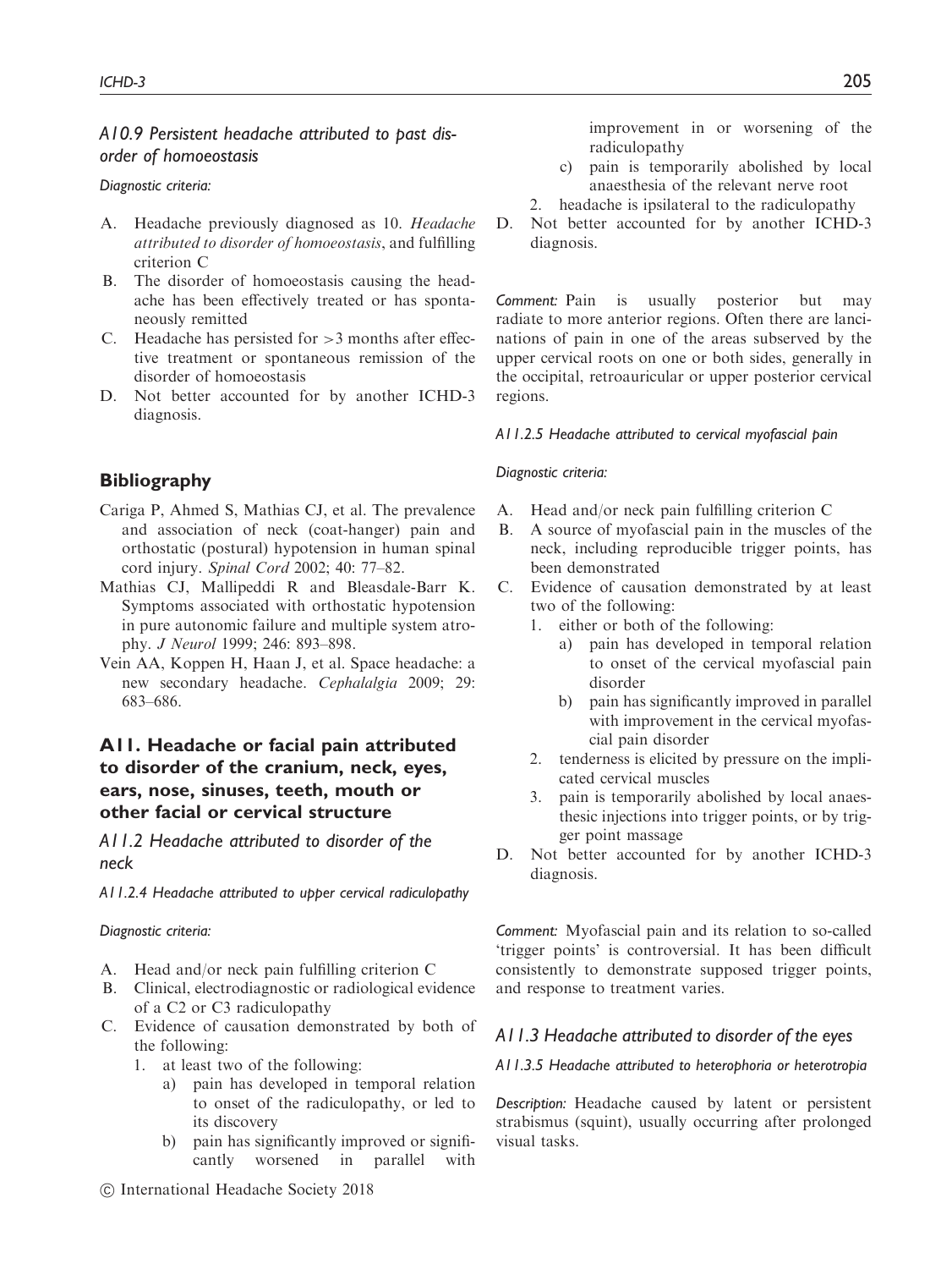### A10.9 Persistent headache attributed to past disorder of homoeostasis

*Diagnostic criteria:*

A. Headache previously diagnosed as 10. *Headache attributed to disorder of homoeostasis*, and fulfilling criterion C

B. The disorder of homoeostasis causing the headache has been effectively treated or has spontaneously remitted

C. Headache has persisted for >3 months after effective treatment or spontaneous remission of the disorder of homoeostasis

D. Not better accounted for by another ICHD-3 diagnosis.

## Bibliography

Cariga P, Ahmed S, Mathias CJ, et al. The prevalence and association of neck (coat-hanger) pain and orthostatic (postural) hypotension in human spinal cord injury. *Spinal Cord* 2002; 40: 77–82.

Mathias CJ, Mallipeddi R and Bleasdale-Barr K. Symptoms associated with orthostatic hypotension in pure autonomic failure and multiple system atrophy. *J Neurol* 1999; 246: 893–898.

Vein AA, Koppen H, Haan J, et al. Space headache: a new secondary headache. *Cephalalgia* 2009; 29: 683–686.

## A11. Headache or facial pain attributed to disorder of the cranium, neck, eyes, ears, nose, sinuses, teeth, mouth or other facial or cervical structure

### A11.2 Headache attributed to disorder of the neck

#### A11.2.4 Headache attributed to upper cervical radiculopathy

*Diagnostic criteria:*

A. Head and/or neck pain fulfilling criterion C

B. Clinical, electrodiagnostic or radiological evidence of a C2 or C3 radiculopathy

C. Evidence of causation demonstrated by both of the following:
   1. at least two of the following:
      a) pain has developed in temporal relation to onset of the radiculopathy, or led to its discovery
      b) pain has significantly improved or significantly worsened in parallel with improvement in or worsening of the radiculopathy
      c) pain is temporarily abolished by local anaesthesia of the relevant nerve root
   2. headache is ipsilateral to the radiculopathy

D. Not better accounted for by another ICHD-3 diagnosis.

*Comment:* Pain is usually posterior but may radiate to more anterior regions. Often there are lancinations of pain in one of the areas subserved by the upper cervical roots on one or both sides, generally in the occipital, retroauricular or upper posterior cervical regions.

#### A11.2.5 Headache attributed to cervical myofascial pain

*Diagnostic criteria:*

A. Head and/or neck pain fulfilling criterion C

B. A source of myofascial pain in the muscles of the neck, including reproducible trigger points, has been demonstrated

C. Evidence of causation demonstrated by at least two of the following:
   1. either or both of the following:
      a) pain has developed in temporal relation to onset of the cervical myofascial pain disorder
      b) pain has significantly improved in parallel with improvement in the cervical myofascial pain disorder
   2. tenderness is elicited by pressure on the implicated cervical muscles
   3. pain is temporarily abolished by local anaesthesic injections into trigger points, or by trigger point massage

D. Not better accounted for by another ICHD-3 diagnosis.

*Comment:* Myofascial pain and its relation to so-called 'trigger points' is controversial. It has been difficult consistently to demonstrate supposed trigger points, and response to treatment varies.

### A11.3 Headache attributed to disorder of the eyes

#### A11.3.5 Headache attributed to heterophoria or heterotropia

*Description:* Headache caused by latent or persistent strabismus (squint), usually occurring after prolonged visual tasks.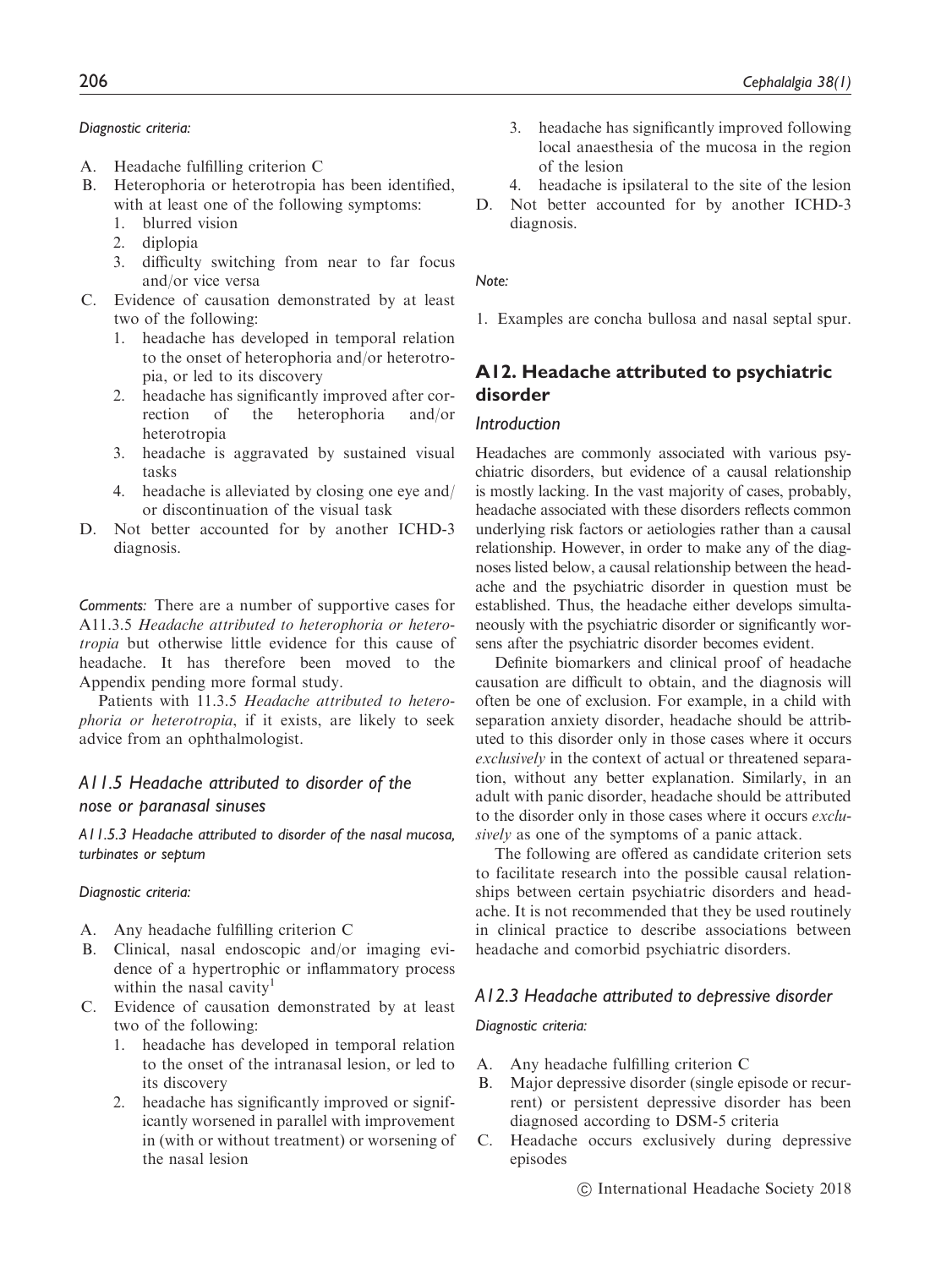*Diagnostic criteria:*

A. Headache fulfilling criterion C
B. Heterophoria or heterotropia has been identified, with at least one of the following symptoms:
   1. blurred vision
   2. diplopia
   3. difficulty switching from near to far focus and/or vice versa
C. Evidence of causation demonstrated by at least two of the following:
   1. headache has developed in temporal relation to the onset of heterophoria and/or heterotropia, or led to its discovery
   2. headache has significantly improved after correction of the heterophoria and/or heterotropia
   3. headache is aggravated by sustained visual tasks
   4. headache is alleviated by closing one eye and/or discontinuation of the visual task
D. Not better accounted for by another ICHD-3 diagnosis.

*Comments:* There are a number of supportive cases for A11.3.5 *Headache attributed to heterophoria or heterotropia* but otherwise little evidence for this cause of headache. It has therefore been moved to the Appendix pending more formal study.

Patients with 11.3.5 *Headache attributed to heterophoria or heterotropia*, if it exists, are likely to seek advice from an ophthalmologist.

### *A11.5 Headache attributed to disorder of the nose or paranasal sinuses*

#### *A11.5.3 Headache attributed to disorder of the nasal mucosa, turbinates or septum*

*Diagnostic criteria:*

A. Any headache fulfilling criterion C
B. Clinical, nasal endoscopic and/or imaging evidence of a hypertrophic or inflammatory process within the nasal cavity[1]
C. Evidence of causation demonstrated by at least two of the following:
   1. headache has developed in temporal relation to the onset of the intranasal lesion, or led to its discovery
   2. headache has significantly improved or significantly worsened in parallel with improvement in (with or without treatment) or worsening of the nasal lesion
   3. headache has significantly improved following local anaesthesia of the mucosa in the region of the lesion
   4. headache is ipsilateral to the site of the lesion
D. Not better accounted for by another ICHD-3 diagnosis.

*Note:*

1. Examples are concha bullosa and nasal septal spur.

## A12. Headache attributed to psychiatric disorder

### *Introduction*

Headaches are commonly associated with various psychiatric disorders, but evidence of a causal relationship is mostly lacking. In the vast majority of cases, probably, headache associated with these disorders reflects common underlying risk factors or aetiologies rather than a causal relationship. However, in order to make any of the diagnoses listed below, a causal relationship between the headache and the psychiatric disorder in question must be established. Thus, the headache either develops simultaneously with the psychiatric disorder or significantly worsens after the psychiatric disorder becomes evident.

Definite biomarkers and clinical proof of headache causation are difficult to obtain, and the diagnosis will often be one of exclusion. For example, in a child with separation anxiety disorder, headache should be attributed to this disorder only in those cases where it occurs *exclusively* in the context of actual or threatened separation, without any better explanation. Similarly, in an adult with panic disorder, headache should be attributed to the disorder only in those cases where it occurs *exclusively* as one of the symptoms of a panic attack.

The following are offered as candidate criterion sets to facilitate research into the possible causal relationships between certain psychiatric disorders and headache. It is not recommended that they be used routinely in clinical practice to describe associations between headache and comorbid psychiatric disorders.

### *A12.3 Headache attributed to depressive disorder*

*Diagnostic criteria:*

A. Any headache fulfilling criterion C
B. Major depressive disorder (single episode or recurrent) or persistent depressive disorder has been diagnosed according to DSM-5 criteria
C. Headache occurs exclusively during depressive episodes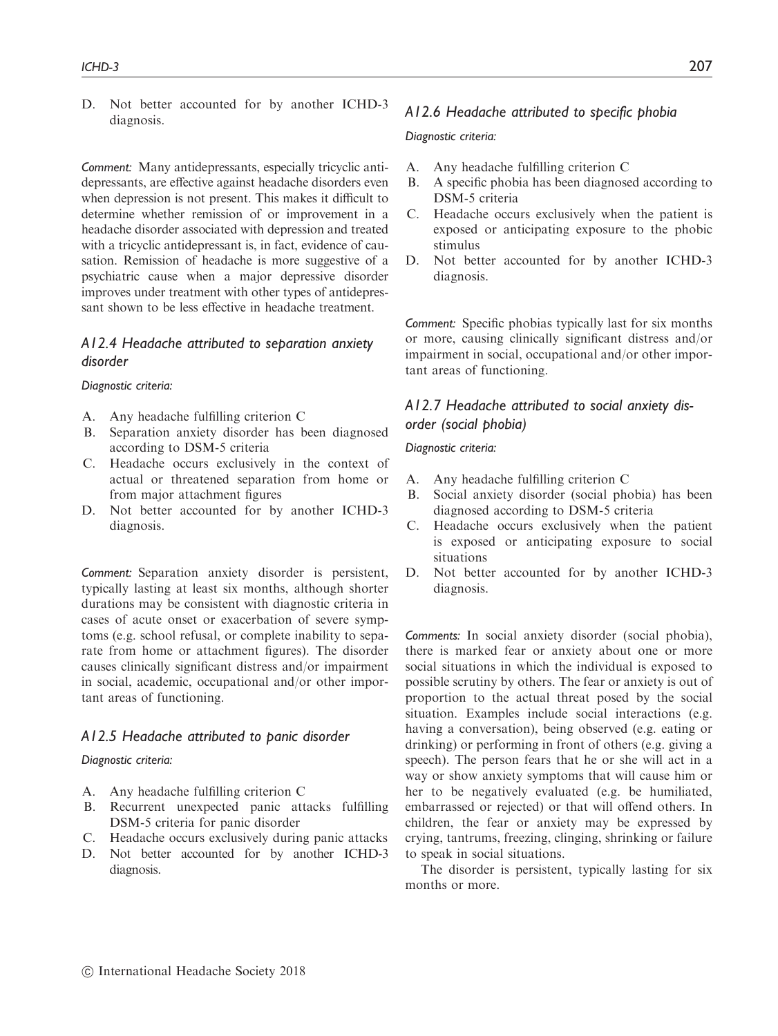D. Not better accounted for by another ICHD-3 diagnosis.

*Comment:* Many antidepressants, especially tricyclic antidepressants, are effective against headache disorders even when depression is not present. This makes it difficult to determine whether remission of or improvement in a headache disorder associated with depression and treated with a tricyclic antidepressant is, in fact, evidence of causation. Remission of headache is more suggestive of a psychiatric cause when a major depressive disorder improves under treatment with other types of antidepressant shown to be less effective in headache treatment.

### *A12.4 Headache attributed to separation anxiety disorder*

*Diagnostic criteria:*

A. Any headache fulfilling criterion C
B. Separation anxiety disorder has been diagnosed according to DSM-5 criteria
C. Headache occurs exclusively in the context of actual or threatened separation from home or from major attachment figures
D. Not better accounted for by another ICHD-3 diagnosis.

*Comment:* Separation anxiety disorder is persistent, typically lasting at least six months, although shorter durations may be consistent with diagnostic criteria in cases of acute onset or exacerbation of severe symptoms (e.g. school refusal, or complete inability to separate from home or attachment figures). The disorder causes clinically significant distress and/or impairment in social, academic, occupational and/or other important areas of functioning.

### *A12.5 Headache attributed to panic disorder*

*Diagnostic criteria:*

A. Any headache fulfilling criterion C
B. Recurrent unexpected panic attacks fulfilling DSM-5 criteria for panic disorder
C. Headache occurs exclusively during panic attacks
D. Not better accounted for by another ICHD-3 diagnosis.

### *A12.6 Headache attributed to specific phobia*

*Diagnostic criteria:*

A. Any headache fulfilling criterion C
B. A specific phobia has been diagnosed according to DSM-5 criteria
C. Headache occurs exclusively when the patient is exposed or anticipating exposure to the phobic stimulus
D. Not better accounted for by another ICHD-3 diagnosis.

*Comment:* Specific phobias typically last for six months or more, causing clinically significant distress and/or impairment in social, occupational and/or other important areas of functioning.

### *A12.7 Headache attributed to social anxiety disorder (social phobia)*

*Diagnostic criteria:*

A. Any headache fulfilling criterion C
B. Social anxiety disorder (social phobia) has been diagnosed according to DSM-5 criteria
C. Headache occurs exclusively when the patient is exposed or anticipating exposure to social situations
D. Not better accounted for by another ICHD-3 diagnosis.

*Comments:* In social anxiety disorder (social phobia), there is marked fear or anxiety about one or more social situations in which the individual is exposed to possible scrutiny by others. The fear or anxiety is out of proportion to the actual threat posed by the social situation. Examples include social interactions (e.g. having a conversation), being observed (e.g. eating or drinking) or performing in front of others (e.g. giving a speech). The person fears that he or she will act in a way or show anxiety symptoms that will cause him or her to be negatively evaluated (e.g. be humiliated, embarrassed or rejected) or that will offend others. In children, the fear or anxiety may be expressed by crying, tantrums, freezing, clinging, shrinking or failure to speak in social situations.

The disorder is persistent, typically lasting for six months or more.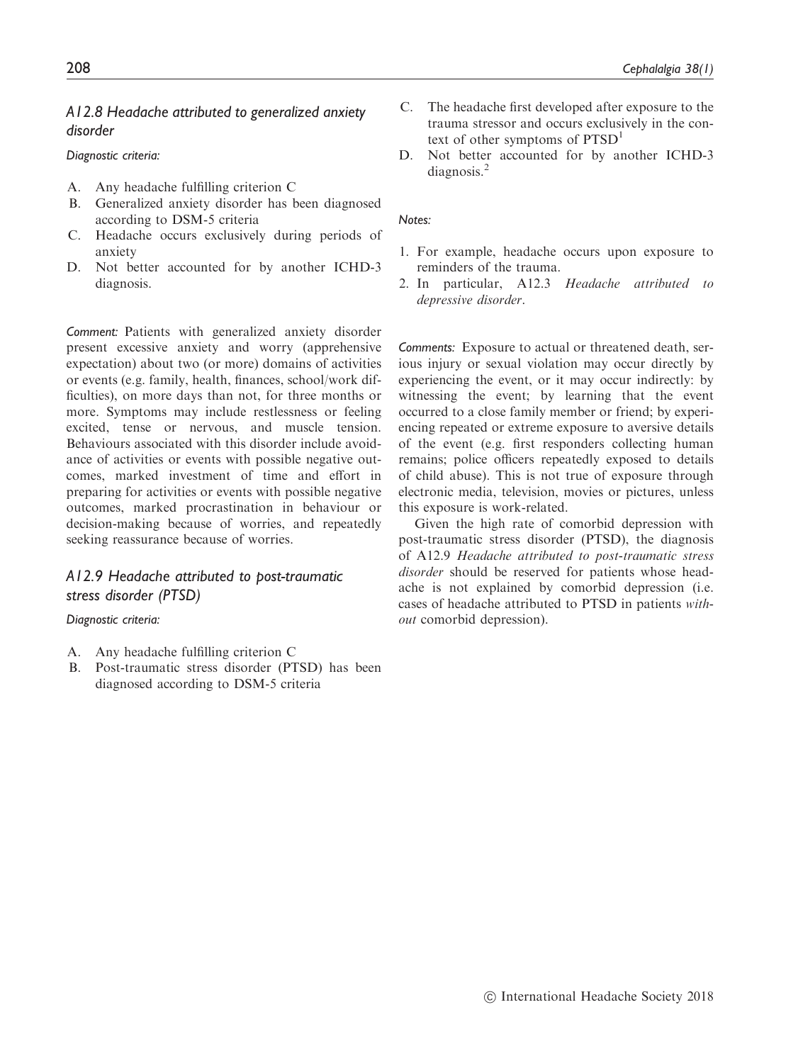### A12.8 Headache attributed to generalized anxiety disorder

*Diagnostic criteria:*

A. Any headache fulfilling criterion C
B. Generalized anxiety disorder has been diagnosed according to DSM-5 criteria
C. Headache occurs exclusively during periods of anxiety
D. Not better accounted for by another ICHD-3 diagnosis.

*Comment:* Patients with generalized anxiety disorder present excessive anxiety and worry (apprehensive expectation) about two (or more) domains of activities or events (e.g. family, health, finances, school/work difficulties), on more days than not, for three months or more. Symptoms may include restlessness or feeling excited, tense or nervous, and muscle tension. Behaviours associated with this disorder include avoidance of activities or events with possible negative outcomes, marked investment of time and effort in preparing for activities or events with possible negative outcomes, marked procrastination in behaviour or decision-making because of worries, and repeatedly seeking reassurance because of worries.

### A12.9 Headache attributed to post-traumatic stress disorder (PTSD)

*Diagnostic criteria:*

A. Any headache fulfilling criterion C
B. Post-traumatic stress disorder (PTSD) has been diagnosed according to DSM-5 criteria
C. The headache first developed after exposure to the trauma stressor and occurs exclusively in the context of other symptoms of PTSD[1]
D. Not better accounted for by another ICHD-3 diagnosis.[2]

*Notes:*

1. For example, headache occurs upon exposure to reminders of the trauma.
2. In particular, A12.3 *Headache attributed to depressive disorder*.

*Comments:* Exposure to actual or threatened death, serious injury or sexual violation may occur directly by experiencing the event, or it may occur indirectly: by witnessing the event; by learning that the event occurred to a close family member or friend; by experiencing repeated or extreme exposure to aversive details of the event (e.g. first responders collecting human remains; police officers repeatedly exposed to details of child abuse). This is not true of exposure through electronic media, television, movies or pictures, unless this exposure is work-related.

Given the high rate of comorbid depression with post-traumatic stress disorder (PTSD), the diagnosis of A12.9 *Headache attributed to post-traumatic stress disorder* should be reserved for patients whose headache is not explained by comorbid depression (i.e. cases of headache attributed to PTSD in patients *without* comorbid depression).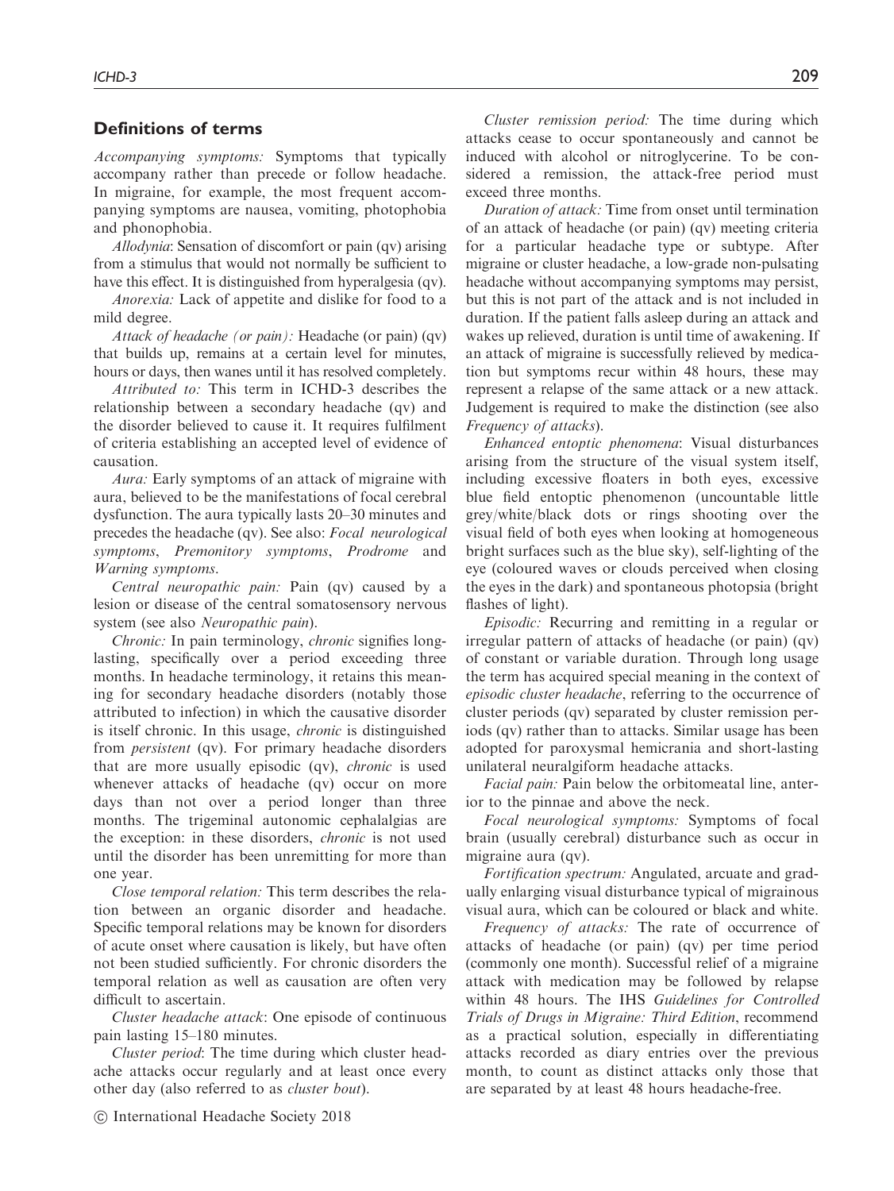## Definitions of terms

*Accompanying symptoms:* Symptoms that typically accompany rather than precede or follow headache. In migraine, for example, the most frequent accompanying symptoms are nausea, vomiting, photophobia and phonophobia.

*Allodynia*: Sensation of discomfort or pain (qv) arising from a stimulus that would not normally be sufficient to have this effect. It is distinguished from hyperalgesia (qv).

*Anorexia:* Lack of appetite and dislike for food to a mild degree.

*Attack of headache (or pain):* Headache (or pain) (qv) that builds up, remains at a certain level for minutes, hours or days, then wanes until it has resolved completely.

*Attributed to:* This term in ICHD-3 describes the relationship between a secondary headache (qv) and the disorder believed to cause it. It requires fulfilment of criteria establishing an accepted level of evidence of causation.

*Aura:* Early symptoms of an attack of migraine with aura, believed to be the manifestations of focal cerebral dysfunction. The aura typically lasts 20–30 minutes and precedes the headache (qv). See also: *Focal neurological symptoms*, *Premonitory symptoms*, *Prodrome* and *Warning symptoms*.

*Central neuropathic pain:* Pain (qv) caused by a lesion or disease of the central somatosensory nervous system (see also *Neuropathic pain*).

*Chronic:* In pain terminology, *chronic* signifies long-lasting, specifically over a period exceeding three months. In headache terminology, it retains this meaning for secondary headache disorders (notably those attributed to infection) in which the causative disorder is itself chronic. In this usage, *chronic* is distinguished from *persistent* (qv). For primary headache disorders that are more usually episodic (qv), *chronic* is used whenever attacks of headache (qv) occur on more days than not over a period longer than three months. The trigeminal autonomic cephalalgias are the exception: in these disorders, *chronic* is not used until the disorder has been unremitting for more than one year.

*Close temporal relation:* This term describes the relation between an organic disorder and headache. Specific temporal relations may be known for disorders of acute onset where causation is likely, but have often not been studied sufficiently. For chronic disorders the temporal relation as well as causation are often very difficult to ascertain.

*Cluster headache attack*: One episode of continuous pain lasting 15–180 minutes.

*Cluster period*: The time during which cluster headache attacks occur regularly and at least once every other day (also referred to as *cluster bout*).

*Cluster remission period:* The time during which attacks cease to occur spontaneously and cannot be induced with alcohol or nitroglycerine. To be considered a remission, the attack-free period must exceed three months.

*Duration of attack:* Time from onset until termination of an attack of headache (or pain) (qv) meeting criteria for a particular headache type or subtype. After migraine or cluster headache, a low-grade non-pulsating headache without accompanying symptoms may persist, but this is not part of the attack and is not included in duration. If the patient falls asleep during an attack and wakes up relieved, duration is until time of awakening. If an attack of migraine is successfully relieved by medication but symptoms recur within 48 hours, these may represent a relapse of the same attack or a new attack. Judgement is required to make the distinction (see also *Frequency of attacks*).

*Enhanced entoptic phenomena*: Visual disturbances arising from the structure of the visual system itself, including excessive floaters in both eyes, excessive blue field entoptic phenomenon (uncountable little grey/white/black dots or rings shooting over the visual field of both eyes when looking at homogeneous bright surfaces such as the blue sky), self-lighting of the eye (coloured waves or clouds perceived when closing the eyes in the dark) and spontaneous photopsia (bright flashes of light).

*Episodic:* Recurring and remitting in a regular or irregular pattern of attacks of headache (or pain) (qv) of constant or variable duration. Through long usage the term has acquired special meaning in the context of *episodic cluster headache*, referring to the occurrence of cluster periods (qv) separated by cluster remission periods (qv) rather than to attacks. Similar usage has been adopted for paroxysmal hemicrania and short-lasting unilateral neuralgiform headache attacks.

*Facial pain:* Pain below the orbitomeatal line, anterior to the pinnae and above the neck.

*Focal neurological symptoms:* Symptoms of focal brain (usually cerebral) disturbance such as occur in migraine aura (qv).

*Fortification spectrum:* Angulated, arcuate and gradually enlarging visual disturbance typical of migrainous visual aura, which can be coloured or black and white.

*Frequency of attacks:* The rate of occurrence of attacks of headache (or pain) (qv) per time period (commonly one month). Successful relief of a migraine attack with medication may be followed by relapse within 48 hours. The IHS *Guidelines for Controlled Trials of Drugs in Migraine: Third Edition*, recommend as a practical solution, especially in differentiating attacks recorded as diary entries over the previous month, to count as distinct attacks only those that are separated by at least 48 hours headache-free.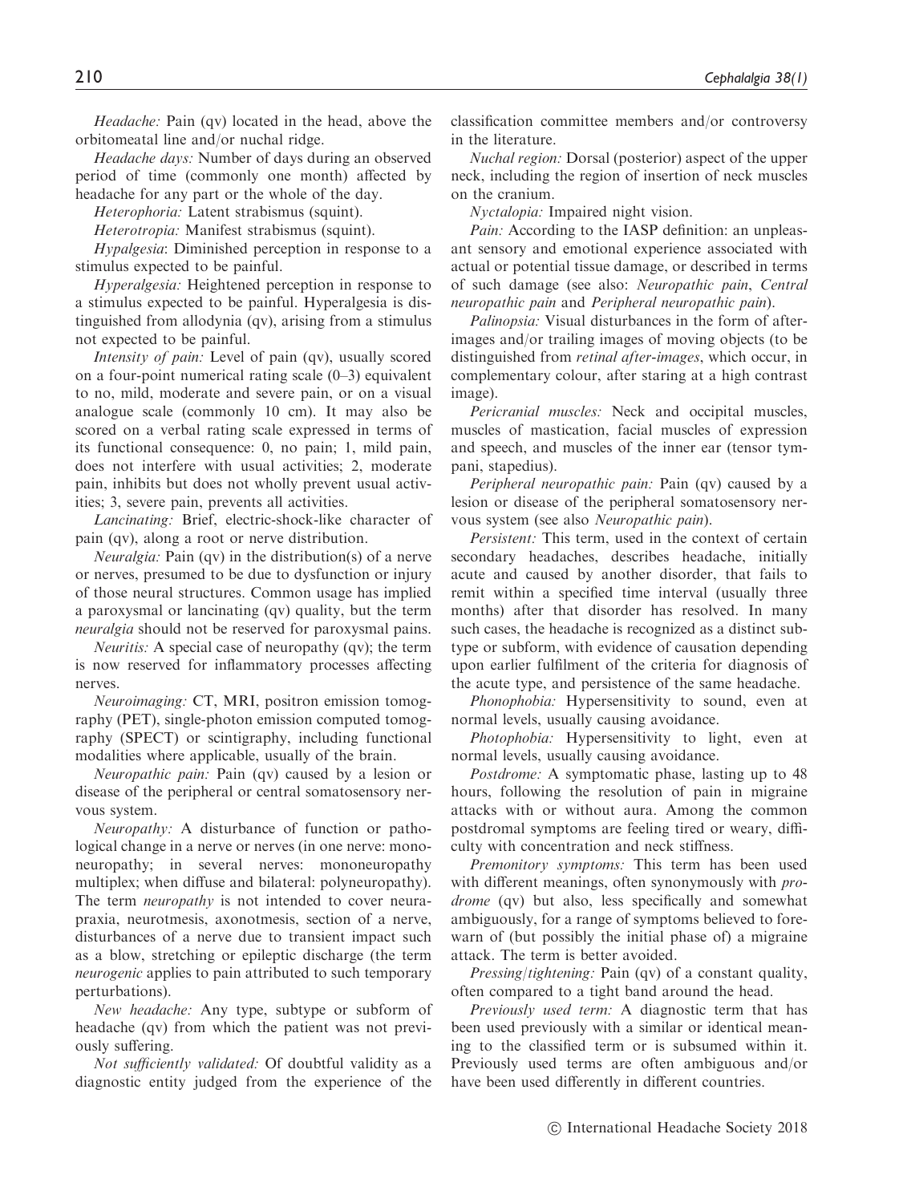*Headache:* Pain (qv) located in the head, above the orbitomeatal line and/or nuchal ridge.

*Headache days:* Number of days during an observed period of time (commonly one month) affected by headache for any part or the whole of the day.

*Heterophoria:* Latent strabismus (squint).

*Heterotropia:* Manifest strabismus (squint).

*Hypalgesia*: Diminished perception in response to a stimulus expected to be painful.

*Hyperalgesia:* Heightened perception in response to a stimulus expected to be painful. Hyperalgesia is distinguished from allodynia (qv), arising from a stimulus not expected to be painful.

*Intensity of pain:* Level of pain (qv), usually scored on a four-point numerical rating scale (0–3) equivalent to no, mild, moderate and severe pain, or on a visual analogue scale (commonly 10 cm). It may also be scored on a verbal rating scale expressed in terms of its functional consequence: 0, no pain; 1, mild pain, does not interfere with usual activities; 2, moderate pain, inhibits but does not wholly prevent usual activities; 3, severe pain, prevents all activities.

*Lancinating:* Brief, electric-shock-like character of pain (qv), along a root or nerve distribution.

*Neuralgia:* Pain (qv) in the distribution(s) of a nerve or nerves, presumed to be due to dysfunction or injury of those neural structures. Common usage has implied a paroxysmal or lancinating (qv) quality, but the term *neuralgia* should not be reserved for paroxysmal pains.

*Neuritis:* A special case of neuropathy (qv); the term is now reserved for inflammatory processes affecting nerves.

*Neuroimaging:* CT, MRI, positron emission tomography (PET), single-photon emission computed tomography (SPECT) or scintigraphy, including functional modalities where applicable, usually of the brain.

*Neuropathic pain:* Pain (qv) caused by a lesion or disease of the peripheral or central somatosensory nervous system.

*Neuropathy:* A disturbance of function or pathological change in a nerve or nerves (in one nerve: mononeuropathy; in several nerves: mononeuropathy multiplex; when diffuse and bilateral: polyneuropathy). The term *neuropathy* is not intended to cover neurapraxia, neurotmesis, axonotmesis, section of a nerve, disturbances of a nerve due to transient impact such as a blow, stretching or epileptic discharge (the term *neurogenic* applies to pain attributed to such temporary perturbations).

*New headache:* Any type, subtype or subform of headache (qv) from which the patient was not previously suffering.

*Not sufficiently validated:* Of doubtful validity as a diagnostic entity judged from the experience of the classification committee members and/or controversy in the literature.

*Nuchal region:* Dorsal (posterior) aspect of the upper neck, including the region of insertion of neck muscles on the cranium.

*Nyctalopia:* Impaired night vision.

*Pain:* According to the IASP definition: an unpleasant sensory and emotional experience associated with actual or potential tissue damage, or described in terms of such damage (see also: *Neuropathic pain*, *Central neuropathic pain* and *Peripheral neuropathic pain*).

*Palinopsia:* Visual disturbances in the form of afterimages and/or trailing images of moving objects (to be distinguished from *retinal after-images*, which occur, in complementary colour, after staring at a high contrast image).

*Pericranial muscles:* Neck and occipital muscles, muscles of mastication, facial muscles of expression and speech, and muscles of the inner ear (tensor tympani, stapedius).

*Peripheral neuropathic pain:* Pain (qv) caused by a lesion or disease of the peripheral somatosensory nervous system (see also *Neuropathic pain*).

*Persistent:* This term, used in the context of certain secondary headaches, describes headache, initially acute and caused by another disorder, that fails to remit within a specified time interval (usually three months) after that disorder has resolved. In many such cases, the headache is recognized as a distinct subtype or subform, with evidence of causation depending upon earlier fulfilment of the criteria for diagnosis of the acute type, and persistence of the same headache.

*Phonophobia:* Hypersensitivity to sound, even at normal levels, usually causing avoidance.

*Photophobia:* Hypersensitivity to light, even at normal levels, usually causing avoidance.

*Postdrome:* A symptomatic phase, lasting up to 48 hours, following the resolution of pain in migraine attacks with or without aura. Among the common postdromal symptoms are feeling tired or weary, difficulty with concentration and neck stiffness.

*Premonitory symptoms:* This term has been used with different meanings, often synonymously with *prodrome* (qv) but also, less specifically and somewhat ambiguously, for a range of symptoms believed to forewarn of (but possibly the initial phase of) a migraine attack. The term is better avoided.

*Pressing/tightening:* Pain (qv) of a constant quality, often compared to a tight band around the head.

*Previously used term:* A diagnostic term that has been used previously with a similar or identical meaning to the classified term or is subsumed within it. Previously used terms are often ambiguous and/or have been used differently in different countries.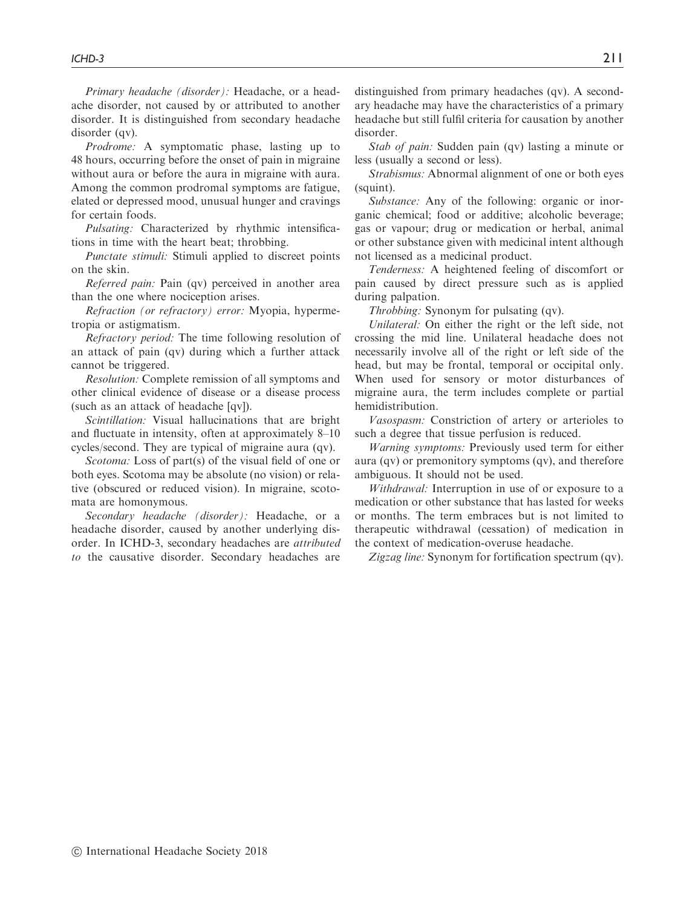*Primary headache (disorder):* Headache, or a headache disorder, not caused by or attributed to another disorder. It is distinguished from secondary headache disorder (qv).

*Prodrome:* A symptomatic phase, lasting up to 48 hours, occurring before the onset of pain in migraine without aura or before the aura in migraine with aura. Among the common prodromal symptoms are fatigue, elated or depressed mood, unusual hunger and cravings for certain foods.

*Pulsating:* Characterized by rhythmic intensifications in time with the heart beat; throbbing.

*Punctate stimuli:* Stimuli applied to discreet points on the skin.

*Referred pain:* Pain (qv) perceived in another area than the one where nociception arises.

*Refraction (or refractory) error:* Myopia, hypermetropia or astigmatism.

*Refractory period:* The time following resolution of an attack of pain (qv) during which a further attack cannot be triggered.

*Resolution:* Complete remission of all symptoms and other clinical evidence of disease or a disease process (such as an attack of headache [qv]).

*Scintillation:* Visual hallucinations that are bright and fluctuate in intensity, often at approximately 8–10 cycles/second. They are typical of migraine aura (qv).

*Scotoma:* Loss of part(s) of the visual field of one or both eyes. Scotoma may be absolute (no vision) or relative (obscured or reduced vision). In migraine, scotomata are homonymous.

*Secondary headache (disorder):* Headache, or a headache disorder, caused by another underlying disorder. In ICHD-3, secondary headaches are *attributed to* the causative disorder. Secondary headaches are distinguished from primary headaches (qv). A secondary headache may have the characteristics of a primary headache but still fulfil criteria for causation by another disorder.

*Stab of pain:* Sudden pain (qv) lasting a minute or less (usually a second or less).

*Strabismus:* Abnormal alignment of one or both eyes (squint).

*Substance:* Any of the following: organic or inorganic chemical; food or additive; alcoholic beverage; gas or vapour; drug or medication or herbal, animal or other substance given with medicinal intent although not licensed as a medicinal product.

*Tenderness:* A heightened feeling of discomfort or pain caused by direct pressure such as is applied during palpation.

*Throbbing:* Synonym for pulsating (qv).

*Unilateral:* On either the right or the left side, not crossing the mid line. Unilateral headache does not necessarily involve all of the right or left side of the head, but may be frontal, temporal or occipital only. When used for sensory or motor disturbances of migraine aura, the term includes complete or partial hemidistribution.

*Vasospasm:* Constriction of artery or arterioles to such a degree that tissue perfusion is reduced.

*Warning symptoms:* Previously used term for either aura (qv) or premonitory symptoms (qv), and therefore ambiguous. It should not be used.

*Withdrawal:* Interruption in use of or exposure to a medication or other substance that has lasted for weeks or months. The term embraces but is not limited to therapeutic withdrawal (cessation) of medication in the context of medication-overuse headache.

*Zigzag line:* Synonym for fortification spectrum (qv).

© International Headache Society 2018